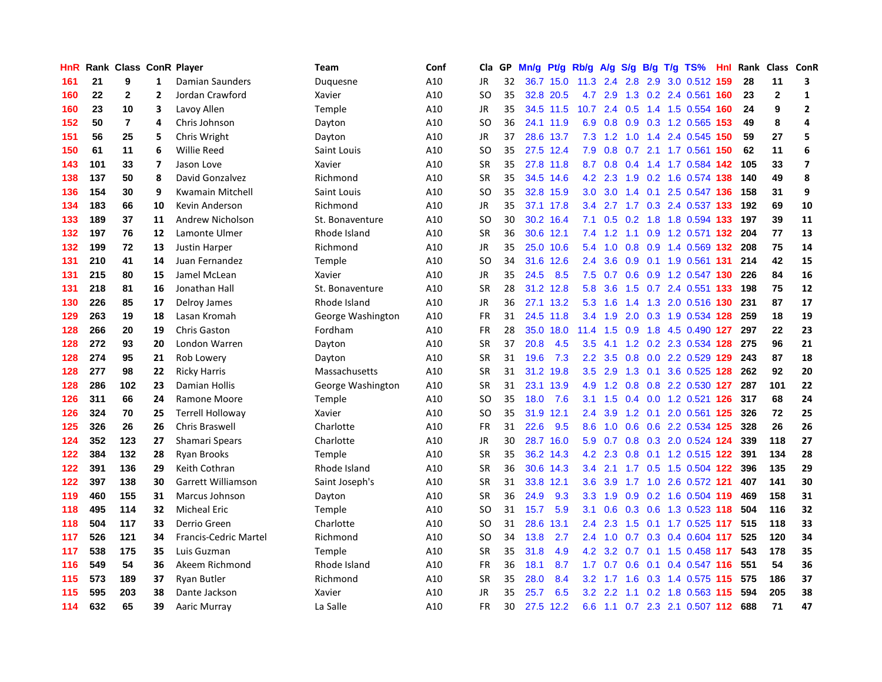| HnR | Rank | Class | ConR | Player | Team | Conf | Cla | GP | Mn/g | Pt/g | Rb/g | A/g | S/g | B/g | T/g | TS% | HnI | Rank | Class | ConR |
|---|---|---|---|---|---|---|---|---|---|---|---|---|---|---|---|---|---|---|---|---|
| 161 | 21 | 9 | 1 | Damian Saunders | Duquesne | A10 | JR | 32 | 36.7 | 15.0 | 11.3 | 2.4 | 2.8 | 2.9 | 3.0 | 0.512 | 159 | 28 | 11 | 3 |
| 160 | 22 | 2 | 2 | Jordan Crawford | Xavier | A10 | SO | 35 | 32.8 | 20.5 | 4.7 | 2.9 | 1.3 | 0.2 | 2.4 | 0.561 | 160 | 23 | 2 | 1 |
| 160 | 23 | 10 | 3 | Lavoy Allen | Temple | A10 | JR | 35 | 34.5 | 11.5 | 10.7 | 2.4 | 0.5 | 1.4 | 1.5 | 0.554 | 160 | 24 | 9 | 2 |
| 152 | 50 | 7 | 4 | Chris Johnson | Dayton | A10 | SO | 36 | 24.1 | 11.9 | 6.9 | 0.8 | 0.9 | 0.3 | 1.2 | 0.565 | 153 | 49 | 8 | 4 |
| 151 | 56 | 25 | 5 | Chris Wright | Dayton | A10 | JR | 37 | 28.6 | 13.7 | 7.3 | 1.2 | 1.0 | 1.4 | 2.4 | 0.545 | 150 | 59 | 27 | 5 |
| 150 | 61 | 11 | 6 | Willie Reed | Saint Louis | A10 | SO | 35 | 27.5 | 12.4 | 7.9 | 0.8 | 0.7 | 2.1 | 1.7 | 0.561 | 150 | 62 | 11 | 6 |
| 143 | 101 | 33 | 7 | Jason Love | Xavier | A10 | SR | 35 | 27.8 | 11.8 | 8.7 | 0.8 | 0.4 | 1.4 | 1.7 | 0.584 | 142 | 105 | 33 | 7 |
| 138 | 137 | 50 | 8 | David Gonzalvez | Richmond | A10 | SR | 35 | 34.5 | 14.6 | 4.2 | 2.3 | 1.9 | 0.2 | 1.6 | 0.574 | 138 | 140 | 49 | 8 |
| 136 | 154 | 30 | 9 | Kwamain Mitchell | Saint Louis | A10 | SO | 35 | 32.8 | 15.9 | 3.0 | 3.0 | 1.4 | 0.1 | 2.5 | 0.547 | 136 | 158 | 31 | 9 |
| 134 | 183 | 66 | 10 | Kevin Anderson | Richmond | A10 | JR | 35 | 37.1 | 17.8 | 3.4 | 2.7 | 1.7 | 0.3 | 2.4 | 0.537 | 133 | 192 | 69 | 10 |
| 133 | 189 | 37 | 11 | Andrew Nicholson | St. Bonaventure | A10 | SO | 30 | 30.2 | 16.4 | 7.1 | 0.5 | 0.2 | 1.8 | 1.8 | 0.594 | 133 | 197 | 39 | 11 |
| 132 | 197 | 76 | 12 | Lamonte Ulmer | Rhode Island | A10 | SR | 36 | 30.6 | 12.1 | 7.4 | 1.2 | 1.1 | 0.9 | 1.2 | 0.571 | 132 | 204 | 77 | 13 |
| 132 | 199 | 72 | 13 | Justin Harper | Richmond | A10 | JR | 35 | 25.0 | 10.6 | 5.4 | 1.0 | 0.8 | 0.9 | 1.4 | 0.569 | 132 | 208 | 75 | 14 |
| 131 | 210 | 41 | 14 | Juan Fernandez | Temple | A10 | SO | 34 | 31.6 | 12.6 | 2.4 | 3.6 | 0.9 | 0.1 | 1.9 | 0.561 | 131 | 214 | 42 | 15 |
| 131 | 215 | 80 | 15 | Jamel McLean | Xavier | A10 | JR | 35 | 24.5 | 8.5 | 7.5 | 0.7 | 0.6 | 0.9 | 1.2 | 0.547 | 130 | 226 | 84 | 16 |
| 131 | 218 | 81 | 16 | Jonathan Hall | St. Bonaventure | A10 | SR | 28 | 31.2 | 12.8 | 5.8 | 3.6 | 1.5 | 0.7 | 2.4 | 0.551 | 133 | 198 | 75 | 12 |
| 130 | 226 | 85 | 17 | Delroy James | Rhode Island | A10 | JR | 36 | 27.1 | 13.2 | 5.3 | 1.6 | 1.4 | 1.3 | 2.0 | 0.516 | 130 | 231 | 87 | 17 |
| 129 | 263 | 19 | 18 | Lasan Kromah | George Washington | A10 | FR | 31 | 24.5 | 11.8 | 3.4 | 1.9 | 2.0 | 0.3 | 1.9 | 0.534 | 128 | 259 | 18 | 19 |
| 128 | 266 | 20 | 19 | Chris Gaston | Fordham | A10 | FR | 28 | 35.0 | 18.0 | 11.4 | 1.5 | 0.9 | 1.8 | 4.5 | 0.490 | 127 | 297 | 22 | 23 |
| 128 | 272 | 93 | 20 | London Warren | Dayton | A10 | SR | 37 | 20.8 | 4.5 | 3.5 | 4.1 | 1.2 | 0.2 | 2.3 | 0.534 | 128 | 275 | 96 | 21 |
| 128 | 274 | 95 | 21 | Rob Lowery | Dayton | A10 | SR | 31 | 19.6 | 7.3 | 2.2 | 3.5 | 0.8 | 0.0 | 2.2 | 0.529 | 129 | 243 | 87 | 18 |
| 128 | 277 | 98 | 22 | Ricky Harris | Massachusetts | A10 | SR | 31 | 31.2 | 19.8 | 3.5 | 2.9 | 1.3 | 0.1 | 3.6 | 0.525 | 128 | 262 | 92 | 20 |
| 128 | 286 | 102 | 23 | Damian Hollis | George Washington | A10 | SR | 31 | 23.1 | 13.9 | 4.9 | 1.2 | 0.8 | 0.8 | 2.2 | 0.530 | 127 | 287 | 101 | 22 |
| 126 | 311 | 66 | 24 | Ramone Moore | Temple | A10 | SO | 35 | 18.0 | 7.6 | 3.1 | 1.5 | 0.4 | 0.0 | 1.2 | 0.521 | 126 | 317 | 68 | 24 |
| 126 | 324 | 70 | 25 | Terrell Holloway | Xavier | A10 | SO | 35 | 31.9 | 12.1 | 2.4 | 3.9 | 1.2 | 0.1 | 2.0 | 0.561 | 125 | 326 | 72 | 25 |
| 125 | 326 | 26 | 26 | Chris Braswell | Charlotte | A10 | FR | 31 | 22.6 | 9.5 | 8.6 | 1.0 | 0.6 | 0.6 | 2.2 | 0.534 | 125 | 328 | 26 | 26 |
| 124 | 352 | 123 | 27 | Shamari Spears | Charlotte | A10 | JR | 30 | 28.7 | 16.0 | 5.9 | 0.7 | 0.8 | 0.3 | 2.0 | 0.524 | 124 | 339 | 118 | 27 |
| 122 | 384 | 132 | 28 | Ryan Brooks | Temple | A10 | SR | 35 | 36.2 | 14.3 | 4.2 | 2.3 | 0.8 | 0.1 | 1.2 | 0.515 | 122 | 391 | 134 | 28 |
| 122 | 391 | 136 | 29 | Keith Cothran | Rhode Island | A10 | SR | 36 | 30.6 | 14.3 | 3.4 | 2.1 | 1.7 | 0.5 | 1.5 | 0.504 | 122 | 396 | 135 | 29 |
| 122 | 397 | 138 | 30 | Garrett Williamson | Saint Joseph's | A10 | SR | 31 | 33.8 | 12.1 | 3.6 | 3.9 | 1.7 | 1.0 | 2.6 | 0.572 | 121 | 407 | 141 | 30 |
| 119 | 460 | 155 | 31 | Marcus Johnson | Dayton | A10 | SR | 36 | 24.9 | 9.3 | 3.3 | 1.9 | 0.9 | 0.2 | 1.6 | 0.504 | 119 | 469 | 158 | 31 |
| 118 | 495 | 114 | 32 | Micheal Eric | Temple | A10 | SO | 31 | 15.7 | 5.9 | 3.1 | 0.6 | 0.3 | 0.6 | 1.3 | 0.523 | 118 | 504 | 116 | 32 |
| 118 | 504 | 117 | 33 | Derrio Green | Charlotte | A10 | SO | 31 | 28.6 | 13.1 | 2.4 | 2.3 | 1.5 | 0.1 | 1.7 | 0.525 | 117 | 515 | 118 | 33 |
| 117 | 526 | 121 | 34 | Francis-Cedric Martel | Richmond | A10 | SO | 34 | 13.8 | 2.7 | 2.4 | 1.0 | 0.7 | 0.3 | 0.4 | 0.604 | 117 | 525 | 120 | 34 |
| 117 | 538 | 175 | 35 | Luis Guzman | Temple | A10 | SR | 35 | 31.8 | 4.9 | 4.2 | 3.2 | 0.7 | 0.1 | 1.5 | 0.458 | 117 | 543 | 178 | 35 |
| 116 | 549 | 54 | 36 | Akeem Richmond | Rhode Island | A10 | FR | 36 | 18.1 | 8.7 | 1.7 | 0.7 | 0.6 | 0.1 | 0.4 | 0.547 | 116 | 551 | 54 | 36 |
| 115 | 573 | 189 | 37 | Ryan Butler | Richmond | A10 | SR | 35 | 28.0 | 8.4 | 3.2 | 1.7 | 1.6 | 0.3 | 1.4 | 0.575 | 115 | 575 | 186 | 37 |
| 115 | 595 | 203 | 38 | Dante Jackson | Xavier | A10 | JR | 35 | 25.7 | 6.5 | 3.2 | 2.2 | 1.1 | 0.2 | 1.8 | 0.563 | 115 | 594 | 205 | 38 |
| 114 | 632 | 65 | 39 | Aaric Murray | La Salle | A10 | FR | 30 | 27.5 | 12.2 | 6.6 | 1.1 | 0.7 | 2.3 | 2.1 | 0.507 | 112 | 688 | 71 | 47 |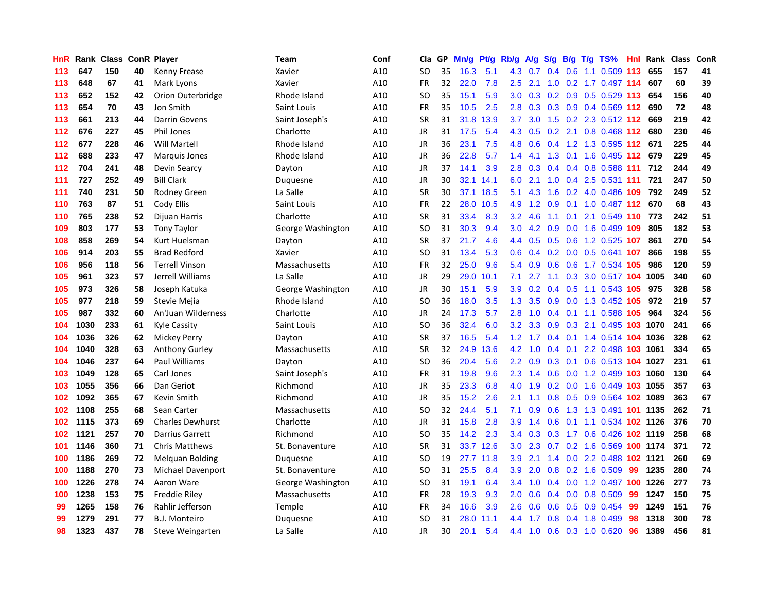| HnR | Rank | Class | ConR | Player | Team | Conf | Cla | GP | Mn/g | Pt/g | Rb/g | A/g | S/g | B/g | T/g | TS% | HnI | Rank | Class | ConR |
|---|---|---|---|---|---|---|---|---|---|---|---|---|---|---|---|---|---|---|---|---|
| 113 | 647 | 150 | 40 | Kenny Frease | Xavier | A10 | SO | 35 | 16.3 | 5.1 | 4.3 | 0.7 | 0.4 | 0.6 | 1.1 | 0.509 | 113 | 655 | 157 | 41 |
| 113 | 648 | 67 | 41 | Mark Lyons | Xavier | A10 | FR | 32 | 22.0 | 7.8 | 2.5 | 2.1 | 1.0 | 0.2 | 1.7 | 0.497 | 114 | 607 | 60 | 39 |
| 113 | 652 | 152 | 42 | Orion Outerbridge | Rhode Island | A10 | SO | 35 | 15.1 | 5.9 | 3.0 | 0.3 | 0.2 | 0.9 | 0.5 | 0.529 | 113 | 654 | 156 | 40 |
| 113 | 654 | 70 | 43 | Jon Smith | Saint Louis | A10 | FR | 35 | 10.5 | 2.5 | 2.8 | 0.3 | 0.3 | 0.9 | 0.4 | 0.569 | 112 | 690 | 72 | 48 |
| 113 | 661 | 213 | 44 | Darrin Govens | Saint Joseph's | A10 | SR | 31 | 31.8 | 13.9 | 3.7 | 3.0 | 1.5 | 0.2 | 2.3 | 0.512 | 112 | 669 | 219 | 42 |
| 112 | 676 | 227 | 45 | Phil Jones | Charlotte | A10 | JR | 31 | 17.5 | 5.4 | 4.3 | 0.5 | 0.2 | 2.1 | 0.8 | 0.468 | 112 | 680 | 230 | 46 |
| 112 | 677 | 228 | 46 | Will Martell | Rhode Island | A10 | JR | 36 | 23.1 | 7.5 | 4.8 | 0.6 | 0.4 | 1.2 | 1.3 | 0.595 | 112 | 671 | 225 | 44 |
| 112 | 688 | 233 | 47 | Marquis Jones | Rhode Island | A10 | JR | 36 | 22.8 | 5.7 | 1.4 | 4.1 | 1.3 | 0.1 | 1.6 | 0.495 | 112 | 679 | 229 | 45 |
| 112 | 704 | 241 | 48 | Devin Searcy | Dayton | A10 | JR | 37 | 14.1 | 3.9 | 2.8 | 0.3 | 0.4 | 0.4 | 0.8 | 0.588 | 111 | 712 | 244 | 49 |
| 111 | 727 | 252 | 49 | Bill Clark | Duquesne | A10 | JR | 30 | 32.1 | 14.1 | 6.0 | 2.1 | 1.0 | 0.4 | 2.5 | 0.531 | 111 | 721 | 247 | 50 |
| 111 | 740 | 231 | 50 | Rodney Green | La Salle | A10 | SR | 30 | 37.1 | 18.5 | 5.1 | 4.3 | 1.6 | 0.2 | 4.0 | 0.486 | 109 | 792 | 249 | 52 |
| 110 | 763 | 87 | 51 | Cody Ellis | Saint Louis | A10 | FR | 22 | 28.0 | 10.5 | 4.9 | 1.2 | 0.9 | 0.1 | 1.0 | 0.487 | 112 | 670 | 68 | 43 |
| 110 | 765 | 238 | 52 | Dijuan Harris | Charlotte | A10 | SR | 31 | 33.4 | 8.3 | 3.2 | 4.6 | 1.1 | 0.1 | 2.1 | 0.549 | 110 | 773 | 242 | 51 |
| 109 | 803 | 177 | 53 | Tony Taylor | George Washington | A10 | SO | 31 | 30.3 | 9.4 | 3.0 | 4.2 | 0.9 | 0.0 | 1.6 | 0.499 | 109 | 805 | 182 | 53 |
| 108 | 858 | 269 | 54 | Kurt Huelsman | Dayton | A10 | SR | 37 | 21.7 | 4.6 | 4.4 | 0.5 | 0.5 | 0.6 | 1.2 | 0.525 | 107 | 861 | 270 | 54 |
| 106 | 914 | 203 | 55 | Brad Redford | Xavier | A10 | SO | 31 | 13.4 | 5.3 | 0.6 | 0.4 | 0.2 | 0.0 | 0.5 | 0.641 | 107 | 866 | 198 | 55 |
| 106 | 956 | 118 | 56 | Terrell Vinson | Massachusetts | A10 | FR | 32 | 25.0 | 9.6 | 5.4 | 0.9 | 0.6 | 0.6 | 1.7 | 0.534 | 105 | 986 | 120 | 59 |
| 105 | 961 | 323 | 57 | Jerrell Williams | La Salle | A10 | JR | 29 | 29.0 | 10.1 | 7.1 | 2.7 | 1.1 | 0.3 | 3.0 | 0.517 | 104 | 1005 | 340 | 60 |
| 105 | 973 | 326 | 58 | Joseph Katuka | George Washington | A10 | JR | 30 | 15.1 | 5.9 | 3.9 | 0.2 | 0.4 | 0.5 | 1.1 | 0.543 | 105 | 975 | 328 | 58 |
| 105 | 977 | 218 | 59 | Stevie Mejia | Rhode Island | A10 | SO | 36 | 18.0 | 3.5 | 1.3 | 3.5 | 0.9 | 0.0 | 1.3 | 0.452 | 105 | 972 | 219 | 57 |
| 105 | 987 | 332 | 60 | An'Juan Wilderness | Charlotte | A10 | JR | 24 | 17.3 | 5.7 | 2.8 | 1.0 | 0.4 | 0.1 | 1.1 | 0.588 | 105 | 964 | 324 | 56 |
| 104 | 1030 | 233 | 61 | Kyle Cassity | Saint Louis | A10 | SO | 36 | 32.4 | 6.0 | 3.2 | 3.3 | 0.9 | 0.3 | 2.1 | 0.495 | 103 | 1070 | 241 | 66 |
| 104 | 1036 | 326 | 62 | Mickey Perry | Dayton | A10 | SR | 37 | 16.5 | 5.4 | 1.2 | 1.7 | 0.4 | 0.1 | 1.4 | 0.514 | 104 | 1036 | 328 | 62 |
| 104 | 1040 | 328 | 63 | Anthony Gurley | Massachusetts | A10 | SR | 32 | 24.9 | 13.6 | 4.2 | 1.0 | 0.4 | 0.1 | 2.2 | 0.498 | 103 | 1061 | 334 | 65 |
| 104 | 1046 | 237 | 64 | Paul Williams | Dayton | A10 | SO | 36 | 20.4 | 5.6 | 2.2 | 0.9 | 0.3 | 0.1 | 0.6 | 0.513 | 104 | 1027 | 231 | 61 |
| 103 | 1049 | 128 | 65 | Carl Jones | Saint Joseph's | A10 | FR | 31 | 19.8 | 9.6 | 2.3 | 1.4 | 0.6 | 0.0 | 1.2 | 0.499 | 103 | 1060 | 130 | 64 |
| 103 | 1055 | 356 | 66 | Dan Geriot | Richmond | A10 | JR | 35 | 23.3 | 6.8 | 4.0 | 1.9 | 0.2 | 0.0 | 1.6 | 0.449 | 103 | 1055 | 357 | 63 |
| 102 | 1092 | 365 | 67 | Kevin Smith | Richmond | A10 | JR | 35 | 15.2 | 2.6 | 2.1 | 1.1 | 0.8 | 0.5 | 0.9 | 0.564 | 102 | 1089 | 363 | 67 |
| 102 | 1108 | 255 | 68 | Sean Carter | Massachusetts | A10 | SO | 32 | 24.4 | 5.1 | 7.1 | 0.9 | 0.6 | 1.3 | 1.3 | 0.491 | 101 | 1135 | 262 | 71 |
| 102 | 1115 | 373 | 69 | Charles Dewhurst | Charlotte | A10 | JR | 31 | 15.8 | 2.8 | 3.9 | 1.4 | 0.6 | 0.1 | 1.1 | 0.534 | 102 | 1126 | 376 | 70 |
| 102 | 1121 | 257 | 70 | Darrius Garrett | Richmond | A10 | SO | 35 | 14.2 | 2.3 | 3.4 | 0.3 | 0.3 | 1.7 | 0.6 | 0.426 | 102 | 1119 | 258 | 68 |
| 101 | 1146 | 360 | 71 | Chris Matthews | St. Bonaventure | A10 | SR | 31 | 33.7 | 12.6 | 3.0 | 2.3 | 0.7 | 0.2 | 1.6 | 0.569 | 100 | 1174 | 371 | 72 |
| 100 | 1186 | 269 | 72 | Melquan Bolding | Duquesne | A10 | SO | 19 | 27.7 | 11.8 | 3.9 | 2.1 | 1.4 | 0.0 | 2.2 | 0.488 | 102 | 1121 | 260 | 69 |
| 100 | 1188 | 270 | 73 | Michael Davenport | St. Bonaventure | A10 | SO | 31 | 25.5 | 8.4 | 3.9 | 2.0 | 0.8 | 0.2 | 1.6 | 0.509 | 99 | 1235 | 280 | 74 |
| 100 | 1226 | 278 | 74 | Aaron Ware | George Washington | A10 | SO | 31 | 19.1 | 6.4 | 3.4 | 1.0 | 0.4 | 0.0 | 1.2 | 0.497 | 100 | 1226 | 277 | 73 |
| 100 | 1238 | 153 | 75 | Freddie Riley | Massachusetts | A10 | FR | 28 | 19.3 | 9.3 | 2.0 | 0.6 | 0.4 | 0.0 | 0.8 | 0.509 | 99 | 1247 | 150 | 75 |
| 99 | 1265 | 158 | 76 | Rahlir Jefferson | Temple | A10 | FR | 34 | 16.6 | 3.9 | 2.6 | 0.6 | 0.6 | 0.5 | 0.9 | 0.454 | 99 | 1249 | 151 | 76 |
| 99 | 1279 | 291 | 77 | B.J. Monteiro | Duquesne | A10 | SO | 31 | 28.0 | 11.1 | 4.4 | 1.7 | 0.8 | 0.4 | 1.8 | 0.499 | 98 | 1318 | 300 | 78 |
| 98 | 1323 | 437 | 78 | Steve Weingarten | La Salle | A10 | JR | 30 | 20.1 | 5.4 | 4.4 | 1.0 | 0.6 | 0.3 | 1.0 | 0.620 | 96 | 1389 | 456 | 81 |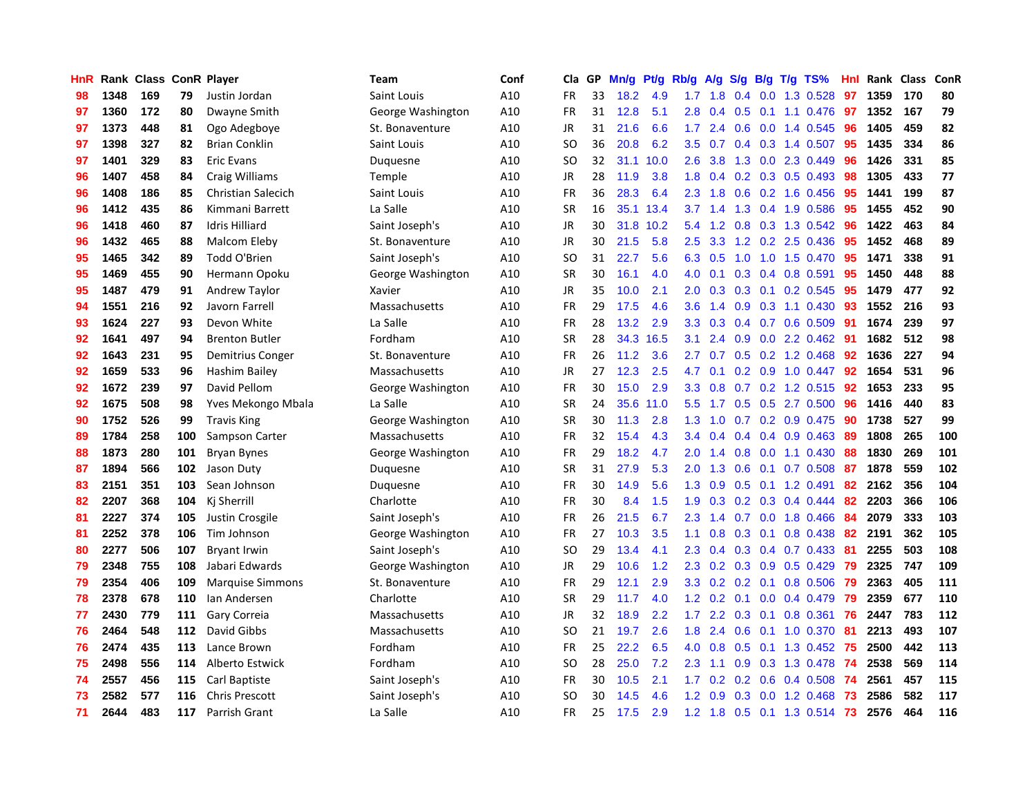| HnR | Rank | Class | ConR | Player | Team | Conf | Cla | GP | Mn/g | Pt/g | Rb/g | A/g | S/g | B/g | T/g | TS% | HnI | Rank | Class | ConR |
|---|---|---|---|---|---|---|---|---|---|---|---|---|---|---|---|---|---|---|---|---|
| 98 | 1348 | 169 | 79 | Justin Jordan | Saint Louis | A10 | FR | 33 | 18.2 | 4.9 | 1.7 | 1.8 | 0.4 | 0.0 | 1.3 | 0.528 | 97 | 1359 | 170 | 80 |
| 97 | 1360 | 172 | 80 | Dwayne Smith | George Washington | A10 | FR | 31 | 12.8 | 5.1 | 2.8 | 0.4 | 0.5 | 0.1 | 1.1 | 0.476 | 97 | 1352 | 167 | 79 |
| 97 | 1373 | 448 | 81 | Ogo Adegboye | St. Bonaventure | A10 | JR | 31 | 21.6 | 6.6 | 1.7 | 2.4 | 0.6 | 0.0 | 1.4 | 0.545 | 96 | 1405 | 459 | 82 |
| 97 | 1398 | 327 | 82 | Brian Conklin | Saint Louis | A10 | SO | 36 | 20.8 | 6.2 | 3.5 | 0.7 | 0.4 | 0.3 | 1.4 | 0.507 | 95 | 1435 | 334 | 86 |
| 97 | 1401 | 329 | 83 | Eric Evans | Duquesne | A10 | SO | 32 | 31.1 | 10.0 | 2.6 | 3.8 | 1.3 | 0.0 | 2.3 | 0.449 | 96 | 1426 | 331 | 85 |
| 96 | 1407 | 458 | 84 | Craig Williams | Temple | A10 | JR | 28 | 11.9 | 3.8 | 1.8 | 0.4 | 0.2 | 0.3 | 0.5 | 0.493 | 98 | 1305 | 433 | 77 |
| 96 | 1408 | 186 | 85 | Christian Salecich | Saint Louis | A10 | FR | 36 | 28.3 | 6.4 | 2.3 | 1.8 | 0.6 | 0.2 | 1.6 | 0.456 | 95 | 1441 | 199 | 87 |
| 96 | 1412 | 435 | 86 | Kimmani Barrett | La Salle | A10 | SR | 16 | 35.1 | 13.4 | 3.7 | 1.4 | 1.3 | 0.4 | 1.9 | 0.586 | 95 | 1455 | 452 | 90 |
| 96 | 1418 | 460 | 87 | Idris Hilliard | Saint Joseph's | A10 | JR | 30 | 31.8 | 10.2 | 5.4 | 1.2 | 0.8 | 0.3 | 1.3 | 0.542 | 96 | 1422 | 463 | 84 |
| 96 | 1432 | 465 | 88 | Malcom Eleby | St. Bonaventure | A10 | JR | 30 | 21.5 | 5.8 | 2.5 | 3.3 | 1.2 | 0.2 | 2.5 | 0.436 | 95 | 1452 | 468 | 89 |
| 95 | 1465 | 342 | 89 | Todd O'Brien | Saint Joseph's | A10 | SO | 31 | 22.7 | 5.6 | 6.3 | 0.5 | 1.0 | 1.0 | 1.5 | 0.470 | 95 | 1471 | 338 | 91 |
| 95 | 1469 | 455 | 90 | Hermann Opoku | George Washington | A10 | SR | 30 | 16.1 | 4.0 | 4.0 | 0.1 | 0.3 | 0.4 | 0.8 | 0.591 | 95 | 1450 | 448 | 88 |
| 95 | 1487 | 479 | 91 | Andrew Taylor | Xavier | A10 | JR | 35 | 10.0 | 2.1 | 2.0 | 0.3 | 0.3 | 0.1 | 0.2 | 0.545 | 95 | 1479 | 477 | 92 |
| 94 | 1551 | 216 | 92 | Javorn Farrell | Massachusetts | A10 | FR | 29 | 17.5 | 4.6 | 3.6 | 1.4 | 0.9 | 0.3 | 1.1 | 0.430 | 93 | 1552 | 216 | 93 |
| 93 | 1624 | 227 | 93 | Devon White | La Salle | A10 | FR | 28 | 13.2 | 2.9 | 3.3 | 0.3 | 0.4 | 0.7 | 0.6 | 0.509 | 91 | 1674 | 239 | 97 |
| 92 | 1641 | 497 | 94 | Brenton Butler | Fordham | A10 | SR | 28 | 34.3 | 16.5 | 3.1 | 2.4 | 0.9 | 0.0 | 2.2 | 0.462 | 91 | 1682 | 512 | 98 |
| 92 | 1643 | 231 | 95 | Demitrius Conger | St. Bonaventure | A10 | FR | 26 | 11.2 | 3.6 | 2.7 | 0.7 | 0.5 | 0.2 | 1.2 | 0.468 | 92 | 1636 | 227 | 94 |
| 92 | 1659 | 533 | 96 | Hashim Bailey | Massachusetts | A10 | JR | 27 | 12.3 | 2.5 | 4.7 | 0.1 | 0.2 | 0.9 | 1.0 | 0.447 | 92 | 1654 | 531 | 96 |
| 92 | 1672 | 239 | 97 | David Pellom | George Washington | A10 | FR | 30 | 15.0 | 2.9 | 3.3 | 0.8 | 0.7 | 0.2 | 1.2 | 0.515 | 92 | 1653 | 233 | 95 |
| 92 | 1675 | 508 | 98 | Yves Mekongo Mbala | La Salle | A10 | SR | 24 | 35.6 | 11.0 | 5.5 | 1.7 | 0.5 | 0.5 | 2.7 | 0.500 | 96 | 1416 | 440 | 83 |
| 90 | 1752 | 526 | 99 | Travis King | George Washington | A10 | SR | 30 | 11.3 | 2.8 | 1.3 | 1.0 | 0.7 | 0.2 | 0.9 | 0.475 | 90 | 1738 | 527 | 99 |
| 89 | 1784 | 258 | 100 | Sampson Carter | Massachusetts | A10 | FR | 32 | 15.4 | 4.3 | 3.4 | 0.4 | 0.4 | 0.4 | 0.9 | 0.463 | 89 | 1808 | 265 | 100 |
| 88 | 1873 | 280 | 101 | Bryan Bynes | George Washington | A10 | FR | 29 | 18.2 | 4.7 | 2.0 | 1.4 | 0.8 | 0.0 | 1.1 | 0.430 | 88 | 1830 | 269 | 101 |
| 87 | 1894 | 566 | 102 | Jason Duty | Duquesne | A10 | SR | 31 | 27.9 | 5.3 | 2.0 | 1.3 | 0.6 | 0.1 | 0.7 | 0.508 | 87 | 1878 | 559 | 102 |
| 83 | 2151 | 351 | 103 | Sean Johnson | Duquesne | A10 | FR | 30 | 14.9 | 5.6 | 1.3 | 0.9 | 0.5 | 0.1 | 1.2 | 0.491 | 82 | 2162 | 356 | 104 |
| 82 | 2207 | 368 | 104 | Kj Sherrill | Charlotte | A10 | FR | 30 | 8.4 | 1.5 | 1.9 | 0.3 | 0.2 | 0.3 | 0.4 | 0.444 | 82 | 2203 | 366 | 106 |
| 81 | 2227 | 374 | 105 | Justin Crosgile | Saint Joseph's | A10 | FR | 26 | 21.5 | 6.7 | 2.3 | 1.4 | 0.7 | 0.0 | 1.8 | 0.466 | 84 | 2079 | 333 | 103 |
| 81 | 2252 | 378 | 106 | Tim Johnson | George Washington | A10 | FR | 27 | 10.3 | 3.5 | 1.1 | 0.8 | 0.3 | 0.1 | 0.8 | 0.438 | 82 | 2191 | 362 | 105 |
| 80 | 2277 | 506 | 107 | Bryant Irwin | Saint Joseph's | A10 | SO | 29 | 13.4 | 4.1 | 2.3 | 0.4 | 0.3 | 0.4 | 0.7 | 0.433 | 81 | 2255 | 503 | 108 |
| 79 | 2348 | 755 | 108 | Jabari Edwards | George Washington | A10 | JR | 29 | 10.6 | 1.2 | 2.3 | 0.2 | 0.3 | 0.9 | 0.5 | 0.429 | 79 | 2325 | 747 | 109 |
| 79 | 2354 | 406 | 109 | Marquise Simmons | St. Bonaventure | A10 | FR | 29 | 12.1 | 2.9 | 3.3 | 0.2 | 0.2 | 0.1 | 0.8 | 0.506 | 79 | 2363 | 405 | 111 |
| 78 | 2378 | 678 | 110 | Ian Andersen | Charlotte | A10 | SR | 29 | 11.7 | 4.0 | 1.2 | 0.2 | 0.1 | 0.0 | 0.4 | 0.479 | 79 | 2359 | 677 | 110 |
| 77 | 2430 | 779 | 111 | Gary Correia | Massachusetts | A10 | JR | 32 | 18.9 | 2.2 | 1.7 | 2.2 | 0.3 | 0.1 | 0.8 | 0.361 | 76 | 2447 | 783 | 112 |
| 76 | 2464 | 548 | 112 | David Gibbs | Massachusetts | A10 | SO | 21 | 19.7 | 2.6 | 1.8 | 2.4 | 0.6 | 0.1 | 1.0 | 0.370 | 81 | 2213 | 493 | 107 |
| 76 | 2474 | 435 | 113 | Lance Brown | Fordham | A10 | FR | 25 | 22.2 | 6.5 | 4.0 | 0.8 | 0.5 | 0.1 | 1.3 | 0.452 | 75 | 2500 | 442 | 113 |
| 75 | 2498 | 556 | 114 | Alberto Estwick | Fordham | A10 | SO | 28 | 25.0 | 7.2 | 2.3 | 1.1 | 0.9 | 0.3 | 1.3 | 0.478 | 74 | 2538 | 569 | 114 |
| 74 | 2557 | 456 | 115 | Carl Baptiste | Saint Joseph's | A10 | FR | 30 | 10.5 | 2.1 | 1.7 | 0.2 | 0.2 | 0.6 | 0.4 | 0.508 | 74 | 2561 | 457 | 115 |
| 73 | 2582 | 577 | 116 | Chris Prescott | Saint Joseph's | A10 | SO | 30 | 14.5 | 4.6 | 1.2 | 0.9 | 0.3 | 0.0 | 1.2 | 0.468 | 73 | 2586 | 582 | 117 |
| 71 | 2644 | 483 | 117 | Parrish Grant | La Salle | A10 | FR | 25 | 17.5 | 2.9 | 1.2 | 1.8 | 0.5 | 0.1 | 1.3 | 0.514 | 73 | 2576 | 464 | 116 |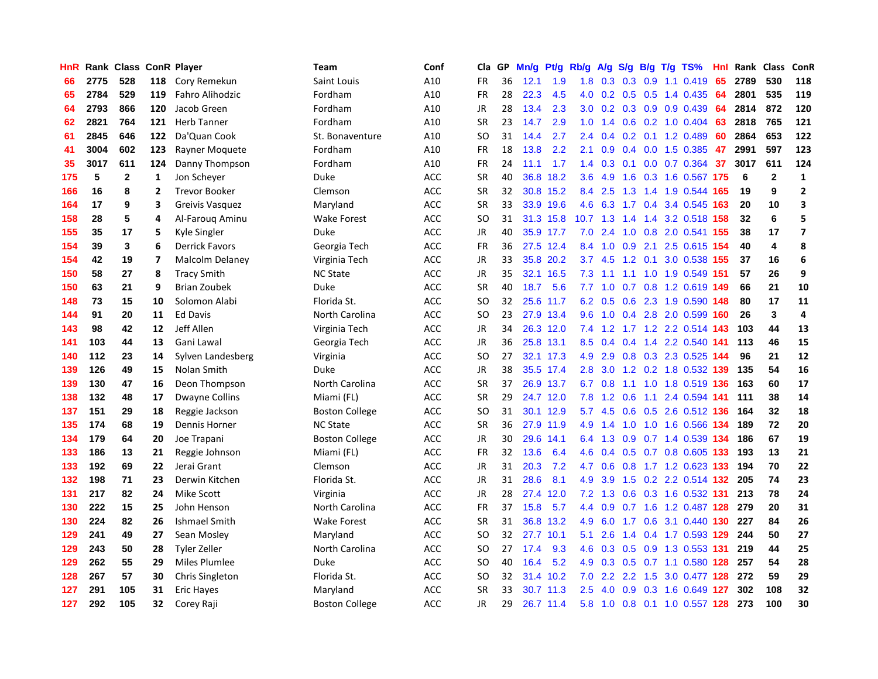| HnR | Rank | Class | ConR | Player | Team | Conf | Cla | GP | Mn/g | Pt/g | Rb/g | A/g | S/g | B/g | T/g | TS% | HnI | Rank | Class | ConR |
|---|---|---|---|---|---|---|---|---|---|---|---|---|---|---|---|---|---|---|---|---|
| 66 | 2775 | 528 | 118 | Cory Remekun | Saint Louis | A10 | FR | 36 | 12.1 | 1.9 | 1.8 | 0.3 | 0.3 | 0.9 | 1.1 | 0.419 | 65 | 2789 | 530 | 118 |
| 65 | 2784 | 529 | 119 | Fahro Alihodzic | Fordham | A10 | FR | 28 | 22.3 | 4.5 | 4.0 | 0.2 | 0.5 | 0.5 | 1.4 | 0.435 | 64 | 2801 | 535 | 119 |
| 64 | 2793 | 866 | 120 | Jacob Green | Fordham | A10 | JR | 28 | 13.4 | 2.3 | 3.0 | 0.2 | 0.3 | 0.9 | 0.9 | 0.439 | 64 | 2814 | 872 | 120 |
| 62 | 2821 | 764 | 121 | Herb Tanner | Fordham | A10 | SR | 23 | 14.7 | 2.9 | 1.0 | 1.4 | 0.6 | 0.2 | 1.0 | 0.404 | 63 | 2818 | 765 | 121 |
| 61 | 2845 | 646 | 122 | Da'Quan Cook | St. Bonaventure | A10 | SO | 31 | 14.4 | 2.7 | 2.4 | 0.4 | 0.2 | 0.1 | 1.2 | 0.489 | 60 | 2864 | 653 | 122 |
| 41 | 3004 | 602 | 123 | Rayner Moquete | Fordham | A10 | FR | 18 | 13.8 | 2.2 | 2.1 | 0.9 | 0.4 | 0.0 | 1.5 | 0.385 | 47 | 2991 | 597 | 123 |
| 35 | 3017 | 611 | 124 | Danny Thompson | Fordham | A10 | FR | 24 | 11.1 | 1.7 | 1.4 | 0.3 | 0.1 | 0.0 | 0.7 | 0.364 | 37 | 3017 | 611 | 124 |
| 175 | 5 | 2 | 1 | Jon Scheyer | Duke | ACC | SR | 40 | 36.8 | 18.2 | 3.6 | 4.9 | 1.6 | 0.3 | 1.6 | 0.567 | 175 | 6 | 2 | 1 |
| 166 | 16 | 8 | 2 | Trevor Booker | Clemson | ACC | SR | 32 | 30.8 | 15.2 | 8.4 | 2.5 | 1.3 | 1.4 | 1.9 | 0.544 | 165 | 19 | 9 | 2 |
| 164 | 17 | 9 | 3 | Greivis Vasquez | Maryland | ACC | SR | 33 | 33.9 | 19.6 | 4.6 | 6.3 | 1.7 | 0.4 | 3.4 | 0.545 | 163 | 20 | 10 | 3 |
| 158 | 28 | 5 | 4 | Al-Farouq Aminu | Wake Forest | ACC | SO | 31 | 31.3 | 15.8 | 10.7 | 1.3 | 1.4 | 1.4 | 3.2 | 0.518 | 158 | 32 | 6 | 5 |
| 155 | 35 | 17 | 5 | Kyle Singler | Duke | ACC | JR | 40 | 35.9 | 17.7 | 7.0 | 2.4 | 1.0 | 0.8 | 2.0 | 0.541 | 155 | 38 | 17 | 7 |
| 154 | 39 | 3 | 6 | Derrick Favors | Georgia Tech | ACC | FR | 36 | 27.5 | 12.4 | 8.4 | 1.0 | 0.9 | 2.1 | 2.5 | 0.615 | 154 | 40 | 4 | 8 |
| 154 | 42 | 19 | 7 | Malcolm Delaney | Virginia Tech | ACC | JR | 33 | 35.8 | 20.2 | 3.7 | 4.5 | 1.2 | 0.1 | 3.0 | 0.538 | 155 | 37 | 16 | 6 |
| 150 | 58 | 27 | 8 | Tracy Smith | NC State | ACC | JR | 35 | 32.1 | 16.5 | 7.3 | 1.1 | 1.1 | 1.0 | 1.9 | 0.549 | 151 | 57 | 26 | 9 |
| 150 | 63 | 21 | 9 | Brian Zoubek | Duke | ACC | SR | 40 | 18.7 | 5.6 | 7.7 | 1.0 | 0.7 | 0.8 | 1.2 | 0.619 | 149 | 66 | 21 | 10 |
| 148 | 73 | 15 | 10 | Solomon Alabi | Florida St. | ACC | SO | 32 | 25.6 | 11.7 | 6.2 | 0.5 | 0.6 | 2.3 | 1.9 | 0.590 | 148 | 80 | 17 | 11 |
| 144 | 91 | 20 | 11 | Ed Davis | North Carolina | ACC | SO | 23 | 27.9 | 13.4 | 9.6 | 1.0 | 0.4 | 2.8 | 2.0 | 0.599 | 160 | 26 | 3 | 4 |
| 143 | 98 | 42 | 12 | Jeff Allen | Virginia Tech | ACC | JR | 34 | 26.3 | 12.0 | 7.4 | 1.2 | 1.7 | 1.2 | 2.2 | 0.514 | 143 | 103 | 44 | 13 |
| 141 | 103 | 44 | 13 | Gani Lawal | Georgia Tech | ACC | JR | 36 | 25.8 | 13.1 | 8.5 | 0.4 | 0.4 | 1.4 | 2.2 | 0.540 | 141 | 113 | 46 | 15 |
| 140 | 112 | 23 | 14 | Sylven Landesberg | Virginia | ACC | SO | 27 | 32.1 | 17.3 | 4.9 | 2.9 | 0.8 | 0.3 | 2.3 | 0.525 | 144 | 96 | 21 | 12 |
| 139 | 126 | 49 | 15 | Nolan Smith | Duke | ACC | JR | 38 | 35.5 | 17.4 | 2.8 | 3.0 | 1.2 | 0.2 | 1.8 | 0.532 | 139 | 135 | 54 | 16 |
| 139 | 130 | 47 | 16 | Deon Thompson | North Carolina | ACC | SR | 37 | 26.9 | 13.7 | 6.7 | 0.8 | 1.1 | 1.0 | 1.8 | 0.519 | 136 | 163 | 60 | 17 |
| 138 | 132 | 48 | 17 | Dwayne Collins | Miami (FL) | ACC | SR | 29 | 24.7 | 12.0 | 7.8 | 1.2 | 0.6 | 1.1 | 2.4 | 0.594 | 141 | 111 | 38 | 14 |
| 137 | 151 | 29 | 18 | Reggie Jackson | Boston College | ACC | SO | 31 | 30.1 | 12.9 | 5.7 | 4.5 | 0.6 | 0.5 | 2.6 | 0.512 | 136 | 164 | 32 | 18 |
| 135 | 174 | 68 | 19 | Dennis Horner | NC State | ACC | SR | 36 | 27.9 | 11.9 | 4.9 | 1.4 | 1.0 | 1.0 | 1.6 | 0.566 | 134 | 189 | 72 | 20 |
| 134 | 179 | 64 | 20 | Joe Trapani | Boston College | ACC | JR | 30 | 29.6 | 14.1 | 6.4 | 1.3 | 0.9 | 0.7 | 1.4 | 0.539 | 134 | 186 | 67 | 19 |
| 133 | 186 | 13 | 21 | Reggie Johnson | Miami (FL) | ACC | FR | 32 | 13.6 | 6.4 | 4.6 | 0.4 | 0.5 | 0.7 | 0.8 | 0.605 | 133 | 193 | 13 | 21 |
| 133 | 192 | 69 | 22 | Jerai Grant | Clemson | ACC | JR | 31 | 20.3 | 7.2 | 4.7 | 0.6 | 0.8 | 1.7 | 1.2 | 0.623 | 133 | 194 | 70 | 22 |
| 132 | 198 | 71 | 23 | Derwin Kitchen | Florida St. | ACC | JR | 31 | 28.6 | 8.1 | 4.9 | 3.9 | 1.5 | 0.2 | 2.2 | 0.514 | 132 | 205 | 74 | 23 |
| 131 | 217 | 82 | 24 | Mike Scott | Virginia | ACC | JR | 28 | 27.4 | 12.0 | 7.2 | 1.3 | 0.6 | 0.3 | 1.6 | 0.532 | 131 | 213 | 78 | 24 |
| 130 | 222 | 15 | 25 | John Henson | North Carolina | ACC | FR | 37 | 15.8 | 5.7 | 4.4 | 0.9 | 0.7 | 1.6 | 1.2 | 0.487 | 128 | 279 | 20 | 31 |
| 130 | 224 | 82 | 26 | Ishmael Smith | Wake Forest | ACC | SR | 31 | 36.8 | 13.2 | 4.9 | 6.0 | 1.7 | 0.6 | 3.1 | 0.440 | 130 | 227 | 84 | 26 |
| 129 | 241 | 49 | 27 | Sean Mosley | Maryland | ACC | SO | 32 | 27.7 | 10.1 | 5.1 | 2.6 | 1.4 | 0.4 | 1.7 | 0.593 | 129 | 244 | 50 | 27 |
| 129 | 243 | 50 | 28 | Tyler Zeller | North Carolina | ACC | SO | 27 | 17.4 | 9.3 | 4.6 | 0.3 | 0.5 | 0.9 | 1.3 | 0.553 | 131 | 219 | 44 | 25 |
| 129 | 262 | 55 | 29 | Miles Plumlee | Duke | ACC | SO | 40 | 16.4 | 5.2 | 4.9 | 0.3 | 0.5 | 0.7 | 1.1 | 0.580 | 128 | 257 | 54 | 28 |
| 128 | 267 | 57 | 30 | Chris Singleton | Florida St. | ACC | SO | 32 | 31.4 | 10.2 | 7.0 | 2.2 | 2.2 | 1.5 | 3.0 | 0.477 | 128 | 272 | 59 | 29 |
| 127 | 291 | 105 | 31 | Eric Hayes | Maryland | ACC | SR | 33 | 30.7 | 11.3 | 2.5 | 4.0 | 0.9 | 0.3 | 1.6 | 0.649 | 127 | 302 | 108 | 32 |
| 127 | 292 | 105 | 32 | Corey Raji | Boston College | ACC | JR | 29 | 26.7 | 11.4 | 5.8 | 1.0 | 0.8 | 0.1 | 1.0 | 0.557 | 128 | 273 | 100 | 30 |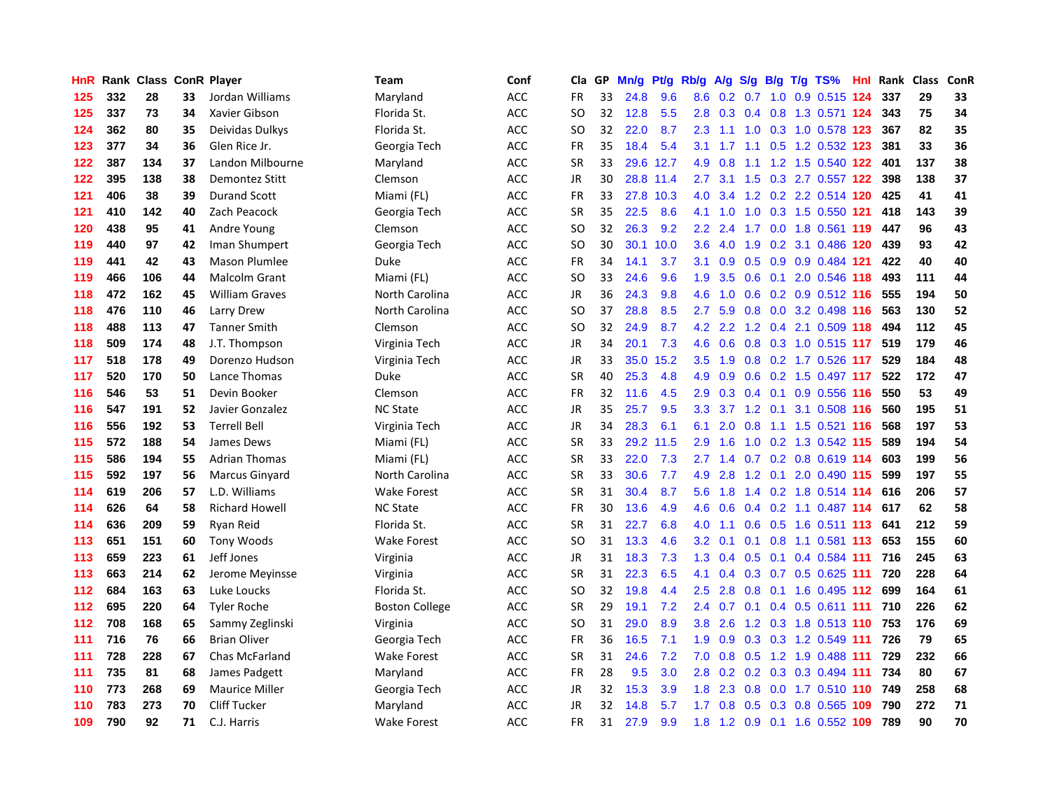| HnR | Rank | Class | ConR | Player | Team | Conf | Cla | GP | Mn/g | Pt/g | Rb/g | A/g | S/g | B/g | T/g | TS% | HnI | Rank | Class | ConR |
|---|---|---|---|---|---|---|---|---|---|---|---|---|---|---|---|---|---|---|---|---|
| 125 | 332 | 28 | 33 | Jordan Williams | Maryland | ACC | FR | 33 | 24.8 | 9.6 | 8.6 | 0.2 | 0.7 | 1.0 | 0.9 | 0.515 | 124 | 337 | 29 | 33 |
| 125 | 337 | 73 | 34 | Xavier Gibson | Florida St. | ACC | SO | 32 | 12.8 | 5.5 | 2.8 | 0.3 | 0.4 | 0.8 | 1.3 | 0.571 | 124 | 343 | 75 | 34 |
| 124 | 362 | 80 | 35 | Deividas Dulkys | Florida St. | ACC | SO | 32 | 22.0 | 8.7 | 2.3 | 1.1 | 1.0 | 0.3 | 1.0 | 0.578 | 123 | 367 | 82 | 35 |
| 123 | 377 | 34 | 36 | Glen Rice Jr. | Georgia Tech | ACC | FR | 35 | 18.4 | 5.4 | 3.1 | 1.7 | 1.1 | 0.5 | 1.2 | 0.532 | 123 | 381 | 33 | 36 |
| 122 | 387 | 134 | 37 | Landon Milbourne | Maryland | ACC | SR | 33 | 29.6 | 12.7 | 4.9 | 0.8 | 1.1 | 1.2 | 1.5 | 0.540 | 122 | 401 | 137 | 38 |
| 122 | 395 | 138 | 38 | Demontez Stitt | Clemson | ACC | JR | 30 | 28.8 | 11.4 | 2.7 | 3.1 | 1.5 | 0.3 | 2.7 | 0.557 | 122 | 398 | 138 | 37 |
| 121 | 406 | 38 | 39 | Durand Scott | Miami (FL) | ACC | FR | 33 | 27.8 | 10.3 | 4.0 | 3.4 | 1.2 | 0.2 | 2.2 | 0.514 | 120 | 425 | 41 | 41 |
| 121 | 410 | 142 | 40 | Zach Peacock | Georgia Tech | ACC | SR | 35 | 22.5 | 8.6 | 4.1 | 1.0 | 1.0 | 0.3 | 1.5 | 0.550 | 121 | 418 | 143 | 39 |
| 120 | 438 | 95 | 41 | Andre Young | Clemson | ACC | SO | 32 | 26.3 | 9.2 | 2.2 | 2.4 | 1.7 | 0.0 | 1.8 | 0.561 | 119 | 447 | 96 | 43 |
| 119 | 440 | 97 | 42 | Iman Shumpert | Georgia Tech | ACC | SO | 30 | 30.1 | 10.0 | 3.6 | 4.0 | 1.9 | 0.2 | 3.1 | 0.486 | 120 | 439 | 93 | 42 |
| 119 | 441 | 42 | 43 | Mason Plumlee | Duke | ACC | FR | 34 | 14.1 | 3.7 | 3.1 | 0.9 | 0.5 | 0.9 | 0.9 | 0.484 | 121 | 422 | 40 | 40 |
| 119 | 466 | 106 | 44 | Malcolm Grant | Miami (FL) | ACC | SO | 33 | 24.6 | 9.6 | 1.9 | 3.5 | 0.6 | 0.1 | 2.0 | 0.546 | 118 | 493 | 111 | 44 |
| 118 | 472 | 162 | 45 | William Graves | North Carolina | ACC | JR | 36 | 24.3 | 9.8 | 4.6 | 1.0 | 0.6 | 0.2 | 0.9 | 0.512 | 116 | 555 | 194 | 50 |
| 118 | 476 | 110 | 46 | Larry Drew | North Carolina | ACC | SO | 37 | 28.8 | 8.5 | 2.7 | 5.9 | 0.8 | 0.0 | 3.2 | 0.498 | 116 | 563 | 130 | 52 |
| 118 | 488 | 113 | 47 | Tanner Smith | Clemson | ACC | SO | 32 | 24.9 | 8.7 | 4.2 | 2.2 | 1.2 | 0.4 | 2.1 | 0.509 | 118 | 494 | 112 | 45 |
| 118 | 509 | 174 | 48 | J.T. Thompson | Virginia Tech | ACC | JR | 34 | 20.1 | 7.3 | 4.6 | 0.6 | 0.8 | 0.3 | 1.0 | 0.515 | 117 | 519 | 179 | 46 |
| 117 | 518 | 178 | 49 | Dorenzo Hudson | Virginia Tech | ACC | JR | 33 | 35.0 | 15.2 | 3.5 | 1.9 | 0.8 | 0.2 | 1.7 | 0.526 | 117 | 529 | 184 | 48 |
| 117 | 520 | 170 | 50 | Lance Thomas | Duke | ACC | SR | 40 | 25.3 | 4.8 | 4.9 | 0.9 | 0.6 | 0.2 | 1.5 | 0.497 | 117 | 522 | 172 | 47 |
| 116 | 546 | 53 | 51 | Devin Booker | Clemson | ACC | FR | 32 | 11.6 | 4.5 | 2.9 | 0.3 | 0.4 | 0.1 | 0.9 | 0.556 | 116 | 550 | 53 | 49 |
| 116 | 547 | 191 | 52 | Javier Gonzalez | NC State | ACC | JR | 35 | 25.7 | 9.5 | 3.3 | 3.7 | 1.2 | 0.1 | 3.1 | 0.508 | 116 | 560 | 195 | 51 |
| 116 | 556 | 192 | 53 | Terrell Bell | Virginia Tech | ACC | JR | 34 | 28.3 | 6.1 | 6.1 | 2.0 | 0.8 | 1.1 | 1.5 | 0.521 | 116 | 568 | 197 | 53 |
| 115 | 572 | 188 | 54 | James Dews | Miami (FL) | ACC | SR | 33 | 29.2 | 11.5 | 2.9 | 1.6 | 1.0 | 0.2 | 1.3 | 0.542 | 115 | 589 | 194 | 54 |
| 115 | 586 | 194 | 55 | Adrian Thomas | Miami (FL) | ACC | SR | 33 | 22.0 | 7.3 | 2.7 | 1.4 | 0.7 | 0.2 | 0.8 | 0.619 | 114 | 603 | 199 | 56 |
| 115 | 592 | 197 | 56 | Marcus Ginyard | North Carolina | ACC | SR | 33 | 30.6 | 7.7 | 4.9 | 2.8 | 1.2 | 0.1 | 2.0 | 0.490 | 115 | 599 | 197 | 55 |
| 114 | 619 | 206 | 57 | L.D. Williams | Wake Forest | ACC | SR | 31 | 30.4 | 8.7 | 5.6 | 1.8 | 1.4 | 0.2 | 1.8 | 0.514 | 114 | 616 | 206 | 57 |
| 114 | 626 | 64 | 58 | Richard Howell | NC State | ACC | FR | 30 | 13.6 | 4.9 | 4.6 | 0.6 | 0.4 | 0.2 | 1.1 | 0.487 | 114 | 617 | 62 | 58 |
| 114 | 636 | 209 | 59 | Ryan Reid | Florida St. | ACC | SR | 31 | 22.7 | 6.8 | 4.0 | 1.1 | 0.6 | 0.5 | 1.6 | 0.511 | 113 | 641 | 212 | 59 |
| 113 | 651 | 151 | 60 | Tony Woods | Wake Forest | ACC | SO | 31 | 13.3 | 4.6 | 3.2 | 0.1 | 0.1 | 0.8 | 1.1 | 0.581 | 113 | 653 | 155 | 60 |
| 113 | 659 | 223 | 61 | Jeff Jones | Virginia | ACC | JR | 31 | 18.3 | 7.3 | 1.3 | 0.4 | 0.5 | 0.1 | 0.4 | 0.584 | 111 | 716 | 245 | 63 |
| 113 | 663 | 214 | 62 | Jerome Meyinsse | Virginia | ACC | SR | 31 | 22.3 | 6.5 | 4.1 | 0.4 | 0.3 | 0.7 | 0.5 | 0.625 | 111 | 720 | 228 | 64 |
| 112 | 684 | 163 | 63 | Luke Loucks | Florida St. | ACC | SO | 32 | 19.8 | 4.4 | 2.5 | 2.8 | 0.8 | 0.1 | 1.6 | 0.495 | 112 | 699 | 164 | 61 |
| 112 | 695 | 220 | 64 | Tyler Roche | Boston College | ACC | SR | 29 | 19.1 | 7.2 | 2.4 | 0.7 | 0.1 | 0.4 | 0.5 | 0.611 | 111 | 710 | 226 | 62 |
| 112 | 708 | 168 | 65 | Sammy Zeglinski | Virginia | ACC | SO | 31 | 29.0 | 8.9 | 3.8 | 2.6 | 1.2 | 0.3 | 1.8 | 0.513 | 110 | 753 | 176 | 69 |
| 111 | 716 | 76 | 66 | Brian Oliver | Georgia Tech | ACC | FR | 36 | 16.5 | 7.1 | 1.9 | 0.9 | 0.3 | 0.3 | 1.2 | 0.549 | 111 | 726 | 79 | 65 |
| 111 | 728 | 228 | 67 | Chas McFarland | Wake Forest | ACC | SR | 31 | 24.6 | 7.2 | 7.0 | 0.8 | 0.5 | 1.2 | 1.9 | 0.488 | 111 | 729 | 232 | 66 |
| 111 | 735 | 81 | 68 | James Padgett | Maryland | ACC | FR | 28 | 9.5 | 3.0 | 2.8 | 0.2 | 0.2 | 0.3 | 0.3 | 0.494 | 111 | 734 | 80 | 67 |
| 110 | 773 | 268 | 69 | Maurice Miller | Georgia Tech | ACC | JR | 32 | 15.3 | 3.9 | 1.8 | 2.3 | 0.8 | 0.0 | 1.7 | 0.510 | 110 | 749 | 258 | 68 |
| 110 | 783 | 273 | 70 | Cliff Tucker | Maryland | ACC | JR | 32 | 14.8 | 5.7 | 1.7 | 0.8 | 0.5 | 0.3 | 0.8 | 0.565 | 109 | 790 | 272 | 71 |
| 109 | 790 | 92 | 71 | C.J. Harris | Wake Forest | ACC | FR | 31 | 27.9 | 9.9 | 1.8 | 1.2 | 0.9 | 0.1 | 1.6 | 0.552 | 109 | 789 | 90 | 70 |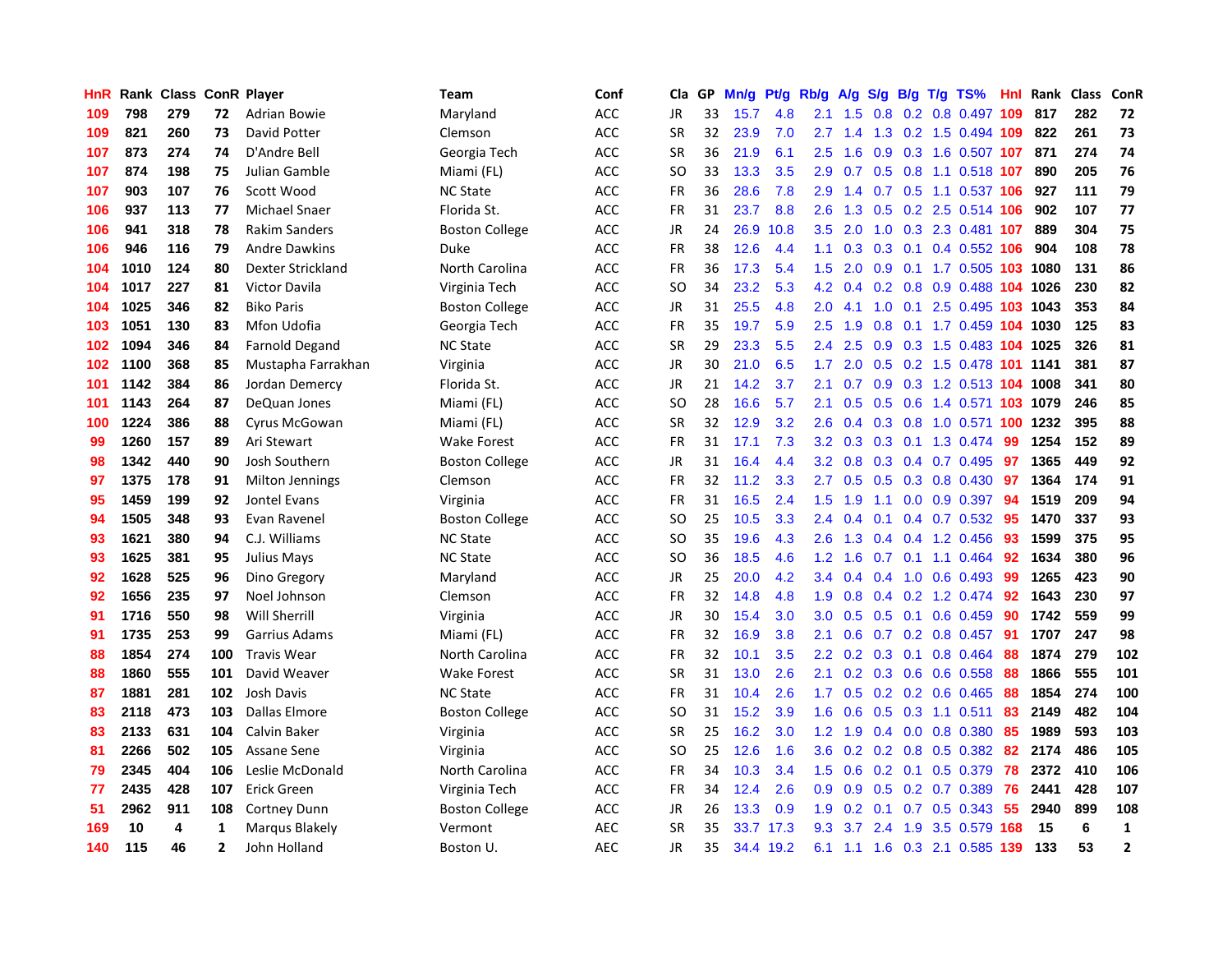| HnR | Rank | Class | ConR | Player | Team | Conf | Cla | GP | Mn/g | Pt/g | Rb/g | A/g | S/g | B/g | T/g | TS% | HnI | Rank | Class | ConR |
|---|---|---|---|---|---|---|---|---|---|---|---|---|---|---|---|---|---|---|---|---|
| 109 | 798 | 279 | 72 | Adrian Bowie | Maryland | ACC | JR | 33 | 15.7 | 4.8 | 2.1 | 1.5 | 0.8 | 0.2 | 0.8 | 0.497 | 109 | 817 | 282 | 72 |
| 109 | 821 | 260 | 73 | David Potter | Clemson | ACC | SR | 32 | 23.9 | 7.0 | 2.7 | 1.4 | 1.3 | 0.2 | 1.5 | 0.494 | 109 | 822 | 261 | 73 |
| 107 | 873 | 274 | 74 | D'Andre Bell | Georgia Tech | ACC | SR | 36 | 21.9 | 6.1 | 2.5 | 1.6 | 0.9 | 0.3 | 1.6 | 0.507 | 107 | 871 | 274 | 74 |
| 107 | 874 | 198 | 75 | Julian Gamble | Miami (FL) | ACC | SO | 33 | 13.3 | 3.5 | 2.9 | 0.7 | 0.5 | 0.8 | 1.1 | 0.518 | 107 | 890 | 205 | 76 |
| 107 | 903 | 107 | 76 | Scott Wood | NC State | ACC | FR | 36 | 28.6 | 7.8 | 2.9 | 1.4 | 0.7 | 0.5 | 1.1 | 0.537 | 106 | 927 | 111 | 79 |
| 106 | 937 | 113 | 77 | Michael Snaer | Florida St. | ACC | FR | 31 | 23.7 | 8.8 | 2.6 | 1.3 | 0.5 | 0.2 | 2.5 | 0.514 | 106 | 902 | 107 | 77 |
| 106 | 941 | 318 | 78 | Rakim Sanders | Boston College | ACC | JR | 24 | 26.9 | 10.8 | 3.5 | 2.0 | 1.0 | 0.3 | 2.3 | 0.481 | 107 | 889 | 304 | 75 |
| 106 | 946 | 116 | 79 | Andre Dawkins | Duke | ACC | FR | 38 | 12.6 | 4.4 | 1.1 | 0.3 | 0.3 | 0.1 | 0.4 | 0.552 | 106 | 904 | 108 | 78 |
| 104 | 1010 | 124 | 80 | Dexter Strickland | North Carolina | ACC | FR | 36 | 17.3 | 5.4 | 1.5 | 2.0 | 0.9 | 0.1 | 1.7 | 0.505 | 103 | 1080 | 131 | 86 |
| 104 | 1017 | 227 | 81 | Victor Davila | Virginia Tech | ACC | SO | 34 | 23.2 | 5.3 | 4.2 | 0.4 | 0.2 | 0.8 | 0.9 | 0.488 | 104 | 1026 | 230 | 82 |
| 104 | 1025 | 346 | 82 | Biko Paris | Boston College | ACC | JR | 31 | 25.5 | 4.8 | 2.0 | 4.1 | 1.0 | 0.1 | 2.5 | 0.495 | 103 | 1043 | 353 | 84 |
| 103 | 1051 | 130 | 83 | Mfon Udofia | Georgia Tech | ACC | FR | 35 | 19.7 | 5.9 | 2.5 | 1.9 | 0.8 | 0.1 | 1.7 | 0.459 | 104 | 1030 | 125 | 83 |
| 102 | 1094 | 346 | 84 | Farnold Degand | NC State | ACC | SR | 29 | 23.3 | 5.5 | 2.4 | 2.5 | 0.9 | 0.3 | 1.5 | 0.483 | 104 | 1025 | 326 | 81 |
| 102 | 1100 | 368 | 85 | Mustapha Farrakhan | Virginia | ACC | JR | 30 | 21.0 | 6.5 | 1.7 | 2.0 | 0.5 | 0.2 | 1.5 | 0.478 | 101 | 1141 | 381 | 87 |
| 101 | 1142 | 384 | 86 | Jordan Demercy | Florida St. | ACC | JR | 21 | 14.2 | 3.7 | 2.1 | 0.7 | 0.9 | 0.3 | 1.2 | 0.513 | 104 | 1008 | 341 | 80 |
| 101 | 1143 | 264 | 87 | DeQuan Jones | Miami (FL) | ACC | SO | 28 | 16.6 | 5.7 | 2.1 | 0.5 | 0.5 | 0.6 | 1.4 | 0.571 | 103 | 1079 | 246 | 85 |
| 100 | 1224 | 386 | 88 | Cyrus McGowan | Miami (FL) | ACC | SR | 32 | 12.9 | 3.2 | 2.6 | 0.4 | 0.3 | 0.8 | 1.0 | 0.571 | 100 | 1232 | 395 | 88 |
| 99 | 1260 | 157 | 89 | Ari Stewart | Wake Forest | ACC | FR | 31 | 17.1 | 7.3 | 3.2 | 0.3 | 0.3 | 0.1 | 1.3 | 0.474 | 99 | 1254 | 152 | 89 |
| 98 | 1342 | 440 | 90 | Josh Southern | Boston College | ACC | JR | 31 | 16.4 | 4.4 | 3.2 | 0.8 | 0.3 | 0.4 | 0.7 | 0.495 | 97 | 1365 | 449 | 92 |
| 97 | 1375 | 178 | 91 | Milton Jennings | Clemson | ACC | FR | 32 | 11.2 | 3.3 | 2.7 | 0.5 | 0.5 | 0.3 | 0.8 | 0.430 | 97 | 1364 | 174 | 91 |
| 95 | 1459 | 199 | 92 | Jontel Evans | Virginia | ACC | FR | 31 | 16.5 | 2.4 | 1.5 | 1.9 | 1.1 | 0.0 | 0.9 | 0.397 | 94 | 1519 | 209 | 94 |
| 94 | 1505 | 348 | 93 | Evan Ravenel | Boston College | ACC | SO | 25 | 10.5 | 3.3 | 2.4 | 0.4 | 0.1 | 0.4 | 0.7 | 0.532 | 95 | 1470 | 337 | 93 |
| 93 | 1621 | 380 | 94 | C.J. Williams | NC State | ACC | SO | 35 | 19.6 | 4.3 | 2.6 | 1.3 | 0.4 | 0.4 | 1.2 | 0.456 | 93 | 1599 | 375 | 95 |
| 93 | 1625 | 381 | 95 | Julius Mays | NC State | ACC | SO | 36 | 18.5 | 4.6 | 1.2 | 1.6 | 0.7 | 0.1 | 1.1 | 0.464 | 92 | 1634 | 380 | 96 |
| 92 | 1628 | 525 | 96 | Dino Gregory | Maryland | ACC | JR | 25 | 20.0 | 4.2 | 3.4 | 0.4 | 0.4 | 1.0 | 0.6 | 0.493 | 99 | 1265 | 423 | 90 |
| 92 | 1656 | 235 | 97 | Noel Johnson | Clemson | ACC | FR | 32 | 14.8 | 4.8 | 1.9 | 0.8 | 0.4 | 0.2 | 1.2 | 0.474 | 92 | 1643 | 230 | 97 |
| 91 | 1716 | 550 | 98 | Will Sherrill | Virginia | ACC | JR | 30 | 15.4 | 3.0 | 3.0 | 0.5 | 0.5 | 0.1 | 0.6 | 0.459 | 90 | 1742 | 559 | 99 |
| 91 | 1735 | 253 | 99 | Garrius Adams | Miami (FL) | ACC | FR | 32 | 16.9 | 3.8 | 2.1 | 0.6 | 0.7 | 0.2 | 0.8 | 0.457 | 91 | 1707 | 247 | 98 |
| 88 | 1854 | 274 | 100 | Travis Wear | North Carolina | ACC | FR | 32 | 10.1 | 3.5 | 2.2 | 0.2 | 0.3 | 0.1 | 0.8 | 0.464 | 88 | 1874 | 279 | 102 |
| 88 | 1860 | 555 | 101 | David Weaver | Wake Forest | ACC | SR | 31 | 13.0 | 2.6 | 2.1 | 0.2 | 0.3 | 0.6 | 0.6 | 0.558 | 88 | 1866 | 555 | 101 |
| 87 | 1881 | 281 | 102 | Josh Davis | NC State | ACC | FR | 31 | 10.4 | 2.6 | 1.7 | 0.5 | 0.2 | 0.2 | 0.6 | 0.465 | 88 | 1854 | 274 | 100 |
| 83 | 2118 | 473 | 103 | Dallas Elmore | Boston College | ACC | SO | 31 | 15.2 | 3.9 | 1.6 | 0.6 | 0.5 | 0.3 | 1.1 | 0.511 | 83 | 2149 | 482 | 104 |
| 83 | 2133 | 631 | 104 | Calvin Baker | Virginia | ACC | SR | 25 | 16.2 | 3.0 | 1.2 | 1.9 | 0.4 | 0.0 | 0.8 | 0.380 | 85 | 1989 | 593 | 103 |
| 81 | 2266 | 502 | 105 | Assane Sene | Virginia | ACC | SO | 25 | 12.6 | 1.6 | 3.6 | 0.2 | 0.2 | 0.8 | 0.5 | 0.382 | 82 | 2174 | 486 | 105 |
| 79 | 2345 | 404 | 106 | Leslie McDonald | North Carolina | ACC | FR | 34 | 10.3 | 3.4 | 1.5 | 0.6 | 0.2 | 0.1 | 0.5 | 0.379 | 78 | 2372 | 410 | 106 |
| 77 | 2435 | 428 | 107 | Erick Green | Virginia Tech | ACC | FR | 34 | 12.4 | 2.6 | 0.9 | 0.9 | 0.5 | 0.2 | 0.7 | 0.389 | 76 | 2441 | 428 | 107 |
| 51 | 2962 | 911 | 108 | Cortney Dunn | Boston College | ACC | JR | 26 | 13.3 | 0.9 | 1.9 | 0.2 | 0.1 | 0.7 | 0.5 | 0.343 | 55 | 2940 | 899 | 108 |
| 169 | 10 | 4 | 1 | Marqus Blakely | Vermont | AEC | SR | 35 | 33.7 | 17.3 | 9.3 | 3.7 | 2.4 | 1.9 | 3.5 | 0.579 | 168 | 15 | 6 | 1 |
| 140 | 115 | 46 | 2 | John Holland | Boston U. | AEC | JR | 35 | 34.4 | 19.2 | 6.1 | 1.1 | 1.6 | 0.3 | 2.1 | 0.585 | 139 | 133 | 53 | 2 |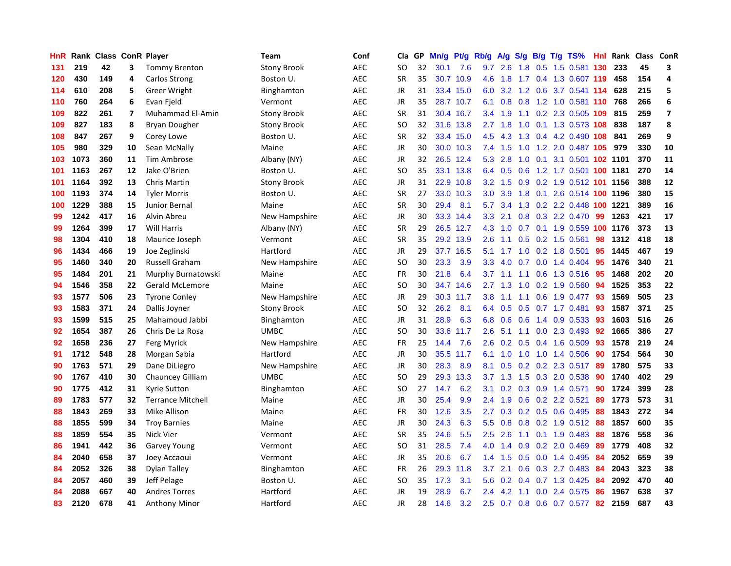| HnR | Rank | Class | ConR | Player | Team | Conf | Cla | GP | Mn/g | Pt/g | Rb/g | A/g | S/g | B/g | T/g | TS% | HnI | Rank | Class | ConR |
|---|---|---|---|---|---|---|---|---|---|---|---|---|---|---|---|---|---|---|---|---|
| 131 | 219 | 42 | 3 | Tommy Brenton | Stony Brook | AEC | SO | 32 | 30.1 | 7.6 | 9.7 | 2.6 | 1.8 | 0.5 | 1.5 | 0.581 | 130 | 233 | 45 | 3 |
| 120 | 430 | 149 | 4 | Carlos Strong | Boston U. | AEC | SR | 35 | 30.7 | 10.9 | 4.6 | 1.8 | 1.7 | 0.4 | 1.3 | 0.607 | 119 | 458 | 154 | 4 |
| 114 | 610 | 208 | 5 | Greer Wright | Binghamton | AEC | JR | 31 | 33.4 | 15.0 | 6.0 | 3.2 | 1.2 | 0.6 | 3.7 | 0.541 | 114 | 628 | 215 | 5 |
| 110 | 760 | 264 | 6 | Evan Fjeld | Vermont | AEC | JR | 35 | 28.7 | 10.7 | 6.1 | 0.8 | 0.8 | 1.2 | 1.0 | 0.581 | 110 | 768 | 266 | 6 |
| 109 | 822 | 261 | 7 | Muhammad El-Amin | Stony Brook | AEC | SR | 31 | 30.4 | 16.7 | 3.4 | 1.9 | 1.1 | 0.2 | 2.3 | 0.505 | 109 | 815 | 259 | 7 |
| 109 | 827 | 183 | 8 | Bryan Dougher | Stony Brook | AEC | SO | 32 | 31.6 | 13.8 | 2.7 | 1.8 | 1.0 | 0.1 | 1.3 | 0.573 | 108 | 838 | 187 | 8 |
| 108 | 847 | 267 | 9 | Corey Lowe | Boston U. | AEC | SR | 32 | 33.4 | 15.0 | 4.5 | 4.3 | 1.3 | 0.4 | 4.2 | 0.490 | 108 | 841 | 269 | 9 |
| 105 | 980 | 329 | 10 | Sean McNally | Maine | AEC | JR | 30 | 30.0 | 10.3 | 7.4 | 1.5 | 1.0 | 1.2 | 2.0 | 0.487 | 105 | 979 | 330 | 10 |
| 103 | 1073 | 360 | 11 | Tim Ambrose | Albany (NY) | AEC | JR | 32 | 26.5 | 12.4 | 5.3 | 2.8 | 1.0 | 0.1 | 3.1 | 0.501 | 102 | 1101 | 370 | 11 |
| 101 | 1163 | 267 | 12 | Jake O'Brien | Boston U. | AEC | SO | 35 | 33.1 | 13.8 | 6.4 | 0.5 | 0.6 | 1.2 | 1.7 | 0.501 | 100 | 1181 | 270 | 14 |
| 101 | 1164 | 392 | 13 | Chris Martin | Stony Brook | AEC | JR | 31 | 22.9 | 10.8 | 3.2 | 1.5 | 0.9 | 0.2 | 1.9 | 0.512 | 101 | 1156 | 388 | 12 |
| 100 | 1193 | 374 | 14 | Tyler Morris | Boston U. | AEC | SR | 27 | 33.0 | 10.3 | 3.0 | 3.9 | 1.8 | 0.1 | 2.6 | 0.514 | 100 | 1196 | 380 | 15 |
| 100 | 1229 | 388 | 15 | Junior Bernal | Maine | AEC | SR | 30 | 29.4 | 8.1 | 5.7 | 3.4 | 1.3 | 0.2 | 2.2 | 0.448 | 100 | 1221 | 389 | 16 |
| 99 | 1242 | 417 | 16 | Alvin Abreu | New Hampshire | AEC | JR | 30 | 33.3 | 14.4 | 3.3 | 2.1 | 0.8 | 0.3 | 2.2 | 0.470 | 99 | 1263 | 421 | 17 |
| 99 | 1264 | 399 | 17 | Will Harris | Albany (NY) | AEC | SR | 29 | 26.5 | 12.7 | 4.3 | 1.0 | 0.7 | 0.1 | 1.9 | 0.559 | 100 | 1176 | 373 | 13 |
| 98 | 1304 | 410 | 18 | Maurice Joseph | Vermont | AEC | SR | 35 | 29.2 | 13.9 | 2.6 | 1.1 | 0.5 | 0.2 | 1.5 | 0.561 | 98 | 1312 | 418 | 18 |
| 96 | 1434 | 466 | 19 | Joe Zeglinski | Hartford | AEC | JR | 29 | 37.7 | 16.5 | 5.1 | 1.7 | 1.0 | 0.2 | 1.8 | 0.501 | 95 | 1445 | 467 | 19 |
| 95 | 1460 | 340 | 20 | Russell Graham | New Hampshire | AEC | SO | 30 | 23.3 | 3.9 | 3.3 | 4.0 | 0.7 | 0.0 | 1.4 | 0.404 | 95 | 1476 | 340 | 21 |
| 95 | 1484 | 201 | 21 | Murphy Burnatowski | Maine | AEC | FR | 30 | 21.8 | 6.4 | 3.7 | 1.1 | 1.1 | 0.6 | 1.3 | 0.516 | 95 | 1468 | 202 | 20 |
| 94 | 1546 | 358 | 22 | Gerald McLemore | Maine | AEC | SO | 30 | 34.7 | 14.6 | 2.7 | 1.3 | 1.0 | 0.2 | 1.9 | 0.560 | 94 | 1525 | 353 | 22 |
| 93 | 1577 | 506 | 23 | Tyrone Conley | New Hampshire | AEC | JR | 29 | 30.3 | 11.7 | 3.8 | 1.1 | 1.1 | 0.6 | 1.9 | 0.477 | 93 | 1569 | 505 | 23 |
| 93 | 1583 | 371 | 24 | Dallis Joyner | Stony Brook | AEC | SO | 32 | 26.2 | 8.1 | 6.4 | 0.5 | 0.5 | 0.7 | 1.7 | 0.481 | 93 | 1587 | 371 | 25 |
| 93 | 1599 | 515 | 25 | Mahamoud Jabbi | Binghamton | AEC | JR | 31 | 28.9 | 6.3 | 6.8 | 0.6 | 0.6 | 1.4 | 0.9 | 0.533 | 93 | 1603 | 516 | 26 |
| 92 | 1654 | 387 | 26 | Chris De La Rosa | UMBC | AEC | SO | 30 | 33.6 | 11.7 | 2.6 | 5.1 | 1.1 | 0.0 | 2.3 | 0.493 | 92 | 1665 | 386 | 27 |
| 92 | 1658 | 236 | 27 | Ferg Myrick | New Hampshire | AEC | FR | 25 | 14.4 | 7.6 | 2.6 | 0.2 | 0.5 | 0.4 | 1.6 | 0.509 | 93 | 1578 | 219 | 24 |
| 91 | 1712 | 548 | 28 | Morgan Sabia | Hartford | AEC | JR | 30 | 35.5 | 11.7 | 6.1 | 1.0 | 1.0 | 1.0 | 1.4 | 0.506 | 90 | 1754 | 564 | 30 |
| 90 | 1763 | 571 | 29 | Dane DiLiegro | New Hampshire | AEC | JR | 30 | 28.3 | 8.9 | 8.1 | 0.5 | 0.2 | 0.2 | 2.3 | 0.517 | 89 | 1780 | 575 | 33 |
| 90 | 1767 | 410 | 30 | Chauncey Gilliam | UMBC | AEC | SO | 29 | 29.3 | 13.3 | 3.7 | 1.3 | 1.5 | 0.3 | 2.0 | 0.538 | 90 | 1740 | 402 | 29 |
| 90 | 1775 | 412 | 31 | Kyrie Sutton | Binghamton | AEC | SO | 27 | 14.7 | 6.2 | 3.1 | 0.2 | 0.3 | 0.9 | 1.4 | 0.571 | 90 | 1724 | 399 | 28 |
| 89 | 1783 | 577 | 32 | Terrance Mitchell | Maine | AEC | JR | 30 | 25.4 | 9.9 | 2.4 | 1.9 | 0.6 | 0.2 | 2.2 | 0.521 | 89 | 1773 | 573 | 31 |
| 88 | 1843 | 269 | 33 | Mike Allison | Maine | AEC | FR | 30 | 12.6 | 3.5 | 2.7 | 0.3 | 0.2 | 0.5 | 0.6 | 0.495 | 88 | 1843 | 272 | 34 |
| 88 | 1855 | 599 | 34 | Troy Barnies | Maine | AEC | JR | 30 | 24.3 | 6.3 | 5.5 | 0.8 | 0.8 | 0.2 | 1.9 | 0.512 | 88 | 1857 | 600 | 35 |
| 88 | 1859 | 554 | 35 | Nick Vier | Vermont | AEC | SR | 35 | 24.6 | 5.5 | 2.5 | 2.6 | 1.1 | 0.1 | 1.9 | 0.483 | 88 | 1876 | 558 | 36 |
| 86 | 1941 | 442 | 36 | Garvey Young | Vermont | AEC | SO | 31 | 28.5 | 7.4 | 4.0 | 1.4 | 0.9 | 0.2 | 2.0 | 0.469 | 89 | 1779 | 408 | 32 |
| 84 | 2040 | 658 | 37 | Joey Accaoui | Vermont | AEC | JR | 35 | 20.6 | 6.7 | 1.4 | 1.5 | 0.5 | 0.0 | 1.4 | 0.495 | 84 | 2052 | 659 | 39 |
| 84 | 2052 | 326 | 38 | Dylan Talley | Binghamton | AEC | FR | 26 | 29.3 | 11.8 | 3.7 | 2.1 | 0.6 | 0.3 | 2.7 | 0.483 | 84 | 2043 | 323 | 38 |
| 84 | 2057 | 460 | 39 | Jeff Pelage | Boston U. | AEC | SO | 35 | 17.3 | 3.1 | 5.6 | 0.2 | 0.4 | 0.7 | 1.3 | 0.425 | 84 | 2092 | 470 | 40 |
| 84 | 2088 | 667 | 40 | Andres Torres | Hartford | AEC | JR | 19 | 28.9 | 6.7 | 2.4 | 4.2 | 1.1 | 0.0 | 2.4 | 0.575 | 86 | 1967 | 638 | 37 |
| 83 | 2120 | 678 | 41 | Anthony Minor | Hartford | AEC | JR | 28 | 14.6 | 3.2 | 2.5 | 0.7 | 0.8 | 0.6 | 0.7 | 0.577 | 82 | 2159 | 687 | 43 |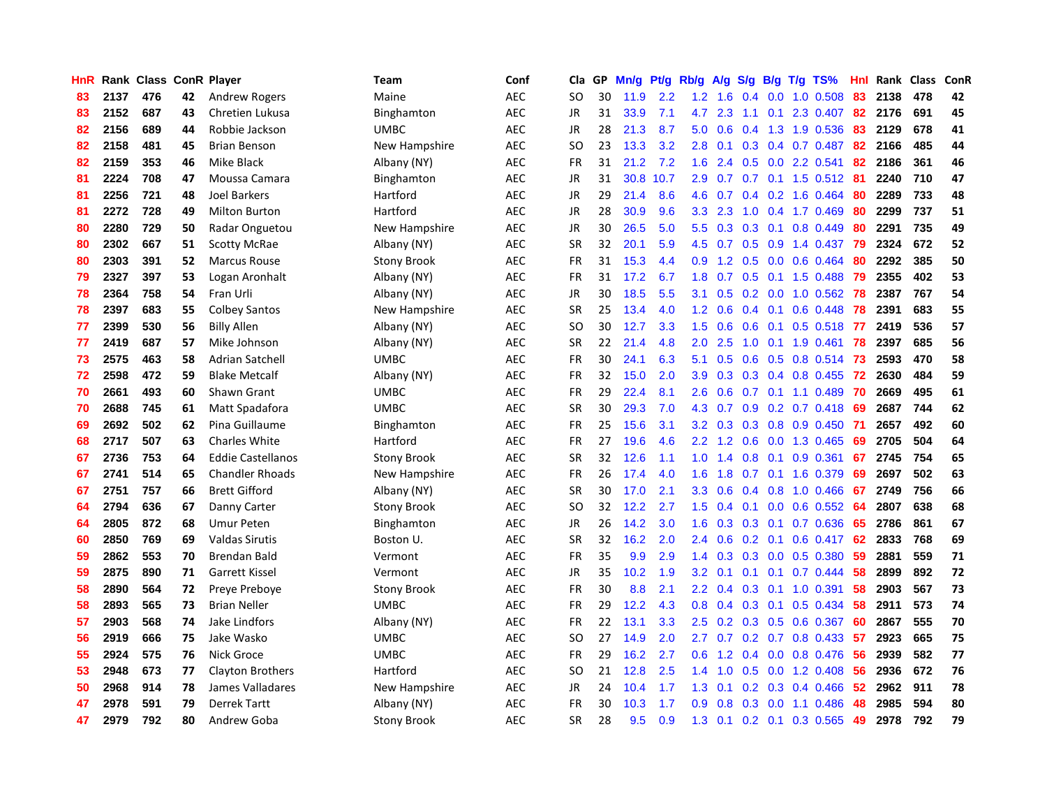| HnR | Rank | Class | ConR | Player | Team | Conf | Cla | GP | Mn/g | Pt/g | Rb/g | A/g | S/g | B/g | T/g | TS% | HnI | Rank | Class | ConR |
|---|---|---|---|---|---|---|---|---|---|---|---|---|---|---|---|---|---|---|---|---|
| 83 | 2137 | 476 | 42 | Andrew Rogers | Maine | AEC | SO | 30 | 11.9 | 2.2 | 1.2 | 1.6 | 0.4 | 0.0 | 1.0 | 0.508 | 83 | 2138 | 478 | 42 |
| 83 | 2152 | 687 | 43 | Chretien Lukusa | Binghamton | AEC | JR | 31 | 33.9 | 7.1 | 4.7 | 2.3 | 1.1 | 0.1 | 2.3 | 0.407 | 82 | 2176 | 691 | 45 |
| 82 | 2156 | 689 | 44 | Robbie Jackson | UMBC | AEC | JR | 28 | 21.3 | 8.7 | 5.0 | 0.6 | 0.4 | 1.3 | 1.9 | 0.536 | 83 | 2129 | 678 | 41 |
| 82 | 2158 | 481 | 45 | Brian Benson | New Hampshire | AEC | SO | 23 | 13.3 | 3.2 | 2.8 | 0.1 | 0.3 | 0.4 | 0.7 | 0.487 | 82 | 2166 | 485 | 44 |
| 82 | 2159 | 353 | 46 | Mike Black | Albany (NY) | AEC | FR | 31 | 21.2 | 7.2 | 1.6 | 2.4 | 0.5 | 0.0 | 2.2 | 0.541 | 82 | 2186 | 361 | 46 |
| 81 | 2224 | 708 | 47 | Moussa Camara | Binghamton | AEC | JR | 31 | 30.8 | 10.7 | 2.9 | 0.7 | 0.7 | 0.1 | 1.5 | 0.512 | 81 | 2240 | 710 | 47 |
| 81 | 2256 | 721 | 48 | Joel Barkers | Hartford | AEC | JR | 29 | 21.4 | 8.6 | 4.6 | 0.7 | 0.4 | 0.2 | 1.6 | 0.464 | 80 | 2289 | 733 | 48 |
| 81 | 2272 | 728 | 49 | Milton Burton | Hartford | AEC | JR | 28 | 30.9 | 9.6 | 3.3 | 2.3 | 1.0 | 0.4 | 1.7 | 0.469 | 80 | 2299 | 737 | 51 |
| 80 | 2280 | 729 | 50 | Radar Onguetou | New Hampshire | AEC | JR | 30 | 26.5 | 5.0 | 5.5 | 0.3 | 0.3 | 0.1 | 0.8 | 0.449 | 80 | 2291 | 735 | 49 |
| 80 | 2302 | 667 | 51 | Scotty McRae | Albany (NY) | AEC | SR | 32 | 20.1 | 5.9 | 4.5 | 0.7 | 0.5 | 0.9 | 1.4 | 0.437 | 79 | 2324 | 672 | 52 |
| 80 | 2303 | 391 | 52 | Marcus Rouse | Stony Brook | AEC | FR | 31 | 15.3 | 4.4 | 0.9 | 1.2 | 0.5 | 0.0 | 0.6 | 0.464 | 80 | 2292 | 385 | 50 |
| 79 | 2327 | 397 | 53 | Logan Aronhalt | Albany (NY) | AEC | FR | 31 | 17.2 | 6.7 | 1.8 | 0.7 | 0.5 | 0.1 | 1.5 | 0.488 | 79 | 2355 | 402 | 53 |
| 78 | 2364 | 758 | 54 | Fran Urli | Albany (NY) | AEC | JR | 30 | 18.5 | 5.5 | 3.1 | 0.5 | 0.2 | 0.0 | 1.0 | 0.562 | 78 | 2387 | 767 | 54 |
| 78 | 2397 | 683 | 55 | Colbey Santos | New Hampshire | AEC | SR | 25 | 13.4 | 4.0 | 1.2 | 0.6 | 0.4 | 0.1 | 0.6 | 0.448 | 78 | 2391 | 683 | 55 |
| 77 | 2399 | 530 | 56 | Billy Allen | Albany (NY) | AEC | SO | 30 | 12.7 | 3.3 | 1.5 | 0.6 | 0.6 | 0.1 | 0.5 | 0.518 | 77 | 2419 | 536 | 57 |
| 77 | 2419 | 687 | 57 | Mike Johnson | Albany (NY) | AEC | SR | 22 | 21.4 | 4.8 | 2.0 | 2.5 | 1.0 | 0.1 | 1.9 | 0.461 | 78 | 2397 | 685 | 56 |
| 73 | 2575 | 463 | 58 | Adrian Satchell | UMBC | AEC | FR | 30 | 24.1 | 6.3 | 5.1 | 0.5 | 0.6 | 0.5 | 0.8 | 0.514 | 73 | 2593 | 470 | 58 |
| 72 | 2598 | 472 | 59 | Blake Metcalf | Albany (NY) | AEC | FR | 32 | 15.0 | 2.0 | 3.9 | 0.3 | 0.3 | 0.4 | 0.8 | 0.455 | 72 | 2630 | 484 | 59 |
| 70 | 2661 | 493 | 60 | Shawn Grant | UMBC | AEC | FR | 29 | 22.4 | 8.1 | 2.6 | 0.6 | 0.7 | 0.1 | 1.1 | 0.489 | 70 | 2669 | 495 | 61 |
| 70 | 2688 | 745 | 61 | Matt Spadafora | UMBC | AEC | SR | 30 | 29.3 | 7.0 | 4.3 | 0.7 | 0.9 | 0.2 | 0.7 | 0.418 | 69 | 2687 | 744 | 62 |
| 69 | 2692 | 502 | 62 | Pina Guillaume | Binghamton | AEC | FR | 25 | 15.6 | 3.1 | 3.2 | 0.3 | 0.3 | 0.8 | 0.9 | 0.450 | 71 | 2657 | 492 | 60 |
| 68 | 2717 | 507 | 63 | Charles White | Hartford | AEC | FR | 27 | 19.6 | 4.6 | 2.2 | 1.2 | 0.6 | 0.0 | 1.3 | 0.465 | 69 | 2705 | 504 | 64 |
| 67 | 2736 | 753 | 64 | Eddie Castellanos | Stony Brook | AEC | SR | 32 | 12.6 | 1.1 | 1.0 | 1.4 | 0.8 | 0.1 | 0.9 | 0.361 | 67 | 2745 | 754 | 65 |
| 67 | 2741 | 514 | 65 | Chandler Rhoads | New Hampshire | AEC | FR | 26 | 17.4 | 4.0 | 1.6 | 1.8 | 0.7 | 0.1 | 1.6 | 0.379 | 69 | 2697 | 502 | 63 |
| 67 | 2751 | 757 | 66 | Brett Gifford | Albany (NY) | AEC | SR | 30 | 17.0 | 2.1 | 3.3 | 0.6 | 0.4 | 0.8 | 1.0 | 0.466 | 67 | 2749 | 756 | 66 |
| 64 | 2794 | 636 | 67 | Danny Carter | Stony Brook | AEC | SO | 32 | 12.2 | 2.7 | 1.5 | 0.4 | 0.1 | 0.0 | 0.6 | 0.552 | 64 | 2807 | 638 | 68 |
| 64 | 2805 | 872 | 68 | Umur Peten | Binghamton | AEC | JR | 26 | 14.2 | 3.0 | 1.6 | 0.3 | 0.3 | 0.1 | 0.7 | 0.636 | 65 | 2786 | 861 | 67 |
| 60 | 2850 | 769 | 69 | Valdas Sirutis | Boston U. | AEC | SR | 32 | 16.2 | 2.0 | 2.4 | 0.6 | 0.2 | 0.1 | 0.6 | 0.417 | 62 | 2833 | 768 | 69 |
| 59 | 2862 | 553 | 70 | Brendan Bald | Vermont | AEC | FR | 35 | 9.9 | 2.9 | 1.4 | 0.3 | 0.3 | 0.0 | 0.5 | 0.380 | 59 | 2881 | 559 | 71 |
| 59 | 2875 | 890 | 71 | Garrett Kissel | Vermont | AEC | JR | 35 | 10.2 | 1.9 | 3.2 | 0.1 | 0.1 | 0.1 | 0.7 | 0.444 | 58 | 2899 | 892 | 72 |
| 58 | 2890 | 564 | 72 | Preye Preboye | Stony Brook | AEC | FR | 30 | 8.8 | 2.1 | 2.2 | 0.4 | 0.3 | 0.1 | 1.0 | 0.391 | 58 | 2903 | 567 | 73 |
| 58 | 2893 | 565 | 73 | Brian Neller | UMBC | AEC | FR | 29 | 12.2 | 4.3 | 0.8 | 0.4 | 0.3 | 0.1 | 0.5 | 0.434 | 58 | 2911 | 573 | 74 |
| 57 | 2903 | 568 | 74 | Jake Lindfors | Albany (NY) | AEC | FR | 22 | 13.1 | 3.3 | 2.5 | 0.2 | 0.3 | 0.5 | 0.6 | 0.367 | 60 | 2867 | 555 | 70 |
| 56 | 2919 | 666 | 75 | Jake Wasko | UMBC | AEC | SO | 27 | 14.9 | 2.0 | 2.7 | 0.7 | 0.2 | 0.7 | 0.8 | 0.433 | 57 | 2923 | 665 | 75 |
| 55 | 2924 | 575 | 76 | Nick Groce | UMBC | AEC | FR | 29 | 16.2 | 2.7 | 0.6 | 1.2 | 0.4 | 0.0 | 0.8 | 0.476 | 56 | 2939 | 582 | 77 |
| 53 | 2948 | 673 | 77 | Clayton Brothers | Hartford | AEC | SO | 21 | 12.8 | 2.5 | 1.4 | 1.0 | 0.5 | 0.0 | 1.2 | 0.408 | 56 | 2936 | 672 | 76 |
| 50 | 2968 | 914 | 78 | James Valladares | New Hampshire | AEC | JR | 24 | 10.4 | 1.7 | 1.3 | 0.1 | 0.2 | 0.3 | 0.4 | 0.466 | 52 | 2962 | 911 | 78 |
| 47 | 2978 | 591 | 79 | Derrek Tartt | Albany (NY) | AEC | FR | 30 | 10.3 | 1.7 | 0.9 | 0.8 | 0.3 | 0.0 | 1.1 | 0.486 | 48 | 2985 | 594 | 80 |
| 47 | 2979 | 792 | 80 | Andrew Goba | Stony Brook | AEC | SR | 28 | 9.5 | 0.9 | 1.3 | 0.1 | 0.2 | 0.1 | 0.3 | 0.565 | 49 | 2978 | 792 | 79 |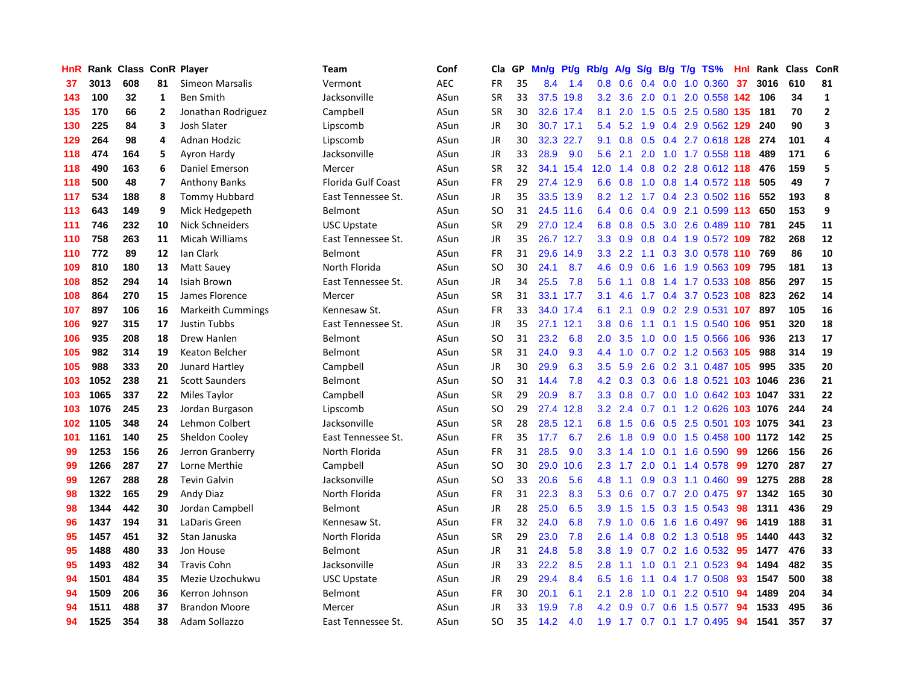| HnR | Rank | Class | ConR | Player | Team | Conf | Cla | GP | Mn/g | Pt/g | Rb/g | A/g | S/g | B/g | T/g | TS% | HnI | Rank | Class | ConR |
|---|---|---|---|---|---|---|---|---|---|---|---|---|---|---|---|---|---|---|---|---|
| 37 | 3013 | 608 | 81 | Simeon Marsalis | Vermont | AEC | FR | 35 | 8.4 | 1.4 | 0.8 | 0.6 | 0.4 | 0.0 | 1.0 | 0.360 | 37 | 3016 | 610 | 81 |
| 143 | 100 | 32 | 1 | Ben Smith | Jacksonville | ASun | SR | 33 | 37.5 | 19.8 | 3.2 | 3.6 | 2.0 | 0.1 | 2.0 | 0.558 | 142 | 106 | 34 | 1 |
| 135 | 170 | 66 | 2 | Jonathan Rodriguez | Campbell | ASun | SR | 30 | 32.6 | 17.4 | 8.1 | 2.0 | 1.5 | 0.5 | 2.5 | 0.580 | 135 | 181 | 70 | 2 |
| 130 | 225 | 84 | 3 | Josh Slater | Lipscomb | ASun | JR | 30 | 30.7 | 17.1 | 5.4 | 5.2 | 1.9 | 0.4 | 2.9 | 0.562 | 129 | 240 | 90 | 3 |
| 129 | 264 | 98 | 4 | Adnan Hodzic | Lipscomb | ASun | JR | 30 | 32.3 | 22.7 | 9.1 | 0.8 | 0.5 | 0.4 | 2.7 | 0.618 | 128 | 274 | 101 | 4 |
| 118 | 474 | 164 | 5 | Ayron Hardy | Jacksonville | ASun | JR | 33 | 28.9 | 9.0 | 5.6 | 2.1 | 2.0 | 1.0 | 1.7 | 0.558 | 118 | 489 | 171 | 6 |
| 118 | 490 | 163 | 6 | Daniel Emerson | Mercer | ASun | SR | 32 | 34.1 | 15.4 | 12.0 | 1.4 | 0.8 | 0.2 | 2.8 | 0.612 | 118 | 476 | 159 | 5 |
| 118 | 500 | 48 | 7 | Anthony Banks | Florida Gulf Coast | ASun | FR | 29 | 27.4 | 12.9 | 6.6 | 0.8 | 1.0 | 0.8 | 1.4 | 0.572 | 118 | 505 | 49 | 7 |
| 117 | 534 | 188 | 8 | Tommy Hubbard | East Tennessee St. | ASun | JR | 35 | 33.5 | 13.9 | 8.2 | 1.2 | 1.7 | 0.4 | 2.3 | 0.502 | 116 | 552 | 193 | 8 |
| 113 | 643 | 149 | 9 | Mick Hedgepeth | Belmont | ASun | SO | 31 | 24.5 | 11.6 | 6.4 | 0.6 | 0.4 | 0.9 | 2.1 | 0.599 | 113 | 650 | 153 | 9 |
| 111 | 746 | 232 | 10 | Nick Schneiders | USC Upstate | ASun | SR | 29 | 27.0 | 12.4 | 6.8 | 0.8 | 0.5 | 3.0 | 2.6 | 0.489 | 110 | 781 | 245 | 11 |
| 110 | 758 | 263 | 11 | Micah Williams | East Tennessee St. | ASun | JR | 35 | 26.7 | 12.7 | 3.3 | 0.9 | 0.8 | 0.4 | 1.9 | 0.572 | 109 | 782 | 268 | 12 |
| 110 | 772 | 89 | 12 | Ian Clark | Belmont | ASun | FR | 31 | 29.6 | 14.9 | 3.3 | 2.2 | 1.1 | 0.3 | 3.0 | 0.578 | 110 | 769 | 86 | 10 |
| 109 | 810 | 180 | 13 | Matt Sauey | North Florida | ASun | SO | 30 | 24.1 | 8.7 | 4.6 | 0.9 | 0.6 | 1.6 | 1.9 | 0.563 | 109 | 795 | 181 | 13 |
| 108 | 852 | 294 | 14 | Isiah Brown | East Tennessee St. | ASun | JR | 34 | 25.5 | 7.8 | 5.6 | 1.1 | 0.8 | 1.4 | 1.7 | 0.533 | 108 | 856 | 297 | 15 |
| 108 | 864 | 270 | 15 | James Florence | Mercer | ASun | SR | 31 | 33.1 | 17.7 | 3.1 | 4.6 | 1.7 | 0.4 | 3.7 | 0.523 | 108 | 823 | 262 | 14 |
| 107 | 897 | 106 | 16 | Markeith Cummings | Kennesaw St. | ASun | FR | 33 | 34.0 | 17.4 | 6.1 | 2.1 | 0.9 | 0.2 | 2.9 | 0.531 | 107 | 897 | 105 | 16 |
| 106 | 927 | 315 | 17 | Justin Tubbs | East Tennessee St. | ASun | JR | 35 | 27.1 | 12.1 | 3.8 | 0.6 | 1.1 | 0.1 | 1.5 | 0.540 | 106 | 951 | 320 | 18 |
| 106 | 935 | 208 | 18 | Drew Hanlen | Belmont | ASun | SO | 31 | 23.2 | 6.8 | 2.0 | 3.5 | 1.0 | 0.0 | 1.5 | 0.566 | 106 | 936 | 213 | 17 |
| 105 | 982 | 314 | 19 | Keaton Belcher | Belmont | ASun | SR | 31 | 24.0 | 9.3 | 4.4 | 1.0 | 0.7 | 0.2 | 1.2 | 0.563 | 105 | 988 | 314 | 19 |
| 105 | 988 | 333 | 20 | Junard Hartley | Campbell | ASun | JR | 30 | 29.9 | 6.3 | 3.5 | 5.9 | 2.6 | 0.2 | 3.1 | 0.487 | 105 | 995 | 335 | 20 |
| 103 | 1052 | 238 | 21 | Scott Saunders | Belmont | ASun | SO | 31 | 14.4 | 7.8 | 4.2 | 0.3 | 0.3 | 0.6 | 1.8 | 0.521 | 103 | 1046 | 236 | 21 |
| 103 | 1065 | 337 | 22 | Miles Taylor | Campbell | ASun | SR | 29 | 20.9 | 8.7 | 3.3 | 0.8 | 0.7 | 0.0 | 1.0 | 0.642 | 103 | 1047 | 331 | 22 |
| 103 | 1076 | 245 | 23 | Jordan Burgason | Lipscomb | ASun | SO | 29 | 27.4 | 12.8 | 3.2 | 2.4 | 0.7 | 0.1 | 1.2 | 0.626 | 103 | 1076 | 244 | 24 |
| 102 | 1105 | 348 | 24 | Lehmon Colbert | Jacksonville | ASun | SR | 28 | 28.5 | 12.1 | 6.8 | 1.5 | 0.6 | 0.5 | 2.5 | 0.501 | 103 | 1075 | 341 | 23 |
| 101 | 1161 | 140 | 25 | Sheldon Cooley | East Tennessee St. | ASun | FR | 35 | 17.7 | 6.7 | 2.6 | 1.8 | 0.9 | 0.0 | 1.5 | 0.458 | 100 | 1172 | 142 | 25 |
| 99 | 1253 | 156 | 26 | Jerron Granberry | North Florida | ASun | FR | 31 | 28.5 | 9.0 | 3.3 | 1.4 | 1.0 | 0.1 | 1.6 | 0.590 | 99 | 1266 | 156 | 26 |
| 99 | 1266 | 287 | 27 | Lorne Merthie | Campbell | ASun | SO | 30 | 29.0 | 10.6 | 2.3 | 1.7 | 2.0 | 0.1 | 1.4 | 0.578 | 99 | 1270 | 287 | 27 |
| 99 | 1267 | 288 | 28 | Tevin Galvin | Jacksonville | ASun | SO | 33 | 20.6 | 5.6 | 4.8 | 1.1 | 0.9 | 0.3 | 1.1 | 0.460 | 99 | 1275 | 288 | 28 |
| 98 | 1322 | 165 | 29 | Andy Diaz | North Florida | ASun | FR | 31 | 22.3 | 8.3 | 5.3 | 0.6 | 0.7 | 0.7 | 2.0 | 0.475 | 97 | 1342 | 165 | 30 |
| 98 | 1344 | 442 | 30 | Jordan Campbell | Belmont | ASun | JR | 28 | 25.0 | 6.5 | 3.9 | 1.5 | 1.5 | 0.3 | 1.5 | 0.543 | 98 | 1311 | 436 | 29 |
| 96 | 1437 | 194 | 31 | LaDaris Green | Kennesaw St. | ASun | FR | 32 | 24.0 | 6.8 | 7.9 | 1.0 | 0.6 | 1.6 | 1.6 | 0.497 | 96 | 1419 | 188 | 31 |
| 95 | 1457 | 451 | 32 | Stan Januska | North Florida | ASun | SR | 29 | 23.0 | 7.8 | 2.6 | 1.4 | 0.8 | 0.2 | 1.3 | 0.518 | 95 | 1440 | 443 | 32 |
| 95 | 1488 | 480 | 33 | Jon House | Belmont | ASun | JR | 31 | 24.8 | 5.8 | 3.8 | 1.9 | 0.7 | 0.2 | 1.6 | 0.532 | 95 | 1477 | 476 | 33 |
| 95 | 1493 | 482 | 34 | Travis Cohn | Jacksonville | ASun | JR | 33 | 22.2 | 8.5 | 2.8 | 1.1 | 1.0 | 0.1 | 2.1 | 0.523 | 94 | 1494 | 482 | 35 |
| 94 | 1501 | 484 | 35 | Mezie Uzochukwu | USC Upstate | ASun | JR | 29 | 29.4 | 8.4 | 6.5 | 1.6 | 1.1 | 0.4 | 1.7 | 0.508 | 93 | 1547 | 500 | 38 |
| 94 | 1509 | 206 | 36 | Kerron Johnson | Belmont | ASun | FR | 30 | 20.1 | 6.1 | 2.1 | 2.8 | 1.0 | 0.1 | 2.2 | 0.510 | 94 | 1489 | 204 | 34 |
| 94 | 1511 | 488 | 37 | Brandon Moore | Mercer | ASun | JR | 33 | 19.9 | 7.8 | 4.2 | 0.9 | 0.7 | 0.6 | 1.5 | 0.577 | 94 | 1533 | 495 | 36 |
| 94 | 1525 | 354 | 38 | Adam Sollazzo | East Tennessee St. | ASun | SO | 35 | 14.2 | 4.0 | 1.9 | 1.7 | 0.7 | 0.1 | 1.7 | 0.495 | 94 | 1541 | 357 | 37 |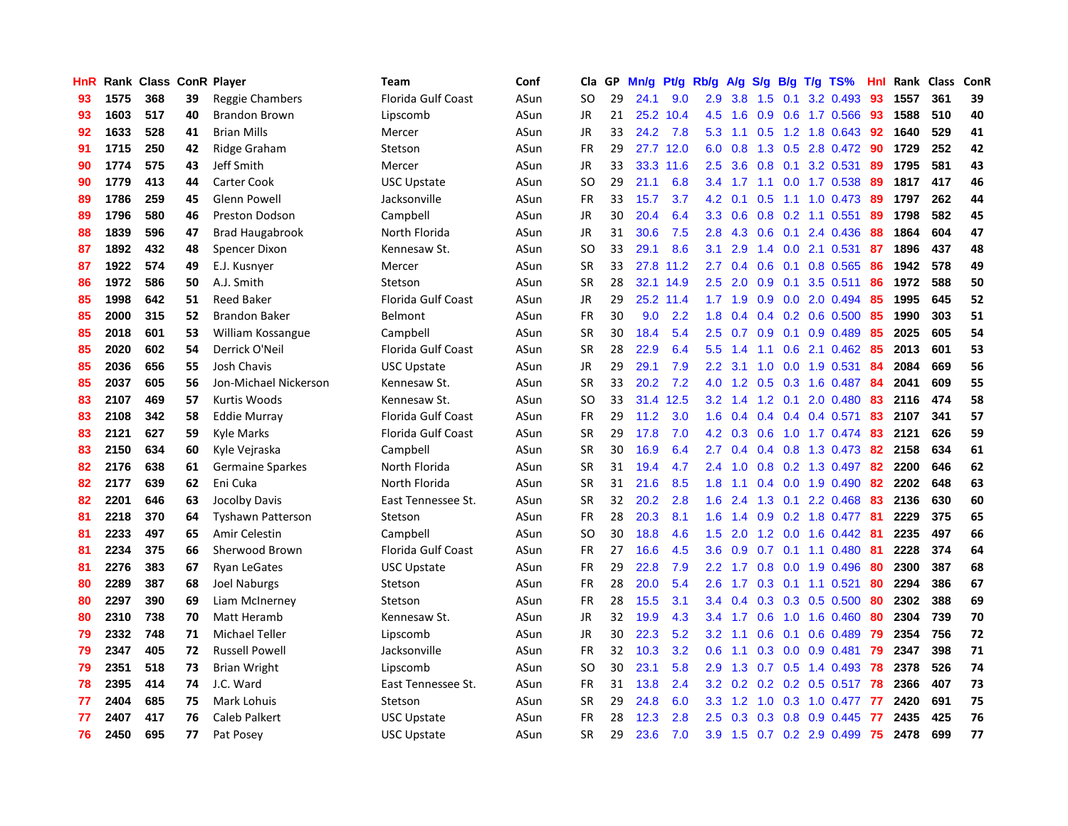| HnR | Rank | Class | ConR | Player | Team | Conf | Cla | GP | Mn/g | Pt/g | Rb/g | A/g | S/g | B/g | T/g | TS% | HnI | Rank | Class | ConR |
|---|---|---|---|---|---|---|---|---|---|---|---|---|---|---|---|---|---|---|---|---|
| 93 | 1575 | 368 | 39 | Reggie Chambers | Florida Gulf Coast | ASun | SO | 29 | 24.1 | 9.0 | 2.9 | 3.8 | 1.5 | 0.1 | 3.2 | 0.493 | 93 | 1557 | 361 | 39 |
| 93 | 1603 | 517 | 40 | Brandon Brown | Lipscomb | ASun | JR | 21 | 25.2 | 10.4 | 4.5 | 1.6 | 0.9 | 0.6 | 1.7 | 0.566 | 93 | 1588 | 510 | 40 |
| 92 | 1633 | 528 | 41 | Brian Mills | Mercer | ASun | JR | 33 | 24.2 | 7.8 | 5.3 | 1.1 | 0.5 | 1.2 | 1.8 | 0.643 | 92 | 1640 | 529 | 41 |
| 91 | 1715 | 250 | 42 | Ridge Graham | Stetson | ASun | FR | 29 | 27.7 | 12.0 | 6.0 | 0.8 | 1.3 | 0.5 | 2.8 | 0.472 | 90 | 1729 | 252 | 42 |
| 90 | 1774 | 575 | 43 | Jeff Smith | Mercer | ASun | JR | 33 | 33.3 | 11.6 | 2.5 | 3.6 | 0.8 | 0.1 | 3.2 | 0.531 | 89 | 1795 | 581 | 43 |
| 90 | 1779 | 413 | 44 | Carter Cook | USC Upstate | ASun | SO | 29 | 21.1 | 6.8 | 3.4 | 1.7 | 1.1 | 0.0 | 1.7 | 0.538 | 89 | 1817 | 417 | 46 |
| 89 | 1786 | 259 | 45 | Glenn Powell | Jacksonville | ASun | FR | 33 | 15.7 | 3.7 | 4.2 | 0.1 | 0.5 | 1.1 | 1.0 | 0.473 | 89 | 1797 | 262 | 44 |
| 89 | 1796 | 580 | 46 | Preston Dodson | Campbell | ASun | JR | 30 | 20.4 | 6.4 | 3.3 | 0.6 | 0.8 | 0.2 | 1.1 | 0.551 | 89 | 1798 | 582 | 45 |
| 88 | 1839 | 596 | 47 | Brad Haugabrook | North Florida | ASun | JR | 31 | 30.6 | 7.5 | 2.8 | 4.3 | 0.6 | 0.1 | 2.4 | 0.436 | 88 | 1864 | 604 | 47 |
| 87 | 1892 | 432 | 48 | Spencer Dixon | Kennesaw St. | ASun | SO | 33 | 29.1 | 8.6 | 3.1 | 2.9 | 1.4 | 0.0 | 2.1 | 0.531 | 87 | 1896 | 437 | 48 |
| 87 | 1922 | 574 | 49 | E.J. Kusnyer | Mercer | ASun | SR | 33 | 27.8 | 11.2 | 2.7 | 0.4 | 0.6 | 0.1 | 0.8 | 0.565 | 86 | 1942 | 578 | 49 |
| 86 | 1972 | 586 | 50 | A.J. Smith | Stetson | ASun | SR | 28 | 32.1 | 14.9 | 2.5 | 2.0 | 0.9 | 0.1 | 3.5 | 0.511 | 86 | 1972 | 588 | 50 |
| 85 | 1998 | 642 | 51 | Reed Baker | Florida Gulf Coast | ASun | JR | 29 | 25.2 | 11.4 | 1.7 | 1.9 | 0.9 | 0.0 | 2.0 | 0.494 | 85 | 1995 | 645 | 52 |
| 85 | 2000 | 315 | 52 | Brandon Baker | Belmont | ASun | FR | 30 | 9.0 | 2.2 | 1.8 | 0.4 | 0.4 | 0.2 | 0.6 | 0.500 | 85 | 1990 | 303 | 51 |
| 85 | 2018 | 601 | 53 | William Kossangue | Campbell | ASun | SR | 30 | 18.4 | 5.4 | 2.5 | 0.7 | 0.9 | 0.1 | 0.9 | 0.489 | 85 | 2025 | 605 | 54 |
| 85 | 2020 | 602 | 54 | Derrick O'Neil | Florida Gulf Coast | ASun | SR | 28 | 22.9 | 6.4 | 5.5 | 1.4 | 1.1 | 0.6 | 2.1 | 0.462 | 85 | 2013 | 601 | 53 |
| 85 | 2036 | 656 | 55 | Josh Chavis | USC Upstate | ASun | JR | 29 | 29.1 | 7.9 | 2.2 | 3.1 | 1.0 | 0.0 | 1.9 | 0.531 | 84 | 2084 | 669 | 56 |
| 85 | 2037 | 605 | 56 | Jon-Michael Nickerson | Kennesaw St. | ASun | SR | 33 | 20.2 | 7.2 | 4.0 | 1.2 | 0.5 | 0.3 | 1.6 | 0.487 | 84 | 2041 | 609 | 55 |
| 83 | 2107 | 469 | 57 | Kurtis Woods | Kennesaw St. | ASun | SO | 33 | 31.4 | 12.5 | 3.2 | 1.4 | 1.2 | 0.1 | 2.0 | 0.480 | 83 | 2116 | 474 | 58 |
| 83 | 2108 | 342 | 58 | Eddie Murray | Florida Gulf Coast | ASun | FR | 29 | 11.2 | 3.0 | 1.6 | 0.4 | 0.4 | 0.4 | 0.4 | 0.571 | 83 | 2107 | 341 | 57 |
| 83 | 2121 | 627 | 59 | Kyle Marks | Florida Gulf Coast | ASun | SR | 29 | 17.8 | 7.0 | 4.2 | 0.3 | 0.6 | 1.0 | 1.7 | 0.474 | 83 | 2121 | 626 | 59 |
| 83 | 2150 | 634 | 60 | Kyle Vejraska | Campbell | ASun | SR | 30 | 16.9 | 6.4 | 2.7 | 0.4 | 0.4 | 0.8 | 1.3 | 0.473 | 82 | 2158 | 634 | 61 |
| 82 | 2176 | 638 | 61 | Germaine Sparkes | North Florida | ASun | SR | 31 | 19.4 | 4.7 | 2.4 | 1.0 | 0.8 | 0.2 | 1.3 | 0.497 | 82 | 2200 | 646 | 62 |
| 82 | 2177 | 639 | 62 | Eni Cuka | North Florida | ASun | SR | 31 | 21.6 | 8.5 | 1.8 | 1.1 | 0.4 | 0.0 | 1.9 | 0.490 | 82 | 2202 | 648 | 63 |
| 82 | 2201 | 646 | 63 | Jocolby Davis | East Tennessee St. | ASun | SR | 32 | 20.2 | 2.8 | 1.6 | 2.4 | 1.3 | 0.1 | 2.2 | 0.468 | 83 | 2136 | 630 | 60 |
| 81 | 2218 | 370 | 64 | Tyshawn Patterson | Stetson | ASun | FR | 28 | 20.3 | 8.1 | 1.6 | 1.4 | 0.9 | 0.2 | 1.8 | 0.477 | 81 | 2229 | 375 | 65 |
| 81 | 2233 | 497 | 65 | Amir Celestin | Campbell | ASun | SO | 30 | 18.8 | 4.6 | 1.5 | 2.0 | 1.2 | 0.0 | 1.6 | 0.442 | 81 | 2235 | 497 | 66 |
| 81 | 2234 | 375 | 66 | Sherwood Brown | Florida Gulf Coast | ASun | FR | 27 | 16.6 | 4.5 | 3.6 | 0.9 | 0.7 | 0.1 | 1.1 | 0.480 | 81 | 2228 | 374 | 64 |
| 81 | 2276 | 383 | 67 | Ryan LeGates | USC Upstate | ASun | FR | 29 | 22.8 | 7.9 | 2.2 | 1.7 | 0.8 | 0.0 | 1.9 | 0.496 | 80 | 2300 | 387 | 68 |
| 80 | 2289 | 387 | 68 | Joel Naburgs | Stetson | ASun | FR | 28 | 20.0 | 5.4 | 2.6 | 1.7 | 0.3 | 0.1 | 1.1 | 0.521 | 80 | 2294 | 386 | 67 |
| 80 | 2297 | 390 | 69 | Liam McInerney | Stetson | ASun | FR | 28 | 15.5 | 3.1 | 3.4 | 0.4 | 0.3 | 0.3 | 0.5 | 0.500 | 80 | 2302 | 388 | 69 |
| 80 | 2310 | 738 | 70 | Matt Heramb | Kennesaw St. | ASun | JR | 32 | 19.9 | 4.3 | 3.4 | 1.7 | 0.6 | 1.0 | 1.6 | 0.460 | 80 | 2304 | 739 | 70 |
| 79 | 2332 | 748 | 71 | Michael Teller | Lipscomb | ASun | JR | 30 | 22.3 | 5.2 | 3.2 | 1.1 | 0.6 | 0.1 | 0.6 | 0.489 | 79 | 2354 | 756 | 72 |
| 79 | 2347 | 405 | 72 | Russell Powell | Jacksonville | ASun | FR | 32 | 10.3 | 3.2 | 0.6 | 1.1 | 0.3 | 0.0 | 0.9 | 0.481 | 79 | 2347 | 398 | 71 |
| 79 | 2351 | 518 | 73 | Brian Wright | Lipscomb | ASun | SO | 30 | 23.1 | 5.8 | 2.9 | 1.3 | 0.7 | 0.5 | 1.4 | 0.493 | 78 | 2378 | 526 | 74 |
| 78 | 2395 | 414 | 74 | J.C. Ward | East Tennessee St. | ASun | FR | 31 | 13.8 | 2.4 | 3.2 | 0.2 | 0.2 | 0.2 | 0.5 | 0.517 | 78 | 2366 | 407 | 73 |
| 77 | 2404 | 685 | 75 | Mark Lohuis | Stetson | ASun | SR | 29 | 24.8 | 6.0 | 3.3 | 1.2 | 1.0 | 0.3 | 1.0 | 0.477 | 77 | 2420 | 691 | 75 |
| 77 | 2407 | 417 | 76 | Caleb Palkert | USC Upstate | ASun | FR | 28 | 12.3 | 2.8 | 2.5 | 0.3 | 0.3 | 0.8 | 0.9 | 0.445 | 77 | 2435 | 425 | 76 |
| 76 | 2450 | 695 | 77 | Pat Posey | USC Upstate | ASun | SR | 29 | 23.6 | 7.0 | 3.9 | 1.5 | 0.7 | 0.2 | 2.9 | 0.499 | 75 | 2478 | 699 | 77 |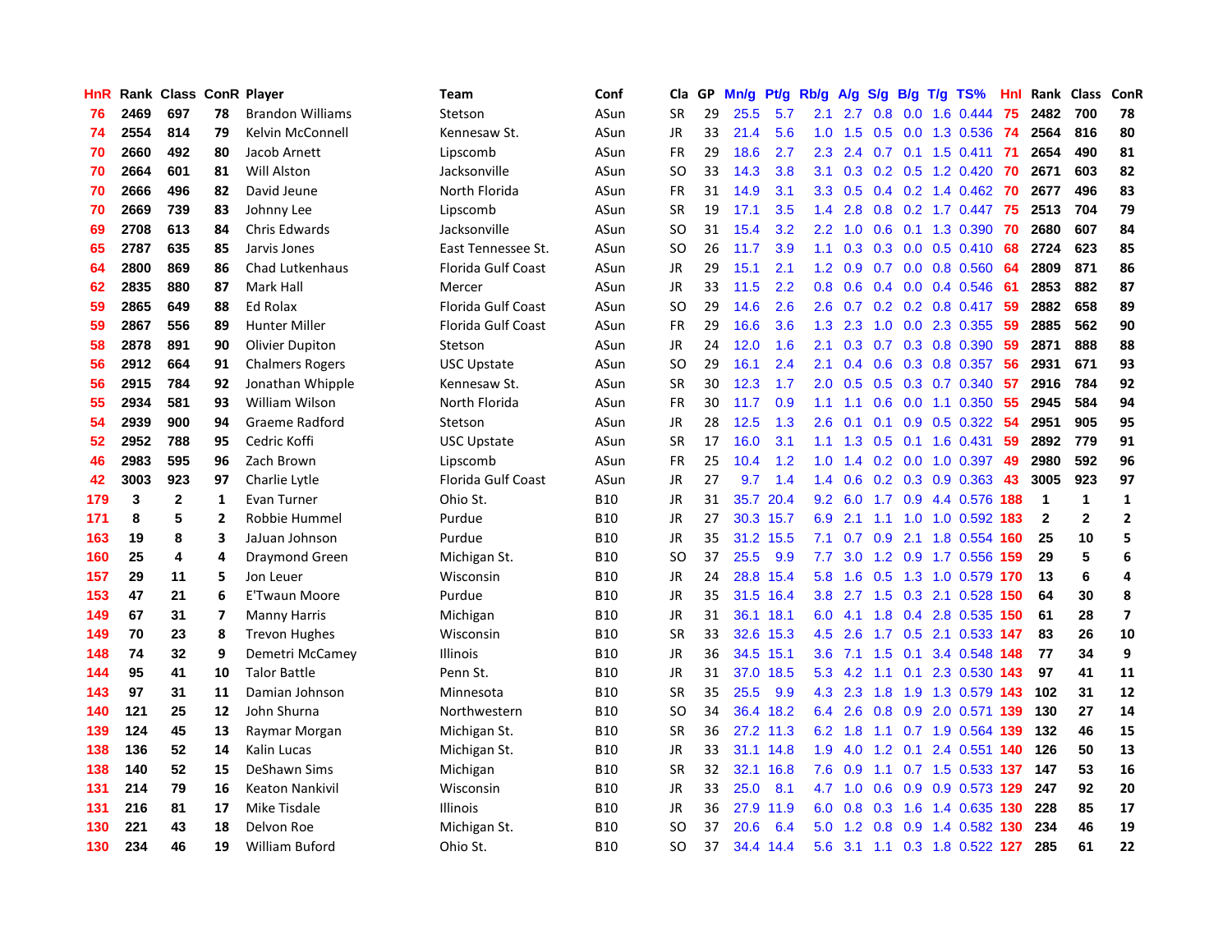| HnR | Rank | Class | ConR | Player | Team | Conf | Cla | GP | Mn/g | Pt/g | Rb/g | A/g | S/g | B/g | T/g | TS% | HnI | Rank | Class | ConR |
|---|---|---|---|---|---|---|---|---|---|---|---|---|---|---|---|---|---|---|---|---|
| 76 | 2469 | 697 | 78 | Brandon Williams | Stetson | ASun | SR | 29 | 25.5 | 5.7 | 2.1 | 2.7 | 0.8 | 0.0 | 1.6 | 0.444 | 75 | 2482 | 700 | 78 |
| 74 | 2554 | 814 | 79 | Kelvin McConnell | Kennesaw St. | ASun | JR | 33 | 21.4 | 5.6 | 1.0 | 1.5 | 0.5 | 0.0 | 1.3 | 0.536 | 74 | 2564 | 816 | 80 |
| 70 | 2660 | 492 | 80 | Jacob Arnett | Lipscomb | ASun | FR | 29 | 18.6 | 2.7 | 2.3 | 2.4 | 0.7 | 0.1 | 1.5 | 0.411 | 71 | 2654 | 490 | 81 |
| 70 | 2664 | 601 | 81 | Will Alston | Jacksonville | ASun | SO | 33 | 14.3 | 3.8 | 3.1 | 0.3 | 0.2 | 0.5 | 1.2 | 0.420 | 70 | 2671 | 603 | 82 |
| 70 | 2666 | 496 | 82 | David Jeune | North Florida | ASun | FR | 31 | 14.9 | 3.1 | 3.3 | 0.5 | 0.4 | 0.2 | 1.4 | 0.462 | 70 | 2677 | 496 | 83 |
| 70 | 2669 | 739 | 83 | Johnny Lee | Lipscomb | ASun | SR | 19 | 17.1 | 3.5 | 1.4 | 2.8 | 0.8 | 0.2 | 1.7 | 0.447 | 75 | 2513 | 704 | 79 |
| 69 | 2708 | 613 | 84 | Chris Edwards | Jacksonville | ASun | SO | 31 | 15.4 | 3.2 | 2.2 | 1.0 | 0.6 | 0.1 | 1.3 | 0.390 | 70 | 2680 | 607 | 84 |
| 65 | 2787 | 635 | 85 | Jarvis Jones | East Tennessee St. | ASun | SO | 26 | 11.7 | 3.9 | 1.1 | 0.3 | 0.3 | 0.0 | 0.5 | 0.410 | 68 | 2724 | 623 | 85 |
| 64 | 2800 | 869 | 86 | Chad Lutkenhaus | Florida Gulf Coast | ASun | JR | 29 | 15.1 | 2.1 | 1.2 | 0.9 | 0.7 | 0.0 | 0.8 | 0.560 | 64 | 2809 | 871 | 86 |
| 62 | 2835 | 880 | 87 | Mark Hall | Mercer | ASun | JR | 33 | 11.5 | 2.2 | 0.8 | 0.6 | 0.4 | 0.0 | 0.4 | 0.546 | 61 | 2853 | 882 | 87 |
| 59 | 2865 | 649 | 88 | Ed Rolax | Florida Gulf Coast | ASun | SO | 29 | 14.6 | 2.6 | 2.6 | 0.7 | 0.2 | 0.2 | 0.8 | 0.417 | 59 | 2882 | 658 | 89 |
| 59 | 2867 | 556 | 89 | Hunter Miller | Florida Gulf Coast | ASun | FR | 29 | 16.6 | 3.6 | 1.3 | 2.3 | 1.0 | 0.0 | 2.3 | 0.355 | 59 | 2885 | 562 | 90 |
| 58 | 2878 | 891 | 90 | Olivier Dupiton | Stetson | ASun | JR | 24 | 12.0 | 1.6 | 2.1 | 0.3 | 0.7 | 0.3 | 0.8 | 0.390 | 59 | 2871 | 888 | 88 |
| 56 | 2912 | 664 | 91 | Chalmers Rogers | USC Upstate | ASun | SO | 29 | 16.1 | 2.4 | 2.1 | 0.4 | 0.6 | 0.3 | 0.8 | 0.357 | 56 | 2931 | 671 | 93 |
| 56 | 2915 | 784 | 92 | Jonathan Whipple | Kennesaw St. | ASun | SR | 30 | 12.3 | 1.7 | 2.0 | 0.5 | 0.5 | 0.3 | 0.7 | 0.340 | 57 | 2916 | 784 | 92 |
| 55 | 2934 | 581 | 93 | William Wilson | North Florida | ASun | FR | 30 | 11.7 | 0.9 | 1.1 | 1.1 | 0.6 | 0.0 | 1.1 | 0.350 | 55 | 2945 | 584 | 94 |
| 54 | 2939 | 900 | 94 | Graeme Radford | Stetson | ASun | JR | 28 | 12.5 | 1.3 | 2.6 | 0.1 | 0.1 | 0.9 | 0.5 | 0.322 | 54 | 2951 | 905 | 95 |
| 52 | 2952 | 788 | 95 | Cedric Koffi | USC Upstate | ASun | SR | 17 | 16.0 | 3.1 | 1.1 | 1.3 | 0.5 | 0.1 | 1.6 | 0.431 | 59 | 2892 | 779 | 91 |
| 46 | 2983 | 595 | 96 | Zach Brown | Lipscomb | ASun | FR | 25 | 10.4 | 1.2 | 1.0 | 1.4 | 0.2 | 0.0 | 1.0 | 0.397 | 49 | 2980 | 592 | 96 |
| 42 | 3003 | 923 | 97 | Charlie Lytle | Florida Gulf Coast | ASun | JR | 27 | 9.7 | 1.4 | 1.4 | 0.6 | 0.2 | 0.3 | 0.9 | 0.363 | 43 | 3005 | 923 | 97 |
| 179 | 3 | 2 | 1 | Evan Turner | Ohio St. | B10 | JR | 31 | 35.7 | 20.4 | 9.2 | 6.0 | 1.7 | 0.9 | 4.4 | 0.576 | 188 | 1 | 1 | 1 |
| 171 | 8 | 5 | 2 | Robbie Hummel | Purdue | B10 | JR | 27 | 30.3 | 15.7 | 6.9 | 2.1 | 1.1 | 1.0 | 1.0 | 0.592 | 183 | 2 | 2 | 2 |
| 163 | 19 | 8 | 3 | JaJuan Johnson | Purdue | B10 | JR | 35 | 31.2 | 15.5 | 7.1 | 0.7 | 0.9 | 2.1 | 1.8 | 0.554 | 160 | 25 | 10 | 5 |
| 160 | 25 | 4 | 4 | Draymond Green | Michigan St. | B10 | SO | 37 | 25.5 | 9.9 | 7.7 | 3.0 | 1.2 | 0.9 | 1.7 | 0.556 | 159 | 29 | 5 | 6 |
| 157 | 29 | 11 | 5 | Jon Leuer | Wisconsin | B10 | JR | 24 | 28.8 | 15.4 | 5.8 | 1.6 | 0.5 | 1.3 | 1.0 | 0.579 | 170 | 13 | 6 | 4 |
| 153 | 47 | 21 | 6 | E'Twaun Moore | Purdue | B10 | JR | 35 | 31.5 | 16.4 | 3.8 | 2.7 | 1.5 | 0.3 | 2.1 | 0.528 | 150 | 64 | 30 | 8 |
| 149 | 67 | 31 | 7 | Manny Harris | Michigan | B10 | JR | 31 | 36.1 | 18.1 | 6.0 | 4.1 | 1.8 | 0.4 | 2.8 | 0.535 | 150 | 61 | 28 | 7 |
| 149 | 70 | 23 | 8 | Trevon Hughes | Wisconsin | B10 | SR | 33 | 32.6 | 15.3 | 4.5 | 2.6 | 1.7 | 0.5 | 2.1 | 0.533 | 147 | 83 | 26 | 10 |
| 148 | 74 | 32 | 9 | Demetri McCamey | Illinois | B10 | JR | 36 | 34.5 | 15.1 | 3.6 | 7.1 | 1.5 | 0.1 | 3.4 | 0.548 | 148 | 77 | 34 | 9 |
| 144 | 95 | 41 | 10 | Talor Battle | Penn St. | B10 | JR | 31 | 37.0 | 18.5 | 5.3 | 4.2 | 1.1 | 0.1 | 2.3 | 0.530 | 143 | 97 | 41 | 11 |
| 143 | 97 | 31 | 11 | Damian Johnson | Minnesota | B10 | SR | 35 | 25.5 | 9.9 | 4.3 | 2.3 | 1.8 | 1.9 | 1.3 | 0.579 | 143 | 102 | 31 | 12 |
| 140 | 121 | 25 | 12 | John Shurna | Northwestern | B10 | SO | 34 | 36.4 | 18.2 | 6.4 | 2.6 | 0.8 | 0.9 | 2.0 | 0.571 | 139 | 130 | 27 | 14 |
| 139 | 124 | 45 | 13 | Raymar Morgan | Michigan St. | B10 | SR | 36 | 27.2 | 11.3 | 6.2 | 1.8 | 1.1 | 0.7 | 1.9 | 0.564 | 139 | 132 | 46 | 15 |
| 138 | 136 | 52 | 14 | Kalin Lucas | Michigan St. | B10 | JR | 33 | 31.1 | 14.8 | 1.9 | 4.0 | 1.2 | 0.1 | 2.4 | 0.551 | 140 | 126 | 50 | 13 |
| 138 | 140 | 52 | 15 | DeShawn Sims | Michigan | B10 | SR | 32 | 32.1 | 16.8 | 7.6 | 0.9 | 1.1 | 0.7 | 1.5 | 0.533 | 137 | 147 | 53 | 16 |
| 131 | 214 | 79 | 16 | Keaton Nankivil | Wisconsin | B10 | JR | 33 | 25.0 | 8.1 | 4.7 | 1.0 | 0.6 | 0.9 | 0.9 | 0.573 | 129 | 247 | 92 | 20 |
| 131 | 216 | 81 | 17 | Mike Tisdale | Illinois | B10 | JR | 36 | 27.9 | 11.9 | 6.0 | 0.8 | 0.3 | 1.6 | 1.4 | 0.635 | 130 | 228 | 85 | 17 |
| 130 | 221 | 43 | 18 | Delvon Roe | Michigan St. | B10 | SO | 37 | 20.6 | 6.4 | 5.0 | 1.2 | 0.8 | 0.9 | 1.4 | 0.582 | 130 | 234 | 46 | 19 |
| 130 | 234 | 46 | 19 | William Buford | Ohio St. | B10 | SO | 37 | 34.4 | 14.4 | 5.6 | 3.1 | 1.1 | 0.3 | 1.8 | 0.522 | 127 | 285 | 61 | 22 |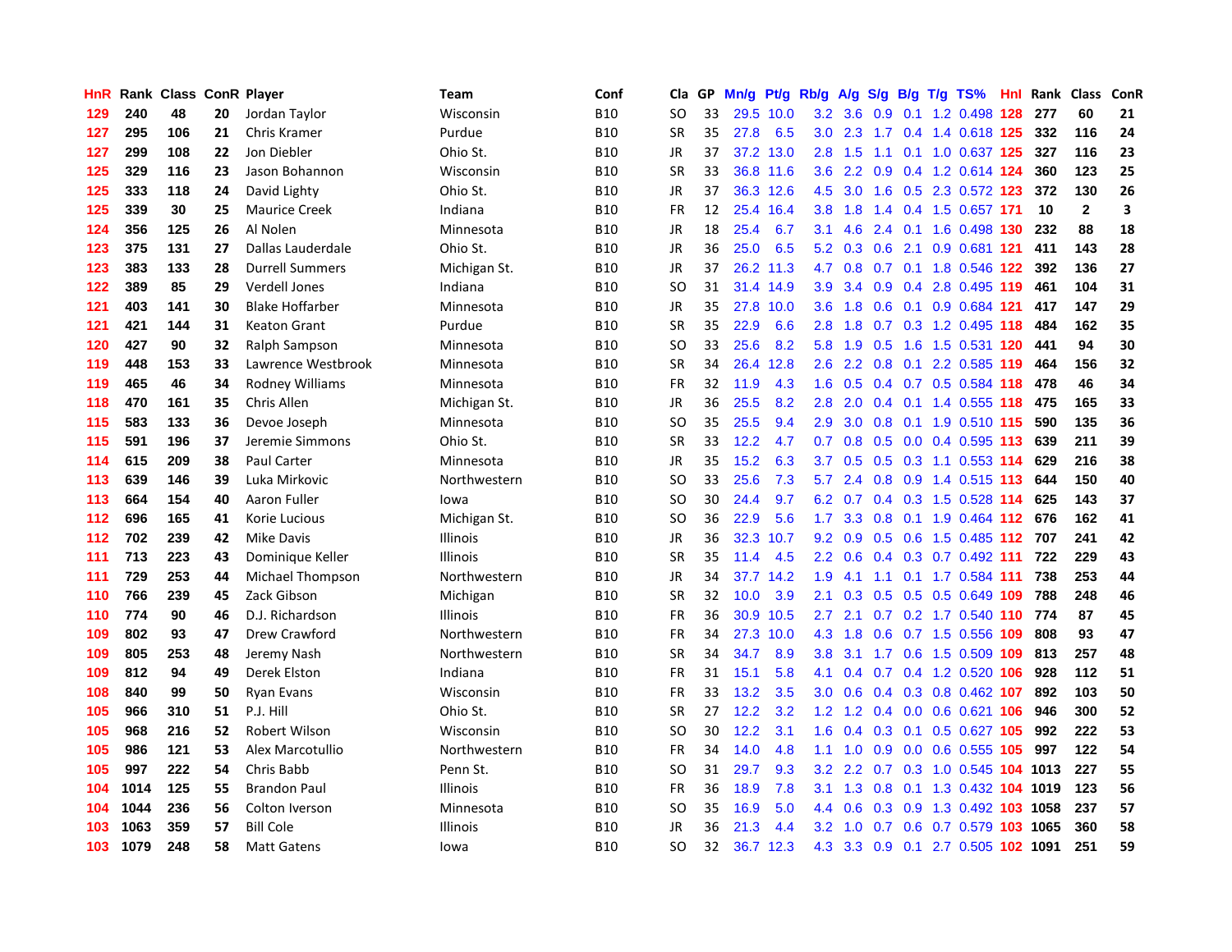| HnR | Rank | Class | ConR | Player | Team | Conf | Cla | GP | Mn/g | Pt/g | Rb/g | A/g | S/g | B/g | T/g | TS% | Hnl | Rank | Class | ConR |
|---|---|---|---|---|---|---|---|---|---|---|---|---|---|---|---|---|---|---|---|---|
| 129 | 240 | 48 | 20 | Jordan Taylor | Wisconsin | B10 | SO | 33 | 29.5 | 10.0 | 3.2 | 3.6 | 0.9 | 0.1 | 1.2 | 0.498 | 128 | 277 | 60 | 21 |
| 127 | 295 | 106 | 21 | Chris Kramer | Purdue | B10 | SR | 35 | 27.8 | 6.5 | 3.0 | 2.3 | 1.7 | 0.4 | 1.4 | 0.618 | 125 | 332 | 116 | 24 |
| 127 | 299 | 108 | 22 | Jon Diebler | Ohio St. | B10 | JR | 37 | 37.2 | 13.0 | 2.8 | 1.5 | 1.1 | 0.1 | 1.0 | 0.637 | 125 | 327 | 116 | 23 |
| 125 | 329 | 116 | 23 | Jason Bohannon | Wisconsin | B10 | SR | 33 | 36.8 | 11.6 | 3.6 | 2.2 | 0.9 | 0.4 | 1.2 | 0.614 | 124 | 360 | 123 | 25 |
| 125 | 333 | 118 | 24 | David Lighty | Ohio St. | B10 | JR | 37 | 36.3 | 12.6 | 4.5 | 3.0 | 1.6 | 0.5 | 2.3 | 0.572 | 123 | 372 | 130 | 26 |
| 125 | 339 | 30 | 25 | Maurice Creek | Indiana | B10 | FR | 12 | 25.4 | 16.4 | 3.8 | 1.8 | 1.4 | 0.4 | 1.5 | 0.657 | 171 | 10 | 2 | 3 |
| 124 | 356 | 125 | 26 | Al Nolen | Minnesota | B10 | JR | 18 | 25.4 | 6.7 | 3.1 | 4.6 | 2.4 | 0.1 | 1.6 | 0.498 | 130 | 232 | 88 | 18 |
| 123 | 375 | 131 | 27 | Dallas Lauderdale | Ohio St. | B10 | JR | 36 | 25.0 | 6.5 | 5.2 | 0.3 | 0.6 | 2.1 | 0.9 | 0.681 | 121 | 411 | 143 | 28 |
| 123 | 383 | 133 | 28 | Durrell Summers | Michigan St. | B10 | JR | 37 | 26.2 | 11.3 | 4.7 | 0.8 | 0.7 | 0.1 | 1.8 | 0.546 | 122 | 392 | 136 | 27 |
| 122 | 389 | 85 | 29 | Verdell Jones | Indiana | B10 | SO | 31 | 31.4 | 14.9 | 3.9 | 3.4 | 0.9 | 0.4 | 2.8 | 0.495 | 119 | 461 | 104 | 31 |
| 121 | 403 | 141 | 30 | Blake Hoffarber | Minnesota | B10 | JR | 35 | 27.8 | 10.0 | 3.6 | 1.8 | 0.6 | 0.1 | 0.9 | 0.684 | 121 | 417 | 147 | 29 |
| 121 | 421 | 144 | 31 | Keaton Grant | Purdue | B10 | SR | 35 | 22.9 | 6.6 | 2.8 | 1.8 | 0.7 | 0.3 | 1.2 | 0.495 | 118 | 484 | 162 | 35 |
| 120 | 427 | 90 | 32 | Ralph Sampson | Minnesota | B10 | SO | 33 | 25.6 | 8.2 | 5.8 | 1.9 | 0.5 | 1.6 | 1.5 | 0.531 | 120 | 441 | 94 | 30 |
| 119 | 448 | 153 | 33 | Lawrence Westbrook | Minnesota | B10 | SR | 34 | 26.4 | 12.8 | 2.6 | 2.2 | 0.8 | 0.1 | 2.2 | 0.585 | 119 | 464 | 156 | 32 |
| 119 | 465 | 46 | 34 | Rodney Williams | Minnesota | B10 | FR | 32 | 11.9 | 4.3 | 1.6 | 0.5 | 0.4 | 0.7 | 0.5 | 0.584 | 118 | 478 | 46 | 34 |
| 118 | 470 | 161 | 35 | Chris Allen | Michigan St. | B10 | JR | 36 | 25.5 | 8.2 | 2.8 | 2.0 | 0.4 | 0.1 | 1.4 | 0.555 | 118 | 475 | 165 | 33 |
| 115 | 583 | 133 | 36 | Devoe Joseph | Minnesota | B10 | SO | 35 | 25.5 | 9.4 | 2.9 | 3.0 | 0.8 | 0.1 | 1.9 | 0.510 | 115 | 590 | 135 | 36 |
| 115 | 591 | 196 | 37 | Jeremie Simmons | Ohio St. | B10 | SR | 33 | 12.2 | 4.7 | 0.7 | 0.8 | 0.5 | 0.0 | 0.4 | 0.595 | 113 | 639 | 211 | 39 |
| 114 | 615 | 209 | 38 | Paul Carter | Minnesota | B10 | JR | 35 | 15.2 | 6.3 | 3.7 | 0.5 | 0.5 | 0.3 | 1.1 | 0.553 | 114 | 629 | 216 | 38 |
| 113 | 639 | 146 | 39 | Luka Mirkovic | Northwestern | B10 | SO | 33 | 25.6 | 7.3 | 5.7 | 2.4 | 0.8 | 0.9 | 1.4 | 0.515 | 113 | 644 | 150 | 40 |
| 113 | 664 | 154 | 40 | Aaron Fuller | Iowa | B10 | SO | 30 | 24.4 | 9.7 | 6.2 | 0.7 | 0.4 | 0.3 | 1.5 | 0.528 | 114 | 625 | 143 | 37 |
| 112 | 696 | 165 | 41 | Korie Lucious | Michigan St. | B10 | SO | 36 | 22.9 | 5.6 | 1.7 | 3.3 | 0.8 | 0.1 | 1.9 | 0.464 | 112 | 676 | 162 | 41 |
| 112 | 702 | 239 | 42 | Mike Davis | Illinois | B10 | JR | 36 | 32.3 | 10.7 | 9.2 | 0.9 | 0.5 | 0.6 | 1.5 | 0.485 | 112 | 707 | 241 | 42 |
| 111 | 713 | 223 | 43 | Dominique Keller | Illinois | B10 | SR | 35 | 11.4 | 4.5 | 2.2 | 0.6 | 0.4 | 0.3 | 0.7 | 0.492 | 111 | 722 | 229 | 43 |
| 111 | 729 | 253 | 44 | Michael Thompson | Northwestern | B10 | JR | 34 | 37.7 | 14.2 | 1.9 | 4.1 | 1.1 | 0.1 | 1.7 | 0.584 | 111 | 738 | 253 | 44 |
| 110 | 766 | 239 | 45 | Zack Gibson | Michigan | B10 | SR | 32 | 10.0 | 3.9 | 2.1 | 0.3 | 0.5 | 0.5 | 0.5 | 0.649 | 109 | 788 | 248 | 46 |
| 110 | 774 | 90 | 46 | D.J. Richardson | Illinois | B10 | FR | 36 | 30.9 | 10.5 | 2.7 | 2.1 | 0.7 | 0.2 | 1.7 | 0.540 | 110 | 774 | 87 | 45 |
| 109 | 802 | 93 | 47 | Drew Crawford | Northwestern | B10 | FR | 34 | 27.3 | 10.0 | 4.3 | 1.8 | 0.6 | 0.7 | 1.5 | 0.556 | 109 | 808 | 93 | 47 |
| 109 | 805 | 253 | 48 | Jeremy Nash | Northwestern | B10 | SR | 34 | 34.7 | 8.9 | 3.8 | 3.1 | 1.7 | 0.6 | 1.5 | 0.509 | 109 | 813 | 257 | 48 |
| 109 | 812 | 94 | 49 | Derek Elston | Indiana | B10 | FR | 31 | 15.1 | 5.8 | 4.1 | 0.4 | 0.7 | 0.4 | 1.2 | 0.520 | 106 | 928 | 112 | 51 |
| 108 | 840 | 99 | 50 | Ryan Evans | Wisconsin | B10 | FR | 33 | 13.2 | 3.5 | 3.0 | 0.6 | 0.4 | 0.3 | 0.8 | 0.462 | 107 | 892 | 103 | 50 |
| 105 | 966 | 310 | 51 | P.J. Hill | Ohio St. | B10 | SR | 27 | 12.2 | 3.2 | 1.2 | 1.2 | 0.4 | 0.0 | 0.6 | 0.621 | 106 | 946 | 300 | 52 |
| 105 | 968 | 216 | 52 | Robert Wilson | Wisconsin | B10 | SO | 30 | 12.2 | 3.1 | 1.6 | 0.4 | 0.3 | 0.1 | 0.5 | 0.627 | 105 | 992 | 222 | 53 |
| 105 | 986 | 121 | 53 | Alex Marcotullio | Northwestern | B10 | FR | 34 | 14.0 | 4.8 | 1.1 | 1.0 | 0.9 | 0.0 | 0.6 | 0.555 | 105 | 997 | 122 | 54 |
| 105 | 997 | 222 | 54 | Chris Babb | Penn St. | B10 | SO | 31 | 29.7 | 9.3 | 3.2 | 2.2 | 0.7 | 0.3 | 1.0 | 0.545 | 104 | 1013 | 227 | 55 |
| 104 | 1014 | 125 | 55 | Brandon Paul | Illinois | B10 | FR | 36 | 18.9 | 7.8 | 3.1 | 1.3 | 0.8 | 0.1 | 1.3 | 0.432 | 104 | 1019 | 123 | 56 |
| 104 | 1044 | 236 | 56 | Colton Iverson | Minnesota | B10 | SO | 35 | 16.9 | 5.0 | 4.4 | 0.6 | 0.3 | 0.9 | 1.3 | 0.492 | 103 | 1058 | 237 | 57 |
| 103 | 1063 | 359 | 57 | Bill Cole | Illinois | B10 | JR | 36 | 21.3 | 4.4 | 3.2 | 1.0 | 0.7 | 0.6 | 0.7 | 0.579 | 103 | 1065 | 360 | 58 |
| 103 | 1079 | 248 | 58 | Matt Gatens | Iowa | B10 | SO | 32 | 36.7 | 12.3 | 4.3 | 3.3 | 0.9 | 0.1 | 2.7 | 0.505 | 102 | 1091 | 251 | 59 |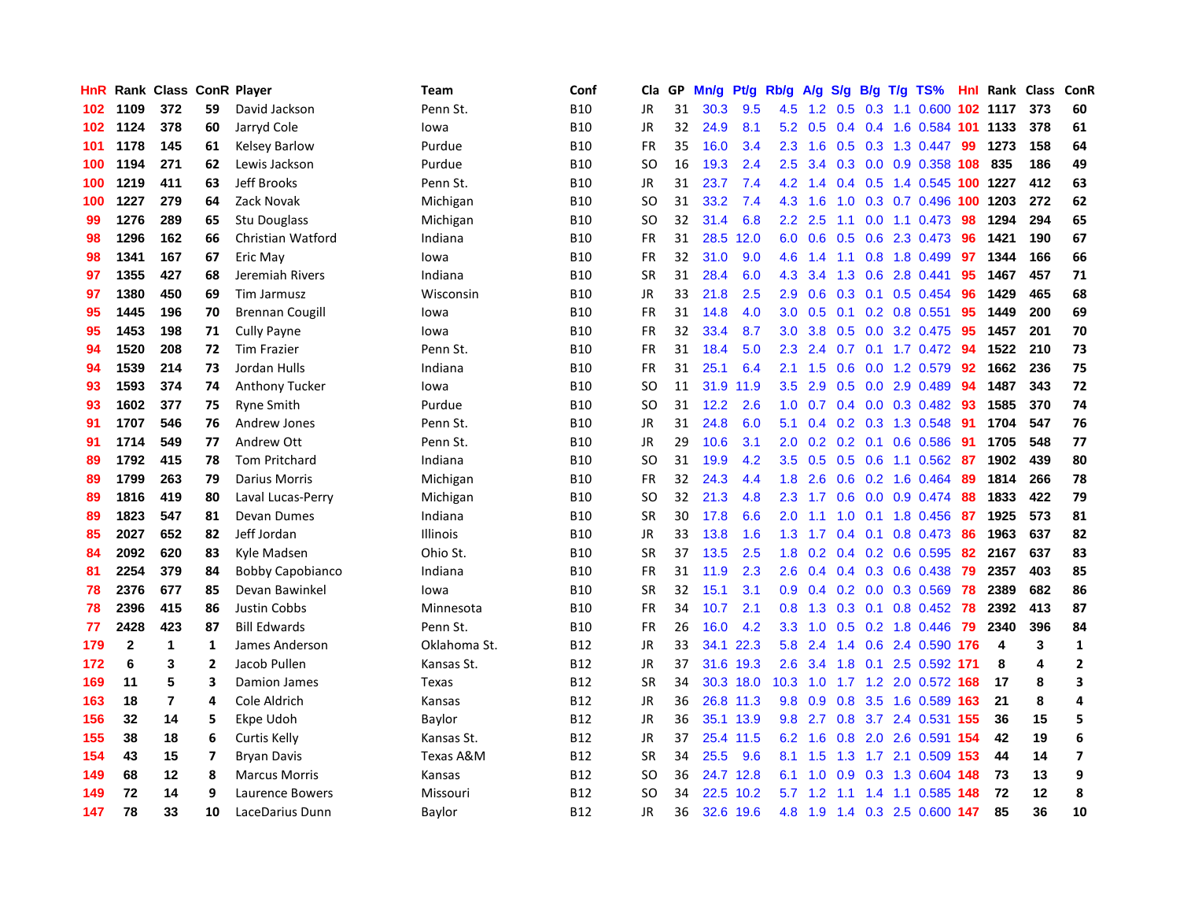| HnR | Rank | Class | ConR | Player | Team | Conf | Cla | GP | Mn/g | Pt/g | Rb/g | A/g | S/g | B/g | T/g | TS% | HnI | Rank | Class | ConR |
|---|---|---|---|---|---|---|---|---|---|---|---|---|---|---|---|---|---|---|---|---|
| 102 | 1109 | 372 | 59 | David Jackson | Penn St. | B10 | JR | 31 | 30.3 | 9.5 | 4.5 | 1.2 | 0.5 | 0.3 | 1.1 | 0.600 | 102 | 1117 | 373 | 60 |
| 102 | 1124 | 378 | 60 | Jarryd Cole | Iowa | B10 | JR | 32 | 24.9 | 8.1 | 5.2 | 0.5 | 0.4 | 0.4 | 1.6 | 0.584 | 101 | 1133 | 378 | 61 |
| 101 | 1178 | 145 | 61 | Kelsey Barlow | Purdue | B10 | FR | 35 | 16.0 | 3.4 | 2.3 | 1.6 | 0.5 | 0.3 | 1.3 | 0.447 | 99 | 1273 | 158 | 64 |
| 100 | 1194 | 271 | 62 | Lewis Jackson | Purdue | B10 | SO | 16 | 19.3 | 2.4 | 2.5 | 3.4 | 0.3 | 0.0 | 0.9 | 0.358 | 108 | 835 | 186 | 49 |
| 100 | 1219 | 411 | 63 | Jeff Brooks | Penn St. | B10 | JR | 31 | 23.7 | 7.4 | 4.2 | 1.4 | 0.4 | 0.5 | 1.4 | 0.545 | 100 | 1227 | 412 | 63 |
| 100 | 1227 | 279 | 64 | Zack Novak | Michigan | B10 | SO | 31 | 33.2 | 7.4 | 4.3 | 1.6 | 1.0 | 0.3 | 0.7 | 0.496 | 100 | 1203 | 272 | 62 |
| 99 | 1276 | 289 | 65 | Stu Douglass | Michigan | B10 | SO | 32 | 31.4 | 6.8 | 2.2 | 2.5 | 1.1 | 0.0 | 1.1 | 0.473 | 98 | 1294 | 294 | 65 |
| 98 | 1296 | 162 | 66 | Christian Watford | Indiana | B10 | FR | 31 | 28.5 | 12.0 | 6.0 | 0.6 | 0.5 | 0.6 | 2.3 | 0.473 | 96 | 1421 | 190 | 67 |
| 98 | 1341 | 167 | 67 | Eric May | Iowa | B10 | FR | 32 | 31.0 | 9.0 | 4.6 | 1.4 | 1.1 | 0.8 | 1.8 | 0.499 | 97 | 1344 | 166 | 66 |
| 97 | 1355 | 427 | 68 | Jeremiah Rivers | Indiana | B10 | SR | 31 | 28.4 | 6.0 | 4.3 | 3.4 | 1.3 | 0.6 | 2.8 | 0.441 | 95 | 1467 | 457 | 71 |
| 97 | 1380 | 450 | 69 | Tim Jarmusz | Wisconsin | B10 | JR | 33 | 21.8 | 2.5 | 2.9 | 0.6 | 0.3 | 0.1 | 0.5 | 0.454 | 96 | 1429 | 465 | 68 |
| 95 | 1445 | 196 | 70 | Brennan Cougill | Iowa | B10 | FR | 31 | 14.8 | 4.0 | 3.0 | 0.5 | 0.1 | 0.2 | 0.8 | 0.551 | 95 | 1449 | 200 | 69 |
| 95 | 1453 | 198 | 71 | Cully Payne | Iowa | B10 | FR | 32 | 33.4 | 8.7 | 3.0 | 3.8 | 0.5 | 0.0 | 3.2 | 0.475 | 95 | 1457 | 201 | 70 |
| 94 | 1520 | 208 | 72 | Tim Frazier | Penn St. | B10 | FR | 31 | 18.4 | 5.0 | 2.3 | 2.4 | 0.7 | 0.1 | 1.7 | 0.472 | 94 | 1522 | 210 | 73 |
| 94 | 1539 | 214 | 73 | Jordan Hulls | Indiana | B10 | FR | 31 | 25.1 | 6.4 | 2.1 | 1.5 | 0.6 | 0.0 | 1.2 | 0.579 | 92 | 1662 | 236 | 75 |
| 93 | 1593 | 374 | 74 | Anthony Tucker | Iowa | B10 | SO | 11 | 31.9 | 11.9 | 3.5 | 2.9 | 0.5 | 0.0 | 2.9 | 0.489 | 94 | 1487 | 343 | 72 |
| 93 | 1602 | 377 | 75 | Ryne Smith | Purdue | B10 | SO | 31 | 12.2 | 2.6 | 1.0 | 0.7 | 0.4 | 0.0 | 0.3 | 0.482 | 93 | 1585 | 370 | 74 |
| 91 | 1707 | 546 | 76 | Andrew Jones | Penn St. | B10 | JR | 31 | 24.8 | 6.0 | 5.1 | 0.4 | 0.2 | 0.3 | 1.3 | 0.548 | 91 | 1704 | 547 | 76 |
| 91 | 1714 | 549 | 77 | Andrew Ott | Penn St. | B10 | JR | 29 | 10.6 | 3.1 | 2.0 | 0.2 | 0.2 | 0.1 | 0.6 | 0.586 | 91 | 1705 | 548 | 77 |
| 89 | 1792 | 415 | 78 | Tom Pritchard | Indiana | B10 | SO | 31 | 19.9 | 4.2 | 3.5 | 0.5 | 0.5 | 0.6 | 1.1 | 0.562 | 87 | 1902 | 439 | 80 |
| 89 | 1799 | 263 | 79 | Darius Morris | Michigan | B10 | FR | 32 | 24.3 | 4.4 | 1.8 | 2.6 | 0.6 | 0.2 | 1.6 | 0.464 | 89 | 1814 | 266 | 78 |
| 89 | 1816 | 419 | 80 | Laval Lucas-Perry | Michigan | B10 | SO | 32 | 21.3 | 4.8 | 2.3 | 1.7 | 0.6 | 0.0 | 0.9 | 0.474 | 88 | 1833 | 422 | 79 |
| 89 | 1823 | 547 | 81 | Devan Dumes | Indiana | B10 | SR | 30 | 17.8 | 6.6 | 2.0 | 1.1 | 1.0 | 0.1 | 1.8 | 0.456 | 87 | 1925 | 573 | 81 |
| 85 | 2027 | 652 | 82 | Jeff Jordan | Illinois | B10 | JR | 33 | 13.8 | 1.6 | 1.3 | 1.7 | 0.4 | 0.1 | 0.8 | 0.473 | 86 | 1963 | 637 | 82 |
| 84 | 2092 | 620 | 83 | Kyle Madsen | Ohio St. | B10 | SR | 37 | 13.5 | 2.5 | 1.8 | 0.2 | 0.4 | 0.2 | 0.6 | 0.595 | 82 | 2167 | 637 | 83 |
| 81 | 2254 | 379 | 84 | Bobby Capobianco | Indiana | B10 | FR | 31 | 11.9 | 2.3 | 2.6 | 0.4 | 0.4 | 0.3 | 0.6 | 0.438 | 79 | 2357 | 403 | 85 |
| 78 | 2376 | 677 | 85 | Devan Bawinkel | Iowa | B10 | SR | 32 | 15.1 | 3.1 | 0.9 | 0.4 | 0.2 | 0.0 | 0.3 | 0.569 | 78 | 2389 | 682 | 86 |
| 78 | 2396 | 415 | 86 | Justin Cobbs | Minnesota | B10 | FR | 34 | 10.7 | 2.1 | 0.8 | 1.3 | 0.3 | 0.1 | 0.8 | 0.452 | 78 | 2392 | 413 | 87 |
| 77 | 2428 | 423 | 87 | Bill Edwards | Penn St. | B10 | FR | 26 | 16.0 | 4.2 | 3.3 | 1.0 | 0.5 | 0.2 | 1.8 | 0.446 | 79 | 2340 | 396 | 84 |
| 179 | 2 | 1 | 1 | James Anderson | Oklahoma St. | B12 | JR | 33 | 34.1 | 22.3 | 5.8 | 2.4 | 1.4 | 0.6 | 2.4 | 0.590 | 176 | 4 | 3 | 1 |
| 172 | 6 | 3 | 2 | Jacob Pullen | Kansas St. | B12 | JR | 37 | 31.6 | 19.3 | 2.6 | 3.4 | 1.8 | 0.1 | 2.5 | 0.592 | 171 | 8 | 4 | 2 |
| 169 | 11 | 5 | 3 | Damion James | Texas | B12 | SR | 34 | 30.3 | 18.0 | 10.3 | 1.0 | 1.7 | 1.2 | 2.0 | 0.572 | 168 | 17 | 8 | 3 |
| 163 | 18 | 7 | 4 | Cole Aldrich | Kansas | B12 | JR | 36 | 26.8 | 11.3 | 9.8 | 0.9 | 0.8 | 3.5 | 1.6 | 0.589 | 163 | 21 | 8 | 4 |
| 156 | 32 | 14 | 5 | Ekpe Udoh | Baylor | B12 | JR | 36 | 35.1 | 13.9 | 9.8 | 2.7 | 0.8 | 3.7 | 2.4 | 0.531 | 155 | 36 | 15 | 5 |
| 155 | 38 | 18 | 6 | Curtis Kelly | Kansas St. | B12 | JR | 37 | 25.4 | 11.5 | 6.2 | 1.6 | 0.8 | 2.0 | 2.6 | 0.591 | 154 | 42 | 19 | 6 |
| 154 | 43 | 15 | 7 | Bryan Davis | Texas A&M | B12 | SR | 34 | 25.5 | 9.6 | 8.1 | 1.5 | 1.3 | 1.7 | 2.1 | 0.509 | 153 | 44 | 14 | 7 |
| 149 | 68 | 12 | 8 | Marcus Morris | Kansas | B12 | SO | 36 | 24.7 | 12.8 | 6.1 | 1.0 | 0.9 | 0.3 | 1.3 | 0.604 | 148 | 73 | 13 | 9 |
| 149 | 72 | 14 | 9 | Laurence Bowers | Missouri | B12 | SO | 34 | 22.5 | 10.2 | 5.7 | 1.2 | 1.1 | 1.4 | 1.1 | 0.585 | 148 | 72 | 12 | 8 |
| 147 | 78 | 33 | 10 | LaceDarius Dunn | Baylor | B12 | JR | 36 | 32.6 | 19.6 | 4.8 | 1.9 | 1.4 | 0.3 | 2.5 | 0.600 | 147 | 85 | 36 | 10 |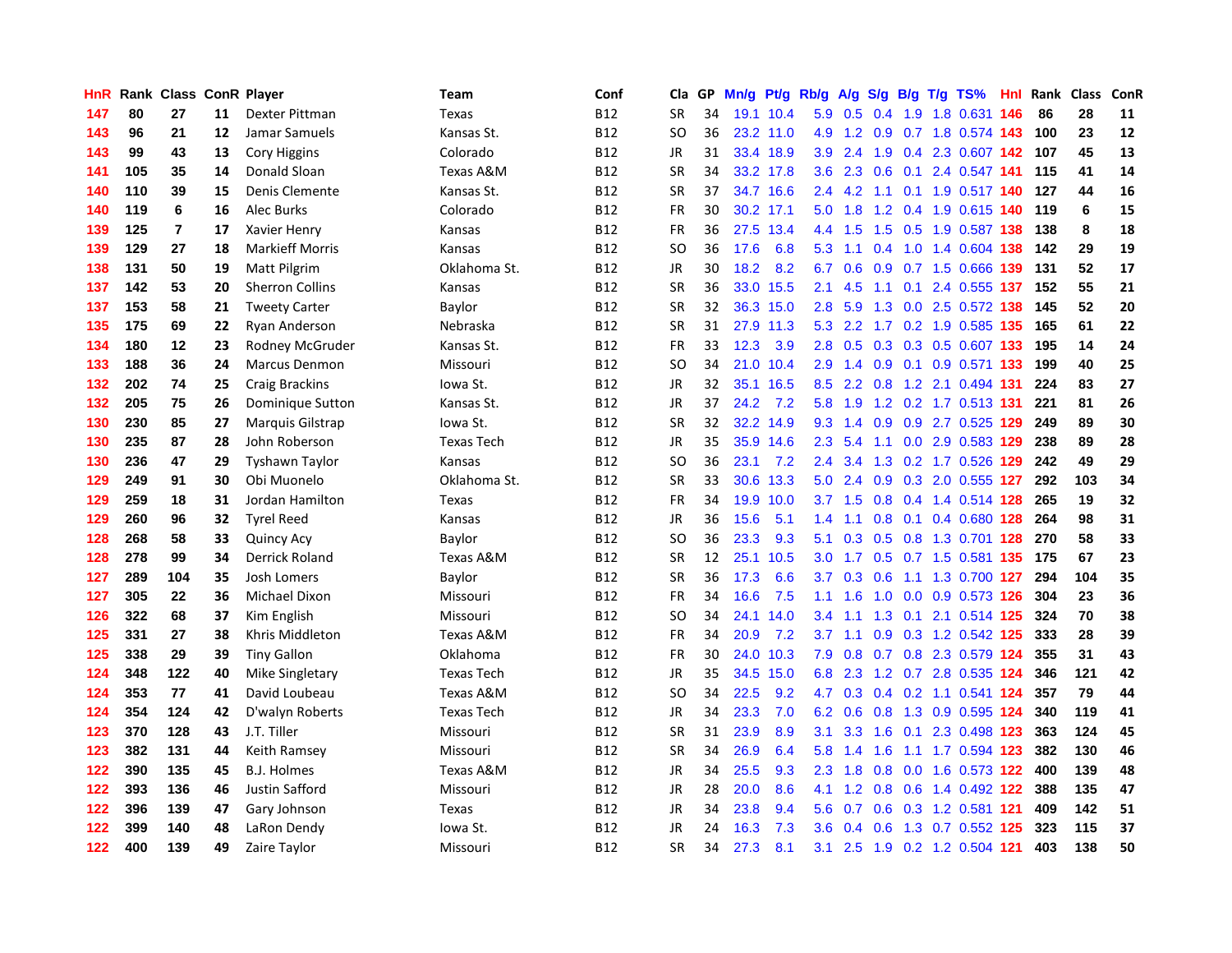| HnR | Rank | Class | ConR | Player | Team | Conf | Cla | GP | Mn/g | Pt/g | Rb/g | A/g | S/g | B/g | T/g | TS% | HnI | Rank | Class | ConR |
|---|---|---|---|---|---|---|---|---|---|---|---|---|---|---|---|---|---|---|---|---|
| 147 | 80 | 27 | 11 | Dexter Pittman | Texas | B12 | SR | 34 | 19.1 | 10.4 | 5.9 | 0.5 | 0.4 | 1.9 | 1.8 | 0.631 | 146 | 86 | 28 | 11 |
| 143 | 96 | 21 | 12 | Jamar Samuels | Kansas St. | B12 | SO | 36 | 23.2 | 11.0 | 4.9 | 1.2 | 0.9 | 0.7 | 1.8 | 0.574 | 143 | 100 | 23 | 12 |
| 143 | 99 | 43 | 13 | Cory Higgins | Colorado | B12 | JR | 31 | 33.4 | 18.9 | 3.9 | 2.4 | 1.9 | 0.4 | 2.3 | 0.607 | 142 | 107 | 45 | 13 |
| 141 | 105 | 35 | 14 | Donald Sloan | Texas A&M | B12 | SR | 34 | 33.2 | 17.8 | 3.6 | 2.3 | 0.6 | 0.1 | 2.4 | 0.547 | 141 | 115 | 41 | 14 |
| 140 | 110 | 39 | 15 | Denis Clemente | Kansas St. | B12 | SR | 37 | 34.7 | 16.6 | 2.4 | 4.2 | 1.1 | 0.1 | 1.9 | 0.517 | 140 | 127 | 44 | 16 |
| 140 | 119 | 6 | 16 | Alec Burks | Colorado | B12 | FR | 30 | 30.2 | 17.1 | 5.0 | 1.8 | 1.2 | 0.4 | 1.9 | 0.615 | 140 | 119 | 6 | 15 |
| 139 | 125 | 7 | 17 | Xavier Henry | Kansas | B12 | FR | 36 | 27.5 | 13.4 | 4.4 | 1.5 | 1.5 | 0.5 | 1.9 | 0.587 | 138 | 138 | 8 | 18 |
| 139 | 129 | 27 | 18 | Markieff Morris | Kansas | B12 | SO | 36 | 17.6 | 6.8 | 5.3 | 1.1 | 0.4 | 1.0 | 1.4 | 0.604 | 138 | 142 | 29 | 19 |
| 138 | 131 | 50 | 19 | Matt Pilgrim | Oklahoma St. | B12 | JR | 30 | 18.2 | 8.2 | 6.7 | 0.6 | 0.9 | 0.7 | 1.5 | 0.666 | 139 | 131 | 52 | 17 |
| 137 | 142 | 53 | 20 | Sherron Collins | Kansas | B12 | SR | 36 | 33.0 | 15.5 | 2.1 | 4.5 | 1.1 | 0.1 | 2.4 | 0.555 | 137 | 152 | 55 | 21 |
| 137 | 153 | 58 | 21 | Tweety Carter | Baylor | B12 | SR | 32 | 36.3 | 15.0 | 2.8 | 5.9 | 1.3 | 0.0 | 2.5 | 0.572 | 138 | 145 | 52 | 20 |
| 135 | 175 | 69 | 22 | Ryan Anderson | Nebraska | B12 | SR | 31 | 27.9 | 11.3 | 5.3 | 2.2 | 1.7 | 0.2 | 1.9 | 0.585 | 135 | 165 | 61 | 22 |
| 134 | 180 | 12 | 23 | Rodney McGruder | Kansas St. | B12 | FR | 33 | 12.3 | 3.9 | 2.8 | 0.5 | 0.3 | 0.3 | 0.5 | 0.607 | 133 | 195 | 14 | 24 |
| 133 | 188 | 36 | 24 | Marcus Denmon | Missouri | B12 | SO | 34 | 21.0 | 10.4 | 2.9 | 1.4 | 0.9 | 0.1 | 0.9 | 0.571 | 133 | 199 | 40 | 25 |
| 132 | 202 | 74 | 25 | Craig Brackins | Iowa St. | B12 | JR | 32 | 35.1 | 16.5 | 8.5 | 2.2 | 0.8 | 1.2 | 2.1 | 0.494 | 131 | 224 | 83 | 27 |
| 132 | 205 | 75 | 26 | Dominique Sutton | Kansas St. | B12 | JR | 37 | 24.2 | 7.2 | 5.8 | 1.9 | 1.2 | 0.2 | 1.7 | 0.513 | 131 | 221 | 81 | 26 |
| 130 | 230 | 85 | 27 | Marquis Gilstrap | Iowa St. | B12 | SR | 32 | 32.2 | 14.9 | 9.3 | 1.4 | 0.9 | 0.9 | 2.7 | 0.525 | 129 | 249 | 89 | 30 |
| 130 | 235 | 87 | 28 | John Roberson | Texas Tech | B12 | JR | 35 | 35.9 | 14.6 | 2.3 | 5.4 | 1.1 | 0.0 | 2.9 | 0.583 | 129 | 238 | 89 | 28 |
| 130 | 236 | 47 | 29 | Tyshawn Taylor | Kansas | B12 | SO | 36 | 23.1 | 7.2 | 2.4 | 3.4 | 1.3 | 0.2 | 1.7 | 0.526 | 129 | 242 | 49 | 29 |
| 129 | 249 | 91 | 30 | Obi Muonelo | Oklahoma St. | B12 | SR | 33 | 30.6 | 13.3 | 5.0 | 2.4 | 0.9 | 0.3 | 2.0 | 0.555 | 127 | 292 | 103 | 34 |
| 129 | 259 | 18 | 31 | Jordan Hamilton | Texas | B12 | FR | 34 | 19.9 | 10.0 | 3.7 | 1.5 | 0.8 | 0.4 | 1.4 | 0.514 | 128 | 265 | 19 | 32 |
| 129 | 260 | 96 | 32 | Tyrel Reed | Kansas | B12 | JR | 36 | 15.6 | 5.1 | 1.4 | 1.1 | 0.8 | 0.1 | 0.4 | 0.680 | 128 | 264 | 98 | 31 |
| 128 | 268 | 58 | 33 | Quincy Acy | Baylor | B12 | SO | 36 | 23.3 | 9.3 | 5.1 | 0.3 | 0.5 | 0.8 | 1.3 | 0.701 | 128 | 270 | 58 | 33 |
| 128 | 278 | 99 | 34 | Derrick Roland | Texas A&M | B12 | SR | 12 | 25.1 | 10.5 | 3.0 | 1.7 | 0.5 | 0.7 | 1.5 | 0.581 | 135 | 175 | 67 | 23 |
| 127 | 289 | 104 | 35 | Josh Lomers | Baylor | B12 | SR | 36 | 17.3 | 6.6 | 3.7 | 0.3 | 0.6 | 1.1 | 1.3 | 0.700 | 127 | 294 | 104 | 35 |
| 127 | 305 | 22 | 36 | Michael Dixon | Missouri | B12 | FR | 34 | 16.6 | 7.5 | 1.1 | 1.6 | 1.0 | 0.0 | 0.9 | 0.573 | 126 | 304 | 23 | 36 |
| 126 | 322 | 68 | 37 | Kim English | Missouri | B12 | SO | 34 | 24.1 | 14.0 | 3.4 | 1.1 | 1.3 | 0.1 | 2.1 | 0.514 | 125 | 324 | 70 | 38 |
| 125 | 331 | 27 | 38 | Khris Middleton | Texas A&M | B12 | FR | 34 | 20.9 | 7.2 | 3.7 | 1.1 | 0.9 | 0.3 | 1.2 | 0.542 | 125 | 333 | 28 | 39 |
| 125 | 338 | 29 | 39 | Tiny Gallon | Oklahoma | B12 | FR | 30 | 24.0 | 10.3 | 7.9 | 0.8 | 0.7 | 0.8 | 2.3 | 0.579 | 124 | 355 | 31 | 43 |
| 124 | 348 | 122 | 40 | Mike Singletary | Texas Tech | B12 | JR | 35 | 34.5 | 15.0 | 6.8 | 2.3 | 1.2 | 0.7 | 2.8 | 0.535 | 124 | 346 | 121 | 42 |
| 124 | 353 | 77 | 41 | David Loubeau | Texas A&M | B12 | SO | 34 | 22.5 | 9.2 | 4.7 | 0.3 | 0.4 | 0.2 | 1.1 | 0.541 | 124 | 357 | 79 | 44 |
| 124 | 354 | 124 | 42 | D'walyn Roberts | Texas Tech | B12 | JR | 34 | 23.3 | 7.0 | 6.2 | 0.6 | 0.8 | 1.3 | 0.9 | 0.595 | 124 | 340 | 119 | 41 |
| 123 | 370 | 128 | 43 | J.T. Tiller | Missouri | B12 | SR | 31 | 23.9 | 8.9 | 3.1 | 3.3 | 1.6 | 0.1 | 2.3 | 0.498 | 123 | 363 | 124 | 45 |
| 123 | 382 | 131 | 44 | Keith Ramsey | Missouri | B12 | SR | 34 | 26.9 | 6.4 | 5.8 | 1.4 | 1.6 | 1.1 | 1.7 | 0.594 | 123 | 382 | 130 | 46 |
| 122 | 390 | 135 | 45 | B.J. Holmes | Texas A&M | B12 | JR | 34 | 25.5 | 9.3 | 2.3 | 1.8 | 0.8 | 0.0 | 1.6 | 0.573 | 122 | 400 | 139 | 48 |
| 122 | 393 | 136 | 46 | Justin Safford | Missouri | B12 | JR | 28 | 20.0 | 8.6 | 4.1 | 1.2 | 0.8 | 0.6 | 1.4 | 0.492 | 122 | 388 | 135 | 47 |
| 122 | 396 | 139 | 47 | Gary Johnson | Texas | B12 | JR | 34 | 23.8 | 9.4 | 5.6 | 0.7 | 0.6 | 0.3 | 1.2 | 0.581 | 121 | 409 | 142 | 51 |
| 122 | 399 | 140 | 48 | LaRon Dendy | Iowa St. | B12 | JR | 24 | 16.3 | 7.3 | 3.6 | 0.4 | 0.6 | 1.3 | 0.7 | 0.552 | 125 | 323 | 115 | 37 |
| 122 | 400 | 139 | 49 | Zaire Taylor | Missouri | B12 | SR | 34 | 27.3 | 8.1 | 3.1 | 2.5 | 1.9 | 0.2 | 1.2 | 0.504 | 121 | 403 | 138 | 50 |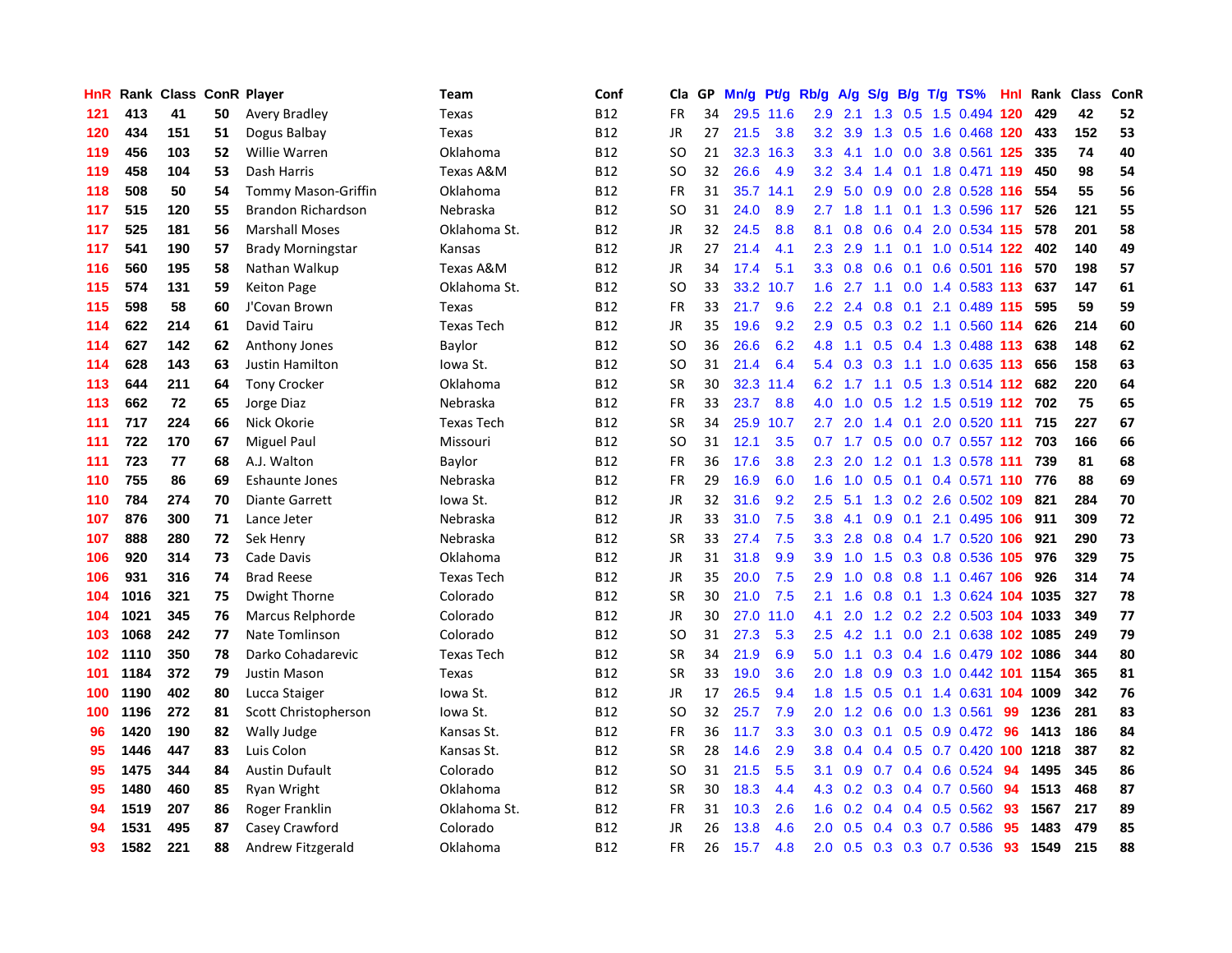| HnR | Rank | Class | ConR | Player | Team | Conf | Cla | GP | Mn/g | Pt/g | Rb/g | A/g | S/g | B/g | T/g | TS% | HnI | Rank | Class | ConR |
|---|---|---|---|---|---|---|---|---|---|---|---|---|---|---|---|---|---|---|---|---|
| 121 | 413 | 41 | 50 | Avery Bradley | Texas | B12 | FR | 34 | 29.5 | 11.6 | 2.9 | 2.1 | 1.3 | 0.5 | 1.5 | 0.494 | 120 | 429 | 42 | 52 |
| 120 | 434 | 151 | 51 | Dogus Balbay | Texas | B12 | JR | 27 | 21.5 | 3.8 | 3.2 | 3.9 | 1.3 | 0.5 | 1.6 | 0.468 | 120 | 433 | 152 | 53 |
| 119 | 456 | 103 | 52 | Willie Warren | Oklahoma | B12 | SO | 21 | 32.3 | 16.3 | 3.3 | 4.1 | 1.0 | 0.0 | 3.8 | 0.561 | 125 | 335 | 74 | 40 |
| 119 | 458 | 104 | 53 | Dash Harris | Texas A&M | B12 | SO | 32 | 26.6 | 4.9 | 3.2 | 3.4 | 1.4 | 0.1 | 1.8 | 0.471 | 119 | 450 | 98 | 54 |
| 118 | 508 | 50 | 54 | Tommy Mason-Griffin | Oklahoma | B12 | FR | 31 | 35.7 | 14.1 | 2.9 | 5.0 | 0.9 | 0.0 | 2.8 | 0.528 | 116 | 554 | 55 | 56 |
| 117 | 515 | 120 | 55 | Brandon Richardson | Nebraska | B12 | SO | 31 | 24.0 | 8.9 | 2.7 | 1.8 | 1.1 | 0.1 | 1.3 | 0.596 | 117 | 526 | 121 | 55 |
| 117 | 525 | 181 | 56 | Marshall Moses | Oklahoma St. | B12 | JR | 32 | 24.5 | 8.8 | 8.1 | 0.8 | 0.6 | 0.4 | 2.0 | 0.534 | 115 | 578 | 201 | 58 |
| 117 | 541 | 190 | 57 | Brady Morningstar | Kansas | B12 | JR | 27 | 21.4 | 4.1 | 2.3 | 2.9 | 1.1 | 0.1 | 1.0 | 0.514 | 122 | 402 | 140 | 49 |
| 116 | 560 | 195 | 58 | Nathan Walkup | Texas A&M | B12 | JR | 34 | 17.4 | 5.1 | 3.3 | 0.8 | 0.6 | 0.1 | 0.6 | 0.501 | 116 | 570 | 198 | 57 |
| 115 | 574 | 131 | 59 | Keiton Page | Oklahoma St. | B12 | SO | 33 | 33.2 | 10.7 | 1.6 | 2.7 | 1.1 | 0.0 | 1.4 | 0.583 | 113 | 637 | 147 | 61 |
| 115 | 598 | 58 | 60 | J'Covan Brown | Texas | B12 | FR | 33 | 21.7 | 9.6 | 2.2 | 2.4 | 0.8 | 0.1 | 2.1 | 0.489 | 115 | 595 | 59 | 59 |
| 114 | 622 | 214 | 61 | David Tairu | Texas Tech | B12 | JR | 35 | 19.6 | 9.2 | 2.9 | 0.5 | 0.3 | 0.2 | 1.1 | 0.560 | 114 | 626 | 214 | 60 |
| 114 | 627 | 142 | 62 | Anthony Jones | Baylor | B12 | SO | 36 | 26.6 | 6.2 | 4.8 | 1.1 | 0.5 | 0.4 | 1.3 | 0.488 | 113 | 638 | 148 | 62 |
| 114 | 628 | 143 | 63 | Justin Hamilton | Iowa St. | B12 | SO | 31 | 21.4 | 6.4 | 5.4 | 0.3 | 0.3 | 1.1 | 1.0 | 0.635 | 113 | 656 | 158 | 63 |
| 113 | 644 | 211 | 64 | Tony Crocker | Oklahoma | B12 | SR | 30 | 32.3 | 11.4 | 6.2 | 1.7 | 1.1 | 0.5 | 1.3 | 0.514 | 112 | 682 | 220 | 64 |
| 113 | 662 | 72 | 65 | Jorge Diaz | Nebraska | B12 | FR | 33 | 23.7 | 8.8 | 4.0 | 1.0 | 0.5 | 1.2 | 1.5 | 0.519 | 112 | 702 | 75 | 65 |
| 111 | 717 | 224 | 66 | Nick Okorie | Texas Tech | B12 | SR | 34 | 25.9 | 10.7 | 2.7 | 2.0 | 1.4 | 0.1 | 2.0 | 0.520 | 111 | 715 | 227 | 67 |
| 111 | 722 | 170 | 67 | Miguel Paul | Missouri | B12 | SO | 31 | 12.1 | 3.5 | 0.7 | 1.7 | 0.5 | 0.0 | 0.7 | 0.557 | 112 | 703 | 166 | 66 |
| 111 | 723 | 77 | 68 | A.J. Walton | Baylor | B12 | FR | 36 | 17.6 | 3.8 | 2.3 | 2.0 | 1.2 | 0.1 | 1.3 | 0.578 | 111 | 739 | 81 | 68 |
| 110 | 755 | 86 | 69 | Eshaunte Jones | Nebraska | B12 | FR | 29 | 16.9 | 6.0 | 1.6 | 1.0 | 0.5 | 0.1 | 0.4 | 0.571 | 110 | 776 | 88 | 69 |
| 110 | 784 | 274 | 70 | Diante Garrett | Iowa St. | B12 | JR | 32 | 31.6 | 9.2 | 2.5 | 5.1 | 1.3 | 0.2 | 2.6 | 0.502 | 109 | 821 | 284 | 70 |
| 107 | 876 | 300 | 71 | Lance Jeter | Nebraska | B12 | JR | 33 | 31.0 | 7.5 | 3.8 | 4.1 | 0.9 | 0.1 | 2.1 | 0.495 | 106 | 911 | 309 | 72 |
| 107 | 888 | 280 | 72 | Sek Henry | Nebraska | B12 | SR | 33 | 27.4 | 7.5 | 3.3 | 2.8 | 0.8 | 0.4 | 1.7 | 0.520 | 106 | 921 | 290 | 73 |
| 106 | 920 | 314 | 73 | Cade Davis | Oklahoma | B12 | JR | 31 | 31.8 | 9.9 | 3.9 | 1.0 | 1.5 | 0.3 | 0.8 | 0.536 | 105 | 976 | 329 | 75 |
| 106 | 931 | 316 | 74 | Brad Reese | Texas Tech | B12 | JR | 35 | 20.0 | 7.5 | 2.9 | 1.0 | 0.8 | 0.8 | 1.1 | 0.467 | 106 | 926 | 314 | 74 |
| 104 | 1016 | 321 | 75 | Dwight Thorne | Colorado | B12 | SR | 30 | 21.0 | 7.5 | 2.1 | 1.6 | 0.8 | 0.1 | 1.3 | 0.624 | 104 | 1035 | 327 | 78 |
| 104 | 1021 | 345 | 76 | Marcus Relphorde | Colorado | B12 | JR | 30 | 27.0 | 11.0 | 4.1 | 2.0 | 1.2 | 0.2 | 2.2 | 0.503 | 104 | 1033 | 349 | 77 |
| 103 | 1068 | 242 | 77 | Nate Tomlinson | Colorado | B12 | SO | 31 | 27.3 | 5.3 | 2.5 | 4.2 | 1.1 | 0.0 | 2.1 | 0.638 | 102 | 1085 | 249 | 79 |
| 102 | 1110 | 350 | 78 | Darko Cohadarevic | Texas Tech | B12 | SR | 34 | 21.9 | 6.9 | 5.0 | 1.1 | 0.3 | 0.4 | 1.6 | 0.479 | 102 | 1086 | 344 | 80 |
| 101 | 1184 | 372 | 79 | Justin Mason | Texas | B12 | SR | 33 | 19.0 | 3.6 | 2.0 | 1.8 | 0.9 | 0.3 | 1.0 | 0.442 | 101 | 1154 | 365 | 81 |
| 100 | 1190 | 402 | 80 | Lucca Staiger | Iowa St. | B12 | JR | 17 | 26.5 | 9.4 | 1.8 | 1.5 | 0.5 | 0.1 | 1.4 | 0.631 | 104 | 1009 | 342 | 76 |
| 100 | 1196 | 272 | 81 | Scott Christopherson | Iowa St. | B12 | SO | 32 | 25.7 | 7.9 | 2.0 | 1.2 | 0.6 | 0.0 | 1.3 | 0.561 | 99 | 1236 | 281 | 83 |
| 96 | 1420 | 190 | 82 | Wally Judge | Kansas St. | B12 | FR | 36 | 11.7 | 3.3 | 3.0 | 0.3 | 0.1 | 0.5 | 0.9 | 0.472 | 96 | 1413 | 186 | 84 |
| 95 | 1446 | 447 | 83 | Luis Colon | Kansas St. | B12 | SR | 28 | 14.6 | 2.9 | 3.8 | 0.4 | 0.4 | 0.5 | 0.7 | 0.420 | 100 | 1218 | 387 | 82 |
| 95 | 1475 | 344 | 84 | Austin Dufault | Colorado | B12 | SO | 31 | 21.5 | 5.5 | 3.1 | 0.9 | 0.7 | 0.4 | 0.6 | 0.524 | 94 | 1495 | 345 | 86 |
| 95 | 1480 | 460 | 85 | Ryan Wright | Oklahoma | B12 | SR | 30 | 18.3 | 4.4 | 4.3 | 0.2 | 0.3 | 0.4 | 0.7 | 0.560 | 94 | 1513 | 468 | 87 |
| 94 | 1519 | 207 | 86 | Roger Franklin | Oklahoma St. | B12 | FR | 31 | 10.3 | 2.6 | 1.6 | 0.2 | 0.4 | 0.4 | 0.5 | 0.562 | 93 | 1567 | 217 | 89 |
| 94 | 1531 | 495 | 87 | Casey Crawford | Colorado | B12 | JR | 26 | 13.8 | 4.6 | 2.0 | 0.5 | 0.4 | 0.3 | 0.7 | 0.586 | 95 | 1483 | 479 | 85 |
| 93 | 1582 | 221 | 88 | Andrew Fitzgerald | Oklahoma | B12 | FR | 26 | 15.7 | 4.8 | 2.0 | 0.5 | 0.3 | 0.3 | 0.7 | 0.536 | 93 | 1549 | 215 | 88 |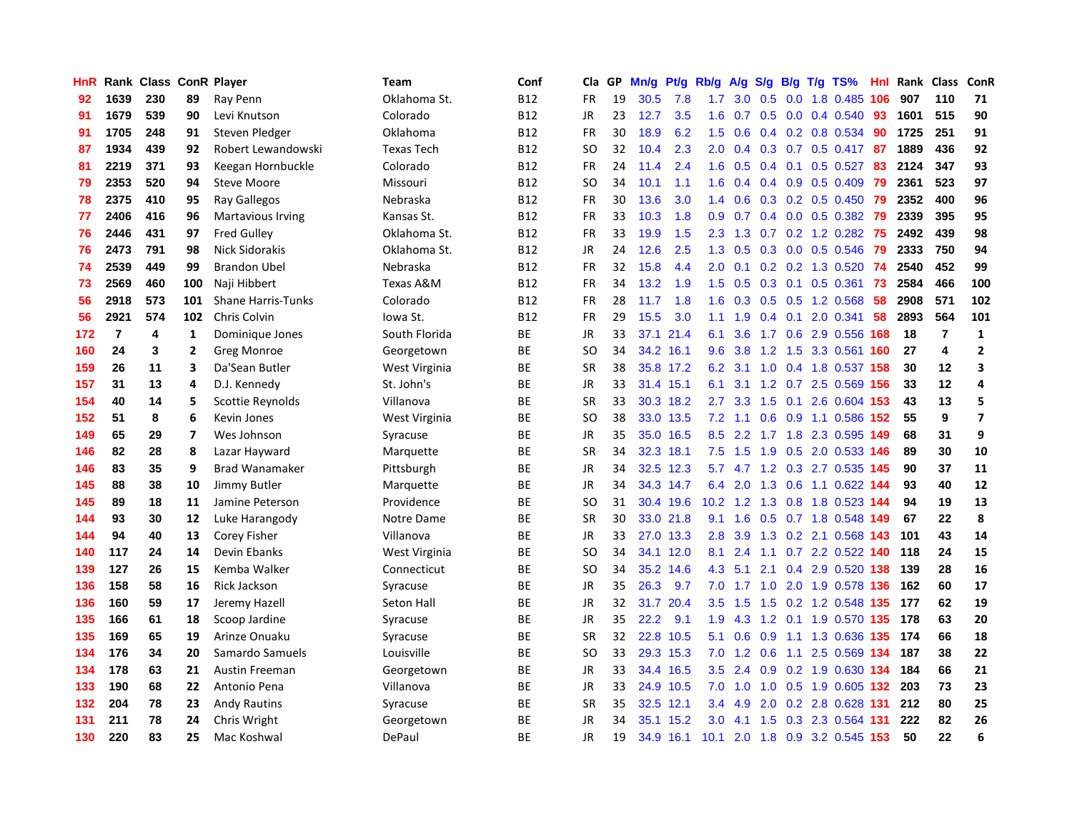| HnR | Rank | Class | ConR | Player | Team | Conf | Cla | GP | Mn/g | Pt/g | Rb/g | A/g | S/g | B/g | T/g | TS% | HnI | Rank | Class | ConR |
|---|---|---|---|---|---|---|---|---|---|---|---|---|---|---|---|---|---|---|---|---|
| 92 | 1639 | 230 | 89 | Ray Penn | Oklahoma St. | B12 | FR | 19 | 30.5 | 7.8 | 1.7 | 3.0 | 0.5 | 0.0 | 1.8 | 0.485 | 106 | 907 | 110 | 71 |
| 91 | 1679 | 539 | 90 | Levi Knutson | Colorado | B12 | JR | 23 | 12.7 | 3.5 | 1.6 | 0.7 | 0.5 | 0.0 | 0.4 | 0.540 | 93 | 1601 | 515 | 90 |
| 91 | 1705 | 248 | 91 | Steven Pledger | Oklahoma | B12 | FR | 30 | 18.9 | 6.2 | 1.5 | 0.6 | 0.4 | 0.2 | 0.8 | 0.534 | 90 | 1725 | 251 | 91 |
| 87 | 1934 | 439 | 92 | Robert Lewandowski | Texas Tech | B12 | SO | 32 | 10.4 | 2.3 | 2.0 | 0.4 | 0.3 | 0.7 | 0.5 | 0.417 | 87 | 1889 | 436 | 92 |
| 81 | 2219 | 371 | 93 | Keegan Hornbuckle | Colorado | B12 | FR | 24 | 11.4 | 2.4 | 1.6 | 0.5 | 0.4 | 0.1 | 0.5 | 0.527 | 83 | 2124 | 347 | 93 |
| 79 | 2353 | 520 | 94 | Steve Moore | Missouri | B12 | SO | 34 | 10.1 | 1.1 | 1.6 | 0.4 | 0.4 | 0.9 | 0.5 | 0.409 | 79 | 2361 | 523 | 97 |
| 78 | 2375 | 410 | 95 | Ray Gallegos | Nebraska | B12 | FR | 30 | 13.6 | 3.0 | 1.4 | 0.6 | 0.3 | 0.2 | 0.5 | 0.450 | 79 | 2352 | 400 | 96 |
| 77 | 2406 | 416 | 96 | Martavious Irving | Kansas St. | B12 | FR | 33 | 10.3 | 1.8 | 0.9 | 0.7 | 0.4 | 0.0 | 0.5 | 0.382 | 79 | 2339 | 395 | 95 |
| 76 | 2446 | 431 | 97 | Fred Gulley | Oklahoma St. | B12 | FR | 33 | 19.9 | 1.5 | 2.3 | 1.3 | 0.7 | 0.2 | 1.2 | 0.282 | 75 | 2492 | 439 | 98 |
| 76 | 2473 | 791 | 98 | Nick Sidorakis | Oklahoma St. | B12 | JR | 24 | 12.6 | 2.5 | 1.3 | 0.5 | 0.3 | 0.0 | 0.5 | 0.546 | 79 | 2333 | 750 | 94 |
| 74 | 2539 | 449 | 99 | Brandon Ubel | Nebraska | B12 | FR | 32 | 15.8 | 4.4 | 2.0 | 0.1 | 0.2 | 0.2 | 1.3 | 0.520 | 74 | 2540 | 452 | 99 |
| 73 | 2569 | 460 | 100 | Naji Hibbert | Texas A&M | B12 | FR | 34 | 13.2 | 1.9 | 1.5 | 0.5 | 0.3 | 0.1 | 0.5 | 0.361 | 73 | 2584 | 466 | 100 |
| 56 | 2918 | 573 | 101 | Shane Harris-Tunks | Colorado | B12 | FR | 28 | 11.7 | 1.8 | 1.6 | 0.3 | 0.5 | 0.5 | 1.2 | 0.568 | 58 | 2908 | 571 | 102 |
| 56 | 2921 | 574 | 102 | Chris Colvin | Iowa St. | B12 | FR | 29 | 15.5 | 3.0 | 1.1 | 1.9 | 0.4 | 0.1 | 2.0 | 0.341 | 58 | 2893 | 564 | 101 |
| 172 | 7 | 4 | 1 | Dominique Jones | South Florida | BE | JR | 33 | 37.1 | 21.4 | 6.1 | 3.6 | 1.7 | 0.6 | 2.9 | 0.556 | 168 | 18 | 7 | 1 |
| 160 | 24 | 3 | 2 | Greg Monroe | Georgetown | BE | SO | 34 | 34.2 | 16.1 | 9.6 | 3.8 | 1.2 | 1.5 | 3.3 | 0.561 | 160 | 27 | 4 | 2 |
| 159 | 26 | 11 | 3 | Da'Sean Butler | West Virginia | BE | SR | 38 | 35.8 | 17.2 | 6.2 | 3.1 | 1.0 | 0.4 | 1.8 | 0.537 | 158 | 30 | 12 | 3 |
| 157 | 31 | 13 | 4 | D.J. Kennedy | St. John's | BE | JR | 33 | 31.4 | 15.1 | 6.1 | 3.1 | 1.2 | 0.7 | 2.5 | 0.569 | 156 | 33 | 12 | 4 |
| 154 | 40 | 14 | 5 | Scottie Reynolds | Villanova | BE | SR | 33 | 30.3 | 18.2 | 2.7 | 3.3 | 1.5 | 0.1 | 2.6 | 0.604 | 153 | 43 | 13 | 5 |
| 152 | 51 | 8 | 6 | Kevin Jones | West Virginia | BE | SO | 38 | 33.0 | 13.5 | 7.2 | 1.1 | 0.6 | 0.9 | 1.1 | 0.586 | 152 | 55 | 9 | 7 |
| 149 | 65 | 29 | 7 | Wes Johnson | Syracuse | BE | JR | 35 | 35.0 | 16.5 | 8.5 | 2.2 | 1.7 | 1.8 | 2.3 | 0.595 | 149 | 68 | 31 | 9 |
| 146 | 82 | 28 | 8 | Lazar Hayward | Marquette | BE | SR | 34 | 32.3 | 18.1 | 7.5 | 1.5 | 1.9 | 0.5 | 2.0 | 0.533 | 146 | 89 | 30 | 10 |
| 146 | 83 | 35 | 9 | Brad Wanamaker | Pittsburgh | BE | JR | 34 | 32.5 | 12.3 | 5.7 | 4.7 | 1.2 | 0.3 | 2.7 | 0.535 | 145 | 90 | 37 | 11 |
| 145 | 88 | 38 | 10 | Jimmy Butler | Marquette | BE | JR | 34 | 34.3 | 14.7 | 6.4 | 2.0 | 1.3 | 0.6 | 1.1 | 0.622 | 144 | 93 | 40 | 12 |
| 145 | 89 | 18 | 11 | Jamine Peterson | Providence | BE | SO | 31 | 30.4 | 19.6 | 10.2 | 1.2 | 1.3 | 0.8 | 1.8 | 0.523 | 144 | 94 | 19 | 13 |
| 144 | 93 | 30 | 12 | Luke Harangody | Notre Dame | BE | SR | 30 | 33.0 | 21.8 | 9.1 | 1.6 | 0.5 | 0.7 | 1.8 | 0.548 | 149 | 67 | 22 | 8 |
| 144 | 94 | 40 | 13 | Corey Fisher | Villanova | BE | JR | 33 | 27.0 | 13.3 | 2.8 | 3.9 | 1.3 | 0.2 | 2.1 | 0.568 | 143 | 101 | 43 | 14 |
| 140 | 117 | 24 | 14 | Devin Ebanks | West Virginia | BE | SO | 34 | 34.1 | 12.0 | 8.1 | 2.4 | 1.1 | 0.7 | 2.2 | 0.522 | 140 | 118 | 24 | 15 |
| 139 | 127 | 26 | 15 | Kemba Walker | Connecticut | BE | SO | 34 | 35.2 | 14.6 | 4.3 | 5.1 | 2.1 | 0.4 | 2.9 | 0.520 | 138 | 139 | 28 | 16 |
| 136 | 158 | 58 | 16 | Rick Jackson | Syracuse | BE | JR | 35 | 26.3 | 9.7 | 7.0 | 1.7 | 1.0 | 2.0 | 1.9 | 0.578 | 136 | 162 | 60 | 17 |
| 136 | 160 | 59 | 17 | Jeremy Hazell | Seton Hall | BE | JR | 32 | 31.7 | 20.4 | 3.5 | 1.5 | 1.5 | 0.2 | 1.2 | 0.548 | 135 | 177 | 62 | 19 |
| 135 | 166 | 61 | 18 | Scoop Jardine | Syracuse | BE | JR | 35 | 22.2 | 9.1 | 1.9 | 4.3 | 1.2 | 0.1 | 1.9 | 0.570 | 135 | 178 | 63 | 20 |
| 135 | 169 | 65 | 19 | Arinze Onuaku | Syracuse | BE | SR | 32 | 22.8 | 10.5 | 5.1 | 0.6 | 0.9 | 1.1 | 1.3 | 0.636 | 135 | 174 | 66 | 18 |
| 134 | 176 | 34 | 20 | Samardo Samuels | Louisville | BE | SO | 33 | 29.3 | 15.3 | 7.0 | 1.2 | 0.6 | 1.1 | 2.5 | 0.569 | 134 | 187 | 38 | 22 |
| 134 | 178 | 63 | 21 | Austin Freeman | Georgetown | BE | JR | 33 | 34.4 | 16.5 | 3.5 | 2.4 | 0.9 | 0.2 | 1.9 | 0.630 | 134 | 184 | 66 | 21 |
| 133 | 190 | 68 | 22 | Antonio Pena | Villanova | BE | JR | 33 | 24.9 | 10.5 | 7.0 | 1.0 | 1.0 | 0.5 | 1.9 | 0.605 | 132 | 203 | 73 | 23 |
| 132 | 204 | 78 | 23 | Andy Rautins | Syracuse | BE | SR | 35 | 32.5 | 12.1 | 3.4 | 4.9 | 2.0 | 0.2 | 2.8 | 0.628 | 131 | 212 | 80 | 25 |
| 131 | 211 | 78 | 24 | Chris Wright | Georgetown | BE | JR | 34 | 35.1 | 15.2 | 3.0 | 4.1 | 1.5 | 0.3 | 2.3 | 0.564 | 131 | 222 | 82 | 26 |
| 130 | 220 | 83 | 25 | Mac Koshwal | DePaul | BE | JR | 19 | 34.9 | 16.1 | 10.1 | 2.0 | 1.8 | 0.9 | 3.2 | 0.545 | 153 | 50 | 22 | 6 |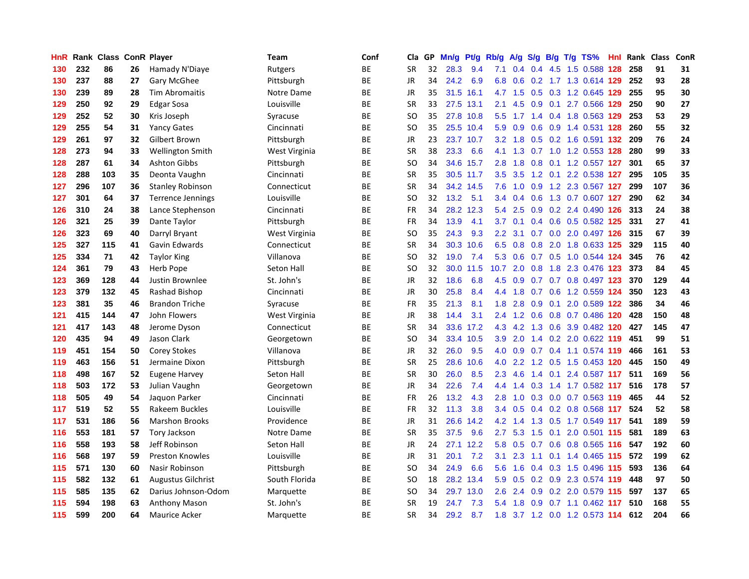| HnR | Rank | Class | ConR | Player | Team | Conf | Cla | GP | Mn/g | Pt/g | Rb/g | A/g | S/g | B/g | T/g | TS% | HnI | Rank | Class | ConR |
|---|---|---|---|---|---|---|---|---|---|---|---|---|---|---|---|---|---|---|---|---|
| 130 | 232 | 86 | 26 | Hamady N'Diaye | Rutgers | BE | SR | 32 | 28.3 | 9.4 | 7.1 | 0.4 | 0.4 | 4.5 | 1.5 | 0.588 | 128 | 258 | 91 | 31 |
| 130 | 237 | 88 | 27 | Gary McGhee | Pittsburgh | BE | JR | 34 | 24.2 | 6.9 | 6.8 | 0.6 | 0.2 | 1.7 | 1.3 | 0.614 | 129 | 252 | 93 | 28 |
| 130 | 239 | 89 | 28 | Tim Abromaitis | Notre Dame | BE | JR | 35 | 31.5 | 16.1 | 4.7 | 1.5 | 0.5 | 0.3 | 1.2 | 0.645 | 129 | 255 | 95 | 30 |
| 129 | 250 | 92 | 29 | Edgar Sosa | Louisville | BE | SR | 33 | 27.5 | 13.1 | 2.1 | 4.5 | 0.9 | 0.1 | 2.7 | 0.566 | 129 | 250 | 90 | 27 |
| 129 | 252 | 52 | 30 | Kris Joseph | Syracuse | BE | SO | 35 | 27.8 | 10.8 | 5.5 | 1.7 | 1.4 | 0.4 | 1.8 | 0.563 | 129 | 253 | 53 | 29 |
| 129 | 255 | 54 | 31 | Yancy Gates | Cincinnati | BE | SO | 35 | 25.5 | 10.4 | 5.9 | 0.9 | 0.6 | 0.9 | 1.4 | 0.531 | 128 | 260 | 55 | 32 |
| 129 | 261 | 97 | 32 | Gilbert Brown | Pittsburgh | BE | JR | 23 | 23.7 | 10.7 | 3.2 | 1.8 | 0.5 | 0.2 | 1.6 | 0.591 | 132 | 209 | 76 | 24 |
| 128 | 273 | 94 | 33 | Wellington Smith | West Virginia | BE | SR | 38 | 23.3 | 6.6 | 4.1 | 1.3 | 0.7 | 1.0 | 1.2 | 0.553 | 128 | 280 | 99 | 33 |
| 128 | 287 | 61 | 34 | Ashton Gibbs | Pittsburgh | BE | SO | 34 | 34.6 | 15.7 | 2.8 | 1.8 | 0.8 | 0.1 | 1.2 | 0.557 | 127 | 301 | 65 | 37 |
| 128 | 288 | 103 | 35 | Deonta Vaughn | Cincinnati | BE | SR | 35 | 30.5 | 11.7 | 3.5 | 3.5 | 1.2 | 0.1 | 2.2 | 0.538 | 127 | 295 | 105 | 35 |
| 127 | 296 | 107 | 36 | Stanley Robinson | Connecticut | BE | SR | 34 | 34.2 | 14.5 | 7.6 | 1.0 | 0.9 | 1.2 | 2.3 | 0.567 | 127 | 299 | 107 | 36 |
| 127 | 301 | 64 | 37 | Terrence Jennings | Louisville | BE | SO | 32 | 13.2 | 5.1 | 3.4 | 0.4 | 0.6 | 1.3 | 0.7 | 0.607 | 127 | 290 | 62 | 34 |
| 126 | 310 | 24 | 38 | Lance Stephenson | Cincinnati | BE | FR | 34 | 28.2 | 12.3 | 5.4 | 2.5 | 0.9 | 0.2 | 2.4 | 0.490 | 126 | 313 | 24 | 38 |
| 126 | 321 | 25 | 39 | Dante Taylor | Pittsburgh | BE | FR | 34 | 13.9 | 4.1 | 3.7 | 0.1 | 0.4 | 0.6 | 0.5 | 0.582 | 125 | 331 | 27 | 41 |
| 126 | 323 | 69 | 40 | Darryl Bryant | West Virginia | BE | SO | 35 | 24.3 | 9.3 | 2.2 | 3.1 | 0.7 | 0.0 | 2.0 | 0.497 | 126 | 315 | 67 | 39 |
| 125 | 327 | 115 | 41 | Gavin Edwards | Connecticut | BE | SR | 34 | 30.3 | 10.6 | 6.5 | 0.8 | 0.8 | 2.0 | 1.8 | 0.633 | 125 | 329 | 115 | 40 |
| 125 | 334 | 71 | 42 | Taylor King | Villanova | BE | SO | 32 | 19.0 | 7.4 | 5.3 | 0.6 | 0.7 | 0.5 | 1.0 | 0.544 | 124 | 345 | 76 | 42 |
| 124 | 361 | 79 | 43 | Herb Pope | Seton Hall | BE | SO | 32 | 30.0 | 11.5 | 10.7 | 2.0 | 0.8 | 1.8 | 2.3 | 0.476 | 123 | 373 | 84 | 45 |
| 123 | 369 | 128 | 44 | Justin Brownlee | St. John's | BE | JR | 32 | 18.6 | 6.8 | 4.5 | 0.9 | 0.7 | 0.7 | 0.8 | 0.497 | 123 | 370 | 129 | 44 |
| 123 | 379 | 132 | 45 | Rashad Bishop | Cincinnati | BE | JR | 30 | 25.8 | 8.4 | 4.4 | 1.8 | 0.7 | 0.6 | 1.2 | 0.559 | 124 | 350 | 123 | 43 |
| 123 | 381 | 35 | 46 | Brandon Triche | Syracuse | BE | FR | 35 | 21.3 | 8.1 | 1.8 | 2.8 | 0.9 | 0.1 | 2.0 | 0.589 | 122 | 386 | 34 | 46 |
| 121 | 415 | 144 | 47 | John Flowers | West Virginia | BE | JR | 38 | 14.4 | 3.1 | 2.4 | 1.2 | 0.6 | 0.8 | 0.7 | 0.486 | 120 | 428 | 150 | 48 |
| 121 | 417 | 143 | 48 | Jerome Dyson | Connecticut | BE | SR | 34 | 33.6 | 17.2 | 4.3 | 4.2 | 1.3 | 0.6 | 3.9 | 0.482 | 120 | 427 | 145 | 47 |
| 120 | 435 | 94 | 49 | Jason Clark | Georgetown | BE | SO | 34 | 33.4 | 10.5 | 3.9 | 2.0 | 1.4 | 0.2 | 2.0 | 0.622 | 119 | 451 | 99 | 51 |
| 119 | 451 | 154 | 50 | Corey Stokes | Villanova | BE | JR | 32 | 26.0 | 9.5 | 4.0 | 0.9 | 0.7 | 0.4 | 1.1 | 0.574 | 119 | 466 | 161 | 53 |
| 119 | 463 | 156 | 51 | Jermaine Dixon | Pittsburgh | BE | SR | 25 | 28.6 | 10.6 | 4.0 | 2.2 | 1.2 | 0.5 | 1.5 | 0.453 | 120 | 445 | 150 | 49 |
| 118 | 498 | 167 | 52 | Eugene Harvey | Seton Hall | BE | SR | 30 | 26.0 | 8.5 | 2.3 | 4.6 | 1.4 | 0.1 | 2.4 | 0.587 | 117 | 511 | 169 | 56 |
| 118 | 503 | 172 | 53 | Julian Vaughn | Georgetown | BE | JR | 34 | 22.6 | 7.4 | 4.4 | 1.4 | 0.3 | 1.4 | 1.7 | 0.582 | 117 | 516 | 178 | 57 |
| 118 | 505 | 49 | 54 | Jaquon Parker | Cincinnati | BE | FR | 26 | 13.2 | 4.3 | 2.8 | 1.0 | 0.3 | 0.0 | 0.7 | 0.563 | 119 | 465 | 44 | 52 |
| 117 | 519 | 52 | 55 | Rakeem Buckles | Louisville | BE | FR | 32 | 11.3 | 3.8 | 3.4 | 0.5 | 0.4 | 0.2 | 0.8 | 0.568 | 117 | 524 | 52 | 58 |
| 117 | 531 | 186 | 56 | Marshon Brooks | Providence | BE | JR | 31 | 26.6 | 14.2 | 4.2 | 1.4 | 1.3 | 0.5 | 1.7 | 0.549 | 117 | 541 | 189 | 59 |
| 116 | 553 | 181 | 57 | Tory Jackson | Notre Dame | BE | SR | 35 | 37.5 | 9.6 | 2.7 | 5.3 | 1.5 | 0.1 | 2.0 | 0.501 | 115 | 581 | 189 | 63 |
| 116 | 558 | 193 | 58 | Jeff Robinson | Seton Hall | BE | JR | 24 | 27.1 | 12.2 | 5.8 | 0.5 | 0.7 | 0.6 | 0.8 | 0.565 | 116 | 547 | 192 | 60 |
| 116 | 568 | 197 | 59 | Preston Knowles | Louisville | BE | JR | 31 | 20.1 | 7.2 | 3.1 | 2.3 | 1.1 | 0.1 | 1.4 | 0.465 | 115 | 572 | 199 | 62 |
| 115 | 571 | 130 | 60 | Nasir Robinson | Pittsburgh | BE | SO | 34 | 24.9 | 6.6 | 5.6 | 1.6 | 0.4 | 0.3 | 1.5 | 0.496 | 115 | 593 | 136 | 64 |
| 115 | 582 | 132 | 61 | Augustus Gilchrist | South Florida | BE | SO | 18 | 28.2 | 13.4 | 5.9 | 0.5 | 0.2 | 0.9 | 2.3 | 0.574 | 119 | 448 | 97 | 50 |
| 115 | 585 | 135 | 62 | Darius Johnson-Odom | Marquette | BE | SO | 34 | 29.7 | 13.0 | 2.6 | 2.4 | 0.9 | 0.2 | 2.0 | 0.579 | 115 | 597 | 137 | 65 |
| 115 | 594 | 198 | 63 | Anthony Mason | St. John's | BE | SR | 19 | 24.7 | 7.3 | 5.4 | 1.8 | 0.9 | 0.7 | 1.1 | 0.462 | 117 | 510 | 168 | 55 |
| 115 | 599 | 200 | 64 | Maurice Acker | Marquette | BE | SR | 34 | 29.2 | 8.7 | 1.8 | 3.7 | 1.2 | 0.0 | 1.2 | 0.573 | 114 | 612 | 204 | 66 |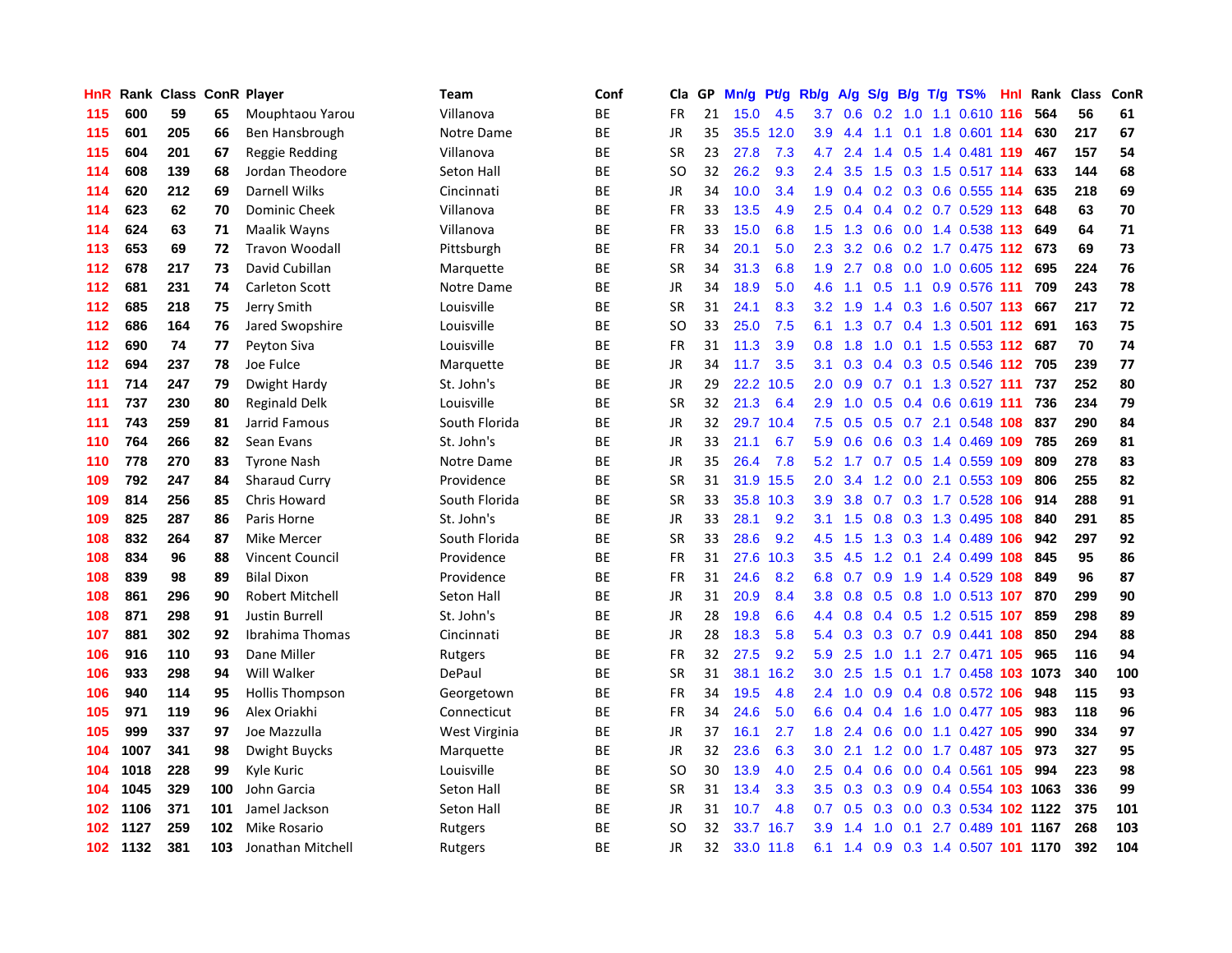| HnR | Rank | Class | ConR | Player | Team | Conf | Cla | GP | Mn/g | Pt/g | Rb/g | A/g | S/g | B/g | T/g | TS% | HnI | Rank | Class | ConR |
|---|---|---|---|---|---|---|---|---|---|---|---|---|---|---|---|---|---|---|---|---|
| 115 | 600 | 59 | 65 | Mouphtaou Yarou | Villanova | BE | FR | 21 | 15.0 | 4.5 | 3.7 | 0.6 | 0.2 | 1.0 | 1.1 | 0.610 | 116 | 564 | 56 | 61 |
| 115 | 601 | 205 | 66 | Ben Hansbrough | Notre Dame | BE | JR | 35 | 35.5 | 12.0 | 3.9 | 4.4 | 1.1 | 0.1 | 1.8 | 0.601 | 114 | 630 | 217 | 67 |
| 115 | 604 | 201 | 67 | Reggie Redding | Villanova | BE | SR | 23 | 27.8 | 7.3 | 4.7 | 2.4 | 1.4 | 0.5 | 1.4 | 0.481 | 119 | 467 | 157 | 54 |
| 114 | 608 | 139 | 68 | Jordan Theodore | Seton Hall | BE | SO | 32 | 26.2 | 9.3 | 2.4 | 3.5 | 1.5 | 0.3 | 1.5 | 0.517 | 114 | 633 | 144 | 68 |
| 114 | 620 | 212 | 69 | Darnell Wilks | Cincinnati | BE | JR | 34 | 10.0 | 3.4 | 1.9 | 0.4 | 0.2 | 0.3 | 0.6 | 0.555 | 114 | 635 | 218 | 69 |
| 114 | 623 | 62 | 70 | Dominic Cheek | Villanova | BE | FR | 33 | 13.5 | 4.9 | 2.5 | 0.4 | 0.4 | 0.2 | 0.7 | 0.529 | 113 | 648 | 63 | 70 |
| 114 | 624 | 63 | 71 | Maalik Wayns | Villanova | BE | FR | 33 | 15.0 | 6.8 | 1.5 | 1.3 | 0.6 | 0.0 | 1.4 | 0.538 | 113 | 649 | 64 | 71 |
| 113 | 653 | 69 | 72 | Travon Woodall | Pittsburgh | BE | FR | 34 | 20.1 | 5.0 | 2.3 | 3.2 | 0.6 | 0.2 | 1.7 | 0.475 | 112 | 673 | 69 | 73 |
| 112 | 678 | 217 | 73 | David Cubillan | Marquette | BE | SR | 34 | 31.3 | 6.8 | 1.9 | 2.7 | 0.8 | 0.0 | 1.0 | 0.605 | 112 | 695 | 224 | 76 |
| 112 | 681 | 231 | 74 | Carleton Scott | Notre Dame | BE | JR | 34 | 18.9 | 5.0 | 4.6 | 1.1 | 0.5 | 1.1 | 0.9 | 0.576 | 111 | 709 | 243 | 78 |
| 112 | 685 | 218 | 75 | Jerry Smith | Louisville | BE | SR | 31 | 24.1 | 8.3 | 3.2 | 1.9 | 1.4 | 0.3 | 1.6 | 0.507 | 113 | 667 | 217 | 72 |
| 112 | 686 | 164 | 76 | Jared Swopshire | Louisville | BE | SO | 33 | 25.0 | 7.5 | 6.1 | 1.3 | 0.7 | 0.4 | 1.3 | 0.501 | 112 | 691 | 163 | 75 |
| 112 | 690 | 74 | 77 | Peyton Siva | Louisville | BE | FR | 31 | 11.3 | 3.9 | 0.8 | 1.8 | 1.0 | 0.1 | 1.5 | 0.553 | 112 | 687 | 70 | 74 |
| 112 | 694 | 237 | 78 | Joe Fulce | Marquette | BE | JR | 34 | 11.7 | 3.5 | 3.1 | 0.3 | 0.4 | 0.3 | 0.5 | 0.546 | 112 | 705 | 239 | 77 |
| 111 | 714 | 247 | 79 | Dwight Hardy | St. John's | BE | JR | 29 | 22.2 | 10.5 | 2.0 | 0.9 | 0.7 | 0.1 | 1.3 | 0.527 | 111 | 737 | 252 | 80 |
| 111 | 737 | 230 | 80 | Reginald Delk | Louisville | BE | SR | 32 | 21.3 | 6.4 | 2.9 | 1.0 | 0.5 | 0.4 | 0.6 | 0.619 | 111 | 736 | 234 | 79 |
| 111 | 743 | 259 | 81 | Jarrid Famous | South Florida | BE | JR | 32 | 29.7 | 10.4 | 7.5 | 0.5 | 0.5 | 0.7 | 2.1 | 0.548 | 108 | 837 | 290 | 84 |
| 110 | 764 | 266 | 82 | Sean Evans | St. John's | BE | JR | 33 | 21.1 | 6.7 | 5.9 | 0.6 | 0.6 | 0.3 | 1.4 | 0.469 | 109 | 785 | 269 | 81 |
| 110 | 778 | 270 | 83 | Tyrone Nash | Notre Dame | BE | JR | 35 | 26.4 | 7.8 | 5.2 | 1.7 | 0.7 | 0.5 | 1.4 | 0.559 | 109 | 809 | 278 | 83 |
| 109 | 792 | 247 | 84 | Sharaud Curry | Providence | BE | SR | 31 | 31.9 | 15.5 | 2.0 | 3.4 | 1.2 | 0.0 | 2.1 | 0.553 | 109 | 806 | 255 | 82 |
| 109 | 814 | 256 | 85 | Chris Howard | South Florida | BE | SR | 33 | 35.8 | 10.3 | 3.9 | 3.8 | 0.7 | 0.3 | 1.7 | 0.528 | 106 | 914 | 288 | 91 |
| 109 | 825 | 287 | 86 | Paris Horne | St. John's | BE | JR | 33 | 28.1 | 9.2 | 3.1 | 1.5 | 0.8 | 0.3 | 1.3 | 0.495 | 108 | 840 | 291 | 85 |
| 108 | 832 | 264 | 87 | Mike Mercer | South Florida | BE | SR | 33 | 28.6 | 9.2 | 4.5 | 1.5 | 1.3 | 0.3 | 1.4 | 0.489 | 106 | 942 | 297 | 92 |
| 108 | 834 | 96 | 88 | Vincent Council | Providence | BE | FR | 31 | 27.6 | 10.3 | 3.5 | 4.5 | 1.2 | 0.1 | 2.4 | 0.499 | 108 | 845 | 95 | 86 |
| 108 | 839 | 98 | 89 | Bilal Dixon | Providence | BE | FR | 31 | 24.6 | 8.2 | 6.8 | 0.7 | 0.9 | 1.9 | 1.4 | 0.529 | 108 | 849 | 96 | 87 |
| 108 | 861 | 296 | 90 | Robert Mitchell | Seton Hall | BE | JR | 31 | 20.9 | 8.4 | 3.8 | 0.8 | 0.5 | 0.8 | 1.0 | 0.513 | 107 | 870 | 299 | 90 |
| 108 | 871 | 298 | 91 | Justin Burrell | St. John's | BE | JR | 28 | 19.8 | 6.6 | 4.4 | 0.8 | 0.4 | 0.5 | 1.2 | 0.515 | 107 | 859 | 298 | 89 |
| 107 | 881 | 302 | 92 | Ibrahima Thomas | Cincinnati | BE | JR | 28 | 18.3 | 5.8 | 5.4 | 0.3 | 0.3 | 0.7 | 0.9 | 0.441 | 108 | 850 | 294 | 88 |
| 106 | 916 | 110 | 93 | Dane Miller | Rutgers | BE | FR | 32 | 27.5 | 9.2 | 5.9 | 2.5 | 1.0 | 1.1 | 2.7 | 0.471 | 105 | 965 | 116 | 94 |
| 106 | 933 | 298 | 94 | Will Walker | DePaul | BE | SR | 31 | 38.1 | 16.2 | 3.0 | 2.5 | 1.5 | 0.1 | 1.7 | 0.458 | 103 | 1073 | 340 | 100 |
| 106 | 940 | 114 | 95 | Hollis Thompson | Georgetown | BE | FR | 34 | 19.5 | 4.8 | 2.4 | 1.0 | 0.9 | 0.4 | 0.8 | 0.572 | 106 | 948 | 115 | 93 |
| 105 | 971 | 119 | 96 | Alex Oriakhi | Connecticut | BE | FR | 34 | 24.6 | 5.0 | 6.6 | 0.4 | 0.4 | 1.6 | 1.0 | 0.477 | 105 | 983 | 118 | 96 |
| 105 | 999 | 337 | 97 | Joe Mazzulla | West Virginia | BE | JR | 37 | 16.1 | 2.7 | 1.8 | 2.4 | 0.6 | 0.0 | 1.1 | 0.427 | 105 | 990 | 334 | 97 |
| 104 | 1007 | 341 | 98 | Dwight Buycks | Marquette | BE | JR | 32 | 23.6 | 6.3 | 3.0 | 2.1 | 1.2 | 0.0 | 1.7 | 0.487 | 105 | 973 | 327 | 95 |
| 104 | 1018 | 228 | 99 | Kyle Kuric | Louisville | BE | SO | 30 | 13.9 | 4.0 | 2.5 | 0.4 | 0.6 | 0.0 | 0.4 | 0.561 | 105 | 994 | 223 | 98 |
| 104 | 1045 | 329 | 100 | John Garcia | Seton Hall | BE | SR | 31 | 13.4 | 3.3 | 3.5 | 0.3 | 0.3 | 0.9 | 0.4 | 0.554 | 103 | 1063 | 336 | 99 |
| 102 | 1106 | 371 | 101 | Jamel Jackson | Seton Hall | BE | JR | 31 | 10.7 | 4.8 | 0.7 | 0.5 | 0.3 | 0.0 | 0.3 | 0.534 | 102 | 1122 | 375 | 101 |
| 102 | 1127 | 259 | 102 | Mike Rosario | Rutgers | BE | SO | 32 | 33.7 | 16.7 | 3.9 | 1.4 | 1.0 | 0.1 | 2.7 | 0.489 | 101 | 1167 | 268 | 103 |
| 102 | 1132 | 381 | 103 | Jonathan Mitchell | Rutgers | BE | JR | 32 | 33.0 | 11.8 | 6.1 | 1.4 | 0.9 | 0.3 | 1.4 | 0.507 | 101 | 1170 | 392 | 104 |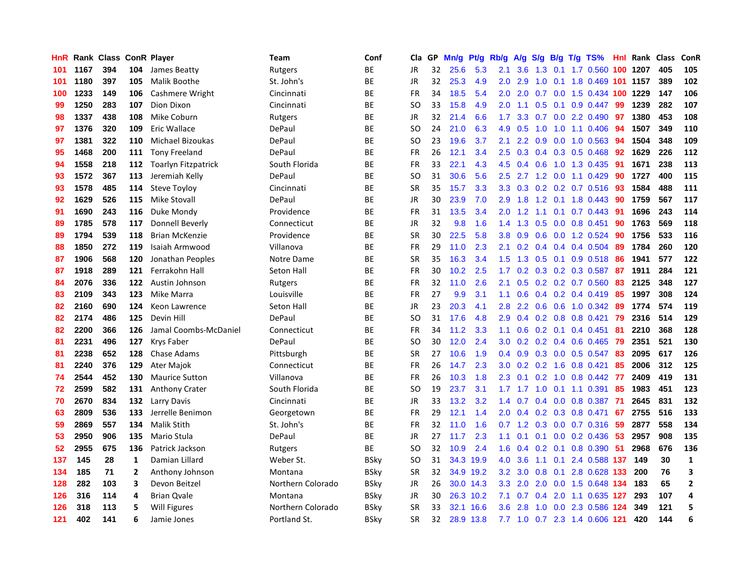| HnR | Rank | Class | ConR | Player | Team | Conf | Cla | GP | Mn/g | Pt/g | Rb/g | A/g | S/g | B/g | T/g | TS% | HnI | Rank | Class | ConR |
|---|---|---|---|---|---|---|---|---|---|---|---|---|---|---|---|---|---|---|---|---|
| 101 | 1167 | 394 | 104 | James Beatty | Rutgers | BE | JR | 32 | 25.6 | 5.3 | 2.1 | 3.6 | 1.3 | 0.1 | 1.7 | 0.560 | 100 | 1207 | 405 | 105 |
| 101 | 1180 | 397 | 105 | Malik Boothe | St. John's | BE | JR | 32 | 25.3 | 4.9 | 2.0 | 2.9 | 1.0 | 0.1 | 1.8 | 0.469 | 101 | 1157 | 389 | 102 |
| 100 | 1233 | 149 | 106 | Cashmere Wright | Cincinnati | BE | FR | 34 | 18.5 | 5.4 | 2.0 | 2.0 | 0.7 | 0.0 | 1.5 | 0.434 | 100 | 1229 | 147 | 106 |
| 99 | 1250 | 283 | 107 | Dion Dixon | Cincinnati | BE | SO | 33 | 15.8 | 4.9 | 2.0 | 1.1 | 0.5 | 0.1 | 0.9 | 0.447 | 99 | 1239 | 282 | 107 |
| 98 | 1337 | 438 | 108 | Mike Coburn | Rutgers | BE | JR | 32 | 21.4 | 6.6 | 1.7 | 3.3 | 0.7 | 0.0 | 2.2 | 0.490 | 97 | 1380 | 453 | 108 |
| 97 | 1376 | 320 | 109 | Eric Wallace | DePaul | BE | SO | 24 | 21.0 | 6.3 | 4.9 | 0.5 | 1.0 | 1.0 | 1.1 | 0.406 | 94 | 1507 | 349 | 110 |
| 97 | 1381 | 322 | 110 | Michael Bizoukas | DePaul | BE | SO | 23 | 19.6 | 3.7 | 2.1 | 2.2 | 0.9 | 0.0 | 1.0 | 0.563 | 94 | 1504 | 348 | 109 |
| 95 | 1468 | 200 | 111 | Tony Freeland | DePaul | BE | FR | 26 | 12.1 | 3.4 | 2.5 | 0.3 | 0.4 | 0.3 | 0.5 | 0.468 | 92 | 1629 | 226 | 112 |
| 94 | 1558 | 218 | 112 | Toarlyn Fitzpatrick | South Florida | BE | FR | 33 | 22.1 | 4.3 | 4.5 | 0.4 | 0.6 | 1.0 | 1.3 | 0.435 | 91 | 1671 | 238 | 113 |
| 93 | 1572 | 367 | 113 | Jeremiah Kelly | DePaul | BE | SO | 31 | 30.6 | 5.6 | 2.5 | 2.7 | 1.2 | 0.0 | 1.1 | 0.429 | 90 | 1727 | 400 | 115 |
| 93 | 1578 | 485 | 114 | Steve Toyloy | Cincinnati | BE | SR | 35 | 15.7 | 3.3 | 3.3 | 0.3 | 0.2 | 0.2 | 0.7 | 0.516 | 93 | 1584 | 488 | 111 |
| 92 | 1629 | 526 | 115 | Mike Stovall | DePaul | BE | JR | 30 | 23.9 | 7.0 | 2.9 | 1.8 | 1.2 | 0.1 | 1.8 | 0.443 | 90 | 1759 | 567 | 117 |
| 91 | 1690 | 243 | 116 | Duke Mondy | Providence | BE | FR | 31 | 13.5 | 3.4 | 2.0 | 1.2 | 1.1 | 0.1 | 0.7 | 0.443 | 91 | 1696 | 243 | 114 |
| 89 | 1785 | 578 | 117 | Donnell Beverly | Connecticut | BE | JR | 32 | 9.8 | 1.6 | 1.4 | 1.3 | 0.5 | 0.0 | 0.8 | 0.451 | 90 | 1763 | 569 | 118 |
| 89 | 1794 | 539 | 118 | Brian McKenzie | Providence | BE | SR | 30 | 22.5 | 5.8 | 3.8 | 0.9 | 0.6 | 0.0 | 1.2 | 0.524 | 90 | 1756 | 533 | 116 |
| 88 | 1850 | 272 | 119 | Isaiah Armwood | Villanova | BE | FR | 29 | 11.0 | 2.3 | 2.1 | 0.2 | 0.4 | 0.4 | 0.4 | 0.504 | 89 | 1784 | 260 | 120 |
| 87 | 1906 | 568 | 120 | Jonathan Peoples | Notre Dame | BE | SR | 35 | 16.3 | 3.4 | 1.5 | 1.3 | 0.5 | 0.1 | 0.9 | 0.518 | 86 | 1941 | 577 | 122 |
| 87 | 1918 | 289 | 121 | Ferrakohn Hall | Seton Hall | BE | FR | 30 | 10.2 | 2.5 | 1.7 | 0.2 | 0.3 | 0.2 | 0.3 | 0.587 | 87 | 1911 | 284 | 121 |
| 84 | 2076 | 336 | 122 | Austin Johnson | Rutgers | BE | FR | 32 | 11.0 | 2.6 | 2.1 | 0.5 | 0.2 | 0.2 | 0.7 | 0.560 | 83 | 2125 | 348 | 127 |
| 83 | 2109 | 343 | 123 | Mike Marra | Louisville | BE | FR | 27 | 9.9 | 3.1 | 1.1 | 0.6 | 0.4 | 0.2 | 0.4 | 0.419 | 85 | 1997 | 308 | 124 |
| 82 | 2160 | 690 | 124 | Keon Lawrence | Seton Hall | BE | JR | 23 | 20.3 | 4.1 | 2.8 | 2.2 | 0.6 | 0.6 | 1.0 | 0.342 | 89 | 1774 | 574 | 119 |
| 82 | 2174 | 486 | 125 | Devin Hill | DePaul | BE | SO | 31 | 17.6 | 4.8 | 2.9 | 0.4 | 0.2 | 0.8 | 0.8 | 0.421 | 79 | 2316 | 514 | 129 |
| 82 | 2200 | 366 | 126 | Jamal Coombs-McDaniel | Connecticut | BE | FR | 34 | 11.2 | 3.3 | 1.1 | 0.6 | 0.2 | 0.1 | 0.4 | 0.451 | 81 | 2210 | 368 | 128 |
| 81 | 2231 | 496 | 127 | Krys Faber | DePaul | BE | SO | 30 | 12.0 | 2.4 | 3.0 | 0.2 | 0.2 | 0.4 | 0.6 | 0.465 | 79 | 2351 | 521 | 130 |
| 81 | 2238 | 652 | 128 | Chase Adams | Pittsburgh | BE | SR | 27 | 10.6 | 1.9 | 0.4 | 0.9 | 0.3 | 0.0 | 0.5 | 0.547 | 83 | 2095 | 617 | 126 |
| 81 | 2240 | 376 | 129 | Ater Majok | Connecticut | BE | FR | 26 | 14.7 | 2.3 | 3.0 | 0.2 | 0.2 | 1.6 | 0.8 | 0.421 | 85 | 2006 | 312 | 125 |
| 74 | 2544 | 452 | 130 | Maurice Sutton | Villanova | BE | FR | 26 | 10.3 | 1.8 | 2.3 | 0.1 | 0.2 | 1.0 | 0.8 | 0.442 | 77 | 2409 | 419 | 131 |
| 72 | 2599 | 582 | 131 | Anthony Crater | South Florida | BE | SO | 19 | 23.7 | 3.1 | 1.7 | 1.7 | 1.0 | 0.1 | 1.1 | 0.391 | 85 | 1983 | 451 | 123 |
| 70 | 2670 | 834 | 132 | Larry Davis | Cincinnati | BE | JR | 33 | 13.2 | 3.2 | 1.4 | 0.7 | 0.4 | 0.0 | 0.8 | 0.387 | 71 | 2645 | 831 | 132 |
| 63 | 2809 | 536 | 133 | Jerrelle Benimon | Georgetown | BE | FR | 29 | 12.1 | 1.4 | 2.0 | 0.4 | 0.2 | 0.3 | 0.8 | 0.471 | 67 | 2755 | 516 | 133 |
| 59 | 2869 | 557 | 134 | Malik Stith | St. John's | BE | FR | 32 | 11.0 | 1.6 | 0.7 | 1.2 | 0.3 | 0.0 | 0.7 | 0.316 | 59 | 2877 | 558 | 134 |
| 53 | 2950 | 906 | 135 | Mario Stula | DePaul | BE | JR | 27 | 11.7 | 2.3 | 1.1 | 0.1 | 0.1 | 0.0 | 0.2 | 0.436 | 53 | 2957 | 908 | 135 |
| 52 | 2955 | 675 | 136 | Patrick Jackson | Rutgers | BE | SO | 32 | 10.9 | 2.4 | 1.6 | 0.4 | 0.2 | 0.1 | 0.8 | 0.390 | 51 | 2968 | 676 | 136 |
| 137 | 145 | 28 | 1 | Damian Lillard | Weber St. | BSky | SO | 31 | 34.3 | 19.9 | 4.0 | 3.6 | 1.1 | 0.1 | 2.4 | 0.588 | 137 | 149 | 30 | 1 |
| 134 | 185 | 71 | 2 | Anthony Johnson | Montana | BSky | SR | 32 | 34.9 | 19.2 | 3.2 | 3.0 | 0.8 | 0.1 | 2.8 | 0.628 | 133 | 200 | 76 | 3 |
| 128 | 282 | 103 | 3 | Devon Beitzel | Northern Colorado | BSky | JR | 26 | 30.0 | 14.3 | 3.3 | 2.0 | 2.0 | 0.0 | 1.5 | 0.648 | 134 | 183 | 65 | 2 |
| 126 | 316 | 114 | 4 | Brian Qvale | Montana | BSky | JR | 30 | 26.3 | 10.2 | 7.1 | 0.7 | 0.4 | 2.0 | 1.1 | 0.635 | 127 | 293 | 107 | 4 |
| 126 | 318 | 113 | 5 | Will Figures | Northern Colorado | BSky | SR | 33 | 32.1 | 16.6 | 3.6 | 2.8 | 1.0 | 0.0 | 2.3 | 0.586 | 124 | 349 | 121 | 5 |
| 121 | 402 | 141 | 6 | Jamie Jones | Portland St. | BSky | SR | 32 | 28.9 | 13.8 | 7.7 | 1.0 | 0.7 | 2.3 | 1.4 | 0.606 | 121 | 420 | 144 | 6 |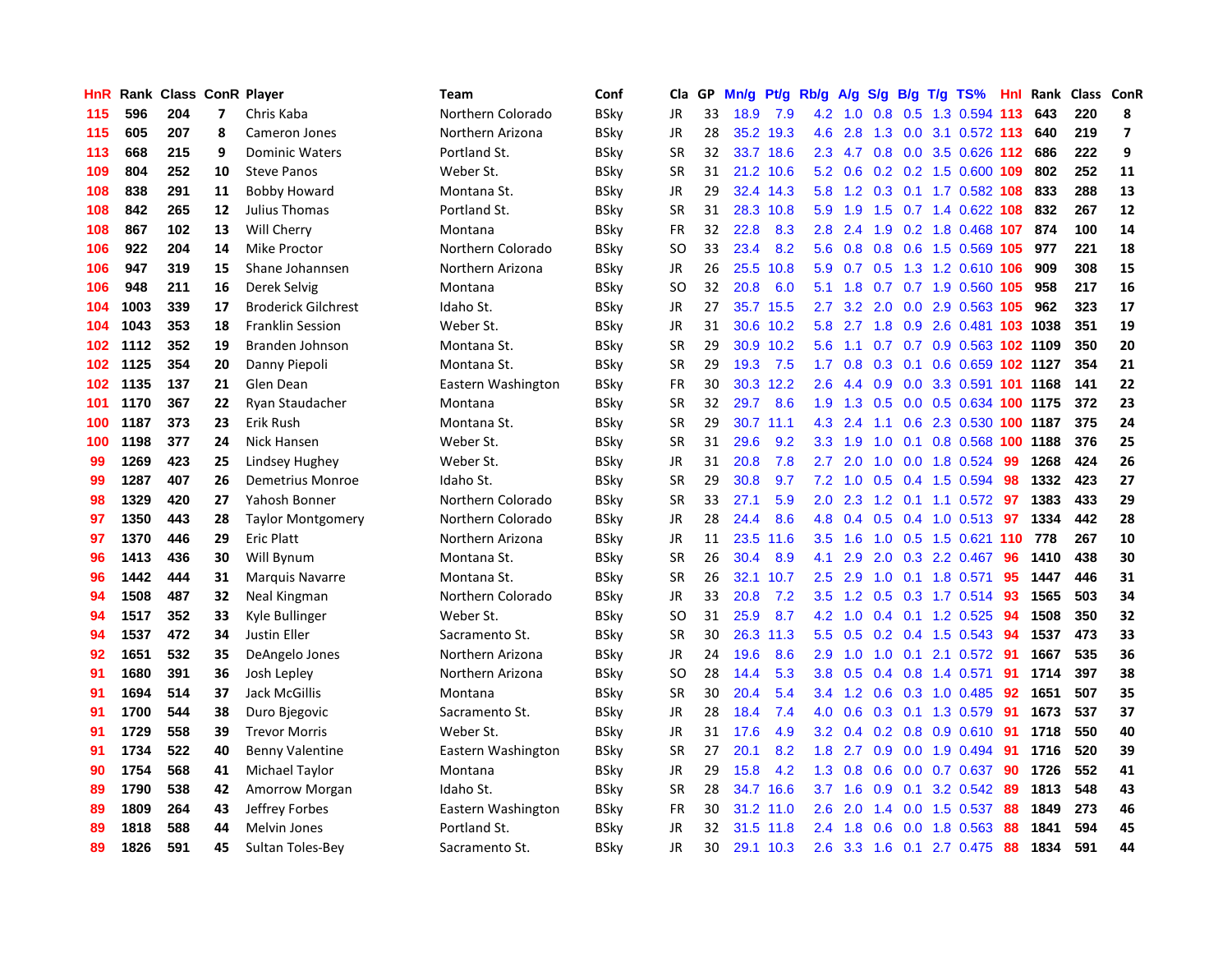| HnR | Rank | Class | ConR | Player | Team | Conf | Cla | GP | Mn/g | Pt/g | Rb/g | A/g | S/g | B/g | T/g | TS% | HnI | Rank | Class | ConR |
|---|---|---|---|---|---|---|---|---|---|---|---|---|---|---|---|---|---|---|---|---|
| 115 | 596 | 204 | 7 | Chris Kaba | Northern Colorado | BSky | JR | 33 | 18.9 | 7.9 | 4.2 | 1.0 | 0.8 | 0.5 | 1.3 | 0.594 | 113 | 643 | 220 | 8 |
| 115 | 605 | 207 | 8 | Cameron Jones | Northern Arizona | BSky | JR | 28 | 35.2 | 19.3 | 4.6 | 2.8 | 1.3 | 0.0 | 3.1 | 0.572 | 113 | 640 | 219 | 7 |
| 113 | 668 | 215 | 9 | Dominic Waters | Portland St. | BSky | SR | 32 | 33.7 | 18.6 | 2.3 | 4.7 | 0.8 | 0.0 | 3.5 | 0.626 | 112 | 686 | 222 | 9 |
| 109 | 804 | 252 | 10 | Steve Panos | Weber St. | BSky | SR | 31 | 21.2 | 10.6 | 5.2 | 0.6 | 0.2 | 0.2 | 1.5 | 0.600 | 109 | 802 | 252 | 11 |
| 108 | 838 | 291 | 11 | Bobby Howard | Montana St. | BSky | JR | 29 | 32.4 | 14.3 | 5.8 | 1.2 | 0.3 | 0.1 | 1.7 | 0.582 | 108 | 833 | 288 | 13 |
| 108 | 842 | 265 | 12 | Julius Thomas | Portland St. | BSky | SR | 31 | 28.3 | 10.8 | 5.9 | 1.9 | 1.5 | 0.7 | 1.4 | 0.622 | 108 | 832 | 267 | 12 |
| 108 | 867 | 102 | 13 | Will Cherry | Montana | BSky | FR | 32 | 22.8 | 8.3 | 2.8 | 2.4 | 1.9 | 0.2 | 1.8 | 0.468 | 107 | 874 | 100 | 14 |
| 106 | 922 | 204 | 14 | Mike Proctor | Northern Colorado | BSky | SO | 33 | 23.4 | 8.2 | 5.6 | 0.8 | 0.8 | 0.6 | 1.5 | 0.569 | 105 | 977 | 221 | 18 |
| 106 | 947 | 319 | 15 | Shane Johannsen | Northern Arizona | BSky | JR | 26 | 25.5 | 10.8 | 5.9 | 0.7 | 0.5 | 1.3 | 1.2 | 0.610 | 106 | 909 | 308 | 15 |
| 106 | 948 | 211 | 16 | Derek Selvig | Montana | BSky | SO | 32 | 20.8 | 6.0 | 5.1 | 1.8 | 0.7 | 0.7 | 1.9 | 0.560 | 105 | 958 | 217 | 16 |
| 104 | 1003 | 339 | 17 | Broderick Gilchrest | Idaho St. | BSky | JR | 27 | 35.7 | 15.5 | 2.7 | 3.2 | 2.0 | 0.0 | 2.9 | 0.563 | 105 | 962 | 323 | 17 |
| 104 | 1043 | 353 | 18 | Franklin Session | Weber St. | BSky | JR | 31 | 30.6 | 10.2 | 5.8 | 2.7 | 1.8 | 0.9 | 2.6 | 0.481 | 103 | 1038 | 351 | 19 |
| 102 | 1112 | 352 | 19 | Branden Johnson | Montana St. | BSky | SR | 29 | 30.9 | 10.2 | 5.6 | 1.1 | 0.7 | 0.7 | 0.9 | 0.563 | 102 | 1109 | 350 | 20 |
| 102 | 1125 | 354 | 20 | Danny Piepoli | Montana St. | BSky | SR | 29 | 19.3 | 7.5 | 1.7 | 0.8 | 0.3 | 0.1 | 0.6 | 0.659 | 102 | 1127 | 354 | 21 |
| 102 | 1135 | 137 | 21 | Glen Dean | Eastern Washington | BSky | FR | 30 | 30.3 | 12.2 | 2.6 | 4.4 | 0.9 | 0.0 | 3.3 | 0.591 | 101 | 1168 | 141 | 22 |
| 101 | 1170 | 367 | 22 | Ryan Staudacher | Montana | BSky | SR | 32 | 29.7 | 8.6 | 1.9 | 1.3 | 0.5 | 0.0 | 0.5 | 0.634 | 100 | 1175 | 372 | 23 |
| 100 | 1187 | 373 | 23 | Erik Rush | Montana St. | BSky | SR | 29 | 30.7 | 11.1 | 4.3 | 2.4 | 1.1 | 0.6 | 2.3 | 0.530 | 100 | 1187 | 375 | 24 |
| 100 | 1198 | 377 | 24 | Nick Hansen | Weber St. | BSky | SR | 31 | 29.6 | 9.2 | 3.3 | 1.9 | 1.0 | 0.1 | 0.8 | 0.568 | 100 | 1188 | 376 | 25 |
| 99 | 1269 | 423 | 25 | Lindsey Hughey | Weber St. | BSky | JR | 31 | 20.8 | 7.8 | 2.7 | 2.0 | 1.0 | 0.0 | 1.8 | 0.524 | 99 | 1268 | 424 | 26 |
| 99 | 1287 | 407 | 26 | Demetrius Monroe | Idaho St. | BSky | SR | 29 | 30.8 | 9.7 | 7.2 | 1.0 | 0.5 | 0.4 | 1.5 | 0.594 | 98 | 1332 | 423 | 27 |
| 98 | 1329 | 420 | 27 | Yahosh Bonner | Northern Colorado | BSky | SR | 33 | 27.1 | 5.9 | 2.0 | 2.3 | 1.2 | 0.1 | 1.1 | 0.572 | 97 | 1383 | 433 | 29 |
| 97 | 1350 | 443 | 28 | Taylor Montgomery | Northern Colorado | BSky | JR | 28 | 24.4 | 8.6 | 4.8 | 0.4 | 0.5 | 0.4 | 1.0 | 0.513 | 97 | 1334 | 442 | 28 |
| 97 | 1370 | 446 | 29 | Eric Platt | Northern Arizona | BSky | JR | 11 | 23.5 | 11.6 | 3.5 | 1.6 | 1.0 | 0.5 | 1.5 | 0.621 | 110 | 778 | 267 | 10 |
| 96 | 1413 | 436 | 30 | Will Bynum | Montana St. | BSky | SR | 26 | 30.4 | 8.9 | 4.1 | 2.9 | 2.0 | 0.3 | 2.2 | 0.467 | 96 | 1410 | 438 | 30 |
| 96 | 1442 | 444 | 31 | Marquis Navarre | Montana St. | BSky | SR | 26 | 32.1 | 10.7 | 2.5 | 2.9 | 1.0 | 0.1 | 1.8 | 0.571 | 95 | 1447 | 446 | 31 |
| 94 | 1508 | 487 | 32 | Neal Kingman | Northern Colorado | BSky | JR | 33 | 20.8 | 7.2 | 3.5 | 1.2 | 0.5 | 0.3 | 1.7 | 0.514 | 93 | 1565 | 503 | 34 |
| 94 | 1517 | 352 | 33 | Kyle Bullinger | Weber St. | BSky | SO | 31 | 25.9 | 8.7 | 4.2 | 1.0 | 0.4 | 0.1 | 1.2 | 0.525 | 94 | 1508 | 350 | 32 |
| 94 | 1537 | 472 | 34 | Justin Eller | Sacramento St. | BSky | SR | 30 | 26.3 | 11.3 | 5.5 | 0.5 | 0.2 | 0.4 | 1.5 | 0.543 | 94 | 1537 | 473 | 33 |
| 92 | 1651 | 532 | 35 | DeAngelo Jones | Northern Arizona | BSky | JR | 24 | 19.6 | 8.6 | 2.9 | 1.0 | 1.0 | 0.1 | 2.1 | 0.572 | 91 | 1667 | 535 | 36 |
| 91 | 1680 | 391 | 36 | Josh Lepley | Northern Arizona | BSky | SO | 28 | 14.4 | 5.3 | 3.8 | 0.5 | 0.4 | 0.8 | 1.4 | 0.571 | 91 | 1714 | 397 | 38 |
| 91 | 1694 | 514 | 37 | Jack McGillis | Montana | BSky | SR | 30 | 20.4 | 5.4 | 3.4 | 1.2 | 0.6 | 0.3 | 1.0 | 0.485 | 92 | 1651 | 507 | 35 |
| 91 | 1700 | 544 | 38 | Duro Bjegovic | Sacramento St. | BSky | JR | 28 | 18.4 | 7.4 | 4.0 | 0.6 | 0.3 | 0.1 | 1.3 | 0.579 | 91 | 1673 | 537 | 37 |
| 91 | 1729 | 558 | 39 | Trevor Morris | Weber St. | BSky | JR | 31 | 17.6 | 4.9 | 3.2 | 0.4 | 0.2 | 0.8 | 0.9 | 0.610 | 91 | 1718 | 550 | 40 |
| 91 | 1734 | 522 | 40 | Benny Valentine | Eastern Washington | BSky | SR | 27 | 20.1 | 8.2 | 1.8 | 2.7 | 0.9 | 0.0 | 1.9 | 0.494 | 91 | 1716 | 520 | 39 |
| 90 | 1754 | 568 | 41 | Michael Taylor | Montana | BSky | JR | 29 | 15.8 | 4.2 | 1.3 | 0.8 | 0.6 | 0.0 | 0.7 | 0.637 | 90 | 1726 | 552 | 41 |
| 89 | 1790 | 538 | 42 | Amorrow Morgan | Idaho St. | BSky | SR | 28 | 34.7 | 16.6 | 3.7 | 1.6 | 0.9 | 0.1 | 3.2 | 0.542 | 89 | 1813 | 548 | 43 |
| 89 | 1809 | 264 | 43 | Jeffrey Forbes | Eastern Washington | BSky | FR | 30 | 31.2 | 11.0 | 2.6 | 2.0 | 1.4 | 0.0 | 1.5 | 0.537 | 88 | 1849 | 273 | 46 |
| 89 | 1818 | 588 | 44 | Melvin Jones | Portland St. | BSky | JR | 32 | 31.5 | 11.8 | 2.4 | 1.8 | 0.6 | 0.0 | 1.8 | 0.563 | 88 | 1841 | 594 | 45 |
| 89 | 1826 | 591 | 45 | Sultan Toles-Bey | Sacramento St. | BSky | JR | 30 | 29.1 | 10.3 | 2.6 | 3.3 | 1.6 | 0.1 | 2.7 | 0.475 | 88 | 1834 | 591 | 44 |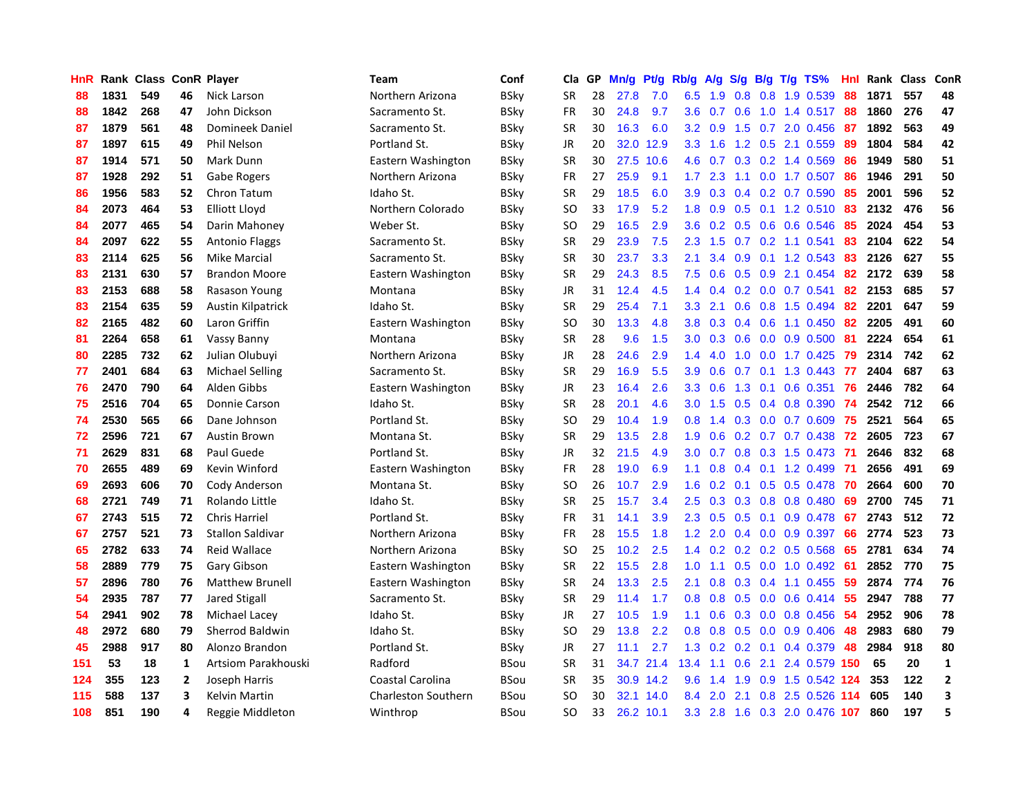| HnR | Rank | Class | ConR | Player | Team | Conf | Cla | GP | Mn/g | Pt/g | Rb/g | A/g | S/g | B/g | T/g | TS% | HnI | Rank | Class | ConR |
|---|---|---|---|---|---|---|---|---|---|---|---|---|---|---|---|---|---|---|---|---|
| 88 | 1831 | 549 | 46 | Nick Larson | Northern Arizona | BSky | SR | 28 | 27.8 | 7.0 | 6.5 | 1.9 | 0.8 | 0.8 | 1.9 | 0.539 | 88 | 1871 | 557 | 48 |
| 88 | 1842 | 268 | 47 | John Dickson | Sacramento St. | BSky | FR | 30 | 24.8 | 9.7 | 3.6 | 0.7 | 0.6 | 1.0 | 1.4 | 0.517 | 88 | 1860 | 276 | 47 |
| 87 | 1879 | 561 | 48 | Domineek Daniel | Sacramento St. | BSky | SR | 30 | 16.3 | 6.0 | 3.2 | 0.9 | 1.5 | 0.7 | 2.0 | 0.456 | 87 | 1892 | 563 | 49 |
| 87 | 1897 | 615 | 49 | Phil Nelson | Portland St. | BSky | JR | 20 | 32.0 | 12.9 | 3.3 | 1.6 | 1.2 | 0.5 | 2.1 | 0.559 | 89 | 1804 | 584 | 42 |
| 87 | 1914 | 571 | 50 | Mark Dunn | Eastern Washington | BSky | SR | 30 | 27.5 | 10.6 | 4.6 | 0.7 | 0.3 | 0.2 | 1.4 | 0.569 | 86 | 1949 | 580 | 51 |
| 87 | 1928 | 292 | 51 | Gabe Rogers | Northern Arizona | BSky | FR | 27 | 25.9 | 9.1 | 1.7 | 2.3 | 1.1 | 0.0 | 1.7 | 0.507 | 86 | 1946 | 291 | 50 |
| 86 | 1956 | 583 | 52 | Chron Tatum | Idaho St. | BSky | SR | 29 | 18.5 | 6.0 | 3.9 | 0.3 | 0.4 | 0.2 | 0.7 | 0.590 | 85 | 2001 | 596 | 52 |
| 84 | 2073 | 464 | 53 | Elliott Lloyd | Northern Colorado | BSky | SO | 33 | 17.9 | 5.2 | 1.8 | 0.9 | 0.5 | 0.1 | 1.2 | 0.510 | 83 | 2132 | 476 | 56 |
| 84 | 2077 | 465 | 54 | Darin Mahoney | Weber St. | BSky | SO | 29 | 16.5 | 2.9 | 3.6 | 0.2 | 0.5 | 0.6 | 0.6 | 0.546 | 85 | 2024 | 454 | 53 |
| 84 | 2097 | 622 | 55 | Antonio Flaggs | Sacramento St. | BSky | SR | 29 | 23.9 | 7.5 | 2.3 | 1.5 | 0.7 | 0.2 | 1.1 | 0.541 | 83 | 2104 | 622 | 54 |
| 83 | 2114 | 625 | 56 | Mike Marcial | Sacramento St. | BSky | SR | 30 | 23.7 | 3.3 | 2.1 | 3.4 | 0.9 | 0.1 | 1.2 | 0.543 | 83 | 2126 | 627 | 55 |
| 83 | 2131 | 630 | 57 | Brandon Moore | Eastern Washington | BSky | SR | 29 | 24.3 | 8.5 | 7.5 | 0.6 | 0.5 | 0.9 | 2.1 | 0.454 | 82 | 2172 | 639 | 58 |
| 83 | 2153 | 688 | 58 | Rasason Young | Montana | BSky | JR | 31 | 12.4 | 4.5 | 1.4 | 0.4 | 0.2 | 0.0 | 0.7 | 0.541 | 82 | 2153 | 685 | 57 |
| 83 | 2154 | 635 | 59 | Austin Kilpatrick | Idaho St. | BSky | SR | 29 | 25.4 | 7.1 | 3.3 | 2.1 | 0.6 | 0.8 | 1.5 | 0.494 | 82 | 2201 | 647 | 59 |
| 82 | 2165 | 482 | 60 | Laron Griffin | Eastern Washington | BSky | SO | 30 | 13.3 | 4.8 | 3.8 | 0.3 | 0.4 | 0.6 | 1.1 | 0.450 | 82 | 2205 | 491 | 60 |
| 81 | 2264 | 658 | 61 | Vassy Banny | Montana | BSky | SR | 28 | 9.6 | 1.5 | 3.0 | 0.3 | 0.6 | 0.0 | 0.9 | 0.500 | 81 | 2224 | 654 | 61 |
| 80 | 2285 | 732 | 62 | Julian Olubuyi | Northern Arizona | BSky | JR | 28 | 24.6 | 2.9 | 1.4 | 4.0 | 1.0 | 0.0 | 1.7 | 0.425 | 79 | 2314 | 742 | 62 |
| 77 | 2401 | 684 | 63 | Michael Selling | Sacramento St. | BSky | SR | 29 | 16.9 | 5.5 | 3.9 | 0.6 | 0.7 | 0.1 | 1.3 | 0.443 | 77 | 2404 | 687 | 63 |
| 76 | 2470 | 790 | 64 | Alden Gibbs | Eastern Washington | BSky | JR | 23 | 16.4 | 2.6 | 3.3 | 0.6 | 1.3 | 0.1 | 0.6 | 0.351 | 76 | 2446 | 782 | 64 |
| 75 | 2516 | 704 | 65 | Donnie Carson | Idaho St. | BSky | SR | 28 | 20.1 | 4.6 | 3.0 | 1.5 | 0.5 | 0.4 | 0.8 | 0.390 | 74 | 2542 | 712 | 66 |
| 74 | 2530 | 565 | 66 | Dane Johnson | Portland St. | BSky | SO | 29 | 10.4 | 1.9 | 0.8 | 1.4 | 0.3 | 0.0 | 0.7 | 0.609 | 75 | 2521 | 564 | 65 |
| 72 | 2596 | 721 | 67 | Austin Brown | Montana St. | BSky | SR | 29 | 13.5 | 2.8 | 1.9 | 0.6 | 0.2 | 0.7 | 0.7 | 0.438 | 72 | 2605 | 723 | 67 |
| 71 | 2629 | 831 | 68 | Paul Guede | Portland St. | BSky | JR | 32 | 21.5 | 4.9 | 3.0 | 0.7 | 0.8 | 0.3 | 1.5 | 0.473 | 71 | 2646 | 832 | 68 |
| 70 | 2655 | 489 | 69 | Kevin Winford | Eastern Washington | BSky | FR | 28 | 19.0 | 6.9 | 1.1 | 0.8 | 0.4 | 0.1 | 1.2 | 0.499 | 71 | 2656 | 491 | 69 |
| 69 | 2693 | 606 | 70 | Cody Anderson | Montana St. | BSky | SO | 26 | 10.7 | 2.9 | 1.6 | 0.2 | 0.1 | 0.5 | 0.5 | 0.478 | 70 | 2664 | 600 | 70 |
| 68 | 2721 | 749 | 71 | Rolando Little | Idaho St. | BSky | SR | 25 | 15.7 | 3.4 | 2.5 | 0.3 | 0.3 | 0.8 | 0.8 | 0.480 | 69 | 2700 | 745 | 71 |
| 67 | 2743 | 515 | 72 | Chris Harriel | Portland St. | BSky | FR | 31 | 14.1 | 3.9 | 2.3 | 0.5 | 0.5 | 0.1 | 0.9 | 0.478 | 67 | 2743 | 512 | 72 |
| 67 | 2757 | 521 | 73 | Stallon Saldivar | Northern Arizona | BSky | FR | 28 | 15.5 | 1.8 | 1.2 | 2.0 | 0.4 | 0.0 | 0.9 | 0.397 | 66 | 2774 | 523 | 73 |
| 65 | 2782 | 633 | 74 | Reid Wallace | Northern Arizona | BSky | SO | 25 | 10.2 | 2.5 | 1.4 | 0.2 | 0.2 | 0.2 | 0.5 | 0.568 | 65 | 2781 | 634 | 74 |
| 58 | 2889 | 779 | 75 | Gary Gibson | Eastern Washington | BSky | SR | 22 | 15.5 | 2.8 | 1.0 | 1.1 | 0.5 | 0.0 | 1.0 | 0.492 | 61 | 2852 | 770 | 75 |
| 57 | 2896 | 780 | 76 | Matthew Brunell | Eastern Washington | BSky | SR | 24 | 13.3 | 2.5 | 2.1 | 0.8 | 0.3 | 0.4 | 1.1 | 0.455 | 59 | 2874 | 774 | 76 |
| 54 | 2935 | 787 | 77 | Jared Stigall | Sacramento St. | BSky | SR | 29 | 11.4 | 1.7 | 0.8 | 0.8 | 0.5 | 0.0 | 0.6 | 0.414 | 55 | 2947 | 788 | 77 |
| 54 | 2941 | 902 | 78 | Michael Lacey | Idaho St. | BSky | JR | 27 | 10.5 | 1.9 | 1.1 | 0.6 | 0.3 | 0.0 | 0.8 | 0.456 | 54 | 2952 | 906 | 78 |
| 48 | 2972 | 680 | 79 | Sherrod Baldwin | Idaho St. | BSky | SO | 29 | 13.8 | 2.2 | 0.8 | 0.8 | 0.5 | 0.0 | 0.9 | 0.406 | 48 | 2983 | 680 | 79 |
| 45 | 2988 | 917 | 80 | Alonzo Brandon | Portland St. | BSky | JR | 27 | 11.1 | 2.7 | 1.3 | 0.2 | 0.2 | 0.1 | 0.4 | 0.379 | 48 | 2984 | 918 | 80 |
| 151 | 53 | 18 | 1 | Artsiom Parakhouski | Radford | BSou | SR | 31 | 34.7 | 21.4 | 13.4 | 1.1 | 0.6 | 2.1 | 2.4 | 0.579 | 150 | 65 | 20 | 1 |
| 124 | 355 | 123 | 2 | Joseph Harris | Coastal Carolina | BSou | SR | 35 | 30.9 | 14.2 | 9.6 | 1.4 | 1.9 | 0.9 | 1.5 | 0.542 | 124 | 353 | 122 | 2 |
| 115 | 588 | 137 | 3 | Kelvin Martin | Charleston Southern | BSou | SO | 30 | 32.1 | 14.0 | 8.4 | 2.0 | 2.1 | 0.8 | 2.5 | 0.526 | 114 | 605 | 140 | 3 |
| 108 | 851 | 190 | 4 | Reggie Middleton | Winthrop | BSou | SO | 33 | 26.2 | 10.1 | 3.3 | 2.8 | 1.6 | 0.3 | 2.0 | 0.476 | 107 | 860 | 197 | 5 |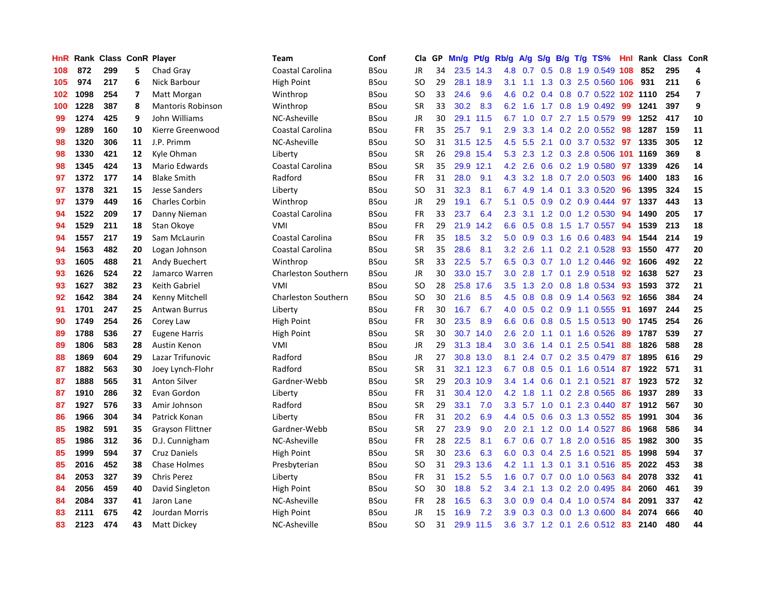| HnR | Rank | Class | ConR | Player | Team | Conf | Cla | GP | Mn/g | Pt/g | Rb/g | A/g | S/g | B/g | T/g | TS% | HnI | Rank | Class | ConR |
|---|---|---|---|---|---|---|---|---|---|---|---|---|---|---|---|---|---|---|---|---|
| 108 | 872 | 299 | 5 | Chad Gray | Coastal Carolina | BSou | JR | 34 | 23.5 | 14.3 | 4.8 | 0.7 | 0.5 | 0.8 | 1.9 | 0.549 | 108 | 852 | 295 | 4 |
| 105 | 974 | 217 | 6 | Nick Barbour | High Point | BSou | SO | 29 | 28.1 | 18.9 | 3.1 | 1.1 | 1.3 | 0.3 | 2.5 | 0.560 | 106 | 931 | 211 | 6 |
| 102 | 1098 | 254 | 7 | Matt Morgan | Winthrop | BSou | SO | 33 | 24.6 | 9.6 | 4.6 | 0.2 | 0.4 | 0.8 | 0.7 | 0.522 | 102 | 1110 | 254 | 7 |
| 100 | 1228 | 387 | 8 | Mantoris Robinson | Winthrop | BSou | SR | 33 | 30.2 | 8.3 | 6.2 | 1.6 | 1.7 | 0.8 | 1.9 | 0.492 | 99 | 1241 | 397 | 9 |
| 99 | 1274 | 425 | 9 | John Williams | NC-Asheville | BSou | JR | 30 | 29.1 | 11.5 | 6.7 | 1.0 | 0.7 | 2.7 | 1.5 | 0.579 | 99 | 1252 | 417 | 10 |
| 99 | 1289 | 160 | 10 | Kierre Greenwood | Coastal Carolina | BSou | FR | 35 | 25.7 | 9.1 | 2.9 | 3.3 | 1.4 | 0.2 | 2.0 | 0.552 | 98 | 1287 | 159 | 11 |
| 98 | 1320 | 306 | 11 | J.P. Primm | NC-Asheville | BSou | SO | 31 | 31.5 | 12.5 | 4.5 | 5.5 | 2.1 | 0.0 | 3.7 | 0.532 | 97 | 1335 | 305 | 12 |
| 98 | 1330 | 421 | 12 | Kyle Ohman | Liberty | BSou | SR | 26 | 29.8 | 15.4 | 5.3 | 2.3 | 1.2 | 0.3 | 2.8 | 0.506 | 101 | 1169 | 369 | 8 |
| 98 | 1345 | 424 | 13 | Mario Edwards | Coastal Carolina | BSou | SR | 35 | 29.9 | 12.1 | 4.2 | 2.6 | 0.6 | 0.2 | 1.9 | 0.580 | 97 | 1339 | 426 | 14 |
| 97 | 1372 | 177 | 14 | Blake Smith | Radford | BSou | FR | 31 | 28.0 | 9.1 | 4.3 | 3.2 | 1.8 | 0.7 | 2.0 | 0.503 | 96 | 1400 | 183 | 16 |
| 97 | 1378 | 321 | 15 | Jesse Sanders | Liberty | BSou | SO | 31 | 32.3 | 8.1 | 6.7 | 4.9 | 1.4 | 0.1 | 3.3 | 0.520 | 96 | 1395 | 324 | 15 |
| 97 | 1379 | 449 | 16 | Charles Corbin | Winthrop | BSou | JR | 29 | 19.1 | 6.7 | 5.1 | 0.5 | 0.9 | 0.2 | 0.9 | 0.444 | 97 | 1337 | 443 | 13 |
| 94 | 1522 | 209 | 17 | Danny Nieman | Coastal Carolina | BSou | FR | 33 | 23.7 | 6.4 | 2.3 | 3.1 | 1.2 | 0.0 | 1.2 | 0.530 | 94 | 1490 | 205 | 17 |
| 94 | 1529 | 211 | 18 | Stan Okoye | VMI | BSou | FR | 29 | 21.9 | 14.2 | 6.6 | 0.5 | 0.8 | 1.5 | 1.7 | 0.557 | 94 | 1539 | 213 | 18 |
| 94 | 1557 | 217 | 19 | Sam McLaurin | Coastal Carolina | BSou | FR | 35 | 18.5 | 3.2 | 5.0 | 0.9 | 0.3 | 1.6 | 0.6 | 0.483 | 94 | 1544 | 214 | 19 |
| 94 | 1563 | 482 | 20 | Logan Johnson | Coastal Carolina | BSou | SR | 35 | 28.6 | 8.1 | 3.2 | 2.6 | 1.1 | 0.2 | 2.1 | 0.528 | 93 | 1550 | 477 | 20 |
| 93 | 1605 | 488 | 21 | Andy Buechert | Winthrop | BSou | SR | 33 | 22.5 | 5.7 | 6.5 | 0.3 | 0.7 | 1.0 | 1.2 | 0.446 | 92 | 1606 | 492 | 22 |
| 93 | 1626 | 524 | 22 | Jamarco Warren | Charleston Southern | BSou | JR | 30 | 33.0 | 15.7 | 3.0 | 2.8 | 1.7 | 0.1 | 2.9 | 0.518 | 92 | 1638 | 527 | 23 |
| 93 | 1627 | 382 | 23 | Keith Gabriel | VMI | BSou | SO | 28 | 25.8 | 17.6 | 3.5 | 1.3 | 2.0 | 0.8 | 1.8 | 0.534 | 93 | 1593 | 372 | 21 |
| 92 | 1642 | 384 | 24 | Kenny Mitchell | Charleston Southern | BSou | SO | 30 | 21.6 | 8.5 | 4.5 | 0.8 | 0.8 | 0.9 | 1.4 | 0.563 | 92 | 1656 | 384 | 24 |
| 91 | 1701 | 247 | 25 | Antwan Burrus | Liberty | BSou | FR | 30 | 16.7 | 6.7 | 4.0 | 0.5 | 0.2 | 0.9 | 1.1 | 0.555 | 91 | 1697 | 244 | 25 |
| 90 | 1749 | 254 | 26 | Corey Law | High Point | BSou | FR | 30 | 23.5 | 8.9 | 6.6 | 0.6 | 0.8 | 0.5 | 1.5 | 0.513 | 90 | 1745 | 254 | 26 |
| 89 | 1788 | 536 | 27 | Eugene Harris | High Point | BSou | SR | 30 | 30.7 | 14.0 | 2.6 | 2.0 | 1.1 | 0.1 | 1.6 | 0.526 | 89 | 1787 | 539 | 27 |
| 89 | 1806 | 583 | 28 | Austin Kenon | VMI | BSou | JR | 29 | 31.3 | 18.4 | 3.0 | 3.6 | 1.4 | 0.1 | 2.5 | 0.541 | 88 | 1826 | 588 | 28 |
| 88 | 1869 | 604 | 29 | Lazar Trifunovic | Radford | BSou | JR | 27 | 30.8 | 13.0 | 8.1 | 2.4 | 0.7 | 0.2 | 3.5 | 0.479 | 87 | 1895 | 616 | 29 |
| 87 | 1882 | 563 | 30 | Joey Lynch-Flohr | Radford | BSou | SR | 31 | 32.1 | 12.3 | 6.7 | 0.8 | 0.5 | 0.1 | 1.6 | 0.514 | 87 | 1922 | 571 | 31 |
| 87 | 1888 | 565 | 31 | Anton Silver | Gardner-Webb | BSou | SR | 29 | 20.3 | 10.9 | 3.4 | 1.4 | 0.6 | 0.1 | 2.1 | 0.521 | 87 | 1923 | 572 | 32 |
| 87 | 1910 | 286 | 32 | Evan Gordon | Liberty | BSou | FR | 31 | 30.4 | 12.0 | 4.2 | 1.8 | 1.1 | 0.2 | 2.8 | 0.565 | 86 | 1937 | 289 | 33 |
| 87 | 1927 | 576 | 33 | Amir Johnson | Radford | BSou | SR | 29 | 33.1 | 7.0 | 3.3 | 5.7 | 1.0 | 0.1 | 2.3 | 0.440 | 87 | 1912 | 567 | 30 |
| 86 | 1966 | 304 | 34 | Patrick Konan | Liberty | BSou | FR | 31 | 20.2 | 6.9 | 4.4 | 0.5 | 0.6 | 0.3 | 1.3 | 0.552 | 85 | 1991 | 304 | 36 |
| 85 | 1982 | 591 | 35 | Grayson Flittner | Gardner-Webb | BSou | SR | 27 | 23.9 | 9.0 | 2.0 | 2.1 | 1.2 | 0.0 | 1.4 | 0.527 | 86 | 1968 | 586 | 34 |
| 85 | 1986 | 312 | 36 | D.J. Cunnigham | NC-Asheville | BSou | FR | 28 | 22.5 | 8.1 | 6.7 | 0.6 | 0.7 | 1.8 | 2.0 | 0.516 | 85 | 1982 | 300 | 35 |
| 85 | 1999 | 594 | 37 | Cruz Daniels | High Point | BSou | SR | 30 | 23.6 | 6.3 | 6.0 | 0.3 | 0.4 | 2.5 | 1.6 | 0.521 | 85 | 1998 | 594 | 37 |
| 85 | 2016 | 452 | 38 | Chase Holmes | Presbyterian | BSou | SO | 31 | 29.3 | 13.6 | 4.2 | 1.1 | 1.3 | 0.1 | 3.1 | 0.516 | 85 | 2022 | 453 | 38 |
| 84 | 2053 | 327 | 39 | Chris Perez | Liberty | BSou | FR | 31 | 15.2 | 5.5 | 1.6 | 0.7 | 0.7 | 0.0 | 1.0 | 0.563 | 84 | 2078 | 332 | 41 |
| 84 | 2056 | 459 | 40 | David Singleton | High Point | BSou | SO | 30 | 18.8 | 5.2 | 3.4 | 2.1 | 1.3 | 0.2 | 2.0 | 0.495 | 84 | 2060 | 461 | 39 |
| 84 | 2084 | 337 | 41 | Jaron Lane | NC-Asheville | BSou | FR | 28 | 16.5 | 6.3 | 3.0 | 0.9 | 0.4 | 0.4 | 1.0 | 0.574 | 84 | 2091 | 337 | 42 |
| 83 | 2111 | 675 | 42 | Jourdan Morris | High Point | BSou | JR | 15 | 16.9 | 7.2 | 3.9 | 0.3 | 0.3 | 0.0 | 1.3 | 0.600 | 84 | 2074 | 666 | 40 |
| 83 | 2123 | 474 | 43 | Matt Dickey | NC-Asheville | BSou | SO | 31 | 29.9 | 11.5 | 3.6 | 3.7 | 1.2 | 0.1 | 2.6 | 0.512 | 83 | 2140 | 480 | 44 |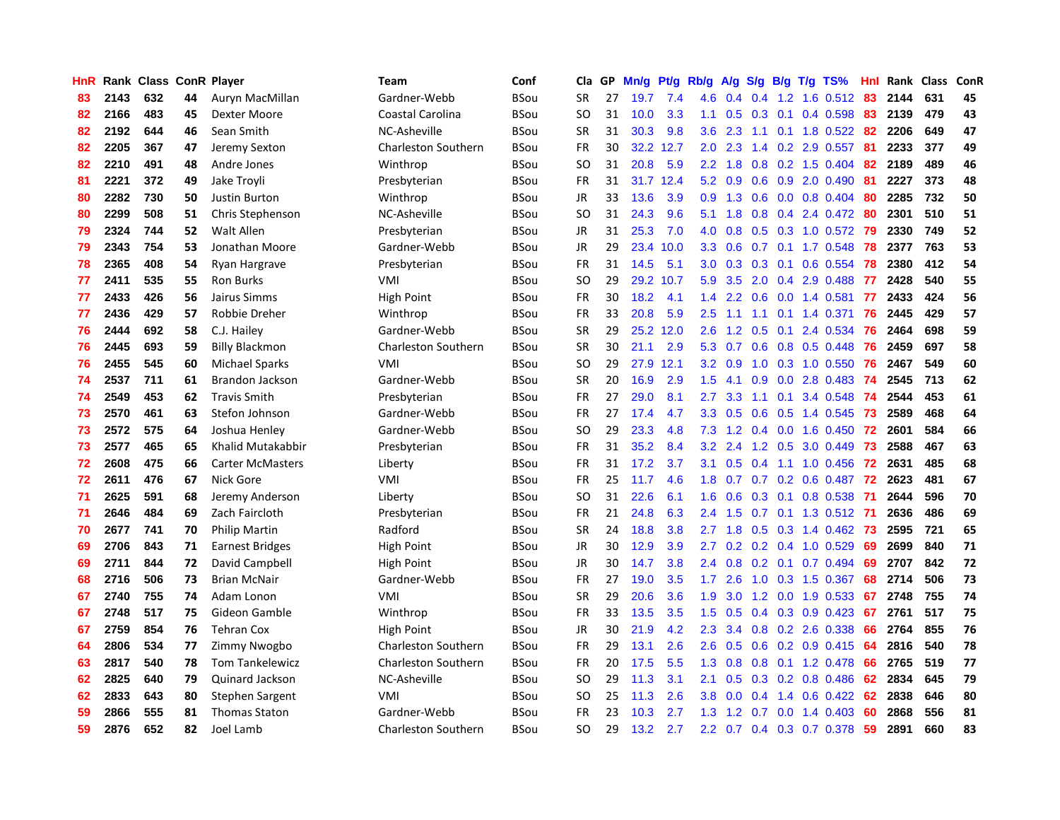| HnR | Rank | Class | ConR | Player | Team | Conf | Cla | GP | Mn/g | Pt/g | Rb/g | A/g | S/g | B/g | T/g | TS% | HnI | Rank | Class | ConR |
|---|---|---|---|---|---|---|---|---|---|---|---|---|---|---|---|---|---|---|---|---|
| 83 | 2143 | 632 | 44 | Auryn MacMillan | Gardner-Webb | BSou | SR | 27 | 19.7 | 7.4 | 4.6 | 0.4 | 0.4 | 1.2 | 1.6 | 0.512 | 83 | 2144 | 631 | 45 |
| 82 | 2166 | 483 | 45 | Dexter Moore | Coastal Carolina | BSou | SO | 31 | 10.0 | 3.3 | 1.1 | 0.5 | 0.3 | 0.1 | 0.4 | 0.598 | 83 | 2139 | 479 | 43 |
| 82 | 2192 | 644 | 46 | Sean Smith | NC-Asheville | BSou | SR | 31 | 30.3 | 9.8 | 3.6 | 2.3 | 1.1 | 0.1 | 1.8 | 0.522 | 82 | 2206 | 649 | 47 |
| 82 | 2205 | 367 | 47 | Jeremy Sexton | Charleston Southern | BSou | FR | 30 | 32.2 | 12.7 | 2.0 | 2.3 | 1.4 | 0.2 | 2.9 | 0.557 | 81 | 2233 | 377 | 49 |
| 82 | 2210 | 491 | 48 | Andre Jones | Winthrop | BSou | SO | 31 | 20.8 | 5.9 | 2.2 | 1.8 | 0.8 | 0.2 | 1.5 | 0.404 | 82 | 2189 | 489 | 46 |
| 81 | 2221 | 372 | 49 | Jake Troyli | Presbyterian | BSou | FR | 31 | 31.7 | 12.4 | 5.2 | 0.9 | 0.6 | 0.9 | 2.0 | 0.490 | 81 | 2227 | 373 | 48 |
| 80 | 2282 | 730 | 50 | Justin Burton | Winthrop | BSou | JR | 33 | 13.6 | 3.9 | 0.9 | 1.3 | 0.6 | 0.0 | 0.8 | 0.404 | 80 | 2285 | 732 | 50 |
| 80 | 2299 | 508 | 51 | Chris Stephenson | NC-Asheville | BSou | SO | 31 | 24.3 | 9.6 | 5.1 | 1.8 | 0.8 | 0.4 | 2.4 | 0.472 | 80 | 2301 | 510 | 51 |
| 79 | 2324 | 744 | 52 | Walt Allen | Presbyterian | BSou | JR | 31 | 25.3 | 7.0 | 4.0 | 0.8 | 0.5 | 0.3 | 1.0 | 0.572 | 79 | 2330 | 749 | 52 |
| 79 | 2343 | 754 | 53 | Jonathan Moore | Gardner-Webb | BSou | JR | 29 | 23.4 | 10.0 | 3.3 | 0.6 | 0.7 | 0.1 | 1.7 | 0.548 | 78 | 2377 | 763 | 53 |
| 78 | 2365 | 408 | 54 | Ryan Hargrave | Presbyterian | BSou | FR | 31 | 14.5 | 5.1 | 3.0 | 0.3 | 0.3 | 0.1 | 0.6 | 0.554 | 78 | 2380 | 412 | 54 |
| 77 | 2411 | 535 | 55 | Ron Burks | VMI | BSou | SO | 29 | 29.2 | 10.7 | 5.9 | 3.5 | 2.0 | 0.4 | 2.9 | 0.488 | 77 | 2428 | 540 | 55 |
| 77 | 2433 | 426 | 56 | Jairus Simms | High Point | BSou | FR | 30 | 18.2 | 4.1 | 1.4 | 2.2 | 0.6 | 0.0 | 1.4 | 0.581 | 77 | 2433 | 424 | 56 |
| 77 | 2436 | 429 | 57 | Robbie Dreher | Winthrop | BSou | FR | 33 | 20.8 | 5.9 | 2.5 | 1.1 | 1.1 | 0.1 | 1.4 | 0.371 | 76 | 2445 | 429 | 57 |
| 76 | 2444 | 692 | 58 | C.J. Hailey | Gardner-Webb | BSou | SR | 29 | 25.2 | 12.0 | 2.6 | 1.2 | 0.5 | 0.1 | 2.4 | 0.534 | 76 | 2464 | 698 | 59 |
| 76 | 2445 | 693 | 59 | Billy Blackmon | Charleston Southern | BSou | SR | 30 | 21.1 | 2.9 | 5.3 | 0.7 | 0.6 | 0.8 | 0.5 | 0.448 | 76 | 2459 | 697 | 58 |
| 76 | 2455 | 545 | 60 | Michael Sparks | VMI | BSou | SO | 29 | 27.9 | 12.1 | 3.2 | 0.9 | 1.0 | 0.3 | 1.0 | 0.550 | 76 | 2467 | 549 | 60 |
| 74 | 2537 | 711 | 61 | Brandon Jackson | Gardner-Webb | BSou | SR | 20 | 16.9 | 2.9 | 1.5 | 4.1 | 0.9 | 0.0 | 2.8 | 0.483 | 74 | 2545 | 713 | 62 |
| 74 | 2549 | 453 | 62 | Travis Smith | Presbyterian | BSou | FR | 27 | 29.0 | 8.1 | 2.7 | 3.3 | 1.1 | 0.1 | 3.4 | 0.548 | 74 | 2544 | 453 | 61 |
| 73 | 2570 | 461 | 63 | Stefon Johnson | Gardner-Webb | BSou | FR | 27 | 17.4 | 4.7 | 3.3 | 0.5 | 0.6 | 0.5 | 1.4 | 0.545 | 73 | 2589 | 468 | 64 |
| 73 | 2572 | 575 | 64 | Joshua Henley | Gardner-Webb | BSou | SO | 29 | 23.3 | 4.8 | 7.3 | 1.2 | 0.4 | 0.0 | 1.6 | 0.450 | 72 | 2601 | 584 | 66 |
| 73 | 2577 | 465 | 65 | Khalid Mutakabbir | Presbyterian | BSou | FR | 31 | 35.2 | 8.4 | 3.2 | 2.4 | 1.2 | 0.5 | 3.0 | 0.449 | 73 | 2588 | 467 | 63 |
| 72 | 2608 | 475 | 66 | Carter McMasters | Liberty | BSou | FR | 31 | 17.2 | 3.7 | 3.1 | 0.5 | 0.4 | 1.1 | 1.0 | 0.456 | 72 | 2631 | 485 | 68 |
| 72 | 2611 | 476 | 67 | Nick Gore | VMI | BSou | FR | 25 | 11.7 | 4.6 | 1.8 | 0.7 | 0.7 | 0.2 | 0.6 | 0.487 | 72 | 2623 | 481 | 67 |
| 71 | 2625 | 591 | 68 | Jeremy Anderson | Liberty | BSou | SO | 31 | 22.6 | 6.1 | 1.6 | 0.6 | 0.3 | 0.1 | 0.8 | 0.538 | 71 | 2644 | 596 | 70 |
| 71 | 2646 | 484 | 69 | Zach Faircloth | Presbyterian | BSou | FR | 21 | 24.8 | 6.3 | 2.4 | 1.5 | 0.7 | 0.1 | 1.3 | 0.512 | 71 | 2636 | 486 | 69 |
| 70 | 2677 | 741 | 70 | Philip Martin | Radford | BSou | SR | 24 | 18.8 | 3.8 | 2.7 | 1.8 | 0.5 | 0.3 | 1.4 | 0.462 | 73 | 2595 | 721 | 65 |
| 69 | 2706 | 843 | 71 | Earnest Bridges | High Point | BSou | JR | 30 | 12.9 | 3.9 | 2.7 | 0.2 | 0.2 | 0.4 | 1.0 | 0.529 | 69 | 2699 | 840 | 71 |
| 69 | 2711 | 844 | 72 | David Campbell | High Point | BSou | JR | 30 | 14.7 | 3.8 | 2.4 | 0.8 | 0.2 | 0.1 | 0.7 | 0.494 | 69 | 2707 | 842 | 72 |
| 68 | 2716 | 506 | 73 | Brian McNair | Gardner-Webb | BSou | FR | 27 | 19.0 | 3.5 | 1.7 | 2.6 | 1.0 | 0.3 | 1.5 | 0.367 | 68 | 2714 | 506 | 73 |
| 67 | 2740 | 755 | 74 | Adam Lonon | VMI | BSou | SR | 29 | 20.6 | 3.6 | 1.9 | 3.0 | 1.2 | 0.0 | 1.9 | 0.533 | 67 | 2748 | 755 | 74 |
| 67 | 2748 | 517 | 75 | Gideon Gamble | Winthrop | BSou | FR | 33 | 13.5 | 3.5 | 1.5 | 0.5 | 0.4 | 0.3 | 0.9 | 0.423 | 67 | 2761 | 517 | 75 |
| 67 | 2759 | 854 | 76 | Tehran Cox | High Point | BSou | JR | 30 | 21.9 | 4.2 | 2.3 | 3.4 | 0.8 | 0.2 | 2.6 | 0.338 | 66 | 2764 | 855 | 76 |
| 64 | 2806 | 534 | 77 | Zimmy Nwogbo | Charleston Southern | BSou | FR | 29 | 13.1 | 2.6 | 2.6 | 0.5 | 0.6 | 0.2 | 0.9 | 0.415 | 64 | 2816 | 540 | 78 |
| 63 | 2817 | 540 | 78 | Tom Tankelewicz | Charleston Southern | BSou | FR | 20 | 17.5 | 5.5 | 1.3 | 0.8 | 0.8 | 0.1 | 1.2 | 0.478 | 66 | 2765 | 519 | 77 |
| 62 | 2825 | 640 | 79 | Quinard Jackson | NC-Asheville | BSou | SO | 29 | 11.3 | 3.1 | 2.1 | 0.5 | 0.3 | 0.2 | 0.8 | 0.486 | 62 | 2834 | 645 | 79 |
| 62 | 2833 | 643 | 80 | Stephen Sargent | VMI | BSou | SO | 25 | 11.3 | 2.6 | 3.8 | 0.0 | 0.4 | 1.4 | 0.6 | 0.422 | 62 | 2838 | 646 | 80 |
| 59 | 2866 | 555 | 81 | Thomas Staton | Gardner-Webb | BSou | FR | 23 | 10.3 | 2.7 | 1.3 | 1.2 | 0.7 | 0.0 | 1.4 | 0.403 | 60 | 2868 | 556 | 81 |
| 59 | 2876 | 652 | 82 | Joel Lamb | Charleston Southern | BSou | SO | 29 | 13.2 | 2.7 | 2.2 | 0.7 | 0.4 | 0.3 | 0.7 | 0.378 | 59 | 2891 | 660 | 83 |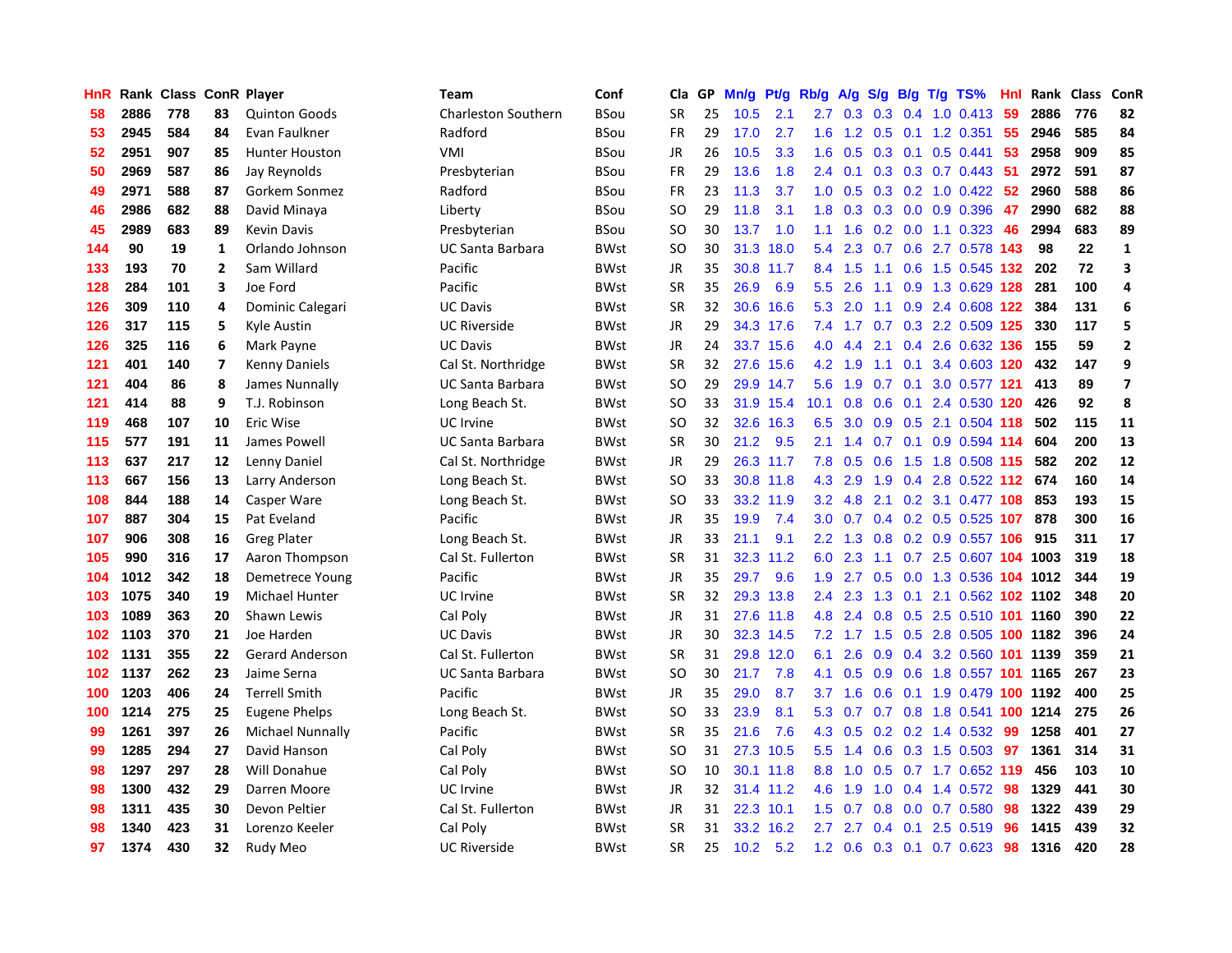| HnR | Rank | Class | ConR | Player | Team | Conf | Cla | GP | Mn/g | Pt/g | Rb/g | A/g | S/g | B/g | T/g | TS% | HnI | Rank | Class | ConR |
|---|---|---|---|---|---|---|---|---|---|---|---|---|---|---|---|---|---|---|---|---|
| 58 | 2886 | 778 | 83 | Quinton Goods | Charleston Southern | BSou | SR | 25 | 10.5 | 2.1 | 2.7 | 0.3 | 0.3 | 0.4 | 1.0 | 0.413 | 59 | 2886 | 776 | 82 |
| 53 | 2945 | 584 | 84 | Evan Faulkner | Radford | BSou | FR | 29 | 17.0 | 2.7 | 1.6 | 1.2 | 0.5 | 0.1 | 1.2 | 0.351 | 55 | 2946 | 585 | 84 |
| 52 | 2951 | 907 | 85 | Hunter Houston | VMI | BSou | JR | 26 | 10.5 | 3.3 | 1.6 | 0.5 | 0.3 | 0.1 | 0.5 | 0.441 | 53 | 2958 | 909 | 85 |
| 50 | 2969 | 587 | 86 | Jay Reynolds | Presbyterian | BSou | FR | 29 | 13.6 | 1.8 | 2.4 | 0.1 | 0.3 | 0.3 | 0.7 | 0.443 | 51 | 2972 | 591 | 87 |
| 49 | 2971 | 588 | 87 | Gorkem Sonmez | Radford | BSou | FR | 23 | 11.3 | 3.7 | 1.0 | 0.5 | 0.3 | 0.2 | 1.0 | 0.422 | 52 | 2960 | 588 | 86 |
| 46 | 2986 | 682 | 88 | David Minaya | Liberty | BSou | SO | 29 | 11.8 | 3.1 | 1.8 | 0.3 | 0.3 | 0.0 | 0.9 | 0.396 | 47 | 2990 | 682 | 88 |
| 45 | 2989 | 683 | 89 | Kevin Davis | Presbyterian | BSou | SO | 30 | 13.7 | 1.0 | 1.1 | 1.6 | 0.2 | 0.0 | 1.1 | 0.323 | 46 | 2994 | 683 | 89 |
| 144 | 90 | 19 | 1 | Orlando Johnson | UC Santa Barbara | BWst | SO | 30 | 31.3 | 18.0 | 5.4 | 2.3 | 0.7 | 0.6 | 2.7 | 0.578 | 143 | 98 | 22 | 1 |
| 133 | 193 | 70 | 2 | Sam Willard | Pacific | BWst | JR | 35 | 30.8 | 11.7 | 8.4 | 1.5 | 1.1 | 0.6 | 1.5 | 0.545 | 132 | 202 | 72 | 3 |
| 128 | 284 | 101 | 3 | Joe Ford | Pacific | BWst | SR | 35 | 26.9 | 6.9 | 5.5 | 2.6 | 1.1 | 0.9 | 1.3 | 0.629 | 128 | 281 | 100 | 4 |
| 126 | 309 | 110 | 4 | Dominic Calegari | UC Davis | BWst | SR | 32 | 30.6 | 16.6 | 5.3 | 2.0 | 1.1 | 0.9 | 2.4 | 0.608 | 122 | 384 | 131 | 6 |
| 126 | 317 | 115 | 5 | Kyle Austin | UC Riverside | BWst | JR | 29 | 34.3 | 17.6 | 7.4 | 1.7 | 0.7 | 0.3 | 2.2 | 0.509 | 125 | 330 | 117 | 5 |
| 126 | 325 | 116 | 6 | Mark Payne | UC Davis | BWst | JR | 24 | 33.7 | 15.6 | 4.0 | 4.4 | 2.1 | 0.4 | 2.6 | 0.632 | 136 | 155 | 59 | 2 |
| 121 | 401 | 140 | 7 | Kenny Daniels | Cal St. Northridge | BWst | SR | 32 | 27.6 | 15.6 | 4.2 | 1.9 | 1.1 | 0.1 | 3.4 | 0.603 | 120 | 432 | 147 | 9 |
| 121 | 404 | 86 | 8 | James Nunnally | UC Santa Barbara | BWst | SO | 29 | 29.9 | 14.7 | 5.6 | 1.9 | 0.7 | 0.1 | 3.0 | 0.577 | 121 | 413 | 89 | 7 |
| 121 | 414 | 88 | 9 | T.J. Robinson | Long Beach St. | BWst | SO | 33 | 31.9 | 15.4 | 10.1 | 0.8 | 0.6 | 0.1 | 2.4 | 0.530 | 120 | 426 | 92 | 8 |
| 119 | 468 | 107 | 10 | Eric Wise | UC Irvine | BWst | SO | 32 | 32.6 | 16.3 | 6.5 | 3.0 | 0.9 | 0.5 | 2.1 | 0.504 | 118 | 502 | 115 | 11 |
| 115 | 577 | 191 | 11 | James Powell | UC Santa Barbara | BWst | SR | 30 | 21.2 | 9.5 | 2.1 | 1.4 | 0.7 | 0.1 | 0.9 | 0.594 | 114 | 604 | 200 | 13 |
| 113 | 637 | 217 | 12 | Lenny Daniel | Cal St. Northridge | BWst | JR | 29 | 26.3 | 11.7 | 7.8 | 0.5 | 0.6 | 1.5 | 1.8 | 0.508 | 115 | 582 | 202 | 12 |
| 113 | 667 | 156 | 13 | Larry Anderson | Long Beach St. | BWst | SO | 33 | 30.8 | 11.8 | 4.3 | 2.9 | 1.9 | 0.4 | 2.8 | 0.522 | 112 | 674 | 160 | 14 |
| 108 | 844 | 188 | 14 | Casper Ware | Long Beach St. | BWst | SO | 33 | 33.2 | 11.9 | 3.2 | 4.8 | 2.1 | 0.2 | 3.1 | 0.477 | 108 | 853 | 193 | 15 |
| 107 | 887 | 304 | 15 | Pat Eveland | Pacific | BWst | JR | 35 | 19.9 | 7.4 | 3.0 | 0.7 | 0.4 | 0.2 | 0.5 | 0.525 | 107 | 878 | 300 | 16 |
| 107 | 906 | 308 | 16 | Greg Plater | Long Beach St. | BWst | JR | 33 | 21.1 | 9.1 | 2.2 | 1.3 | 0.8 | 0.2 | 0.9 | 0.557 | 106 | 915 | 311 | 17 |
| 105 | 990 | 316 | 17 | Aaron Thompson | Cal St. Fullerton | BWst | SR | 31 | 32.3 | 11.2 | 6.0 | 2.3 | 1.1 | 0.7 | 2.5 | 0.607 | 104 | 1003 | 319 | 18 |
| 104 | 1012 | 342 | 18 | Demetrece Young | Pacific | BWst | JR | 35 | 29.7 | 9.6 | 1.9 | 2.7 | 0.5 | 0.0 | 1.3 | 0.536 | 104 | 1012 | 344 | 19 |
| 103 | 1075 | 340 | 19 | Michael Hunter | UC Irvine | BWst | SR | 32 | 29.3 | 13.8 | 2.4 | 2.3 | 1.3 | 0.1 | 2.1 | 0.562 | 102 | 1102 | 348 | 20 |
| 103 | 1089 | 363 | 20 | Shawn Lewis | Cal Poly | BWst | JR | 31 | 27.6 | 11.8 | 4.8 | 2.4 | 0.8 | 0.5 | 2.5 | 0.510 | 101 | 1160 | 390 | 22 |
| 102 | 1103 | 370 | 21 | Joe Harden | UC Davis | BWst | JR | 30 | 32.3 | 14.5 | 7.2 | 1.7 | 1.5 | 0.5 | 2.8 | 0.505 | 100 | 1182 | 396 | 24 |
| 102 | 1131 | 355 | 22 | Gerard Anderson | Cal St. Fullerton | BWst | SR | 31 | 29.8 | 12.0 | 6.1 | 2.6 | 0.9 | 0.4 | 3.2 | 0.560 | 101 | 1139 | 359 | 21 |
| 102 | 1137 | 262 | 23 | Jaime Serna | UC Santa Barbara | BWst | SO | 30 | 21.7 | 7.8 | 4.1 | 0.5 | 0.9 | 0.6 | 1.8 | 0.557 | 101 | 1165 | 267 | 23 |
| 100 | 1203 | 406 | 24 | Terrell Smith | Pacific | BWst | JR | 35 | 29.0 | 8.7 | 3.7 | 1.6 | 0.6 | 0.1 | 1.9 | 0.479 | 100 | 1192 | 400 | 25 |
| 100 | 1214 | 275 | 25 | Eugene Phelps | Long Beach St. | BWst | SO | 33 | 23.9 | 8.1 | 5.3 | 0.7 | 0.7 | 0.8 | 1.8 | 0.541 | 100 | 1214 | 275 | 26 |
| 99 | 1261 | 397 | 26 | Michael Nunnally | Pacific | BWst | SR | 35 | 21.6 | 7.6 | 4.3 | 0.5 | 0.2 | 0.2 | 1.4 | 0.532 | 99 | 1258 | 401 | 27 |
| 99 | 1285 | 294 | 27 | David Hanson | Cal Poly | BWst | SO | 31 | 27.3 | 10.5 | 5.5 | 1.4 | 0.6 | 0.3 | 1.5 | 0.503 | 97 | 1361 | 314 | 31 |
| 98 | 1297 | 297 | 28 | Will Donahue | Cal Poly | BWst | SO | 10 | 30.1 | 11.8 | 8.8 | 1.0 | 0.5 | 0.7 | 1.7 | 0.652 | 119 | 456 | 103 | 10 |
| 98 | 1300 | 432 | 29 | Darren Moore | UC Irvine | BWst | JR | 32 | 31.4 | 11.2 | 4.6 | 1.9 | 1.0 | 0.4 | 1.4 | 0.572 | 98 | 1329 | 441 | 30 |
| 98 | 1311 | 435 | 30 | Devon Peltier | Cal St. Fullerton | BWst | JR | 31 | 22.3 | 10.1 | 1.5 | 0.7 | 0.8 | 0.0 | 0.7 | 0.580 | 98 | 1322 | 439 | 29 |
| 98 | 1340 | 423 | 31 | Lorenzo Keeler | Cal Poly | BWst | SR | 31 | 33.2 | 16.2 | 2.7 | 2.7 | 0.4 | 0.1 | 2.5 | 0.519 | 96 | 1415 | 439 | 32 |
| 97 | 1374 | 430 | 32 | Rudy Meo | UC Riverside | BWst | SR | 25 | 10.2 | 5.2 | 1.2 | 0.6 | 0.3 | 0.1 | 0.7 | 0.623 | 98 | 1316 | 420 | 28 |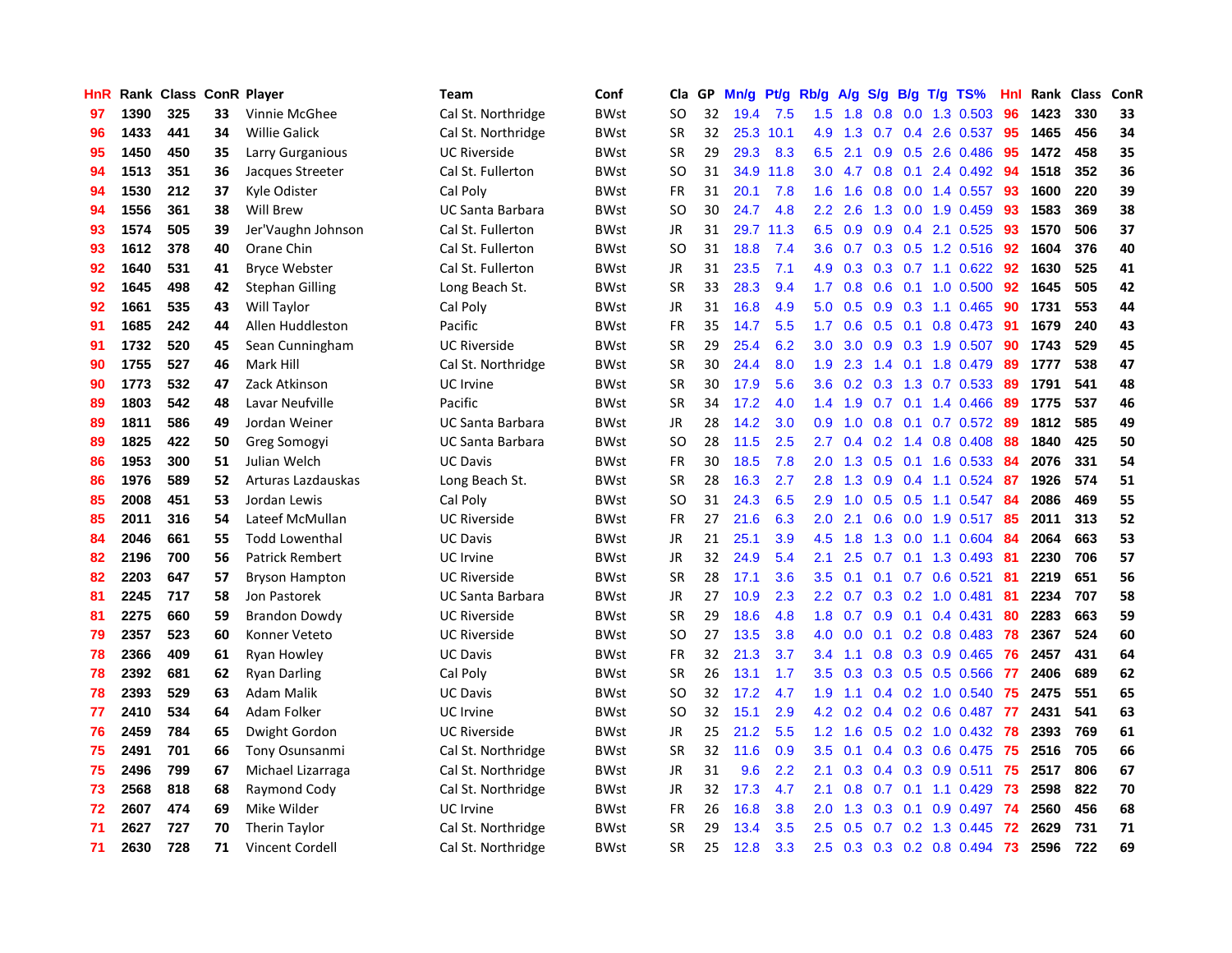| HnR | Rank | Class | ConR | Player | Team | Conf | Cla | GP | Mn/g | Pt/g | Rb/g | A/g | S/g | B/g | T/g | TS% | HnI | Rank | Class | ConR |
|---|---|---|---|---|---|---|---|---|---|---|---|---|---|---|---|---|---|---|---|---|
| 97 | 1390 | 325 | 33 | Vinnie McGhee | Cal St. Northridge | BWst | SO | 32 | 19.4 | 7.5 | 1.5 | 1.8 | 0.8 | 0.0 | 1.3 | 0.503 | 96 | 1423 | 330 | 33 |
| 96 | 1433 | 441 | 34 | Willie Galick | Cal St. Northridge | BWst | SR | 32 | 25.3 | 10.1 | 4.9 | 1.3 | 0.7 | 0.4 | 2.6 | 0.537 | 95 | 1465 | 456 | 34 |
| 95 | 1450 | 450 | 35 | Larry Gurganious | UC Riverside | BWst | SR | 29 | 29.3 | 8.3 | 6.5 | 2.1 | 0.9 | 0.5 | 2.6 | 0.486 | 95 | 1472 | 458 | 35 |
| 94 | 1513 | 351 | 36 | Jacques Streeter | Cal St. Fullerton | BWst | SO | 31 | 34.9 | 11.8 | 3.0 | 4.7 | 0.8 | 0.1 | 2.4 | 0.492 | 94 | 1518 | 352 | 36 |
| 94 | 1530 | 212 | 37 | Kyle Odister | Cal Poly | BWst | FR | 31 | 20.1 | 7.8 | 1.6 | 1.6 | 0.8 | 0.0 | 1.4 | 0.557 | 93 | 1600 | 220 | 39 |
| 94 | 1556 | 361 | 38 | Will Brew | UC Santa Barbara | BWst | SO | 30 | 24.7 | 4.8 | 2.2 | 2.6 | 1.3 | 0.0 | 1.9 | 0.459 | 93 | 1583 | 369 | 38 |
| 93 | 1574 | 505 | 39 | Jer'Vaughn Johnson | Cal St. Fullerton | BWst | JR | 31 | 29.7 | 11.3 | 6.5 | 0.9 | 0.9 | 0.4 | 2.1 | 0.525 | 93 | 1570 | 506 | 37 |
| 93 | 1612 | 378 | 40 | Orane Chin | Cal St. Fullerton | BWst | SO | 31 | 18.8 | 7.4 | 3.6 | 0.7 | 0.3 | 0.5 | 1.2 | 0.516 | 92 | 1604 | 376 | 40 |
| 92 | 1640 | 531 | 41 | Bryce Webster | Cal St. Fullerton | BWst | JR | 31 | 23.5 | 7.1 | 4.9 | 0.3 | 0.3 | 0.7 | 1.1 | 0.622 | 92 | 1630 | 525 | 41 |
| 92 | 1645 | 498 | 42 | Stephan Gilling | Long Beach St. | BWst | SR | 33 | 28.3 | 9.4 | 1.7 | 0.8 | 0.6 | 0.1 | 1.0 | 0.500 | 92 | 1645 | 505 | 42 |
| 92 | 1661 | 535 | 43 | Will Taylor | Cal Poly | BWst | JR | 31 | 16.8 | 4.9 | 5.0 | 0.5 | 0.9 | 0.3 | 1.1 | 0.465 | 90 | 1731 | 553 | 44 |
| 91 | 1685 | 242 | 44 | Allen Huddleston | Pacific | BWst | FR | 35 | 14.7 | 5.5 | 1.7 | 0.6 | 0.5 | 0.1 | 0.8 | 0.473 | 91 | 1679 | 240 | 43 |
| 91 | 1732 | 520 | 45 | Sean Cunningham | UC Riverside | BWst | SR | 29 | 25.4 | 6.2 | 3.0 | 3.0 | 0.9 | 0.3 | 1.9 | 0.507 | 90 | 1743 | 529 | 45 |
| 90 | 1755 | 527 | 46 | Mark Hill | Cal St. Northridge | BWst | SR | 30 | 24.4 | 8.0 | 1.9 | 2.3 | 1.4 | 0.1 | 1.8 | 0.479 | 89 | 1777 | 538 | 47 |
| 90 | 1773 | 532 | 47 | Zack Atkinson | UC Irvine | BWst | SR | 30 | 17.9 | 5.6 | 3.6 | 0.2 | 0.3 | 1.3 | 0.7 | 0.533 | 89 | 1791 | 541 | 48 |
| 89 | 1803 | 542 | 48 | Lavar Neufville | Pacific | BWst | SR | 34 | 17.2 | 4.0 | 1.4 | 1.9 | 0.7 | 0.1 | 1.4 | 0.466 | 89 | 1775 | 537 | 46 |
| 89 | 1811 | 586 | 49 | Jordan Weiner | UC Santa Barbara | BWst | JR | 28 | 14.2 | 3.0 | 0.9 | 1.0 | 0.8 | 0.1 | 0.7 | 0.572 | 89 | 1812 | 585 | 49 |
| 89 | 1825 | 422 | 50 | Greg Somogyi | UC Santa Barbara | BWst | SO | 28 | 11.5 | 2.5 | 2.7 | 0.4 | 0.2 | 1.4 | 0.8 | 0.408 | 88 | 1840 | 425 | 50 |
| 86 | 1953 | 300 | 51 | Julian Welch | UC Davis | BWst | FR | 30 | 18.5 | 7.8 | 2.0 | 1.3 | 0.5 | 0.1 | 1.6 | 0.533 | 84 | 2076 | 331 | 54 |
| 86 | 1976 | 589 | 52 | Arturas Lazdauskas | Long Beach St. | BWst | SR | 28 | 16.3 | 2.7 | 2.8 | 1.3 | 0.9 | 0.4 | 1.1 | 0.524 | 87 | 1926 | 574 | 51 |
| 85 | 2008 | 451 | 53 | Jordan Lewis | Cal Poly | BWst | SO | 31 | 24.3 | 6.5 | 2.9 | 1.0 | 0.5 | 0.5 | 1.1 | 0.547 | 84 | 2086 | 469 | 55 |
| 85 | 2011 | 316 | 54 | Lateef McMullan | UC Riverside | BWst | FR | 27 | 21.6 | 6.3 | 2.0 | 2.1 | 0.6 | 0.0 | 1.9 | 0.517 | 85 | 2011 | 313 | 52 |
| 84 | 2046 | 661 | 55 | Todd Lowenthal | UC Davis | BWst | JR | 21 | 25.1 | 3.9 | 4.5 | 1.8 | 1.3 | 0.0 | 1.1 | 0.604 | 84 | 2064 | 663 | 53 |
| 82 | 2196 | 700 | 56 | Patrick Rembert | UC Irvine | BWst | JR | 32 | 24.9 | 5.4 | 2.1 | 2.5 | 0.7 | 0.1 | 1.3 | 0.493 | 81 | 2230 | 706 | 57 |
| 82 | 2203 | 647 | 57 | Bryson Hampton | UC Riverside | BWst | SR | 28 | 17.1 | 3.6 | 3.5 | 0.1 | 0.1 | 0.7 | 0.6 | 0.521 | 81 | 2219 | 651 | 56 |
| 81 | 2245 | 717 | 58 | Jon Pastorek | UC Santa Barbara | BWst | JR | 27 | 10.9 | 2.3 | 2.2 | 0.7 | 0.3 | 0.2 | 1.0 | 0.481 | 81 | 2234 | 707 | 58 |
| 81 | 2275 | 660 | 59 | Brandon Dowdy | UC Riverside | BWst | SR | 29 | 18.6 | 4.8 | 1.8 | 0.7 | 0.9 | 0.1 | 0.4 | 0.431 | 80 | 2283 | 663 | 59 |
| 79 | 2357 | 523 | 60 | Konner Veteto | UC Riverside | BWst | SO | 27 | 13.5 | 3.8 | 4.0 | 0.0 | 0.1 | 0.2 | 0.8 | 0.483 | 78 | 2367 | 524 | 60 |
| 78 | 2366 | 409 | 61 | Ryan Howley | UC Davis | BWst | FR | 32 | 21.3 | 3.7 | 3.4 | 1.1 | 0.8 | 0.3 | 0.9 | 0.465 | 76 | 2457 | 431 | 64 |
| 78 | 2392 | 681 | 62 | Ryan Darling | Cal Poly | BWst | SR | 26 | 13.1 | 1.7 | 3.5 | 0.3 | 0.3 | 0.5 | 0.5 | 0.566 | 77 | 2406 | 689 | 62 |
| 78 | 2393 | 529 | 63 | Adam Malik | UC Davis | BWst | SO | 32 | 17.2 | 4.7 | 1.9 | 1.1 | 0.4 | 0.2 | 1.0 | 0.540 | 75 | 2475 | 551 | 65 |
| 77 | 2410 | 534 | 64 | Adam Folker | UC Irvine | BWst | SO | 32 | 15.1 | 2.9 | 4.2 | 0.2 | 0.4 | 0.2 | 0.6 | 0.487 | 77 | 2431 | 541 | 63 |
| 76 | 2459 | 784 | 65 | Dwight Gordon | UC Riverside | BWst | JR | 25 | 21.2 | 5.5 | 1.2 | 1.6 | 0.5 | 0.2 | 1.0 | 0.432 | 78 | 2393 | 769 | 61 |
| 75 | 2491 | 701 | 66 | Tony Osunsanmi | Cal St. Northridge | BWst | SR | 32 | 11.6 | 0.9 | 3.5 | 0.1 | 0.4 | 0.3 | 0.6 | 0.475 | 75 | 2516 | 705 | 66 |
| 75 | 2496 | 799 | 67 | Michael Lizarraga | Cal St. Northridge | BWst | JR | 31 | 9.6 | 2.2 | 2.1 | 0.3 | 0.4 | 0.3 | 0.9 | 0.511 | 75 | 2517 | 806 | 67 |
| 73 | 2568 | 818 | 68 | Raymond Cody | Cal St. Northridge | BWst | JR | 32 | 17.3 | 4.7 | 2.1 | 0.8 | 0.7 | 0.1 | 1.1 | 0.429 | 73 | 2598 | 822 | 70 |
| 72 | 2607 | 474 | 69 | Mike Wilder | UC Irvine | BWst | FR | 26 | 16.8 | 3.8 | 2.0 | 1.3 | 0.3 | 0.1 | 0.9 | 0.497 | 74 | 2560 | 456 | 68 |
| 71 | 2627 | 727 | 70 | Therin Taylor | Cal St. Northridge | BWst | SR | 29 | 13.4 | 3.5 | 2.5 | 0.5 | 0.7 | 0.2 | 1.3 | 0.445 | 72 | 2629 | 731 | 71 |
| 71 | 2630 | 728 | 71 | Vincent Cordell | Cal St. Northridge | BWst | SR | 25 | 12.8 | 3.3 | 2.5 | 0.3 | 0.3 | 0.2 | 0.8 | 0.494 | 73 | 2596 | 722 | 69 |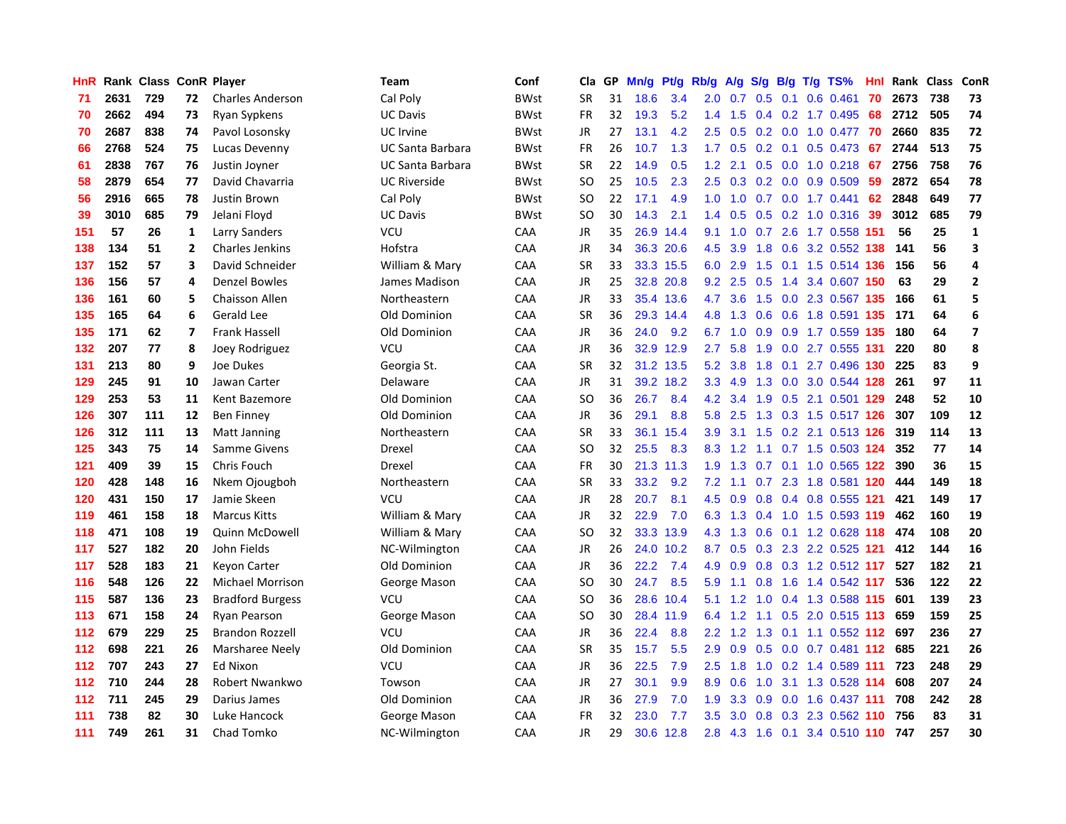| HnR | Rank | Class | ConR | Player | Team | Conf | Cla | GP | Mn/g | Pt/g | Rb/g | A/g | S/g | B/g | T/g | TS% | Hnl | Rank | Class | ConR |
|---|---|---|---|---|---|---|---|---|---|---|---|---|---|---|---|---|---|---|---|---|
| 71 | 2631 | 729 | 72 | Charles Anderson | Cal Poly | BWst | SR | 31 | 18.6 | 3.4 | 2.0 | 0.7 | 0.5 | 0.1 | 0.6 | 0.461 | 70 | 2673 | 738 | 73 |
| 70 | 2662 | 494 | 73 | Ryan Sypkens | UC Davis | BWst | FR | 32 | 19.3 | 5.2 | 1.4 | 1.5 | 0.4 | 0.2 | 1.7 | 0.495 | 68 | 2712 | 505 | 74 |
| 70 | 2687 | 838 | 74 | Pavol Losonsky | UC Irvine | BWst | JR | 27 | 13.1 | 4.2 | 2.5 | 0.5 | 0.2 | 0.0 | 1.0 | 0.477 | 70 | 2660 | 835 | 72 |
| 66 | 2768 | 524 | 75 | Lucas Devenny | UC Santa Barbara | BWst | FR | 26 | 10.7 | 1.3 | 1.7 | 0.5 | 0.2 | 0.1 | 0.5 | 0.473 | 67 | 2744 | 513 | 75 |
| 61 | 2838 | 767 | 76 | Justin Joyner | UC Santa Barbara | BWst | SR | 22 | 14.9 | 0.5 | 1.2 | 2.1 | 0.5 | 0.0 | 1.0 | 0.218 | 67 | 2756 | 758 | 76 |
| 58 | 2879 | 654 | 77 | David Chavarria | UC Riverside | BWst | SO | 25 | 10.5 | 2.3 | 2.5 | 0.3 | 0.2 | 0.0 | 0.9 | 0.509 | 59 | 2872 | 654 | 78 |
| 56 | 2916 | 665 | 78 | Justin Brown | Cal Poly | BWst | SO | 22 | 17.1 | 4.9 | 1.0 | 1.0 | 0.7 | 0.0 | 1.7 | 0.441 | 62 | 2848 | 649 | 77 |
| 39 | 3010 | 685 | 79 | Jelani Floyd | UC Davis | BWst | SO | 30 | 14.3 | 2.1 | 1.4 | 0.5 | 0.5 | 0.2 | 1.0 | 0.316 | 39 | 3012 | 685 | 79 |
| 151 | 57 | 26 | 1 | Larry Sanders | VCU | CAA | JR | 35 | 26.9 | 14.4 | 9.1 | 1.0 | 0.7 | 2.6 | 1.7 | 0.558 | 151 | 56 | 25 | 1 |
| 138 | 134 | 51 | 2 | Charles Jenkins | Hofstra | CAA | JR | 34 | 36.3 | 20.6 | 4.5 | 3.9 | 1.8 | 0.6 | 3.2 | 0.552 | 138 | 141 | 56 | 3 |
| 137 | 152 | 57 | 3 | David Schneider | William & Mary | CAA | SR | 33 | 33.3 | 15.5 | 6.0 | 2.9 | 1.5 | 0.1 | 1.5 | 0.514 | 136 | 156 | 56 | 4 |
| 136 | 156 | 57 | 4 | Denzel Bowles | James Madison | CAA | JR | 25 | 32.8 | 20.8 | 9.2 | 2.5 | 0.5 | 1.4 | 3.4 | 0.607 | 150 | 63 | 29 | 2 |
| 136 | 161 | 60 | 5 | Chaisson Allen | Northeastern | CAA | JR | 33 | 35.4 | 13.6 | 4.7 | 3.6 | 1.5 | 0.0 | 2.3 | 0.567 | 135 | 166 | 61 | 5 |
| 135 | 165 | 64 | 6 | Gerald Lee | Old Dominion | CAA | SR | 36 | 29.3 | 14.4 | 4.8 | 1.3 | 0.6 | 0.6 | 1.8 | 0.591 | 135 | 171 | 64 | 6 |
| 135 | 171 | 62 | 7 | Frank Hassell | Old Dominion | CAA | JR | 36 | 24.0 | 9.2 | 6.7 | 1.0 | 0.9 | 0.9 | 1.7 | 0.559 | 135 | 180 | 64 | 7 |
| 132 | 207 | 77 | 8 | Joey Rodriguez | VCU | CAA | JR | 36 | 32.9 | 12.9 | 2.7 | 5.8 | 1.9 | 0.0 | 2.7 | 0.555 | 131 | 220 | 80 | 8 |
| 131 | 213 | 80 | 9 | Joe Dukes | Georgia St. | CAA | SR | 32 | 31.2 | 13.5 | 5.2 | 3.8 | 1.8 | 0.1 | 2.7 | 0.496 | 130 | 225 | 83 | 9 |
| 129 | 245 | 91 | 10 | Jawan Carter | Delaware | CAA | JR | 31 | 39.2 | 18.2 | 3.3 | 4.9 | 1.3 | 0.0 | 3.0 | 0.544 | 128 | 261 | 97 | 11 |
| 129 | 253 | 53 | 11 | Kent Bazemore | Old Dominion | CAA | SO | 36 | 26.7 | 8.4 | 4.2 | 3.4 | 1.9 | 0.5 | 2.1 | 0.501 | 129 | 248 | 52 | 10 |
| 126 | 307 | 111 | 12 | Ben Finney | Old Dominion | CAA | JR | 36 | 29.1 | 8.8 | 5.8 | 2.5 | 1.3 | 0.3 | 1.5 | 0.517 | 126 | 307 | 109 | 12 |
| 126 | 312 | 111 | 13 | Matt Janning | Northeastern | CAA | SR | 33 | 36.1 | 15.4 | 3.9 | 3.1 | 1.5 | 0.2 | 2.1 | 0.513 | 126 | 319 | 114 | 13 |
| 125 | 343 | 75 | 14 | Samme Givens | Drexel | CAA | SO | 32 | 25.5 | 8.3 | 8.3 | 1.2 | 1.1 | 0.7 | 1.5 | 0.503 | 124 | 352 | 77 | 14 |
| 121 | 409 | 39 | 15 | Chris Fouch | Drexel | CAA | FR | 30 | 21.3 | 11.3 | 1.9 | 1.3 | 0.7 | 0.1 | 1.0 | 0.565 | 122 | 390 | 36 | 15 |
| 120 | 428 | 148 | 16 | Nkem Ojougboh | Northeastern | CAA | SR | 33 | 33.2 | 9.2 | 7.2 | 1.1 | 0.7 | 2.3 | 1.8 | 0.581 | 120 | 444 | 149 | 18 |
| 120 | 431 | 150 | 17 | Jamie Skeen | VCU | CAA | JR | 28 | 20.7 | 8.1 | 4.5 | 0.9 | 0.8 | 0.4 | 0.8 | 0.555 | 121 | 421 | 149 | 17 |
| 119 | 461 | 158 | 18 | Marcus Kitts | William & Mary | CAA | JR | 32 | 22.9 | 7.0 | 6.3 | 1.3 | 0.4 | 1.0 | 1.5 | 0.593 | 119 | 462 | 160 | 19 |
| 118 | 471 | 108 | 19 | Quinn McDowell | William & Mary | CAA | SO | 32 | 33.3 | 13.9 | 4.3 | 1.3 | 0.6 | 0.1 | 1.2 | 0.628 | 118 | 474 | 108 | 20 |
| 117 | 527 | 182 | 20 | John Fields | NC-Wilmington | CAA | JR | 26 | 24.0 | 10.2 | 8.7 | 0.5 | 0.3 | 2.3 | 2.2 | 0.525 | 121 | 412 | 144 | 16 |
| 117 | 528 | 183 | 21 | Keyon Carter | Old Dominion | CAA | JR | 36 | 22.2 | 7.4 | 4.9 | 0.9 | 0.8 | 0.3 | 1.2 | 0.512 | 117 | 527 | 182 | 21 |
| 116 | 548 | 126 | 22 | Michael Morrison | George Mason | CAA | SO | 30 | 24.7 | 8.5 | 5.9 | 1.1 | 0.8 | 1.6 | 1.4 | 0.542 | 117 | 536 | 122 | 22 |
| 115 | 587 | 136 | 23 | Bradford Burgess | VCU | CAA | SO | 36 | 28.6 | 10.4 | 5.1 | 1.2 | 1.0 | 0.4 | 1.3 | 0.588 | 115 | 601 | 139 | 23 |
| 113 | 671 | 158 | 24 | Ryan Pearson | George Mason | CAA | SO | 30 | 28.4 | 11.9 | 6.4 | 1.2 | 1.1 | 0.5 | 2.0 | 0.515 | 113 | 659 | 159 | 25 |
| 112 | 679 | 229 | 25 | Brandon Rozzell | VCU | CAA | JR | 36 | 22.4 | 8.8 | 2.2 | 1.2 | 1.3 | 0.1 | 1.1 | 0.552 | 112 | 697 | 236 | 27 |
| 112 | 698 | 221 | 26 | Marsharee Neely | Old Dominion | CAA | SR | 35 | 15.7 | 5.5 | 2.9 | 0.9 | 0.5 | 0.0 | 0.7 | 0.481 | 112 | 685 | 221 | 26 |
| 112 | 707 | 243 | 27 | Ed Nixon | VCU | CAA | JR | 36 | 22.5 | 7.9 | 2.5 | 1.8 | 1.0 | 0.2 | 1.4 | 0.589 | 111 | 723 | 248 | 29 |
| 112 | 710 | 244 | 28 | Robert Nwankwo | Towson | CAA | JR | 27 | 30.1 | 9.9 | 8.9 | 0.6 | 1.0 | 3.1 | 1.3 | 0.528 | 114 | 608 | 207 | 24 |
| 112 | 711 | 245 | 29 | Darius James | Old Dominion | CAA | JR | 36 | 27.9 | 7.0 | 1.9 | 3.3 | 0.9 | 0.0 | 1.6 | 0.437 | 111 | 708 | 242 | 28 |
| 111 | 738 | 82 | 30 | Luke Hancock | George Mason | CAA | FR | 32 | 23.0 | 7.7 | 3.5 | 3.0 | 0.8 | 0.3 | 2.3 | 0.562 | 110 | 756 | 83 | 31 |
| 111 | 749 | 261 | 31 | Chad Tomko | NC-Wilmington | CAA | JR | 29 | 30.6 | 12.8 | 2.8 | 4.3 | 1.6 | 0.1 | 3.4 | 0.510 | 110 | 747 | 257 | 30 |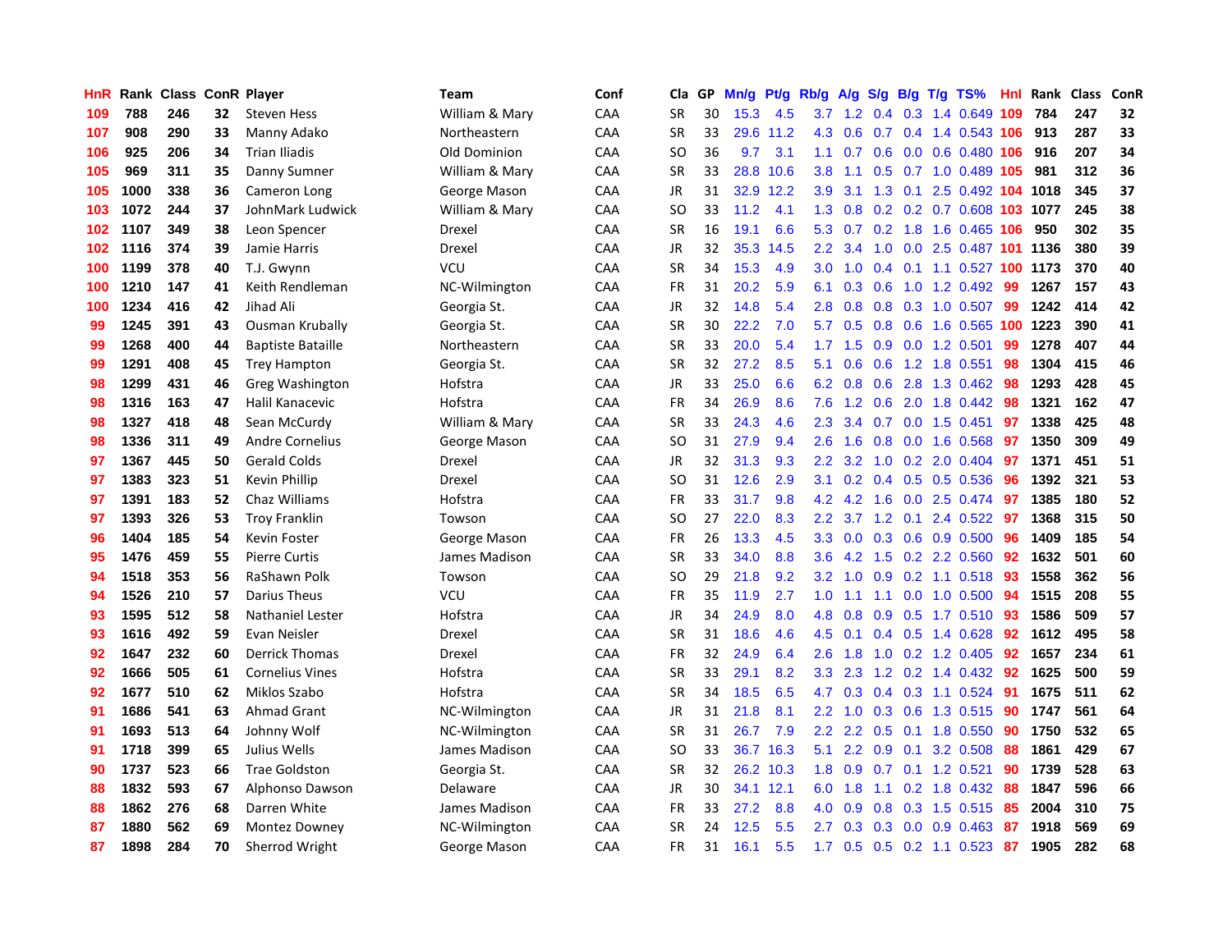| HnR | Rank | Class | ConR | Player | Team | Conf | Cla | GP | Mn/g | Pt/g | Rb/g | A/g | S/g | B/g | T/g | TS% | HnI | Rank | Class | ConR |
|---|---|---|---|---|---|---|---|---|---|---|---|---|---|---|---|---|---|---|---|---|
| 109 | 788 | 246 | 32 | Steven Hess | William & Mary | CAA | SR | 30 | 15.3 | 4.5 | 3.7 | 1.2 | 0.4 | 0.3 | 1.4 | 0.649 | 109 | 784 | 247 | 32 |
| 107 | 908 | 290 | 33 | Manny Adako | Northeastern | CAA | SR | 33 | 29.6 | 11.2 | 4.3 | 0.6 | 0.7 | 0.4 | 1.4 | 0.543 | 106 | 913 | 287 | 33 |
| 106 | 925 | 206 | 34 | Trian Iliadis | Old Dominion | CAA | SO | 36 | 9.7 | 3.1 | 1.1 | 0.7 | 0.6 | 0.0 | 0.6 | 0.480 | 106 | 916 | 207 | 34 |
| 105 | 969 | 311 | 35 | Danny Sumner | William & Mary | CAA | SR | 33 | 28.8 | 10.6 | 3.8 | 1.1 | 0.5 | 0.7 | 1.0 | 0.489 | 105 | 981 | 312 | 36 |
| 105 | 1000 | 338 | 36 | Cameron Long | George Mason | CAA | JR | 31 | 32.9 | 12.2 | 3.9 | 3.1 | 1.3 | 0.1 | 2.5 | 0.492 | 104 | 1018 | 345 | 37 |
| 103 | 1072 | 244 | 37 | JohnMark Ludwick | William & Mary | CAA | SO | 33 | 11.2 | 4.1 | 1.3 | 0.8 | 0.2 | 0.2 | 0.7 | 0.608 | 103 | 1077 | 245 | 38 |
| 102 | 1107 | 349 | 38 | Leon Spencer | Drexel | CAA | SR | 16 | 19.1 | 6.6 | 5.3 | 0.7 | 0.2 | 1.8 | 1.6 | 0.465 | 106 | 950 | 302 | 35 |
| 102 | 1116 | 374 | 39 | Jamie Harris | Drexel | CAA | JR | 32 | 35.3 | 14.5 | 2.2 | 3.4 | 1.0 | 0.0 | 2.5 | 0.487 | 101 | 1136 | 380 | 39 |
| 100 | 1199 | 378 | 40 | T.J. Gwynn | VCU | CAA | SR | 34 | 15.3 | 4.9 | 3.0 | 1.0 | 0.4 | 0.1 | 1.1 | 0.527 | 100 | 1173 | 370 | 40 |
| 100 | 1210 | 147 | 41 | Keith Rendleman | NC-Wilmington | CAA | FR | 31 | 20.2 | 5.9 | 6.1 | 0.3 | 0.6 | 1.0 | 1.2 | 0.492 | 99 | 1267 | 157 | 43 |
| 100 | 1234 | 416 | 42 | Jihad Ali | Georgia St. | CAA | JR | 32 | 14.8 | 5.4 | 2.8 | 0.8 | 0.8 | 0.3 | 1.0 | 0.507 | 99 | 1242 | 414 | 42 |
| 99 | 1245 | 391 | 43 | Ousman Krubally | Georgia St. | CAA | SR | 30 | 22.2 | 7.0 | 5.7 | 0.5 | 0.8 | 0.6 | 1.6 | 0.565 | 100 | 1223 | 390 | 41 |
| 99 | 1268 | 400 | 44 | Baptiste Bataille | Northeastern | CAA | SR | 33 | 20.0 | 5.4 | 1.7 | 1.5 | 0.9 | 0.0 | 1.2 | 0.501 | 99 | 1278 | 407 | 44 |
| 99 | 1291 | 408 | 45 | Trey Hampton | Georgia St. | CAA | SR | 32 | 27.2 | 8.5 | 5.1 | 0.6 | 0.6 | 1.2 | 1.8 | 0.551 | 98 | 1304 | 415 | 46 |
| 98 | 1299 | 431 | 46 | Greg Washington | Hofstra | CAA | JR | 33 | 25.0 | 6.6 | 6.2 | 0.8 | 0.6 | 2.8 | 1.3 | 0.462 | 98 | 1293 | 428 | 45 |
| 98 | 1316 | 163 | 47 | Halil Kanacevic | Hofstra | CAA | FR | 34 | 26.9 | 8.6 | 7.6 | 1.2 | 0.6 | 2.0 | 1.8 | 0.442 | 98 | 1321 | 162 | 47 |
| 98 | 1327 | 418 | 48 | Sean McCurdy | William & Mary | CAA | SR | 33 | 24.3 | 4.6 | 2.3 | 3.4 | 0.7 | 0.0 | 1.5 | 0.451 | 97 | 1338 | 425 | 48 |
| 98 | 1336 | 311 | 49 | Andre Cornelius | George Mason | CAA | SO | 31 | 27.9 | 9.4 | 2.6 | 1.6 | 0.8 | 0.0 | 1.6 | 0.568 | 97 | 1350 | 309 | 49 |
| 97 | 1367 | 445 | 50 | Gerald Colds | Drexel | CAA | JR | 32 | 31.3 | 9.3 | 2.2 | 3.2 | 1.0 | 0.2 | 2.0 | 0.404 | 97 | 1371 | 451 | 51 |
| 97 | 1383 | 323 | 51 | Kevin Phillip | Drexel | CAA | SO | 31 | 12.6 | 2.9 | 3.1 | 0.2 | 0.4 | 0.5 | 0.5 | 0.536 | 96 | 1392 | 321 | 53 |
| 97 | 1391 | 183 | 52 | Chaz Williams | Hofstra | CAA | FR | 33 | 31.7 | 9.8 | 4.2 | 4.2 | 1.6 | 0.0 | 2.5 | 0.474 | 97 | 1385 | 180 | 52 |
| 97 | 1393 | 326 | 53 | Troy Franklin | Towson | CAA | SO | 27 | 22.0 | 8.3 | 2.2 | 3.7 | 1.2 | 0.1 | 2.4 | 0.522 | 97 | 1368 | 315 | 50 |
| 96 | 1404 | 185 | 54 | Kevin Foster | George Mason | CAA | FR | 26 | 13.3 | 4.5 | 3.3 | 0.0 | 0.3 | 0.6 | 0.9 | 0.500 | 96 | 1409 | 185 | 54 |
| 95 | 1476 | 459 | 55 | Pierre Curtis | James Madison | CAA | SR | 33 | 34.0 | 8.8 | 3.6 | 4.2 | 1.5 | 0.2 | 2.2 | 0.560 | 92 | 1632 | 501 | 60 |
| 94 | 1518 | 353 | 56 | RaShawn Polk | Towson | CAA | SO | 29 | 21.8 | 9.2 | 3.2 | 1.0 | 0.9 | 0.2 | 1.1 | 0.518 | 93 | 1558 | 362 | 56 |
| 94 | 1526 | 210 | 57 | Darius Theus | VCU | CAA | FR | 35 | 11.9 | 2.7 | 1.0 | 1.1 | 1.1 | 0.0 | 1.0 | 0.500 | 94 | 1515 | 208 | 55 |
| 93 | 1595 | 512 | 58 | Nathaniel Lester | Hofstra | CAA | JR | 34 | 24.9 | 8.0 | 4.8 | 0.8 | 0.9 | 0.5 | 1.7 | 0.510 | 93 | 1586 | 509 | 57 |
| 93 | 1616 | 492 | 59 | Evan Neisler | Drexel | CAA | SR | 31 | 18.6 | 4.6 | 4.5 | 0.1 | 0.4 | 0.5 | 1.4 | 0.628 | 92 | 1612 | 495 | 58 |
| 92 | 1647 | 232 | 60 | Derrick Thomas | Drexel | CAA | FR | 32 | 24.9 | 6.4 | 2.6 | 1.8 | 1.0 | 0.2 | 1.2 | 0.405 | 92 | 1657 | 234 | 61 |
| 92 | 1666 | 505 | 61 | Cornelius Vines | Hofstra | CAA | SR | 33 | 29.1 | 8.2 | 3.3 | 2.3 | 1.2 | 0.2 | 1.4 | 0.432 | 92 | 1625 | 500 | 59 |
| 92 | 1677 | 510 | 62 | Miklos Szabo | Hofstra | CAA | SR | 34 | 18.5 | 6.5 | 4.7 | 0.3 | 0.4 | 0.3 | 1.1 | 0.524 | 91 | 1675 | 511 | 62 |
| 91 | 1686 | 541 | 63 | Ahmad Grant | NC-Wilmington | CAA | JR | 31 | 21.8 | 8.1 | 2.2 | 1.0 | 0.3 | 0.6 | 1.3 | 0.515 | 90 | 1747 | 561 | 64 |
| 91 | 1693 | 513 | 64 | Johnny Wolf | NC-Wilmington | CAA | SR | 31 | 26.7 | 7.9 | 2.2 | 2.2 | 0.5 | 0.1 | 1.8 | 0.550 | 90 | 1750 | 532 | 65 |
| 91 | 1718 | 399 | 65 | Julius Wells | James Madison | CAA | SO | 33 | 36.7 | 16.3 | 5.1 | 2.2 | 0.9 | 0.1 | 3.2 | 0.508 | 88 | 1861 | 429 | 67 |
| 90 | 1737 | 523 | 66 | Trae Goldston | Georgia St. | CAA | SR | 32 | 26.2 | 10.3 | 1.8 | 0.9 | 0.7 | 0.1 | 1.2 | 0.521 | 90 | 1739 | 528 | 63 |
| 88 | 1832 | 593 | 67 | Alphonso Dawson | Delaware | CAA | JR | 30 | 34.1 | 12.1 | 6.0 | 1.8 | 1.1 | 0.2 | 1.8 | 0.432 | 88 | 1847 | 596 | 66 |
| 88 | 1862 | 276 | 68 | Darren White | James Madison | CAA | FR | 33 | 27.2 | 8.8 | 4.0 | 0.9 | 0.8 | 0.3 | 1.5 | 0.515 | 85 | 2004 | 310 | 75 |
| 87 | 1880 | 562 | 69 | Montez Downey | NC-Wilmington | CAA | SR | 24 | 12.5 | 5.5 | 2.7 | 0.3 | 0.3 | 0.0 | 0.9 | 0.463 | 87 | 1918 | 569 | 69 |
| 87 | 1898 | 284 | 70 | Sherrod Wright | George Mason | CAA | FR | 31 | 16.1 | 5.5 | 1.7 | 0.5 | 0.5 | 0.2 | 1.1 | 0.523 | 87 | 1905 | 282 | 68 |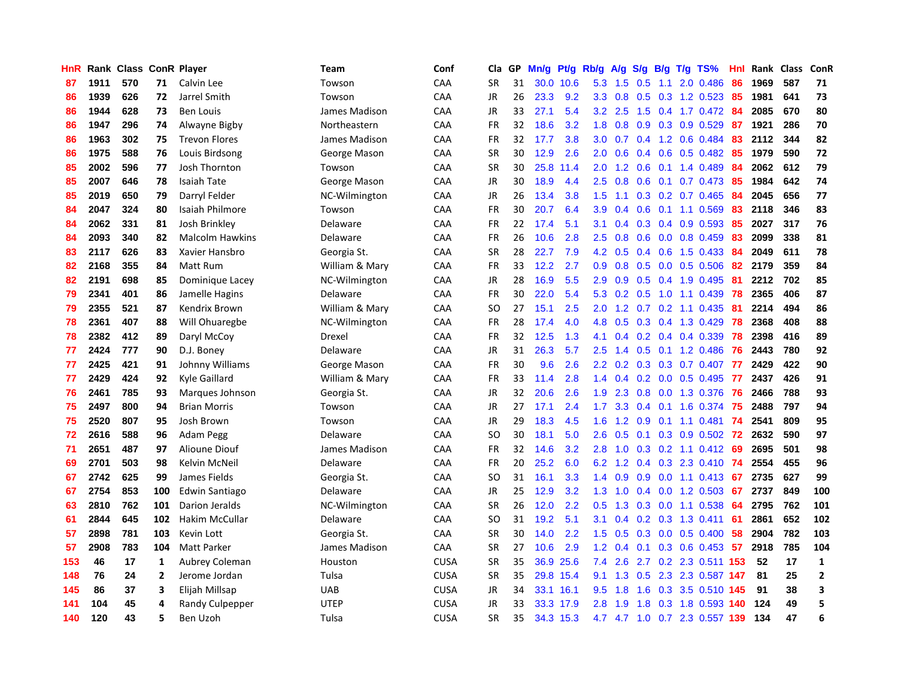| HnR | Rank | Class | ConR | Player | Team | Conf | Cla | GP | Mn/g | Pt/g | Rb/g | A/g | S/g | B/g | T/g | TS% | HnI | Rank | Class | ConR |
|---|---|---|---|---|---|---|---|---|---|---|---|---|---|---|---|---|---|---|---|---|
| 87 | 1911 | 570 | 71 | Calvin Lee | Towson | CAA | SR | 31 | 30.0 | 10.6 | 5.3 | 1.5 | 0.5 | 1.1 | 2.0 | 0.486 | 86 | 1969 | 587 | 71 |
| 86 | 1939 | 626 | 72 | Jarrel Smith | Towson | CAA | JR | 26 | 23.3 | 9.2 | 3.3 | 0.8 | 0.5 | 0.3 | 1.2 | 0.523 | 85 | 1981 | 641 | 73 |
| 86 | 1944 | 628 | 73 | Ben Louis | James Madison | CAA | JR | 33 | 27.1 | 5.4 | 3.2 | 2.5 | 1.5 | 0.4 | 1.7 | 0.472 | 84 | 2085 | 670 | 80 |
| 86 | 1947 | 296 | 74 | Alwayne Bigby | Northeastern | CAA | FR | 32 | 18.6 | 3.2 | 1.8 | 0.8 | 0.9 | 0.3 | 0.9 | 0.529 | 87 | 1921 | 286 | 70 |
| 86 | 1963 | 302 | 75 | Trevon Flores | James Madison | CAA | FR | 32 | 17.7 | 3.8 | 3.0 | 0.7 | 0.4 | 1.2 | 0.6 | 0.484 | 83 | 2112 | 344 | 82 |
| 86 | 1975 | 588 | 76 | Louis Birdsong | George Mason | CAA | SR | 30 | 12.9 | 2.6 | 2.0 | 0.6 | 0.4 | 0.6 | 0.5 | 0.482 | 85 | 1979 | 590 | 72 |
| 85 | 2002 | 596 | 77 | Josh Thornton | Towson | CAA | SR | 30 | 25.8 | 11.4 | 2.0 | 1.2 | 0.6 | 0.1 | 1.4 | 0.489 | 84 | 2062 | 612 | 79 |
| 85 | 2007 | 646 | 78 | Isaiah Tate | George Mason | CAA | JR | 30 | 18.9 | 4.4 | 2.5 | 0.8 | 0.6 | 0.1 | 0.7 | 0.473 | 85 | 1984 | 642 | 74 |
| 85 | 2019 | 650 | 79 | Darryl Felder | NC-Wilmington | CAA | JR | 26 | 13.4 | 3.8 | 1.5 | 1.1 | 0.3 | 0.2 | 0.7 | 0.465 | 84 | 2045 | 656 | 77 |
| 84 | 2047 | 324 | 80 | Isaiah Philmore | Towson | CAA | FR | 30 | 20.7 | 6.4 | 3.9 | 0.4 | 0.6 | 0.1 | 1.1 | 0.569 | 83 | 2118 | 346 | 83 |
| 84 | 2062 | 331 | 81 | Josh Brinkley | Delaware | CAA | FR | 22 | 17.4 | 5.1 | 3.1 | 0.4 | 0.3 | 0.4 | 0.9 | 0.593 | 85 | 2027 | 317 | 76 |
| 84 | 2093 | 340 | 82 | Malcolm Hawkins | Delaware | CAA | FR | 26 | 10.6 | 2.8 | 2.5 | 0.8 | 0.6 | 0.0 | 0.8 | 0.459 | 83 | 2099 | 338 | 81 |
| 83 | 2117 | 626 | 83 | Xavier Hansbro | Georgia St. | CAA | SR | 28 | 22.7 | 7.9 | 4.2 | 0.5 | 0.4 | 0.6 | 1.5 | 0.433 | 84 | 2049 | 611 | 78 |
| 82 | 2168 | 355 | 84 | Matt Rum | William & Mary | CAA | FR | 33 | 12.2 | 2.7 | 0.9 | 0.8 | 0.5 | 0.0 | 0.5 | 0.506 | 82 | 2179 | 359 | 84 |
| 82 | 2191 | 698 | 85 | Dominique Lacey | NC-Wilmington | CAA | JR | 28 | 16.9 | 5.5 | 2.9 | 0.9 | 0.5 | 0.4 | 1.9 | 0.495 | 81 | 2212 | 702 | 85 |
| 79 | 2341 | 401 | 86 | Jamelle Hagins | Delaware | CAA | FR | 30 | 22.0 | 5.4 | 5.3 | 0.2 | 0.5 | 1.0 | 1.1 | 0.439 | 78 | 2365 | 406 | 87 |
| 79 | 2355 | 521 | 87 | Kendrix Brown | William & Mary | CAA | SO | 27 | 15.1 | 2.5 | 2.0 | 1.2 | 0.7 | 0.2 | 1.1 | 0.435 | 81 | 2214 | 494 | 86 |
| 78 | 2361 | 407 | 88 | Will Ohuaregbe | NC-Wilmington | CAA | FR | 28 | 17.4 | 4.0 | 4.8 | 0.5 | 0.3 | 0.4 | 1.3 | 0.429 | 78 | 2368 | 408 | 88 |
| 78 | 2382 | 412 | 89 | Daryl McCoy | Drexel | CAA | FR | 32 | 12.5 | 1.3 | 4.1 | 0.4 | 0.2 | 0.4 | 0.4 | 0.339 | 78 | 2398 | 416 | 89 |
| 77 | 2424 | 777 | 90 | D.J. Boney | Delaware | CAA | JR | 31 | 26.3 | 5.7 | 2.5 | 1.4 | 0.5 | 0.1 | 1.2 | 0.486 | 76 | 2443 | 780 | 92 |
| 77 | 2425 | 421 | 91 | Johnny Williams | George Mason | CAA | FR | 30 | 9.6 | 2.6 | 2.2 | 0.2 | 0.3 | 0.3 | 0.7 | 0.407 | 77 | 2429 | 422 | 90 |
| 77 | 2429 | 424 | 92 | Kyle Gaillard | William & Mary | CAA | FR | 33 | 11.4 | 2.8 | 1.4 | 0.4 | 0.2 | 0.0 | 0.5 | 0.495 | 77 | 2437 | 426 | 91 |
| 76 | 2461 | 785 | 93 | Marques Johnson | Georgia St. | CAA | JR | 32 | 20.6 | 2.6 | 1.9 | 2.3 | 0.8 | 0.0 | 1.3 | 0.376 | 76 | 2466 | 788 | 93 |
| 75 | 2497 | 800 | 94 | Brian Morris | Towson | CAA | JR | 27 | 17.1 | 2.4 | 1.7 | 3.3 | 0.4 | 0.1 | 1.6 | 0.374 | 75 | 2488 | 797 | 94 |
| 75 | 2520 | 807 | 95 | Josh Brown | Towson | CAA | JR | 29 | 18.3 | 4.5 | 1.6 | 1.2 | 0.9 | 0.1 | 1.1 | 0.481 | 74 | 2541 | 809 | 95 |
| 72 | 2616 | 588 | 96 | Adam Pegg | Delaware | CAA | SO | 30 | 18.1 | 5.0 | 2.6 | 0.5 | 0.1 | 0.3 | 0.9 | 0.502 | 72 | 2632 | 590 | 97 |
| 71 | 2651 | 487 | 97 | Alioune Diouf | James Madison | CAA | FR | 32 | 14.6 | 3.2 | 2.8 | 1.0 | 0.3 | 0.2 | 1.1 | 0.412 | 69 | 2695 | 501 | 98 |
| 69 | 2701 | 503 | 98 | Kelvin McNeil | Delaware | CAA | FR | 20 | 25.2 | 6.0 | 6.2 | 1.2 | 0.4 | 0.3 | 2.3 | 0.410 | 74 | 2554 | 455 | 96 |
| 67 | 2742 | 625 | 99 | James Fields | Georgia St. | CAA | SO | 31 | 16.1 | 3.3 | 1.4 | 0.9 | 0.9 | 0.0 | 1.1 | 0.413 | 67 | 2735 | 627 | 99 |
| 67 | 2754 | 853 | 100 | Edwin Santiago | Delaware | CAA | JR | 25 | 12.9 | 3.2 | 1.3 | 1.0 | 0.4 | 0.0 | 1.2 | 0.503 | 67 | 2737 | 849 | 100 |
| 63 | 2810 | 762 | 101 | Darion Jeralds | NC-Wilmington | CAA | SR | 26 | 12.0 | 2.2 | 0.5 | 1.3 | 0.3 | 0.0 | 1.1 | 0.538 | 64 | 2795 | 762 | 101 |
| 61 | 2844 | 645 | 102 | Hakim McCullar | Delaware | CAA | SO | 31 | 19.2 | 5.1 | 3.1 | 0.4 | 0.2 | 0.3 | 1.3 | 0.411 | 61 | 2861 | 652 | 102 |
| 57 | 2898 | 781 | 103 | Kevin Lott | Georgia St. | CAA | SR | 30 | 14.0 | 2.2 | 1.5 | 0.5 | 0.3 | 0.0 | 0.5 | 0.400 | 58 | 2904 | 782 | 103 |
| 57 | 2908 | 783 | 104 | Matt Parker | James Madison | CAA | SR | 27 | 10.6 | 2.9 | 1.2 | 0.4 | 0.1 | 0.3 | 0.6 | 0.453 | 57 | 2918 | 785 | 104 |
| 153 | 46 | 17 | 1 | Aubrey Coleman | Houston | CUSA | SR | 35 | 36.9 | 25.6 | 7.4 | 2.6 | 2.7 | 0.2 | 2.3 | 0.511 | 153 | 52 | 17 | 1 |
| 148 | 76 | 24 | 2 | Jerome Jordan | Tulsa | CUSA | SR | 35 | 29.8 | 15.4 | 9.1 | 1.3 | 0.5 | 2.3 | 2.3 | 0.587 | 147 | 81 | 25 | 2 |
| 145 | 86 | 37 | 3 | Elijah Millsap | UAB | CUSA | JR | 34 | 33.1 | 16.1 | 9.5 | 1.8 | 1.6 | 0.3 | 3.5 | 0.510 | 145 | 91 | 38 | 3 |
| 141 | 104 | 45 | 4 | Randy Culpepper | UTEP | CUSA | JR | 33 | 33.3 | 17.9 | 2.8 | 1.9 | 1.8 | 0.3 | 1.8 | 0.593 | 140 | 124 | 49 | 5 |
| 140 | 120 | 43 | 5 | Ben Uzoh | Tulsa | CUSA | SR | 35 | 34.3 | 15.3 | 4.7 | 4.7 | 1.0 | 0.7 | 2.3 | 0.557 | 139 | 134 | 47 | 6 |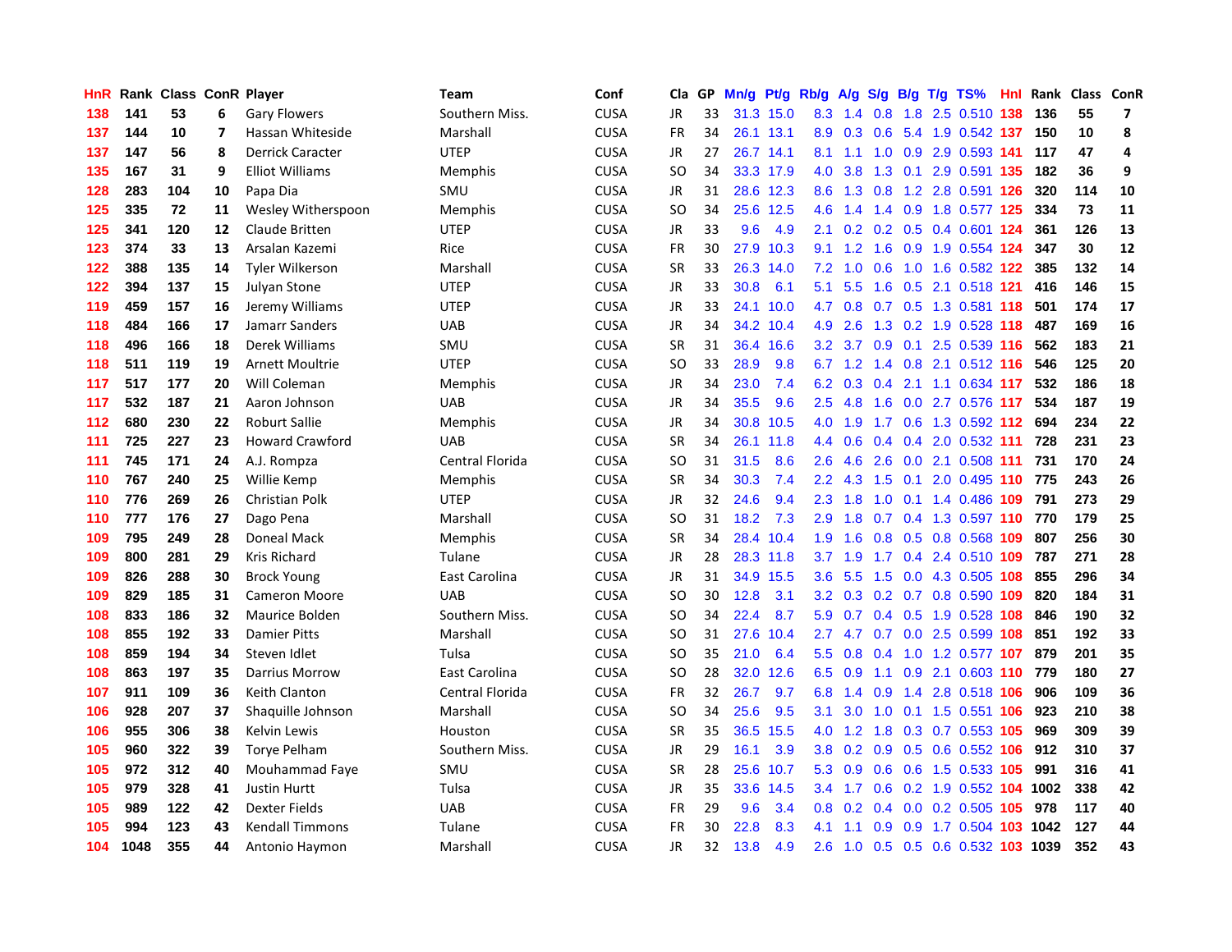| HnR | Rank | Class | ConR | Player | Team | Conf | Cla | GP | Mn/g | Pt/g | Rb/g | A/g | S/g | B/g | T/g | TS% | HnI | Rank | Class | ConR |
|---|---|---|---|---|---|---|---|---|---|---|---|---|---|---|---|---|---|---|---|---|
| 138 | 141 | 53 | 6 | Gary Flowers | Southern Miss. | CUSA | JR | 33 | 31.3 | 15.0 | 8.3 | 1.4 | 0.8 | 1.8 | 2.5 | 0.510 | 138 | 136 | 55 | 7 |
| 137 | 144 | 10 | 7 | Hassan Whiteside | Marshall | CUSA | FR | 34 | 26.1 | 13.1 | 8.9 | 0.3 | 0.6 | 5.4 | 1.9 | 0.542 | 137 | 150 | 10 | 8 |
| 137 | 147 | 56 | 8 | Derrick Caracter | UTEP | CUSA | JR | 27 | 26.7 | 14.1 | 8.1 | 1.1 | 1.0 | 0.9 | 2.9 | 0.593 | 141 | 117 | 47 | 4 |
| 135 | 167 | 31 | 9 | Elliot Williams | Memphis | CUSA | SO | 34 | 33.3 | 17.9 | 4.0 | 3.8 | 1.3 | 0.1 | 2.9 | 0.591 | 135 | 182 | 36 | 9 |
| 128 | 283 | 104 | 10 | Papa Dia | SMU | CUSA | JR | 31 | 28.6 | 12.3 | 8.6 | 1.3 | 0.8 | 1.2 | 2.8 | 0.591 | 126 | 320 | 114 | 10 |
| 125 | 335 | 72 | 11 | Wesley Witherspoon | Memphis | CUSA | SO | 34 | 25.6 | 12.5 | 4.6 | 1.4 | 1.4 | 0.9 | 1.8 | 0.577 | 125 | 334 | 73 | 11 |
| 125 | 341 | 120 | 12 | Claude Britten | UTEP | CUSA | JR | 33 | 9.6 | 4.9 | 2.1 | 0.2 | 0.2 | 0.5 | 0.4 | 0.601 | 124 | 361 | 126 | 13 |
| 123 | 374 | 33 | 13 | Arsalan Kazemi | Rice | CUSA | FR | 30 | 27.9 | 10.3 | 9.1 | 1.2 | 1.6 | 0.9 | 1.9 | 0.554 | 124 | 347 | 30 | 12 |
| 122 | 388 | 135 | 14 | Tyler Wilkerson | Marshall | CUSA | SR | 33 | 26.3 | 14.0 | 7.2 | 1.0 | 0.6 | 1.0 | 1.6 | 0.582 | 122 | 385 | 132 | 14 |
| 122 | 394 | 137 | 15 | Julyan Stone | UTEP | CUSA | JR | 33 | 30.8 | 6.1 | 5.1 | 5.5 | 1.6 | 0.5 | 2.1 | 0.518 | 121 | 416 | 146 | 15 |
| 119 | 459 | 157 | 16 | Jeremy Williams | UTEP | CUSA | JR | 33 | 24.1 | 10.0 | 4.7 | 0.8 | 0.7 | 0.5 | 1.3 | 0.581 | 118 | 501 | 174 | 17 |
| 118 | 484 | 166 | 17 | Jamarr Sanders | UAB | CUSA | JR | 34 | 34.2 | 10.4 | 4.9 | 2.6 | 1.3 | 0.2 | 1.9 | 0.528 | 118 | 487 | 169 | 16 |
| 118 | 496 | 166 | 18 | Derek Williams | SMU | CUSA | SR | 31 | 36.4 | 16.6 | 3.2 | 3.7 | 0.9 | 0.1 | 2.5 | 0.539 | 116 | 562 | 183 | 21 |
| 118 | 511 | 119 | 19 | Arnett Moultrie | UTEP | CUSA | SO | 33 | 28.9 | 9.8 | 6.7 | 1.2 | 1.4 | 0.8 | 2.1 | 0.512 | 116 | 546 | 125 | 20 |
| 117 | 517 | 177 | 20 | Will Coleman | Memphis | CUSA | JR | 34 | 23.0 | 7.4 | 6.2 | 0.3 | 0.4 | 2.1 | 1.1 | 0.634 | 117 | 532 | 186 | 18 |
| 117 | 532 | 187 | 21 | Aaron Johnson | UAB | CUSA | JR | 34 | 35.5 | 9.6 | 2.5 | 4.8 | 1.6 | 0.0 | 2.7 | 0.576 | 117 | 534 | 187 | 19 |
| 112 | 680 | 230 | 22 | Roburt Sallie | Memphis | CUSA | JR | 34 | 30.8 | 10.5 | 4.0 | 1.9 | 1.7 | 0.6 | 1.3 | 0.592 | 112 | 694 | 234 | 22 |
| 111 | 725 | 227 | 23 | Howard Crawford | UAB | CUSA | SR | 34 | 26.1 | 11.8 | 4.4 | 0.6 | 0.4 | 0.4 | 2.0 | 0.532 | 111 | 728 | 231 | 23 |
| 111 | 745 | 171 | 24 | A.J. Rompza | Central Florida | CUSA | SO | 31 | 31.5 | 8.6 | 2.6 | 4.6 | 2.6 | 0.0 | 2.1 | 0.508 | 111 | 731 | 170 | 24 |
| 110 | 767 | 240 | 25 | Willie Kemp | Memphis | CUSA | SR | 34 | 30.3 | 7.4 | 2.2 | 4.3 | 1.5 | 0.1 | 2.0 | 0.495 | 110 | 775 | 243 | 26 |
| 110 | 776 | 269 | 26 | Christian Polk | UTEP | CUSA | JR | 32 | 24.6 | 9.4 | 2.3 | 1.8 | 1.0 | 0.1 | 1.4 | 0.486 | 109 | 791 | 273 | 29 |
| 110 | 777 | 176 | 27 | Dago Pena | Marshall | CUSA | SO | 31 | 18.2 | 7.3 | 2.9 | 1.8 | 0.7 | 0.4 | 1.3 | 0.597 | 110 | 770 | 179 | 25 |
| 109 | 795 | 249 | 28 | Doneal Mack | Memphis | CUSA | SR | 34 | 28.4 | 10.4 | 1.9 | 1.6 | 0.8 | 0.5 | 0.8 | 0.568 | 109 | 807 | 256 | 30 |
| 109 | 800 | 281 | 29 | Kris Richard | Tulane | CUSA | JR | 28 | 28.3 | 11.8 | 3.7 | 1.9 | 1.7 | 0.4 | 2.4 | 0.510 | 109 | 787 | 271 | 28 |
| 109 | 826 | 288 | 30 | Brock Young | East Carolina | CUSA | JR | 31 | 34.9 | 15.5 | 3.6 | 5.5 | 1.5 | 0.0 | 4.3 | 0.505 | 108 | 855 | 296 | 34 |
| 109 | 829 | 185 | 31 | Cameron Moore | UAB | CUSA | SO | 30 | 12.8 | 3.1 | 3.2 | 0.3 | 0.2 | 0.7 | 0.8 | 0.590 | 109 | 820 | 184 | 31 |
| 108 | 833 | 186 | 32 | Maurice Bolden | Southern Miss. | CUSA | SO | 34 | 22.4 | 8.7 | 5.9 | 0.7 | 0.4 | 0.5 | 1.9 | 0.528 | 108 | 846 | 190 | 32 |
| 108 | 855 | 192 | 33 | Damier Pitts | Marshall | CUSA | SO | 31 | 27.6 | 10.4 | 2.7 | 4.7 | 0.7 | 0.0 | 2.5 | 0.599 | 108 | 851 | 192 | 33 |
| 108 | 859 | 194 | 34 | Steven Idlet | Tulsa | CUSA | SO | 35 | 21.0 | 6.4 | 5.5 | 0.8 | 0.4 | 1.0 | 1.2 | 0.577 | 107 | 879 | 201 | 35 |
| 108 | 863 | 197 | 35 | Darrius Morrow | East Carolina | CUSA | SO | 28 | 32.0 | 12.6 | 6.5 | 0.9 | 1.1 | 0.9 | 2.1 | 0.603 | 110 | 779 | 180 | 27 |
| 107 | 911 | 109 | 36 | Keith Clanton | Central Florida | CUSA | FR | 32 | 26.7 | 9.7 | 6.8 | 1.4 | 0.9 | 1.4 | 2.8 | 0.518 | 106 | 906 | 109 | 36 |
| 106 | 928 | 207 | 37 | Shaquille Johnson | Marshall | CUSA | SO | 34 | 25.6 | 9.5 | 3.1 | 3.0 | 1.0 | 0.1 | 1.5 | 0.551 | 106 | 923 | 210 | 38 |
| 106 | 955 | 306 | 38 | Kelvin Lewis | Houston | CUSA | SR | 35 | 36.5 | 15.5 | 4.0 | 1.2 | 1.8 | 0.3 | 0.7 | 0.553 | 105 | 969 | 309 | 39 |
| 105 | 960 | 322 | 39 | Torye Pelham | Southern Miss. | CUSA | JR | 29 | 16.1 | 3.9 | 3.8 | 0.2 | 0.9 | 0.5 | 0.6 | 0.552 | 106 | 912 | 310 | 37 |
| 105 | 972 | 312 | 40 | Mouhammad Faye | SMU | CUSA | SR | 28 | 25.6 | 10.7 | 5.3 | 0.9 | 0.6 | 0.6 | 1.5 | 0.533 | 105 | 991 | 316 | 41 |
| 105 | 979 | 328 | 41 | Justin Hurtt | Tulsa | CUSA | JR | 35 | 33.6 | 14.5 | 3.4 | 1.7 | 0.6 | 0.2 | 1.9 | 0.552 | 104 | 1002 | 338 | 42 |
| 105 | 989 | 122 | 42 | Dexter Fields | UAB | CUSA | FR | 29 | 9.6 | 3.4 | 0.8 | 0.2 | 0.4 | 0.0 | 0.2 | 0.505 | 105 | 978 | 117 | 40 |
| 105 | 994 | 123 | 43 | Kendall Timmons | Tulane | CUSA | FR | 30 | 22.8 | 8.3 | 4.1 | 1.1 | 0.9 | 0.9 | 1.7 | 0.504 | 103 | 1042 | 127 | 44 |
| 104 | 1048 | 355 | 44 | Antonio Haymon | Marshall | CUSA | JR | 32 | 13.8 | 4.9 | 2.6 | 1.0 | 0.5 | 0.5 | 0.6 | 0.532 | 103 | 1039 | 352 | 43 |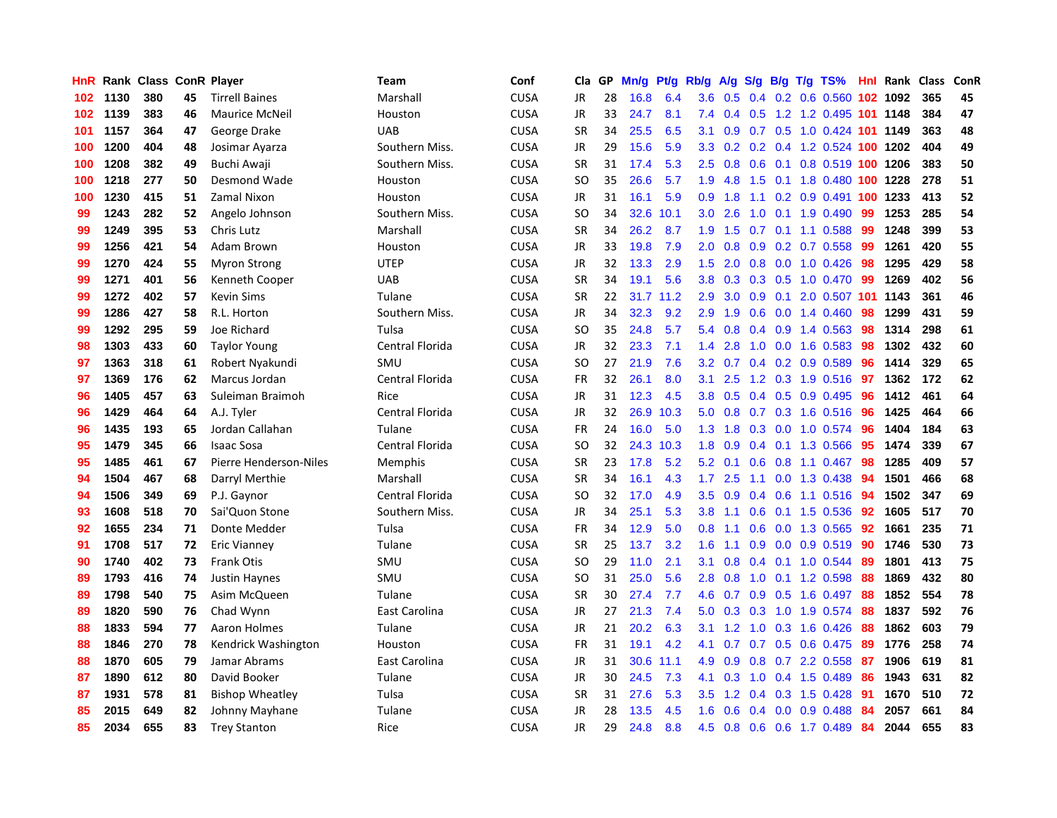| HnR | Rank | Class | ConR | Player | Team | Conf | Cla | GP | Mn/g | Pt/g | Rb/g | A/g | S/g | B/g | T/g | TS% | HnI | Rank | Class | ConR |
|---|---|---|---|---|---|---|---|---|---|---|---|---|---|---|---|---|---|---|---|---|
| 102 | 1130 | 380 | 45 | Tirrell Baines | Marshall | CUSA | JR | 28 | 16.8 | 6.4 | 3.6 | 0.5 | 0.4 | 0.2 | 0.6 | 0.560 | 102 | 1092 | 365 | 45 |
| 102 | 1139 | 383 | 46 | Maurice McNeil | Houston | CUSA | JR | 33 | 24.7 | 8.1 | 7.4 | 0.4 | 0.5 | 1.2 | 1.2 | 0.495 | 101 | 1148 | 384 | 47 |
| 101 | 1157 | 364 | 47 | George Drake | UAB | CUSA | SR | 34 | 25.5 | 6.5 | 3.1 | 0.9 | 0.7 | 0.5 | 1.0 | 0.424 | 101 | 1149 | 363 | 48 |
| 100 | 1200 | 404 | 48 | Josimar Ayarza | Southern Miss. | CUSA | JR | 29 | 15.6 | 5.9 | 3.3 | 0.2 | 0.2 | 0.4 | 1.2 | 0.524 | 100 | 1202 | 404 | 49 |
| 100 | 1208 | 382 | 49 | Buchi Awaji | Southern Miss. | CUSA | SR | 31 | 17.4 | 5.3 | 2.5 | 0.8 | 0.6 | 0.1 | 0.8 | 0.519 | 100 | 1206 | 383 | 50 |
| 100 | 1218 | 277 | 50 | Desmond Wade | Houston | CUSA | SO | 35 | 26.6 | 5.7 | 1.9 | 4.8 | 1.5 | 0.1 | 1.8 | 0.480 | 100 | 1228 | 278 | 51 |
| 100 | 1230 | 415 | 51 | Zamal Nixon | Houston | CUSA | JR | 31 | 16.1 | 5.9 | 0.9 | 1.8 | 1.1 | 0.2 | 0.9 | 0.491 | 100 | 1233 | 413 | 52 |
| 99 | 1243 | 282 | 52 | Angelo Johnson | Southern Miss. | CUSA | SO | 34 | 32.6 | 10.1 | 3.0 | 2.6 | 1.0 | 0.1 | 1.9 | 0.490 | 99 | 1253 | 285 | 54 |
| 99 | 1249 | 395 | 53 | Chris Lutz | Marshall | CUSA | SR | 34 | 26.2 | 8.7 | 1.9 | 1.5 | 0.7 | 0.1 | 1.1 | 0.588 | 99 | 1248 | 399 | 53 |
| 99 | 1256 | 421 | 54 | Adam Brown | Houston | CUSA | JR | 33 | 19.8 | 7.9 | 2.0 | 0.8 | 0.9 | 0.2 | 0.7 | 0.558 | 99 | 1261 | 420 | 55 |
| 99 | 1270 | 424 | 55 | Myron Strong | UTEP | CUSA | JR | 32 | 13.3 | 2.9 | 1.5 | 2.0 | 0.8 | 0.0 | 1.0 | 0.426 | 98 | 1295 | 429 | 58 |
| 99 | 1271 | 401 | 56 | Kenneth Cooper | UAB | CUSA | SR | 34 | 19.1 | 5.6 | 3.8 | 0.3 | 0.3 | 0.5 | 1.0 | 0.470 | 99 | 1269 | 402 | 56 |
| 99 | 1272 | 402 | 57 | Kevin Sims | Tulane | CUSA | SR | 22 | 31.7 | 11.2 | 2.9 | 3.0 | 0.9 | 0.1 | 2.0 | 0.507 | 101 | 1143 | 361 | 46 |
| 99 | 1286 | 427 | 58 | R.L. Horton | Southern Miss. | CUSA | JR | 34 | 32.3 | 9.2 | 2.9 | 1.9 | 0.6 | 0.0 | 1.4 | 0.460 | 98 | 1299 | 431 | 59 |
| 99 | 1292 | 295 | 59 | Joe Richard | Tulsa | CUSA | SO | 35 | 24.8 | 5.7 | 5.4 | 0.8 | 0.4 | 0.9 | 1.4 | 0.563 | 98 | 1314 | 298 | 61 |
| 98 | 1303 | 433 | 60 | Taylor Young | Central Florida | CUSA | JR | 32 | 23.3 | 7.1 | 1.4 | 2.8 | 1.0 | 0.0 | 1.6 | 0.583 | 98 | 1302 | 432 | 60 |
| 97 | 1363 | 318 | 61 | Robert Nyakundi | SMU | CUSA | SO | 27 | 21.9 | 7.6 | 3.2 | 0.7 | 0.4 | 0.2 | 0.9 | 0.589 | 96 | 1414 | 329 | 65 |
| 97 | 1369 | 176 | 62 | Marcus Jordan | Central Florida | CUSA | FR | 32 | 26.1 | 8.0 | 3.1 | 2.5 | 1.2 | 0.3 | 1.9 | 0.516 | 97 | 1362 | 172 | 62 |
| 96 | 1405 | 457 | 63 | Suleiman Braimoh | Rice | CUSA | JR | 31 | 12.3 | 4.5 | 3.8 | 0.5 | 0.4 | 0.5 | 0.9 | 0.495 | 96 | 1412 | 461 | 64 |
| 96 | 1429 | 464 | 64 | A.J. Tyler | Central Florida | CUSA | JR | 32 | 26.9 | 10.3 | 5.0 | 0.8 | 0.7 | 0.3 | 1.6 | 0.516 | 96 | 1425 | 464 | 66 |
| 96 | 1435 | 193 | 65 | Jordan Callahan | Tulane | CUSA | FR | 24 | 16.0 | 5.0 | 1.3 | 1.8 | 0.3 | 0.0 | 1.0 | 0.574 | 96 | 1404 | 184 | 63 |
| 95 | 1479 | 345 | 66 | Isaac Sosa | Central Florida | CUSA | SO | 32 | 24.3 | 10.3 | 1.8 | 0.9 | 0.4 | 0.1 | 1.3 | 0.566 | 95 | 1474 | 339 | 67 |
| 95 | 1485 | 461 | 67 | Pierre Henderson-Niles | Memphis | CUSA | SR | 23 | 17.8 | 5.2 | 5.2 | 0.1 | 0.6 | 0.8 | 1.1 | 0.467 | 98 | 1285 | 409 | 57 |
| 94 | 1504 | 467 | 68 | Darryl Merthie | Marshall | CUSA | SR | 34 | 16.1 | 4.3 | 1.7 | 2.5 | 1.1 | 0.0 | 1.3 | 0.438 | 94 | 1501 | 466 | 68 |
| 94 | 1506 | 349 | 69 | P.J. Gaynor | Central Florida | CUSA | SO | 32 | 17.0 | 4.9 | 3.5 | 0.9 | 0.4 | 0.6 | 1.1 | 0.516 | 94 | 1502 | 347 | 69 |
| 93 | 1608 | 518 | 70 | Sai'Quon Stone | Southern Miss. | CUSA | JR | 34 | 25.1 | 5.3 | 3.8 | 1.1 | 0.6 | 0.1 | 1.5 | 0.536 | 92 | 1605 | 517 | 70 |
| 92 | 1655 | 234 | 71 | Donte Medder | Tulsa | CUSA | FR | 34 | 12.9 | 5.0 | 0.8 | 1.1 | 0.6 | 0.0 | 1.3 | 0.565 | 92 | 1661 | 235 | 71 |
| 91 | 1708 | 517 | 72 | Eric Vianney | Tulane | CUSA | SR | 25 | 13.7 | 3.2 | 1.6 | 1.1 | 0.9 | 0.0 | 0.9 | 0.519 | 90 | 1746 | 530 | 73 |
| 90 | 1740 | 402 | 73 | Frank Otis | SMU | CUSA | SO | 29 | 11.0 | 2.1 | 3.1 | 0.8 | 0.4 | 0.1 | 1.0 | 0.544 | 89 | 1801 | 413 | 75 |
| 89 | 1793 | 416 | 74 | Justin Haynes | SMU | CUSA | SO | 31 | 25.0 | 5.6 | 2.8 | 0.8 | 1.0 | 0.1 | 1.2 | 0.598 | 88 | 1869 | 432 | 80 |
| 89 | 1798 | 540 | 75 | Asim McQueen | Tulane | CUSA | SR | 30 | 27.4 | 7.7 | 4.6 | 0.7 | 0.9 | 0.5 | 1.6 | 0.497 | 88 | 1852 | 554 | 78 |
| 89 | 1820 | 590 | 76 | Chad Wynn | East Carolina | CUSA | JR | 27 | 21.3 | 7.4 | 5.0 | 0.3 | 0.3 | 1.0 | 1.9 | 0.574 | 88 | 1837 | 592 | 76 |
| 88 | 1833 | 594 | 77 | Aaron Holmes | Tulane | CUSA | JR | 21 | 20.2 | 6.3 | 3.1 | 1.2 | 1.0 | 0.3 | 1.6 | 0.426 | 88 | 1862 | 603 | 79 |
| 88 | 1846 | 270 | 78 | Kendrick Washington | Houston | CUSA | FR | 31 | 19.1 | 4.2 | 4.1 | 0.7 | 0.7 | 0.5 | 0.6 | 0.475 | 89 | 1776 | 258 | 74 |
| 88 | 1870 | 605 | 79 | Jamar Abrams | East Carolina | CUSA | JR | 31 | 30.6 | 11.1 | 4.9 | 0.9 | 0.8 | 0.7 | 2.2 | 0.558 | 87 | 1906 | 619 | 81 |
| 87 | 1890 | 612 | 80 | David Booker | Tulane | CUSA | JR | 30 | 24.5 | 7.3 | 4.1 | 0.3 | 1.0 | 0.4 | 1.5 | 0.489 | 86 | 1943 | 631 | 82 |
| 87 | 1931 | 578 | 81 | Bishop Wheatley | Tulsa | CUSA | SR | 31 | 27.6 | 5.3 | 3.5 | 1.2 | 0.4 | 0.3 | 1.5 | 0.428 | 91 | 1670 | 510 | 72 |
| 85 | 2015 | 649 | 82 | Johnny Mayhane | Tulane | CUSA | JR | 28 | 13.5 | 4.5 | 1.6 | 0.6 | 0.4 | 0.0 | 0.9 | 0.488 | 84 | 2057 | 661 | 84 |
| 85 | 2034 | 655 | 83 | Trey Stanton | Rice | CUSA | JR | 29 | 24.8 | 8.8 | 4.5 | 0.8 | 0.6 | 0.6 | 1.7 | 0.489 | 84 | 2044 | 655 | 83 |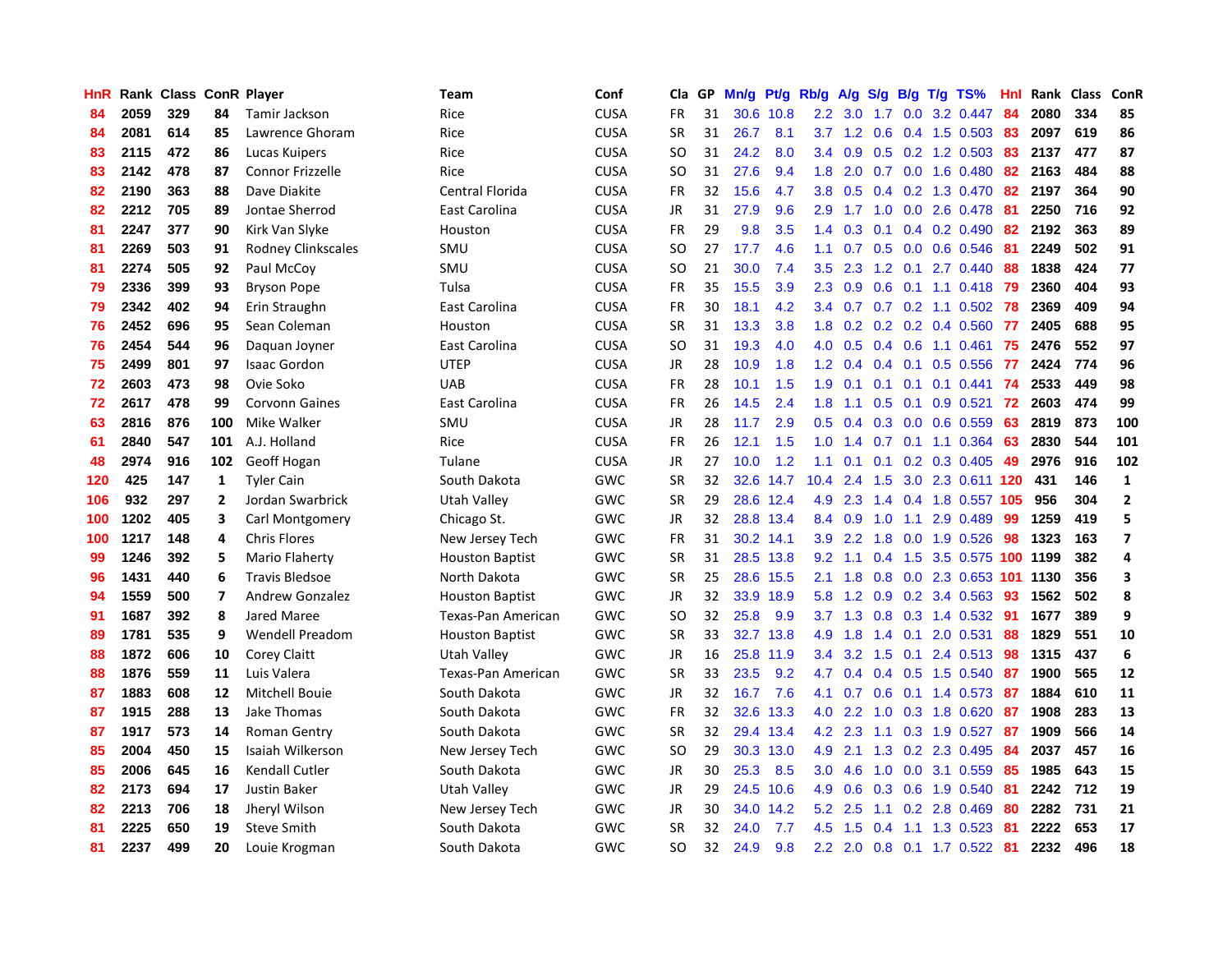| HnR | Rank | Class | ConR | Player | Team | Conf | Cla | GP | Mn/g | Pt/g | Rb/g | A/g | S/g | B/g | T/g | TS% | HnI | Rank | Class | ConR |
|---|---|---|---|---|---|---|---|---|---|---|---|---|---|---|---|---|---|---|---|---|
| 84 | 2059 | 329 | 84 | Tamir Jackson | Rice | CUSA | FR | 31 | 30.6 | 10.8 | 2.2 | 3.0 | 1.7 | 0.0 | 3.2 | 0.447 | 84 | 2080 | 334 | 85 |
| 84 | 2081 | 614 | 85 | Lawrence Ghoram | Rice | CUSA | SR | 31 | 26.7 | 8.1 | 3.7 | 1.2 | 0.6 | 0.4 | 1.5 | 0.503 | 83 | 2097 | 619 | 86 |
| 83 | 2115 | 472 | 86 | Lucas Kuipers | Rice | CUSA | SO | 31 | 24.2 | 8.0 | 3.4 | 0.9 | 0.5 | 0.2 | 1.2 | 0.503 | 83 | 2137 | 477 | 87 |
| 83 | 2142 | 478 | 87 | Connor Frizzelle | Rice | CUSA | SO | 31 | 27.6 | 9.4 | 1.8 | 2.0 | 0.7 | 0.0 | 1.6 | 0.480 | 82 | 2163 | 484 | 88 |
| 82 | 2190 | 363 | 88 | Dave Diakite | Central Florida | CUSA | FR | 32 | 15.6 | 4.7 | 3.8 | 0.5 | 0.4 | 0.2 | 1.3 | 0.470 | 82 | 2197 | 364 | 90 |
| 82 | 2212 | 705 | 89 | Jontae Sherrod | East Carolina | CUSA | JR | 31 | 27.9 | 9.6 | 2.9 | 1.7 | 1.0 | 0.0 | 2.6 | 0.478 | 81 | 2250 | 716 | 92 |
| 81 | 2247 | 377 | 90 | Kirk Van Slyke | Houston | CUSA | FR | 29 | 9.8 | 3.5 | 1.4 | 0.3 | 0.1 | 0.4 | 0.2 | 0.490 | 82 | 2192 | 363 | 89 |
| 81 | 2269 | 503 | 91 | Rodney Clinkscales | SMU | CUSA | SO | 27 | 17.7 | 4.6 | 1.1 | 0.7 | 0.5 | 0.0 | 0.6 | 0.546 | 81 | 2249 | 502 | 91 |
| 81 | 2274 | 505 | 92 | Paul McCoy | SMU | CUSA | SO | 21 | 30.0 | 7.4 | 3.5 | 2.3 | 1.2 | 0.1 | 2.7 | 0.440 | 88 | 1838 | 424 | 77 |
| 79 | 2336 | 399 | 93 | Bryson Pope | Tulsa | CUSA | FR | 35 | 15.5 | 3.9 | 2.3 | 0.9 | 0.6 | 0.1 | 1.1 | 0.418 | 79 | 2360 | 404 | 93 |
| 79 | 2342 | 402 | 94 | Erin Straughn | East Carolina | CUSA | FR | 30 | 18.1 | 4.2 | 3.4 | 0.7 | 0.7 | 0.2 | 1.1 | 0.502 | 78 | 2369 | 409 | 94 |
| 76 | 2452 | 696 | 95 | Sean Coleman | Houston | CUSA | SR | 31 | 13.3 | 3.8 | 1.8 | 0.2 | 0.2 | 0.2 | 0.4 | 0.560 | 77 | 2405 | 688 | 95 |
| 76 | 2454 | 544 | 96 | Daquan Joyner | East Carolina | CUSA | SO | 31 | 19.3 | 4.0 | 4.0 | 0.5 | 0.4 | 0.6 | 1.1 | 0.461 | 75 | 2476 | 552 | 97 |
| 75 | 2499 | 801 | 97 | Isaac Gordon | UTEP | CUSA | JR | 28 | 10.9 | 1.8 | 1.2 | 0.4 | 0.4 | 0.1 | 0.5 | 0.556 | 77 | 2424 | 774 | 96 |
| 72 | 2603 | 473 | 98 | Ovie Soko | UAB | CUSA | FR | 28 | 10.1 | 1.5 | 1.9 | 0.1 | 0.1 | 0.1 | 0.1 | 0.441 | 74 | 2533 | 449 | 98 |
| 72 | 2617 | 478 | 99 | Corvonn Gaines | East Carolina | CUSA | FR | 26 | 14.5 | 2.4 | 1.8 | 1.1 | 0.5 | 0.1 | 0.9 | 0.521 | 72 | 2603 | 474 | 99 |
| 63 | 2816 | 876 | 100 | Mike Walker | SMU | CUSA | JR | 28 | 11.7 | 2.9 | 0.5 | 0.4 | 0.3 | 0.0 | 0.6 | 0.559 | 63 | 2819 | 873 | 100 |
| 61 | 2840 | 547 | 101 | A.J. Holland | Rice | CUSA | FR | 26 | 12.1 | 1.5 | 1.0 | 1.4 | 0.7 | 0.1 | 1.1 | 0.364 | 63 | 2830 | 544 | 101 |
| 48 | 2974 | 916 | 102 | Geoff Hogan | Tulane | CUSA | JR | 27 | 10.0 | 1.2 | 1.1 | 0.1 | 0.1 | 0.2 | 0.3 | 0.405 | 49 | 2976 | 916 | 102 |
| 120 | 425 | 147 | 1 | Tyler Cain | South Dakota | GWC | SR | 32 | 32.6 | 14.7 | 10.4 | 2.4 | 1.5 | 3.0 | 2.3 | 0.611 | 120 | 431 | 146 | 1 |
| 106 | 932 | 297 | 2 | Jordan Swarbrick | Utah Valley | GWC | SR | 29 | 28.6 | 12.4 | 4.9 | 2.3 | 1.4 | 0.4 | 1.8 | 0.557 | 105 | 956 | 304 | 2 |
| 100 | 1202 | 405 | 3 | Carl Montgomery | Chicago St. | GWC | JR | 32 | 28.8 | 13.4 | 8.4 | 0.9 | 1.0 | 1.1 | 2.9 | 0.489 | 99 | 1259 | 419 | 5 |
| 100 | 1217 | 148 | 4 | Chris Flores | New Jersey Tech | GWC | FR | 31 | 30.2 | 14.1 | 3.9 | 2.2 | 1.8 | 0.0 | 1.9 | 0.526 | 98 | 1323 | 163 | 7 |
| 99 | 1246 | 392 | 5 | Mario Flaherty | Houston Baptist | GWC | SR | 31 | 28.5 | 13.8 | 9.2 | 1.1 | 0.4 | 1.5 | 3.5 | 0.575 | 100 | 1199 | 382 | 4 |
| 96 | 1431 | 440 | 6 | Travis Bledsoe | North Dakota | GWC | SR | 25 | 28.6 | 15.5 | 2.1 | 1.8 | 0.8 | 0.0 | 2.3 | 0.653 | 101 | 1130 | 356 | 3 |
| 94 | 1559 | 500 | 7 | Andrew Gonzalez | Houston Baptist | GWC | JR | 32 | 33.9 | 18.9 | 5.8 | 1.2 | 0.9 | 0.2 | 3.4 | 0.563 | 93 | 1562 | 502 | 8 |
| 91 | 1687 | 392 | 8 | Jared Maree | Texas-Pan American | GWC | SO | 32 | 25.8 | 9.9 | 3.7 | 1.3 | 0.8 | 0.3 | 1.4 | 0.532 | 91 | 1677 | 389 | 9 |
| 89 | 1781 | 535 | 9 | Wendell Preadom | Houston Baptist | GWC | SR | 33 | 32.7 | 13.8 | 4.9 | 1.8 | 1.4 | 0.1 | 2.0 | 0.531 | 88 | 1829 | 551 | 10 |
| 88 | 1872 | 606 | 10 | Corey Claitt | Utah Valley | GWC | JR | 16 | 25.8 | 11.9 | 3.4 | 3.2 | 1.5 | 0.1 | 2.4 | 0.513 | 98 | 1315 | 437 | 6 |
| 88 | 1876 | 559 | 11 | Luis Valera | Texas-Pan American | GWC | SR | 33 | 23.5 | 9.2 | 4.7 | 0.4 | 0.4 | 0.5 | 1.5 | 0.540 | 87 | 1900 | 565 | 12 |
| 87 | 1883 | 608 | 12 | Mitchell Bouie | South Dakota | GWC | JR | 32 | 16.7 | 7.6 | 4.1 | 0.7 | 0.6 | 0.1 | 1.4 | 0.573 | 87 | 1884 | 610 | 11 |
| 87 | 1915 | 288 | 13 | Jake Thomas | South Dakota | GWC | FR | 32 | 32.6 | 13.3 | 4.0 | 2.2 | 1.0 | 0.3 | 1.8 | 0.620 | 87 | 1908 | 283 | 13 |
| 87 | 1917 | 573 | 14 | Roman Gentry | South Dakota | GWC | SR | 32 | 29.4 | 13.4 | 4.2 | 2.3 | 1.1 | 0.3 | 1.9 | 0.527 | 87 | 1909 | 566 | 14 |
| 85 | 2004 | 450 | 15 | Isaiah Wilkerson | New Jersey Tech | GWC | SO | 29 | 30.3 | 13.0 | 4.9 | 2.1 | 1.3 | 0.2 | 2.3 | 0.495 | 84 | 2037 | 457 | 16 |
| 85 | 2006 | 645 | 16 | Kendall Cutler | South Dakota | GWC | JR | 30 | 25.3 | 8.5 | 3.0 | 4.6 | 1.0 | 0.0 | 3.1 | 0.559 | 85 | 1985 | 643 | 15 |
| 82 | 2173 | 694 | 17 | Justin Baker | Utah Valley | GWC | JR | 29 | 24.5 | 10.6 | 4.9 | 0.6 | 0.3 | 0.6 | 1.9 | 0.540 | 81 | 2242 | 712 | 19 |
| 82 | 2213 | 706 | 18 | Jheryl Wilson | New Jersey Tech | GWC | JR | 30 | 34.0 | 14.2 | 5.2 | 2.5 | 1.1 | 0.2 | 2.8 | 0.469 | 80 | 2282 | 731 | 21 |
| 81 | 2225 | 650 | 19 | Steve Smith | South Dakota | GWC | SR | 32 | 24.0 | 7.7 | 4.5 | 1.5 | 0.4 | 1.1 | 1.3 | 0.523 | 81 | 2222 | 653 | 17 |
| 81 | 2237 | 499 | 20 | Louie Krogman | South Dakota | GWC | SO | 32 | 24.9 | 9.8 | 2.2 | 2.0 | 0.8 | 0.1 | 1.7 | 0.522 | 81 | 2232 | 496 | 18 |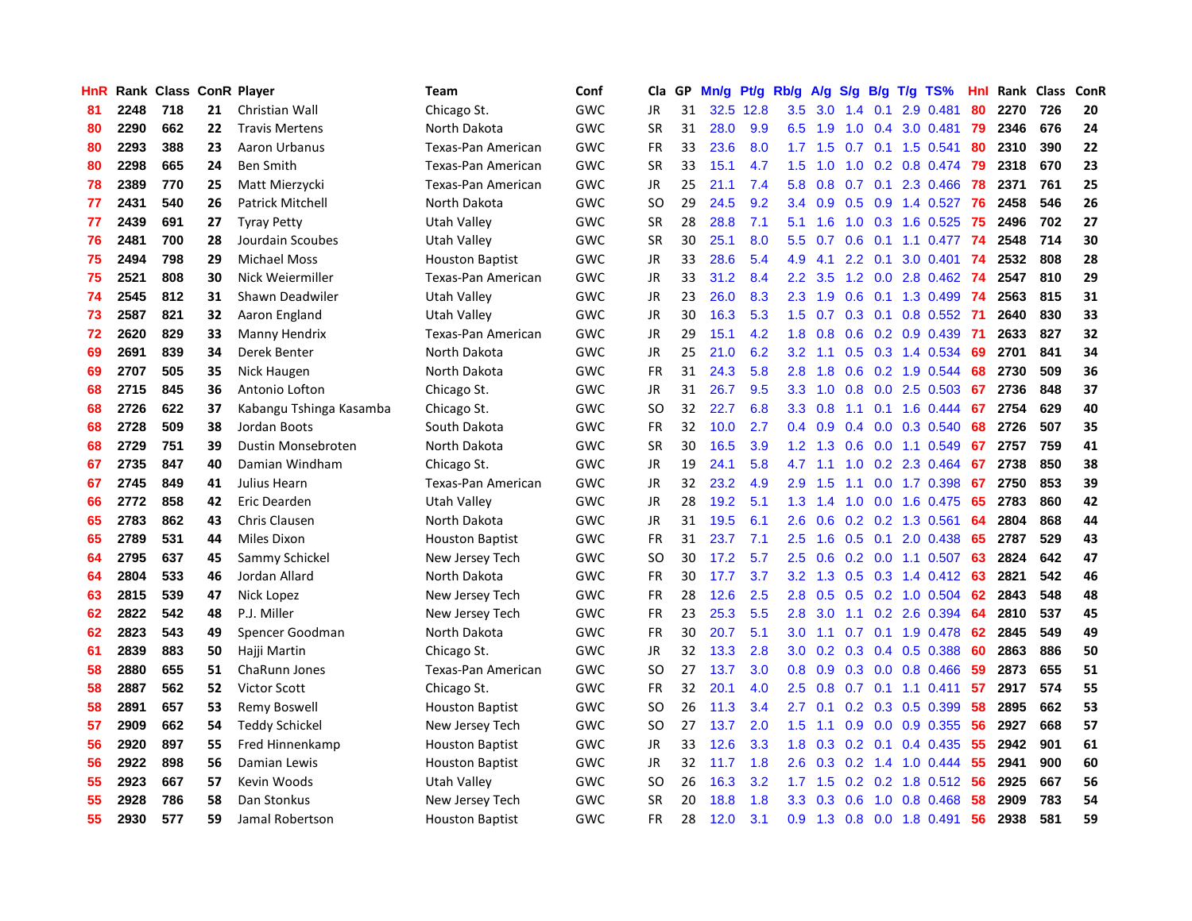| HnR | Rank | Class | ConR | Player | Team | Conf | Cla | GP | Mn/g | Pt/g | Rb/g | A/g | S/g | B/g | T/g | TS% | HnI | Rank | Class | ConR |
|---|---|---|---|---|---|---|---|---|---|---|---|---|---|---|---|---|---|---|---|---|
| 81 | 2248 | 718 | 21 | Christian Wall | Chicago St. | GWC | JR | 31 | 32.5 | 12.8 | 3.5 | 3.0 | 1.4 | 0.1 | 2.9 | 0.481 | 80 | 2270 | 726 | 20 |
| 80 | 2290 | 662 | 22 | Travis Mertens | North Dakota | GWC | SR | 31 | 28.0 | 9.9 | 6.5 | 1.9 | 1.0 | 0.4 | 3.0 | 0.481 | 79 | 2346 | 676 | 24 |
| 80 | 2293 | 388 | 23 | Aaron Urbanus | Texas-Pan American | GWC | FR | 33 | 23.6 | 8.0 | 1.7 | 1.5 | 0.7 | 0.1 | 1.5 | 0.541 | 80 | 2310 | 390 | 22 |
| 80 | 2298 | 665 | 24 | Ben Smith | Texas-Pan American | GWC | SR | 33 | 15.1 | 4.7 | 1.5 | 1.0 | 1.0 | 0.2 | 0.8 | 0.474 | 79 | 2318 | 670 | 23 |
| 78 | 2389 | 770 | 25 | Matt Mierzycki | Texas-Pan American | GWC | JR | 25 | 21.1 | 7.4 | 5.8 | 0.8 | 0.7 | 0.1 | 2.3 | 0.466 | 78 | 2371 | 761 | 25 |
| 77 | 2431 | 540 | 26 | Patrick Mitchell | North Dakota | GWC | SO | 29 | 24.5 | 9.2 | 3.4 | 0.9 | 0.5 | 0.9 | 1.4 | 0.527 | 76 | 2458 | 546 | 26 |
| 77 | 2439 | 691 | 27 | Tyray Petty | Utah Valley | GWC | SR | 28 | 28.8 | 7.1 | 5.1 | 1.6 | 1.0 | 0.3 | 1.6 | 0.525 | 75 | 2496 | 702 | 27 |
| 76 | 2481 | 700 | 28 | Jourdain Scoubes | Utah Valley | GWC | SR | 30 | 25.1 | 8.0 | 5.5 | 0.7 | 0.6 | 0.1 | 1.1 | 0.477 | 74 | 2548 | 714 | 30 |
| 75 | 2494 | 798 | 29 | Michael Moss | Houston Baptist | GWC | JR | 33 | 28.6 | 5.4 | 4.9 | 4.1 | 2.2 | 0.1 | 3.0 | 0.401 | 74 | 2532 | 808 | 28 |
| 75 | 2521 | 808 | 30 | Nick Weiermiller | Texas-Pan American | GWC | JR | 33 | 31.2 | 8.4 | 2.2 | 3.5 | 1.2 | 0.0 | 2.8 | 0.462 | 74 | 2547 | 810 | 29 |
| 74 | 2545 | 812 | 31 | Shawn Deadwiler | Utah Valley | GWC | JR | 23 | 26.0 | 8.3 | 2.3 | 1.9 | 0.6 | 0.1 | 1.3 | 0.499 | 74 | 2563 | 815 | 31 |
| 73 | 2587 | 821 | 32 | Aaron England | Utah Valley | GWC | JR | 30 | 16.3 | 5.3 | 1.5 | 0.7 | 0.3 | 0.1 | 0.8 | 0.552 | 71 | 2640 | 830 | 33 |
| 72 | 2620 | 829 | 33 | Manny Hendrix | Texas-Pan American | GWC | JR | 29 | 15.1 | 4.2 | 1.8 | 0.8 | 0.6 | 0.2 | 0.9 | 0.439 | 71 | 2633 | 827 | 32 |
| 69 | 2691 | 839 | 34 | Derek Benter | North Dakota | GWC | JR | 25 | 21.0 | 6.2 | 3.2 | 1.1 | 0.5 | 0.3 | 1.4 | 0.534 | 69 | 2701 | 841 | 34 |
| 69 | 2707 | 505 | 35 | Nick Haugen | North Dakota | GWC | FR | 31 | 24.3 | 5.8 | 2.8 | 1.8 | 0.6 | 0.2 | 1.9 | 0.544 | 68 | 2730 | 509 | 36 |
| 68 | 2715 | 845 | 36 | Antonio Lofton | Chicago St. | GWC | JR | 31 | 26.7 | 9.5 | 3.3 | 1.0 | 0.8 | 0.0 | 2.5 | 0.503 | 67 | 2736 | 848 | 37 |
| 68 | 2726 | 622 | 37 | Kabangu Tshinga Kasamba | Chicago St. | GWC | SO | 32 | 22.7 | 6.8 | 3.3 | 0.8 | 1.1 | 0.1 | 1.6 | 0.444 | 67 | 2754 | 629 | 40 |
| 68 | 2728 | 509 | 38 | Jordan Boots | South Dakota | GWC | FR | 32 | 10.0 | 2.7 | 0.4 | 0.9 | 0.4 | 0.0 | 0.3 | 0.540 | 68 | 2726 | 507 | 35 |
| 68 | 2729 | 751 | 39 | Dustin Monsebroten | North Dakota | GWC | SR | 30 | 16.5 | 3.9 | 1.2 | 1.3 | 0.6 | 0.0 | 1.1 | 0.549 | 67 | 2757 | 759 | 41 |
| 67 | 2735 | 847 | 40 | Damian Windham | Chicago St. | GWC | JR | 19 | 24.1 | 5.8 | 4.7 | 1.1 | 1.0 | 0.2 | 2.3 | 0.464 | 67 | 2738 | 850 | 38 |
| 67 | 2745 | 849 | 41 | Julius Hearn | Texas-Pan American | GWC | JR | 32 | 23.2 | 4.9 | 2.9 | 1.5 | 1.1 | 0.0 | 1.7 | 0.398 | 67 | 2750 | 853 | 39 |
| 66 | 2772 | 858 | 42 | Eric Dearden | Utah Valley | GWC | JR | 28 | 19.2 | 5.1 | 1.3 | 1.4 | 1.0 | 0.0 | 1.6 | 0.475 | 65 | 2783 | 860 | 42 |
| 65 | 2783 | 862 | 43 | Chris Clausen | North Dakota | GWC | JR | 31 | 19.5 | 6.1 | 2.6 | 0.6 | 0.2 | 0.2 | 1.3 | 0.561 | 64 | 2804 | 868 | 44 |
| 65 | 2789 | 531 | 44 | Miles Dixon | Houston Baptist | GWC | FR | 31 | 23.7 | 7.1 | 2.5 | 1.6 | 0.5 | 0.1 | 2.0 | 0.438 | 65 | 2787 | 529 | 43 |
| 64 | 2795 | 637 | 45 | Sammy Schickel | New Jersey Tech | GWC | SO | 30 | 17.2 | 5.7 | 2.5 | 0.6 | 0.2 | 0.0 | 1.1 | 0.507 | 63 | 2824 | 642 | 47 |
| 64 | 2804 | 533 | 46 | Jordan Allard | North Dakota | GWC | FR | 30 | 17.7 | 3.7 | 3.2 | 1.3 | 0.5 | 0.3 | 1.4 | 0.412 | 63 | 2821 | 542 | 46 |
| 63 | 2815 | 539 | 47 | Nick Lopez | New Jersey Tech | GWC | FR | 28 | 12.6 | 2.5 | 2.8 | 0.5 | 0.5 | 0.2 | 1.0 | 0.504 | 62 | 2843 | 548 | 48 |
| 62 | 2822 | 542 | 48 | P.J. Miller | New Jersey Tech | GWC | FR | 23 | 25.3 | 5.5 | 2.8 | 3.0 | 1.1 | 0.2 | 2.6 | 0.394 | 64 | 2810 | 537 | 45 |
| 62 | 2823 | 543 | 49 | Spencer Goodman | North Dakota | GWC | FR | 30 | 20.7 | 5.1 | 3.0 | 1.1 | 0.7 | 0.1 | 1.9 | 0.478 | 62 | 2845 | 549 | 49 |
| 61 | 2839 | 883 | 50 | Hajji Martin | Chicago St. | GWC | JR | 32 | 13.3 | 2.8 | 3.0 | 0.2 | 0.3 | 0.4 | 0.5 | 0.388 | 60 | 2863 | 886 | 50 |
| 58 | 2880 | 655 | 51 | ChaRunn Jones | Texas-Pan American | GWC | SO | 27 | 13.7 | 3.0 | 0.8 | 0.9 | 0.3 | 0.0 | 0.8 | 0.466 | 59 | 2873 | 655 | 51 |
| 58 | 2887 | 562 | 52 | Victor Scott | Chicago St. | GWC | FR | 32 | 20.1 | 4.0 | 2.5 | 0.8 | 0.7 | 0.1 | 1.1 | 0.411 | 57 | 2917 | 574 | 55 |
| 58 | 2891 | 657 | 53 | Remy Boswell | Houston Baptist | GWC | SO | 26 | 11.3 | 3.4 | 2.7 | 0.1 | 0.2 | 0.3 | 0.5 | 0.399 | 58 | 2895 | 662 | 53 |
| 57 | 2909 | 662 | 54 | Teddy Schickel | New Jersey Tech | GWC | SO | 27 | 13.7 | 2.0 | 1.5 | 1.1 | 0.9 | 0.0 | 0.9 | 0.355 | 56 | 2927 | 668 | 57 |
| 56 | 2920 | 897 | 55 | Fred Hinnenkamp | Houston Baptist | GWC | JR | 33 | 12.6 | 3.3 | 1.8 | 0.3 | 0.2 | 0.1 | 0.4 | 0.435 | 55 | 2942 | 901 | 61 |
| 56 | 2922 | 898 | 56 | Damian Lewis | Houston Baptist | GWC | JR | 32 | 11.7 | 1.8 | 2.6 | 0.3 | 0.2 | 1.4 | 1.0 | 0.444 | 55 | 2941 | 900 | 60 |
| 55 | 2923 | 667 | 57 | Kevin Woods | Utah Valley | GWC | SO | 26 | 16.3 | 3.2 | 1.7 | 1.5 | 0.2 | 0.2 | 1.8 | 0.512 | 56 | 2925 | 667 | 56 |
| 55 | 2928 | 786 | 58 | Dan Stonkus | New Jersey Tech | GWC | SR | 20 | 18.8 | 1.8 | 3.3 | 0.3 | 0.6 | 1.0 | 0.8 | 0.468 | 58 | 2909 | 783 | 54 |
| 55 | 2930 | 577 | 59 | Jamal Robertson | Houston Baptist | GWC | FR | 28 | 12.0 | 3.1 | 0.9 | 1.3 | 0.8 | 0.0 | 1.8 | 0.491 | 56 | 2938 | 581 | 59 |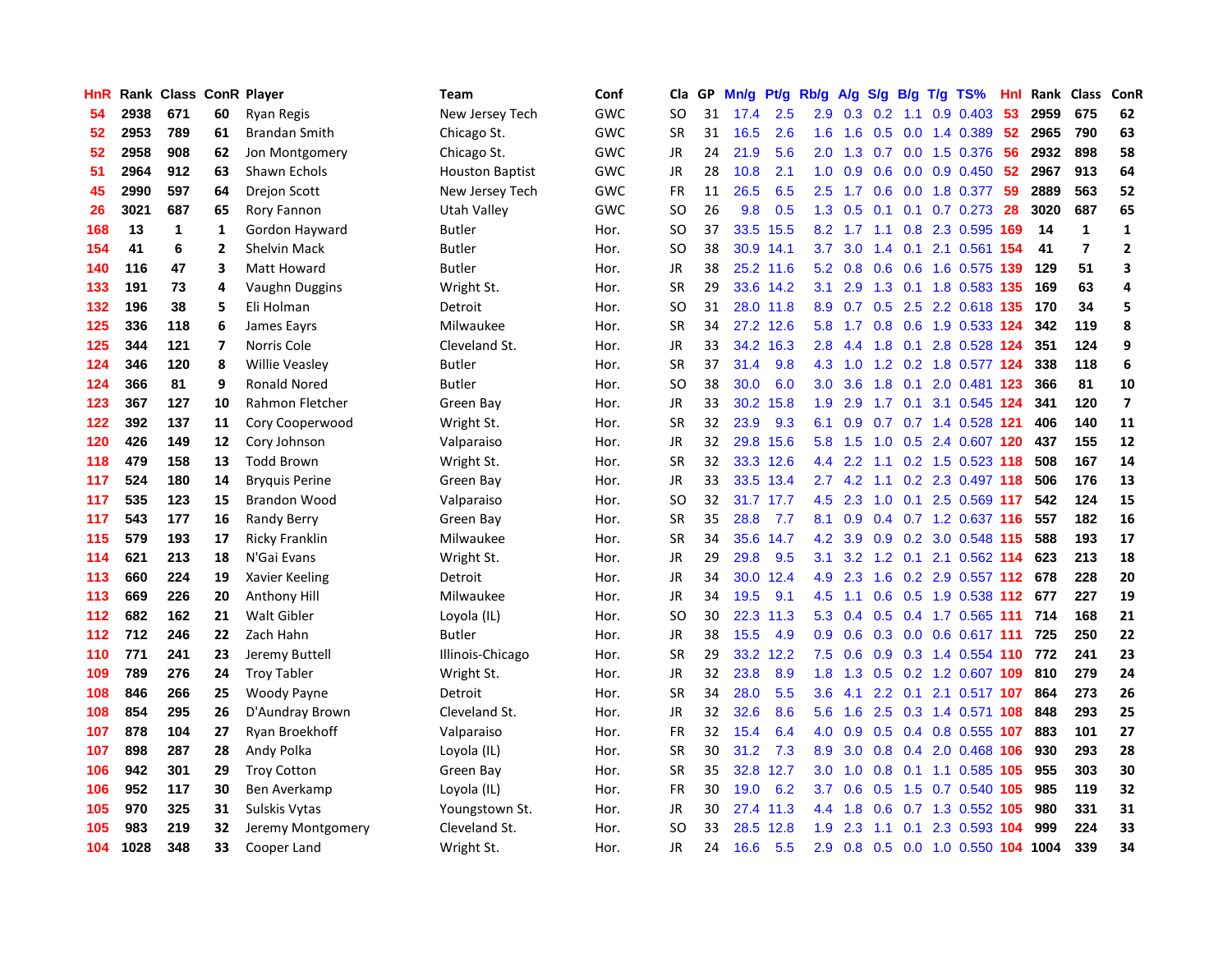| HnR | Rank | Class | ConR | Player | Team | Conf | Cla | GP | Mn/g | Pt/g | Rb/g | A/g | S/g | B/g | T/g | TS% | HnI | Rank | Class | ConR |
|---|---|---|---|---|---|---|---|---|---|---|---|---|---|---|---|---|---|---|---|---|
| 54 | 2938 | 671 | 60 | Ryan Regis | New Jersey Tech | GWC | SO | 31 | 17.4 | 2.5 | 2.9 | 0.3 | 0.2 | 1.1 | 0.9 | 0.403 | 53 | 2959 | 675 | 62 |
| 52 | 2953 | 789 | 61 | Brandan Smith | Chicago St. | GWC | SR | 31 | 16.5 | 2.6 | 1.6 | 1.6 | 0.5 | 0.0 | 1.4 | 0.389 | 52 | 2965 | 790 | 63 |
| 52 | 2958 | 908 | 62 | Jon Montgomery | Chicago St. | GWC | JR | 24 | 21.9 | 5.6 | 2.0 | 1.3 | 0.7 | 0.0 | 1.5 | 0.376 | 56 | 2932 | 898 | 58 |
| 51 | 2964 | 912 | 63 | Shawn Echols | Houston Baptist | GWC | JR | 28 | 10.8 | 2.1 | 1.0 | 0.9 | 0.6 | 0.0 | 0.9 | 0.450 | 52 | 2967 | 913 | 64 |
| 45 | 2990 | 597 | 64 | Drejon Scott | New Jersey Tech | GWC | FR | 11 | 26.5 | 6.5 | 2.5 | 1.7 | 0.6 | 0.0 | 1.8 | 0.377 | 59 | 2889 | 563 | 52 |
| 26 | 3021 | 687 | 65 | Rory Fannon | Utah Valley | GWC | SO | 26 | 9.8 | 0.5 | 1.3 | 0.5 | 0.1 | 0.1 | 0.7 | 0.273 | 28 | 3020 | 687 | 65 |
| 168 | 13 | 1 | 1 | Gordon Hayward | Butler | Hor. | SO | 37 | 33.5 | 15.5 | 8.2 | 1.7 | 1.1 | 0.8 | 2.3 | 0.595 | 169 | 14 | 1 | 1 |
| 154 | 41 | 6 | 2 | Shelvin Mack | Butler | Hor. | SO | 38 | 30.9 | 14.1 | 3.7 | 3.0 | 1.4 | 0.1 | 2.1 | 0.561 | 154 | 41 | 7 | 2 |
| 140 | 116 | 47 | 3 | Matt Howard | Butler | Hor. | JR | 38 | 25.2 | 11.6 | 5.2 | 0.8 | 0.6 | 0.6 | 1.6 | 0.575 | 139 | 129 | 51 | 3 |
| 133 | 191 | 73 | 4 | Vaughn Duggins | Wright St. | Hor. | SR | 29 | 33.6 | 14.2 | 3.1 | 2.9 | 1.3 | 0.1 | 1.8 | 0.583 | 135 | 169 | 63 | 4 |
| 132 | 196 | 38 | 5 | Eli Holman | Detroit | Hor. | SO | 31 | 28.0 | 11.8 | 8.9 | 0.7 | 0.5 | 2.5 | 2.2 | 0.618 | 135 | 170 | 34 | 5 |
| 125 | 336 | 118 | 6 | James Eayrs | Milwaukee | Hor. | SR | 34 | 27.2 | 12.6 | 5.8 | 1.7 | 0.8 | 0.6 | 1.9 | 0.533 | 124 | 342 | 119 | 8 |
| 125 | 344 | 121 | 7 | Norris Cole | Cleveland St. | Hor. | JR | 33 | 34.2 | 16.3 | 2.8 | 4.4 | 1.8 | 0.1 | 2.8 | 0.528 | 124 | 351 | 124 | 9 |
| 124 | 346 | 120 | 8 | Willie Veasley | Butler | Hor. | SR | 37 | 31.4 | 9.8 | 4.3 | 1.0 | 1.2 | 0.2 | 1.8 | 0.577 | 124 | 338 | 118 | 6 |
| 124 | 366 | 81 | 9 | Ronald Nored | Butler | Hor. | SO | 38 | 30.0 | 6.0 | 3.0 | 3.6 | 1.8 | 0.1 | 2.0 | 0.481 | 123 | 366 | 81 | 10 |
| 123 | 367 | 127 | 10 | Rahmon Fletcher | Green Bay | Hor. | JR | 33 | 30.2 | 15.8 | 1.9 | 2.9 | 1.7 | 0.1 | 3.1 | 0.545 | 124 | 341 | 120 | 7 |
| 122 | 392 | 137 | 11 | Cory Cooperwood | Wright St. | Hor. | SR | 32 | 23.9 | 9.3 | 6.1 | 0.9 | 0.7 | 0.7 | 1.4 | 0.528 | 121 | 406 | 140 | 11 |
| 120 | 426 | 149 | 12 | Cory Johnson | Valparaiso | Hor. | JR | 32 | 29.8 | 15.6 | 5.8 | 1.5 | 1.0 | 0.5 | 2.4 | 0.607 | 120 | 437 | 155 | 12 |
| 118 | 479 | 158 | 13 | Todd Brown | Wright St. | Hor. | SR | 32 | 33.3 | 12.6 | 4.4 | 2.2 | 1.1 | 0.2 | 1.5 | 0.523 | 118 | 508 | 167 | 14 |
| 117 | 524 | 180 | 14 | Bryquis Perine | Green Bay | Hor. | JR | 33 | 33.5 | 13.4 | 2.7 | 4.2 | 1.1 | 0.2 | 2.3 | 0.497 | 118 | 506 | 176 | 13 |
| 117 | 535 | 123 | 15 | Brandon Wood | Valparaiso | Hor. | SO | 32 | 31.7 | 17.7 | 4.5 | 2.3 | 1.0 | 0.1 | 2.5 | 0.569 | 117 | 542 | 124 | 15 |
| 117 | 543 | 177 | 16 | Randy Berry | Green Bay | Hor. | SR | 35 | 28.8 | 7.7 | 8.1 | 0.9 | 0.4 | 0.7 | 1.2 | 0.637 | 116 | 557 | 182 | 16 |
| 115 | 579 | 193 | 17 | Ricky Franklin | Milwaukee | Hor. | SR | 34 | 35.6 | 14.7 | 4.2 | 3.9 | 0.9 | 0.2 | 3.0 | 0.548 | 115 | 588 | 193 | 17 |
| 114 | 621 | 213 | 18 | N'Gai Evans | Wright St. | Hor. | JR | 29 | 29.8 | 9.5 | 3.1 | 3.2 | 1.2 | 0.1 | 2.1 | 0.562 | 114 | 623 | 213 | 18 |
| 113 | 660 | 224 | 19 | Xavier Keeling | Detroit | Hor. | JR | 34 | 30.0 | 12.4 | 4.9 | 2.3 | 1.6 | 0.2 | 2.9 | 0.557 | 112 | 678 | 228 | 20 |
| 113 | 669 | 226 | 20 | Anthony Hill | Milwaukee | Hor. | JR | 34 | 19.5 | 9.1 | 4.5 | 1.1 | 0.6 | 0.5 | 1.9 | 0.538 | 112 | 677 | 227 | 19 |
| 112 | 682 | 162 | 21 | Walt Gibler | Loyola (IL) | Hor. | SO | 30 | 22.3 | 11.3 | 5.3 | 0.4 | 0.5 | 0.4 | 1.7 | 0.565 | 111 | 714 | 168 | 21 |
| 112 | 712 | 246 | 22 | Zach Hahn | Butler | Hor. | JR | 38 | 15.5 | 4.9 | 0.9 | 0.6 | 0.3 | 0.0 | 0.6 | 0.617 | 111 | 725 | 250 | 22 |
| 110 | 771 | 241 | 23 | Jeremy Buttell | Illinois-Chicago | Hor. | SR | 29 | 33.2 | 12.2 | 7.5 | 0.6 | 0.9 | 0.3 | 1.4 | 0.554 | 110 | 772 | 241 | 23 |
| 109 | 789 | 276 | 24 | Troy Tabler | Wright St. | Hor. | JR | 32 | 23.8 | 8.9 | 1.8 | 1.3 | 0.5 | 0.2 | 1.2 | 0.607 | 109 | 810 | 279 | 24 |
| 108 | 846 | 266 | 25 | Woody Payne | Detroit | Hor. | SR | 34 | 28.0 | 5.5 | 3.6 | 4.1 | 2.2 | 0.1 | 2.1 | 0.517 | 107 | 864 | 273 | 26 |
| 108 | 854 | 295 | 26 | D'Aundray Brown | Cleveland St. | Hor. | JR | 32 | 32.6 | 8.6 | 5.6 | 1.6 | 2.5 | 0.3 | 1.4 | 0.571 | 108 | 848 | 293 | 25 |
| 107 | 878 | 104 | 27 | Ryan Broekhoff | Valparaiso | Hor. | FR | 32 | 15.4 | 6.4 | 4.0 | 0.9 | 0.5 | 0.4 | 0.8 | 0.555 | 107 | 883 | 101 | 27 |
| 107 | 898 | 287 | 28 | Andy Polka | Loyola (IL) | Hor. | SR | 30 | 31.2 | 7.3 | 8.9 | 3.0 | 0.8 | 0.4 | 2.0 | 0.468 | 106 | 930 | 293 | 28 |
| 106 | 942 | 301 | 29 | Troy Cotton | Green Bay | Hor. | SR | 35 | 32.8 | 12.7 | 3.0 | 1.0 | 0.8 | 0.1 | 1.1 | 0.585 | 105 | 955 | 303 | 30 |
| 106 | 952 | 117 | 30 | Ben Averkamp | Loyola (IL) | Hor. | FR | 30 | 19.0 | 6.2 | 3.7 | 0.6 | 0.5 | 1.5 | 0.7 | 0.540 | 105 | 985 | 119 | 32 |
| 105 | 970 | 325 | 31 | Sulskis Vytas | Youngstown St. | Hor. | JR | 30 | 27.4 | 11.3 | 4.4 | 1.8 | 0.6 | 0.7 | 1.3 | 0.552 | 105 | 980 | 331 | 31 |
| 105 | 983 | 219 | 32 | Jeremy Montgomery | Cleveland St. | Hor. | SO | 33 | 28.5 | 12.8 | 1.9 | 2.3 | 1.1 | 0.1 | 2.3 | 0.593 | 104 | 999 | 224 | 33 |
| 104 | 1028 | 348 | 33 | Cooper Land | Wright St. | Hor. | JR | 24 | 16.6 | 5.5 | 2.9 | 0.8 | 0.5 | 0.0 | 1.0 | 0.550 | 104 | 1004 | 339 | 34 |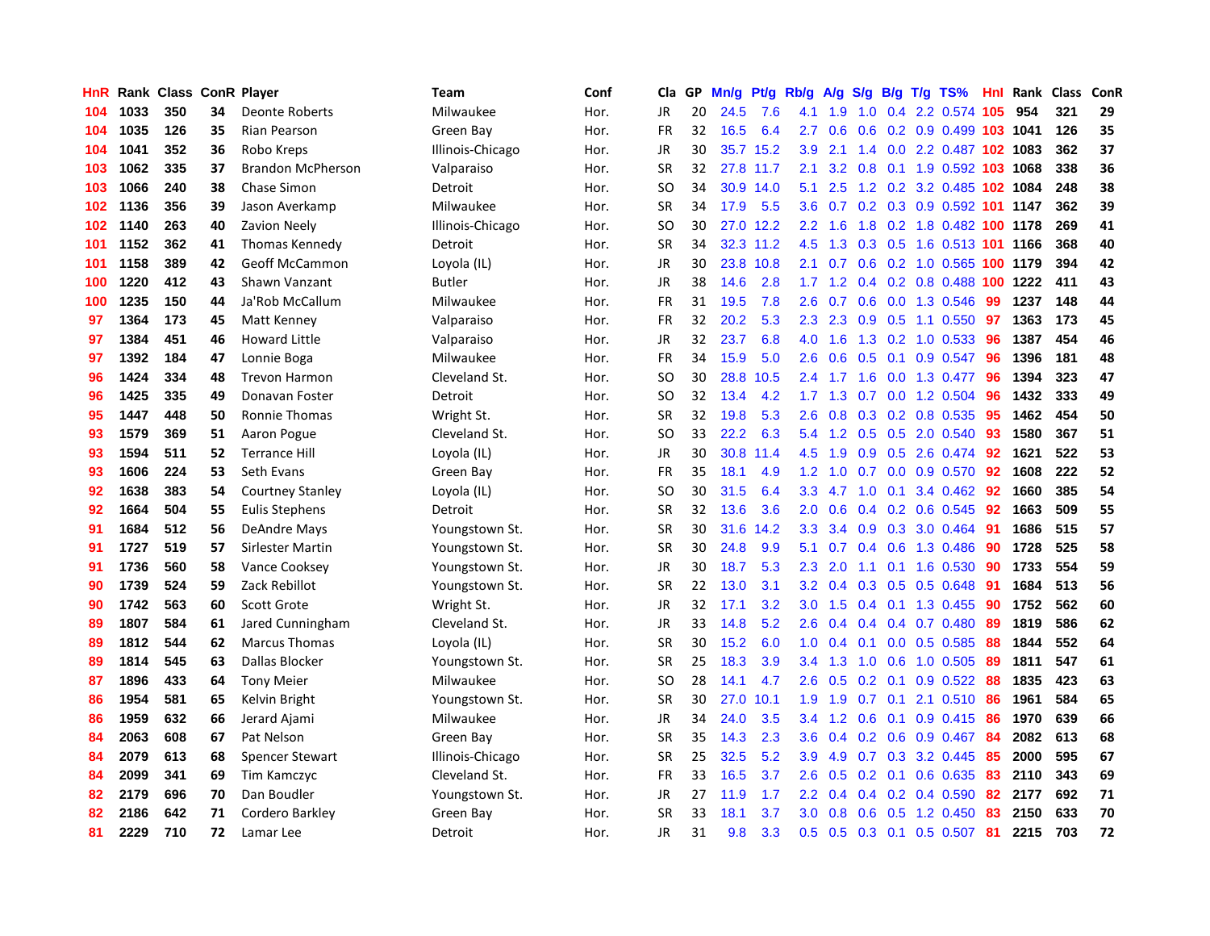| HnR | Rank | Class | ConR | Player | Team | Conf | Cla | GP | Mn/g | Pt/g | Rb/g | A/g | S/g | B/g | T/g | TS% | HnI | Rank | Class | ConR |
|---|---|---|---|---|---|---|---|---|---|---|---|---|---|---|---|---|---|---|---|---|
| 104 | 1033 | 350 | 34 | Deonte Roberts | Milwaukee | Hor. | JR | 20 | 24.5 | 7.6 | 4.1 | 1.9 | 1.0 | 0.4 | 2.2 | 0.574 | 105 | 954 | 321 | 29 |
| 104 | 1035 | 126 | 35 | Rian Pearson | Green Bay | Hor. | FR | 32 | 16.5 | 6.4 | 2.7 | 0.6 | 0.6 | 0.2 | 0.9 | 0.499 | 103 | 1041 | 126 | 35 |
| 104 | 1041 | 352 | 36 | Robo Kreps | Illinois-Chicago | Hor. | JR | 30 | 35.7 | 15.2 | 3.9 | 2.1 | 1.4 | 0.0 | 2.2 | 0.487 | 102 | 1083 | 362 | 37 |
| 103 | 1062 | 335 | 37 | Brandon McPherson | Valparaiso | Hor. | SR | 32 | 27.8 | 11.7 | 2.1 | 3.2 | 0.8 | 0.1 | 1.9 | 0.592 | 103 | 1068 | 338 | 36 |
| 103 | 1066 | 240 | 38 | Chase Simon | Detroit | Hor. | SO | 34 | 30.9 | 14.0 | 5.1 | 2.5 | 1.2 | 0.2 | 3.2 | 0.485 | 102 | 1084 | 248 | 38 |
| 102 | 1136 | 356 | 39 | Jason Averkamp | Milwaukee | Hor. | SR | 34 | 17.9 | 5.5 | 3.6 | 0.7 | 0.2 | 0.3 | 0.9 | 0.592 | 101 | 1147 | 362 | 39 |
| 102 | 1140 | 263 | 40 | Zavion Neely | Illinois-Chicago | Hor. | SO | 30 | 27.0 | 12.2 | 2.2 | 1.6 | 1.8 | 0.2 | 1.8 | 0.482 | 100 | 1178 | 269 | 41 |
| 101 | 1152 | 362 | 41 | Thomas Kennedy | Detroit | Hor. | SR | 34 | 32.3 | 11.2 | 4.5 | 1.3 | 0.3 | 0.5 | 1.6 | 0.513 | 101 | 1166 | 368 | 40 |
| 101 | 1158 | 389 | 42 | Geoff McCammon | Loyola (IL) | Hor. | JR | 30 | 23.8 | 10.8 | 2.1 | 0.7 | 0.6 | 0.2 | 1.0 | 0.565 | 100 | 1179 | 394 | 42 |
| 100 | 1220 | 412 | 43 | Shawn Vanzant | Butler | Hor. | JR | 38 | 14.6 | 2.8 | 1.7 | 1.2 | 0.4 | 0.2 | 0.8 | 0.488 | 100 | 1222 | 411 | 43 |
| 100 | 1235 | 150 | 44 | Ja'Rob McCallum | Milwaukee | Hor. | FR | 31 | 19.5 | 7.8 | 2.6 | 0.7 | 0.6 | 0.0 | 1.3 | 0.546 | 99 | 1237 | 148 | 44 |
| 97 | 1364 | 173 | 45 | Matt Kenney | Valparaiso | Hor. | FR | 32 | 20.2 | 5.3 | 2.3 | 2.3 | 0.9 | 0.5 | 1.1 | 0.550 | 97 | 1363 | 173 | 45 |
| 97 | 1384 | 451 | 46 | Howard Little | Valparaiso | Hor. | JR | 32 | 23.7 | 6.8 | 4.0 | 1.6 | 1.3 | 0.2 | 1.0 | 0.533 | 96 | 1387 | 454 | 46 |
| 97 | 1392 | 184 | 47 | Lonnie Boga | Milwaukee | Hor. | FR | 34 | 15.9 | 5.0 | 2.6 | 0.6 | 0.5 | 0.1 | 0.9 | 0.547 | 96 | 1396 | 181 | 48 |
| 96 | 1424 | 334 | 48 | Trevon Harmon | Cleveland St. | Hor. | SO | 30 | 28.8 | 10.5 | 2.4 | 1.7 | 1.6 | 0.0 | 1.3 | 0.477 | 96 | 1394 | 323 | 47 |
| 96 | 1425 | 335 | 49 | Donavan Foster | Detroit | Hor. | SO | 32 | 13.4 | 4.2 | 1.7 | 1.3 | 0.7 | 0.0 | 1.2 | 0.504 | 96 | 1432 | 333 | 49 |
| 95 | 1447 | 448 | 50 | Ronnie Thomas | Wright St. | Hor. | SR | 32 | 19.8 | 5.3 | 2.6 | 0.8 | 0.3 | 0.2 | 0.8 | 0.535 | 95 | 1462 | 454 | 50 |
| 93 | 1579 | 369 | 51 | Aaron Pogue | Cleveland St. | Hor. | SO | 33 | 22.2 | 6.3 | 5.4 | 1.2 | 0.5 | 0.5 | 2.0 | 0.540 | 93 | 1580 | 367 | 51 |
| 93 | 1594 | 511 | 52 | Terrance Hill | Loyola (IL) | Hor. | JR | 30 | 30.8 | 11.4 | 4.5 | 1.9 | 0.9 | 0.5 | 2.6 | 0.474 | 92 | 1621 | 522 | 53 |
| 93 | 1606 | 224 | 53 | Seth Evans | Green Bay | Hor. | FR | 35 | 18.1 | 4.9 | 1.2 | 1.0 | 0.7 | 0.0 | 0.9 | 0.570 | 92 | 1608 | 222 | 52 |
| 92 | 1638 | 383 | 54 | Courtney Stanley | Loyola (IL) | Hor. | SO | 30 | 31.5 | 6.4 | 3.3 | 4.7 | 1.0 | 0.1 | 3.4 | 0.462 | 92 | 1660 | 385 | 54 |
| 92 | 1664 | 504 | 55 | Eulis Stephens | Detroit | Hor. | SR | 32 | 13.6 | 3.6 | 2.0 | 0.6 | 0.4 | 0.2 | 0.6 | 0.545 | 92 | 1663 | 509 | 55 |
| 91 | 1684 | 512 | 56 | DeAndre Mays | Youngstown St. | Hor. | SR | 30 | 31.6 | 14.2 | 3.3 | 3.4 | 0.9 | 0.3 | 3.0 | 0.464 | 91 | 1686 | 515 | 57 |
| 91 | 1727 | 519 | 57 | Sirlester Martin | Youngstown St. | Hor. | SR | 30 | 24.8 | 9.9 | 5.1 | 0.7 | 0.4 | 0.6 | 1.3 | 0.486 | 90 | 1728 | 525 | 58 |
| 91 | 1736 | 560 | 58 | Vance Cooksey | Youngstown St. | Hor. | JR | 30 | 18.7 | 5.3 | 2.3 | 2.0 | 1.1 | 0.1 | 1.6 | 0.530 | 90 | 1733 | 554 | 59 |
| 90 | 1739 | 524 | 59 | Zack Rebillot | Youngstown St. | Hor. | SR | 22 | 13.0 | 3.1 | 3.2 | 0.4 | 0.3 | 0.5 | 0.5 | 0.648 | 91 | 1684 | 513 | 56 |
| 90 | 1742 | 563 | 60 | Scott Grote | Wright St. | Hor. | JR | 32 | 17.1 | 3.2 | 3.0 | 1.5 | 0.4 | 0.1 | 1.3 | 0.455 | 90 | 1752 | 562 | 60 |
| 89 | 1807 | 584 | 61 | Jared Cunningham | Cleveland St. | Hor. | JR | 33 | 14.8 | 5.2 | 2.6 | 0.4 | 0.4 | 0.4 | 0.7 | 0.480 | 89 | 1819 | 586 | 62 |
| 89 | 1812 | 544 | 62 | Marcus Thomas | Loyola (IL) | Hor. | SR | 30 | 15.2 | 6.0 | 1.0 | 0.4 | 0.1 | 0.0 | 0.5 | 0.585 | 88 | 1844 | 552 | 64 |
| 89 | 1814 | 545 | 63 | Dallas Blocker | Youngstown St. | Hor. | SR | 25 | 18.3 | 3.9 | 3.4 | 1.3 | 1.0 | 0.6 | 1.0 | 0.505 | 89 | 1811 | 547 | 61 |
| 87 | 1896 | 433 | 64 | Tony Meier | Milwaukee | Hor. | SO | 28 | 14.1 | 4.7 | 2.6 | 0.5 | 0.2 | 0.1 | 0.9 | 0.522 | 88 | 1835 | 423 | 63 |
| 86 | 1954 | 581 | 65 | Kelvin Bright | Youngstown St. | Hor. | SR | 30 | 27.0 | 10.1 | 1.9 | 1.9 | 0.7 | 0.1 | 2.1 | 0.510 | 86 | 1961 | 584 | 65 |
| 86 | 1959 | 632 | 66 | Jerard Ajami | Milwaukee | Hor. | JR | 34 | 24.0 | 3.5 | 3.4 | 1.2 | 0.6 | 0.1 | 0.9 | 0.415 | 86 | 1970 | 639 | 66 |
| 84 | 2063 | 608 | 67 | Pat Nelson | Green Bay | Hor. | SR | 35 | 14.3 | 2.3 | 3.6 | 0.4 | 0.2 | 0.6 | 0.9 | 0.467 | 84 | 2082 | 613 | 68 |
| 84 | 2079 | 613 | 68 | Spencer Stewart | Illinois-Chicago | Hor. | SR | 25 | 32.5 | 5.2 | 3.9 | 4.9 | 0.7 | 0.3 | 3.2 | 0.445 | 85 | 2000 | 595 | 67 |
| 84 | 2099 | 341 | 69 | Tim Kamczyc | Cleveland St. | Hor. | FR | 33 | 16.5 | 3.7 | 2.6 | 0.5 | 0.2 | 0.1 | 0.6 | 0.635 | 83 | 2110 | 343 | 69 |
| 82 | 2179 | 696 | 70 | Dan Boudler | Youngstown St. | Hor. | JR | 27 | 11.9 | 1.7 | 2.2 | 0.4 | 0.4 | 0.2 | 0.4 | 0.590 | 82 | 2177 | 692 | 71 |
| 82 | 2186 | 642 | 71 | Cordero Barkley | Green Bay | Hor. | SR | 33 | 18.1 | 3.7 | 3.0 | 0.8 | 0.6 | 0.5 | 1.2 | 0.450 | 83 | 2150 | 633 | 70 |
| 81 | 2229 | 710 | 72 | Lamar Lee | Detroit | Hor. | JR | 31 | 9.8 | 3.3 | 0.5 | 0.5 | 0.3 | 0.1 | 0.5 | 0.507 | 81 | 2215 | 703 | 72 |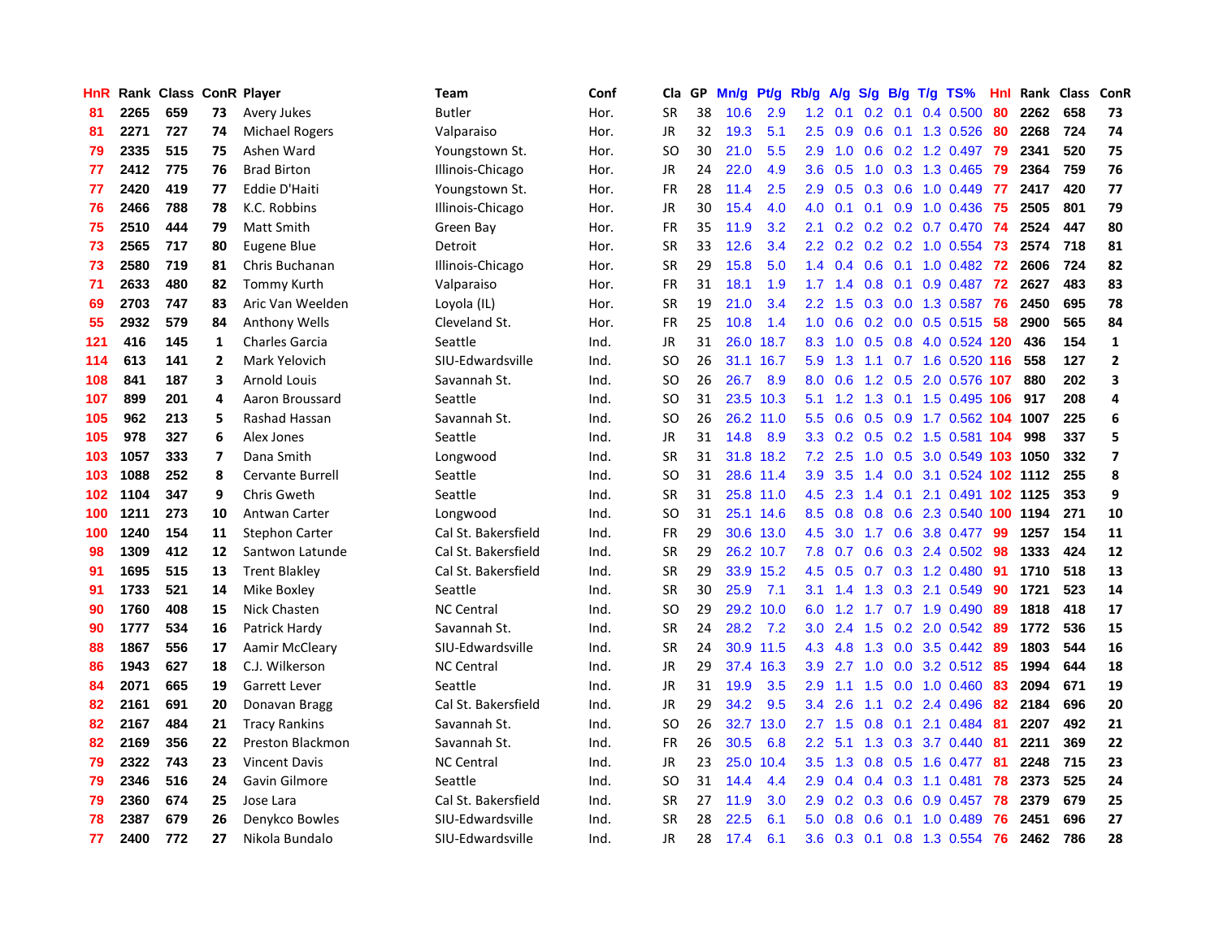| HnR | Rank | Class | ConR | Player | Team | Conf | Cla | GP | Mn/g | Pt/g | Rb/g | A/g | S/g | B/g | T/g | TS% | HnI | Rank | Class | ConR |
|---|---|---|---|---|---|---|---|---|---|---|---|---|---|---|---|---|---|---|---|---|
| 81 | 2265 | 659 | 73 | Avery Jukes | Butler | Hor. | SR | 38 | 10.6 | 2.9 | 1.2 | 0.1 | 0.2 | 0.1 | 0.4 | 0.500 | 80 | 2262 | 658 | 73 |
| 81 | 2271 | 727 | 74 | Michael Rogers | Valparaiso | Hor. | JR | 32 | 19.3 | 5.1 | 2.5 | 0.9 | 0.6 | 0.1 | 1.3 | 0.526 | 80 | 2268 | 724 | 74 |
| 79 | 2335 | 515 | 75 | Ashen Ward | Youngstown St. | Hor. | SO | 30 | 21.0 | 5.5 | 2.9 | 1.0 | 0.6 | 0.2 | 1.2 | 0.497 | 79 | 2341 | 520 | 75 |
| 77 | 2412 | 775 | 76 | Brad Birton | Illinois-Chicago | Hor. | JR | 24 | 22.0 | 4.9 | 3.6 | 0.5 | 1.0 | 0.3 | 1.3 | 0.465 | 79 | 2364 | 759 | 76 |
| 77 | 2420 | 419 | 77 | Eddie D'Haiti | Youngstown St. | Hor. | FR | 28 | 11.4 | 2.5 | 2.9 | 0.5 | 0.3 | 0.6 | 1.0 | 0.449 | 77 | 2417 | 420 | 77 |
| 76 | 2466 | 788 | 78 | K.C. Robbins | Illinois-Chicago | Hor. | JR | 30 | 15.4 | 4.0 | 4.0 | 0.1 | 0.1 | 0.9 | 1.0 | 0.436 | 75 | 2505 | 801 | 79 |
| 75 | 2510 | 444 | 79 | Matt Smith | Green Bay | Hor. | FR | 35 | 11.9 | 3.2 | 2.1 | 0.2 | 0.2 | 0.2 | 0.7 | 0.470 | 74 | 2524 | 447 | 80 |
| 73 | 2565 | 717 | 80 | Eugene Blue | Detroit | Hor. | SR | 33 | 12.6 | 3.4 | 2.2 | 0.2 | 0.2 | 0.2 | 1.0 | 0.554 | 73 | 2574 | 718 | 81 |
| 73 | 2580 | 719 | 81 | Chris Buchanan | Illinois-Chicago | Hor. | SR | 29 | 15.8 | 5.0 | 1.4 | 0.4 | 0.6 | 0.1 | 1.0 | 0.482 | 72 | 2606 | 724 | 82 |
| 71 | 2633 | 480 | 82 | Tommy Kurth | Valparaiso | Hor. | FR | 31 | 18.1 | 1.9 | 1.7 | 1.4 | 0.8 | 0.1 | 0.9 | 0.487 | 72 | 2627 | 483 | 83 |
| 69 | 2703 | 747 | 83 | Aric Van Weelden | Loyola (IL) | Hor. | SR | 19 | 21.0 | 3.4 | 2.2 | 1.5 | 0.3 | 0.0 | 1.3 | 0.587 | 76 | 2450 | 695 | 78 |
| 55 | 2932 | 579 | 84 | Anthony Wells | Cleveland St. | Hor. | FR | 25 | 10.8 | 1.4 | 1.0 | 0.6 | 0.2 | 0.0 | 0.5 | 0.515 | 58 | 2900 | 565 | 84 |
| 121 | 416 | 145 | 1 | Charles Garcia | Seattle | Ind. | JR | 31 | 26.0 | 18.7 | 8.3 | 1.0 | 0.5 | 0.8 | 4.0 | 0.524 | 120 | 436 | 154 | 1 |
| 114 | 613 | 141 | 2 | Mark Yelovich | SIU-Edwardsville | Ind. | SO | 26 | 31.1 | 16.7 | 5.9 | 1.3 | 1.1 | 0.7 | 1.6 | 0.520 | 116 | 558 | 127 | 2 |
| 108 | 841 | 187 | 3 | Arnold Louis | Savannah St. | Ind. | SO | 26 | 26.7 | 8.9 | 8.0 | 0.6 | 1.2 | 0.5 | 2.0 | 0.576 | 107 | 880 | 202 | 3 |
| 107 | 899 | 201 | 4 | Aaron Broussard | Seattle | Ind. | SO | 31 | 23.5 | 10.3 | 5.1 | 1.2 | 1.3 | 0.1 | 1.5 | 0.495 | 106 | 917 | 208 | 4 |
| 105 | 962 | 213 | 5 | Rashad Hassan | Savannah St. | Ind. | SO | 26 | 26.2 | 11.0 | 5.5 | 0.6 | 0.5 | 0.9 | 1.7 | 0.562 | 104 | 1007 | 225 | 6 |
| 105 | 978 | 327 | 6 | Alex Jones | Seattle | Ind. | JR | 31 | 14.8 | 8.9 | 3.3 | 0.2 | 0.5 | 0.2 | 1.5 | 0.581 | 104 | 998 | 337 | 5 |
| 103 | 1057 | 333 | 7 | Dana Smith | Longwood | Ind. | SR | 31 | 31.8 | 18.2 | 7.2 | 2.5 | 1.0 | 0.5 | 3.0 | 0.549 | 103 | 1050 | 332 | 7 |
| 103 | 1088 | 252 | 8 | Cervante Burrell | Seattle | Ind. | SO | 31 | 28.6 | 11.4 | 3.9 | 3.5 | 1.4 | 0.0 | 3.1 | 0.524 | 102 | 1112 | 255 | 8 |
| 102 | 1104 | 347 | 9 | Chris Gweth | Seattle | Ind. | SR | 31 | 25.8 | 11.0 | 4.5 | 2.3 | 1.4 | 0.1 | 2.1 | 0.491 | 102 | 1125 | 353 | 9 |
| 100 | 1211 | 273 | 10 | Antwan Carter | Longwood | Ind. | SO | 31 | 25.1 | 14.6 | 8.5 | 0.8 | 0.8 | 0.6 | 2.3 | 0.540 | 100 | 1194 | 271 | 10 |
| 100 | 1240 | 154 | 11 | Stephon Carter | Cal St. Bakersfield | Ind. | FR | 29 | 30.6 | 13.0 | 4.5 | 3.0 | 1.7 | 0.6 | 3.8 | 0.477 | 99 | 1257 | 154 | 11 |
| 98 | 1309 | 412 | 12 | Santwon Latunde | Cal St. Bakersfield | Ind. | SR | 29 | 26.2 | 10.7 | 7.8 | 0.7 | 0.6 | 0.3 | 2.4 | 0.502 | 98 | 1333 | 424 | 12 |
| 91 | 1695 | 515 | 13 | Trent Blakley | Cal St. Bakersfield | Ind. | SR | 29 | 33.9 | 15.2 | 4.5 | 0.5 | 0.7 | 0.3 | 1.2 | 0.480 | 91 | 1710 | 518 | 13 |
| 91 | 1733 | 521 | 14 | Mike Boxley | Seattle | Ind. | SR | 30 | 25.9 | 7.1 | 3.1 | 1.4 | 1.3 | 0.3 | 2.1 | 0.549 | 90 | 1721 | 523 | 14 |
| 90 | 1760 | 408 | 15 | Nick Chasten | NC Central | Ind. | SO | 29 | 29.2 | 10.0 | 6.0 | 1.2 | 1.7 | 0.7 | 1.9 | 0.490 | 89 | 1818 | 418 | 17 |
| 90 | 1777 | 534 | 16 | Patrick Hardy | Savannah St. | Ind. | SR | 24 | 28.2 | 7.2 | 3.0 | 2.4 | 1.5 | 0.2 | 2.0 | 0.542 | 89 | 1772 | 536 | 15 |
| 88 | 1867 | 556 | 17 | Aamir McCleary | SIU-Edwardsville | Ind. | SR | 24 | 30.9 | 11.5 | 4.3 | 4.8 | 1.3 | 0.0 | 3.5 | 0.442 | 89 | 1803 | 544 | 16 |
| 86 | 1943 | 627 | 18 | C.J. Wilkerson | NC Central | Ind. | JR | 29 | 37.4 | 16.3 | 3.9 | 2.7 | 1.0 | 0.0 | 3.2 | 0.512 | 85 | 1994 | 644 | 18 |
| 84 | 2071 | 665 | 19 | Garrett Lever | Seattle | Ind. | JR | 31 | 19.9 | 3.5 | 2.9 | 1.1 | 1.5 | 0.0 | 1.0 | 0.460 | 83 | 2094 | 671 | 19 |
| 82 | 2161 | 691 | 20 | Donavan Bragg | Cal St. Bakersfield | Ind. | JR | 29 | 34.2 | 9.5 | 3.4 | 2.6 | 1.1 | 0.2 | 2.4 | 0.496 | 82 | 2184 | 696 | 20 |
| 82 | 2167 | 484 | 21 | Tracy Rankins | Savannah St. | Ind. | SO | 26 | 32.7 | 13.0 | 2.7 | 1.5 | 0.8 | 0.1 | 2.1 | 0.484 | 81 | 2207 | 492 | 21 |
| 82 | 2169 | 356 | 22 | Preston Blackmon | Savannah St. | Ind. | FR | 26 | 30.5 | 6.8 | 2.2 | 5.1 | 1.3 | 0.3 | 3.7 | 0.440 | 81 | 2211 | 369 | 22 |
| 79 | 2322 | 743 | 23 | Vincent Davis | NC Central | Ind. | JR | 23 | 25.0 | 10.4 | 3.5 | 1.3 | 0.8 | 0.5 | 1.6 | 0.477 | 81 | 2248 | 715 | 23 |
| 79 | 2346 | 516 | 24 | Gavin Gilmore | Seattle | Ind. | SO | 31 | 14.4 | 4.4 | 2.9 | 0.4 | 0.4 | 0.3 | 1.1 | 0.481 | 78 | 2373 | 525 | 24 |
| 79 | 2360 | 674 | 25 | Jose Lara | Cal St. Bakersfield | Ind. | SR | 27 | 11.9 | 3.0 | 2.9 | 0.2 | 0.3 | 0.6 | 0.9 | 0.457 | 78 | 2379 | 679 | 25 |
| 78 | 2387 | 679 | 26 | Denykco Bowles | SIU-Edwardsville | Ind. | SR | 28 | 22.5 | 6.1 | 5.0 | 0.8 | 0.6 | 0.1 | 1.0 | 0.489 | 76 | 2451 | 696 | 27 |
| 77 | 2400 | 772 | 27 | Nikola Bundalo | SIU-Edwardsville | Ind. | JR | 28 | 17.4 | 6.1 | 3.6 | 0.3 | 0.1 | 0.8 | 1.3 | 0.554 | 76 | 2462 | 786 | 28 |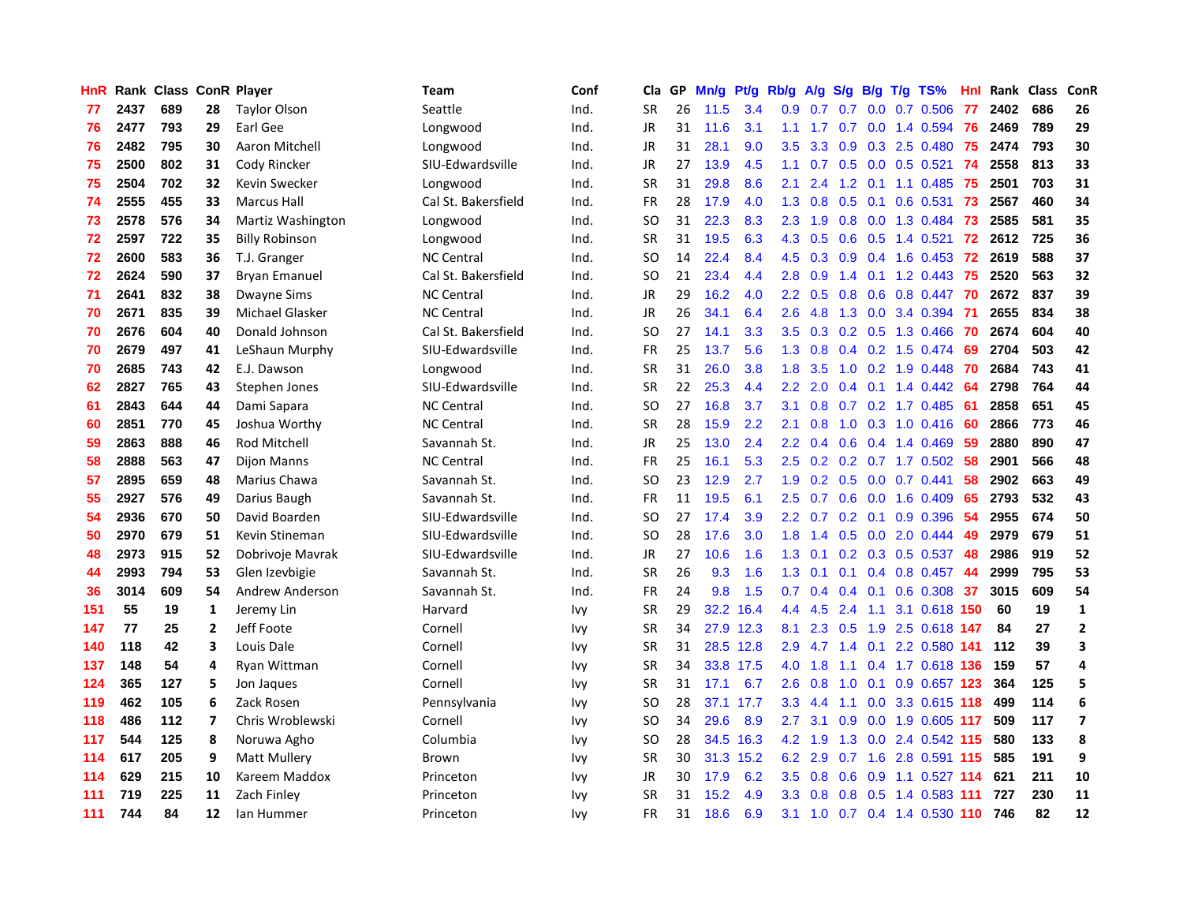| HnR | Rank | Class | ConR | Player | Team | Conf | Cla | GP | Mn/g | Pt/g | Rb/g | A/g | S/g | B/g | T/g | TS% | HnI | Rank | Class | ConR |
|---|---|---|---|---|---|---|---|---|---|---|---|---|---|---|---|---|---|---|---|---|
| 77 | 2437 | 689 | 28 | Taylor Olson | Seattle | Ind. | SR | 26 | 11.5 | 3.4 | 0.9 | 0.7 | 0.7 | 0.0 | 0.7 | 0.506 | 77 | 2402 | 686 | 26 |
| 76 | 2477 | 793 | 29 | Earl Gee | Longwood | Ind. | JR | 31 | 11.6 | 3.1 | 1.1 | 1.7 | 0.7 | 0.0 | 1.4 | 0.594 | 76 | 2469 | 789 | 29 |
| 76 | 2482 | 795 | 30 | Aaron Mitchell | Longwood | Ind. | JR | 31 | 28.1 | 9.0 | 3.5 | 3.3 | 0.9 | 0.3 | 2.5 | 0.480 | 75 | 2474 | 793 | 30 |
| 75 | 2500 | 802 | 31 | Cody Rincker | SIU-Edwardsville | Ind. | JR | 27 | 13.9 | 4.5 | 1.1 | 0.7 | 0.5 | 0.0 | 0.5 | 0.521 | 74 | 2558 | 813 | 33 |
| 75 | 2504 | 702 | 32 | Kevin Swecker | Longwood | Ind. | SR | 31 | 29.8 | 8.6 | 2.1 | 2.4 | 1.2 | 0.1 | 1.1 | 0.485 | 75 | 2501 | 703 | 31 |
| 74 | 2555 | 455 | 33 | Marcus Hall | Cal St. Bakersfield | Ind. | FR | 28 | 17.9 | 4.0 | 1.3 | 0.8 | 0.5 | 0.1 | 0.6 | 0.531 | 73 | 2567 | 460 | 34 |
| 73 | 2578 | 576 | 34 | Martiz Washington | Longwood | Ind. | SO | 31 | 22.3 | 8.3 | 2.3 | 1.9 | 0.8 | 0.0 | 1.3 | 0.484 | 73 | 2585 | 581 | 35 |
| 72 | 2597 | 722 | 35 | Billy Robinson | Longwood | Ind. | SR | 31 | 19.5 | 6.3 | 4.3 | 0.5 | 0.6 | 0.5 | 1.4 | 0.521 | 72 | 2612 | 725 | 36 |
| 72 | 2600 | 583 | 36 | T.J. Granger | NC Central | Ind. | SO | 14 | 22.4 | 8.4 | 4.5 | 0.3 | 0.9 | 0.4 | 1.6 | 0.453 | 72 | 2619 | 588 | 37 |
| 72 | 2624 | 590 | 37 | Bryan Emanuel | Cal St. Bakersfield | Ind. | SO | 21 | 23.4 | 4.4 | 2.8 | 0.9 | 1.4 | 0.1 | 1.2 | 0.443 | 75 | 2520 | 563 | 32 |
| 71 | 2641 | 832 | 38 | Dwayne Sims | NC Central | Ind. | JR | 29 | 16.2 | 4.0 | 2.2 | 0.5 | 0.8 | 0.6 | 0.8 | 0.447 | 70 | 2672 | 837 | 39 |
| 70 | 2671 | 835 | 39 | Michael Glasker | NC Central | Ind. | JR | 26 | 34.1 | 6.4 | 2.6 | 4.8 | 1.3 | 0.0 | 3.4 | 0.394 | 71 | 2655 | 834 | 38 |
| 70 | 2676 | 604 | 40 | Donald Johnson | Cal St. Bakersfield | Ind. | SO | 27 | 14.1 | 3.3 | 3.5 | 0.3 | 0.2 | 0.5 | 1.3 | 0.466 | 70 | 2674 | 604 | 40 |
| 70 | 2679 | 497 | 41 | LeShaun Murphy | SIU-Edwardsville | Ind. | FR | 25 | 13.7 | 5.6 | 1.3 | 0.8 | 0.4 | 0.2 | 1.5 | 0.474 | 69 | 2704 | 503 | 42 |
| 70 | 2685 | 743 | 42 | E.J. Dawson | Longwood | Ind. | SR | 31 | 26.0 | 3.8 | 1.8 | 3.5 | 1.0 | 0.2 | 1.9 | 0.448 | 70 | 2684 | 743 | 41 |
| 62 | 2827 | 765 | 43 | Stephen Jones | SIU-Edwardsville | Ind. | SR | 22 | 25.3 | 4.4 | 2.2 | 2.0 | 0.4 | 0.1 | 1.4 | 0.442 | 64 | 2798 | 764 | 44 |
| 61 | 2843 | 644 | 44 | Dami Sapara | NC Central | Ind. | SO | 27 | 16.8 | 3.7 | 3.1 | 0.8 | 0.7 | 0.2 | 1.7 | 0.485 | 61 | 2858 | 651 | 45 |
| 60 | 2851 | 770 | 45 | Joshua Worthy | NC Central | Ind. | SR | 28 | 15.9 | 2.2 | 2.1 | 0.8 | 1.0 | 0.3 | 1.0 | 0.416 | 60 | 2866 | 773 | 46 |
| 59 | 2863 | 888 | 46 | Rod Mitchell | Savannah St. | Ind. | JR | 25 | 13.0 | 2.4 | 2.2 | 0.4 | 0.6 | 0.4 | 1.4 | 0.469 | 59 | 2880 | 890 | 47 |
| 58 | 2888 | 563 | 47 | Dijon Manns | NC Central | Ind. | FR | 25 | 16.1 | 5.3 | 2.5 | 0.2 | 0.2 | 0.7 | 1.7 | 0.502 | 58 | 2901 | 566 | 48 |
| 57 | 2895 | 659 | 48 | Marius Chawa | Savannah St. | Ind. | SO | 23 | 12.9 | 2.7 | 1.9 | 0.2 | 0.5 | 0.0 | 0.7 | 0.441 | 58 | 2902 | 663 | 49 |
| 55 | 2927 | 576 | 49 | Darius Baugh | Savannah St. | Ind. | FR | 11 | 19.5 | 6.1 | 2.5 | 0.7 | 0.6 | 0.0 | 1.6 | 0.409 | 65 | 2793 | 532 | 43 |
| 54 | 2936 | 670 | 50 | David Boarden | SIU-Edwardsville | Ind. | SO | 27 | 17.4 | 3.9 | 2.2 | 0.7 | 0.2 | 0.1 | 0.9 | 0.396 | 54 | 2955 | 674 | 50 |
| 50 | 2970 | 679 | 51 | Kevin Stineman | SIU-Edwardsville | Ind. | SO | 28 | 17.6 | 3.0 | 1.8 | 1.4 | 0.5 | 0.0 | 2.0 | 0.444 | 49 | 2979 | 679 | 51 |
| 48 | 2973 | 915 | 52 | Dobrivoje Mavrak | SIU-Edwardsville | Ind. | JR | 27 | 10.6 | 1.6 | 1.3 | 0.1 | 0.2 | 0.3 | 0.5 | 0.537 | 48 | 2986 | 919 | 52 |
| 44 | 2993 | 794 | 53 | Glen Izevbigie | Savannah St. | Ind. | SR | 26 | 9.3 | 1.6 | 1.3 | 0.1 | 0.1 | 0.4 | 0.8 | 0.457 | 44 | 2999 | 795 | 53 |
| 36 | 3014 | 609 | 54 | Andrew Anderson | Savannah St. | Ind. | FR | 24 | 9.8 | 1.5 | 0.7 | 0.4 | 0.4 | 0.1 | 0.6 | 0.308 | 37 | 3015 | 609 | 54 |
| 151 | 55 | 19 | 1 | Jeremy Lin | Harvard | Ivy | SR | 29 | 32.2 | 16.4 | 4.4 | 4.5 | 2.4 | 1.1 | 3.1 | 0.618 | 150 | 60 | 19 | 1 |
| 147 | 77 | 25 | 2 | Jeff Foote | Cornell | Ivy | SR | 34 | 27.9 | 12.3 | 8.1 | 2.3 | 0.5 | 1.9 | 2.5 | 0.618 | 147 | 84 | 27 | 2 |
| 140 | 118 | 42 | 3 | Louis Dale | Cornell | Ivy | SR | 31 | 28.5 | 12.8 | 2.9 | 4.7 | 1.4 | 0.1 | 2.2 | 0.580 | 141 | 112 | 39 | 3 |
| 137 | 148 | 54 | 4 | Ryan Wittman | Cornell | Ivy | SR | 34 | 33.8 | 17.5 | 4.0 | 1.8 | 1.1 | 0.4 | 1.7 | 0.618 | 136 | 159 | 57 | 4 |
| 124 | 365 | 127 | 5 | Jon Jaques | Cornell | Ivy | SR | 31 | 17.1 | 6.7 | 2.6 | 0.8 | 1.0 | 0.1 | 0.9 | 0.657 | 123 | 364 | 125 | 5 |
| 119 | 462 | 105 | 6 | Zack Rosen | Pennsylvania | Ivy | SO | 28 | 37.1 | 17.7 | 3.3 | 4.4 | 1.1 | 0.0 | 3.3 | 0.615 | 118 | 499 | 114 | 6 |
| 118 | 486 | 112 | 7 | Chris Wroblewski | Cornell | Ivy | SO | 34 | 29.6 | 8.9 | 2.7 | 3.1 | 0.9 | 0.0 | 1.9 | 0.605 | 117 | 509 | 117 | 7 |
| 117 | 544 | 125 | 8 | Noruwa Agho | Columbia | Ivy | SO | 28 | 34.5 | 16.3 | 4.2 | 1.9 | 1.3 | 0.0 | 2.4 | 0.542 | 115 | 580 | 133 | 8 |
| 114 | 617 | 205 | 9 | Matt Mullery | Brown | Ivy | SR | 30 | 31.3 | 15.2 | 6.2 | 2.9 | 0.7 | 1.6 | 2.8 | 0.591 | 115 | 585 | 191 | 9 |
| 114 | 629 | 215 | 10 | Kareem Maddox | Princeton | Ivy | JR | 30 | 17.9 | 6.2 | 3.5 | 0.8 | 0.6 | 0.9 | 1.1 | 0.527 | 114 | 621 | 211 | 10 |
| 111 | 719 | 225 | 11 | Zach Finley | Princeton | Ivy | SR | 31 | 15.2 | 4.9 | 3.3 | 0.8 | 0.8 | 0.5 | 1.4 | 0.583 | 111 | 727 | 230 | 11 |
| 111 | 744 | 84 | 12 | Ian Hummer | Princeton | Ivy | FR | 31 | 18.6 | 6.9 | 3.1 | 1.0 | 0.7 | 0.4 | 1.4 | 0.530 | 110 | 746 | 82 | 12 |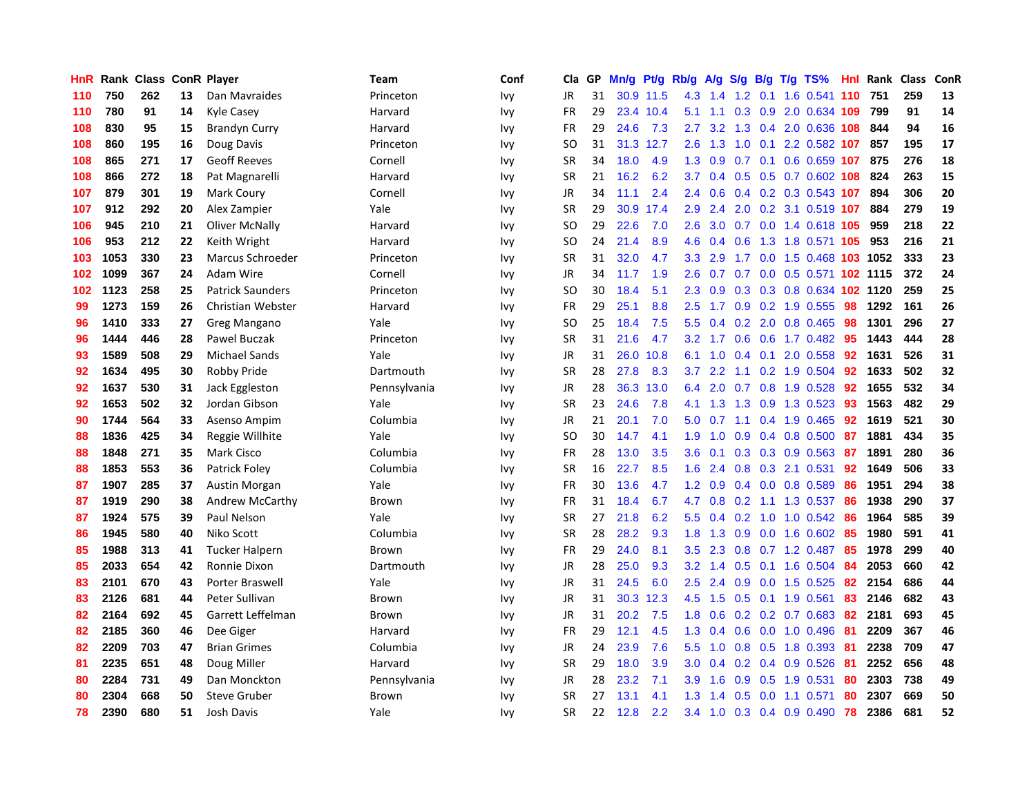| HnR | Rank | Class | ConR | Player | Team | Conf | Cla | GP | Mn/g | Pt/g | Rb/g | A/g | S/g | B/g | T/g | TS% | HnI | Rank | Class | ConR |
|---|---|---|---|---|---|---|---|---|---|---|---|---|---|---|---|---|---|---|---|---|
| 110 | 750 | 262 | 13 | Dan Mavraides | Princeton | Ivy | JR | 31 | 30.9 | 11.5 | 4.3 | 1.4 | 1.2 | 0.1 | 1.6 | 0.541 | 110 | 751 | 259 | 13 |
| 110 | 780 | 91 | 14 | Kyle Casey | Harvard | Ivy | FR | 29 | 23.4 | 10.4 | 5.1 | 1.1 | 0.3 | 0.9 | 2.0 | 0.634 | 109 | 799 | 91 | 14 |
| 108 | 830 | 95 | 15 | Brandyn Curry | Harvard | Ivy | FR | 29 | 24.6 | 7.3 | 2.7 | 3.2 | 1.3 | 0.4 | 2.0 | 0.636 | 108 | 844 | 94 | 16 |
| 108 | 860 | 195 | 16 | Doug Davis | Princeton | Ivy | SO | 31 | 31.3 | 12.7 | 2.6 | 1.3 | 1.0 | 0.1 | 2.2 | 0.582 | 107 | 857 | 195 | 17 |
| 108 | 865 | 271 | 17 | Geoff Reeves | Cornell | Ivy | SR | 34 | 18.0 | 4.9 | 1.3 | 0.9 | 0.7 | 0.1 | 0.6 | 0.659 | 107 | 875 | 276 | 18 |
| 108 | 866 | 272 | 18 | Pat Magnarelli | Harvard | Ivy | SR | 21 | 16.2 | 6.2 | 3.7 | 0.4 | 0.5 | 0.5 | 0.7 | 0.602 | 108 | 824 | 263 | 15 |
| 107 | 879 | 301 | 19 | Mark Coury | Cornell | Ivy | JR | 34 | 11.1 | 2.4 | 2.4 | 0.6 | 0.4 | 0.2 | 0.3 | 0.543 | 107 | 894 | 306 | 20 |
| 107 | 912 | 292 | 20 | Alex Zampier | Yale | Ivy | SR | 29 | 30.9 | 17.4 | 2.9 | 2.4 | 2.0 | 0.2 | 3.1 | 0.519 | 107 | 884 | 279 | 19 |
| 106 | 945 | 210 | 21 | Oliver McNally | Harvard | Ivy | SO | 29 | 22.6 | 7.0 | 2.6 | 3.0 | 0.7 | 0.0 | 1.4 | 0.618 | 105 | 959 | 218 | 22 |
| 106 | 953 | 212 | 22 | Keith Wright | Harvard | Ivy | SO | 24 | 21.4 | 8.9 | 4.6 | 0.4 | 0.6 | 1.3 | 1.8 | 0.571 | 105 | 953 | 216 | 21 |
| 103 | 1053 | 330 | 23 | Marcus Schroeder | Princeton | Ivy | SR | 31 | 32.0 | 4.7 | 3.3 | 2.9 | 1.7 | 0.0 | 1.5 | 0.468 | 103 | 1052 | 333 | 23 |
| 102 | 1099 | 367 | 24 | Adam Wire | Cornell | Ivy | JR | 34 | 11.7 | 1.9 | 2.6 | 0.7 | 0.7 | 0.0 | 0.5 | 0.571 | 102 | 1115 | 372 | 24 |
| 102 | 1123 | 258 | 25 | Patrick Saunders | Princeton | Ivy | SO | 30 | 18.4 | 5.1 | 2.3 | 0.9 | 0.3 | 0.3 | 0.8 | 0.634 | 102 | 1120 | 259 | 25 |
| 99 | 1273 | 159 | 26 | Christian Webster | Harvard | Ivy | FR | 29 | 25.1 | 8.8 | 2.5 | 1.7 | 0.9 | 0.2 | 1.9 | 0.555 | 98 | 1292 | 161 | 26 |
| 96 | 1410 | 333 | 27 | Greg Mangano | Yale | Ivy | SO | 25 | 18.4 | 7.5 | 5.5 | 0.4 | 0.2 | 2.0 | 0.8 | 0.465 | 98 | 1301 | 296 | 27 |
| 96 | 1444 | 446 | 28 | Pawel Buczak | Princeton | Ivy | SR | 31 | 21.6 | 4.7 | 3.2 | 1.7 | 0.6 | 0.6 | 1.7 | 0.482 | 95 | 1443 | 444 | 28 |
| 93 | 1589 | 508 | 29 | Michael Sands | Yale | Ivy | JR | 31 | 26.0 | 10.8 | 6.1 | 1.0 | 0.4 | 0.1 | 2.0 | 0.558 | 92 | 1631 | 526 | 31 |
| 92 | 1634 | 495 | 30 | Robby Pride | Dartmouth | Ivy | SR | 28 | 27.8 | 8.3 | 3.7 | 2.2 | 1.1 | 0.2 | 1.9 | 0.504 | 92 | 1633 | 502 | 32 |
| 92 | 1637 | 530 | 31 | Jack Eggleston | Pennsylvania | Ivy | JR | 28 | 36.3 | 13.0 | 6.4 | 2.0 | 0.7 | 0.8 | 1.9 | 0.528 | 92 | 1655 | 532 | 34 |
| 92 | 1653 | 502 | 32 | Jordan Gibson | Yale | Ivy | SR | 23 | 24.6 | 7.8 | 4.1 | 1.3 | 1.3 | 0.9 | 1.3 | 0.523 | 93 | 1563 | 482 | 29 |
| 90 | 1744 | 564 | 33 | Asenso Ampim | Columbia | Ivy | JR | 21 | 20.1 | 7.0 | 5.0 | 0.7 | 1.1 | 0.4 | 1.9 | 0.465 | 92 | 1619 | 521 | 30 |
| 88 | 1836 | 425 | 34 | Reggie Willhite | Yale | Ivy | SO | 30 | 14.7 | 4.1 | 1.9 | 1.0 | 0.9 | 0.4 | 0.8 | 0.500 | 87 | 1881 | 434 | 35 |
| 88 | 1848 | 271 | 35 | Mark Cisco | Columbia | Ivy | FR | 28 | 13.0 | 3.5 | 3.6 | 0.1 | 0.3 | 0.3 | 0.9 | 0.563 | 87 | 1891 | 280 | 36 |
| 88 | 1853 | 553 | 36 | Patrick Foley | Columbia | Ivy | SR | 16 | 22.7 | 8.5 | 1.6 | 2.4 | 0.8 | 0.3 | 2.1 | 0.531 | 92 | 1649 | 506 | 33 |
| 87 | 1907 | 285 | 37 | Austin Morgan | Yale | Ivy | FR | 30 | 13.6 | 4.7 | 1.2 | 0.9 | 0.4 | 0.0 | 0.8 | 0.589 | 86 | 1951 | 294 | 38 |
| 87 | 1919 | 290 | 38 | Andrew McCarthy | Brown | Ivy | FR | 31 | 18.4 | 6.7 | 4.7 | 0.8 | 0.2 | 1.1 | 1.3 | 0.537 | 86 | 1938 | 290 | 37 |
| 87 | 1924 | 575 | 39 | Paul Nelson | Yale | Ivy | SR | 27 | 21.8 | 6.2 | 5.5 | 0.4 | 0.2 | 1.0 | 1.0 | 0.542 | 86 | 1964 | 585 | 39 |
| 86 | 1945 | 580 | 40 | Niko Scott | Columbia | Ivy | SR | 28 | 28.2 | 9.3 | 1.8 | 1.3 | 0.9 | 0.0 | 1.6 | 0.602 | 85 | 1980 | 591 | 41 |
| 85 | 1988 | 313 | 41 | Tucker Halpern | Brown | Ivy | FR | 29 | 24.0 | 8.1 | 3.5 | 2.3 | 0.8 | 0.7 | 1.2 | 0.487 | 85 | 1978 | 299 | 40 |
| 85 | 2033 | 654 | 42 | Ronnie Dixon | Dartmouth | Ivy | JR | 28 | 25.0 | 9.3 | 3.2 | 1.4 | 0.5 | 0.1 | 1.6 | 0.504 | 84 | 2053 | 660 | 42 |
| 83 | 2101 | 670 | 43 | Porter Braswell | Yale | Ivy | JR | 31 | 24.5 | 6.0 | 2.5 | 2.4 | 0.9 | 0.0 | 1.5 | 0.525 | 82 | 2154 | 686 | 44 |
| 83 | 2126 | 681 | 44 | Peter Sullivan | Brown | Ivy | JR | 31 | 30.3 | 12.3 | 4.5 | 1.5 | 0.5 | 0.1 | 1.9 | 0.561 | 83 | 2146 | 682 | 43 |
| 82 | 2164 | 692 | 45 | Garrett Leffelman | Brown | Ivy | JR | 31 | 20.2 | 7.5 | 1.8 | 0.6 | 0.2 | 0.2 | 0.7 | 0.683 | 82 | 2181 | 693 | 45 |
| 82 | 2185 | 360 | 46 | Dee Giger | Harvard | Ivy | FR | 29 | 12.1 | 4.5 | 1.3 | 0.4 | 0.6 | 0.0 | 1.0 | 0.496 | 81 | 2209 | 367 | 46 |
| 82 | 2209 | 703 | 47 | Brian Grimes | Columbia | Ivy | JR | 24 | 23.9 | 7.6 | 5.5 | 1.0 | 0.8 | 0.5 | 1.8 | 0.393 | 81 | 2238 | 709 | 47 |
| 81 | 2235 | 651 | 48 | Doug Miller | Harvard | Ivy | SR | 29 | 18.0 | 3.9 | 3.0 | 0.4 | 0.2 | 0.4 | 0.9 | 0.526 | 81 | 2252 | 656 | 48 |
| 80 | 2284 | 731 | 49 | Dan Monckton | Pennsylvania | Ivy | JR | 28 | 23.2 | 7.1 | 3.9 | 1.6 | 0.9 | 0.5 | 1.9 | 0.531 | 80 | 2303 | 738 | 49 |
| 80 | 2304 | 668 | 50 | Steve Gruber | Brown | Ivy | SR | 27 | 13.1 | 4.1 | 1.3 | 1.4 | 0.5 | 0.0 | 1.1 | 0.571 | 80 | 2307 | 669 | 50 |
| 78 | 2390 | 680 | 51 | Josh Davis | Yale | Ivy | SR | 22 | 12.8 | 2.2 | 3.4 | 1.0 | 0.3 | 0.4 | 0.9 | 0.490 | 78 | 2386 | 681 | 52 |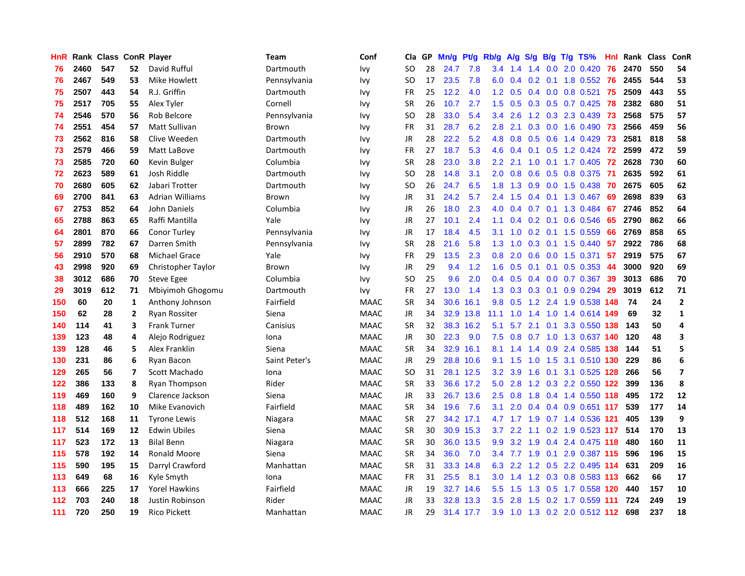| HnR | Rank | Class | ConR | Player | Team | Conf | Cla | GP | Mn/g | Pt/g | Rb/g | A/g | S/g | B/g | T/g | TS% | HnI | Rank | Class | ConR |
|---|---|---|---|---|---|---|---|---|---|---|---|---|---|---|---|---|---|---|---|---|
| 76 | 2460 | 547 | 52 | David Rufful | Dartmouth | Ivy | SO | 28 | 24.7 | 7.8 | 3.4 | 1.4 | 1.4 | 0.0 | 2.0 | 0.420 | 76 | 2470 | 550 | 54 |
| 76 | 2467 | 549 | 53 | Mike Howlett | Pennsylvania | Ivy | SO | 17 | 23.5 | 7.8 | 6.0 | 0.4 | 0.2 | 0.1 | 1.8 | 0.552 | 76 | 2455 | 544 | 53 |
| 75 | 2507 | 443 | 54 | R.J. Griffin | Dartmouth | Ivy | FR | 25 | 12.2 | 4.0 | 1.2 | 0.5 | 0.4 | 0.0 | 0.8 | 0.521 | 75 | 2509 | 443 | 55 |
| 75 | 2517 | 705 | 55 | Alex Tyler | Cornell | Ivy | SR | 26 | 10.7 | 2.7 | 1.5 | 0.5 | 0.3 | 0.5 | 0.7 | 0.425 | 78 | 2382 | 680 | 51 |
| 74 | 2546 | 570 | 56 | Rob Belcore | Pennsylvania | Ivy | SO | 28 | 33.0 | 5.4 | 3.4 | 2.6 | 1.2 | 0.3 | 2.3 | 0.439 | 73 | 2568 | 575 | 57 |
| 74 | 2551 | 454 | 57 | Matt Sullivan | Brown | Ivy | FR | 31 | 28.7 | 6.2 | 2.8 | 2.1 | 0.3 | 0.0 | 1.6 | 0.490 | 73 | 2566 | 459 | 56 |
| 73 | 2562 | 816 | 58 | Clive Weeden | Dartmouth | Ivy | JR | 28 | 22.2 | 5.2 | 4.8 | 0.8 | 0.5 | 0.6 | 1.4 | 0.429 | 73 | 2581 | 818 | 58 |
| 73 | 2579 | 466 | 59 | Matt LaBove | Dartmouth | Ivy | FR | 27 | 18.7 | 5.3 | 4.6 | 0.4 | 0.1 | 0.5 | 1.2 | 0.424 | 72 | 2599 | 472 | 59 |
| 73 | 2585 | 720 | 60 | Kevin Bulger | Columbia | Ivy | SR | 28 | 23.0 | 3.8 | 2.2 | 2.1 | 1.0 | 0.1 | 1.7 | 0.405 | 72 | 2628 | 730 | 60 |
| 72 | 2623 | 589 | 61 | Josh Riddle | Dartmouth | Ivy | SO | 28 | 14.8 | 3.1 | 2.0 | 0.8 | 0.6 | 0.5 | 0.8 | 0.375 | 71 | 2635 | 592 | 61 |
| 70 | 2680 | 605 | 62 | Jabari Trotter | Dartmouth | Ivy | SO | 26 | 24.7 | 6.5 | 1.8 | 1.3 | 0.9 | 0.0 | 1.5 | 0.438 | 70 | 2675 | 605 | 62 |
| 69 | 2700 | 841 | 63 | Adrian Williams | Brown | Ivy | JR | 31 | 24.2 | 5.7 | 2.4 | 1.5 | 0.4 | 0.1 | 1.3 | 0.467 | 69 | 2698 | 839 | 63 |
| 67 | 2753 | 852 | 64 | John Daniels | Columbia | Ivy | JR | 26 | 18.0 | 2.3 | 4.0 | 0.4 | 0.7 | 0.1 | 1.3 | 0.484 | 67 | 2746 | 852 | 64 |
| 65 | 2788 | 863 | 65 | Raffi Mantilla | Yale | Ivy | JR | 27 | 10.1 | 2.4 | 1.1 | 0.4 | 0.2 | 0.1 | 0.6 | 0.546 | 65 | 2790 | 862 | 66 |
| 64 | 2801 | 870 | 66 | Conor Turley | Pennsylvania | Ivy | JR | 17 | 18.4 | 4.5 | 3.1 | 1.0 | 0.2 | 0.1 | 1.5 | 0.559 | 66 | 2769 | 858 | 65 |
| 57 | 2899 | 782 | 67 | Darren Smith | Pennsylvania | Ivy | SR | 28 | 21.6 | 5.8 | 1.3 | 1.0 | 0.3 | 0.1 | 1.5 | 0.440 | 57 | 2922 | 786 | 68 |
| 56 | 2910 | 570 | 68 | Michael Grace | Yale | Ivy | FR | 29 | 13.5 | 2.3 | 0.8 | 2.0 | 0.6 | 0.0 | 1.5 | 0.371 | 57 | 2919 | 575 | 67 |
| 43 | 2998 | 920 | 69 | Christopher Taylor | Brown | Ivy | JR | 29 | 9.4 | 1.2 | 1.6 | 0.5 | 0.1 | 0.1 | 0.5 | 0.353 | 44 | 3000 | 920 | 69 |
| 38 | 3012 | 686 | 70 | Steve Egee | Columbia | Ivy | SO | 25 | 9.6 | 2.0 | 0.4 | 0.5 | 0.4 | 0.0 | 0.7 | 0.367 | 39 | 3013 | 686 | 70 |
| 29 | 3019 | 612 | 71 | Mbiyimoh Ghogomu | Dartmouth | Ivy | FR | 27 | 13.0 | 1.4 | 1.3 | 0.3 | 0.3 | 0.1 | 0.9 | 0.294 | 29 | 3019 | 612 | 71 |
| 150 | 60 | 20 | 1 | Anthony Johnson | Fairfield | MAAC | SR | 34 | 30.6 | 16.1 | 9.8 | 0.5 | 1.2 | 2.4 | 1.9 | 0.538 | 148 | 74 | 24 | 2 |
| 150 | 62 | 28 | 2 | Ryan Rossiter | Siena | MAAC | JR | 34 | 32.9 | 13.8 | 11.1 | 1.0 | 1.4 | 1.0 | 1.4 | 0.614 | 149 | 69 | 32 | 1 |
| 140 | 114 | 41 | 3 | Frank Turner | Canisius | MAAC | SR | 32 | 38.3 | 16.2 | 5.1 | 5.7 | 2.1 | 0.1 | 3.3 | 0.550 | 138 | 143 | 50 | 4 |
| 139 | 123 | 48 | 4 | Alejo Rodriguez | Iona | MAAC | JR | 30 | 22.3 | 9.0 | 7.5 | 0.8 | 0.7 | 1.0 | 1.3 | 0.637 | 140 | 120 | 48 | 3 |
| 139 | 128 | 46 | 5 | Alex Franklin | Siena | MAAC | SR | 34 | 32.9 | 16.1 | 8.1 | 1.4 | 1.4 | 0.9 | 2.4 | 0.585 | 138 | 144 | 51 | 5 |
| 130 | 231 | 86 | 6 | Ryan Bacon | Saint Peter's | MAAC | JR | 29 | 28.8 | 10.6 | 9.1 | 1.5 | 1.0 | 1.5 | 3.1 | 0.510 | 130 | 229 | 86 | 6 |
| 129 | 265 | 56 | 7 | Scott Machado | Iona | MAAC | SO | 31 | 28.1 | 12.5 | 3.2 | 3.9 | 1.6 | 0.1 | 3.1 | 0.525 | 128 | 266 | 56 | 7 |
| 122 | 386 | 133 | 8 | Ryan Thompson | Rider | MAAC | SR | 33 | 36.6 | 17.2 | 5.0 | 2.8 | 1.2 | 0.3 | 2.2 | 0.550 | 122 | 399 | 136 | 8 |
| 119 | 469 | 160 | 9 | Clarence Jackson | Siena | MAAC | JR | 33 | 26.7 | 13.6 | 2.5 | 0.8 | 1.8 | 0.4 | 1.4 | 0.550 | 118 | 495 | 172 | 12 |
| 118 | 489 | 162 | 10 | Mike Evanovich | Fairfield | MAAC | SR | 34 | 19.6 | 7.6 | 3.1 | 2.0 | 0.4 | 0.4 | 0.9 | 0.651 | 117 | 539 | 177 | 14 |
| 118 | 512 | 168 | 11 | Tyrone Lewis | Niagara | MAAC | SR | 27 | 34.2 | 17.1 | 4.7 | 1.7 | 1.9 | 0.7 | 1.4 | 0.536 | 121 | 405 | 139 | 9 |
| 117 | 514 | 169 | 12 | Edwin Ubiles | Siena | MAAC | SR | 30 | 30.9 | 15.3 | 3.7 | 2.2 | 1.1 | 0.2 | 1.9 | 0.523 | 117 | 514 | 170 | 13 |
| 117 | 523 | 172 | 13 | Bilal Benn | Niagara | MAAC | SR | 30 | 36.0 | 13.5 | 9.9 | 3.2 | 1.9 | 0.4 | 2.4 | 0.475 | 118 | 480 | 160 | 11 |
| 115 | 578 | 192 | 14 | Ronald Moore | Siena | MAAC | SR | 34 | 36.0 | 7.0 | 3.4 | 7.7 | 1.9 | 0.1 | 2.9 | 0.387 | 115 | 596 | 196 | 15 |
| 115 | 590 | 195 | 15 | Darryl Crawford | Manhattan | MAAC | SR | 31 | 33.3 | 14.8 | 6.3 | 2.2 | 1.2 | 0.5 | 2.2 | 0.495 | 114 | 631 | 209 | 16 |
| 113 | 649 | 68 | 16 | Kyle Smyth | Iona | MAAC | FR | 31 | 25.5 | 8.1 | 3.0 | 1.4 | 1.2 | 0.3 | 0.8 | 0.583 | 113 | 662 | 66 | 17 |
| 113 | 666 | 225 | 17 | Yorel Hawkins | Fairfield | MAAC | JR | 19 | 32.7 | 14.6 | 5.5 | 1.5 | 1.3 | 0.5 | 1.7 | 0.558 | 120 | 440 | 157 | 10 |
| 112 | 703 | 240 | 18 | Justin Robinson | Rider | MAAC | JR | 33 | 32.8 | 13.3 | 3.5 | 2.8 | 1.5 | 0.2 | 1.7 | 0.559 | 111 | 724 | 249 | 19 |
| 111 | 720 | 250 | 19 | Rico Pickett | Manhattan | MAAC | JR | 29 | 31.4 | 17.7 | 3.9 | 1.0 | 1.3 | 0.2 | 2.0 | 0.512 | 112 | 698 | 237 | 18 |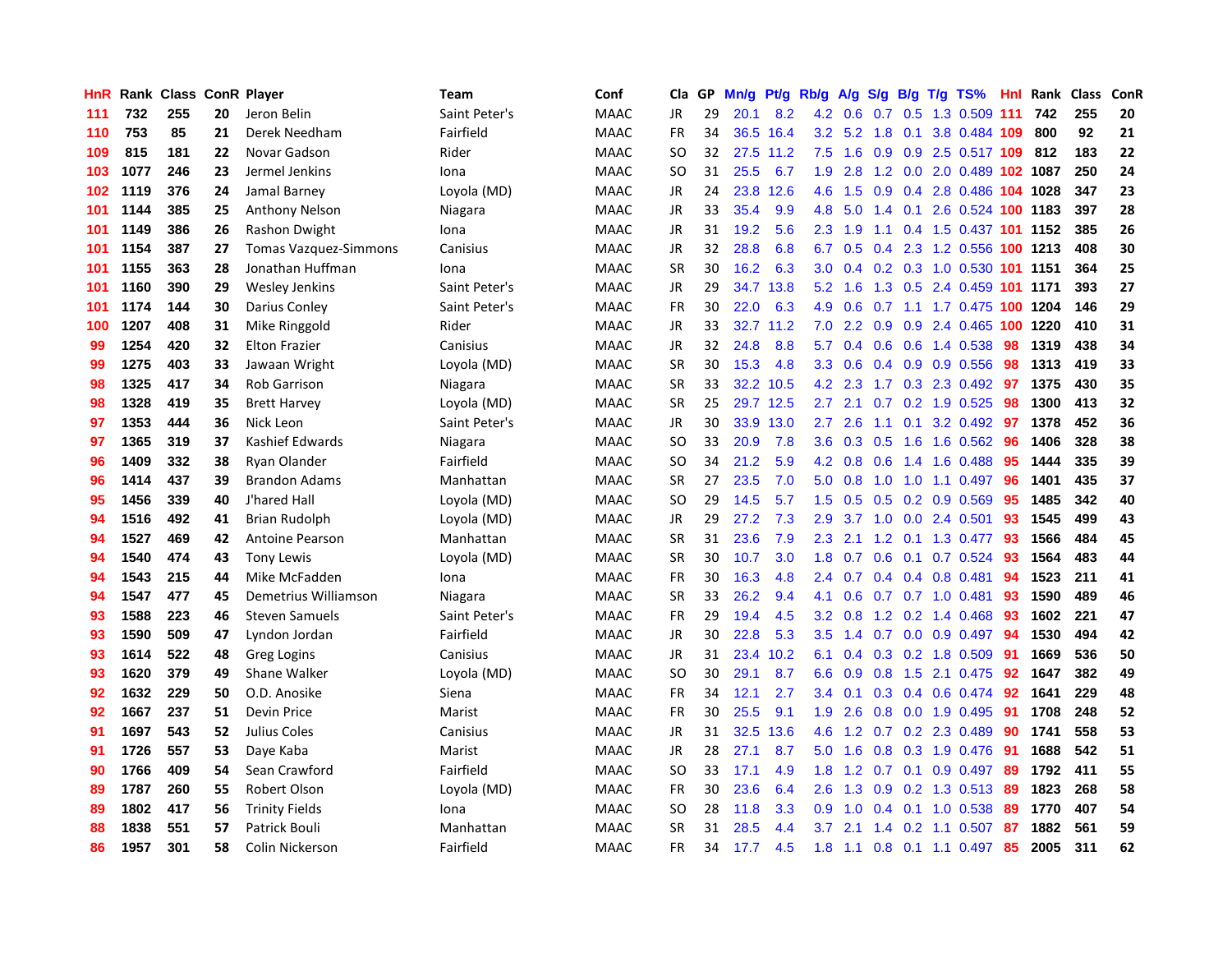| HnR | Rank | Class | ConR | Player | Team | Conf | Cla | GP | Mn/g | Pt/g | Rb/g | A/g | S/g | B/g | T/g | TS% | HnI | Rank | Class | ConR |
|---|---|---|---|---|---|---|---|---|---|---|---|---|---|---|---|---|---|---|---|---|
| 111 | 732 | 255 | 20 | Jeron Belin | Saint Peter's | MAAC | JR | 29 | 20.1 | 8.2 | 4.2 | 0.6 | 0.7 | 0.5 | 1.3 | 0.509 | 111 | 742 | 255 | 20 |
| 110 | 753 | 85 | 21 | Derek Needham | Fairfield | MAAC | FR | 34 | 36.5 | 16.4 | 3.2 | 5.2 | 1.8 | 0.1 | 3.8 | 0.484 | 109 | 800 | 92 | 21 |
| 109 | 815 | 181 | 22 | Novar Gadson | Rider | MAAC | SO | 32 | 27.5 | 11.2 | 7.5 | 1.6 | 0.9 | 0.9 | 2.5 | 0.517 | 109 | 812 | 183 | 22 |
| 103 | 1077 | 246 | 23 | Jermel Jenkins | Iona | MAAC | SO | 31 | 25.5 | 6.7 | 1.9 | 2.8 | 1.2 | 0.0 | 2.0 | 0.489 | 102 | 1087 | 250 | 24 |
| 102 | 1119 | 376 | 24 | Jamal Barney | Loyola (MD) | MAAC | JR | 24 | 23.8 | 12.6 | 4.6 | 1.5 | 0.9 | 0.4 | 2.8 | 0.486 | 104 | 1028 | 347 | 23 |
| 101 | 1144 | 385 | 25 | Anthony Nelson | Niagara | MAAC | JR | 33 | 35.4 | 9.9 | 4.8 | 5.0 | 1.4 | 0.1 | 2.6 | 0.524 | 100 | 1183 | 397 | 28 |
| 101 | 1149 | 386 | 26 | Rashon Dwight | Iona | MAAC | JR | 31 | 19.2 | 5.6 | 2.3 | 1.9 | 1.1 | 0.4 | 1.5 | 0.437 | 101 | 1152 | 385 | 26 |
| 101 | 1154 | 387 | 27 | Tomas Vazquez-Simmons | Canisius | MAAC | JR | 32 | 28.8 | 6.8 | 6.7 | 0.5 | 0.4 | 2.3 | 1.2 | 0.556 | 100 | 1213 | 408 | 30 |
| 101 | 1155 | 363 | 28 | Jonathan Huffman | Iona | MAAC | SR | 30 | 16.2 | 6.3 | 3.0 | 0.4 | 0.2 | 0.3 | 1.0 | 0.530 | 101 | 1151 | 364 | 25 |
| 101 | 1160 | 390 | 29 | Wesley Jenkins | Saint Peter's | MAAC | JR | 29 | 34.7 | 13.8 | 5.2 | 1.6 | 1.3 | 0.5 | 2.4 | 0.459 | 101 | 1171 | 393 | 27 |
| 101 | 1174 | 144 | 30 | Darius Conley | Saint Peter's | MAAC | FR | 30 | 22.0 | 6.3 | 4.9 | 0.6 | 0.7 | 1.1 | 1.7 | 0.475 | 100 | 1204 | 146 | 29 |
| 100 | 1207 | 408 | 31 | Mike Ringgold | Rider | MAAC | JR | 33 | 32.7 | 11.2 | 7.0 | 2.2 | 0.9 | 0.9 | 2.4 | 0.465 | 100 | 1220 | 410 | 31 |
| 99 | 1254 | 420 | 32 | Elton Frazier | Canisius | MAAC | JR | 32 | 24.8 | 8.8 | 5.7 | 0.4 | 0.6 | 0.6 | 1.4 | 0.538 | 98 | 1319 | 438 | 34 |
| 99 | 1275 | 403 | 33 | Jawaan Wright | Loyola (MD) | MAAC | SR | 30 | 15.3 | 4.8 | 3.3 | 0.6 | 0.4 | 0.9 | 0.9 | 0.556 | 98 | 1313 | 419 | 33 |
| 98 | 1325 | 417 | 34 | Rob Garrison | Niagara | MAAC | SR | 33 | 32.2 | 10.5 | 4.2 | 2.3 | 1.7 | 0.3 | 2.3 | 0.492 | 97 | 1375 | 430 | 35 |
| 98 | 1328 | 419 | 35 | Brett Harvey | Loyola (MD) | MAAC | SR | 25 | 29.7 | 12.5 | 2.7 | 2.1 | 0.7 | 0.2 | 1.9 | 0.525 | 98 | 1300 | 413 | 32 |
| 97 | 1353 | 444 | 36 | Nick Leon | Saint Peter's | MAAC | JR | 30 | 33.9 | 13.0 | 2.7 | 2.6 | 1.1 | 0.1 | 3.2 | 0.492 | 97 | 1378 | 452 | 36 |
| 97 | 1365 | 319 | 37 | Kashief Edwards | Niagara | MAAC | SO | 33 | 20.9 | 7.8 | 3.6 | 0.3 | 0.5 | 1.6 | 1.6 | 0.562 | 96 | 1406 | 328 | 38 |
| 96 | 1409 | 332 | 38 | Ryan Olander | Fairfield | MAAC | SO | 34 | 21.2 | 5.9 | 4.2 | 0.8 | 0.6 | 1.4 | 1.6 | 0.488 | 95 | 1444 | 335 | 39 |
| 96 | 1414 | 437 | 39 | Brandon Adams | Manhattan | MAAC | SR | 27 | 23.5 | 7.0 | 5.0 | 0.8 | 1.0 | 1.0 | 1.1 | 0.497 | 96 | 1401 | 435 | 37 |
| 95 | 1456 | 339 | 40 | J'hared Hall | Loyola (MD) | MAAC | SO | 29 | 14.5 | 5.7 | 1.5 | 0.5 | 0.5 | 0.2 | 0.9 | 0.569 | 95 | 1485 | 342 | 40 |
| 94 | 1516 | 492 | 41 | Brian Rudolph | Loyola (MD) | MAAC | JR | 29 | 27.2 | 7.3 | 2.9 | 3.7 | 1.0 | 0.0 | 2.4 | 0.501 | 93 | 1545 | 499 | 43 |
| 94 | 1527 | 469 | 42 | Antoine Pearson | Manhattan | MAAC | SR | 31 | 23.6 | 7.9 | 2.3 | 2.1 | 1.2 | 0.1 | 1.3 | 0.477 | 93 | 1566 | 484 | 45 |
| 94 | 1540 | 474 | 43 | Tony Lewis | Loyola (MD) | MAAC | SR | 30 | 10.7 | 3.0 | 1.8 | 0.7 | 0.6 | 0.1 | 0.7 | 0.524 | 93 | 1564 | 483 | 44 |
| 94 | 1543 | 215 | 44 | Mike McFadden | Iona | MAAC | FR | 30 | 16.3 | 4.8 | 2.4 | 0.7 | 0.4 | 0.4 | 0.8 | 0.481 | 94 | 1523 | 211 | 41 |
| 94 | 1547 | 477 | 45 | Demetrius Williamson | Niagara | MAAC | SR | 33 | 26.2 | 9.4 | 4.1 | 0.6 | 0.7 | 0.7 | 1.0 | 0.481 | 93 | 1590 | 489 | 46 |
| 93 | 1588 | 223 | 46 | Steven Samuels | Saint Peter's | MAAC | FR | 29 | 19.4 | 4.5 | 3.2 | 0.8 | 1.2 | 0.2 | 1.4 | 0.468 | 93 | 1602 | 221 | 47 |
| 93 | 1590 | 509 | 47 | Lyndon Jordan | Fairfield | MAAC | JR | 30 | 22.8 | 5.3 | 3.5 | 1.4 | 0.7 | 0.0 | 0.9 | 0.497 | 94 | 1530 | 494 | 42 |
| 93 | 1614 | 522 | 48 | Greg Logins | Canisius | MAAC | JR | 31 | 23.4 | 10.2 | 6.1 | 0.4 | 0.3 | 0.2 | 1.8 | 0.509 | 91 | 1669 | 536 | 50 |
| 93 | 1620 | 379 | 49 | Shane Walker | Loyola (MD) | MAAC | SO | 30 | 29.1 | 8.7 | 6.6 | 0.9 | 0.8 | 1.5 | 2.1 | 0.475 | 92 | 1647 | 382 | 49 |
| 92 | 1632 | 229 | 50 | O.D. Anosike | Siena | MAAC | FR | 34 | 12.1 | 2.7 | 3.4 | 0.1 | 0.3 | 0.4 | 0.6 | 0.474 | 92 | 1641 | 229 | 48 |
| 92 | 1667 | 237 | 51 | Devin Price | Marist | MAAC | FR | 30 | 25.5 | 9.1 | 1.9 | 2.6 | 0.8 | 0.0 | 1.9 | 0.495 | 91 | 1708 | 248 | 52 |
| 91 | 1697 | 543 | 52 | Julius Coles | Canisius | MAAC | JR | 31 | 32.5 | 13.6 | 4.6 | 1.2 | 0.7 | 0.2 | 2.3 | 0.489 | 90 | 1741 | 558 | 53 |
| 91 | 1726 | 557 | 53 | Daye Kaba | Marist | MAAC | JR | 28 | 27.1 | 8.7 | 5.0 | 1.6 | 0.8 | 0.3 | 1.9 | 0.476 | 91 | 1688 | 542 | 51 |
| 90 | 1766 | 409 | 54 | Sean Crawford | Fairfield | MAAC | SO | 33 | 17.1 | 4.9 | 1.8 | 1.2 | 0.7 | 0.1 | 0.9 | 0.497 | 89 | 1792 | 411 | 55 |
| 89 | 1787 | 260 | 55 | Robert Olson | Loyola (MD) | MAAC | FR | 30 | 23.6 | 6.4 | 2.6 | 1.3 | 0.9 | 0.2 | 1.3 | 0.513 | 89 | 1823 | 268 | 58 |
| 89 | 1802 | 417 | 56 | Trinity Fields | Iona | MAAC | SO | 28 | 11.8 | 3.3 | 0.9 | 1.0 | 0.4 | 0.1 | 1.0 | 0.538 | 89 | 1770 | 407 | 54 |
| 88 | 1838 | 551 | 57 | Patrick Bouli | Manhattan | MAAC | SR | 31 | 28.5 | 4.4 | 3.7 | 2.1 | 1.4 | 0.2 | 1.1 | 0.507 | 87 | 1882 | 561 | 59 |
| 86 | 1957 | 301 | 58 | Colin Nickerson | Fairfield | MAAC | FR | 34 | 17.7 | 4.5 | 1.8 | 1.1 | 0.8 | 0.1 | 1.1 | 0.497 | 85 | 2005 | 311 | 62 |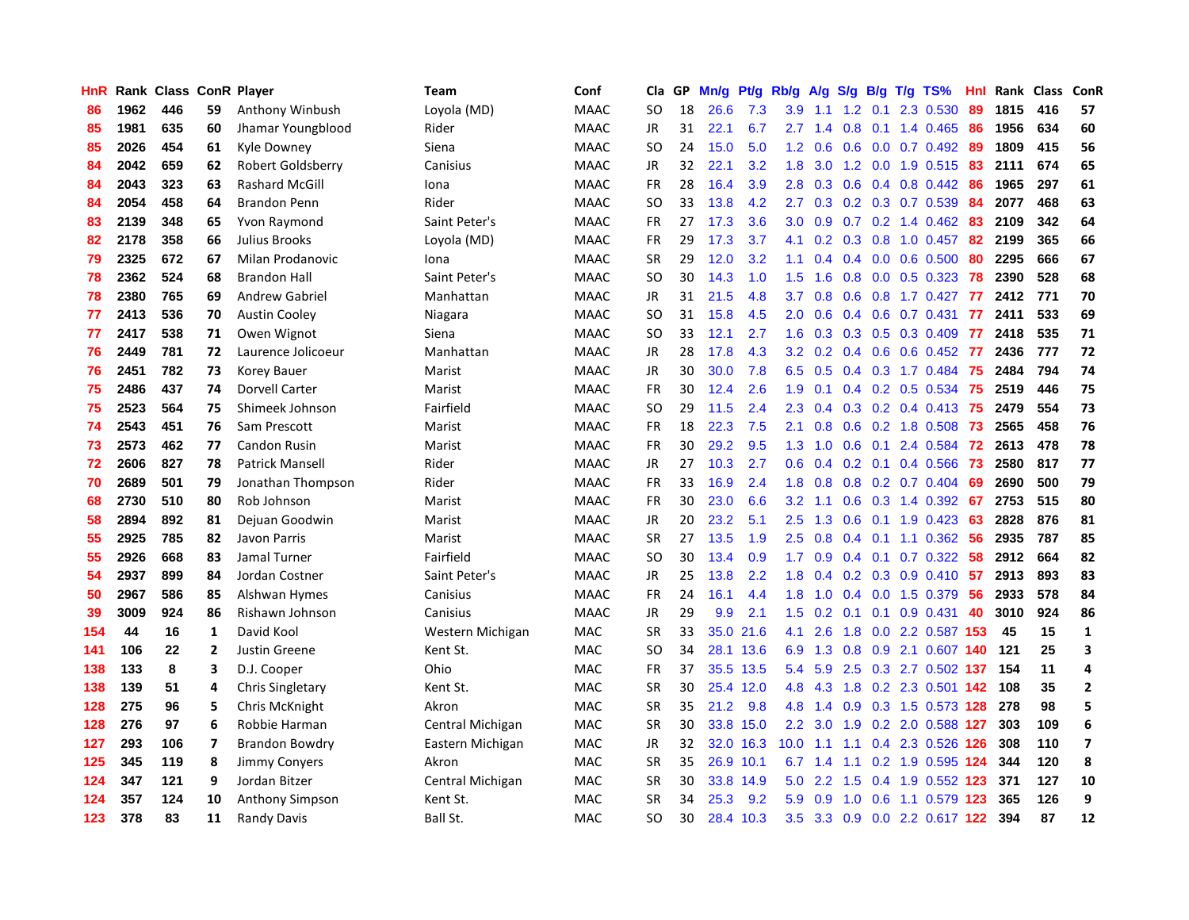| HnR | Rank | Class | ConR | Player | Team | Conf | Cla | GP | Mn/g | Pt/g | Rb/g | A/g | S/g | B/g | T/g | TS% | HnI | Rank | Class | ConR |
|---|---|---|---|---|---|---|---|---|---|---|---|---|---|---|---|---|---|---|---|---|
| 86 | 1962 | 446 | 59 | Anthony Winbush | Loyola (MD) | MAAC | SO | 18 | 26.6 | 7.3 | 3.9 | 1.1 | 1.2 | 0.1 | 2.3 | 0.530 | 89 | 1815 | 416 | 57 |
| 85 | 1981 | 635 | 60 | Jhamar Youngblood | Rider | MAAC | JR | 31 | 22.1 | 6.7 | 2.7 | 1.4 | 0.8 | 0.1 | 1.4 | 0.465 | 86 | 1956 | 634 | 60 |
| 85 | 2026 | 454 | 61 | Kyle Downey | Siena | MAAC | SO | 24 | 15.0 | 5.0 | 1.2 | 0.6 | 0.6 | 0.0 | 0.7 | 0.492 | 89 | 1809 | 415 | 56 |
| 84 | 2042 | 659 | 62 | Robert Goldsberry | Canisius | MAAC | JR | 32 | 22.1 | 3.2 | 1.8 | 3.0 | 1.2 | 0.0 | 1.9 | 0.515 | 83 | 2111 | 674 | 65 |
| 84 | 2043 | 323 | 63 | Rashard McGill | Iona | MAAC | FR | 28 | 16.4 | 3.9 | 2.8 | 0.3 | 0.6 | 0.4 | 0.8 | 0.442 | 86 | 1965 | 297 | 61 |
| 84 | 2054 | 458 | 64 | Brandon Penn | Rider | MAAC | SO | 33 | 13.8 | 4.2 | 2.7 | 0.3 | 0.2 | 0.3 | 0.7 | 0.539 | 84 | 2077 | 468 | 63 |
| 83 | 2139 | 348 | 65 | Yvon Raymond | Saint Peter's | MAAC | FR | 27 | 17.3 | 3.6 | 3.0 | 0.9 | 0.7 | 0.2 | 1.4 | 0.462 | 83 | 2109 | 342 | 64 |
| 82 | 2178 | 358 | 66 | Julius Brooks | Loyola (MD) | MAAC | FR | 29 | 17.3 | 3.7 | 4.1 | 0.2 | 0.3 | 0.8 | 1.0 | 0.457 | 82 | 2199 | 365 | 66 |
| 79 | 2325 | 672 | 67 | Milan Prodanovic | Iona | MAAC | SR | 29 | 12.0 | 3.2 | 1.1 | 0.4 | 0.4 | 0.0 | 0.6 | 0.500 | 80 | 2295 | 666 | 67 |
| 78 | 2362 | 524 | 68 | Brandon Hall | Saint Peter's | MAAC | SO | 30 | 14.3 | 1.0 | 1.5 | 1.6 | 0.8 | 0.0 | 0.5 | 0.323 | 78 | 2390 | 528 | 68 |
| 78 | 2380 | 765 | 69 | Andrew Gabriel | Manhattan | MAAC | JR | 31 | 21.5 | 4.8 | 3.7 | 0.8 | 0.6 | 0.8 | 1.7 | 0.427 | 77 | 2412 | 771 | 70 |
| 77 | 2413 | 536 | 70 | Austin Cooley | Niagara | MAAC | SO | 31 | 15.8 | 4.5 | 2.0 | 0.6 | 0.4 | 0.6 | 0.7 | 0.431 | 77 | 2411 | 533 | 69 |
| 77 | 2417 | 538 | 71 | Owen Wignot | Siena | MAAC | SO | 33 | 12.1 | 2.7 | 1.6 | 0.3 | 0.3 | 0.5 | 0.3 | 0.409 | 77 | 2418 | 535 | 71 |
| 76 | 2449 | 781 | 72 | Laurence Jolicoeur | Manhattan | MAAC | JR | 28 | 17.8 | 4.3 | 3.2 | 0.2 | 0.4 | 0.6 | 0.6 | 0.452 | 77 | 2436 | 777 | 72 |
| 76 | 2451 | 782 | 73 | Korey Bauer | Marist | MAAC | JR | 30 | 30.0 | 7.8 | 6.5 | 0.5 | 0.4 | 0.3 | 1.7 | 0.484 | 75 | 2484 | 794 | 74 |
| 75 | 2486 | 437 | 74 | Dorvell Carter | Marist | MAAC | FR | 30 | 12.4 | 2.6 | 1.9 | 0.1 | 0.4 | 0.2 | 0.5 | 0.534 | 75 | 2519 | 446 | 75 |
| 75 | 2523 | 564 | 75 | Shimeek Johnson | Fairfield | MAAC | SO | 29 | 11.5 | 2.4 | 2.3 | 0.4 | 0.3 | 0.2 | 0.4 | 0.413 | 75 | 2479 | 554 | 73 |
| 74 | 2543 | 451 | 76 | Sam Prescott | Marist | MAAC | FR | 18 | 22.3 | 7.5 | 2.1 | 0.8 | 0.6 | 0.2 | 1.8 | 0.508 | 73 | 2565 | 458 | 76 |
| 73 | 2573 | 462 | 77 | Candon Rusin | Marist | MAAC | FR | 30 | 29.2 | 9.5 | 1.3 | 1.0 | 0.6 | 0.1 | 2.4 | 0.584 | 72 | 2613 | 478 | 78 |
| 72 | 2606 | 827 | 78 | Patrick Mansell | Rider | MAAC | JR | 27 | 10.3 | 2.7 | 0.6 | 0.4 | 0.2 | 0.1 | 0.4 | 0.566 | 73 | 2580 | 817 | 77 |
| 70 | 2689 | 501 | 79 | Jonathan Thompson | Rider | MAAC | FR | 33 | 16.9 | 2.4 | 1.8 | 0.8 | 0.8 | 0.2 | 0.7 | 0.404 | 69 | 2690 | 500 | 79 |
| 68 | 2730 | 510 | 80 | Rob Johnson | Marist | MAAC | FR | 30 | 23.0 | 6.6 | 3.2 | 1.1 | 0.6 | 0.3 | 1.4 | 0.392 | 67 | 2753 | 515 | 80 |
| 58 | 2894 | 892 | 81 | Dejuan Goodwin | Marist | MAAC | JR | 20 | 23.2 | 5.1 | 2.5 | 1.3 | 0.6 | 0.1 | 1.9 | 0.423 | 63 | 2828 | 876 | 81 |
| 55 | 2925 | 785 | 82 | Javon Parris | Marist | MAAC | SR | 27 | 13.5 | 1.9 | 2.5 | 0.8 | 0.4 | 0.1 | 1.1 | 0.362 | 56 | 2935 | 787 | 85 |
| 55 | 2926 | 668 | 83 | Jamal Turner | Fairfield | MAAC | SO | 30 | 13.4 | 0.9 | 1.7 | 0.9 | 0.4 | 0.1 | 0.7 | 0.322 | 58 | 2912 | 664 | 82 |
| 54 | 2937 | 899 | 84 | Jordan Costner | Saint Peter's | MAAC | JR | 25 | 13.8 | 2.2 | 1.8 | 0.4 | 0.2 | 0.3 | 0.9 | 0.410 | 57 | 2913 | 893 | 83 |
| 50 | 2967 | 586 | 85 | Alshwan Hymes | Canisius | MAAC | FR | 24 | 16.1 | 4.4 | 1.8 | 1.0 | 0.4 | 0.0 | 1.5 | 0.379 | 56 | 2933 | 578 | 84 |
| 39 | 3009 | 924 | 86 | Rishawn Johnson | Canisius | MAAC | JR | 29 | 9.9 | 2.1 | 1.5 | 0.2 | 0.1 | 0.1 | 0.9 | 0.431 | 40 | 3010 | 924 | 86 |
| 154 | 44 | 16 | 1 | David Kool | Western Michigan | MAC | SR | 33 | 35.0 | 21.6 | 4.1 | 2.6 | 1.8 | 0.0 | 2.2 | 0.587 | 153 | 45 | 15 | 1 |
| 141 | 106 | 22 | 2 | Justin Greene | Kent St. | MAC | SO | 34 | 28.1 | 13.6 | 6.9 | 1.3 | 0.8 | 0.9 | 2.1 | 0.607 | 140 | 121 | 25 | 3 |
| 138 | 133 | 8 | 3 | D.J. Cooper | Ohio | MAC | FR | 37 | 35.5 | 13.5 | 5.4 | 5.9 | 2.5 | 0.3 | 2.7 | 0.502 | 137 | 154 | 11 | 4 |
| 138 | 139 | 51 | 4 | Chris Singletary | Kent St. | MAC | SR | 30 | 25.4 | 12.0 | 4.8 | 4.3 | 1.8 | 0.2 | 2.3 | 0.501 | 142 | 108 | 35 | 2 |
| 128 | 275 | 96 | 5 | Chris McKnight | Akron | MAC | SR | 35 | 21.2 | 9.8 | 4.8 | 1.4 | 0.9 | 0.3 | 1.5 | 0.573 | 128 | 278 | 98 | 5 |
| 128 | 276 | 97 | 6 | Robbie Harman | Central Michigan | MAC | SR | 30 | 33.8 | 15.0 | 2.2 | 3.0 | 1.9 | 0.2 | 2.0 | 0.588 | 127 | 303 | 109 | 6 |
| 127 | 293 | 106 | 7 | Brandon Bowdry | Eastern Michigan | MAC | JR | 32 | 32.0 | 16.3 | 10.0 | 1.1 | 1.1 | 0.4 | 2.3 | 0.526 | 126 | 308 | 110 | 7 |
| 125 | 345 | 119 | 8 | Jimmy Conyers | Akron | MAC | SR | 35 | 26.9 | 10.1 | 6.7 | 1.4 | 1.1 | 0.2 | 1.9 | 0.595 | 124 | 344 | 120 | 8 |
| 124 | 347 | 121 | 9 | Jordan Bitzer | Central Michigan | MAC | SR | 30 | 33.8 | 14.9 | 5.0 | 2.2 | 1.5 | 0.4 | 1.9 | 0.552 | 123 | 371 | 127 | 10 |
| 124 | 357 | 124 | 10 | Anthony Simpson | Kent St. | MAC | SR | 34 | 25.3 | 9.2 | 5.9 | 0.9 | 1.0 | 0.6 | 1.1 | 0.579 | 123 | 365 | 126 | 9 |
| 123 | 378 | 83 | 11 | Randy Davis | Ball St. | MAC | SO | 30 | 28.4 | 10.3 | 3.5 | 3.3 | 0.9 | 0.0 | 2.2 | 0.617 | 122 | 394 | 87 | 12 |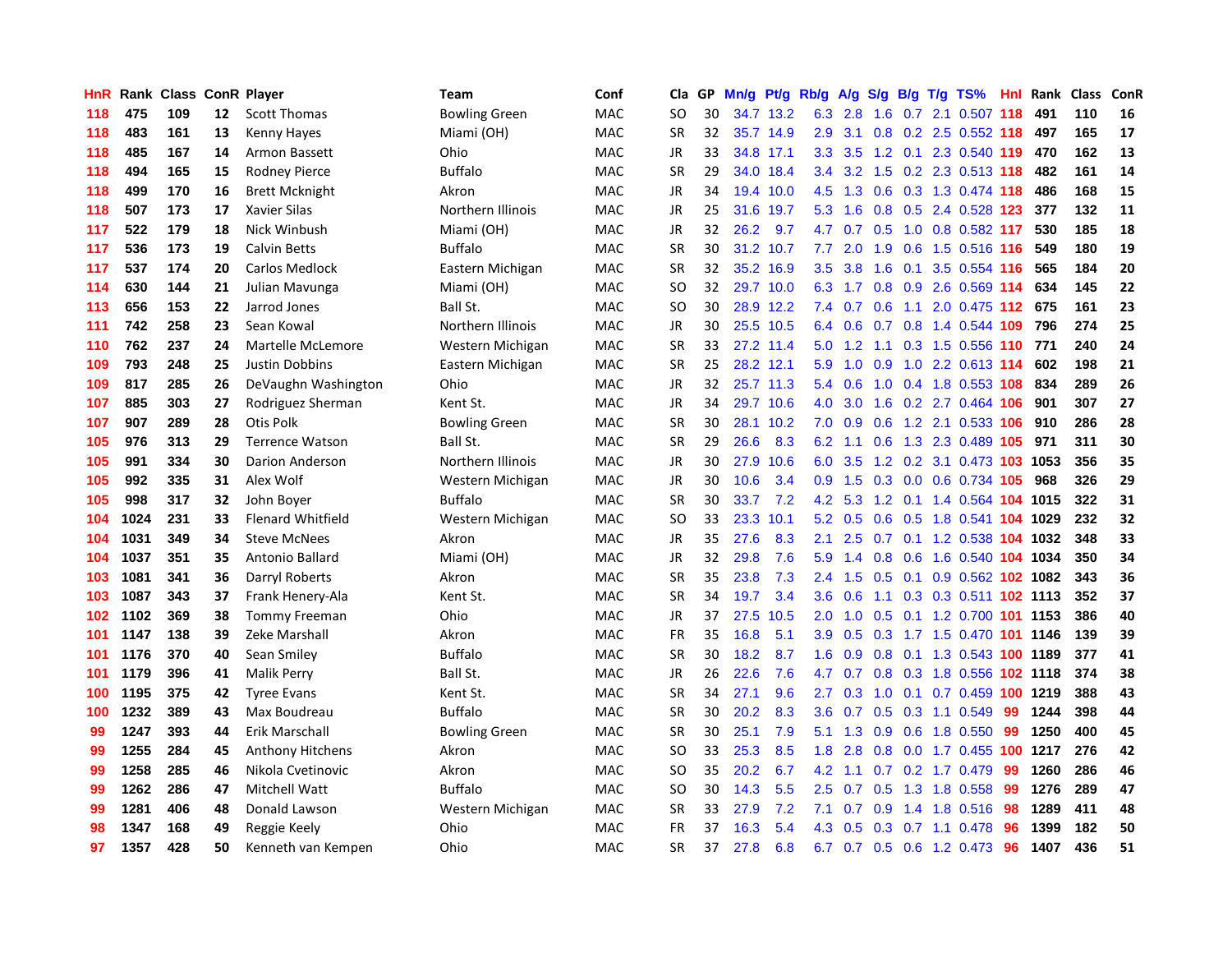| HnR | Rank | Class | ConR | Player | Team | Conf | Cla | GP | Mn/g | Pt/g | Rb/g | A/g | S/g | B/g | T/g | TS% | HnI | Rank | Class | ConR |
|---|---|---|---|---|---|---|---|---|---|---|---|---|---|---|---|---|---|---|---|---|
| 118 | 475 | 109 | 12 | Scott Thomas | Bowling Green | MAC | SO | 30 | 34.7 | 13.2 | 6.3 | 2.8 | 1.6 | 0.7 | 2.1 | 0.507 | 118 | 491 | 110 | 16 |
| 118 | 483 | 161 | 13 | Kenny Hayes | Miami (OH) | MAC | SR | 32 | 35.7 | 14.9 | 2.9 | 3.1 | 0.8 | 0.2 | 2.5 | 0.552 | 118 | 497 | 165 | 17 |
| 118 | 485 | 167 | 14 | Armon Bassett | Ohio | MAC | JR | 33 | 34.8 | 17.1 | 3.3 | 3.5 | 1.2 | 0.1 | 2.3 | 0.540 | 119 | 470 | 162 | 13 |
| 118 | 494 | 165 | 15 | Rodney Pierce | Buffalo | MAC | SR | 29 | 34.0 | 18.4 | 3.4 | 3.2 | 1.5 | 0.2 | 2.3 | 0.513 | 118 | 482 | 161 | 14 |
| 118 | 499 | 170 | 16 | Brett Mcknight | Akron | MAC | JR | 34 | 19.4 | 10.0 | 4.5 | 1.3 | 0.6 | 0.3 | 1.3 | 0.474 | 118 | 486 | 168 | 15 |
| 118 | 507 | 173 | 17 | Xavier Silas | Northern Illinois | MAC | JR | 25 | 31.6 | 19.7 | 5.3 | 1.6 | 0.8 | 0.5 | 2.4 | 0.528 | 123 | 377 | 132 | 11 |
| 117 | 522 | 179 | 18 | Nick Winbush | Miami (OH) | MAC | JR | 32 | 26.2 | 9.7 | 4.7 | 0.7 | 0.5 | 1.0 | 0.8 | 0.582 | 117 | 530 | 185 | 18 |
| 117 | 536 | 173 | 19 | Calvin Betts | Buffalo | MAC | SR | 30 | 31.2 | 10.7 | 7.7 | 2.0 | 1.9 | 0.6 | 1.5 | 0.516 | 116 | 549 | 180 | 19 |
| 117 | 537 | 174 | 20 | Carlos Medlock | Eastern Michigan | MAC | SR | 32 | 35.2 | 16.9 | 3.5 | 3.8 | 1.6 | 0.1 | 3.5 | 0.554 | 116 | 565 | 184 | 20 |
| 114 | 630 | 144 | 21 | Julian Mavunga | Miami (OH) | MAC | SO | 32 | 29.7 | 10.0 | 6.3 | 1.7 | 0.8 | 0.9 | 2.6 | 0.569 | 114 | 634 | 145 | 22 |
| 113 | 656 | 153 | 22 | Jarrod Jones | Ball St. | MAC | SO | 30 | 28.9 | 12.2 | 7.4 | 0.7 | 0.6 | 1.1 | 2.0 | 0.475 | 112 | 675 | 161 | 23 |
| 111 | 742 | 258 | 23 | Sean Kowal | Northern Illinois | MAC | JR | 30 | 25.5 | 10.5 | 6.4 | 0.6 | 0.7 | 0.8 | 1.4 | 0.544 | 109 | 796 | 274 | 25 |
| 110 | 762 | 237 | 24 | Martelle McLemore | Western Michigan | MAC | SR | 33 | 27.2 | 11.4 | 5.0 | 1.2 | 1.1 | 0.3 | 1.5 | 0.556 | 110 | 771 | 240 | 24 |
| 109 | 793 | 248 | 25 | Justin Dobbins | Eastern Michigan | MAC | SR | 25 | 28.2 | 12.1 | 5.9 | 1.0 | 0.9 | 1.0 | 2.2 | 0.613 | 114 | 602 | 198 | 21 |
| 109 | 817 | 285 | 26 | DeVaughn Washington | Ohio | MAC | JR | 32 | 25.7 | 11.3 | 5.4 | 0.6 | 1.0 | 0.4 | 1.8 | 0.553 | 108 | 834 | 289 | 26 |
| 107 | 885 | 303 | 27 | Rodriguez Sherman | Kent St. | MAC | JR | 34 | 29.7 | 10.6 | 4.0 | 3.0 | 1.6 | 0.2 | 2.7 | 0.464 | 106 | 901 | 307 | 27 |
| 107 | 907 | 289 | 28 | Otis Polk | Bowling Green | MAC | SR | 30 | 28.1 | 10.2 | 7.0 | 0.9 | 0.6 | 1.2 | 2.1 | 0.533 | 106 | 910 | 286 | 28 |
| 105 | 976 | 313 | 29 | Terrence Watson | Ball St. | MAC | SR | 29 | 26.6 | 8.3 | 6.2 | 1.1 | 0.6 | 1.3 | 2.3 | 0.489 | 105 | 971 | 311 | 30 |
| 105 | 991 | 334 | 30 | Darion Anderson | Northern Illinois | MAC | JR | 30 | 27.9 | 10.6 | 6.0 | 3.5 | 1.2 | 0.2 | 3.1 | 0.473 | 103 | 1053 | 356 | 35 |
| 105 | 992 | 335 | 31 | Alex Wolf | Western Michigan | MAC | JR | 30 | 10.6 | 3.4 | 0.9 | 1.5 | 0.3 | 0.0 | 0.6 | 0.734 | 105 | 968 | 326 | 29 |
| 105 | 998 | 317 | 32 | John Boyer | Buffalo | MAC | SR | 30 | 33.7 | 7.2 | 4.2 | 5.3 | 1.2 | 0.1 | 1.4 | 0.564 | 104 | 1015 | 322 | 31 |
| 104 | 1024 | 231 | 33 | Flenard Whitfield | Western Michigan | MAC | SO | 33 | 23.3 | 10.1 | 5.2 | 0.5 | 0.6 | 0.5 | 1.8 | 0.541 | 104 | 1029 | 232 | 32 |
| 104 | 1031 | 349 | 34 | Steve McNees | Akron | MAC | JR | 35 | 27.6 | 8.3 | 2.1 | 2.5 | 0.7 | 0.1 | 1.2 | 0.538 | 104 | 1032 | 348 | 33 |
| 104 | 1037 | 351 | 35 | Antonio Ballard | Miami (OH) | MAC | JR | 32 | 29.8 | 7.6 | 5.9 | 1.4 | 0.8 | 0.6 | 1.6 | 0.540 | 104 | 1034 | 350 | 34 |
| 103 | 1081 | 341 | 36 | Darryl Roberts | Akron | MAC | SR | 35 | 23.8 | 7.3 | 2.4 | 1.5 | 0.5 | 0.1 | 0.9 | 0.562 | 102 | 1082 | 343 | 36 |
| 103 | 1087 | 343 | 37 | Frank Henery-Ala | Kent St. | MAC | SR | 34 | 19.7 | 3.4 | 3.6 | 0.6 | 1.1 | 0.3 | 0.3 | 0.511 | 102 | 1113 | 352 | 37 |
| 102 | 1102 | 369 | 38 | Tommy Freeman | Ohio | MAC | JR | 37 | 27.5 | 10.5 | 2.0 | 1.0 | 0.5 | 0.1 | 1.2 | 0.700 | 101 | 1153 | 386 | 40 |
| 101 | 1147 | 138 | 39 | Zeke Marshall | Akron | MAC | FR | 35 | 16.8 | 5.1 | 3.9 | 0.5 | 0.3 | 1.7 | 1.5 | 0.470 | 101 | 1146 | 139 | 39 |
| 101 | 1176 | 370 | 40 | Sean Smiley | Buffalo | MAC | SR | 30 | 18.2 | 8.7 | 1.6 | 0.9 | 0.8 | 0.1 | 1.3 | 0.543 | 100 | 1189 | 377 | 41 |
| 101 | 1179 | 396 | 41 | Malik Perry | Ball St. | MAC | JR | 26 | 22.6 | 7.6 | 4.7 | 0.7 | 0.8 | 0.3 | 1.8 | 0.556 | 102 | 1118 | 374 | 38 |
| 100 | 1195 | 375 | 42 | Tyree Evans | Kent St. | MAC | SR | 34 | 27.1 | 9.6 | 2.7 | 0.3 | 1.0 | 0.1 | 0.7 | 0.459 | 100 | 1219 | 388 | 43 |
| 100 | 1232 | 389 | 43 | Max Boudreau | Buffalo | MAC | SR | 30 | 20.2 | 8.3 | 3.6 | 0.7 | 0.5 | 0.3 | 1.1 | 0.549 | 99 | 1244 | 398 | 44 |
| 99 | 1247 | 393 | 44 | Erik Marschall | Bowling Green | MAC | SR | 30 | 25.1 | 7.9 | 5.1 | 1.3 | 0.9 | 0.6 | 1.8 | 0.550 | 99 | 1250 | 400 | 45 |
| 99 | 1255 | 284 | 45 | Anthony Hitchens | Akron | MAC | SO | 33 | 25.3 | 8.5 | 1.8 | 2.8 | 0.8 | 0.0 | 1.7 | 0.455 | 100 | 1217 | 276 | 42 |
| 99 | 1258 | 285 | 46 | Nikola Cvetinovic | Akron | MAC | SO | 35 | 20.2 | 6.7 | 4.2 | 1.1 | 0.7 | 0.2 | 1.7 | 0.479 | 99 | 1260 | 286 | 46 |
| 99 | 1262 | 286 | 47 | Mitchell Watt | Buffalo | MAC | SO | 30 | 14.3 | 5.5 | 2.5 | 0.7 | 0.5 | 1.3 | 1.8 | 0.558 | 99 | 1276 | 289 | 47 |
| 99 | 1281 | 406 | 48 | Donald Lawson | Western Michigan | MAC | SR | 33 | 27.9 | 7.2 | 7.1 | 0.7 | 0.9 | 1.4 | 1.8 | 0.516 | 98 | 1289 | 411 | 48 |
| 98 | 1347 | 168 | 49 | Reggie Keely | Ohio | MAC | FR | 37 | 16.3 | 5.4 | 4.3 | 0.5 | 0.3 | 0.7 | 1.1 | 0.478 | 96 | 1399 | 182 | 50 |
| 97 | 1357 | 428 | 50 | Kenneth van Kempen | Ohio | MAC | SR | 37 | 27.8 | 6.8 | 6.7 | 0.7 | 0.5 | 0.6 | 1.2 | 0.473 | 96 | 1407 | 436 | 51 |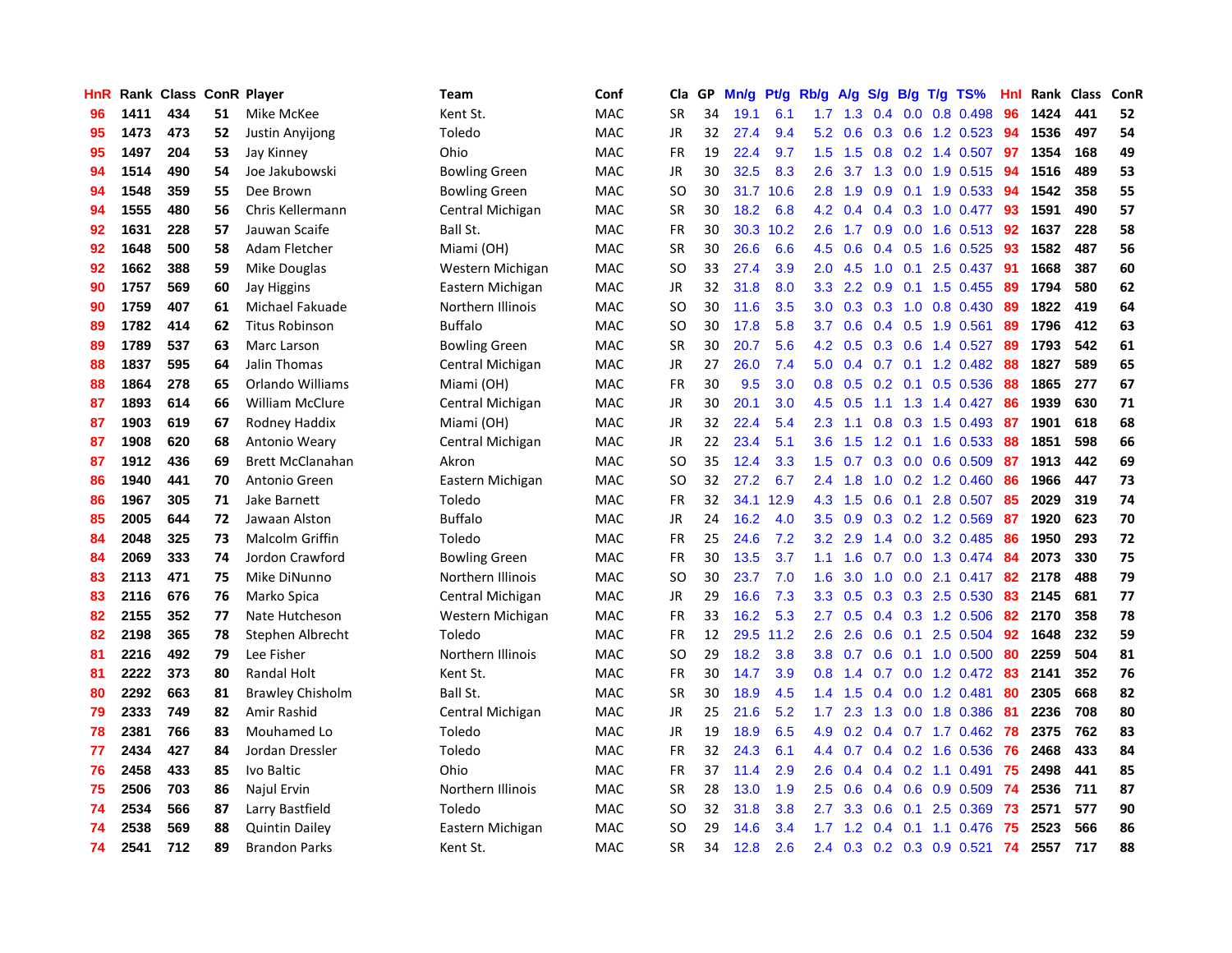| HnR | Rank | Class | ConR | Player | Team | Conf | Cla | GP | Mn/g | Pt/g | Rb/g | A/g | S/g | B/g | T/g | TS% | HnI | Rank | Class | ConR |
|---|---|---|---|---|---|---|---|---|---|---|---|---|---|---|---|---|---|---|---|---|
| 96 | 1411 | 434 | 51 | Mike McKee | Kent St. | MAC | SR | 34 | 19.1 | 6.1 | 1.7 | 1.3 | 0.4 | 0.0 | 0.8 | 0.498 | 96 | 1424 | 441 | 52 |
| 95 | 1473 | 473 | 52 | Justin Anyijong | Toledo | MAC | JR | 32 | 27.4 | 9.4 | 5.2 | 0.6 | 0.3 | 0.6 | 1.2 | 0.523 | 94 | 1536 | 497 | 54 |
| 95 | 1497 | 204 | 53 | Jay Kinney | Ohio | MAC | FR | 19 | 22.4 | 9.7 | 1.5 | 1.5 | 0.8 | 0.2 | 1.4 | 0.507 | 97 | 1354 | 168 | 49 |
| 94 | 1514 | 490 | 54 | Joe Jakubowski | Bowling Green | MAC | JR | 30 | 32.5 | 8.3 | 2.6 | 3.7 | 1.3 | 0.0 | 1.9 | 0.515 | 94 | 1516 | 489 | 53 |
| 94 | 1548 | 359 | 55 | Dee Brown | Bowling Green | MAC | SO | 30 | 31.7 | 10.6 | 2.8 | 1.9 | 0.9 | 0.1 | 1.9 | 0.533 | 94 | 1542 | 358 | 55 |
| 94 | 1555 | 480 | 56 | Chris Kellermann | Central Michigan | MAC | SR | 30 | 18.2 | 6.8 | 4.2 | 0.4 | 0.4 | 0.3 | 1.0 | 0.477 | 93 | 1591 | 490 | 57 |
| 92 | 1631 | 228 | 57 | Jauwan Scaife | Ball St. | MAC | FR | 30 | 30.3 | 10.2 | 2.6 | 1.7 | 0.9 | 0.0 | 1.6 | 0.513 | 92 | 1637 | 228 | 58 |
| 92 | 1648 | 500 | 58 | Adam Fletcher | Miami (OH) | MAC | SR | 30 | 26.6 | 6.6 | 4.5 | 0.6 | 0.4 | 0.5 | 1.6 | 0.525 | 93 | 1582 | 487 | 56 |
| 92 | 1662 | 388 | 59 | Mike Douglas | Western Michigan | MAC | SO | 33 | 27.4 | 3.9 | 2.0 | 4.5 | 1.0 | 0.1 | 2.5 | 0.437 | 91 | 1668 | 387 | 60 |
| 90 | 1757 | 569 | 60 | Jay Higgins | Eastern Michigan | MAC | JR | 32 | 31.8 | 8.0 | 3.3 | 2.2 | 0.9 | 0.1 | 1.5 | 0.455 | 89 | 1794 | 580 | 62 |
| 90 | 1759 | 407 | 61 | Michael Fakuade | Northern Illinois | MAC | SO | 30 | 11.6 | 3.5 | 3.0 | 0.3 | 0.3 | 1.0 | 0.8 | 0.430 | 89 | 1822 | 419 | 64 |
| 89 | 1782 | 414 | 62 | Titus Robinson | Buffalo | MAC | SO | 30 | 17.8 | 5.8 | 3.7 | 0.6 | 0.4 | 0.5 | 1.9 | 0.561 | 89 | 1796 | 412 | 63 |
| 89 | 1789 | 537 | 63 | Marc Larson | Bowling Green | MAC | SR | 30 | 20.7 | 5.6 | 4.2 | 0.5 | 0.3 | 0.6 | 1.4 | 0.527 | 89 | 1793 | 542 | 61 |
| 88 | 1837 | 595 | 64 | Jalin Thomas | Central Michigan | MAC | JR | 27 | 26.0 | 7.4 | 5.0 | 0.4 | 0.7 | 0.1 | 1.2 | 0.482 | 88 | 1827 | 589 | 65 |
| 88 | 1864 | 278 | 65 | Orlando Williams | Miami (OH) | MAC | FR | 30 | 9.5 | 3.0 | 0.8 | 0.5 | 0.2 | 0.1 | 0.5 | 0.536 | 88 | 1865 | 277 | 67 |
| 87 | 1893 | 614 | 66 | William McClure | Central Michigan | MAC | JR | 30 | 20.1 | 3.0 | 4.5 | 0.5 | 1.1 | 1.3 | 1.4 | 0.427 | 86 | 1939 | 630 | 71 |
| 87 | 1903 | 619 | 67 | Rodney Haddix | Miami (OH) | MAC | JR | 32 | 22.4 | 5.4 | 2.3 | 1.1 | 0.8 | 0.3 | 1.5 | 0.493 | 87 | 1901 | 618 | 68 |
| 87 | 1908 | 620 | 68 | Antonio Weary | Central Michigan | MAC | JR | 22 | 23.4 | 5.1 | 3.6 | 1.5 | 1.2 | 0.1 | 1.6 | 0.533 | 88 | 1851 | 598 | 66 |
| 87 | 1912 | 436 | 69 | Brett McClanahan | Akron | MAC | SO | 35 | 12.4 | 3.3 | 1.5 | 0.7 | 0.3 | 0.0 | 0.6 | 0.509 | 87 | 1913 | 442 | 69 |
| 86 | 1940 | 441 | 70 | Antonio Green | Eastern Michigan | MAC | SO | 32 | 27.2 | 6.7 | 2.4 | 1.8 | 1.0 | 0.2 | 1.2 | 0.460 | 86 | 1966 | 447 | 73 |
| 86 | 1967 | 305 | 71 | Jake Barnett | Toledo | MAC | FR | 32 | 34.1 | 12.9 | 4.3 | 1.5 | 0.6 | 0.1 | 2.8 | 0.507 | 85 | 2029 | 319 | 74 |
| 85 | 2005 | 644 | 72 | Jawaan Alston | Buffalo | MAC | JR | 24 | 16.2 | 4.0 | 3.5 | 0.9 | 0.3 | 0.2 | 1.2 | 0.569 | 87 | 1920 | 623 | 70 |
| 84 | 2048 | 325 | 73 | Malcolm Griffin | Toledo | MAC | FR | 25 | 24.6 | 7.2 | 3.2 | 2.9 | 1.4 | 0.0 | 3.2 | 0.485 | 86 | 1950 | 293 | 72 |
| 84 | 2069 | 333 | 74 | Jordon Crawford | Bowling Green | MAC | FR | 30 | 13.5 | 3.7 | 1.1 | 1.6 | 0.7 | 0.0 | 1.3 | 0.474 | 84 | 2073 | 330 | 75 |
| 83 | 2113 | 471 | 75 | Mike DiNunno | Northern Illinois | MAC | SO | 30 | 23.7 | 7.0 | 1.6 | 3.0 | 1.0 | 0.0 | 2.1 | 0.417 | 82 | 2178 | 488 | 79 |
| 83 | 2116 | 676 | 76 | Marko Spica | Central Michigan | MAC | JR | 29 | 16.6 | 7.3 | 3.3 | 0.5 | 0.3 | 0.3 | 2.5 | 0.530 | 83 | 2145 | 681 | 77 |
| 82 | 2155 | 352 | 77 | Nate Hutcheson | Western Michigan | MAC | FR | 33 | 16.2 | 5.3 | 2.7 | 0.5 | 0.4 | 0.3 | 1.2 | 0.506 | 82 | 2170 | 358 | 78 |
| 82 | 2198 | 365 | 78 | Stephen Albrecht | Toledo | MAC | FR | 12 | 29.5 | 11.2 | 2.6 | 2.6 | 0.6 | 0.1 | 2.5 | 0.504 | 92 | 1648 | 232 | 59 |
| 81 | 2216 | 492 | 79 | Lee Fisher | Northern Illinois | MAC | SO | 29 | 18.2 | 3.8 | 3.8 | 0.7 | 0.6 | 0.1 | 1.0 | 0.500 | 80 | 2259 | 504 | 81 |
| 81 | 2222 | 373 | 80 | Randal Holt | Kent St. | MAC | FR | 30 | 14.7 | 3.9 | 0.8 | 1.4 | 0.7 | 0.0 | 1.2 | 0.472 | 83 | 2141 | 352 | 76 |
| 80 | 2292 | 663 | 81 | Brawley Chisholm | Ball St. | MAC | SR | 30 | 18.9 | 4.5 | 1.4 | 1.5 | 0.4 | 0.0 | 1.2 | 0.481 | 80 | 2305 | 668 | 82 |
| 79 | 2333 | 749 | 82 | Amir Rashid | Central Michigan | MAC | JR | 25 | 21.6 | 5.2 | 1.7 | 2.3 | 1.3 | 0.0 | 1.8 | 0.386 | 81 | 2236 | 708 | 80 |
| 78 | 2381 | 766 | 83 | Mouhamed Lo | Toledo | MAC | JR | 19 | 18.9 | 6.5 | 4.9 | 0.2 | 0.4 | 0.7 | 1.7 | 0.462 | 78 | 2375 | 762 | 83 |
| 77 | 2434 | 427 | 84 | Jordan Dressler | Toledo | MAC | FR | 32 | 24.3 | 6.1 | 4.4 | 0.7 | 0.4 | 0.2 | 1.6 | 0.536 | 76 | 2468 | 433 | 84 |
| 76 | 2458 | 433 | 85 | Ivo Baltic | Ohio | MAC | FR | 37 | 11.4 | 2.9 | 2.6 | 0.4 | 0.4 | 0.2 | 1.1 | 0.491 | 75 | 2498 | 441 | 85 |
| 75 | 2506 | 703 | 86 | Najul Ervin | Northern Illinois | MAC | SR | 28 | 13.0 | 1.9 | 2.5 | 0.6 | 0.4 | 0.6 | 0.9 | 0.509 | 74 | 2536 | 711 | 87 |
| 74 | 2534 | 566 | 87 | Larry Bastfield | Toledo | MAC | SO | 32 | 31.8 | 3.8 | 2.7 | 3.3 | 0.6 | 0.1 | 2.5 | 0.369 | 73 | 2571 | 577 | 90 |
| 74 | 2538 | 569 | 88 | Quintin Dailey | Eastern Michigan | MAC | SO | 29 | 14.6 | 3.4 | 1.7 | 1.2 | 0.4 | 0.1 | 1.1 | 0.476 | 75 | 2523 | 566 | 86 |
| 74 | 2541 | 712 | 89 | Brandon Parks | Kent St. | MAC | SR | 34 | 12.8 | 2.6 | 2.4 | 0.3 | 0.2 | 0.3 | 0.9 | 0.521 | 74 | 2557 | 717 | 88 |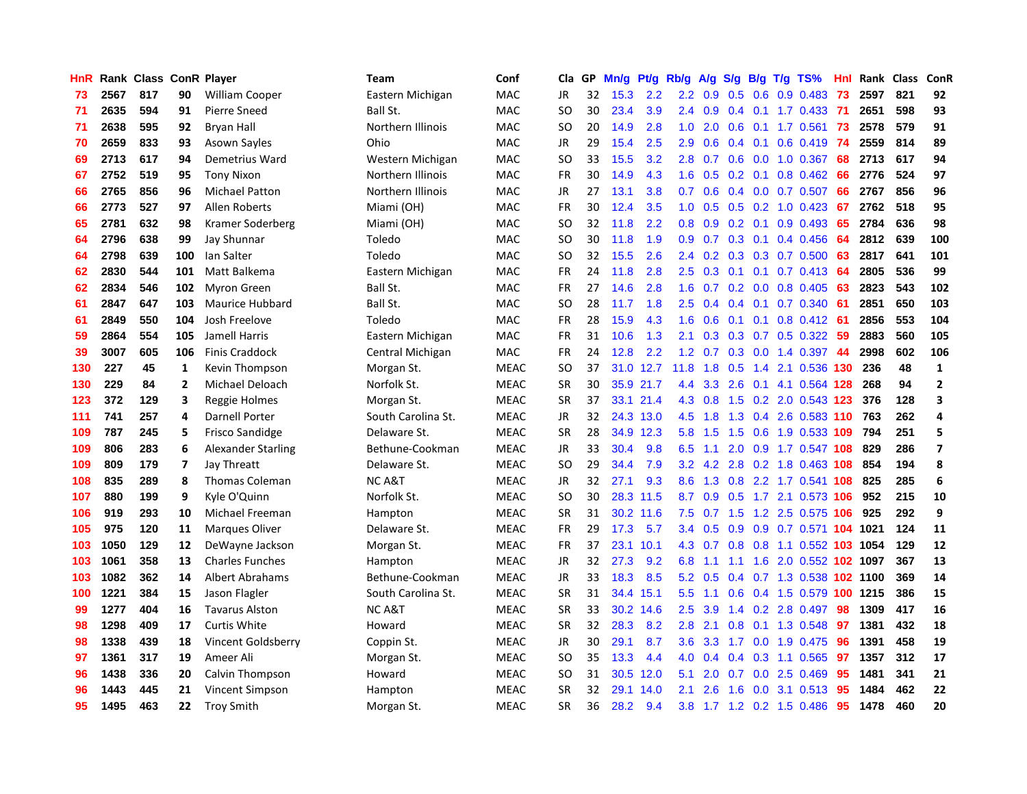| HnR | Rank | Class | ConR | Player | Team | Conf | Cla | GP | Mn/g | Pt/g | Rb/g | A/g | S/g | B/g | T/g | TS% | HnI | Rank | Class | ConR |
|---|---|---|---|---|---|---|---|---|---|---|---|---|---|---|---|---|---|---|---|---|
| 73 | 2567 | 817 | 90 | William Cooper | Eastern Michigan | MAC | JR | 32 | 15.3 | 2.2 | 2.2 | 0.9 | 0.5 | 0.6 | 0.9 | 0.483 | 73 | 2597 | 821 | 92 |
| 71 | 2635 | 594 | 91 | Pierre Sneed | Ball St. | MAC | SO | 30 | 23.4 | 3.9 | 2.4 | 0.9 | 0.4 | 0.1 | 1.7 | 0.433 | 71 | 2651 | 598 | 93 |
| 71 | 2638 | 595 | 92 | Bryan Hall | Northern Illinois | MAC | SO | 20 | 14.9 | 2.8 | 1.0 | 2.0 | 0.6 | 0.1 | 1.7 | 0.561 | 73 | 2578 | 579 | 91 |
| 70 | 2659 | 833 | 93 | Asown Sayles | Ohio | MAC | JR | 29 | 15.4 | 2.5 | 2.9 | 0.6 | 0.4 | 0.1 | 0.6 | 0.419 | 74 | 2559 | 814 | 89 |
| 69 | 2713 | 617 | 94 | Demetrius Ward | Western Michigan | MAC | SO | 33 | 15.5 | 3.2 | 2.8 | 0.7 | 0.6 | 0.0 | 1.0 | 0.367 | 68 | 2713 | 617 | 94 |
| 67 | 2752 | 519 | 95 | Tony Nixon | Northern Illinois | MAC | FR | 30 | 14.9 | 4.3 | 1.6 | 0.5 | 0.2 | 0.1 | 0.8 | 0.462 | 66 | 2776 | 524 | 97 |
| 66 | 2765 | 856 | 96 | Michael Patton | Northern Illinois | MAC | JR | 27 | 13.1 | 3.8 | 0.7 | 0.6 | 0.4 | 0.0 | 0.7 | 0.507 | 66 | 2767 | 856 | 96 |
| 66 | 2773 | 527 | 97 | Allen Roberts | Miami (OH) | MAC | FR | 30 | 12.4 | 3.5 | 1.0 | 0.5 | 0.5 | 0.2 | 1.0 | 0.423 | 67 | 2762 | 518 | 95 |
| 65 | 2781 | 632 | 98 | Kramer Soderberg | Miami (OH) | MAC | SO | 32 | 11.8 | 2.2 | 0.8 | 0.9 | 0.2 | 0.1 | 0.9 | 0.493 | 65 | 2784 | 636 | 98 |
| 64 | 2796 | 638 | 99 | Jay Shunnar | Toledo | MAC | SO | 30 | 11.8 | 1.9 | 0.9 | 0.7 | 0.3 | 0.1 | 0.4 | 0.456 | 64 | 2812 | 639 | 100 |
| 64 | 2798 | 639 | 100 | Ian Salter | Toledo | MAC | SO | 32 | 15.5 | 2.6 | 2.4 | 0.2 | 0.3 | 0.3 | 0.7 | 0.500 | 63 | 2817 | 641 | 101 |
| 62 | 2830 | 544 | 101 | Matt Balkema | Eastern Michigan | MAC | FR | 24 | 11.8 | 2.8 | 2.5 | 0.3 | 0.1 | 0.1 | 0.7 | 0.413 | 64 | 2805 | 536 | 99 |
| 62 | 2834 | 546 | 102 | Myron Green | Ball St. | MAC | FR | 27 | 14.6 | 2.8 | 1.6 | 0.7 | 0.2 | 0.0 | 0.8 | 0.405 | 63 | 2823 | 543 | 102 |
| 61 | 2847 | 647 | 103 | Maurice Hubbard | Ball St. | MAC | SO | 28 | 11.7 | 1.8 | 2.5 | 0.4 | 0.4 | 0.1 | 0.7 | 0.340 | 61 | 2851 | 650 | 103 |
| 61 | 2849 | 550 | 104 | Josh Freelove | Toledo | MAC | FR | 28 | 15.9 | 4.3 | 1.6 | 0.6 | 0.1 | 0.1 | 0.8 | 0.412 | 61 | 2856 | 553 | 104 |
| 59 | 2864 | 554 | 105 | Jamell Harris | Eastern Michigan | MAC | FR | 31 | 10.6 | 1.3 | 2.1 | 0.3 | 0.3 | 0.7 | 0.5 | 0.322 | 59 | 2883 | 560 | 105 |
| 39 | 3007 | 605 | 106 | Finis Craddock | Central Michigan | MAC | FR | 24 | 12.8 | 2.2 | 1.2 | 0.7 | 0.3 | 0.0 | 1.4 | 0.397 | 44 | 2998 | 602 | 106 |
| 130 | 227 | 45 | 1 | Kevin Thompson | Morgan St. | MEAC | SO | 37 | 31.0 | 12.7 | 11.8 | 1.8 | 0.5 | 1.4 | 2.1 | 0.536 | 130 | 236 | 48 | 1 |
| 130 | 229 | 84 | 2 | Michael Deloach | Norfolk St. | MEAC | SR | 30 | 35.9 | 21.7 | 4.4 | 3.3 | 2.6 | 0.1 | 4.1 | 0.564 | 128 | 268 | 94 | 2 |
| 123 | 372 | 129 | 3 | Reggie Holmes | Morgan St. | MEAC | SR | 37 | 33.1 | 21.4 | 4.3 | 0.8 | 1.5 | 0.2 | 2.0 | 0.543 | 123 | 376 | 128 | 3 |
| 111 | 741 | 257 | 4 | Darnell Porter | South Carolina St. | MEAC | JR | 32 | 24.3 | 13.0 | 4.5 | 1.8 | 1.3 | 0.4 | 2.6 | 0.583 | 110 | 763 | 262 | 4 |
| 109 | 787 | 245 | 5 | Frisco Sandidge | Delaware St. | MEAC | SR | 28 | 34.9 | 12.3 | 5.8 | 1.5 | 1.5 | 0.6 | 1.9 | 0.533 | 109 | 794 | 251 | 5 |
| 109 | 806 | 283 | 6 | Alexander Starling | Bethune-Cookman | MEAC | JR | 33 | 30.4 | 9.8 | 6.5 | 1.1 | 2.0 | 0.9 | 1.7 | 0.547 | 108 | 829 | 286 | 7 |
| 109 | 809 | 179 | 7 | Jay Threatt | Delaware St. | MEAC | SO | 29 | 34.4 | 7.9 | 3.2 | 4.2 | 2.8 | 0.2 | 1.8 | 0.463 | 108 | 854 | 194 | 8 |
| 108 | 835 | 289 | 8 | Thomas Coleman | NC A&T | MEAC | JR | 32 | 27.1 | 9.3 | 8.6 | 1.3 | 0.8 | 2.2 | 1.7 | 0.541 | 108 | 825 | 285 | 6 |
| 107 | 880 | 199 | 9 | Kyle O'Quinn | Norfolk St. | MEAC | SO | 30 | 28.3 | 11.5 | 8.7 | 0.9 | 0.5 | 1.7 | 2.1 | 0.573 | 106 | 952 | 215 | 10 |
| 106 | 919 | 293 | 10 | Michael Freeman | Hampton | MEAC | SR | 31 | 30.2 | 11.6 | 7.5 | 0.7 | 1.5 | 1.2 | 2.5 | 0.575 | 106 | 925 | 292 | 9 |
| 105 | 975 | 120 | 11 | Marques Oliver | Delaware St. | MEAC | FR | 29 | 17.3 | 5.7 | 3.4 | 0.5 | 0.9 | 0.9 | 0.7 | 0.571 | 104 | 1021 | 124 | 11 |
| 103 | 1050 | 129 | 12 | DeWayne Jackson | Morgan St. | MEAC | FR | 37 | 23.1 | 10.1 | 4.3 | 0.7 | 0.8 | 0.8 | 1.1 | 0.552 | 103 | 1054 | 129 | 12 |
| 103 | 1061 | 358 | 13 | Charles Funches | Hampton | MEAC | JR | 32 | 27.3 | 9.2 | 6.8 | 1.1 | 1.1 | 1.6 | 2.0 | 0.552 | 102 | 1097 | 367 | 13 |
| 103 | 1082 | 362 | 14 | Albert Abrahams | Bethune-Cookman | MEAC | JR | 33 | 18.3 | 8.5 | 5.2 | 0.5 | 0.4 | 0.7 | 1.3 | 0.538 | 102 | 1100 | 369 | 14 |
| 100 | 1221 | 384 | 15 | Jason Flagler | South Carolina St. | MEAC | SR | 31 | 34.4 | 15.1 | 5.5 | 1.1 | 0.6 | 0.4 | 1.5 | 0.579 | 100 | 1215 | 386 | 15 |
| 99 | 1277 | 404 | 16 | Tavarus Alston | NC A&T | MEAC | SR | 33 | 30.2 | 14.6 | 2.5 | 3.9 | 1.4 | 0.2 | 2.8 | 0.497 | 98 | 1309 | 417 | 16 |
| 98 | 1298 | 409 | 17 | Curtis White | Howard | MEAC | SR | 32 | 28.3 | 8.2 | 2.8 | 2.1 | 0.8 | 0.1 | 1.3 | 0.548 | 97 | 1381 | 432 | 18 |
| 98 | 1338 | 439 | 18 | Vincent Goldsberry | Coppin St. | MEAC | JR | 30 | 29.1 | 8.7 | 3.6 | 3.3 | 1.7 | 0.0 | 1.9 | 0.475 | 96 | 1391 | 458 | 19 |
| 97 | 1361 | 317 | 19 | Ameer Ali | Morgan St. | MEAC | SO | 35 | 13.3 | 4.4 | 4.0 | 0.4 | 0.4 | 0.3 | 1.1 | 0.565 | 97 | 1357 | 312 | 17 |
| 96 | 1438 | 336 | 20 | Calvin Thompson | Howard | MEAC | SO | 31 | 30.5 | 12.0 | 5.1 | 2.0 | 0.7 | 0.0 | 2.5 | 0.469 | 95 | 1481 | 341 | 21 |
| 96 | 1443 | 445 | 21 | Vincent Simpson | Hampton | MEAC | SR | 32 | 29.1 | 14.0 | 2.1 | 2.6 | 1.6 | 0.0 | 3.1 | 0.513 | 95 | 1484 | 462 | 22 |
| 95 | 1495 | 463 | 22 | Troy Smith | Morgan St. | MEAC | SR | 36 | 28.2 | 9.4 | 3.8 | 1.7 | 1.2 | 0.2 | 1.5 | 0.486 | 95 | 1478 | 460 | 20 |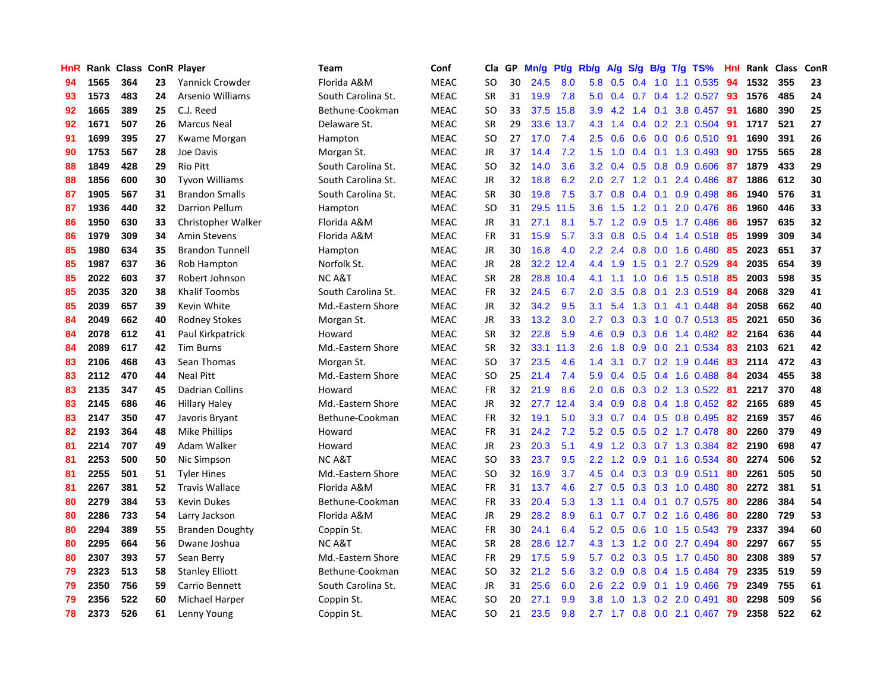| HnR | Rank | Class | ConR | Player | Team | Conf | Cla | GP | Mn/g | Pt/g | Rb/g | A/g | S/g | B/g | T/g | TS% | HnI | Rank | Class | ConR |
|---|---|---|---|---|---|---|---|---|---|---|---|---|---|---|---|---|---|---|---|---|
| 94 | 1565 | 364 | 23 | Yannick Crowder | Florida A&M | MEAC | SO | 30 | 24.5 | 8.0 | 5.8 | 0.5 | 0.4 | 1.0 | 1.1 | 0.535 | 94 | 1532 | 355 | 23 |
| 93 | 1573 | 483 | 24 | Arsenio Williams | South Carolina St. | MEAC | SR | 31 | 19.9 | 7.8 | 5.0 | 0.4 | 0.7 | 0.4 | 1.2 | 0.527 | 93 | 1576 | 485 | 24 |
| 92 | 1665 | 389 | 25 | C.J. Reed | Bethune-Cookman | MEAC | SO | 33 | 37.5 | 15.8 | 3.9 | 4.2 | 1.4 | 0.1 | 3.8 | 0.457 | 91 | 1680 | 390 | 25 |
| 92 | 1671 | 507 | 26 | Marcus Neal | Delaware St. | MEAC | SR | 29 | 33.6 | 13.7 | 4.3 | 1.4 | 0.4 | 0.2 | 2.1 | 0.504 | 91 | 1717 | 521 | 27 |
| 91 | 1699 | 395 | 27 | Kwame Morgan | Hampton | MEAC | SO | 27 | 17.0 | 7.4 | 2.5 | 0.6 | 0.6 | 0.0 | 0.6 | 0.510 | 91 | 1690 | 391 | 26 |
| 90 | 1753 | 567 | 28 | Joe Davis | Morgan St. | MEAC | JR | 37 | 14.4 | 7.2 | 1.5 | 1.0 | 0.4 | 0.1 | 1.3 | 0.493 | 90 | 1755 | 565 | 28 |
| 88 | 1849 | 428 | 29 | Rio Pitt | South Carolina St. | MEAC | SO | 32 | 14.0 | 3.6 | 3.2 | 0.4 | 0.5 | 0.8 | 0.9 | 0.606 | 87 | 1879 | 433 | 29 |
| 88 | 1856 | 600 | 30 | Tyvon Williams | South Carolina St. | MEAC | JR | 32 | 18.8 | 6.2 | 2.0 | 2.7 | 1.2 | 0.1 | 2.4 | 0.486 | 87 | 1886 | 612 | 30 |
| 87 | 1905 | 567 | 31 | Brandon Smalls | South Carolina St. | MEAC | SR | 30 | 19.8 | 7.5 | 3.7 | 0.8 | 0.4 | 0.1 | 0.9 | 0.498 | 86 | 1940 | 576 | 31 |
| 87 | 1936 | 440 | 32 | Darrion Pellum | Hampton | MEAC | SO | 31 | 29.5 | 11.5 | 3.6 | 1.5 | 1.2 | 0.1 | 2.0 | 0.476 | 86 | 1960 | 446 | 33 |
| 86 | 1950 | 630 | 33 | Christopher Walker | Florida A&M | MEAC | JR | 31 | 27.1 | 8.1 | 5.7 | 1.2 | 0.9 | 0.5 | 1.7 | 0.486 | 86 | 1957 | 635 | 32 |
| 86 | 1979 | 309 | 34 | Amin Stevens | Florida A&M | MEAC | FR | 31 | 15.9 | 5.7 | 3.3 | 0.8 | 0.5 | 0.4 | 1.4 | 0.518 | 85 | 1999 | 309 | 34 |
| 85 | 1980 | 634 | 35 | Brandon Tunnell | Hampton | MEAC | JR | 30 | 16.8 | 4.0 | 2.2 | 2.4 | 0.8 | 0.0 | 1.6 | 0.480 | 85 | 2023 | 651 | 37 |
| 85 | 1987 | 637 | 36 | Rob Hampton | Norfolk St. | MEAC | JR | 28 | 32.2 | 12.4 | 4.4 | 1.9 | 1.5 | 0.1 | 2.7 | 0.529 | 84 | 2035 | 654 | 39 |
| 85 | 2022 | 603 | 37 | Robert Johnson | NC A&T | MEAC | SR | 28 | 28.8 | 10.4 | 4.1 | 1.1 | 1.0 | 0.6 | 1.5 | 0.518 | 85 | 2003 | 598 | 35 |
| 85 | 2035 | 320 | 38 | Khalif Toombs | South Carolina St. | MEAC | FR | 32 | 24.5 | 6.7 | 2.0 | 3.5 | 0.8 | 0.1 | 2.3 | 0.519 | 84 | 2068 | 329 | 41 |
| 85 | 2039 | 657 | 39 | Kevin White | Md.-Eastern Shore | MEAC | JR | 32 | 34.2 | 9.5 | 3.1 | 5.4 | 1.3 | 0.1 | 4.1 | 0.448 | 84 | 2058 | 662 | 40 |
| 84 | 2049 | 662 | 40 | Rodney Stokes | Morgan St. | MEAC | JR | 33 | 13.2 | 3.0 | 2.7 | 0.3 | 0.3 | 1.0 | 0.7 | 0.513 | 85 | 2021 | 650 | 36 |
| 84 | 2078 | 612 | 41 | Paul Kirkpatrick | Howard | MEAC | SR | 32 | 22.8 | 5.9 | 4.6 | 0.9 | 0.3 | 0.6 | 1.4 | 0.482 | 82 | 2164 | 636 | 44 |
| 84 | 2089 | 617 | 42 | Tim Burns | Md.-Eastern Shore | MEAC | SR | 32 | 33.1 | 11.3 | 2.6 | 1.8 | 0.9 | 0.0 | 2.1 | 0.534 | 83 | 2103 | 621 | 42 |
| 83 | 2106 | 468 | 43 | Sean Thomas | Morgan St. | MEAC | SO | 37 | 23.5 | 4.6 | 1.4 | 3.1 | 0.7 | 0.2 | 1.9 | 0.446 | 83 | 2114 | 472 | 43 |
| 83 | 2112 | 470 | 44 | Neal Pitt | Md.-Eastern Shore | MEAC | SO | 25 | 21.4 | 7.4 | 5.9 | 0.4 | 0.5 | 0.4 | 1.6 | 0.488 | 84 | 2034 | 455 | 38 |
| 83 | 2135 | 347 | 45 | Dadrian Collins | Howard | MEAC | FR | 32 | 21.9 | 8.6 | 2.0 | 0.6 | 0.3 | 0.2 | 1.3 | 0.522 | 81 | 2217 | 370 | 48 |
| 83 | 2145 | 686 | 46 | Hillary Haley | Md.-Eastern Shore | MEAC | JR | 32 | 27.7 | 12.4 | 3.4 | 0.9 | 0.8 | 0.4 | 1.8 | 0.452 | 82 | 2165 | 689 | 45 |
| 83 | 2147 | 350 | 47 | Javoris Bryant | Bethune-Cookman | MEAC | FR | 32 | 19.1 | 5.0 | 3.3 | 0.7 | 0.4 | 0.5 | 0.8 | 0.495 | 82 | 2169 | 357 | 46 |
| 82 | 2193 | 364 | 48 | Mike Phillips | Howard | MEAC | FR | 31 | 24.2 | 7.2 | 5.2 | 0.5 | 0.5 | 0.2 | 1.7 | 0.478 | 80 | 2260 | 379 | 49 |
| 81 | 2214 | 707 | 49 | Adam Walker | Howard | MEAC | JR | 23 | 20.3 | 5.1 | 4.9 | 1.2 | 0.3 | 0.7 | 1.3 | 0.384 | 82 | 2190 | 698 | 47 |
| 81 | 2253 | 500 | 50 | Nic Simpson | NC A&T | MEAC | SO | 33 | 23.7 | 9.5 | 2.2 | 1.2 | 0.9 | 0.1 | 1.6 | 0.534 | 80 | 2274 | 506 | 52 |
| 81 | 2255 | 501 | 51 | Tyler Hines | Md.-Eastern Shore | MEAC | SO | 32 | 16.9 | 3.7 | 4.5 | 0.4 | 0.3 | 0.3 | 0.9 | 0.511 | 80 | 2261 | 505 | 50 |
| 81 | 2267 | 381 | 52 | Travis Wallace | Florida A&M | MEAC | FR | 31 | 13.7 | 4.6 | 2.7 | 0.5 | 0.3 | 0.3 | 1.0 | 0.480 | 80 | 2272 | 381 | 51 |
| 80 | 2279 | 384 | 53 | Kevin Dukes | Bethune-Cookman | MEAC | FR | 33 | 20.4 | 5.3 | 1.3 | 1.1 | 0.4 | 0.1 | 0.7 | 0.575 | 80 | 2286 | 384 | 54 |
| 80 | 2286 | 733 | 54 | Larry Jackson | Florida A&M | MEAC | JR | 29 | 28.2 | 8.9 | 6.1 | 0.7 | 0.7 | 0.2 | 1.6 | 0.486 | 80 | 2280 | 729 | 53 |
| 80 | 2294 | 389 | 55 | Branden Doughty | Coppin St. | MEAC | FR | 30 | 24.1 | 6.4 | 5.2 | 0.5 | 0.6 | 1.0 | 1.5 | 0.543 | 79 | 2337 | 394 | 60 |
| 80 | 2295 | 664 | 56 | Dwane Joshua | NC A&T | MEAC | SR | 28 | 28.6 | 12.7 | 4.3 | 1.3 | 1.2 | 0.0 | 2.7 | 0.494 | 80 | 2297 | 667 | 55 |
| 80 | 2307 | 393 | 57 | Sean Berry | Md.-Eastern Shore | MEAC | FR | 29 | 17.5 | 5.9 | 5.7 | 0.2 | 0.3 | 0.5 | 1.7 | 0.450 | 80 | 2308 | 389 | 57 |
| 79 | 2323 | 513 | 58 | Stanley Elliott | Bethune-Cookman | MEAC | SO | 32 | 21.2 | 5.6 | 3.2 | 0.9 | 0.8 | 0.4 | 1.5 | 0.484 | 79 | 2335 | 519 | 59 |
| 79 | 2350 | 756 | 59 | Carrio Bennett | South Carolina St. | MEAC | JR | 31 | 25.6 | 6.0 | 2.6 | 2.2 | 0.9 | 0.1 | 1.9 | 0.466 | 79 | 2349 | 755 | 61 |
| 79 | 2356 | 522 | 60 | Michael Harper | Coppin St. | MEAC | SO | 20 | 27.1 | 9.9 | 3.8 | 1.0 | 1.3 | 0.2 | 2.0 | 0.491 | 80 | 2298 | 509 | 56 |
| 78 | 2373 | 526 | 61 | Lenny Young | Coppin St. | MEAC | SO | 21 | 23.5 | 9.8 | 2.7 | 1.7 | 0.8 | 0.0 | 2.1 | 0.467 | 79 | 2358 | 522 | 62 |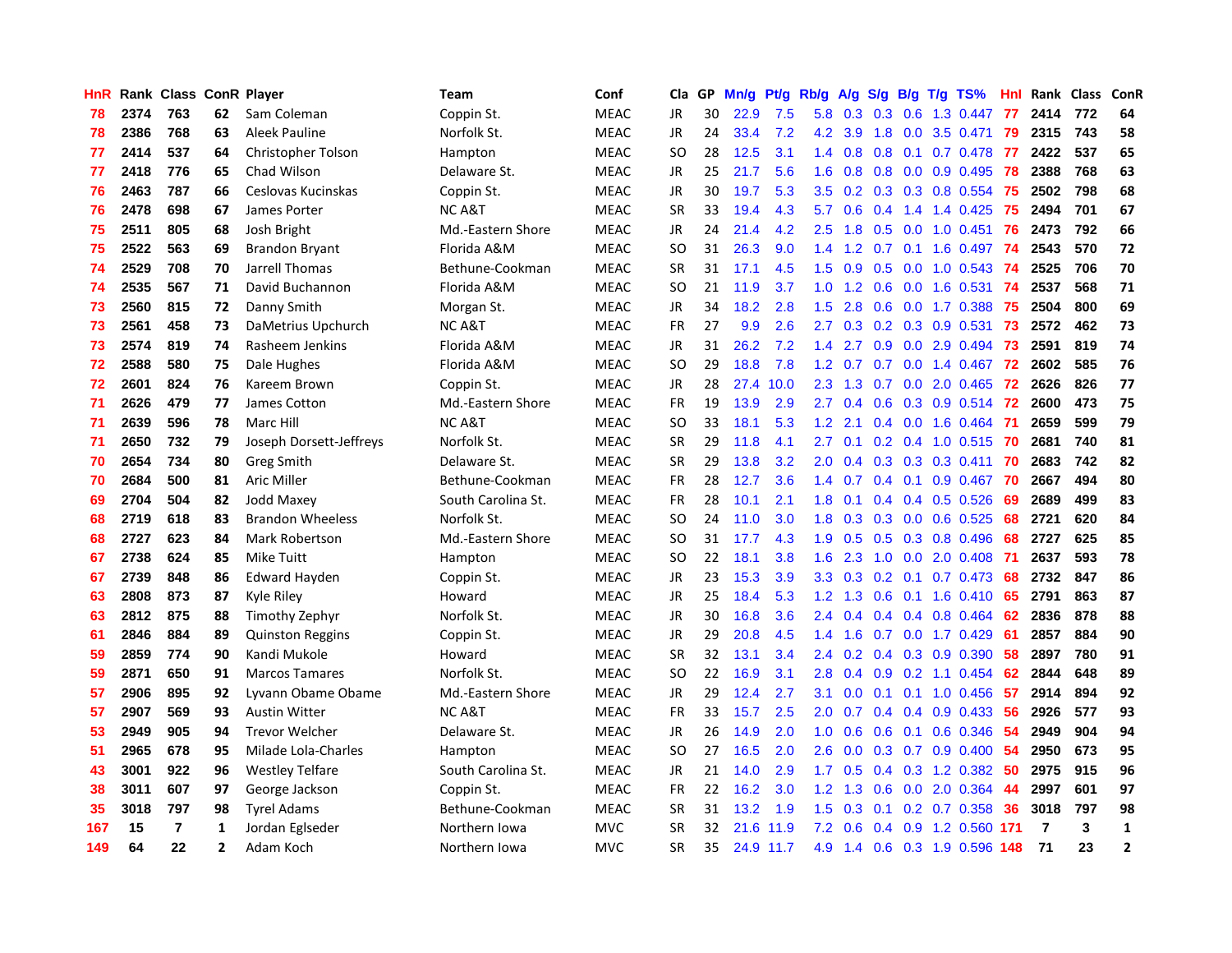| HnR | Rank | Class | ConR | Player | Team | Conf | Cla | GP | Mn/g | Pt/g | Rb/g | A/g | S/g | B/g | T/g | TS% | HnI | Rank | Class | ConR |
|---|---|---|---|---|---|---|---|---|---|---|---|---|---|---|---|---|---|---|---|---|
| 78 | 2374 | 763 | 62 | Sam Coleman | Coppin St. | MEAC | JR | 30 | 22.9 | 7.5 | 5.8 | 0.3 | 0.3 | 0.6 | 1.3 | 0.447 | 77 | 2414 | 772 | 64 |
| 78 | 2386 | 768 | 63 | Aleek Pauline | Norfolk St. | MEAC | JR | 24 | 33.4 | 7.2 | 4.2 | 3.9 | 1.8 | 0.0 | 3.5 | 0.471 | 79 | 2315 | 743 | 58 |
| 77 | 2414 | 537 | 64 | Christopher Tolson | Hampton | MEAC | SO | 28 | 12.5 | 3.1 | 1.4 | 0.8 | 0.8 | 0.1 | 0.7 | 0.478 | 77 | 2422 | 537 | 65 |
| 77 | 2418 | 776 | 65 | Chad Wilson | Delaware St. | MEAC | JR | 25 | 21.7 | 5.6 | 1.6 | 0.8 | 0.8 | 0.0 | 0.9 | 0.495 | 78 | 2388 | 768 | 63 |
| 76 | 2463 | 787 | 66 | Ceslovas Kucinskas | Coppin St. | MEAC | JR | 30 | 19.7 | 5.3 | 3.5 | 0.2 | 0.3 | 0.3 | 0.8 | 0.554 | 75 | 2502 | 798 | 68 |
| 76 | 2478 | 698 | 67 | James Porter | NC A&T | MEAC | SR | 33 | 19.4 | 4.3 | 5.7 | 0.6 | 0.4 | 1.4 | 1.4 | 0.425 | 75 | 2494 | 701 | 67 |
| 75 | 2511 | 805 | 68 | Josh Bright | Md.-Eastern Shore | MEAC | JR | 24 | 21.4 | 4.2 | 2.5 | 1.8 | 0.5 | 0.0 | 1.0 | 0.451 | 76 | 2473 | 792 | 66 |
| 75 | 2522 | 563 | 69 | Brandon Bryant | Florida A&M | MEAC | SO | 31 | 26.3 | 9.0 | 1.4 | 1.2 | 0.7 | 0.1 | 1.6 | 0.497 | 74 | 2543 | 570 | 72 |
| 74 | 2529 | 708 | 70 | Jarrell Thomas | Bethune-Cookman | MEAC | SR | 31 | 17.1 | 4.5 | 1.5 | 0.9 | 0.5 | 0.0 | 1.0 | 0.543 | 74 | 2525 | 706 | 70 |
| 74 | 2535 | 567 | 71 | David Buchannon | Florida A&M | MEAC | SO | 21 | 11.9 | 3.7 | 1.0 | 1.2 | 0.6 | 0.0 | 1.6 | 0.531 | 74 | 2537 | 568 | 71 |
| 73 | 2560 | 815 | 72 | Danny Smith | Morgan St. | MEAC | JR | 34 | 18.2 | 2.8 | 1.5 | 2.8 | 0.6 | 0.0 | 1.7 | 0.388 | 75 | 2504 | 800 | 69 |
| 73 | 2561 | 458 | 73 | DaMetrius Upchurch | NC A&T | MEAC | FR | 27 | 9.9 | 2.6 | 2.7 | 0.3 | 0.2 | 0.3 | 0.9 | 0.531 | 73 | 2572 | 462 | 73 |
| 73 | 2574 | 819 | 74 | Rasheem Jenkins | Florida A&M | MEAC | JR | 31 | 26.2 | 7.2 | 1.4 | 2.7 | 0.9 | 0.0 | 2.9 | 0.494 | 73 | 2591 | 819 | 74 |
| 72 | 2588 | 580 | 75 | Dale Hughes | Florida A&M | MEAC | SO | 29 | 18.8 | 7.8 | 1.2 | 0.7 | 0.7 | 0.0 | 1.4 | 0.467 | 72 | 2602 | 585 | 76 |
| 72 | 2601 | 824 | 76 | Kareem Brown | Coppin St. | MEAC | JR | 28 | 27.4 | 10.0 | 2.3 | 1.3 | 0.7 | 0.0 | 2.0 | 0.465 | 72 | 2626 | 826 | 77 |
| 71 | 2626 | 479 | 77 | James Cotton | Md.-Eastern Shore | MEAC | FR | 19 | 13.9 | 2.9 | 2.7 | 0.4 | 0.6 | 0.3 | 0.9 | 0.514 | 72 | 2600 | 473 | 75 |
| 71 | 2639 | 596 | 78 | Marc Hill | NC A&T | MEAC | SO | 33 | 18.1 | 5.3 | 1.2 | 2.1 | 0.4 | 0.0 | 1.6 | 0.464 | 71 | 2659 | 599 | 79 |
| 71 | 2650 | 732 | 79 | Joseph Dorsett-Jeffreys | Norfolk St. | MEAC | SR | 29 | 11.8 | 4.1 | 2.7 | 0.1 | 0.2 | 0.4 | 1.0 | 0.515 | 70 | 2681 | 740 | 81 |
| 70 | 2654 | 734 | 80 | Greg Smith | Delaware St. | MEAC | SR | 29 | 13.8 | 3.2 | 2.0 | 0.4 | 0.3 | 0.3 | 0.3 | 0.411 | 70 | 2683 | 742 | 82 |
| 70 | 2684 | 500 | 81 | Aric Miller | Bethune-Cookman | MEAC | FR | 28 | 12.7 | 3.6 | 1.4 | 0.7 | 0.4 | 0.1 | 0.9 | 0.467 | 70 | 2667 | 494 | 80 |
| 69 | 2704 | 504 | 82 | Jodd Maxey | South Carolina St. | MEAC | FR | 28 | 10.1 | 2.1 | 1.8 | 0.1 | 0.4 | 0.4 | 0.5 | 0.526 | 69 | 2689 | 499 | 83 |
| 68 | 2719 | 618 | 83 | Brandon Wheeless | Norfolk St. | MEAC | SO | 24 | 11.0 | 3.0 | 1.8 | 0.3 | 0.3 | 0.0 | 0.6 | 0.525 | 68 | 2721 | 620 | 84 |
| 68 | 2727 | 623 | 84 | Mark Robertson | Md.-Eastern Shore | MEAC | SO | 31 | 17.7 | 4.3 | 1.9 | 0.5 | 0.5 | 0.3 | 0.8 | 0.496 | 68 | 2727 | 625 | 85 |
| 67 | 2738 | 624 | 85 | Mike Tuitt | Hampton | MEAC | SO | 22 | 18.1 | 3.8 | 1.6 | 2.3 | 1.0 | 0.0 | 2.0 | 0.408 | 71 | 2637 | 593 | 78 |
| 67 | 2739 | 848 | 86 | Edward Hayden | Coppin St. | MEAC | JR | 23 | 15.3 | 3.9 | 3.3 | 0.3 | 0.2 | 0.1 | 0.7 | 0.473 | 68 | 2732 | 847 | 86 |
| 63 | 2808 | 873 | 87 | Kyle Riley | Howard | MEAC | JR | 25 | 18.4 | 5.3 | 1.2 | 1.3 | 0.6 | 0.1 | 1.6 | 0.410 | 65 | 2791 | 863 | 87 |
| 63 | 2812 | 875 | 88 | Timothy Zephyr | Norfolk St. | MEAC | JR | 30 | 16.8 | 3.6 | 2.4 | 0.4 | 0.4 | 0.4 | 0.8 | 0.464 | 62 | 2836 | 878 | 88 |
| 61 | 2846 | 884 | 89 | Quinston Reggins | Coppin St. | MEAC | JR | 29 | 20.8 | 4.5 | 1.4 | 1.6 | 0.7 | 0.0 | 1.7 | 0.429 | 61 | 2857 | 884 | 90 |
| 59 | 2859 | 774 | 90 | Kandi Mukole | Howard | MEAC | SR | 32 | 13.1 | 3.4 | 2.4 | 0.2 | 0.4 | 0.3 | 0.9 | 0.390 | 58 | 2897 | 780 | 91 |
| 59 | 2871 | 650 | 91 | Marcos Tamares | Norfolk St. | MEAC | SO | 22 | 16.9 | 3.1 | 2.8 | 0.4 | 0.9 | 0.2 | 1.1 | 0.454 | 62 | 2844 | 648 | 89 |
| 57 | 2906 | 895 | 92 | Lyvann Obame Obame | Md.-Eastern Shore | MEAC | JR | 29 | 12.4 | 2.7 | 3.1 | 0.0 | 0.1 | 0.1 | 1.0 | 0.456 | 57 | 2914 | 894 | 92 |
| 57 | 2907 | 569 | 93 | Austin Witter | NC A&T | MEAC | FR | 33 | 15.7 | 2.5 | 2.0 | 0.7 | 0.4 | 0.4 | 0.9 | 0.433 | 56 | 2926 | 577 | 93 |
| 53 | 2949 | 905 | 94 | Trevor Welcher | Delaware St. | MEAC | JR | 26 | 14.9 | 2.0 | 1.0 | 0.6 | 0.6 | 0.1 | 0.6 | 0.346 | 54 | 2949 | 904 | 94 |
| 51 | 2965 | 678 | 95 | Milade Lola-Charles | Hampton | MEAC | SO | 27 | 16.5 | 2.0 | 2.6 | 0.0 | 0.3 | 0.7 | 0.9 | 0.400 | 54 | 2950 | 673 | 95 |
| 43 | 3001 | 922 | 96 | Westley Telfare | South Carolina St. | MEAC | JR | 21 | 14.0 | 2.9 | 1.7 | 0.5 | 0.4 | 0.3 | 1.2 | 0.382 | 50 | 2975 | 915 | 96 |
| 38 | 3011 | 607 | 97 | George Jackson | Coppin St. | MEAC | FR | 22 | 16.2 | 3.0 | 1.2 | 1.3 | 0.6 | 0.0 | 2.0 | 0.364 | 44 | 2997 | 601 | 97 |
| 35 | 3018 | 797 | 98 | Tyrel Adams | Bethune-Cookman | MEAC | SR | 31 | 13.2 | 1.9 | 1.5 | 0.3 | 0.1 | 0.2 | 0.7 | 0.358 | 36 | 3018 | 797 | 98 |
| 167 | 15 | 7 | 1 | Jordan Eglseder | Northern Iowa | MVC | SR | 32 | 21.6 | 11.9 | 7.2 | 0.6 | 0.4 | 0.9 | 1.2 | 0.560 | 171 | 7 | 3 | 1 |
| 149 | 64 | 22 | 2 | Adam Koch | Northern Iowa | MVC | SR | 35 | 24.9 | 11.7 | 4.9 | 1.4 | 0.6 | 0.3 | 1.9 | 0.596 | 148 | 71 | 23 | 2 |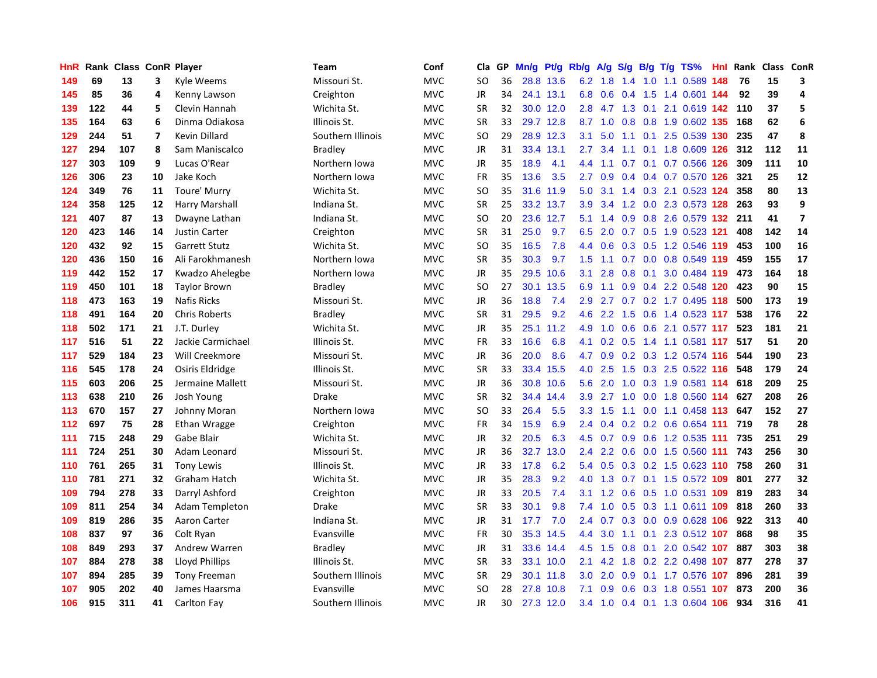| HnR | Rank | Class | ConR | Player | Team | Conf | Cla | GP | Mn/g | Pt/g | Rb/g | A/g | S/g | B/g | T/g | TS% | HnI | Rank | Class | ConR |
|---|---|---|---|---|---|---|---|---|---|---|---|---|---|---|---|---|---|---|---|---|
| 149 | 69 | 13 | 3 | Kyle Weems | Missouri St. | MVC | SO | 36 | 28.8 | 13.6 | 6.2 | 1.8 | 1.4 | 1.0 | 1.1 | 0.589 | 148 | 76 | 15 | 3 |
| 145 | 85 | 36 | 4 | Kenny Lawson | Creighton | MVC | JR | 34 | 24.1 | 13.1 | 6.8 | 0.6 | 0.4 | 1.5 | 1.4 | 0.601 | 144 | 92 | 39 | 4 |
| 139 | 122 | 44 | 5 | Clevin Hannah | Wichita St. | MVC | SR | 32 | 30.0 | 12.0 | 2.8 | 4.7 | 1.3 | 0.1 | 2.1 | 0.619 | 142 | 110 | 37 | 5 |
| 135 | 164 | 63 | 6 | Dinma Odiakosa | Illinois St. | MVC | SR | 33 | 29.7 | 12.8 | 8.7 | 1.0 | 0.8 | 0.8 | 1.9 | 0.602 | 135 | 168 | 62 | 6 |
| 129 | 244 | 51 | 7 | Kevin Dillard | Southern Illinois | MVC | SO | 29 | 28.9 | 12.3 | 3.1 | 5.0 | 1.1 | 0.1 | 2.5 | 0.539 | 130 | 235 | 47 | 8 |
| 127 | 294 | 107 | 8 | Sam Maniscalco | Bradley | MVC | JR | 31 | 33.4 | 13.1 | 2.7 | 3.4 | 1.1 | 0.1 | 1.8 | 0.609 | 126 | 312 | 112 | 11 |
| 127 | 303 | 109 | 9 | Lucas O'Rear | Northern Iowa | MVC | JR | 35 | 18.9 | 4.1 | 4.4 | 1.1 | 0.7 | 0.1 | 0.7 | 0.566 | 126 | 309 | 111 | 10 |
| 126 | 306 | 23 | 10 | Jake Koch | Northern Iowa | MVC | FR | 35 | 13.6 | 3.5 | 2.7 | 0.9 | 0.4 | 0.4 | 0.7 | 0.570 | 126 | 321 | 25 | 12 |
| 124 | 349 | 76 | 11 | Toure' Murry | Wichita St. | MVC | SO | 35 | 31.6 | 11.9 | 5.0 | 3.1 | 1.4 | 0.3 | 2.1 | 0.523 | 124 | 358 | 80 | 13 |
| 124 | 358 | 125 | 12 | Harry Marshall | Indiana St. | MVC | SR | 25 | 33.2 | 13.7 | 3.9 | 3.4 | 1.2 | 0.0 | 2.3 | 0.573 | 128 | 263 | 93 | 9 |
| 121 | 407 | 87 | 13 | Dwayne Lathan | Indiana St. | MVC | SO | 20 | 23.6 | 12.7 | 5.1 | 1.4 | 0.9 | 0.8 | 2.6 | 0.579 | 132 | 211 | 41 | 7 |
| 120 | 423 | 146 | 14 | Justin Carter | Creighton | MVC | SR | 31 | 25.0 | 9.7 | 6.5 | 2.0 | 0.7 | 0.5 | 1.9 | 0.523 | 121 | 408 | 142 | 14 |
| 120 | 432 | 92 | 15 | Garrett Stutz | Wichita St. | MVC | SO | 35 | 16.5 | 7.8 | 4.4 | 0.6 | 0.3 | 0.5 | 1.2 | 0.546 | 119 | 453 | 100 | 16 |
| 120 | 436 | 150 | 16 | Ali Farokhmanesh | Northern Iowa | MVC | SR | 35 | 30.3 | 9.7 | 1.5 | 1.1 | 0.7 | 0.0 | 0.8 | 0.549 | 119 | 459 | 155 | 17 |
| 119 | 442 | 152 | 17 | Kwadzo Ahelegbe | Northern Iowa | MVC | JR | 35 | 29.5 | 10.6 | 3.1 | 2.8 | 0.8 | 0.1 | 3.0 | 0.484 | 119 | 473 | 164 | 18 |
| 119 | 450 | 101 | 18 | Taylor Brown | Bradley | MVC | SO | 27 | 30.1 | 13.5 | 6.9 | 1.1 | 0.9 | 0.4 | 2.2 | 0.548 | 120 | 423 | 90 | 15 |
| 118 | 473 | 163 | 19 | Nafis Ricks | Missouri St. | MVC | JR | 36 | 18.8 | 7.4 | 2.9 | 2.7 | 0.7 | 0.2 | 1.7 | 0.495 | 118 | 500 | 173 | 19 |
| 118 | 491 | 164 | 20 | Chris Roberts | Bradley | MVC | SR | 31 | 29.5 | 9.2 | 4.6 | 2.2 | 1.5 | 0.6 | 1.4 | 0.523 | 117 | 538 | 176 | 22 |
| 118 | 502 | 171 | 21 | J.T. Durley | Wichita St. | MVC | JR | 35 | 25.1 | 11.2 | 4.9 | 1.0 | 0.6 | 0.6 | 2.1 | 0.577 | 117 | 523 | 181 | 21 |
| 117 | 516 | 51 | 22 | Jackie Carmichael | Illinois St. | MVC | FR | 33 | 16.6 | 6.8 | 4.1 | 0.2 | 0.5 | 1.4 | 1.1 | 0.581 | 117 | 517 | 51 | 20 |
| 117 | 529 | 184 | 23 | Will Creekmore | Missouri St. | MVC | JR | 36 | 20.0 | 8.6 | 4.7 | 0.9 | 0.2 | 0.3 | 1.2 | 0.574 | 116 | 544 | 190 | 23 |
| 116 | 545 | 178 | 24 | Osiris Eldridge | Illinois St. | MVC | SR | 33 | 33.4 | 15.5 | 4.0 | 2.5 | 1.5 | 0.3 | 2.5 | 0.522 | 116 | 548 | 179 | 24 |
| 115 | 603 | 206 | 25 | Jermaine Mallett | Missouri St. | MVC | JR | 36 | 30.8 | 10.6 | 5.6 | 2.0 | 1.0 | 0.3 | 1.9 | 0.581 | 114 | 618 | 209 | 25 |
| 113 | 638 | 210 | 26 | Josh Young | Drake | MVC | SR | 32 | 34.4 | 14.4 | 3.9 | 2.7 | 1.0 | 0.0 | 1.8 | 0.560 | 114 | 627 | 208 | 26 |
| 113 | 670 | 157 | 27 | Johnny Moran | Northern Iowa | MVC | SO | 33 | 26.4 | 5.5 | 3.3 | 1.5 | 1.1 | 0.0 | 1.1 | 0.458 | 113 | 647 | 152 | 27 |
| 112 | 697 | 75 | 28 | Ethan Wragge | Creighton | MVC | FR | 34 | 15.9 | 6.9 | 2.4 | 0.4 | 0.2 | 0.2 | 0.6 | 0.654 | 111 | 719 | 78 | 28 |
| 111 | 715 | 248 | 29 | Gabe Blair | Wichita St. | MVC | JR | 32 | 20.5 | 6.3 | 4.5 | 0.7 | 0.9 | 0.6 | 1.2 | 0.535 | 111 | 735 | 251 | 29 |
| 111 | 724 | 251 | 30 | Adam Leonard | Missouri St. | MVC | JR | 36 | 32.7 | 13.0 | 2.4 | 2.2 | 0.6 | 0.0 | 1.5 | 0.560 | 111 | 743 | 256 | 30 |
| 110 | 761 | 265 | 31 | Tony Lewis | Illinois St. | MVC | JR | 33 | 17.8 | 6.2 | 5.4 | 0.5 | 0.3 | 0.2 | 1.5 | 0.623 | 110 | 758 | 260 | 31 |
| 110 | 781 | 271 | 32 | Graham Hatch | Wichita St. | MVC | JR | 35 | 28.3 | 9.2 | 4.0 | 1.3 | 0.7 | 0.1 | 1.5 | 0.572 | 109 | 801 | 277 | 32 |
| 109 | 794 | 278 | 33 | Darryl Ashford | Creighton | MVC | JR | 33 | 20.5 | 7.4 | 3.1 | 1.2 | 0.6 | 0.5 | 1.0 | 0.531 | 109 | 819 | 283 | 34 |
| 109 | 811 | 254 | 34 | Adam Templeton | Drake | MVC | SR | 33 | 30.1 | 9.8 | 7.4 | 1.0 | 0.5 | 0.3 | 1.1 | 0.611 | 109 | 818 | 260 | 33 |
| 109 | 819 | 286 | 35 | Aaron Carter | Indiana St. | MVC | JR | 31 | 17.7 | 7.0 | 2.4 | 0.7 | 0.3 | 0.0 | 0.9 | 0.628 | 106 | 922 | 313 | 40 |
| 108 | 837 | 97 | 36 | Colt Ryan | Evansville | MVC | FR | 30 | 35.3 | 14.5 | 4.4 | 3.0 | 1.1 | 0.1 | 2.3 | 0.512 | 107 | 868 | 98 | 35 |
| 108 | 849 | 293 | 37 | Andrew Warren | Bradley | MVC | JR | 31 | 33.6 | 14.4 | 4.5 | 1.5 | 0.8 | 0.1 | 2.0 | 0.542 | 107 | 887 | 303 | 38 |
| 107 | 884 | 278 | 38 | Lloyd Phillips | Illinois St. | MVC | SR | 33 | 33.1 | 10.0 | 2.1 | 4.2 | 1.8 | 0.2 | 2.2 | 0.498 | 107 | 877 | 278 | 37 |
| 107 | 894 | 285 | 39 | Tony Freeman | Southern Illinois | MVC | SR | 29 | 30.1 | 11.8 | 3.0 | 2.0 | 0.9 | 0.1 | 1.7 | 0.576 | 107 | 896 | 281 | 39 |
| 107 | 905 | 202 | 40 | James Haarsma | Evansville | MVC | SO | 28 | 27.8 | 10.8 | 7.1 | 0.9 | 0.6 | 0.3 | 1.8 | 0.551 | 107 | 873 | 200 | 36 |
| 106 | 915 | 311 | 41 | Carlton Fay | Southern Illinois | MVC | JR | 30 | 27.3 | 12.0 | 3.4 | 1.0 | 0.4 | 0.1 | 1.3 | 0.604 | 106 | 934 | 316 | 41 |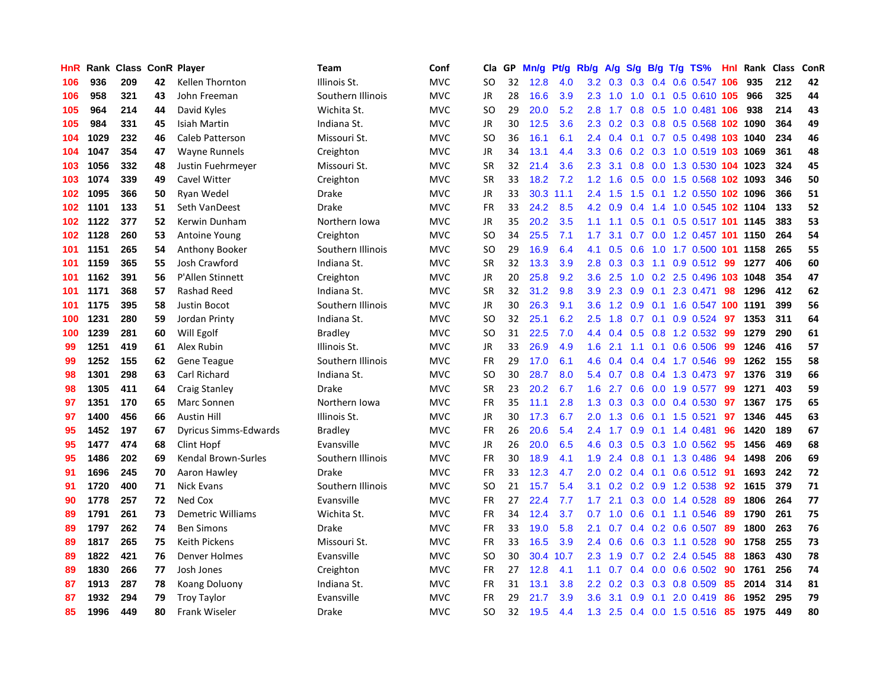| HnR | Rank | Class | ConR | Player | Team | Conf | Cla | GP | Mn/g | Pt/g | Rb/g | A/g | S/g | B/g | T/g | TS% | HnI | Rank | Class | ConR |
|---|---|---|---|---|---|---|---|---|---|---|---|---|---|---|---|---|---|---|---|---|
| 106 | 936 | 209 | 42 | Kellen Thornton | Illinois St. | MVC | SO | 32 | 12.8 | 4.0 | 3.2 | 0.3 | 0.3 | 0.4 | 0.6 | 0.547 | 106 | 935 | 212 | 42 |
| 106 | 958 | 321 | 43 | John Freeman | Southern Illinois | MVC | JR | 28 | 16.6 | 3.9 | 2.3 | 1.0 | 1.0 | 0.1 | 0.5 | 0.610 | 105 | 966 | 325 | 44 |
| 105 | 964 | 214 | 44 | David Kyles | Wichita St. | MVC | SO | 29 | 20.0 | 5.2 | 2.8 | 1.7 | 0.8 | 0.5 | 1.0 | 0.481 | 106 | 938 | 214 | 43 |
| 105 | 984 | 331 | 45 | Isiah Martin | Indiana St. | MVC | JR | 30 | 12.5 | 3.6 | 2.3 | 0.2 | 0.3 | 0.8 | 0.5 | 0.568 | 102 | 1090 | 364 | 49 |
| 104 | 1029 | 232 | 46 | Caleb Patterson | Missouri St. | MVC | SO | 36 | 16.1 | 6.1 | 2.4 | 0.4 | 0.1 | 0.7 | 0.5 | 0.498 | 103 | 1040 | 234 | 46 |
| 104 | 1047 | 354 | 47 | Wayne Runnels | Creighton | MVC | JR | 34 | 13.1 | 4.4 | 3.3 | 0.6 | 0.2 | 0.3 | 1.0 | 0.519 | 103 | 1069 | 361 | 48 |
| 103 | 1056 | 332 | 48 | Justin Fuehrmeyer | Missouri St. | MVC | SR | 32 | 21.4 | 3.6 | 2.3 | 3.1 | 0.8 | 0.0 | 1.3 | 0.530 | 104 | 1023 | 324 | 45 |
| 103 | 1074 | 339 | 49 | Cavel Witter | Creighton | MVC | SR | 33 | 18.2 | 7.2 | 1.2 | 1.6 | 0.5 | 0.0 | 1.5 | 0.568 | 102 | 1093 | 346 | 50 |
| 102 | 1095 | 366 | 50 | Ryan Wedel | Drake | MVC | JR | 33 | 30.3 | 11.1 | 2.4 | 1.5 | 1.5 | 0.1 | 1.2 | 0.550 | 102 | 1096 | 366 | 51 |
| 102 | 1101 | 133 | 51 | Seth VanDeest | Drake | MVC | FR | 33 | 24.2 | 8.5 | 4.2 | 0.9 | 0.4 | 1.4 | 1.0 | 0.545 | 102 | 1104 | 133 | 52 |
| 102 | 1122 | 377 | 52 | Kerwin Dunham | Northern Iowa | MVC | JR | 35 | 20.2 | 3.5 | 1.1 | 1.1 | 0.5 | 0.1 | 0.5 | 0.517 | 101 | 1145 | 383 | 53 |
| 102 | 1128 | 260 | 53 | Antoine Young | Creighton | MVC | SO | 34 | 25.5 | 7.1 | 1.7 | 3.1 | 0.7 | 0.0 | 1.2 | 0.457 | 101 | 1150 | 264 | 54 |
| 101 | 1151 | 265 | 54 | Anthony Booker | Southern Illinois | MVC | SO | 29 | 16.9 | 6.4 | 4.1 | 0.5 | 0.6 | 1.0 | 1.7 | 0.500 | 101 | 1158 | 265 | 55 |
| 101 | 1159 | 365 | 55 | Josh Crawford | Indiana St. | MVC | SR | 32 | 13.3 | 3.9 | 2.8 | 0.3 | 0.3 | 1.1 | 0.9 | 0.512 | 99 | 1277 | 406 | 60 |
| 101 | 1162 | 391 | 56 | P'Allen Stinnett | Creighton | MVC | JR | 20 | 25.8 | 9.2 | 3.6 | 2.5 | 1.0 | 0.2 | 2.5 | 0.496 | 103 | 1048 | 354 | 47 |
| 101 | 1171 | 368 | 57 | Rashad Reed | Indiana St. | MVC | SR | 32 | 31.2 | 9.8 | 3.9 | 2.3 | 0.9 | 0.1 | 2.3 | 0.471 | 98 | 1296 | 412 | 62 |
| 101 | 1175 | 395 | 58 | Justin Bocot | Southern Illinois | MVC | JR | 30 | 26.3 | 9.1 | 3.6 | 1.2 | 0.9 | 0.1 | 1.6 | 0.547 | 100 | 1191 | 399 | 56 |
| 100 | 1231 | 280 | 59 | Jordan Printy | Indiana St. | MVC | SO | 32 | 25.1 | 6.2 | 2.5 | 1.8 | 0.7 | 0.1 | 0.9 | 0.524 | 97 | 1353 | 311 | 64 |
| 100 | 1239 | 281 | 60 | Will Egolf | Bradley | MVC | SO | 31 | 22.5 | 7.0 | 4.4 | 0.4 | 0.5 | 0.8 | 1.2 | 0.532 | 99 | 1279 | 290 | 61 |
| 99 | 1251 | 419 | 61 | Alex Rubin | Illinois St. | MVC | JR | 33 | 26.9 | 4.9 | 1.6 | 2.1 | 1.1 | 0.1 | 0.6 | 0.506 | 99 | 1246 | 416 | 57 |
| 99 | 1252 | 155 | 62 | Gene Teague | Southern Illinois | MVC | FR | 29 | 17.0 | 6.1 | 4.6 | 0.4 | 0.4 | 0.4 | 1.7 | 0.546 | 99 | 1262 | 155 | 58 |
| 98 | 1301 | 298 | 63 | Carl Richard | Indiana St. | MVC | SO | 30 | 28.7 | 8.0 | 5.4 | 0.7 | 0.8 | 0.4 | 1.3 | 0.473 | 97 | 1376 | 319 | 66 |
| 98 | 1305 | 411 | 64 | Craig Stanley | Drake | MVC | SR | 23 | 20.2 | 6.7 | 1.6 | 2.7 | 0.6 | 0.0 | 1.9 | 0.577 | 99 | 1271 | 403 | 59 |
| 97 | 1351 | 170 | 65 | Marc Sonnen | Northern Iowa | MVC | FR | 35 | 11.1 | 2.8 | 1.3 | 0.3 | 0.3 | 0.0 | 0.4 | 0.530 | 97 | 1367 | 175 | 65 |
| 97 | 1400 | 456 | 66 | Austin Hill | Illinois St. | MVC | JR | 30 | 17.3 | 6.7 | 2.0 | 1.3 | 0.6 | 0.1 | 1.5 | 0.521 | 97 | 1346 | 445 | 63 |
| 95 | 1452 | 197 | 67 | Dyricus Simms-Edwards | Bradley | MVC | FR | 26 | 20.6 | 5.4 | 2.4 | 1.7 | 0.9 | 0.1 | 1.4 | 0.481 | 96 | 1420 | 189 | 67 |
| 95 | 1477 | 474 | 68 | Clint Hopf | Evansville | MVC | JR | 26 | 20.0 | 6.5 | 4.6 | 0.3 | 0.5 | 0.3 | 1.0 | 0.562 | 95 | 1456 | 469 | 68 |
| 95 | 1486 | 202 | 69 | Kendal Brown-Surles | Southern Illinois | MVC | FR | 30 | 18.9 | 4.1 | 1.9 | 2.4 | 0.8 | 0.1 | 1.3 | 0.486 | 94 | 1498 | 206 | 69 |
| 91 | 1696 | 245 | 70 | Aaron Hawley | Drake | MVC | FR | 33 | 12.3 | 4.7 | 2.0 | 0.2 | 0.4 | 0.1 | 0.6 | 0.512 | 91 | 1693 | 242 | 72 |
| 91 | 1720 | 400 | 71 | Nick Evans | Southern Illinois | MVC | SO | 21 | 15.7 | 5.4 | 3.1 | 0.2 | 0.2 | 0.9 | 1.2 | 0.538 | 92 | 1615 | 379 | 71 |
| 90 | 1778 | 257 | 72 | Ned Cox | Evansville | MVC | FR | 27 | 22.4 | 7.7 | 1.7 | 2.1 | 0.3 | 0.0 | 1.4 | 0.528 | 89 | 1806 | 264 | 77 |
| 89 | 1791 | 261 | 73 | Demetric Williams | Wichita St. | MVC | FR | 34 | 12.4 | 3.7 | 0.7 | 1.0 | 0.6 | 0.1 | 1.1 | 0.546 | 89 | 1790 | 261 | 75 |
| 89 | 1797 | 262 | 74 | Ben Simons | Drake | MVC | FR | 33 | 19.0 | 5.8 | 2.1 | 0.7 | 0.4 | 0.2 | 0.6 | 0.507 | 89 | 1800 | 263 | 76 |
| 89 | 1817 | 265 | 75 | Keith Pickens | Missouri St. | MVC | FR | 33 | 16.5 | 3.9 | 2.4 | 0.6 | 0.6 | 0.3 | 1.1 | 0.528 | 90 | 1758 | 255 | 73 |
| 89 | 1822 | 421 | 76 | Denver Holmes | Evansville | MVC | SO | 30 | 30.4 | 10.7 | 2.3 | 1.9 | 0.7 | 0.2 | 2.4 | 0.545 | 88 | 1863 | 430 | 78 |
| 89 | 1830 | 266 | 77 | Josh Jones | Creighton | MVC | FR | 27 | 12.8 | 4.1 | 1.1 | 0.7 | 0.4 | 0.0 | 0.6 | 0.502 | 90 | 1761 | 256 | 74 |
| 87 | 1913 | 287 | 78 | Koang Doluony | Indiana St. | MVC | FR | 31 | 13.1 | 3.8 | 2.2 | 0.2 | 0.3 | 0.3 | 0.8 | 0.509 | 85 | 2014 | 314 | 81 |
| 87 | 1932 | 294 | 79 | Troy Taylor | Evansville | MVC | FR | 29 | 21.7 | 3.9 | 3.6 | 3.1 | 0.9 | 0.1 | 2.0 | 0.419 | 86 | 1952 | 295 | 79 |
| 85 | 1996 | 449 | 80 | Frank Wiseler | Drake | MVC | SO | 32 | 19.5 | 4.4 | 1.3 | 2.5 | 0.4 | 0.0 | 1.5 | 0.516 | 85 | 1975 | 449 | 80 |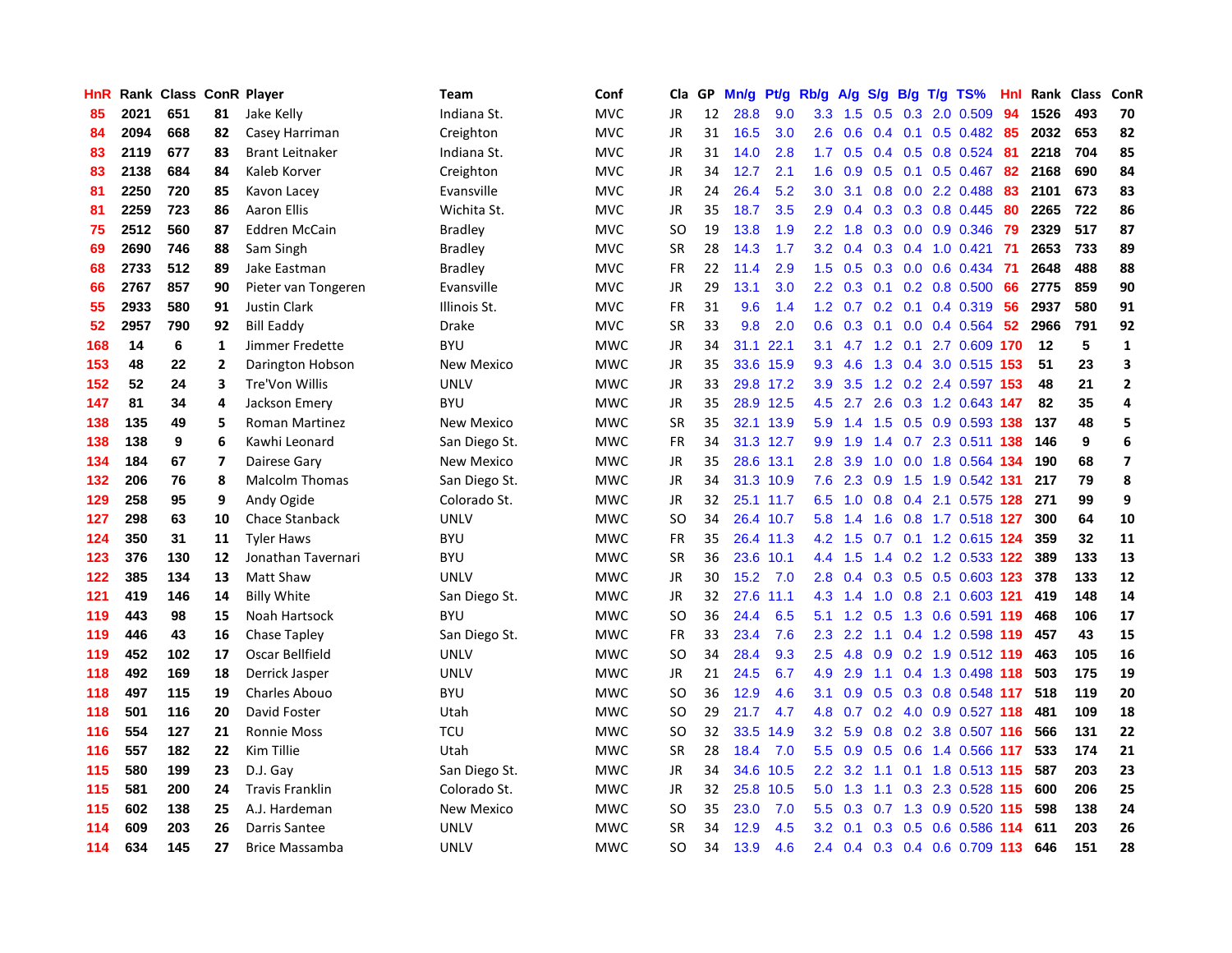| HnR | Rank | Class | ConR | Player | Team | Conf | Cla | GP | Mn/g | Pt/g | Rb/g | A/g | S/g | B/g | T/g | TS% | HnI | Rank | Class | ConR |
|---|---|---|---|---|---|---|---|---|---|---|---|---|---|---|---|---|---|---|---|---|
| 85 | 2021 | 651 | 81 | Jake Kelly | Indiana St. | MVC | JR | 12 | 28.8 | 9.0 | 3.3 | 1.5 | 0.5 | 0.3 | 2.0 | 0.509 | 94 | 1526 | 493 | 70 |
| 84 | 2094 | 668 | 82 | Casey Harriman | Creighton | MVC | JR | 31 | 16.5 | 3.0 | 2.6 | 0.6 | 0.4 | 0.1 | 0.5 | 0.482 | 85 | 2032 | 653 | 82 |
| 83 | 2119 | 677 | 83 | Brant Leitnaker | Indiana St. | MVC | JR | 31 | 14.0 | 2.8 | 1.7 | 0.5 | 0.4 | 0.5 | 0.8 | 0.524 | 81 | 2218 | 704 | 85 |
| 83 | 2138 | 684 | 84 | Kaleb Korver | Creighton | MVC | JR | 34 | 12.7 | 2.1 | 1.6 | 0.9 | 0.5 | 0.1 | 0.5 | 0.467 | 82 | 2168 | 690 | 84 |
| 81 | 2250 | 720 | 85 | Kavon Lacey | Evansville | MVC | JR | 24 | 26.4 | 5.2 | 3.0 | 3.1 | 0.8 | 0.0 | 2.2 | 0.488 | 83 | 2101 | 673 | 83 |
| 81 | 2259 | 723 | 86 | Aaron Ellis | Wichita St. | MVC | JR | 35 | 18.7 | 3.5 | 2.9 | 0.4 | 0.3 | 0.3 | 0.8 | 0.445 | 80 | 2265 | 722 | 86 |
| 75 | 2512 | 560 | 87 | Eddren McCain | Bradley | MVC | SO | 19 | 13.8 | 1.9 | 2.2 | 1.8 | 0.3 | 0.0 | 0.9 | 0.346 | 79 | 2329 | 517 | 87 |
| 69 | 2690 | 746 | 88 | Sam Singh | Bradley | MVC | SR | 28 | 14.3 | 1.7 | 3.2 | 0.4 | 0.3 | 0.4 | 1.0 | 0.421 | 71 | 2653 | 733 | 89 |
| 68 | 2733 | 512 | 89 | Jake Eastman | Bradley | MVC | FR | 22 | 11.4 | 2.9 | 1.5 | 0.5 | 0.3 | 0.0 | 0.6 | 0.434 | 71 | 2648 | 488 | 88 |
| 66 | 2767 | 857 | 90 | Pieter van Tongeren | Evansville | MVC | JR | 29 | 13.1 | 3.0 | 2.2 | 0.3 | 0.1 | 0.2 | 0.8 | 0.500 | 66 | 2775 | 859 | 90 |
| 55 | 2933 | 580 | 91 | Justin Clark | Illinois St. | MVC | FR | 31 | 9.6 | 1.4 | 1.2 | 0.7 | 0.2 | 0.1 | 0.4 | 0.319 | 56 | 2937 | 580 | 91 |
| 52 | 2957 | 790 | 92 | Bill Eaddy | Drake | MVC | SR | 33 | 9.8 | 2.0 | 0.6 | 0.3 | 0.1 | 0.0 | 0.4 | 0.564 | 52 | 2966 | 791 | 92 |
| 168 | 14 | 6 | 1 | Jimmer Fredette | BYU | MWC | JR | 34 | 31.1 | 22.1 | 3.1 | 4.7 | 1.2 | 0.1 | 2.7 | 0.609 | 170 | 12 | 5 | 1 |
| 153 | 48 | 22 | 2 | Darington Hobson | New Mexico | MWC | JR | 35 | 33.6 | 15.9 | 9.3 | 4.6 | 1.3 | 0.4 | 3.0 | 0.515 | 153 | 51 | 23 | 3 |
| 152 | 52 | 24 | 3 | Tre'Von Willis | UNLV | MWC | JR | 33 | 29.8 | 17.2 | 3.9 | 3.5 | 1.2 | 0.2 | 2.4 | 0.597 | 153 | 48 | 21 | 2 |
| 147 | 81 | 34 | 4 | Jackson Emery | BYU | MWC | JR | 35 | 28.9 | 12.5 | 4.5 | 2.7 | 2.6 | 0.3 | 1.2 | 0.643 | 147 | 82 | 35 | 4 |
| 138 | 135 | 49 | 5 | Roman Martinez | New Mexico | MWC | SR | 35 | 32.1 | 13.9 | 5.9 | 1.4 | 1.5 | 0.5 | 0.9 | 0.593 | 138 | 137 | 48 | 5 |
| 138 | 138 | 9 | 6 | Kawhi Leonard | San Diego St. | MWC | FR | 34 | 31.3 | 12.7 | 9.9 | 1.9 | 1.4 | 0.7 | 2.3 | 0.511 | 138 | 146 | 9 | 6 |
| 134 | 184 | 67 | 7 | Dairese Gary | New Mexico | MWC | JR | 35 | 28.6 | 13.1 | 2.8 | 3.9 | 1.0 | 0.0 | 1.8 | 0.564 | 134 | 190 | 68 | 7 |
| 132 | 206 | 76 | 8 | Malcolm Thomas | San Diego St. | MWC | JR | 34 | 31.3 | 10.9 | 7.6 | 2.3 | 0.9 | 1.5 | 1.9 | 0.542 | 131 | 217 | 79 | 8 |
| 129 | 258 | 95 | 9 | Andy Ogide | Colorado St. | MWC | JR | 32 | 25.1 | 11.7 | 6.5 | 1.0 | 0.8 | 0.4 | 2.1 | 0.575 | 128 | 271 | 99 | 9 |
| 127 | 298 | 63 | 10 | Chace Stanback | UNLV | MWC | SO | 34 | 26.4 | 10.7 | 5.8 | 1.4 | 1.6 | 0.8 | 1.7 | 0.518 | 127 | 300 | 64 | 10 |
| 124 | 350 | 31 | 11 | Tyler Haws | BYU | MWC | FR | 35 | 26.4 | 11.3 | 4.2 | 1.5 | 0.7 | 0.1 | 1.2 | 0.615 | 124 | 359 | 32 | 11 |
| 123 | 376 | 130 | 12 | Jonathan Tavernari | BYU | MWC | SR | 36 | 23.6 | 10.1 | 4.4 | 1.5 | 1.4 | 0.2 | 1.2 | 0.533 | 122 | 389 | 133 | 13 |
| 122 | 385 | 134 | 13 | Matt Shaw | UNLV | MWC | JR | 30 | 15.2 | 7.0 | 2.8 | 0.4 | 0.3 | 0.5 | 0.5 | 0.603 | 123 | 378 | 133 | 12 |
| 121 | 419 | 146 | 14 | Billy White | San Diego St. | MWC | JR | 32 | 27.6 | 11.1 | 4.3 | 1.4 | 1.0 | 0.8 | 2.1 | 0.603 | 121 | 419 | 148 | 14 |
| 119 | 443 | 98 | 15 | Noah Hartsock | BYU | MWC | SO | 36 | 24.4 | 6.5 | 5.1 | 1.2 | 0.5 | 1.3 | 0.6 | 0.591 | 119 | 468 | 106 | 17 |
| 119 | 446 | 43 | 16 | Chase Tapley | San Diego St. | MWC | FR | 33 | 23.4 | 7.6 | 2.3 | 2.2 | 1.1 | 0.4 | 1.2 | 0.598 | 119 | 457 | 43 | 15 |
| 119 | 452 | 102 | 17 | Oscar Bellfield | UNLV | MWC | SO | 34 | 28.4 | 9.3 | 2.5 | 4.8 | 0.9 | 0.2 | 1.9 | 0.512 | 119 | 463 | 105 | 16 |
| 118 | 492 | 169 | 18 | Derrick Jasper | UNLV | MWC | JR | 21 | 24.5 | 6.7 | 4.9 | 2.9 | 1.1 | 0.4 | 1.3 | 0.498 | 118 | 503 | 175 | 19 |
| 118 | 497 | 115 | 19 | Charles Abouo | BYU | MWC | SO | 36 | 12.9 | 4.6 | 3.1 | 0.9 | 0.5 | 0.3 | 0.8 | 0.548 | 117 | 518 | 119 | 20 |
| 118 | 501 | 116 | 20 | David Foster | Utah | MWC | SO | 29 | 21.7 | 4.7 | 4.8 | 0.7 | 0.2 | 4.0 | 0.9 | 0.527 | 118 | 481 | 109 | 18 |
| 116 | 554 | 127 | 21 | Ronnie Moss | TCU | MWC | SO | 32 | 33.5 | 14.9 | 3.2 | 5.9 | 0.8 | 0.2 | 3.8 | 0.507 | 116 | 566 | 131 | 22 |
| 116 | 557 | 182 | 22 | Kim Tillie | Utah | MWC | SR | 28 | 18.4 | 7.0 | 5.5 | 0.9 | 0.5 | 0.6 | 1.4 | 0.566 | 117 | 533 | 174 | 21 |
| 115 | 580 | 199 | 23 | D.J. Gay | San Diego St. | MWC | JR | 34 | 34.6 | 10.5 | 2.2 | 3.2 | 1.1 | 0.1 | 1.8 | 0.513 | 115 | 587 | 203 | 23 |
| 115 | 581 | 200 | 24 | Travis Franklin | Colorado St. | MWC | JR | 32 | 25.8 | 10.5 | 5.0 | 1.3 | 1.1 | 0.3 | 2.3 | 0.528 | 115 | 600 | 206 | 25 |
| 115 | 602 | 138 | 25 | A.J. Hardeman | New Mexico | MWC | SO | 35 | 23.0 | 7.0 | 5.5 | 0.3 | 0.7 | 1.3 | 0.9 | 0.520 | 115 | 598 | 138 | 24 |
| 114 | 609 | 203 | 26 | Darris Santee | UNLV | MWC | SR | 34 | 12.9 | 4.5 | 3.2 | 0.1 | 0.3 | 0.5 | 0.6 | 0.586 | 114 | 611 | 203 | 26 |
| 114 | 634 | 145 | 27 | Brice Massamba | UNLV | MWC | SO | 34 | 13.9 | 4.6 | 2.4 | 0.4 | 0.3 | 0.4 | 0.6 | 0.709 | 113 | 646 | 151 | 28 |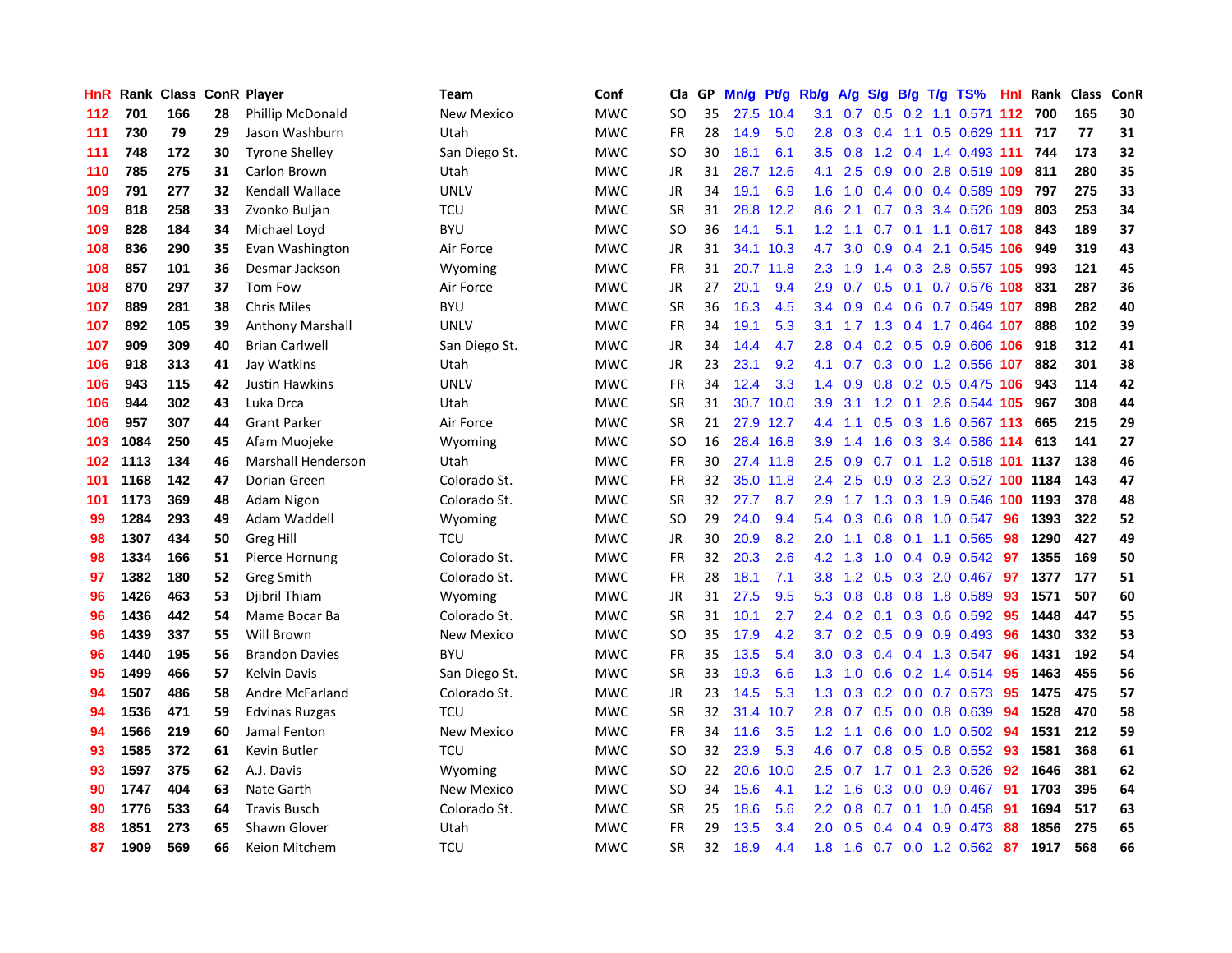| HnR | Rank | Class | ConR | Player | Team | Conf | Cla | GP | Mn/g | Pt/g | Rb/g | A/g | S/g | B/g | T/g | TS% | HnI | Rank | Class | ConR |
|---|---|---|---|---|---|---|---|---|---|---|---|---|---|---|---|---|---|---|---|---|
| 112 | 701 | 166 | 28 | Phillip McDonald | New Mexico | MWC | SO | 35 | 27.5 | 10.4 | 3.1 | 0.7 | 0.5 | 0.2 | 1.1 | 0.571 | 112 | 700 | 165 | 30 |
| 111 | 730 | 79 | 29 | Jason Washburn | Utah | MWC | FR | 28 | 14.9 | 5.0 | 2.8 | 0.3 | 0.4 | 1.1 | 0.5 | 0.629 | 111 | 717 | 77 | 31 |
| 111 | 748 | 172 | 30 | Tyrone Shelley | San Diego St. | MWC | SO | 30 | 18.1 | 6.1 | 3.5 | 0.8 | 1.2 | 0.4 | 1.4 | 0.493 | 111 | 744 | 173 | 32 |
| 110 | 785 | 275 | 31 | Carlon Brown | Utah | MWC | JR | 31 | 28.7 | 12.6 | 4.1 | 2.5 | 0.9 | 0.0 | 2.8 | 0.519 | 109 | 811 | 280 | 35 |
| 109 | 791 | 277 | 32 | Kendall Wallace | UNLV | MWC | JR | 34 | 19.1 | 6.9 | 1.6 | 1.0 | 0.4 | 0.0 | 0.4 | 0.589 | 109 | 797 | 275 | 33 |
| 109 | 818 | 258 | 33 | Zvonko Buljan | TCU | MWC | SR | 31 | 28.8 | 12.2 | 8.6 | 2.1 | 0.7 | 0.3 | 3.4 | 0.526 | 109 | 803 | 253 | 34 |
| 109 | 828 | 184 | 34 | Michael Loyd | BYU | MWC | SO | 36 | 14.1 | 5.1 | 1.2 | 1.1 | 0.7 | 0.1 | 1.1 | 0.617 | 108 | 843 | 189 | 37 |
| 108 | 836 | 290 | 35 | Evan Washington | Air Force | MWC | JR | 31 | 34.1 | 10.3 | 4.7 | 3.0 | 0.9 | 0.4 | 2.1 | 0.545 | 106 | 949 | 319 | 43 |
| 108 | 857 | 101 | 36 | Desmar Jackson | Wyoming | MWC | FR | 31 | 20.7 | 11.8 | 2.3 | 1.9 | 1.4 | 0.3 | 2.8 | 0.557 | 105 | 993 | 121 | 45 |
| 108 | 870 | 297 | 37 | Tom Fow | Air Force | MWC | JR | 27 | 20.1 | 9.4 | 2.9 | 0.7 | 0.5 | 0.1 | 0.7 | 0.576 | 108 | 831 | 287 | 36 |
| 107 | 889 | 281 | 38 | Chris Miles | BYU | MWC | SR | 36 | 16.3 | 4.5 | 3.4 | 0.9 | 0.4 | 0.6 | 0.7 | 0.549 | 107 | 898 | 282 | 40 |
| 107 | 892 | 105 | 39 | Anthony Marshall | UNLV | MWC | FR | 34 | 19.1 | 5.3 | 3.1 | 1.7 | 1.3 | 0.4 | 1.7 | 0.464 | 107 | 888 | 102 | 39 |
| 107 | 909 | 309 | 40 | Brian Carlwell | San Diego St. | MWC | JR | 34 | 14.4 | 4.7 | 2.8 | 0.4 | 0.2 | 0.5 | 0.9 | 0.606 | 106 | 918 | 312 | 41 |
| 106 | 918 | 313 | 41 | Jay Watkins | Utah | MWC | JR | 23 | 23.1 | 9.2 | 4.1 | 0.7 | 0.3 | 0.0 | 1.2 | 0.556 | 107 | 882 | 301 | 38 |
| 106 | 943 | 115 | 42 | Justin Hawkins | UNLV | MWC | FR | 34 | 12.4 | 3.3 | 1.4 | 0.9 | 0.8 | 0.2 | 0.5 | 0.475 | 106 | 943 | 114 | 42 |
| 106 | 944 | 302 | 43 | Luka Drca | Utah | MWC | SR | 31 | 30.7 | 10.0 | 3.9 | 3.1 | 1.2 | 0.1 | 2.6 | 0.544 | 105 | 967 | 308 | 44 |
| 106 | 957 | 307 | 44 | Grant Parker | Air Force | MWC | SR | 21 | 27.9 | 12.7 | 4.4 | 1.1 | 0.5 | 0.3 | 1.6 | 0.567 | 113 | 665 | 215 | 29 |
| 103 | 1084 | 250 | 45 | Afam Muojeke | Wyoming | MWC | SO | 16 | 28.4 | 16.8 | 3.9 | 1.4 | 1.6 | 0.3 | 3.4 | 0.586 | 114 | 613 | 141 | 27 |
| 102 | 1113 | 134 | 46 | Marshall Henderson | Utah | MWC | FR | 30 | 27.4 | 11.8 | 2.5 | 0.9 | 0.7 | 0.1 | 1.2 | 0.518 | 101 | 1137 | 138 | 46 |
| 101 | 1168 | 142 | 47 | Dorian Green | Colorado St. | MWC | FR | 32 | 35.0 | 11.8 | 2.4 | 2.5 | 0.9 | 0.3 | 2.3 | 0.527 | 100 | 1184 | 143 | 47 |
| 101 | 1173 | 369 | 48 | Adam Nigon | Colorado St. | MWC | SR | 32 | 27.7 | 8.7 | 2.9 | 1.7 | 1.3 | 0.3 | 1.9 | 0.546 | 100 | 1193 | 378 | 48 |
| 99 | 1284 | 293 | 49 | Adam Waddell | Wyoming | MWC | SO | 29 | 24.0 | 9.4 | 5.4 | 0.3 | 0.6 | 0.8 | 1.0 | 0.547 | 96 | 1393 | 322 | 52 |
| 98 | 1307 | 434 | 50 | Greg Hill | TCU | MWC | JR | 30 | 20.9 | 8.2 | 2.0 | 1.1 | 0.8 | 0.1 | 1.1 | 0.565 | 98 | 1290 | 427 | 49 |
| 98 | 1334 | 166 | 51 | Pierce Hornung | Colorado St. | MWC | FR | 32 | 20.3 | 2.6 | 4.2 | 1.3 | 1.0 | 0.4 | 0.9 | 0.542 | 97 | 1355 | 169 | 50 |
| 97 | 1382 | 180 | 52 | Greg Smith | Colorado St. | MWC | FR | 28 | 18.1 | 7.1 | 3.8 | 1.2 | 0.5 | 0.3 | 2.0 | 0.467 | 97 | 1377 | 177 | 51 |
| 96 | 1426 | 463 | 53 | Djibril Thiam | Wyoming | MWC | JR | 31 | 27.5 | 9.5 | 5.3 | 0.8 | 0.8 | 0.8 | 1.8 | 0.589 | 93 | 1571 | 507 | 60 |
| 96 | 1436 | 442 | 54 | Mame Bocar Ba | Colorado St. | MWC | SR | 31 | 10.1 | 2.7 | 2.4 | 0.2 | 0.1 | 0.3 | 0.6 | 0.592 | 95 | 1448 | 447 | 55 |
| 96 | 1439 | 337 | 55 | Will Brown | New Mexico | MWC | SO | 35 | 17.9 | 4.2 | 3.7 | 0.2 | 0.5 | 0.9 | 0.9 | 0.493 | 96 | 1430 | 332 | 53 |
| 96 | 1440 | 195 | 56 | Brandon Davies | BYU | MWC | FR | 35 | 13.5 | 5.4 | 3.0 | 0.3 | 0.4 | 0.4 | 1.3 | 0.547 | 96 | 1431 | 192 | 54 |
| 95 | 1499 | 466 | 57 | Kelvin Davis | San Diego St. | MWC | SR | 33 | 19.3 | 6.6 | 1.3 | 1.0 | 0.6 | 0.2 | 1.4 | 0.514 | 95 | 1463 | 455 | 56 |
| 94 | 1507 | 486 | 58 | Andre McFarland | Colorado St. | MWC | JR | 23 | 14.5 | 5.3 | 1.3 | 0.3 | 0.2 | 0.0 | 0.7 | 0.573 | 95 | 1475 | 475 | 57 |
| 94 | 1536 | 471 | 59 | Edvinas Ruzgas | TCU | MWC | SR | 32 | 31.4 | 10.7 | 2.8 | 0.7 | 0.5 | 0.0 | 0.8 | 0.639 | 94 | 1528 | 470 | 58 |
| 94 | 1566 | 219 | 60 | Jamal Fenton | New Mexico | MWC | FR | 34 | 11.6 | 3.5 | 1.2 | 1.1 | 0.6 | 0.0 | 1.0 | 0.502 | 94 | 1531 | 212 | 59 |
| 93 | 1585 | 372 | 61 | Kevin Butler | TCU | MWC | SO | 32 | 23.9 | 5.3 | 4.6 | 0.7 | 0.8 | 0.5 | 0.8 | 0.552 | 93 | 1581 | 368 | 61 |
| 93 | 1597 | 375 | 62 | A.J. Davis | Wyoming | MWC | SO | 22 | 20.6 | 10.0 | 2.5 | 0.7 | 1.7 | 0.1 | 2.3 | 0.526 | 92 | 1646 | 381 | 62 |
| 90 | 1747 | 404 | 63 | Nate Garth | New Mexico | MWC | SO | 34 | 15.6 | 4.1 | 1.2 | 1.6 | 0.3 | 0.0 | 0.9 | 0.467 | 91 | 1703 | 395 | 64 |
| 90 | 1776 | 533 | 64 | Travis Busch | Colorado St. | MWC | SR | 25 | 18.6 | 5.6 | 2.2 | 0.8 | 0.7 | 0.1 | 1.0 | 0.458 | 91 | 1694 | 517 | 63 |
| 88 | 1851 | 273 | 65 | Shawn Glover | Utah | MWC | FR | 29 | 13.5 | 3.4 | 2.0 | 0.5 | 0.4 | 0.4 | 0.9 | 0.473 | 88 | 1856 | 275 | 65 |
| 87 | 1909 | 569 | 66 | Keion Mitchem | TCU | MWC | SR | 32 | 18.9 | 4.4 | 1.8 | 1.6 | 0.7 | 0.0 | 1.2 | 0.562 | 87 | 1917 | 568 | 66 |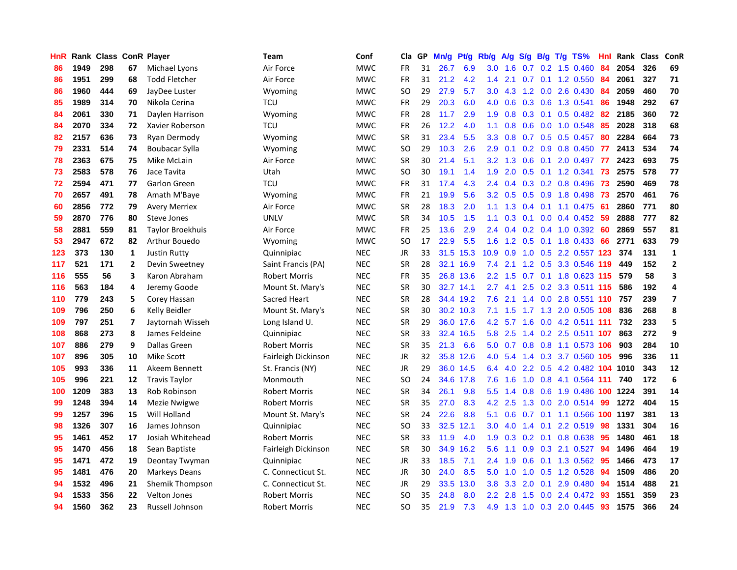| HnR | Rank | Class | ConR | Player | Team | Conf | Cla | GP | Mn/g | Pt/g | Rb/g | A/g | S/g | B/g | T/g | TS% | HnI | Rank | Class | ConR |
|---|---|---|---|---|---|---|---|---|---|---|---|---|---|---|---|---|---|---|---|---|
| 86 | 1949 | 298 | 67 | Michael Lyons | Air Force | MWC | FR | 31 | 26.7 | 6.9 | 3.0 | 1.6 | 0.7 | 0.2 | 1.5 | 0.460 | 84 | 2054 | 326 | 69 |
| 86 | 1951 | 299 | 68 | Todd Fletcher | Air Force | MWC | FR | 31 | 21.2 | 4.2 | 1.4 | 2.1 | 0.7 | 0.1 | 1.2 | 0.550 | 84 | 2061 | 327 | 71 |
| 86 | 1960 | 444 | 69 | JayDee Luster | Wyoming | MWC | SO | 29 | 27.9 | 5.7 | 3.0 | 4.3 | 1.2 | 0.0 | 2.6 | 0.430 | 84 | 2059 | 460 | 70 |
| 85 | 1989 | 314 | 70 | Nikola Cerina | TCU | MWC | FR | 29 | 20.3 | 6.0 | 4.0 | 0.6 | 0.3 | 0.6 | 1.3 | 0.541 | 86 | 1948 | 292 | 67 |
| 84 | 2061 | 330 | 71 | Daylen Harrison | Wyoming | MWC | FR | 28 | 11.7 | 2.9 | 1.9 | 0.8 | 0.3 | 0.1 | 0.5 | 0.482 | 82 | 2185 | 360 | 72 |
| 84 | 2070 | 334 | 72 | Xavier Roberson | TCU | MWC | FR | 26 | 12.2 | 4.0 | 1.1 | 0.8 | 0.6 | 0.0 | 1.0 | 0.548 | 85 | 2028 | 318 | 68 |
| 82 | 2157 | 636 | 73 | Ryan Dermody | Wyoming | MWC | SR | 31 | 23.4 | 5.5 | 3.3 | 0.8 | 0.7 | 0.5 | 0.5 | 0.457 | 80 | 2284 | 664 | 73 |
| 79 | 2331 | 514 | 74 | Boubacar Sylla | Wyoming | MWC | SO | 29 | 10.3 | 2.6 | 2.9 | 0.1 | 0.2 | 0.9 | 0.8 | 0.450 | 77 | 2413 | 534 | 74 |
| 78 | 2363 | 675 | 75 | Mike McLain | Air Force | MWC | SR | 30 | 21.4 | 5.1 | 3.2 | 1.3 | 0.6 | 0.1 | 2.0 | 0.497 | 77 | 2423 | 693 | 75 |
| 73 | 2583 | 578 | 76 | Jace Tavita | Utah | MWC | SO | 30 | 19.1 | 1.4 | 1.9 | 2.0 | 0.5 | 0.1 | 1.2 | 0.341 | 73 | 2575 | 578 | 77 |
| 72 | 2594 | 471 | 77 | Garlon Green | TCU | MWC | FR | 31 | 17.4 | 4.3 | 2.4 | 0.4 | 0.3 | 0.2 | 0.8 | 0.496 | 73 | 2590 | 469 | 78 |
| 70 | 2657 | 491 | 78 | Amath M'Baye | Wyoming | MWC | FR | 21 | 19.9 | 5.6 | 3.2 | 0.5 | 0.5 | 0.9 | 1.8 | 0.498 | 73 | 2570 | 461 | 76 |
| 60 | 2856 | 772 | 79 | Avery Merriex | Air Force | MWC | SR | 28 | 18.3 | 2.0 | 1.1 | 1.3 | 0.4 | 0.1 | 1.1 | 0.475 | 61 | 2860 | 771 | 80 |
| 59 | 2870 | 776 | 80 | Steve Jones | UNLV | MWC | SR | 34 | 10.5 | 1.5 | 1.1 | 0.3 | 0.1 | 0.0 | 0.4 | 0.452 | 59 | 2888 | 777 | 82 |
| 58 | 2881 | 559 | 81 | Taylor Broekhuis | Air Force | MWC | FR | 25 | 13.6 | 2.9 | 2.4 | 0.4 | 0.2 | 0.4 | 1.0 | 0.392 | 60 | 2869 | 557 | 81 |
| 53 | 2947 | 672 | 82 | Arthur Bouedo | Wyoming | MWC | SO | 17 | 22.9 | 5.5 | 1.6 | 1.2 | 0.5 | 0.1 | 1.8 | 0.433 | 66 | 2771 | 633 | 79 |
| 123 | 373 | 130 | 1 | Justin Rutty | Quinnipiac | NEC | JR | 33 | 31.5 | 15.3 | 10.9 | 0.9 | 1.0 | 0.5 | 2.2 | 0.557 | 123 | 374 | 131 | 1 |
| 117 | 521 | 171 | 2 | Devin Sweetney | Saint Francis (PA) | NEC | SR | 28 | 32.1 | 16.9 | 7.4 | 2.1 | 1.2 | 0.5 | 3.3 | 0.546 | 119 | 449 | 152 | 2 |
| 116 | 555 | 56 | 3 | Karon Abraham | Robert Morris | NEC | FR | 35 | 26.8 | 13.6 | 2.2 | 1.5 | 0.7 | 0.1 | 1.8 | 0.623 | 115 | 579 | 58 | 3 |
| 116 | 563 | 184 | 4 | Jeremy Goode | Mount St. Mary's | NEC | SR | 30 | 32.7 | 14.1 | 2.7 | 4.1 | 2.5 | 0.2 | 3.3 | 0.511 | 115 | 586 | 192 | 4 |
| 110 | 779 | 243 | 5 | Corey Hassan | Sacred Heart | NEC | SR | 28 | 34.4 | 19.2 | 7.6 | 2.1 | 1.4 | 0.0 | 2.8 | 0.551 | 110 | 757 | 239 | 7 |
| 109 | 796 | 250 | 6 | Kelly Beidler | Mount St. Mary's | NEC | SR | 30 | 30.2 | 10.3 | 7.1 | 1.5 | 1.7 | 1.3 | 2.0 | 0.505 | 108 | 836 | 268 | 8 |
| 109 | 797 | 251 | 7 | Jaytornah Wisseh | Long Island U. | NEC | SR | 29 | 36.0 | 17.6 | 4.2 | 5.7 | 1.6 | 0.0 | 4.2 | 0.511 | 111 | 732 | 233 | 5 |
| 108 | 868 | 273 | 8 | James Feldeine | Quinnipiac | NEC | SR | 33 | 32.4 | 16.5 | 5.8 | 2.5 | 1.4 | 0.2 | 2.5 | 0.511 | 107 | 863 | 272 | 9 |
| 107 | 886 | 279 | 9 | Dallas Green | Robert Morris | NEC | SR | 35 | 21.3 | 6.6 | 5.0 | 0.7 | 0.8 | 0.8 | 1.1 | 0.573 | 106 | 903 | 284 | 10 |
| 107 | 896 | 305 | 10 | Mike Scott | Fairleigh Dickinson | NEC | JR | 32 | 35.8 | 12.6 | 4.0 | 5.4 | 1.4 | 0.3 | 3.7 | 0.560 | 105 | 996 | 336 | 11 |
| 105 | 993 | 336 | 11 | Akeem Bennett | St. Francis (NY) | NEC | JR | 29 | 36.0 | 14.5 | 6.4 | 4.0 | 2.2 | 0.5 | 4.2 | 0.482 | 104 | 1010 | 343 | 12 |
| 105 | 996 | 221 | 12 | Travis Taylor | Monmouth | NEC | SO | 24 | 34.6 | 17.8 | 7.6 | 1.6 | 1.0 | 0.8 | 4.1 | 0.564 | 111 | 740 | 172 | 6 |
| 100 | 1209 | 383 | 13 | Rob Robinson | Robert Morris | NEC | SR | 34 | 26.1 | 9.8 | 5.5 | 1.4 | 0.8 | 0.6 | 1.9 | 0.486 | 100 | 1224 | 391 | 14 |
| 99 | 1248 | 394 | 14 | Mezie Nwigwe | Robert Morris | NEC | SR | 35 | 27.0 | 8.3 | 4.2 | 2.5 | 1.3 | 0.0 | 2.0 | 0.514 | 99 | 1272 | 404 | 15 |
| 99 | 1257 | 396 | 15 | Will Holland | Mount St. Mary's | NEC | SR | 24 | 22.6 | 8.8 | 5.1 | 0.6 | 0.7 | 0.1 | 1.1 | 0.566 | 100 | 1197 | 381 | 13 |
| 98 | 1326 | 307 | 16 | James Johnson | Quinnipiac | NEC | SO | 33 | 32.5 | 12.1 | 3.0 | 4.0 | 1.4 | 0.1 | 2.2 | 0.519 | 98 | 1331 | 304 | 16 |
| 95 | 1461 | 452 | 17 | Josiah Whitehead | Robert Morris | NEC | SR | 33 | 11.9 | 4.0 | 1.9 | 0.3 | 0.2 | 0.1 | 0.8 | 0.638 | 95 | 1480 | 461 | 18 |
| 95 | 1470 | 456 | 18 | Sean Baptiste | Fairleigh Dickinson | NEC | SR | 30 | 34.9 | 16.2 | 5.6 | 1.1 | 0.9 | 0.3 | 2.1 | 0.527 | 94 | 1496 | 464 | 19 |
| 95 | 1471 | 472 | 19 | Deontay Twyman | Quinnipiac | NEC | JR | 33 | 18.5 | 7.1 | 2.4 | 1.9 | 0.6 | 0.1 | 1.3 | 0.562 | 95 | 1466 | 473 | 17 |
| 95 | 1481 | 476 | 20 | Markeys Deans | C. Connecticut St. | NEC | JR | 30 | 24.0 | 8.5 | 5.0 | 1.0 | 1.0 | 0.5 | 1.2 | 0.528 | 94 | 1509 | 486 | 20 |
| 94 | 1532 | 496 | 21 | Shemik Thompson | C. Connecticut St. | NEC | JR | 29 | 33.5 | 13.0 | 3.8 | 3.3 | 2.0 | 0.1 | 2.9 | 0.480 | 94 | 1514 | 488 | 21 |
| 94 | 1533 | 356 | 22 | Velton Jones | Robert Morris | NEC | SO | 35 | 24.8 | 8.0 | 2.2 | 2.8 | 1.5 | 0.0 | 2.4 | 0.472 | 93 | 1551 | 359 | 23 |
| 94 | 1560 | 362 | 23 | Russell Johnson | Robert Morris | NEC | SO | 35 | 21.9 | 7.3 | 4.9 | 1.3 | 1.0 | 0.3 | 2.0 | 0.445 | 93 | 1575 | 366 | 24 |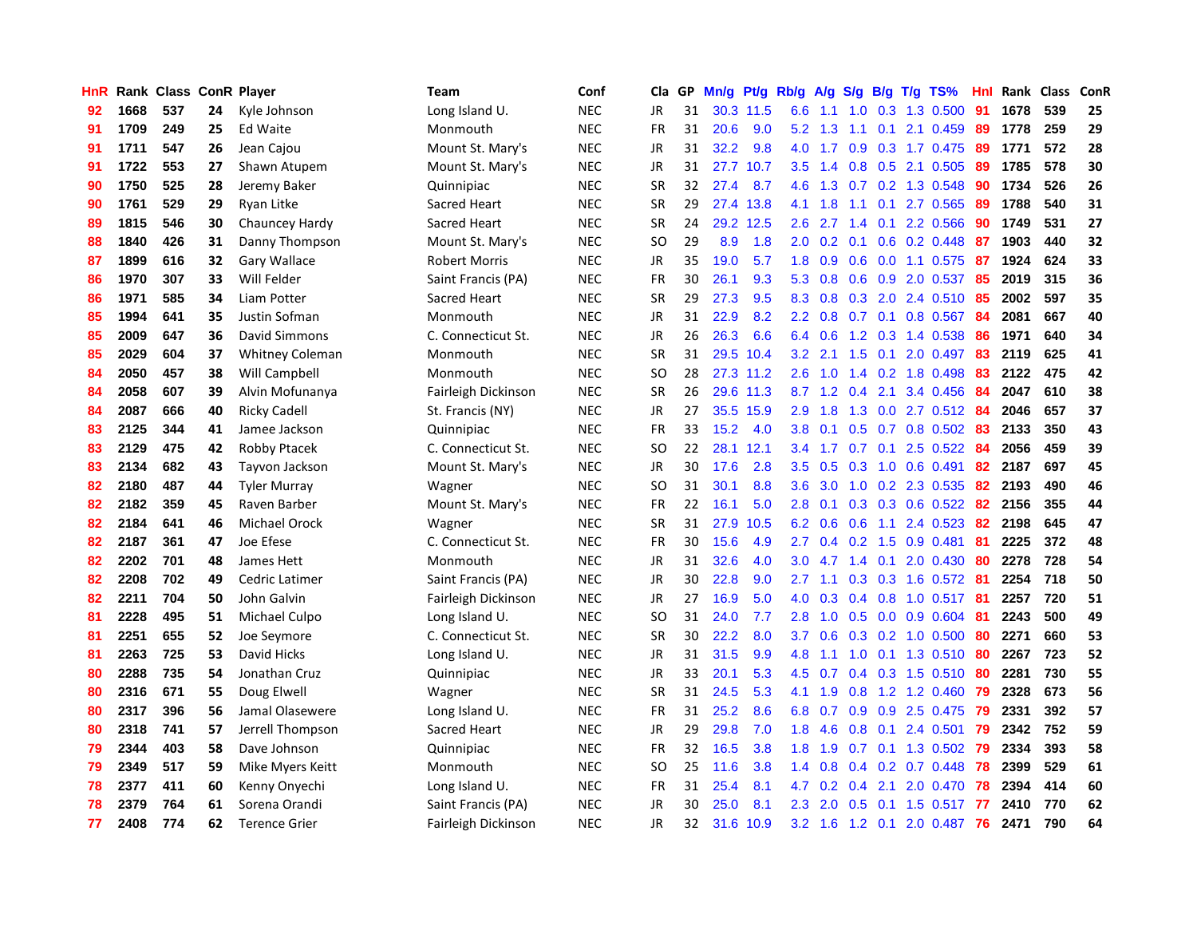| HnR | Rank | Class | ConR | Player | Team | Conf | Cla | GP | Mn/g | Pt/g | Rb/g | A/g | S/g | B/g | T/g | TS% | HnI | Rank | Class | ConR |
|---|---|---|---|---|---|---|---|---|---|---|---|---|---|---|---|---|---|---|---|---|
| 92 | 1668 | 537 | 24 | Kyle Johnson | Long Island U. | NEC | JR | 31 | 30.3 | 11.5 | 6.6 | 1.1 | 1.0 | 0.3 | 1.3 | 0.500 | 91 | 1678 | 539 | 25 |
| 91 | 1709 | 249 | 25 | Ed Waite | Monmouth | NEC | FR | 31 | 20.6 | 9.0 | 5.2 | 1.3 | 1.1 | 0.1 | 2.1 | 0.459 | 89 | 1778 | 259 | 29 |
| 91 | 1711 | 547 | 26 | Jean Cajou | Mount St. Mary's | NEC | JR | 31 | 32.2 | 9.8 | 4.0 | 1.7 | 0.9 | 0.3 | 1.7 | 0.475 | 89 | 1771 | 572 | 28 |
| 91 | 1722 | 553 | 27 | Shawn Atupem | Mount St. Mary's | NEC | JR | 31 | 27.7 | 10.7 | 3.5 | 1.4 | 0.8 | 0.5 | 2.1 | 0.505 | 89 | 1785 | 578 | 30 |
| 90 | 1750 | 525 | 28 | Jeremy Baker | Quinnipiac | NEC | SR | 32 | 27.4 | 8.7 | 4.6 | 1.3 | 0.7 | 0.2 | 1.3 | 0.548 | 90 | 1734 | 526 | 26 |
| 90 | 1761 | 529 | 29 | Ryan Litke | Sacred Heart | NEC | SR | 29 | 27.4 | 13.8 | 4.1 | 1.8 | 1.1 | 0.1 | 2.7 | 0.565 | 89 | 1788 | 540 | 31 |
| 89 | 1815 | 546 | 30 | Chauncey Hardy | Sacred Heart | NEC | SR | 24 | 29.2 | 12.5 | 2.6 | 2.7 | 1.4 | 0.1 | 2.2 | 0.566 | 90 | 1749 | 531 | 27 |
| 88 | 1840 | 426 | 31 | Danny Thompson | Mount St. Mary's | NEC | SO | 29 | 8.9 | 1.8 | 2.0 | 0.2 | 0.1 | 0.6 | 0.2 | 0.448 | 87 | 1903 | 440 | 32 |
| 87 | 1899 | 616 | 32 | Gary Wallace | Robert Morris | NEC | JR | 35 | 19.0 | 5.7 | 1.8 | 0.9 | 0.6 | 0.0 | 1.1 | 0.575 | 87 | 1924 | 624 | 33 |
| 86 | 1970 | 307 | 33 | Will Felder | Saint Francis (PA) | NEC | FR | 30 | 26.1 | 9.3 | 5.3 | 0.8 | 0.6 | 0.9 | 2.0 | 0.537 | 85 | 2019 | 315 | 36 |
| 86 | 1971 | 585 | 34 | Liam Potter | Sacred Heart | NEC | SR | 29 | 27.3 | 9.5 | 8.3 | 0.8 | 0.3 | 2.0 | 2.4 | 0.510 | 85 | 2002 | 597 | 35 |
| 85 | 1994 | 641 | 35 | Justin Sofman | Monmouth | NEC | JR | 31 | 22.9 | 8.2 | 2.2 | 0.8 | 0.7 | 0.1 | 0.8 | 0.567 | 84 | 2081 | 667 | 40 |
| 85 | 2009 | 647 | 36 | David Simmons | C. Connecticut St. | NEC | JR | 26 | 26.3 | 6.6 | 6.4 | 0.6 | 1.2 | 0.3 | 1.4 | 0.538 | 86 | 1971 | 640 | 34 |
| 85 | 2029 | 604 | 37 | Whitney Coleman | Monmouth | NEC | SR | 31 | 29.5 | 10.4 | 3.2 | 2.1 | 1.5 | 0.1 | 2.0 | 0.497 | 83 | 2119 | 625 | 41 |
| 84 | 2050 | 457 | 38 | Will Campbell | Monmouth | NEC | SO | 28 | 27.3 | 11.2 | 2.6 | 1.0 | 1.4 | 0.2 | 1.8 | 0.498 | 83 | 2122 | 475 | 42 |
| 84 | 2058 | 607 | 39 | Alvin Mofunanya | Fairleigh Dickinson | NEC | SR | 26 | 29.6 | 11.3 | 8.7 | 1.2 | 0.4 | 2.1 | 3.4 | 0.456 | 84 | 2047 | 610 | 38 |
| 84 | 2087 | 666 | 40 | Ricky Cadell | St. Francis (NY) | NEC | JR | 27 | 35.5 | 15.9 | 2.9 | 1.8 | 1.3 | 0.0 | 2.7 | 0.512 | 84 | 2046 | 657 | 37 |
| 83 | 2125 | 344 | 41 | Jamee Jackson | Quinnipiac | NEC | FR | 33 | 15.2 | 4.0 | 3.8 | 0.1 | 0.5 | 0.7 | 0.8 | 0.502 | 83 | 2133 | 350 | 43 |
| 83 | 2129 | 475 | 42 | Robby Ptacek | C. Connecticut St. | NEC | SO | 22 | 28.1 | 12.1 | 3.4 | 1.7 | 0.7 | 0.1 | 2.5 | 0.522 | 84 | 2056 | 459 | 39 |
| 83 | 2134 | 682 | 43 | Tayvon Jackson | Mount St. Mary's | NEC | JR | 30 | 17.6 | 2.8 | 3.5 | 0.5 | 0.3 | 1.0 | 0.6 | 0.491 | 82 | 2187 | 697 | 45 |
| 82 | 2180 | 487 | 44 | Tyler Murray | Wagner | NEC | SO | 31 | 30.1 | 8.8 | 3.6 | 3.0 | 1.0 | 0.2 | 2.3 | 0.535 | 82 | 2193 | 490 | 46 |
| 82 | 2182 | 359 | 45 | Raven Barber | Mount St. Mary's | NEC | FR | 22 | 16.1 | 5.0 | 2.8 | 0.1 | 0.3 | 0.3 | 0.6 | 0.522 | 82 | 2156 | 355 | 44 |
| 82 | 2184 | 641 | 46 | Michael Orock | Wagner | NEC | SR | 31 | 27.9 | 10.5 | 6.2 | 0.6 | 0.6 | 1.1 | 2.4 | 0.523 | 82 | 2198 | 645 | 47 |
| 82 | 2187 | 361 | 47 | Joe Efese | C. Connecticut St. | NEC | FR | 30 | 15.6 | 4.9 | 2.7 | 0.4 | 0.2 | 1.5 | 0.9 | 0.481 | 81 | 2225 | 372 | 48 |
| 82 | 2202 | 701 | 48 | James Hett | Monmouth | NEC | JR | 31 | 32.6 | 4.0 | 3.0 | 4.7 | 1.4 | 0.1 | 2.0 | 0.430 | 80 | 2278 | 728 | 54 |
| 82 | 2208 | 702 | 49 | Cedric Latimer | Saint Francis (PA) | NEC | JR | 30 | 22.8 | 9.0 | 2.7 | 1.1 | 0.3 | 0.3 | 1.6 | 0.572 | 81 | 2254 | 718 | 50 |
| 82 | 2211 | 704 | 50 | John Galvin | Fairleigh Dickinson | NEC | JR | 27 | 16.9 | 5.0 | 4.0 | 0.3 | 0.4 | 0.8 | 1.0 | 0.517 | 81 | 2257 | 720 | 51 |
| 81 | 2228 | 495 | 51 | Michael Culpo | Long Island U. | NEC | SO | 31 | 24.0 | 7.7 | 2.8 | 1.0 | 0.5 | 0.0 | 0.9 | 0.604 | 81 | 2243 | 500 | 49 |
| 81 | 2251 | 655 | 52 | Joe Seymore | C. Connecticut St. | NEC | SR | 30 | 22.2 | 8.0 | 3.7 | 0.6 | 0.3 | 0.2 | 1.0 | 0.500 | 80 | 2271 | 660 | 53 |
| 81 | 2263 | 725 | 53 | David Hicks | Long Island U. | NEC | JR | 31 | 31.5 | 9.9 | 4.8 | 1.1 | 1.0 | 0.1 | 1.3 | 0.510 | 80 | 2267 | 723 | 52 |
| 80 | 2288 | 735 | 54 | Jonathan Cruz | Quinnipiac | NEC | JR | 33 | 20.1 | 5.3 | 4.5 | 0.7 | 0.4 | 0.3 | 1.5 | 0.510 | 80 | 2281 | 730 | 55 |
| 80 | 2316 | 671 | 55 | Doug Elwell | Wagner | NEC | SR | 31 | 24.5 | 5.3 | 4.1 | 1.9 | 0.8 | 1.2 | 1.2 | 0.460 | 79 | 2328 | 673 | 56 |
| 80 | 2317 | 396 | 56 | Jamal Olasewere | Long Island U. | NEC | FR | 31 | 25.2 | 8.6 | 6.8 | 0.7 | 0.9 | 0.9 | 2.5 | 0.475 | 79 | 2331 | 392 | 57 |
| 80 | 2318 | 741 | 57 | Jerrell Thompson | Sacred Heart | NEC | JR | 29 | 29.8 | 7.0 | 1.8 | 4.6 | 0.8 | 0.1 | 2.4 | 0.501 | 79 | 2342 | 752 | 59 |
| 79 | 2344 | 403 | 58 | Dave Johnson | Quinnipiac | NEC | FR | 32 | 16.5 | 3.8 | 1.8 | 1.9 | 0.7 | 0.1 | 1.3 | 0.502 | 79 | 2334 | 393 | 58 |
| 79 | 2349 | 517 | 59 | Mike Myers Keitt | Monmouth | NEC | SO | 25 | 11.6 | 3.8 | 1.4 | 0.8 | 0.4 | 0.2 | 0.7 | 0.448 | 78 | 2399 | 529 | 61 |
| 78 | 2377 | 411 | 60 | Kenny Onyechi | Long Island U. | NEC | FR | 31 | 25.4 | 8.1 | 4.7 | 0.2 | 0.4 | 2.1 | 2.0 | 0.470 | 78 | 2394 | 414 | 60 |
| 78 | 2379 | 764 | 61 | Sorena Orandi | Saint Francis (PA) | NEC | JR | 30 | 25.0 | 8.1 | 2.3 | 2.0 | 0.5 | 0.1 | 1.5 | 0.517 | 77 | 2410 | 770 | 62 |
| 77 | 2408 | 774 | 62 | Terence Grier | Fairleigh Dickinson | NEC | JR | 32 | 31.6 | 10.9 | 3.2 | 1.6 | 1.2 | 0.1 | 2.0 | 0.487 | 76 | 2471 | 790 | 64 |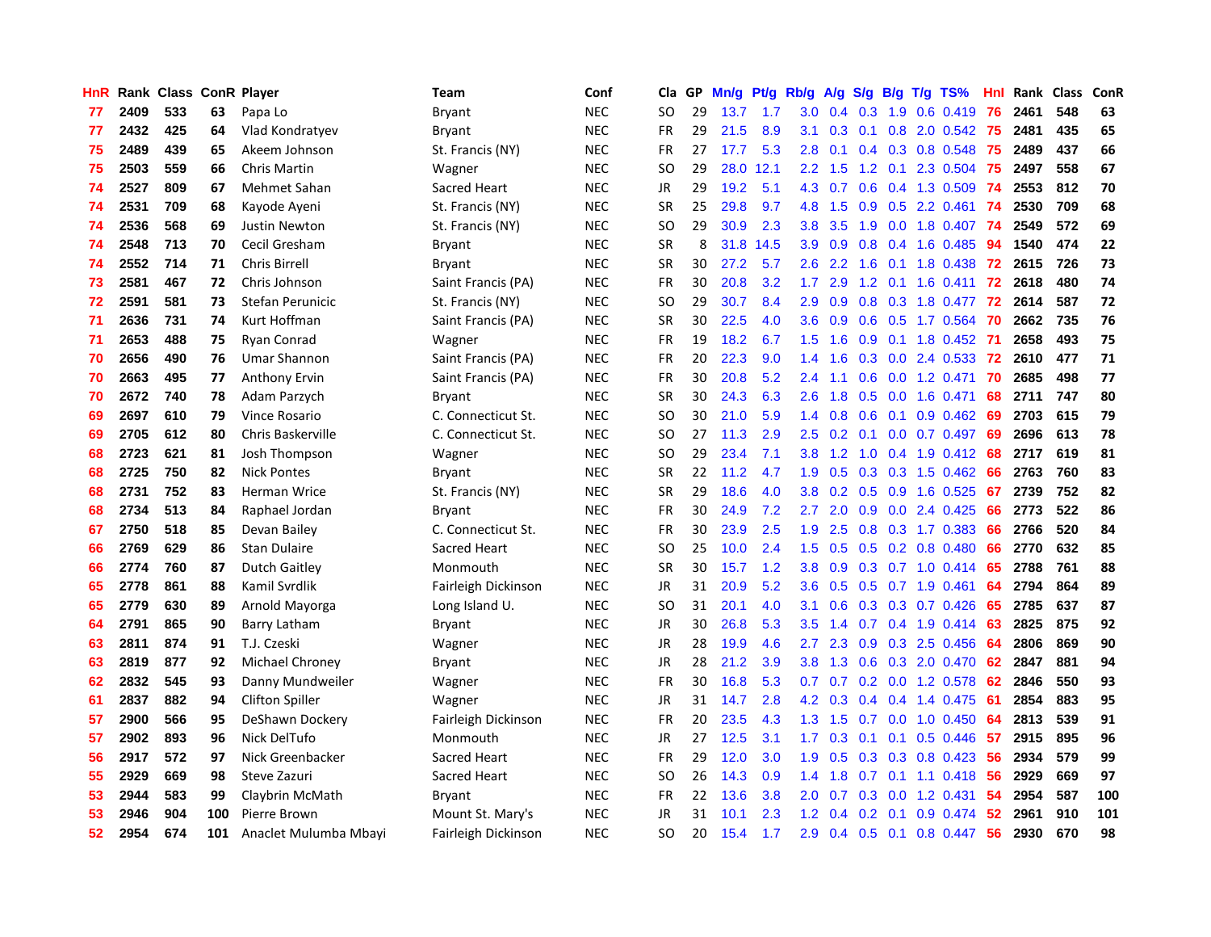| HnR | Rank | Class | ConR | Player | Team | Conf | Cla | GP | Mn/g | Pt/g | Rb/g | A/g | S/g | B/g | T/g | TS% | HnI | Rank | Class | ConR |
|---|---|---|---|---|---|---|---|---|---|---|---|---|---|---|---|---|---|---|---|---|
| 77 | 2409 | 533 | 63 | Papa Lo | Bryant | NEC | SO | 29 | 13.7 | 1.7 | 3.0 | 0.4 | 0.3 | 1.9 | 0.6 | 0.419 | 76 | 2461 | 548 | 63 |
| 77 | 2432 | 425 | 64 | Vlad Kondratyev | Bryant | NEC | FR | 29 | 21.5 | 8.9 | 3.1 | 0.3 | 0.1 | 0.8 | 2.0 | 0.542 | 75 | 2481 | 435 | 65 |
| 75 | 2489 | 439 | 65 | Akeem Johnson | St. Francis (NY) | NEC | FR | 27 | 17.7 | 5.3 | 2.8 | 0.1 | 0.4 | 0.3 | 0.8 | 0.548 | 75 | 2489 | 437 | 66 |
| 75 | 2503 | 559 | 66 | Chris Martin | Wagner | NEC | SO | 29 | 28.0 | 12.1 | 2.2 | 1.5 | 1.2 | 0.1 | 2.3 | 0.504 | 75 | 2497 | 558 | 67 |
| 74 | 2527 | 809 | 67 | Mehmet Sahan | Sacred Heart | NEC | JR | 29 | 19.2 | 5.1 | 4.3 | 0.7 | 0.6 | 0.4 | 1.3 | 0.509 | 74 | 2553 | 812 | 70 |
| 74 | 2531 | 709 | 68 | Kayode Ayeni | St. Francis (NY) | NEC | SR | 25 | 29.8 | 9.7 | 4.8 | 1.5 | 0.9 | 0.5 | 2.2 | 0.461 | 74 | 2530 | 709 | 68 |
| 74 | 2536 | 568 | 69 | Justin Newton | St. Francis (NY) | NEC | SO | 29 | 30.9 | 2.3 | 3.8 | 3.5 | 1.9 | 0.0 | 1.8 | 0.407 | 74 | 2549 | 572 | 69 |
| 74 | 2548 | 713 | 70 | Cecil Gresham | Bryant | NEC | SR | 8 | 31.8 | 14.5 | 3.9 | 0.9 | 0.8 | 0.4 | 1.6 | 0.485 | 94 | 1540 | 474 | 22 |
| 74 | 2552 | 714 | 71 | Chris Birrell | Bryant | NEC | SR | 30 | 27.2 | 5.7 | 2.6 | 2.2 | 1.6 | 0.1 | 1.8 | 0.438 | 72 | 2615 | 726 | 73 |
| 73 | 2581 | 467 | 72 | Chris Johnson | Saint Francis (PA) | NEC | FR | 30 | 20.8 | 3.2 | 1.7 | 2.9 | 1.2 | 0.1 | 1.6 | 0.411 | 72 | 2618 | 480 | 74 |
| 72 | 2591 | 581 | 73 | Stefan Perunicic | St. Francis (NY) | NEC | SO | 29 | 30.7 | 8.4 | 2.9 | 0.9 | 0.8 | 0.3 | 1.8 | 0.477 | 72 | 2614 | 587 | 72 |
| 71 | 2636 | 731 | 74 | Kurt Hoffman | Saint Francis (PA) | NEC | SR | 30 | 22.5 | 4.0 | 3.6 | 0.9 | 0.6 | 0.5 | 1.7 | 0.564 | 70 | 2662 | 735 | 76 |
| 71 | 2653 | 488 | 75 | Ryan Conrad | Wagner | NEC | FR | 19 | 18.2 | 6.7 | 1.5 | 1.6 | 0.9 | 0.1 | 1.8 | 0.452 | 71 | 2658 | 493 | 75 |
| 70 | 2656 | 490 | 76 | Umar Shannon | Saint Francis (PA) | NEC | FR | 20 | 22.3 | 9.0 | 1.4 | 1.6 | 0.3 | 0.0 | 2.4 | 0.533 | 72 | 2610 | 477 | 71 |
| 70 | 2663 | 495 | 77 | Anthony Ervin | Saint Francis (PA) | NEC | FR | 30 | 20.8 | 5.2 | 2.4 | 1.1 | 0.6 | 0.0 | 1.2 | 0.471 | 70 | 2685 | 498 | 77 |
| 70 | 2672 | 740 | 78 | Adam Parzych | Bryant | NEC | SR | 30 | 24.3 | 6.3 | 2.6 | 1.8 | 0.5 | 0.0 | 1.6 | 0.471 | 68 | 2711 | 747 | 80 |
| 69 | 2697 | 610 | 79 | Vince Rosario | C. Connecticut St. | NEC | SO | 30 | 21.0 | 5.9 | 1.4 | 0.8 | 0.6 | 0.1 | 0.9 | 0.462 | 69 | 2703 | 615 | 79 |
| 69 | 2705 | 612 | 80 | Chris Baskerville | C. Connecticut St. | NEC | SO | 27 | 11.3 | 2.9 | 2.5 | 0.2 | 0.1 | 0.0 | 0.7 | 0.497 | 69 | 2696 | 613 | 78 |
| 68 | 2723 | 621 | 81 | Josh Thompson | Wagner | NEC | SO | 29 | 23.4 | 7.1 | 3.8 | 1.2 | 1.0 | 0.4 | 1.9 | 0.412 | 68 | 2717 | 619 | 81 |
| 68 | 2725 | 750 | 82 | Nick Pontes | Bryant | NEC | SR | 22 | 11.2 | 4.7 | 1.9 | 0.5 | 0.3 | 0.3 | 1.5 | 0.462 | 66 | 2763 | 760 | 83 |
| 68 | 2731 | 752 | 83 | Herman Wrice | St. Francis (NY) | NEC | SR | 29 | 18.6 | 4.0 | 3.8 | 0.2 | 0.5 | 0.9 | 1.6 | 0.525 | 67 | 2739 | 752 | 82 |
| 68 | 2734 | 513 | 84 | Raphael Jordan | Bryant | NEC | FR | 30 | 24.9 | 7.2 | 2.7 | 2.0 | 0.9 | 0.0 | 2.4 | 0.425 | 66 | 2773 | 522 | 86 |
| 67 | 2750 | 518 | 85 | Devan Bailey | C. Connecticut St. | NEC | FR | 30 | 23.9 | 2.5 | 1.9 | 2.5 | 0.8 | 0.3 | 1.7 | 0.383 | 66 | 2766 | 520 | 84 |
| 66 | 2769 | 629 | 86 | Stan Dulaire | Sacred Heart | NEC | SO | 25 | 10.0 | 2.4 | 1.5 | 0.5 | 0.5 | 0.2 | 0.8 | 0.480 | 66 | 2770 | 632 | 85 |
| 66 | 2774 | 760 | 87 | Dutch Gaitley | Monmouth | NEC | SR | 30 | 15.7 | 1.2 | 3.8 | 0.9 | 0.3 | 0.7 | 1.0 | 0.414 | 65 | 2788 | 761 | 88 |
| 65 | 2778 | 861 | 88 | Kamil Svrdlik | Fairleigh Dickinson | NEC | JR | 31 | 20.9 | 5.2 | 3.6 | 0.5 | 0.5 | 0.7 | 1.9 | 0.461 | 64 | 2794 | 864 | 89 |
| 65 | 2779 | 630 | 89 | Arnold Mayorga | Long Island U. | NEC | SO | 31 | 20.1 | 4.0 | 3.1 | 0.6 | 0.3 | 0.3 | 0.7 | 0.426 | 65 | 2785 | 637 | 87 |
| 64 | 2791 | 865 | 90 | Barry Latham | Bryant | NEC | JR | 30 | 26.8 | 5.3 | 3.5 | 1.4 | 0.7 | 0.4 | 1.9 | 0.414 | 63 | 2825 | 875 | 92 |
| 63 | 2811 | 874 | 91 | T.J. Czeski | Wagner | NEC | JR | 28 | 19.9 | 4.6 | 2.7 | 2.3 | 0.9 | 0.3 | 2.5 | 0.456 | 64 | 2806 | 869 | 90 |
| 63 | 2819 | 877 | 92 | Michael Chroney | Bryant | NEC | JR | 28 | 21.2 | 3.9 | 3.8 | 1.3 | 0.6 | 0.3 | 2.0 | 0.470 | 62 | 2847 | 881 | 94 |
| 62 | 2832 | 545 | 93 | Danny Mundweiler | Wagner | NEC | FR | 30 | 16.8 | 5.3 | 0.7 | 0.7 | 0.2 | 0.0 | 1.2 | 0.578 | 62 | 2846 | 550 | 93 |
| 61 | 2837 | 882 | 94 | Clifton Spiller | Wagner | NEC | JR | 31 | 14.7 | 2.8 | 4.2 | 0.3 | 0.4 | 0.4 | 1.4 | 0.475 | 61 | 2854 | 883 | 95 |
| 57 | 2900 | 566 | 95 | DeShawn Dockery | Fairleigh Dickinson | NEC | FR | 20 | 23.5 | 4.3 | 1.3 | 1.5 | 0.7 | 0.0 | 1.0 | 0.450 | 64 | 2813 | 539 | 91 |
| 57 | 2902 | 893 | 96 | Nick DelTufo | Monmouth | NEC | JR | 27 | 12.5 | 3.1 | 1.7 | 0.3 | 0.1 | 0.1 | 0.5 | 0.446 | 57 | 2915 | 895 | 96 |
| 56 | 2917 | 572 | 97 | Nick Greenbacker | Sacred Heart | NEC | FR | 29 | 12.0 | 3.0 | 1.9 | 0.5 | 0.3 | 0.3 | 0.8 | 0.423 | 56 | 2934 | 579 | 99 |
| 55 | 2929 | 669 | 98 | Steve Zazuri | Sacred Heart | NEC | SO | 26 | 14.3 | 0.9 | 1.4 | 1.8 | 0.7 | 0.1 | 1.1 | 0.418 | 56 | 2929 | 669 | 97 |
| 53 | 2944 | 583 | 99 | Claybrin McMath | Bryant | NEC | FR | 22 | 13.6 | 3.8 | 2.0 | 0.7 | 0.3 | 0.0 | 1.2 | 0.431 | 54 | 2954 | 587 | 100 |
| 53 | 2946 | 904 | 100 | Pierre Brown | Mount St. Mary's | NEC | JR | 31 | 10.1 | 2.3 | 1.2 | 0.4 | 0.2 | 0.1 | 0.9 | 0.474 | 52 | 2961 | 910 | 101 |
| 52 | 2954 | 674 | 101 | Anaclet Mulumba Mbayi | Fairleigh Dickinson | NEC | SO | 20 | 15.4 | 1.7 | 2.9 | 0.4 | 0.5 | 0.1 | 0.8 | 0.447 | 56 | 2930 | 670 | 98 |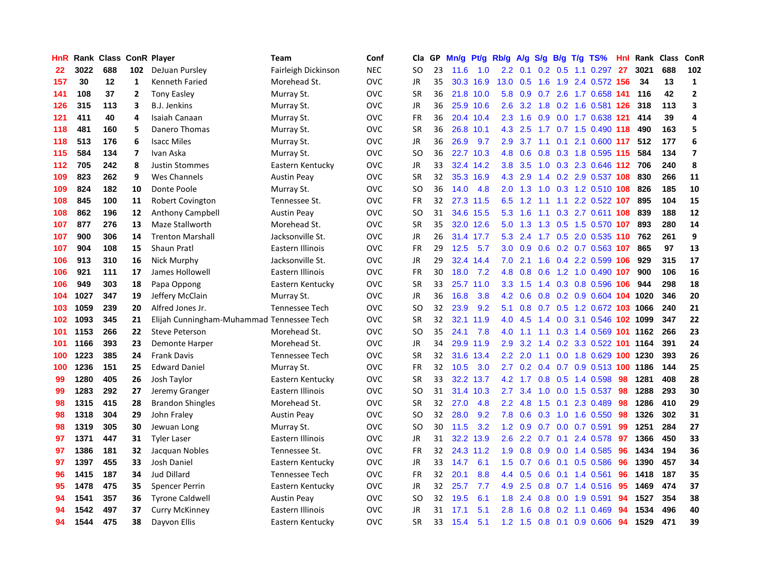| HnR | Rank | Class | ConR | Player | Team | Conf | Cla | GP | Mn/g | Pt/g | Rb/g | A/g | S/g | B/g | T/g | TS% | HnI | Rank | Class | ConR |
|---|---|---|---|---|---|---|---|---|---|---|---|---|---|---|---|---|---|---|---|---|
| 22 | 3022 | 688 | 102 | DeJuan Pursley | Fairleigh Dickinson | NEC | SO | 23 | 11.6 | 1.0 | 2.2 | 0.1 | 0.2 | 0.5 | 1.1 | 0.297 | 27 | 3021 | 688 | 102 |
| 157 | 30 | 12 | 1 | Kenneth Faried | Morehead St. | OVC | JR | 35 | 30.3 | 16.9 | 13.0 | 0.5 | 1.6 | 1.9 | 2.4 | 0.572 | 156 | 34 | 13 | 1 |
| 141 | 108 | 37 | 2 | Tony Easley | Murray St. | OVC | SR | 36 | 21.8 | 10.0 | 5.8 | 0.9 | 0.7 | 2.6 | 1.7 | 0.658 | 141 | 116 | 42 | 2 |
| 126 | 315 | 113 | 3 | B.J. Jenkins | Murray St. | OVC | JR | 36 | 25.9 | 10.6 | 2.6 | 3.2 | 1.8 | 0.2 | 1.6 | 0.581 | 126 | 318 | 113 | 3 |
| 121 | 411 | 40 | 4 | Isaiah Canaan | Murray St. | OVC | FR | 36 | 20.4 | 10.4 | 2.3 | 1.6 | 0.9 | 0.0 | 1.7 | 0.638 | 121 | 414 | 39 | 4 |
| 118 | 481 | 160 | 5 | Danero Thomas | Murray St. | OVC | SR | 36 | 26.8 | 10.1 | 4.3 | 2.5 | 1.7 | 0.7 | 1.5 | 0.490 | 118 | 490 | 163 | 5 |
| 118 | 513 | 176 | 6 | Isacc Miles | Murray St. | OVC | JR | 36 | 26.9 | 9.7 | 2.9 | 3.7 | 1.1 | 0.1 | 2.1 | 0.600 | 117 | 512 | 177 | 6 |
| 115 | 584 | 134 | 7 | Ivan Aska | Murray St. | OVC | SO | 36 | 22.7 | 10.3 | 4.8 | 0.6 | 0.8 | 0.3 | 1.8 | 0.595 | 115 | 584 | 134 | 7 |
| 112 | 705 | 242 | 8 | Justin Stommes | Eastern Kentucky | OVC | JR | 33 | 32.4 | 14.2 | 3.8 | 3.5 | 1.0 | 0.3 | 2.3 | 0.646 | 112 | 706 | 240 | 8 |
| 109 | 823 | 262 | 9 | Wes Channels | Austin Peay | OVC | SR | 32 | 35.3 | 16.9 | 4.3 | 2.9 | 1.4 | 0.2 | 2.9 | 0.537 | 108 | 830 | 266 | 11 |
| 109 | 824 | 182 | 10 | Donte Poole | Murray St. | OVC | SO | 36 | 14.0 | 4.8 | 2.0 | 1.3 | 1.0 | 0.3 | 1.2 | 0.510 | 108 | 826 | 185 | 10 |
| 108 | 845 | 100 | 11 | Robert Covington | Tennessee St. | OVC | FR | 32 | 27.3 | 11.5 | 6.5 | 1.2 | 1.1 | 1.1 | 2.2 | 0.522 | 107 | 895 | 104 | 15 |
| 108 | 862 | 196 | 12 | Anthony Campbell | Austin Peay | OVC | SO | 31 | 34.6 | 15.5 | 5.3 | 1.6 | 1.1 | 0.3 | 2.7 | 0.611 | 108 | 839 | 188 | 12 |
| 107 | 877 | 276 | 13 | Maze Stallworth | Morehead St. | OVC | SR | 35 | 32.0 | 12.6 | 5.0 | 1.3 | 1.3 | 0.5 | 1.5 | 0.570 | 107 | 893 | 280 | 14 |
| 107 | 900 | 306 | 14 | Trenton Marshall | Jacksonville St. | OVC | JR | 26 | 31.4 | 17.7 | 5.3 | 2.4 | 1.7 | 0.5 | 2.0 | 0.535 | 110 | 762 | 261 | 9 |
| 107 | 904 | 108 | 15 | Shaun Pratl | Eastern Illinois | OVC | FR | 29 | 12.5 | 5.7 | 3.0 | 0.9 | 0.6 | 0.2 | 0.7 | 0.563 | 107 | 865 | 97 | 13 |
| 106 | 913 | 310 | 16 | Nick Murphy | Jacksonville St. | OVC | JR | 29 | 32.4 | 14.4 | 7.0 | 2.1 | 1.6 | 0.4 | 2.2 | 0.599 | 106 | 929 | 315 | 17 |
| 106 | 921 | 111 | 17 | James Hollowell | Eastern Illinois | OVC | FR | 30 | 18.0 | 7.2 | 4.8 | 0.8 | 0.6 | 1.2 | 1.0 | 0.490 | 107 | 900 | 106 | 16 |
| 106 | 949 | 303 | 18 | Papa Oppong | Eastern Kentucky | OVC | SR | 33 | 25.7 | 11.0 | 3.3 | 1.5 | 1.4 | 0.3 | 0.8 | 0.596 | 106 | 944 | 298 | 18 |
| 104 | 1027 | 347 | 19 | Jeffery McClain | Murray St. | OVC | JR | 36 | 16.8 | 3.8 | 4.2 | 0.6 | 0.8 | 0.2 | 0.9 | 0.604 | 104 | 1020 | 346 | 20 |
| 103 | 1059 | 239 | 20 | Alfred Jones Jr. | Tennessee Tech | OVC | SO | 32 | 23.9 | 9.2 | 5.1 | 0.8 | 0.7 | 0.5 | 1.2 | 0.672 | 103 | 1066 | 240 | 21 |
| 102 | 1093 | 345 | 21 | Elijah Cunningham-Muhammad | Tennessee Tech | OVC | SR | 32 | 32.1 | 11.9 | 4.0 | 4.5 | 1.4 | 0.0 | 3.1 | 0.546 | 102 | 1099 | 347 | 22 |
| 101 | 1153 | 266 | 22 | Steve Peterson | Morehead St. | OVC | SO | 35 | 24.1 | 7.8 | 4.0 | 1.1 | 1.1 | 0.3 | 1.4 | 0.569 | 101 | 1162 | 266 | 23 |
| 101 | 1166 | 393 | 23 | Demonte Harper | Morehead St. | OVC | JR | 34 | 29.9 | 11.9 | 2.9 | 3.2 | 1.4 | 0.2 | 3.3 | 0.522 | 101 | 1164 | 391 | 24 |
| 100 | 1223 | 385 | 24 | Frank Davis | Tennessee Tech | OVC | SR | 32 | 31.6 | 13.4 | 2.2 | 2.0 | 1.1 | 0.0 | 1.8 | 0.629 | 100 | 1230 | 393 | 26 |
| 100 | 1236 | 151 | 25 | Edward Daniel | Murray St. | OVC | FR | 32 | 10.5 | 3.0 | 2.7 | 0.2 | 0.4 | 0.7 | 0.9 | 0.513 | 100 | 1186 | 144 | 25 |
| 99 | 1280 | 405 | 26 | Josh Taylor | Eastern Kentucky | OVC | SR | 33 | 32.2 | 13.7 | 4.2 | 1.7 | 0.8 | 0.5 | 1.4 | 0.598 | 98 | 1281 | 408 | 28 |
| 99 | 1283 | 292 | 27 | Jeremy Granger | Eastern Illinois | OVC | SO | 31 | 31.4 | 10.3 | 2.7 | 3.4 | 1.0 | 0.0 | 1.5 | 0.537 | 98 | 1288 | 293 | 30 |
| 98 | 1315 | 415 | 28 | Brandon Shingles | Morehead St. | OVC | SR | 32 | 27.0 | 4.8 | 2.2 | 4.8 | 1.5 | 0.1 | 2.3 | 0.489 | 98 | 1286 | 410 | 29 |
| 98 | 1318 | 304 | 29 | John Fraley | Austin Peay | OVC | SO | 32 | 28.0 | 9.2 | 7.8 | 0.6 | 0.3 | 1.0 | 1.6 | 0.550 | 98 | 1326 | 302 | 31 |
| 98 | 1319 | 305 | 30 | Jewuan Long | Murray St. | OVC | SO | 30 | 11.5 | 3.2 | 1.2 | 0.9 | 0.7 | 0.0 | 0.7 | 0.591 | 99 | 1251 | 284 | 27 |
| 97 | 1371 | 447 | 31 | Tyler Laser | Eastern Illinois | OVC | JR | 31 | 32.2 | 13.9 | 2.6 | 2.2 | 0.7 | 0.1 | 2.4 | 0.578 | 97 | 1366 | 450 | 33 |
| 97 | 1386 | 181 | 32 | Jacquan Nobles | Tennessee St. | OVC | FR | 32 | 24.3 | 11.2 | 1.9 | 0.8 | 0.9 | 0.0 | 1.4 | 0.585 | 96 | 1434 | 194 | 36 |
| 97 | 1397 | 455 | 33 | Josh Daniel | Eastern Kentucky | OVC | JR | 33 | 14.7 | 6.1 | 1.5 | 0.7 | 0.6 | 0.1 | 0.5 | 0.586 | 96 | 1390 | 457 | 34 |
| 96 | 1415 | 187 | 34 | Jud Dillard | Tennessee Tech | OVC | FR | 32 | 20.1 | 8.8 | 4.4 | 0.5 | 0.6 | 0.1 | 1.4 | 0.561 | 96 | 1418 | 187 | 35 |
| 95 | 1478 | 475 | 35 | Spencer Perrin | Eastern Kentucky | OVC | JR | 32 | 25.7 | 7.7 | 4.9 | 2.5 | 0.8 | 0.7 | 1.4 | 0.516 | 95 | 1469 | 474 | 37 |
| 94 | 1541 | 357 | 36 | Tyrone Caldwell | Austin Peay | OVC | SO | 32 | 19.5 | 6.1 | 1.8 | 2.4 | 0.8 | 0.0 | 1.9 | 0.591 | 94 | 1527 | 354 | 38 |
| 94 | 1542 | 497 | 37 | Curry McKinney | Eastern Illinois | OVC | JR | 31 | 17.1 | 5.1 | 2.8 | 1.6 | 0.8 | 0.2 | 1.1 | 0.469 | 94 | 1534 | 496 | 40 |
| 94 | 1544 | 475 | 38 | Dayvon Ellis | Eastern Kentucky | OVC | SR | 33 | 15.4 | 5.1 | 1.2 | 1.5 | 0.8 | 0.1 | 0.9 | 0.606 | 94 | 1529 | 471 | 39 |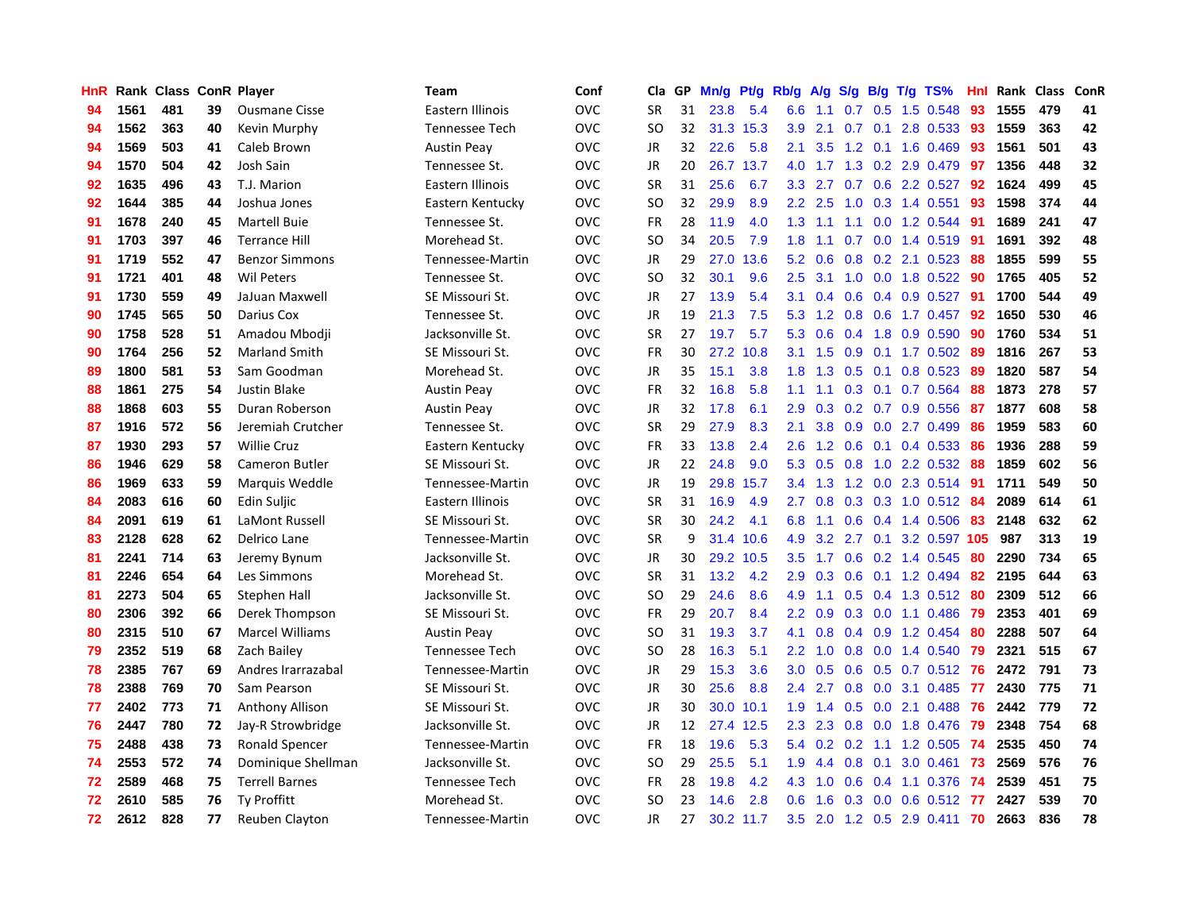| HnR | Rank | Class | ConR | Player | Team | Conf | Cla | GP | Mn/g | Pt/g | Rb/g | A/g | S/g | B/g | T/g | TS% | HnI | Rank | Class | ConR |
|---|---|---|---|---|---|---|---|---|---|---|---|---|---|---|---|---|---|---|---|---|
| 94 | 1561 | 481 | 39 | Ousmane Cisse | Eastern Illinois | OVC | SR | 31 | 23.8 | 5.4 | 6.6 | 1.1 | 0.7 | 0.5 | 1.5 | 0.548 | 93 | 1555 | 479 | 41 |
| 94 | 1562 | 363 | 40 | Kevin Murphy | Tennessee Tech | OVC | SO | 32 | 31.3 | 15.3 | 3.9 | 2.1 | 0.7 | 0.1 | 2.8 | 0.533 | 93 | 1559 | 363 | 42 |
| 94 | 1569 | 503 | 41 | Caleb Brown | Austin Peay | OVC | JR | 32 | 22.6 | 5.8 | 2.1 | 3.5 | 1.2 | 0.1 | 1.6 | 0.469 | 93 | 1561 | 501 | 43 |
| 94 | 1570 | 504 | 42 | Josh Sain | Tennessee St. | OVC | JR | 20 | 26.7 | 13.7 | 4.0 | 1.7 | 1.3 | 0.2 | 2.9 | 0.479 | 97 | 1356 | 448 | 32 |
| 92 | 1635 | 496 | 43 | T.J. Marion | Eastern Illinois | OVC | SR | 31 | 25.6 | 6.7 | 3.3 | 2.7 | 0.7 | 0.6 | 2.2 | 0.527 | 92 | 1624 | 499 | 45 |
| 92 | 1644 | 385 | 44 | Joshua Jones | Eastern Kentucky | OVC | SO | 32 | 29.9 | 8.9 | 2.2 | 2.5 | 1.0 | 0.3 | 1.4 | 0.551 | 93 | 1598 | 374 | 44 |
| 91 | 1678 | 240 | 45 | Martell Buie | Tennessee St. | OVC | FR | 28 | 11.9 | 4.0 | 1.3 | 1.1 | 1.1 | 0.0 | 1.2 | 0.544 | 91 | 1689 | 241 | 47 |
| 91 | 1703 | 397 | 46 | Terrance Hill | Morehead St. | OVC | SO | 34 | 20.5 | 7.9 | 1.8 | 1.1 | 0.7 | 0.0 | 1.4 | 0.519 | 91 | 1691 | 392 | 48 |
| 91 | 1719 | 552 | 47 | Benzor Simmons | Tennessee-Martin | OVC | JR | 29 | 27.0 | 13.6 | 5.2 | 0.6 | 0.8 | 0.2 | 2.1 | 0.523 | 88 | 1855 | 599 | 55 |
| 91 | 1721 | 401 | 48 | Wil Peters | Tennessee St. | OVC | SO | 32 | 30.1 | 9.6 | 2.5 | 3.1 | 1.0 | 0.0 | 1.8 | 0.522 | 90 | 1765 | 405 | 52 |
| 91 | 1730 | 559 | 49 | JaJuan Maxwell | SE Missouri St. | OVC | JR | 27 | 13.9 | 5.4 | 3.1 | 0.4 | 0.6 | 0.4 | 0.9 | 0.527 | 91 | 1700 | 544 | 49 |
| 90 | 1745 | 565 | 50 | Darius Cox | Tennessee St. | OVC | JR | 19 | 21.3 | 7.5 | 5.3 | 1.2 | 0.8 | 0.6 | 1.7 | 0.457 | 92 | 1650 | 530 | 46 |
| 90 | 1758 | 528 | 51 | Amadou Mbodji | Jacksonville St. | OVC | SR | 27 | 19.7 | 5.7 | 5.3 | 0.6 | 0.4 | 1.8 | 0.9 | 0.590 | 90 | 1760 | 534 | 51 |
| 90 | 1764 | 256 | 52 | Marland Smith | SE Missouri St. | OVC | FR | 30 | 27.2 | 10.8 | 3.1 | 1.5 | 0.9 | 0.1 | 1.7 | 0.502 | 89 | 1816 | 267 | 53 |
| 89 | 1800 | 581 | 53 | Sam Goodman | Morehead St. | OVC | JR | 35 | 15.1 | 3.8 | 1.8 | 1.3 | 0.5 | 0.1 | 0.8 | 0.523 | 89 | 1820 | 587 | 54 |
| 88 | 1861 | 275 | 54 | Justin Blake | Austin Peay | OVC | FR | 32 | 16.8 | 5.8 | 1.1 | 1.1 | 0.3 | 0.1 | 0.7 | 0.564 | 88 | 1873 | 278 | 57 |
| 88 | 1868 | 603 | 55 | Duran Roberson | Austin Peay | OVC | JR | 32 | 17.8 | 6.1 | 2.9 | 0.3 | 0.2 | 0.7 | 0.9 | 0.556 | 87 | 1877 | 608 | 58 |
| 87 | 1916 | 572 | 56 | Jeremiah Crutcher | Tennessee St. | OVC | SR | 29 | 27.9 | 8.3 | 2.1 | 3.8 | 0.9 | 0.0 | 2.7 | 0.499 | 86 | 1959 | 583 | 60 |
| 87 | 1930 | 293 | 57 | Willie Cruz | Eastern Kentucky | OVC | FR | 33 | 13.8 | 2.4 | 2.6 | 1.2 | 0.6 | 0.1 | 0.4 | 0.533 | 86 | 1936 | 288 | 59 |
| 86 | 1946 | 629 | 58 | Cameron Butler | SE Missouri St. | OVC | JR | 22 | 24.8 | 9.0 | 5.3 | 0.5 | 0.8 | 1.0 | 2.2 | 0.532 | 88 | 1859 | 602 | 56 |
| 86 | 1969 | 633 | 59 | Marquis Weddle | Tennessee-Martin | OVC | JR | 19 | 29.8 | 15.7 | 3.4 | 1.3 | 1.2 | 0.0 | 2.3 | 0.514 | 91 | 1711 | 549 | 50 |
| 84 | 2083 | 616 | 60 | Edin Suljic | Eastern Illinois | OVC | SR | 31 | 16.9 | 4.9 | 2.7 | 0.8 | 0.3 | 0.3 | 1.0 | 0.512 | 84 | 2089 | 614 | 61 |
| 84 | 2091 | 619 | 61 | LaMont Russell | SE Missouri St. | OVC | SR | 30 | 24.2 | 4.1 | 6.8 | 1.1 | 0.6 | 0.4 | 1.4 | 0.506 | 83 | 2148 | 632 | 62 |
| 83 | 2128 | 628 | 62 | Delrico Lane | Tennessee-Martin | OVC | SR | 9 | 31.4 | 10.6 | 4.9 | 3.2 | 2.7 | 0.1 | 3.2 | 0.597 | 105 | 987 | 313 | 19 |
| 81 | 2241 | 714 | 63 | Jeremy Bynum | Jacksonville St. | OVC | JR | 30 | 29.2 | 10.5 | 3.5 | 1.7 | 0.6 | 0.2 | 1.4 | 0.545 | 80 | 2290 | 734 | 65 |
| 81 | 2246 | 654 | 64 | Les Simmons | Morehead St. | OVC | SR | 31 | 13.2 | 4.2 | 2.9 | 0.3 | 0.6 | 0.1 | 1.2 | 0.494 | 82 | 2195 | 644 | 63 |
| 81 | 2273 | 504 | 65 | Stephen Hall | Jacksonville St. | OVC | SO | 29 | 24.6 | 8.6 | 4.9 | 1.1 | 0.5 | 0.4 | 1.3 | 0.512 | 80 | 2309 | 512 | 66 |
| 80 | 2306 | 392 | 66 | Derek Thompson | SE Missouri St. | OVC | FR | 29 | 20.7 | 8.4 | 2.2 | 0.9 | 0.3 | 0.0 | 1.1 | 0.486 | 79 | 2353 | 401 | 69 |
| 80 | 2315 | 510 | 67 | Marcel Williams | Austin Peay | OVC | SO | 31 | 19.3 | 3.7 | 4.1 | 0.8 | 0.4 | 0.9 | 1.2 | 0.454 | 80 | 2288 | 507 | 64 |
| 79 | 2352 | 519 | 68 | Zach Bailey | Tennessee Tech | OVC | SO | 28 | 16.3 | 5.1 | 2.2 | 1.0 | 0.8 | 0.0 | 1.4 | 0.540 | 79 | 2321 | 515 | 67 |
| 78 | 2385 | 767 | 69 | Andres Irarrazabal | Tennessee-Martin | OVC | JR | 29 | 15.3 | 3.6 | 3.0 | 0.5 | 0.6 | 0.5 | 0.7 | 0.512 | 76 | 2472 | 791 | 73 |
| 78 | 2388 | 769 | 70 | Sam Pearson | SE Missouri St. | OVC | JR | 30 | 25.6 | 8.8 | 2.4 | 2.7 | 0.8 | 0.0 | 3.1 | 0.485 | 77 | 2430 | 775 | 71 |
| 77 | 2402 | 773 | 71 | Anthony Allison | SE Missouri St. | OVC | JR | 30 | 30.0 | 10.1 | 1.9 | 1.4 | 0.5 | 0.0 | 2.1 | 0.488 | 76 | 2442 | 779 | 72 |
| 76 | 2447 | 780 | 72 | Jay-R Strowbridge | Jacksonville St. | OVC | JR | 12 | 27.4 | 12.5 | 2.3 | 2.3 | 0.8 | 0.0 | 1.8 | 0.476 | 79 | 2348 | 754 | 68 |
| 75 | 2488 | 438 | 73 | Ronald Spencer | Tennessee-Martin | OVC | FR | 18 | 19.6 | 5.3 | 5.4 | 0.2 | 0.2 | 1.1 | 1.2 | 0.505 | 74 | 2535 | 450 | 74 |
| 74 | 2553 | 572 | 74 | Dominique Shellman | Jacksonville St. | OVC | SO | 29 | 25.5 | 5.1 | 1.9 | 4.4 | 0.8 | 0.1 | 3.0 | 0.461 | 73 | 2569 | 576 | 76 |
| 72 | 2589 | 468 | 75 | Terrell Barnes | Tennessee Tech | OVC | FR | 28 | 19.8 | 4.2 | 4.3 | 1.0 | 0.6 | 0.4 | 1.1 | 0.376 | 74 | 2539 | 451 | 75 |
| 72 | 2610 | 585 | 76 | Ty Proffitt | Morehead St. | OVC | SO | 23 | 14.6 | 2.8 | 0.6 | 1.6 | 0.3 | 0.0 | 0.6 | 0.512 | 77 | 2427 | 539 | 70 |
| 72 | 2612 | 828 | 77 | Reuben Clayton | Tennessee-Martin | OVC | JR | 27 | 30.2 | 11.7 | 3.5 | 2.0 | 1.2 | 0.5 | 2.9 | 0.411 | 70 | 2663 | 836 | 78 |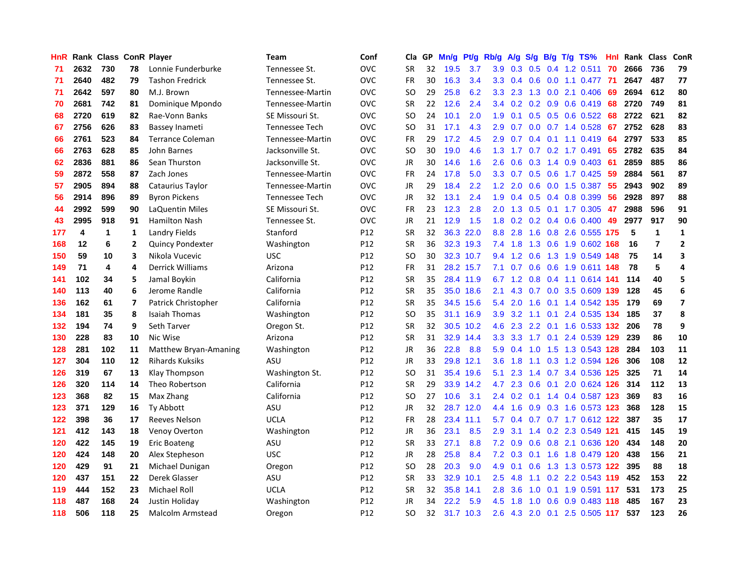| HnR | Rank | Class | ConR | Player | Team | Conf | Cla | GP | Mn/g | Pt/g | Rb/g | A/g | S/g | B/g | T/g | TS% | HnI | Rank | Class | ConR |
|---|---|---|---|---|---|---|---|---|---|---|---|---|---|---|---|---|---|---|---|---|
| 71 | 2632 | 730 | 78 | Lonnie Funderburke | Tennessee St. | OVC | SR | 32 | 19.5 | 3.7 | 3.9 | 0.3 | 0.5 | 0.4 | 1.2 | 0.511 | 70 | 2666 | 736 | 79 |
| 71 | 2640 | 482 | 79 | Tashon Fredrick | Tennessee St. | OVC | FR | 30 | 16.3 | 3.4 | 3.3 | 0.4 | 0.6 | 0.0 | 1.1 | 0.477 | 71 | 2647 | 487 | 77 |
| 71 | 2642 | 597 | 80 | M.J. Brown | Tennessee-Martin | OVC | SO | 29 | 25.8 | 6.2 | 3.3 | 2.3 | 1.3 | 0.0 | 2.1 | 0.406 | 69 | 2694 | 612 | 80 |
| 70 | 2681 | 742 | 81 | Dominique Mpondo | Tennessee-Martin | OVC | SR | 22 | 12.6 | 2.4 | 3.4 | 0.2 | 0.2 | 0.9 | 0.6 | 0.419 | 68 | 2720 | 749 | 81 |
| 68 | 2720 | 619 | 82 | Rae-Vonn Banks | SE Missouri St. | OVC | SO | 24 | 10.1 | 2.0 | 1.9 | 0.1 | 0.5 | 0.5 | 0.6 | 0.522 | 68 | 2722 | 621 | 82 |
| 67 | 2756 | 626 | 83 | Bassey Inameti | Tennessee Tech | OVC | SO | 31 | 17.1 | 4.3 | 2.9 | 0.7 | 0.0 | 0.7 | 1.4 | 0.528 | 67 | 2752 | 628 | 83 |
| 66 | 2761 | 523 | 84 | Terrance Coleman | Tennessee-Martin | OVC | FR | 29 | 17.2 | 4.5 | 2.9 | 0.7 | 0.4 | 0.1 | 1.1 | 0.419 | 64 | 2797 | 533 | 85 |
| 66 | 2763 | 628 | 85 | John Barnes | Jacksonville St. | OVC | SO | 30 | 19.0 | 4.6 | 1.3 | 1.7 | 0.7 | 0.2 | 1.7 | 0.491 | 65 | 2782 | 635 | 84 |
| 62 | 2836 | 881 | 86 | Sean Thurston | Jacksonville St. | OVC | JR | 30 | 14.6 | 1.6 | 2.6 | 0.6 | 0.3 | 1.4 | 0.9 | 0.403 | 61 | 2859 | 885 | 86 |
| 59 | 2872 | 558 | 87 | Zach Jones | Tennessee-Martin | OVC | FR | 24 | 17.8 | 5.0 | 3.3 | 0.7 | 0.5 | 0.6 | 1.7 | 0.425 | 59 | 2884 | 561 | 87 |
| 57 | 2905 | 894 | 88 | Cataurius Taylor | Tennessee-Martin | OVC | JR | 29 | 18.4 | 2.2 | 1.2 | 2.0 | 0.6 | 0.0 | 1.5 | 0.387 | 55 | 2943 | 902 | 89 |
| 56 | 2914 | 896 | 89 | Byron Pickens | Tennessee Tech | OVC | JR | 32 | 13.1 | 2.4 | 1.9 | 0.4 | 0.5 | 0.4 | 0.8 | 0.399 | 56 | 2928 | 897 | 88 |
| 44 | 2992 | 599 | 90 | LaQuentin Miles | SE Missouri St. | OVC | FR | 23 | 12.3 | 2.8 | 2.0 | 1.3 | 0.5 | 0.1 | 1.7 | 0.305 | 47 | 2988 | 596 | 91 |
| 43 | 2995 | 918 | 91 | Hamilton Nash | Tennessee St. | OVC | JR | 21 | 12.9 | 1.5 | 1.8 | 0.2 | 0.2 | 0.4 | 0.6 | 0.400 | 49 | 2977 | 917 | 90 |
| 177 | 4 | 1 | 1 | Landry Fields | Stanford | P12 | SR | 32 | 36.3 | 22.0 | 8.8 | 2.8 | 1.6 | 0.8 | 2.6 | 0.555 | 175 | 5 | 1 | 1 |
| 168 | 12 | 6 | 2 | Quincy Pondexter | Washington | P12 | SR | 36 | 32.3 | 19.3 | 7.4 | 1.8 | 1.3 | 0.6 | 1.9 | 0.602 | 168 | 16 | 7 | 2 |
| 150 | 59 | 10 | 3 | Nikola Vucevic | USC | P12 | SO | 30 | 32.3 | 10.7 | 9.4 | 1.2 | 0.6 | 1.3 | 1.9 | 0.549 | 148 | 75 | 14 | 3 |
| 149 | 71 | 4 | 4 | Derrick Williams | Arizona | P12 | FR | 31 | 28.2 | 15.7 | 7.1 | 0.7 | 0.6 | 0.6 | 1.9 | 0.611 | 148 | 78 | 5 | 4 |
| 141 | 102 | 34 | 5 | Jamal Boykin | California | P12 | SR | 35 | 28.4 | 11.9 | 6.7 | 1.2 | 0.8 | 0.4 | 1.1 | 0.614 | 141 | 114 | 40 | 5 |
| 140 | 113 | 40 | 6 | Jerome Randle | California | P12 | SR | 35 | 35.0 | 18.6 | 2.1 | 4.3 | 0.7 | 0.0 | 3.5 | 0.609 | 139 | 128 | 45 | 6 |
| 136 | 162 | 61 | 7 | Patrick Christopher | California | P12 | SR | 35 | 34.5 | 15.6 | 5.4 | 2.0 | 1.6 | 0.1 | 1.4 | 0.542 | 135 | 179 | 69 | 7 |
| 134 | 181 | 35 | 8 | Isaiah Thomas | Washington | P12 | SO | 35 | 31.1 | 16.9 | 3.9 | 3.2 | 1.1 | 0.1 | 2.4 | 0.535 | 134 | 185 | 37 | 8 |
| 132 | 194 | 74 | 9 | Seth Tarver | Oregon St. | P12 | SR | 32 | 30.5 | 10.2 | 4.6 | 2.3 | 2.2 | 0.1 | 1.6 | 0.533 | 132 | 206 | 78 | 9 |
| 130 | 228 | 83 | 10 | Nic Wise | Arizona | P12 | SR | 31 | 32.9 | 14.4 | 3.3 | 3.3 | 1.7 | 0.1 | 2.4 | 0.539 | 129 | 239 | 86 | 10 |
| 128 | 281 | 102 | 11 | Matthew Bryan-Amaning | Washington | P12 | JR | 36 | 22.8 | 8.8 | 5.9 | 0.4 | 1.0 | 1.5 | 1.3 | 0.543 | 128 | 284 | 103 | 11 |
| 127 | 304 | 110 | 12 | Rihards Kuksiks | ASU | P12 | JR | 33 | 29.8 | 12.1 | 3.6 | 1.8 | 1.1 | 0.3 | 1.2 | 0.594 | 126 | 306 | 108 | 12 |
| 126 | 319 | 67 | 13 | Klay Thompson | Washington St. | P12 | SO | 31 | 35.4 | 19.6 | 5.1 | 2.3 | 1.4 | 0.7 | 3.4 | 0.536 | 125 | 325 | 71 | 14 |
| 126 | 320 | 114 | 14 | Theo Robertson | California | P12 | SR | 29 | 33.9 | 14.2 | 4.7 | 2.3 | 0.6 | 0.1 | 2.0 | 0.624 | 126 | 314 | 112 | 13 |
| 123 | 368 | 82 | 15 | Max Zhang | California | P12 | SO | 27 | 10.6 | 3.1 | 2.4 | 0.2 | 0.1 | 1.4 | 0.4 | 0.587 | 123 | 369 | 83 | 16 |
| 123 | 371 | 129 | 16 | Ty Abbott | ASU | P12 | JR | 32 | 28.7 | 12.0 | 4.4 | 1.6 | 0.9 | 0.3 | 1.6 | 0.573 | 123 | 368 | 128 | 15 |
| 122 | 398 | 36 | 17 | Reeves Nelson | UCLA | P12 | FR | 28 | 23.4 | 11.1 | 5.7 | 0.4 | 0.7 | 0.7 | 1.7 | 0.612 | 122 | 387 | 35 | 17 |
| 121 | 412 | 143 | 18 | Venoy Overton | Washington | P12 | JR | 36 | 23.1 | 8.5 | 2.9 | 3.1 | 1.4 | 0.2 | 2.3 | 0.549 | 121 | 415 | 145 | 19 |
| 120 | 422 | 145 | 19 | Eric Boateng | ASU | P12 | SR | 33 | 27.1 | 8.8 | 7.2 | 0.9 | 0.6 | 0.8 | 2.1 | 0.636 | 120 | 434 | 148 | 20 |
| 120 | 424 | 148 | 20 | Alex Stepheson | USC | P12 | JR | 28 | 25.8 | 8.4 | 7.2 | 0.3 | 0.1 | 1.6 | 1.8 | 0.479 | 120 | 438 | 156 | 21 |
| 120 | 429 | 91 | 21 | Michael Dunigan | Oregon | P12 | SO | 28 | 20.3 | 9.0 | 4.9 | 0.1 | 0.6 | 1.3 | 1.3 | 0.573 | 122 | 395 | 88 | 18 |
| 120 | 437 | 151 | 22 | Derek Glasser | ASU | P12 | SR | 33 | 32.9 | 10.1 | 2.5 | 4.8 | 1.1 | 0.2 | 2.2 | 0.543 | 119 | 452 | 153 | 22 |
| 119 | 444 | 152 | 23 | Michael Roll | UCLA | P12 | SR | 32 | 35.8 | 14.1 | 2.8 | 3.6 | 1.0 | 0.1 | 1.9 | 0.591 | 117 | 531 | 173 | 25 |
| 118 | 487 | 168 | 24 | Justin Holiday | Washington | P12 | JR | 34 | 22.2 | 5.9 | 4.5 | 1.8 | 1.0 | 0.6 | 0.9 | 0.483 | 118 | 485 | 167 | 23 |
| 118 | 506 | 118 | 25 | Malcolm Armstead | Oregon | P12 | SO | 32 | 31.7 | 10.3 | 2.6 | 4.3 | 2.0 | 0.1 | 2.5 | 0.505 | 117 | 537 | 123 | 26 |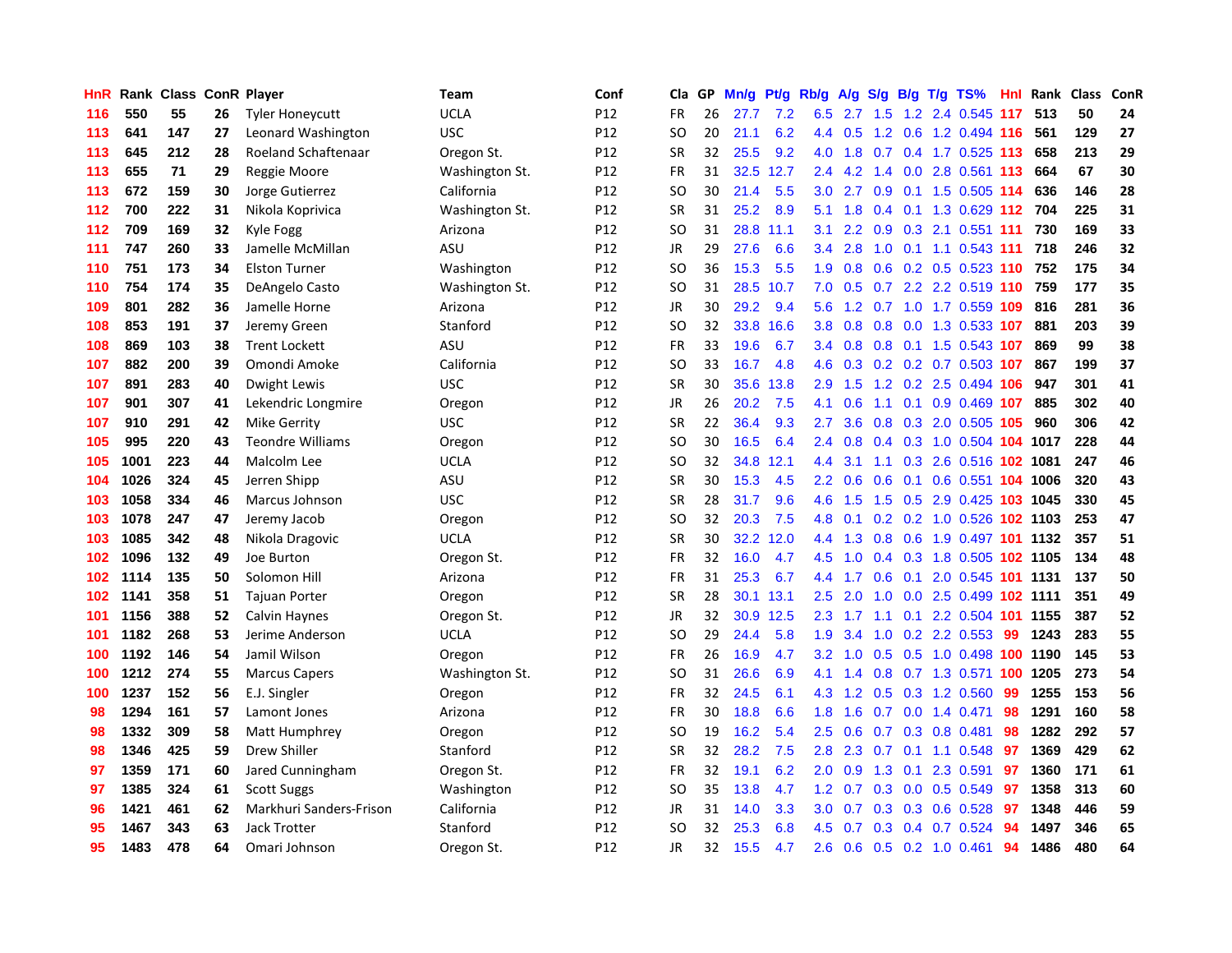| HnR | Rank | Class | ConR | Player | Team | Conf | Cla | GP | Mn/g | Pt/g | Rb/g | A/g | S/g | B/g | T/g | TS% | HnI | Rank | Class | ConR |
|---|---|---|---|---|---|---|---|---|---|---|---|---|---|---|---|---|---|---|---|---|
| 116 | 550 | 55 | 26 | Tyler Honeycutt | UCLA | P12 | FR | 26 | 27.7 | 7.2 | 6.5 | 2.7 | 1.5 | 1.2 | 2.4 | 0.545 | 117 | 513 | 50 | 24 |
| 113 | 641 | 147 | 27 | Leonard Washington | USC | P12 | SO | 20 | 21.1 | 6.2 | 4.4 | 0.5 | 1.2 | 0.6 | 1.2 | 0.494 | 116 | 561 | 129 | 27 |
| 113 | 645 | 212 | 28 | Roeland Schaftenaar | Oregon St. | P12 | SR | 32 | 25.5 | 9.2 | 4.0 | 1.8 | 0.7 | 0.4 | 1.7 | 0.525 | 113 | 658 | 213 | 29 |
| 113 | 655 | 71 | 29 | Reggie Moore | Washington St. | P12 | FR | 31 | 32.5 | 12.7 | 2.4 | 4.2 | 1.4 | 0.0 | 2.8 | 0.561 | 113 | 664 | 67 | 30 |
| 113 | 672 | 159 | 30 | Jorge Gutierrez | California | P12 | SO | 30 | 21.4 | 5.5 | 3.0 | 2.7 | 0.9 | 0.1 | 1.5 | 0.505 | 114 | 636 | 146 | 28 |
| 112 | 700 | 222 | 31 | Nikola Koprivica | Washington St. | P12 | SR | 31 | 25.2 | 8.9 | 5.1 | 1.8 | 0.4 | 0.1 | 1.3 | 0.629 | 112 | 704 | 225 | 31 |
| 112 | 709 | 169 | 32 | Kyle Fogg | Arizona | P12 | SO | 31 | 28.8 | 11.1 | 3.1 | 2.2 | 0.9 | 0.3 | 2.1 | 0.551 | 111 | 730 | 169 | 33 |
| 111 | 747 | 260 | 33 | Jamelle McMillan | ASU | P12 | JR | 29 | 27.6 | 6.6 | 3.4 | 2.8 | 1.0 | 0.1 | 1.1 | 0.543 | 111 | 718 | 246 | 32 |
| 110 | 751 | 173 | 34 | Elston Turner | Washington | P12 | SO | 36 | 15.3 | 5.5 | 1.9 | 0.8 | 0.6 | 0.2 | 0.5 | 0.523 | 110 | 752 | 175 | 34 |
| 110 | 754 | 174 | 35 | DeAngelo Casto | Washington St. | P12 | SO | 31 | 28.5 | 10.7 | 7.0 | 0.5 | 0.7 | 2.2 | 2.2 | 0.519 | 110 | 759 | 177 | 35 |
| 109 | 801 | 282 | 36 | Jamelle Horne | Arizona | P12 | JR | 30 | 29.2 | 9.4 | 5.6 | 1.2 | 0.7 | 1.0 | 1.7 | 0.559 | 109 | 816 | 281 | 36 |
| 108 | 853 | 191 | 37 | Jeremy Green | Stanford | P12 | SO | 32 | 33.8 | 16.6 | 3.8 | 0.8 | 0.8 | 0.0 | 1.3 | 0.533 | 107 | 881 | 203 | 39 |
| 108 | 869 | 103 | 38 | Trent Lockett | ASU | P12 | FR | 33 | 19.6 | 6.7 | 3.4 | 0.8 | 0.8 | 0.1 | 1.5 | 0.543 | 107 | 869 | 99 | 38 |
| 107 | 882 | 200 | 39 | Omondi Amoke | California | P12 | SO | 33 | 16.7 | 4.8 | 4.6 | 0.3 | 0.2 | 0.2 | 0.7 | 0.503 | 107 | 867 | 199 | 37 |
| 107 | 891 | 283 | 40 | Dwight Lewis | USC | P12 | SR | 30 | 35.6 | 13.8 | 2.9 | 1.5 | 1.2 | 0.2 | 2.5 | 0.494 | 106 | 947 | 301 | 41 |
| 107 | 901 | 307 | 41 | Lekendric Longmire | Oregon | P12 | JR | 26 | 20.2 | 7.5 | 4.1 | 0.6 | 1.1 | 0.1 | 0.9 | 0.469 | 107 | 885 | 302 | 40 |
| 107 | 910 | 291 | 42 | Mike Gerrity | USC | P12 | SR | 22 | 36.4 | 9.3 | 2.7 | 3.6 | 0.8 | 0.3 | 2.0 | 0.505 | 105 | 960 | 306 | 42 |
| 105 | 995 | 220 | 43 | Teondre Williams | Oregon | P12 | SO | 30 | 16.5 | 6.4 | 2.4 | 0.8 | 0.4 | 0.3 | 1.0 | 0.504 | 104 | 1017 | 228 | 44 |
| 105 | 1001 | 223 | 44 | Malcolm Lee | UCLA | P12 | SO | 32 | 34.8 | 12.1 | 4.4 | 3.1 | 1.1 | 0.3 | 2.6 | 0.516 | 102 | 1081 | 247 | 46 |
| 104 | 1026 | 324 | 45 | Jerren Shipp | ASU | P12 | SR | 30 | 15.3 | 4.5 | 2.2 | 0.6 | 0.6 | 0.1 | 0.6 | 0.551 | 104 | 1006 | 320 | 43 |
| 103 | 1058 | 334 | 46 | Marcus Johnson | USC | P12 | SR | 28 | 31.7 | 9.6 | 4.6 | 1.5 | 1.5 | 0.5 | 2.9 | 0.425 | 103 | 1045 | 330 | 45 |
| 103 | 1078 | 247 | 47 | Jeremy Jacob | Oregon | P12 | SO | 32 | 20.3 | 7.5 | 4.8 | 0.1 | 0.2 | 0.2 | 1.0 | 0.526 | 102 | 1103 | 253 | 47 |
| 103 | 1085 | 342 | 48 | Nikola Dragovic | UCLA | P12 | SR | 30 | 32.2 | 12.0 | 4.4 | 1.3 | 0.8 | 0.6 | 1.9 | 0.497 | 101 | 1132 | 357 | 51 |
| 102 | 1096 | 132 | 49 | Joe Burton | Oregon St. | P12 | FR | 32 | 16.0 | 4.7 | 4.5 | 1.0 | 0.4 | 0.3 | 1.8 | 0.505 | 102 | 1105 | 134 | 48 |
| 102 | 1114 | 135 | 50 | Solomon Hill | Arizona | P12 | FR | 31 | 25.3 | 6.7 | 4.4 | 1.7 | 0.6 | 0.1 | 2.0 | 0.545 | 101 | 1131 | 137 | 50 |
| 102 | 1141 | 358 | 51 | Tajuan Porter | Oregon | P12 | SR | 28 | 30.1 | 13.1 | 2.5 | 2.0 | 1.0 | 0.0 | 2.5 | 0.499 | 102 | 1111 | 351 | 49 |
| 101 | 1156 | 388 | 52 | Calvin Haynes | Oregon St. | P12 | JR | 32 | 30.9 | 12.5 | 2.3 | 1.7 | 1.1 | 0.1 | 2.2 | 0.504 | 101 | 1155 | 387 | 52 |
| 101 | 1182 | 268 | 53 | Jerime Anderson | UCLA | P12 | SO | 29 | 24.4 | 5.8 | 1.9 | 3.4 | 1.0 | 0.2 | 2.2 | 0.553 | 99 | 1243 | 283 | 55 |
| 100 | 1192 | 146 | 54 | Jamil Wilson | Oregon | P12 | FR | 26 | 16.9 | 4.7 | 3.2 | 1.0 | 0.5 | 0.5 | 1.0 | 0.498 | 100 | 1190 | 145 | 53 |
| 100 | 1212 | 274 | 55 | Marcus Capers | Washington St. | P12 | SO | 31 | 26.6 | 6.9 | 4.1 | 1.4 | 0.8 | 0.7 | 1.3 | 0.571 | 100 | 1205 | 273 | 54 |
| 100 | 1237 | 152 | 56 | E.J. Singler | Oregon | P12 | FR | 32 | 24.5 | 6.1 | 4.3 | 1.2 | 0.5 | 0.3 | 1.2 | 0.560 | 99 | 1255 | 153 | 56 |
| 98 | 1294 | 161 | 57 | Lamont Jones | Arizona | P12 | FR | 30 | 18.8 | 6.6 | 1.8 | 1.6 | 0.7 | 0.0 | 1.4 | 0.471 | 98 | 1291 | 160 | 58 |
| 98 | 1332 | 309 | 58 | Matt Humphrey | Oregon | P12 | SO | 19 | 16.2 | 5.4 | 2.5 | 0.6 | 0.7 | 0.3 | 0.8 | 0.481 | 98 | 1282 | 292 | 57 |
| 98 | 1346 | 425 | 59 | Drew Shiller | Stanford | P12 | SR | 32 | 28.2 | 7.5 | 2.8 | 2.3 | 0.7 | 0.1 | 1.1 | 0.548 | 97 | 1369 | 429 | 62 |
| 97 | 1359 | 171 | 60 | Jared Cunningham | Oregon St. | P12 | FR | 32 | 19.1 | 6.2 | 2.0 | 0.9 | 1.3 | 0.1 | 2.3 | 0.591 | 97 | 1360 | 171 | 61 |
| 97 | 1385 | 324 | 61 | Scott Suggs | Washington | P12 | SO | 35 | 13.8 | 4.7 | 1.2 | 0.7 | 0.3 | 0.0 | 0.5 | 0.549 | 97 | 1358 | 313 | 60 |
| 96 | 1421 | 461 | 62 | Markhuri Sanders-Frison | California | P12 | JR | 31 | 14.0 | 3.3 | 3.0 | 0.7 | 0.3 | 0.3 | 0.6 | 0.528 | 97 | 1348 | 446 | 59 |
| 95 | 1467 | 343 | 63 | Jack Trotter | Stanford | P12 | SO | 32 | 25.3 | 6.8 | 4.5 | 0.7 | 0.3 | 0.4 | 0.7 | 0.524 | 94 | 1497 | 346 | 65 |
| 95 | 1483 | 478 | 64 | Omari Johnson | Oregon St. | P12 | JR | 32 | 15.5 | 4.7 | 2.6 | 0.6 | 0.5 | 0.2 | 1.0 | 0.461 | 94 | 1486 | 480 | 64 |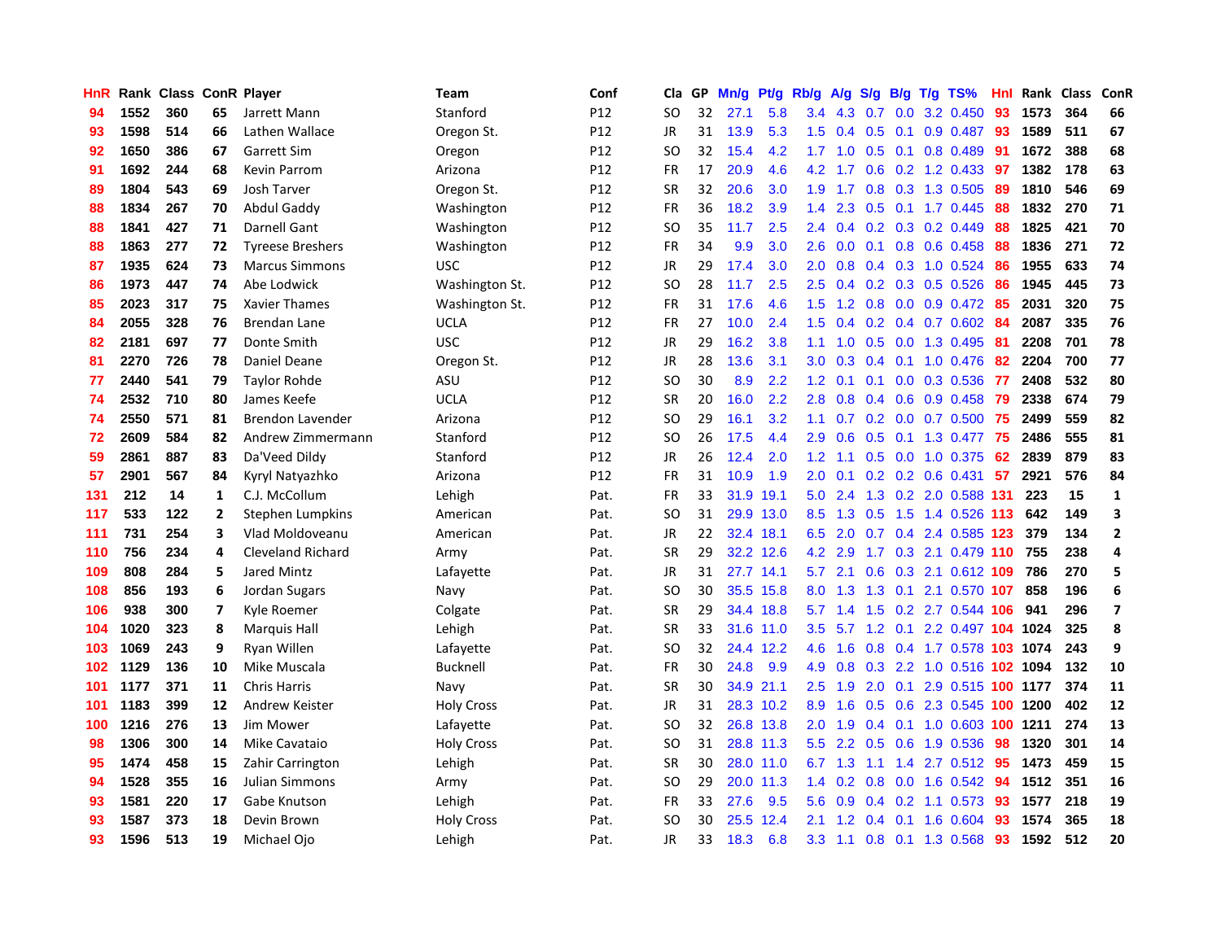| HnR | Rank | Class | ConR | Player | Team | Conf | Cla | GP | Mn/g | Pt/g | Rb/g | A/g | S/g | B/g | T/g | TS% | HnI | Rank | Class | ConR |
|---|---|---|---|---|---|---|---|---|---|---|---|---|---|---|---|---|---|---|---|---|
| 94 | 1552 | 360 | 65 | Jarrett Mann | Stanford | P12 | SO | 32 | 27.1 | 5.8 | 3.4 | 4.3 | 0.7 | 0.0 | 3.2 | 0.450 | 93 | 1573 | 364 | 66 |
| 93 | 1598 | 514 | 66 | Lathen Wallace | Oregon St. | P12 | JR | 31 | 13.9 | 5.3 | 1.5 | 0.4 | 0.5 | 0.1 | 0.9 | 0.487 | 93 | 1589 | 511 | 67 |
| 92 | 1650 | 386 | 67 | Garrett Sim | Oregon | P12 | SO | 32 | 15.4 | 4.2 | 1.7 | 1.0 | 0.5 | 0.1 | 0.8 | 0.489 | 91 | 1672 | 388 | 68 |
| 91 | 1692 | 244 | 68 | Kevin Parrom | Arizona | P12 | FR | 17 | 20.9 | 4.6 | 4.2 | 1.7 | 0.6 | 0.2 | 1.2 | 0.433 | 97 | 1382 | 178 | 63 |
| 89 | 1804 | 543 | 69 | Josh Tarver | Oregon St. | P12 | SR | 32 | 20.6 | 3.0 | 1.9 | 1.7 | 0.8 | 0.3 | 1.3 | 0.505 | 89 | 1810 | 546 | 69 |
| 88 | 1834 | 267 | 70 | Abdul Gaddy | Washington | P12 | FR | 36 | 18.2 | 3.9 | 1.4 | 2.3 | 0.5 | 0.1 | 1.7 | 0.445 | 88 | 1832 | 270 | 71 |
| 88 | 1841 | 427 | 71 | Darnell Gant | Washington | P12 | SO | 35 | 11.7 | 2.5 | 2.4 | 0.4 | 0.2 | 0.3 | 0.2 | 0.449 | 88 | 1825 | 421 | 70 |
| 88 | 1863 | 277 | 72 | Tyreese Breshers | Washington | P12 | FR | 34 | 9.9 | 3.0 | 2.6 | 0.0 | 0.1 | 0.8 | 0.6 | 0.458 | 88 | 1836 | 271 | 72 |
| 87 | 1935 | 624 | 73 | Marcus Simmons | USC | P12 | JR | 29 | 17.4 | 3.0 | 2.0 | 0.8 | 0.4 | 0.3 | 1.0 | 0.524 | 86 | 1955 | 633 | 74 |
| 86 | 1973 | 447 | 74 | Abe Lodwick | Washington St. | P12 | SO | 28 | 11.7 | 2.5 | 2.5 | 0.4 | 0.2 | 0.3 | 0.5 | 0.526 | 86 | 1945 | 445 | 73 |
| 85 | 2023 | 317 | 75 | Xavier Thames | Washington St. | P12 | FR | 31 | 17.6 | 4.6 | 1.5 | 1.2 | 0.8 | 0.0 | 0.9 | 0.472 | 85 | 2031 | 320 | 75 |
| 84 | 2055 | 328 | 76 | Brendan Lane | UCLA | P12 | FR | 27 | 10.0 | 2.4 | 1.5 | 0.4 | 0.2 | 0.4 | 0.7 | 0.602 | 84 | 2087 | 335 | 76 |
| 82 | 2181 | 697 | 77 | Donte Smith | USC | P12 | JR | 29 | 16.2 | 3.8 | 1.1 | 1.0 | 0.5 | 0.0 | 1.3 | 0.495 | 81 | 2208 | 701 | 78 |
| 81 | 2270 | 726 | 78 | Daniel Deane | Oregon St. | P12 | JR | 28 | 13.6 | 3.1 | 3.0 | 0.3 | 0.4 | 0.1 | 1.0 | 0.476 | 82 | 2204 | 700 | 77 |
| 77 | 2440 | 541 | 79 | Taylor Rohde | ASU | P12 | SO | 30 | 8.9 | 2.2 | 1.2 | 0.1 | 0.1 | 0.0 | 0.3 | 0.536 | 77 | 2408 | 532 | 80 |
| 74 | 2532 | 710 | 80 | James Keefe | UCLA | P12 | SR | 20 | 16.0 | 2.2 | 2.8 | 0.8 | 0.4 | 0.6 | 0.9 | 0.458 | 79 | 2338 | 674 | 79 |
| 74 | 2550 | 571 | 81 | Brendon Lavender | Arizona | P12 | SO | 29 | 16.1 | 3.2 | 1.1 | 0.7 | 0.2 | 0.0 | 0.7 | 0.500 | 75 | 2499 | 559 | 82 |
| 72 | 2609 | 584 | 82 | Andrew Zimmermann | Stanford | P12 | SO | 26 | 17.5 | 4.4 | 2.9 | 0.6 | 0.5 | 0.1 | 1.3 | 0.477 | 75 | 2486 | 555 | 81 |
| 59 | 2861 | 887 | 83 | Da'Veed Dildy | Stanford | P12 | JR | 26 | 12.4 | 2.0 | 1.2 | 1.1 | 0.5 | 0.0 | 1.0 | 0.375 | 62 | 2839 | 879 | 83 |
| 57 | 2901 | 567 | 84 | Kyryl Natyazhko | Arizona | P12 | FR | 31 | 10.9 | 1.9 | 2.0 | 0.1 | 0.2 | 0.2 | 0.6 | 0.431 | 57 | 2921 | 576 | 84 |
| 131 | 212 | 14 | 1 | C.J. McCollum | Lehigh | Pat. | FR | 33 | 31.9 | 19.1 | 5.0 | 2.4 | 1.3 | 0.2 | 2.0 | 0.588 | 131 | 223 | 15 | 1 |
| 117 | 533 | 122 | 2 | Stephen Lumpkins | American | Pat. | SO | 31 | 29.9 | 13.0 | 8.5 | 1.3 | 0.5 | 1.5 | 1.4 | 0.526 | 113 | 642 | 149 | 3 |
| 111 | 731 | 254 | 3 | Vlad Moldoveanu | American | Pat. | JR | 22 | 32.4 | 18.1 | 6.5 | 2.0 | 0.7 | 0.4 | 2.4 | 0.585 | 123 | 379 | 134 | 2 |
| 110 | 756 | 234 | 4 | Cleveland Richard | Army | Pat. | SR | 29 | 32.2 | 12.6 | 4.2 | 2.9 | 1.7 | 0.3 | 2.1 | 0.479 | 110 | 755 | 238 | 4 |
| 109 | 808 | 284 | 5 | Jared Mintz | Lafayette | Pat. | JR | 31 | 27.7 | 14.1 | 5.7 | 2.1 | 0.6 | 0.3 | 2.1 | 0.612 | 109 | 786 | 270 | 5 |
| 108 | 856 | 193 | 6 | Jordan Sugars | Navy | Pat. | SO | 30 | 35.5 | 15.8 | 8.0 | 1.3 | 1.3 | 0.1 | 2.1 | 0.570 | 107 | 858 | 196 | 6 |
| 106 | 938 | 300 | 7 | Kyle Roemer | Colgate | Pat. | SR | 29 | 34.4 | 18.8 | 5.7 | 1.4 | 1.5 | 0.2 | 2.7 | 0.544 | 106 | 941 | 296 | 7 |
| 104 | 1020 | 323 | 8 | Marquis Hall | Lehigh | Pat. | SR | 33 | 31.6 | 11.0 | 3.5 | 5.7 | 1.2 | 0.1 | 2.2 | 0.497 | 104 | 1024 | 325 | 8 |
| 103 | 1069 | 243 | 9 | Ryan Willen | Lafayette | Pat. | SO | 32 | 24.4 | 12.2 | 4.6 | 1.6 | 0.8 | 0.4 | 1.7 | 0.578 | 103 | 1074 | 243 | 9 |
| 102 | 1129 | 136 | 10 | Mike Muscala | Bucknell | Pat. | FR | 30 | 24.8 | 9.9 | 4.9 | 0.8 | 0.3 | 2.2 | 1.0 | 0.516 | 102 | 1094 | 132 | 10 |
| 101 | 1177 | 371 | 11 | Chris Harris | Navy | Pat. | SR | 30 | 34.9 | 21.1 | 2.5 | 1.9 | 2.0 | 0.1 | 2.9 | 0.515 | 100 | 1177 | 374 | 11 |
| 101 | 1183 | 399 | 12 | Andrew Keister | Holy Cross | Pat. | JR | 31 | 28.3 | 10.2 | 8.9 | 1.6 | 0.5 | 0.6 | 2.3 | 0.545 | 100 | 1200 | 402 | 12 |
| 100 | 1216 | 276 | 13 | Jim Mower | Lafayette | Pat. | SO | 32 | 26.8 | 13.8 | 2.0 | 1.9 | 0.4 | 0.1 | 1.0 | 0.603 | 100 | 1211 | 274 | 13 |
| 98 | 1306 | 300 | 14 | Mike Cavataio | Holy Cross | Pat. | SO | 31 | 28.8 | 11.3 | 5.5 | 2.2 | 0.5 | 0.6 | 1.9 | 0.536 | 98 | 1320 | 301 | 14 |
| 95 | 1474 | 458 | 15 | Zahir Carrington | Lehigh | Pat. | SR | 30 | 28.0 | 11.0 | 6.7 | 1.3 | 1.1 | 1.4 | 2.7 | 0.512 | 95 | 1473 | 459 | 15 |
| 94 | 1528 | 355 | 16 | Julian Simmons | Army | Pat. | SO | 29 | 20.0 | 11.3 | 1.4 | 0.2 | 0.8 | 0.0 | 1.6 | 0.542 | 94 | 1512 | 351 | 16 |
| 93 | 1581 | 220 | 17 | Gabe Knutson | Lehigh | Pat. | FR | 33 | 27.6 | 9.5 | 5.6 | 0.9 | 0.4 | 0.2 | 1.1 | 0.573 | 93 | 1577 | 218 | 19 |
| 93 | 1587 | 373 | 18 | Devin Brown | Holy Cross | Pat. | SO | 30 | 25.5 | 12.4 | 2.1 | 1.2 | 0.4 | 0.1 | 1.6 | 0.604 | 93 | 1574 | 365 | 18 |
| 93 | 1596 | 513 | 19 | Michael Ojo | Lehigh | Pat. | JR | 33 | 18.3 | 6.8 | 3.3 | 1.1 | 0.8 | 0.1 | 1.3 | 0.568 | 93 | 1592 | 512 | 20 |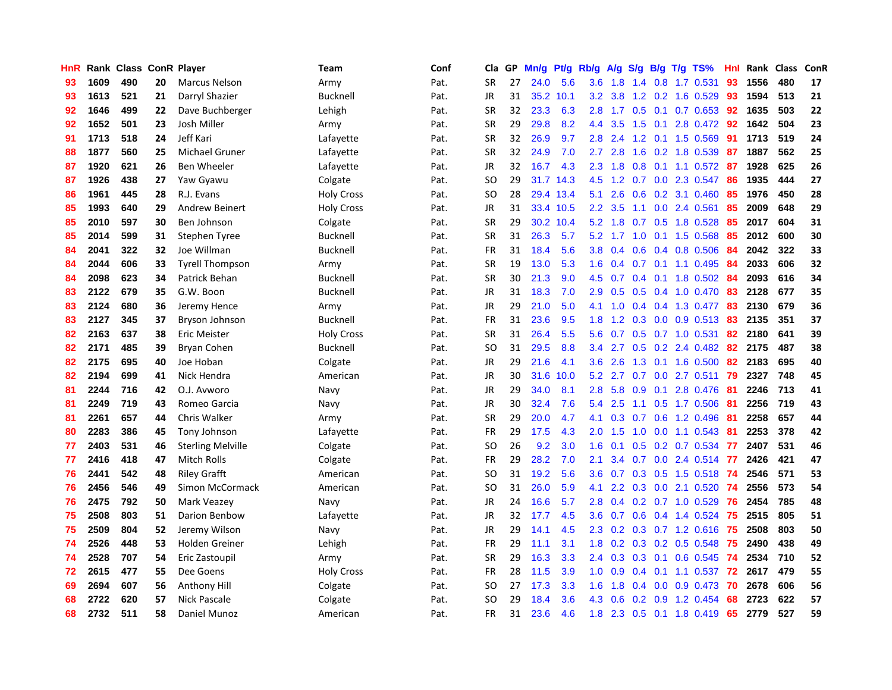| HnR | Rank | Class | ConR | Player | Team | Conf | Cla | GP | Mn/g | Pt/g | Rb/g | A/g | S/g | B/g | T/g | TS% | HnI | Rank | Class | ConR |
|---|---|---|---|---|---|---|---|---|---|---|---|---|---|---|---|---|---|---|---|---|
| 93 | 1609 | 490 | 20 | Marcus Nelson | Army | Pat. | SR | 27 | 24.0 | 5.6 | 3.6 | 1.8 | 1.4 | 0.8 | 1.7 | 0.531 | 93 | 1556 | 480 | 17 |
| 93 | 1613 | 521 | 21 | Darryl Shazier | Bucknell | Pat. | JR | 31 | 35.2 | 10.1 | 3.2 | 3.8 | 1.2 | 0.2 | 1.6 | 0.529 | 93 | 1594 | 513 | 21 |
| 92 | 1646 | 499 | 22 | Dave Buchberger | Lehigh | Pat. | SR | 32 | 23.3 | 6.3 | 2.8 | 1.7 | 0.5 | 0.1 | 0.7 | 0.653 | 92 | 1635 | 503 | 22 |
| 92 | 1652 | 501 | 23 | Josh Miller | Army | Pat. | SR | 29 | 29.8 | 8.2 | 4.4 | 3.5 | 1.5 | 0.1 | 2.8 | 0.472 | 92 | 1642 | 504 | 23 |
| 91 | 1713 | 518 | 24 | Jeff Kari | Lafayette | Pat. | SR | 32 | 26.9 | 9.7 | 2.8 | 2.4 | 1.2 | 0.1 | 1.5 | 0.569 | 91 | 1713 | 519 | 24 |
| 88 | 1877 | 560 | 25 | Michael Gruner | Lafayette | Pat. | SR | 32 | 24.9 | 7.0 | 2.7 | 2.8 | 1.6 | 0.2 | 1.8 | 0.539 | 87 | 1887 | 562 | 25 |
| 87 | 1920 | 621 | 26 | Ben Wheeler | Lafayette | Pat. | JR | 32 | 16.7 | 4.3 | 2.3 | 1.8 | 0.8 | 0.1 | 1.1 | 0.572 | 87 | 1928 | 625 | 26 |
| 87 | 1926 | 438 | 27 | Yaw Gyawu | Colgate | Pat. | SO | 29 | 31.7 | 14.3 | 4.5 | 1.2 | 0.7 | 0.0 | 2.3 | 0.547 | 86 | 1935 | 444 | 27 |
| 86 | 1961 | 445 | 28 | R.J. Evans | Holy Cross | Pat. | SO | 28 | 29.4 | 13.4 | 5.1 | 2.6 | 0.6 | 0.2 | 3.1 | 0.460 | 85 | 1976 | 450 | 28 |
| 85 | 1993 | 640 | 29 | Andrew Beinert | Holy Cross | Pat. | JR | 31 | 33.4 | 10.5 | 2.2 | 3.5 | 1.1 | 0.0 | 2.4 | 0.561 | 85 | 2009 | 648 | 29 |
| 85 | 2010 | 597 | 30 | Ben Johnson | Colgate | Pat. | SR | 29 | 30.2 | 10.4 | 5.2 | 1.8 | 0.7 | 0.5 | 1.8 | 0.528 | 85 | 2017 | 604 | 31 |
| 85 | 2014 | 599 | 31 | Stephen Tyree | Bucknell | Pat. | SR | 31 | 26.3 | 5.7 | 5.2 | 1.7 | 1.0 | 0.1 | 1.5 | 0.568 | 85 | 2012 | 600 | 30 |
| 84 | 2041 | 322 | 32 | Joe Willman | Bucknell | Pat. | FR | 31 | 18.4 | 5.6 | 3.8 | 0.4 | 0.6 | 0.4 | 0.8 | 0.506 | 84 | 2042 | 322 | 33 |
| 84 | 2044 | 606 | 33 | Tyrell Thompson | Army | Pat. | SR | 19 | 13.0 | 5.3 | 1.6 | 0.4 | 0.7 | 0.1 | 1.1 | 0.495 | 84 | 2033 | 606 | 32 |
| 84 | 2098 | 623 | 34 | Patrick Behan | Bucknell | Pat. | SR | 30 | 21.3 | 9.0 | 4.5 | 0.7 | 0.4 | 0.1 | 1.8 | 0.502 | 84 | 2093 | 616 | 34 |
| 83 | 2122 | 679 | 35 | G.W. Boon | Bucknell | Pat. | JR | 31 | 18.3 | 7.0 | 2.9 | 0.5 | 0.5 | 0.4 | 1.0 | 0.470 | 83 | 2128 | 677 | 35 |
| 83 | 2124 | 680 | 36 | Jeremy Hence | Army | Pat. | JR | 29 | 21.0 | 5.0 | 4.1 | 1.0 | 0.4 | 0.4 | 1.3 | 0.477 | 83 | 2130 | 679 | 36 |
| 83 | 2127 | 345 | 37 | Bryson Johnson | Bucknell | Pat. | FR | 31 | 23.6 | 9.5 | 1.8 | 1.2 | 0.3 | 0.0 | 0.9 | 0.513 | 83 | 2135 | 351 | 37 |
| 82 | 2163 | 637 | 38 | Eric Meister | Holy Cross | Pat. | SR | 31 | 26.4 | 5.5 | 5.6 | 0.7 | 0.5 | 0.7 | 1.0 | 0.531 | 82 | 2180 | 641 | 39 |
| 82 | 2171 | 485 | 39 | Bryan Cohen | Bucknell | Pat. | SO | 31 | 29.5 | 8.8 | 3.4 | 2.7 | 0.5 | 0.2 | 2.4 | 0.482 | 82 | 2175 | 487 | 38 |
| 82 | 2175 | 695 | 40 | Joe Hoban | Colgate | Pat. | JR | 29 | 21.6 | 4.1 | 3.6 | 2.6 | 1.3 | 0.1 | 1.6 | 0.500 | 82 | 2183 | 695 | 40 |
| 82 | 2194 | 699 | 41 | Nick Hendra | American | Pat. | JR | 30 | 31.6 | 10.0 | 5.2 | 2.7 | 0.7 | 0.0 | 2.7 | 0.511 | 79 | 2327 | 748 | 45 |
| 81 | 2244 | 716 | 42 | O.J. Avworo | Navy | Pat. | JR | 29 | 34.0 | 8.1 | 2.8 | 5.8 | 0.9 | 0.1 | 2.8 | 0.476 | 81 | 2246 | 713 | 41 |
| 81 | 2249 | 719 | 43 | Romeo Garcia | Navy | Pat. | JR | 30 | 32.4 | 7.6 | 5.4 | 2.5 | 1.1 | 0.5 | 1.7 | 0.506 | 81 | 2256 | 719 | 43 |
| 81 | 2261 | 657 | 44 | Chris Walker | Army | Pat. | SR | 29 | 20.0 | 4.7 | 4.1 | 0.3 | 0.7 | 0.6 | 1.2 | 0.496 | 81 | 2258 | 657 | 44 |
| 80 | 2283 | 386 | 45 | Tony Johnson | Lafayette | Pat. | FR | 29 | 17.5 | 4.3 | 2.0 | 1.5 | 1.0 | 0.0 | 1.1 | 0.543 | 81 | 2253 | 378 | 42 |
| 77 | 2403 | 531 | 46 | Sterling Melville | Colgate | Pat. | SO | 26 | 9.2 | 3.0 | 1.6 | 0.1 | 0.5 | 0.2 | 0.7 | 0.534 | 77 | 2407 | 531 | 46 |
| 77 | 2416 | 418 | 47 | Mitch Rolls | Colgate | Pat. | FR | 29 | 28.2 | 7.0 | 2.1 | 3.4 | 0.7 | 0.0 | 2.4 | 0.514 | 77 | 2426 | 421 | 47 |
| 76 | 2441 | 542 | 48 | Riley Grafft | American | Pat. | SO | 31 | 19.2 | 5.6 | 3.6 | 0.7 | 0.3 | 0.5 | 1.5 | 0.518 | 74 | 2546 | 571 | 53 |
| 76 | 2456 | 546 | 49 | Simon McCormack | American | Pat. | SO | 31 | 26.0 | 5.9 | 4.1 | 2.2 | 0.3 | 0.0 | 2.1 | 0.520 | 74 | 2556 | 573 | 54 |
| 76 | 2475 | 792 | 50 | Mark Veazey | Navy | Pat. | JR | 24 | 16.6 | 5.7 | 2.8 | 0.4 | 0.2 | 0.7 | 1.0 | 0.529 | 76 | 2454 | 785 | 48 |
| 75 | 2508 | 803 | 51 | Darion Benbow | Lafayette | Pat. | JR | 32 | 17.7 | 4.5 | 3.6 | 0.7 | 0.6 | 0.4 | 1.4 | 0.524 | 75 | 2515 | 805 | 51 |
| 75 | 2509 | 804 | 52 | Jeremy Wilson | Navy | Pat. | JR | 29 | 14.1 | 4.5 | 2.3 | 0.2 | 0.3 | 0.7 | 1.2 | 0.616 | 75 | 2508 | 803 | 50 |
| 74 | 2526 | 448 | 53 | Holden Greiner | Lehigh | Pat. | FR | 29 | 11.1 | 3.1 | 1.8 | 0.2 | 0.3 | 0.2 | 0.5 | 0.548 | 75 | 2490 | 438 | 49 |
| 74 | 2528 | 707 | 54 | Eric Zastoupil | Army | Pat. | SR | 29 | 16.3 | 3.3 | 2.4 | 0.3 | 0.3 | 0.1 | 0.6 | 0.545 | 74 | 2534 | 710 | 52 |
| 72 | 2615 | 477 | 55 | Dee Goens | Holy Cross | Pat. | FR | 28 | 11.5 | 3.9 | 1.0 | 0.9 | 0.4 | 0.1 | 1.1 | 0.537 | 72 | 2617 | 479 | 55 |
| 69 | 2694 | 607 | 56 | Anthony Hill | Colgate | Pat. | SO | 27 | 17.3 | 3.3 | 1.6 | 1.8 | 0.4 | 0.0 | 0.9 | 0.473 | 70 | 2678 | 606 | 56 |
| 68 | 2722 | 620 | 57 | Nick Pascale | Colgate | Pat. | SO | 29 | 18.4 | 3.6 | 4.3 | 0.6 | 0.2 | 0.9 | 1.2 | 0.454 | 68 | 2723 | 622 | 57 |
| 68 | 2732 | 511 | 58 | Daniel Munoz | American | Pat. | FR | 31 | 23.6 | 4.6 | 1.8 | 2.3 | 0.5 | 0.1 | 1.8 | 0.419 | 65 | 2779 | 527 | 59 |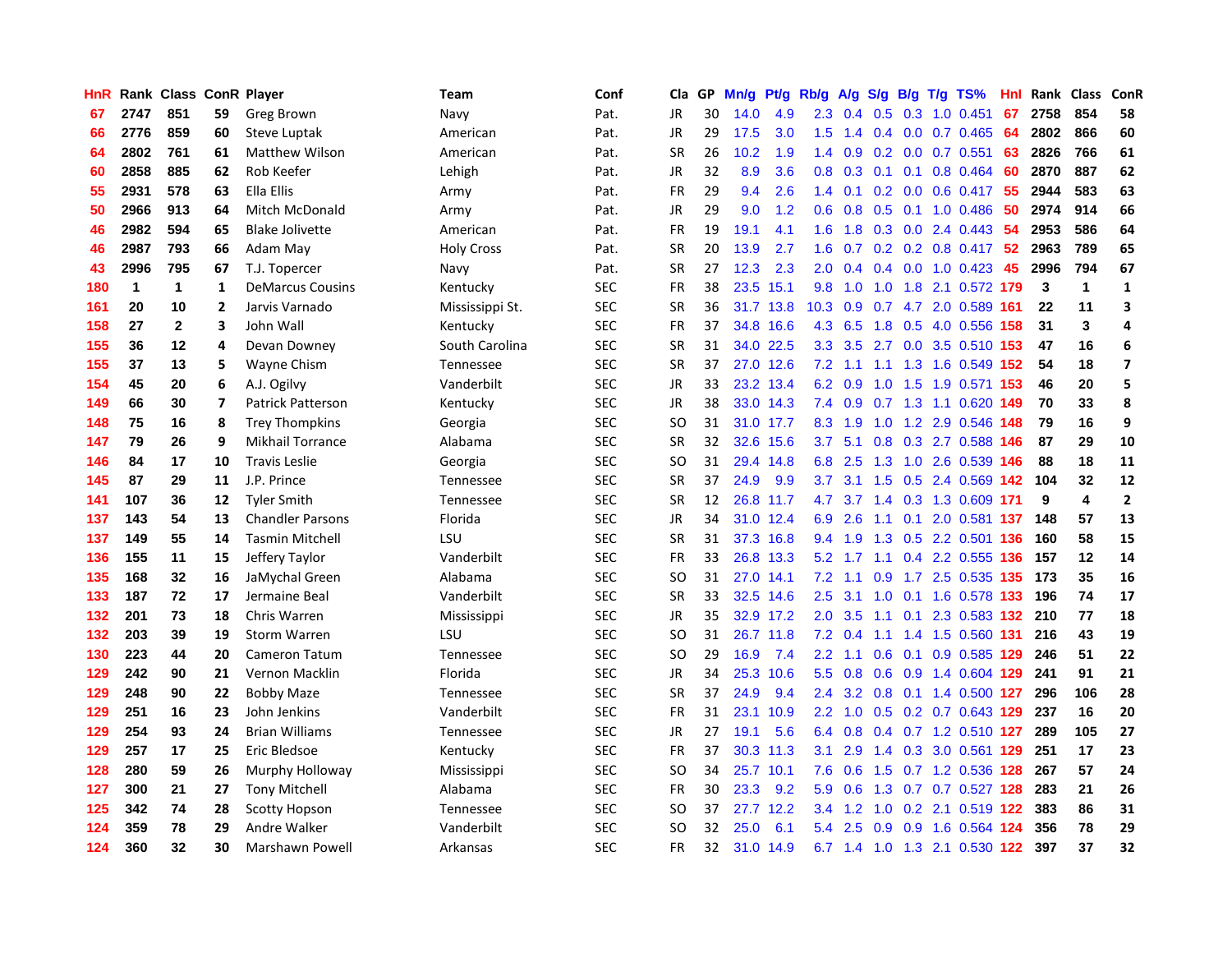| HnR | Rank | Class | ConR | Player | Team | Conf | Cla | GP | Mn/g | Pt/g | Rb/g | A/g | S/g | B/g | T/g | TS% | HnI | Rank | Class | ConR |
|---|---|---|---|---|---|---|---|---|---|---|---|---|---|---|---|---|---|---|---|---|
| 67 | 2747 | 851 | 59 | Greg Brown | Navy | Pat. | JR | 30 | 14.0 | 4.9 | 2.3 | 0.4 | 0.5 | 0.3 | 1.0 | 0.451 | 67 | 2758 | 854 | 58 |
| 66 | 2776 | 859 | 60 | Steve Luptak | American | Pat. | JR | 29 | 17.5 | 3.0 | 1.5 | 1.4 | 0.4 | 0.0 | 0.7 | 0.465 | 64 | 2802 | 866 | 60 |
| 64 | 2802 | 761 | 61 | Matthew Wilson | American | Pat. | SR | 26 | 10.2 | 1.9 | 1.4 | 0.9 | 0.2 | 0.0 | 0.7 | 0.551 | 63 | 2826 | 766 | 61 |
| 60 | 2858 | 885 | 62 | Rob Keefer | Lehigh | Pat. | JR | 32 | 8.9 | 3.6 | 0.8 | 0.3 | 0.1 | 0.1 | 0.8 | 0.464 | 60 | 2870 | 887 | 62 |
| 55 | 2931 | 578 | 63 | Ella Ellis | Army | Pat. | FR | 29 | 9.4 | 2.6 | 1.4 | 0.1 | 0.2 | 0.0 | 0.6 | 0.417 | 55 | 2944 | 583 | 63 |
| 50 | 2966 | 913 | 64 | Mitch McDonald | Army | Pat. | JR | 29 | 9.0 | 1.2 | 0.6 | 0.8 | 0.5 | 0.1 | 1.0 | 0.486 | 50 | 2974 | 914 | 66 |
| 46 | 2982 | 594 | 65 | Blake Jolivette | American | Pat. | FR | 19 | 19.1 | 4.1 | 1.6 | 1.8 | 0.3 | 0.0 | 2.4 | 0.443 | 54 | 2953 | 586 | 64 |
| 46 | 2987 | 793 | 66 | Adam May | Holy Cross | Pat. | SR | 20 | 13.9 | 2.7 | 1.6 | 0.7 | 0.2 | 0.2 | 0.8 | 0.417 | 52 | 2963 | 789 | 65 |
| 43 | 2996 | 795 | 67 | T.J. Topercer | Navy | Pat. | SR | 27 | 12.3 | 2.3 | 2.0 | 0.4 | 0.4 | 0.0 | 1.0 | 0.423 | 45 | 2996 | 794 | 67 |
| 180 | 1 | 1 | 1 | DeMarcus Cousins | Kentucky | SEC | FR | 38 | 23.5 | 15.1 | 9.8 | 1.0 | 1.0 | 1.8 | 2.1 | 0.572 | 179 | 3 | 1 | 1 |
| 161 | 20 | 10 | 2 | Jarvis Varnado | Mississippi St. | SEC | SR | 36 | 31.7 | 13.8 | 10.3 | 0.9 | 0.7 | 4.7 | 2.0 | 0.589 | 161 | 22 | 11 | 3 |
| 158 | 27 | 2 | 3 | John Wall | Kentucky | SEC | FR | 37 | 34.8 | 16.6 | 4.3 | 6.5 | 1.8 | 0.5 | 4.0 | 0.556 | 158 | 31 | 3 | 4 |
| 155 | 36 | 12 | 4 | Devan Downey | South Carolina | SEC | SR | 31 | 34.0 | 22.5 | 3.3 | 3.5 | 2.7 | 0.0 | 3.5 | 0.510 | 153 | 47 | 16 | 6 |
| 155 | 37 | 13 | 5 | Wayne Chism | Tennessee | SEC | SR | 37 | 27.0 | 12.6 | 7.2 | 1.1 | 1.1 | 1.3 | 1.6 | 0.549 | 152 | 54 | 18 | 7 |
| 154 | 45 | 20 | 6 | A.J. Ogilvy | Vanderbilt | SEC | JR | 33 | 23.2 | 13.4 | 6.2 | 0.9 | 1.0 | 1.5 | 1.9 | 0.571 | 153 | 46 | 20 | 5 |
| 149 | 66 | 30 | 7 | Patrick Patterson | Kentucky | SEC | JR | 38 | 33.0 | 14.3 | 7.4 | 0.9 | 0.7 | 1.3 | 1.1 | 0.620 | 149 | 70 | 33 | 8 |
| 148 | 75 | 16 | 8 | Trey Thompkins | Georgia | SEC | SO | 31 | 31.0 | 17.7 | 8.3 | 1.9 | 1.0 | 1.2 | 2.9 | 0.546 | 148 | 79 | 16 | 9 |
| 147 | 79 | 26 | 9 | Mikhail Torrance | Alabama | SEC | SR | 32 | 32.6 | 15.6 | 3.7 | 5.1 | 0.8 | 0.3 | 2.7 | 0.588 | 146 | 87 | 29 | 10 |
| 146 | 84 | 17 | 10 | Travis Leslie | Georgia | SEC | SO | 31 | 29.4 | 14.8 | 6.8 | 2.5 | 1.3 | 1.0 | 2.6 | 0.539 | 146 | 88 | 18 | 11 |
| 145 | 87 | 29 | 11 | J.P. Prince | Tennessee | SEC | SR | 37 | 24.9 | 9.9 | 3.7 | 3.1 | 1.5 | 0.5 | 2.4 | 0.569 | 142 | 104 | 32 | 12 |
| 141 | 107 | 36 | 12 | Tyler Smith | Tennessee | SEC | SR | 12 | 26.8 | 11.7 | 4.7 | 3.7 | 1.4 | 0.3 | 1.3 | 0.609 | 171 | 9 | 4 | 2 |
| 137 | 143 | 54 | 13 | Chandler Parsons | Florida | SEC | JR | 34 | 31.0 | 12.4 | 6.9 | 2.6 | 1.1 | 0.1 | 2.0 | 0.581 | 137 | 148 | 57 | 13 |
| 137 | 149 | 55 | 14 | Tasmin Mitchell | LSU | SEC | SR | 31 | 37.3 | 16.8 | 9.4 | 1.9 | 1.3 | 0.5 | 2.2 | 0.501 | 136 | 160 | 58 | 15 |
| 136 | 155 | 11 | 15 | Jeffery Taylor | Vanderbilt | SEC | FR | 33 | 26.8 | 13.3 | 5.2 | 1.7 | 1.1 | 0.4 | 2.2 | 0.555 | 136 | 157 | 12 | 14 |
| 135 | 168 | 32 | 16 | JaMychal Green | Alabama | SEC | SO | 31 | 27.0 | 14.1 | 7.2 | 1.1 | 0.9 | 1.7 | 2.5 | 0.535 | 135 | 173 | 35 | 16 |
| 133 | 187 | 72 | 17 | Jermaine Beal | Vanderbilt | SEC | SR | 33 | 32.5 | 14.6 | 2.5 | 3.1 | 1.0 | 0.1 | 1.6 | 0.578 | 133 | 196 | 74 | 17 |
| 132 | 201 | 73 | 18 | Chris Warren | Mississippi | SEC | JR | 35 | 32.9 | 17.2 | 2.0 | 3.5 | 1.1 | 0.1 | 2.3 | 0.583 | 132 | 210 | 77 | 18 |
| 132 | 203 | 39 | 19 | Storm Warren | LSU | SEC | SO | 31 | 26.7 | 11.8 | 7.2 | 0.4 | 1.1 | 1.4 | 1.5 | 0.560 | 131 | 216 | 43 | 19 |
| 130 | 223 | 44 | 20 | Cameron Tatum | Tennessee | SEC | SO | 29 | 16.9 | 7.4 | 2.2 | 1.1 | 0.6 | 0.1 | 0.9 | 0.585 | 129 | 246 | 51 | 22 |
| 129 | 242 | 90 | 21 | Vernon Macklin | Florida | SEC | JR | 34 | 25.3 | 10.6 | 5.5 | 0.8 | 0.6 | 0.9 | 1.4 | 0.604 | 129 | 241 | 91 | 21 |
| 129 | 248 | 90 | 22 | Bobby Maze | Tennessee | SEC | SR | 37 | 24.9 | 9.4 | 2.4 | 3.2 | 0.8 | 0.1 | 1.4 | 0.500 | 127 | 296 | 106 | 28 |
| 129 | 251 | 16 | 23 | John Jenkins | Vanderbilt | SEC | FR | 31 | 23.1 | 10.9 | 2.2 | 1.0 | 0.5 | 0.2 | 0.7 | 0.643 | 129 | 237 | 16 | 20 |
| 129 | 254 | 93 | 24 | Brian Williams | Tennessee | SEC | JR | 27 | 19.1 | 5.6 | 6.4 | 0.8 | 0.4 | 0.7 | 1.2 | 0.510 | 127 | 289 | 105 | 27 |
| 129 | 257 | 17 | 25 | Eric Bledsoe | Kentucky | SEC | FR | 37 | 30.3 | 11.3 | 3.1 | 2.9 | 1.4 | 0.3 | 3.0 | 0.561 | 129 | 251 | 17 | 23 |
| 128 | 280 | 59 | 26 | Murphy Holloway | Mississippi | SEC | SO | 34 | 25.7 | 10.1 | 7.6 | 0.6 | 1.5 | 0.7 | 1.2 | 0.536 | 128 | 267 | 57 | 24 |
| 127 | 300 | 21 | 27 | Tony Mitchell | Alabama | SEC | FR | 30 | 23.3 | 9.2 | 5.9 | 0.6 | 1.3 | 0.7 | 0.7 | 0.527 | 128 | 283 | 21 | 26 |
| 125 | 342 | 74 | 28 | Scotty Hopson | Tennessee | SEC | SO | 37 | 27.7 | 12.2 | 3.4 | 1.2 | 1.0 | 0.2 | 2.1 | 0.519 | 122 | 383 | 86 | 31 |
| 124 | 359 | 78 | 29 | Andre Walker | Vanderbilt | SEC | SO | 32 | 25.0 | 6.1 | 5.4 | 2.5 | 0.9 | 0.9 | 1.6 | 0.564 | 124 | 356 | 78 | 29 |
| 124 | 360 | 32 | 30 | Marshawn Powell | Arkansas | SEC | FR | 32 | 31.0 | 14.9 | 6.7 | 1.4 | 1.0 | 1.3 | 2.1 | 0.530 | 122 | 397 | 37 | 32 |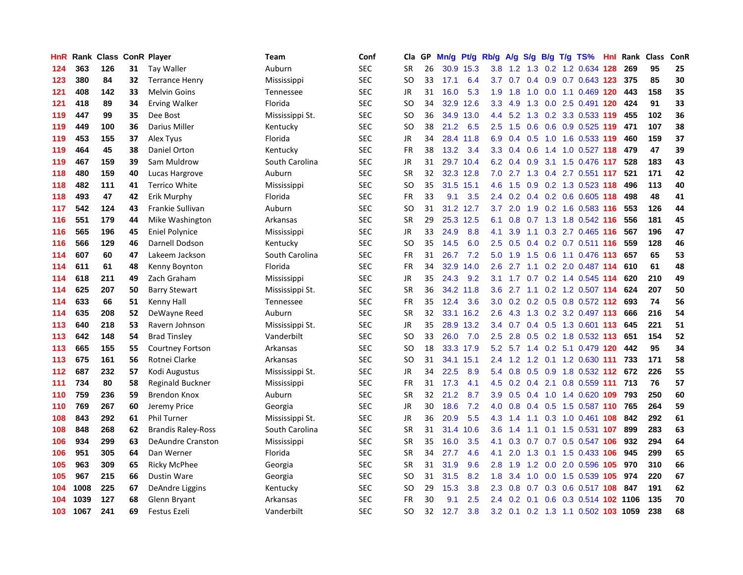| HnR | Rank | Class | ConR | Player | Team | Conf | Cla | GP | Mn/g | Pt/g | Rb/g | A/g | S/g | B/g | T/g | TS% | HnI | Rank | Class | ConR |
|---|---|---|---|---|---|---|---|---|---|---|---|---|---|---|---|---|---|---|---|---|
| 124 | 363 | 126 | 31 | Tay Waller | Auburn | SEC | SR | 26 | 30.9 | 15.3 | 3.8 | 1.2 | 1.3 | 0.2 | 1.2 | 0.634 | 128 | 269 | 95 | 25 |
| 123 | 380 | 84 | 32 | Terrance Henry | Mississippi | SEC | SO | 33 | 17.1 | 6.4 | 3.7 | 0.7 | 0.4 | 0.9 | 0.7 | 0.643 | 123 | 375 | 85 | 30 |
| 121 | 408 | 142 | 33 | Melvin Goins | Tennessee | SEC | JR | 31 | 16.0 | 5.3 | 1.9 | 1.8 | 1.0 | 0.0 | 1.1 | 0.469 | 120 | 443 | 158 | 35 |
| 121 | 418 | 89 | 34 | Erving Walker | Florida | SEC | SO | 34 | 32.9 | 12.6 | 3.3 | 4.9 | 1.3 | 0.0 | 2.5 | 0.491 | 120 | 424 | 91 | 33 |
| 119 | 447 | 99 | 35 | Dee Bost | Mississippi St. | SEC | SO | 36 | 34.9 | 13.0 | 4.4 | 5.2 | 1.3 | 0.2 | 3.3 | 0.533 | 119 | 455 | 102 | 36 |
| 119 | 449 | 100 | 36 | Darius Miller | Kentucky | SEC | SO | 38 | 21.2 | 6.5 | 2.5 | 1.5 | 0.6 | 0.6 | 0.9 | 0.525 | 119 | 471 | 107 | 38 |
| 119 | 453 | 155 | 37 | Alex Tyus | Florida | SEC | JR | 34 | 28.4 | 11.8 | 6.9 | 0.4 | 0.5 | 1.0 | 1.6 | 0.533 | 119 | 460 | 159 | 37 |
| 119 | 464 | 45 | 38 | Daniel Orton | Kentucky | SEC | FR | 38 | 13.2 | 3.4 | 3.3 | 0.4 | 0.6 | 1.4 | 1.0 | 0.527 | 118 | 479 | 47 | 39 |
| 119 | 467 | 159 | 39 | Sam Muldrow | South Carolina | SEC | JR | 31 | 29.7 | 10.4 | 6.2 | 0.4 | 0.9 | 3.1 | 1.5 | 0.476 | 117 | 528 | 183 | 43 |
| 118 | 480 | 159 | 40 | Lucas Hargrove | Auburn | SEC | SR | 32 | 32.3 | 12.8 | 7.0 | 2.7 | 1.3 | 0.4 | 2.7 | 0.551 | 117 | 521 | 171 | 42 |
| 118 | 482 | 111 | 41 | Terrico White | Mississippi | SEC | SO | 35 | 31.5 | 15.1 | 4.6 | 1.5 | 0.9 | 0.2 | 1.3 | 0.523 | 118 | 496 | 113 | 40 |
| 118 | 493 | 47 | 42 | Erik Murphy | Florida | SEC | FR | 33 | 9.1 | 3.5 | 2.4 | 0.2 | 0.4 | 0.2 | 0.6 | 0.605 | 118 | 498 | 48 | 41 |
| 117 | 542 | 124 | 43 | Frankie Sullivan | Auburn | SEC | SO | 31 | 31.2 | 12.7 | 3.7 | 2.0 | 1.9 | 0.2 | 1.6 | 0.583 | 116 | 553 | 126 | 44 |
| 116 | 551 | 179 | 44 | Mike Washington | Arkansas | SEC | SR | 29 | 25.3 | 12.5 | 6.1 | 0.8 | 0.7 | 1.3 | 1.8 | 0.542 | 116 | 556 | 181 | 45 |
| 116 | 565 | 196 | 45 | Eniel Polynice | Mississippi | SEC | JR | 33 | 24.9 | 8.8 | 4.1 | 3.9 | 1.1 | 0.3 | 2.7 | 0.465 | 116 | 567 | 196 | 47 |
| 116 | 566 | 129 | 46 | Darnell Dodson | Kentucky | SEC | SO | 35 | 14.5 | 6.0 | 2.5 | 0.5 | 0.4 | 0.2 | 0.7 | 0.511 | 116 | 559 | 128 | 46 |
| 114 | 607 | 60 | 47 | Lakeem Jackson | South Carolina | SEC | FR | 31 | 26.7 | 7.2 | 5.0 | 1.9 | 1.5 | 0.6 | 1.1 | 0.476 | 113 | 657 | 65 | 53 |
| 114 | 611 | 61 | 48 | Kenny Boynton | Florida | SEC | FR | 34 | 32.9 | 14.0 | 2.6 | 2.7 | 1.1 | 0.2 | 2.0 | 0.487 | 114 | 610 | 61 | 48 |
| 114 | 618 | 211 | 49 | Zach Graham | Mississippi | SEC | JR | 35 | 24.3 | 9.2 | 3.1 | 1.7 | 0.7 | 0.2 | 1.4 | 0.545 | 114 | 620 | 210 | 49 |
| 114 | 625 | 207 | 50 | Barry Stewart | Mississippi St. | SEC | SR | 36 | 34.2 | 11.8 | 3.6 | 2.7 | 1.1 | 0.2 | 1.2 | 0.507 | 114 | 624 | 207 | 50 |
| 114 | 633 | 66 | 51 | Kenny Hall | Tennessee | SEC | FR | 35 | 12.4 | 3.6 | 3.0 | 0.2 | 0.2 | 0.5 | 0.8 | 0.572 | 112 | 693 | 74 | 56 |
| 114 | 635 | 208 | 52 | DeWayne Reed | Auburn | SEC | SR | 32 | 33.1 | 16.2 | 2.6 | 4.3 | 1.3 | 0.2 | 3.2 | 0.497 | 113 | 666 | 216 | 54 |
| 113 | 640 | 218 | 53 | Ravern Johnson | Mississippi St. | SEC | JR | 35 | 28.9 | 13.2 | 3.4 | 0.7 | 0.4 | 0.5 | 1.3 | 0.601 | 113 | 645 | 221 | 51 |
| 113 | 642 | 148 | 54 | Brad Tinsley | Vanderbilt | SEC | SO | 33 | 26.0 | 7.0 | 2.5 | 2.8 | 0.5 | 0.2 | 1.8 | 0.532 | 113 | 651 | 154 | 52 |
| 113 | 665 | 155 | 55 | Courtney Fortson | Arkansas | SEC | SO | 18 | 33.3 | 17.9 | 5.2 | 5.7 | 1.4 | 0.2 | 5.1 | 0.479 | 120 | 442 | 95 | 34 |
| 113 | 675 | 161 | 56 | Rotnei Clarke | Arkansas | SEC | SO | 31 | 34.1 | 15.1 | 2.4 | 1.2 | 1.2 | 0.1 | 1.2 | 0.630 | 111 | 733 | 171 | 58 |
| 112 | 687 | 232 | 57 | Kodi Augustus | Mississippi St. | SEC | JR | 34 | 22.5 | 8.9 | 5.4 | 0.8 | 0.5 | 0.9 | 1.8 | 0.532 | 112 | 672 | 226 | 55 |
| 111 | 734 | 80 | 58 | Reginald Buckner | Mississippi | SEC | FR | 31 | 17.3 | 4.1 | 4.5 | 0.2 | 0.4 | 2.1 | 0.8 | 0.559 | 111 | 713 | 76 | 57 |
| 110 | 759 | 236 | 59 | Brendon Knox | Auburn | SEC | SR | 32 | 21.2 | 8.7 | 3.9 | 0.5 | 0.4 | 1.0 | 1.4 | 0.620 | 109 | 793 | 250 | 60 |
| 110 | 769 | 267 | 60 | Jeremy Price | Georgia | SEC | JR | 30 | 18.6 | 7.2 | 4.0 | 0.8 | 0.4 | 0.5 | 1.5 | 0.587 | 110 | 765 | 264 | 59 |
| 108 | 843 | 292 | 61 | Phil Turner | Mississippi St. | SEC | JR | 36 | 20.9 | 5.5 | 4.3 | 1.4 | 1.1 | 0.3 | 1.0 | 0.461 | 108 | 842 | 292 | 61 |
| 108 | 848 | 268 | 62 | Brandis Raley-Ross | South Carolina | SEC | SR | 31 | 31.4 | 10.6 | 3.6 | 1.4 | 1.1 | 0.1 | 1.5 | 0.531 | 107 | 899 | 283 | 63 |
| 106 | 934 | 299 | 63 | DeAundre Cranston | Mississippi | SEC | SR | 35 | 16.0 | 3.5 | 4.1 | 0.3 | 0.7 | 0.7 | 0.5 | 0.547 | 106 | 932 | 294 | 64 |
| 106 | 951 | 305 | 64 | Dan Werner | Florida | SEC | SR | 34 | 27.7 | 4.6 | 4.1 | 2.0 | 1.3 | 0.1 | 1.5 | 0.433 | 106 | 945 | 299 | 65 |
| 105 | 963 | 309 | 65 | Ricky McPhee | Georgia | SEC | SR | 31 | 31.9 | 9.6 | 2.8 | 1.9 | 1.2 | 0.0 | 2.0 | 0.596 | 105 | 970 | 310 | 66 |
| 105 | 967 | 215 | 66 | Dustin Ware | Georgia | SEC | SO | 31 | 31.5 | 8.2 | 1.8 | 3.4 | 1.0 | 0.0 | 1.5 | 0.539 | 105 | 974 | 220 | 67 |
| 104 | 1008 | 225 | 67 | DeAndre Liggins | Kentucky | SEC | SO | 29 | 15.3 | 3.8 | 2.3 | 0.8 | 0.7 | 0.3 | 0.6 | 0.517 | 108 | 847 | 191 | 62 |
| 104 | 1039 | 127 | 68 | Glenn Bryant | Arkansas | SEC | FR | 30 | 9.1 | 2.5 | 2.4 | 0.2 | 0.1 | 0.6 | 0.3 | 0.514 | 102 | 1106 | 135 | 70 |
| 103 | 1067 | 241 | 69 | Festus Ezeli | Vanderbilt | SEC | SO | 32 | 12.7 | 3.8 | 3.2 | 0.1 | 0.2 | 1.3 | 1.1 | 0.502 | 103 | 1059 | 238 | 68 |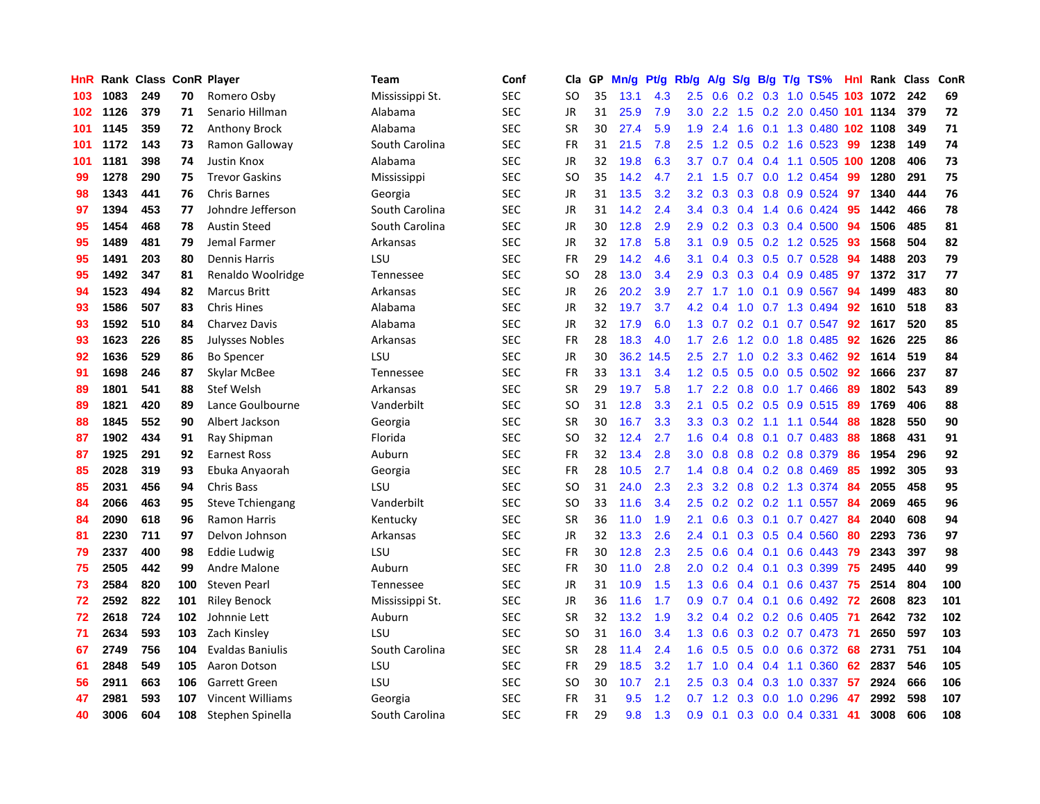| HnR | Rank | Class | ConR | Player | Team | Conf | Cla | GP | Mn/g | Pt/g | Rb/g | A/g | S/g | B/g | T/g | TS% | HnI | Rank | Class | ConR |
|---|---|---|---|---|---|---|---|---|---|---|---|---|---|---|---|---|---|---|---|---|
| 103 | 1083 | 249 | 70 | Romero Osby | Mississippi St. | SEC | SO | 35 | 13.1 | 4.3 | 2.5 | 0.6 | 0.2 | 0.3 | 1.0 | 0.545 | 103 | 1072 | 242 | 69 |
| 102 | 1126 | 379 | 71 | Senario Hillman | Alabama | SEC | JR | 31 | 25.9 | 7.9 | 3.0 | 2.2 | 1.5 | 0.2 | 2.0 | 0.450 | 101 | 1134 | 379 | 72 |
| 101 | 1145 | 359 | 72 | Anthony Brock | Alabama | SEC | SR | 30 | 27.4 | 5.9 | 1.9 | 2.4 | 1.6 | 0.1 | 1.3 | 0.480 | 102 | 1108 | 349 | 71 |
| 101 | 1172 | 143 | 73 | Ramon Galloway | South Carolina | SEC | FR | 31 | 21.5 | 7.8 | 2.5 | 1.2 | 0.5 | 0.2 | 1.6 | 0.523 | 99 | 1238 | 149 | 74 |
| 101 | 1181 | 398 | 74 | Justin Knox | Alabama | SEC | JR | 32 | 19.8 | 6.3 | 3.7 | 0.7 | 0.4 | 0.4 | 1.1 | 0.505 | 100 | 1208 | 406 | 73 |
| 99 | 1278 | 290 | 75 | Trevor Gaskins | Mississippi | SEC | SO | 35 | 14.2 | 4.7 | 2.1 | 1.5 | 0.7 | 0.0 | 1.2 | 0.454 | 99 | 1280 | 291 | 75 |
| 98 | 1343 | 441 | 76 | Chris Barnes | Georgia | SEC | JR | 31 | 13.5 | 3.2 | 3.2 | 0.3 | 0.3 | 0.8 | 0.9 | 0.524 | 97 | 1340 | 444 | 76 |
| 97 | 1394 | 453 | 77 | Johndre Jefferson | South Carolina | SEC | JR | 31 | 14.2 | 2.4 | 3.4 | 0.3 | 0.4 | 1.4 | 0.6 | 0.424 | 95 | 1442 | 466 | 78 |
| 95 | 1454 | 468 | 78 | Austin Steed | South Carolina | SEC | JR | 30 | 12.8 | 2.9 | 2.9 | 0.2 | 0.3 | 0.3 | 0.4 | 0.500 | 94 | 1506 | 485 | 81 |
| 95 | 1489 | 481 | 79 | Jemal Farmer | Arkansas | SEC | JR | 32 | 17.8 | 5.8 | 3.1 | 0.9 | 0.5 | 0.2 | 1.2 | 0.525 | 93 | 1568 | 504 | 82 |
| 95 | 1491 | 203 | 80 | Dennis Harris | LSU | SEC | FR | 29 | 14.2 | 4.6 | 3.1 | 0.4 | 0.3 | 0.5 | 0.7 | 0.528 | 94 | 1488 | 203 | 79 |
| 95 | 1492 | 347 | 81 | Renaldo Woolridge | Tennessee | SEC | SO | 28 | 13.0 | 3.4 | 2.9 | 0.3 | 0.3 | 0.4 | 0.9 | 0.485 | 97 | 1372 | 317 | 77 |
| 94 | 1523 | 494 | 82 | Marcus Britt | Arkansas | SEC | JR | 26 | 20.2 | 3.9 | 2.7 | 1.7 | 1.0 | 0.1 | 0.9 | 0.567 | 94 | 1499 | 483 | 80 |
| 93 | 1586 | 507 | 83 | Chris Hines | Alabama | SEC | JR | 32 | 19.7 | 3.7 | 4.2 | 0.4 | 1.0 | 0.7 | 1.3 | 0.494 | 92 | 1610 | 518 | 83 |
| 93 | 1592 | 510 | 84 | Charvez Davis | Alabama | SEC | JR | 32 | 17.9 | 6.0 | 1.3 | 0.7 | 0.2 | 0.1 | 0.7 | 0.547 | 92 | 1617 | 520 | 85 |
| 93 | 1623 | 226 | 85 | Julysses Nobles | Arkansas | SEC | FR | 28 | 18.3 | 4.0 | 1.7 | 2.6 | 1.2 | 0.0 | 1.8 | 0.485 | 92 | 1626 | 225 | 86 |
| 92 | 1636 | 529 | 86 | Bo Spencer | LSU | SEC | JR | 30 | 36.2 | 14.5 | 2.5 | 2.7 | 1.0 | 0.2 | 3.3 | 0.462 | 92 | 1614 | 519 | 84 |
| 91 | 1698 | 246 | 87 | Skylar McBee | Tennessee | SEC | FR | 33 | 13.1 | 3.4 | 1.2 | 0.5 | 0.5 | 0.0 | 0.5 | 0.502 | 92 | 1666 | 237 | 87 |
| 89 | 1801 | 541 | 88 | Stef Welsh | Arkansas | SEC | SR | 29 | 19.7 | 5.8 | 1.7 | 2.2 | 0.8 | 0.0 | 1.7 | 0.466 | 89 | 1802 | 543 | 89 |
| 89 | 1821 | 420 | 89 | Lance Goulbourne | Vanderbilt | SEC | SO | 31 | 12.8 | 3.3 | 2.1 | 0.5 | 0.2 | 0.5 | 0.9 | 0.515 | 89 | 1769 | 406 | 88 |
| 88 | 1845 | 552 | 90 | Albert Jackson | Georgia | SEC | SR | 30 | 16.7 | 3.3 | 3.3 | 0.3 | 0.2 | 1.1 | 1.1 | 0.544 | 88 | 1828 | 550 | 90 |
| 87 | 1902 | 434 | 91 | Ray Shipman | Florida | SEC | SO | 32 | 12.4 | 2.7 | 1.6 | 0.4 | 0.8 | 0.1 | 0.7 | 0.483 | 88 | 1868 | 431 | 91 |
| 87 | 1925 | 291 | 92 | Earnest Ross | Auburn | SEC | FR | 32 | 13.4 | 2.8 | 3.0 | 0.8 | 0.8 | 0.2 | 0.8 | 0.379 | 86 | 1954 | 296 | 92 |
| 85 | 2028 | 319 | 93 | Ebuka Anyaorah | Georgia | SEC | FR | 28 | 10.5 | 2.7 | 1.4 | 0.8 | 0.4 | 0.2 | 0.8 | 0.469 | 85 | 1992 | 305 | 93 |
| 85 | 2031 | 456 | 94 | Chris Bass | LSU | SEC | SO | 31 | 24.0 | 2.3 | 2.3 | 3.2 | 0.8 | 0.2 | 1.3 | 0.374 | 84 | 2055 | 458 | 95 |
| 84 | 2066 | 463 | 95 | Steve Tchiengang | Vanderbilt | SEC | SO | 33 | 11.6 | 3.4 | 2.5 | 0.2 | 0.2 | 0.2 | 1.1 | 0.557 | 84 | 2069 | 465 | 96 |
| 84 | 2090 | 618 | 96 | Ramon Harris | Kentucky | SEC | SR | 36 | 11.0 | 1.9 | 2.1 | 0.6 | 0.3 | 0.1 | 0.7 | 0.427 | 84 | 2040 | 608 | 94 |
| 81 | 2230 | 711 | 97 | Delvon Johnson | Arkansas | SEC | JR | 32 | 13.3 | 2.6 | 2.4 | 0.1 | 0.3 | 0.5 | 0.4 | 0.560 | 80 | 2293 | 736 | 97 |
| 79 | 2337 | 400 | 98 | Eddie Ludwig | LSU | SEC | FR | 30 | 12.8 | 2.3 | 2.5 | 0.6 | 0.4 | 0.1 | 0.6 | 0.443 | 79 | 2343 | 397 | 98 |
| 75 | 2505 | 442 | 99 | Andre Malone | Auburn | SEC | FR | 30 | 11.0 | 2.8 | 2.0 | 0.2 | 0.4 | 0.1 | 0.3 | 0.399 | 75 | 2495 | 440 | 99 |
| 73 | 2584 | 820 | 100 | Steven Pearl | Tennessee | SEC | JR | 31 | 10.9 | 1.5 | 1.3 | 0.6 | 0.4 | 0.1 | 0.6 | 0.437 | 75 | 2514 | 804 | 100 |
| 72 | 2592 | 822 | 101 | Riley Benock | Mississippi St. | SEC | JR | 36 | 11.6 | 1.7 | 0.9 | 0.7 | 0.4 | 0.1 | 0.6 | 0.492 | 72 | 2608 | 823 | 101 |
| 72 | 2618 | 724 | 102 | Johnnie Lett | Auburn | SEC | SR | 32 | 13.2 | 1.9 | 3.2 | 0.4 | 0.2 | 0.2 | 0.6 | 0.405 | 71 | 2642 | 732 | 102 |
| 71 | 2634 | 593 | 103 | Zach Kinsley | LSU | SEC | SO | 31 | 16.0 | 3.4 | 1.3 | 0.6 | 0.3 | 0.2 | 0.7 | 0.473 | 71 | 2650 | 597 | 103 |
| 67 | 2749 | 756 | 104 | Evaldas Baniulis | South Carolina | SEC | SR | 28 | 11.4 | 2.4 | 1.6 | 0.5 | 0.5 | 0.0 | 0.6 | 0.372 | 68 | 2731 | 751 | 104 |
| 61 | 2848 | 549 | 105 | Aaron Dotson | LSU | SEC | FR | 29 | 18.5 | 3.2 | 1.7 | 1.0 | 0.4 | 0.4 | 1.1 | 0.360 | 62 | 2837 | 546 | 105 |
| 56 | 2911 | 663 | 106 | Garrett Green | LSU | SEC | SO | 30 | 10.7 | 2.1 | 2.5 | 0.3 | 0.4 | 0.3 | 1.0 | 0.337 | 57 | 2924 | 666 | 106 |
| 47 | 2981 | 593 | 107 | Vincent Williams | Georgia | SEC | FR | 31 | 9.5 | 1.2 | 0.7 | 1.2 | 0.3 | 0.0 | 1.0 | 0.296 | 47 | 2992 | 598 | 107 |
| 40 | 3006 | 604 | 108 | Stephen Spinella | South Carolina | SEC | FR | 29 | 9.8 | 1.3 | 0.9 | 0.1 | 0.3 | 0.0 | 0.4 | 0.331 | 41 | 3008 | 606 | 108 |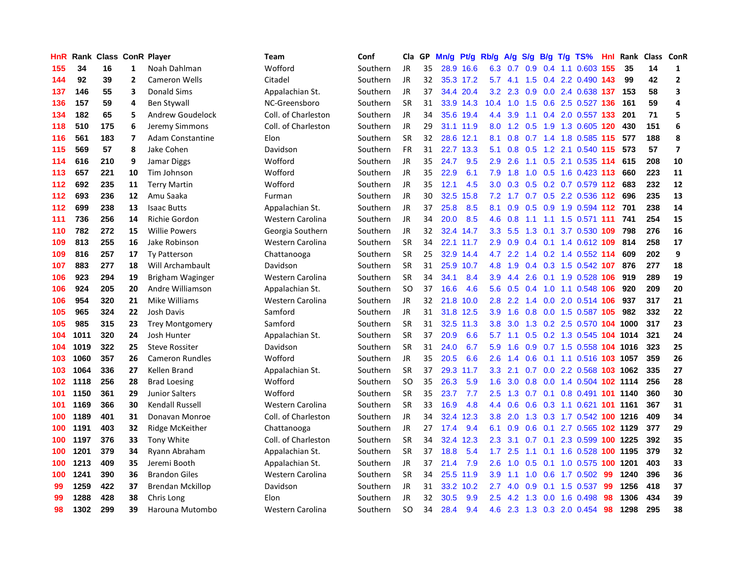| HnR | Rank | Class | ConR | Player | Team | Conf | Cla | GP | Mn/g | Pt/g | Rb/g | A/g | S/g | B/g | T/g | TS% | HnI | Rank | Class | ConR |
|---|---|---|---|---|---|---|---|---|---|---|---|---|---|---|---|---|---|---|---|---|
| 155 | 34 | 16 | 1 | Noah Dahlman | Wofford | Southern | JR | 35 | 28.9 | 16.6 | 6.3 | 0.7 | 0.9 | 0.4 | 1.1 | 0.603 | 155 | 35 | 14 | 1 |
| 144 | 92 | 39 | 2 | Cameron Wells | Citadel | Southern | JR | 32 | 35.3 | 17.2 | 5.7 | 4.1 | 1.5 | 0.4 | 2.2 | 0.490 | 143 | 99 | 42 | 2 |
| 137 | 146 | 55 | 3 | Donald Sims | Appalachian St. | Southern | JR | 37 | 34.4 | 20.4 | 3.2 | 2.3 | 0.9 | 0.0 | 2.4 | 0.638 | 137 | 153 | 58 | 3 |
| 136 | 157 | 59 | 4 | Ben Stywall | NC-Greensboro | Southern | SR | 31 | 33.9 | 14.3 | 10.4 | 1.0 | 1.5 | 0.6 | 2.5 | 0.527 | 136 | 161 | 59 | 4 |
| 134 | 182 | 65 | 5 | Andrew Goudelock | Coll. of Charleston | Southern | JR | 34 | 35.6 | 19.4 | 4.4 | 3.9 | 1.1 | 0.4 | 2.0 | 0.557 | 133 | 201 | 71 | 5 |
| 118 | 510 | 175 | 6 | Jeremy Simmons | Coll. of Charleston | Southern | JR | 29 | 31.1 | 11.9 | 8.0 | 1.2 | 0.5 | 1.9 | 1.3 | 0.605 | 120 | 430 | 151 | 6 |
| 116 | 561 | 183 | 7 | Adam Constantine | Elon | Southern | SR | 32 | 28.6 | 12.1 | 8.1 | 0.8 | 0.7 | 1.4 | 1.8 | 0.585 | 115 | 577 | 188 | 8 |
| 115 | 569 | 57 | 8 | Jake Cohen | Davidson | Southern | FR | 31 | 22.7 | 13.3 | 5.1 | 0.8 | 0.5 | 1.2 | 2.1 | 0.540 | 115 | 573 | 57 | 7 |
| 114 | 616 | 210 | 9 | Jamar Diggs | Wofford | Southern | JR | 35 | 24.7 | 9.5 | 2.9 | 2.6 | 1.1 | 0.5 | 2.1 | 0.535 | 114 | 615 | 208 | 10 |
| 113 | 657 | 221 | 10 | Tim Johnson | Wofford | Southern | JR | 35 | 22.9 | 6.1 | 7.9 | 1.8 | 1.0 | 0.5 | 1.6 | 0.423 | 113 | 660 | 223 | 11 |
| 112 | 692 | 235 | 11 | Terry Martin | Wofford | Southern | JR | 35 | 12.1 | 4.5 | 3.0 | 0.3 | 0.5 | 0.2 | 0.7 | 0.579 | 112 | 683 | 232 | 12 |
| 112 | 693 | 236 | 12 | Amu Saaka | Furman | Southern | JR | 30 | 32.5 | 15.8 | 7.2 | 1.7 | 0.7 | 0.5 | 2.2 | 0.536 | 112 | 696 | 235 | 13 |
| 112 | 699 | 238 | 13 | Isaac Butts | Appalachian St. | Southern | JR | 37 | 25.8 | 8.5 | 8.1 | 0.9 | 0.5 | 0.9 | 1.9 | 0.594 | 112 | 701 | 238 | 14 |
| 111 | 736 | 256 | 14 | Richie Gordon | Western Carolina | Southern | JR | 34 | 20.0 | 8.5 | 4.6 | 0.8 | 1.1 | 1.1 | 1.5 | 0.571 | 111 | 741 | 254 | 15 |
| 110 | 782 | 272 | 15 | Willie Powers | Georgia Southern | Southern | JR | 32 | 32.4 | 14.7 | 3.3 | 5.5 | 1.3 | 0.1 | 3.7 | 0.530 | 109 | 798 | 276 | 16 |
| 109 | 813 | 255 | 16 | Jake Robinson | Western Carolina | Southern | SR | 34 | 22.1 | 11.7 | 2.9 | 0.9 | 0.4 | 0.1 | 1.4 | 0.612 | 109 | 814 | 258 | 17 |
| 109 | 816 | 257 | 17 | Ty Patterson | Chattanooga | Southern | SR | 25 | 32.9 | 14.4 | 4.7 | 2.2 | 1.4 | 0.2 | 1.4 | 0.552 | 114 | 609 | 202 | 9 |
| 107 | 883 | 277 | 18 | Will Archambault | Davidson | Southern | SR | 31 | 25.9 | 10.7 | 4.8 | 1.9 | 0.4 | 0.3 | 1.5 | 0.542 | 107 | 876 | 277 | 18 |
| 106 | 923 | 294 | 19 | Brigham Waginger | Western Carolina | Southern | SR | 34 | 34.1 | 8.4 | 3.9 | 4.4 | 2.6 | 0.1 | 1.9 | 0.528 | 106 | 919 | 289 | 19 |
| 106 | 924 | 205 | 20 | Andre Williamson | Appalachian St. | Southern | SO | 37 | 16.6 | 4.6 | 5.6 | 0.5 | 0.4 | 1.0 | 1.1 | 0.548 | 106 | 920 | 209 | 20 |
| 106 | 954 | 320 | 21 | Mike Williams | Western Carolina | Southern | JR | 32 | 21.8 | 10.0 | 2.8 | 2.2 | 1.4 | 0.0 | 2.0 | 0.514 | 106 | 937 | 317 | 21 |
| 105 | 965 | 324 | 22 | Josh Davis | Samford | Southern | JR | 31 | 31.8 | 12.5 | 3.9 | 1.6 | 0.8 | 0.0 | 1.5 | 0.587 | 105 | 982 | 332 | 22 |
| 105 | 985 | 315 | 23 | Trey Montgomery | Samford | Southern | SR | 31 | 32.5 | 11.3 | 3.8 | 3.0 | 1.3 | 0.2 | 2.5 | 0.570 | 104 | 1000 | 317 | 23 |
| 104 | 1011 | 320 | 24 | Josh Hunter | Appalachian St. | Southern | SR | 37 | 20.9 | 6.6 | 5.7 | 1.1 | 0.5 | 0.2 | 1.3 | 0.545 | 104 | 1014 | 321 | 24 |
| 104 | 1019 | 322 | 25 | Steve Rossiter | Davidson | Southern | SR | 31 | 24.0 | 6.7 | 5.9 | 1.6 | 0.9 | 0.7 | 1.5 | 0.558 | 104 | 1016 | 323 | 25 |
| 103 | 1060 | 357 | 26 | Cameron Rundles | Wofford | Southern | JR | 35 | 20.5 | 6.6 | 2.6 | 1.4 | 0.6 | 0.1 | 1.1 | 0.516 | 103 | 1057 | 359 | 26 |
| 103 | 1064 | 336 | 27 | Kellen Brand | Appalachian St. | Southern | SR | 37 | 29.3 | 11.7 | 3.3 | 2.1 | 0.7 | 0.0 | 2.2 | 0.568 | 103 | 1062 | 335 | 27 |
| 102 | 1118 | 256 | 28 | Brad Loesing | Wofford | Southern | SO | 35 | 26.3 | 5.9 | 1.6 | 3.0 | 0.8 | 0.0 | 1.4 | 0.504 | 102 | 1114 | 256 | 28 |
| 101 | 1150 | 361 | 29 | Junior Salters | Wofford | Southern | SR | 35 | 23.7 | 7.7 | 2.5 | 1.3 | 0.7 | 0.1 | 0.8 | 0.491 | 101 | 1140 | 360 | 30 |
| 101 | 1169 | 366 | 30 | Kendall Russell | Western Carolina | Southern | SR | 33 | 16.9 | 4.8 | 4.4 | 0.6 | 0.6 | 0.3 | 1.1 | 0.621 | 101 | 1161 | 367 | 31 |
| 100 | 1189 | 401 | 31 | Donavan Monroe | Coll. of Charleston | Southern | JR | 34 | 32.4 | 12.3 | 3.8 | 2.0 | 1.3 | 0.3 | 1.7 | 0.542 | 100 | 1216 | 409 | 34 |
| 100 | 1191 | 403 | 32 | Ridge McKeither | Chattanooga | Southern | JR | 27 | 17.4 | 9.4 | 6.1 | 0.9 | 0.6 | 0.1 | 2.7 | 0.565 | 102 | 1129 | 377 | 29 |
| 100 | 1197 | 376 | 33 | Tony White | Coll. of Charleston | Southern | SR | 34 | 32.4 | 12.3 | 2.3 | 3.1 | 0.7 | 0.1 | 2.3 | 0.599 | 100 | 1225 | 392 | 35 |
| 100 | 1201 | 379 | 34 | Ryann Abraham | Appalachian St. | Southern | SR | 37 | 18.8 | 5.4 | 1.7 | 2.5 | 1.1 | 0.1 | 1.6 | 0.528 | 100 | 1195 | 379 | 32 |
| 100 | 1213 | 409 | 35 | Jeremi Booth | Appalachian St. | Southern | JR | 37 | 21.4 | 7.9 | 2.6 | 1.0 | 0.5 | 0.1 | 1.0 | 0.575 | 100 | 1201 | 403 | 33 |
| 100 | 1241 | 390 | 36 | Brandon Giles | Western Carolina | Southern | SR | 34 | 25.5 | 11.9 | 3.9 | 1.1 | 1.0 | 0.6 | 1.7 | 0.502 | 99 | 1240 | 396 | 36 |
| 99 | 1259 | 422 | 37 | Brendan Mckillop | Davidson | Southern | JR | 31 | 33.2 | 10.2 | 2.7 | 4.0 | 0.9 | 0.1 | 1.5 | 0.537 | 99 | 1256 | 418 | 37 |
| 99 | 1288 | 428 | 38 | Chris Long | Elon | Southern | JR | 32 | 30.5 | 9.9 | 2.5 | 4.2 | 1.3 | 0.0 | 1.6 | 0.498 | 98 | 1306 | 434 | 39 |
| 98 | 1302 | 299 | 39 | Harouna Mutombo | Western Carolina | Southern | SO | 34 | 28.4 | 9.4 | 4.6 | 2.3 | 1.3 | 0.3 | 2.0 | 0.454 | 98 | 1298 | 295 | 38 |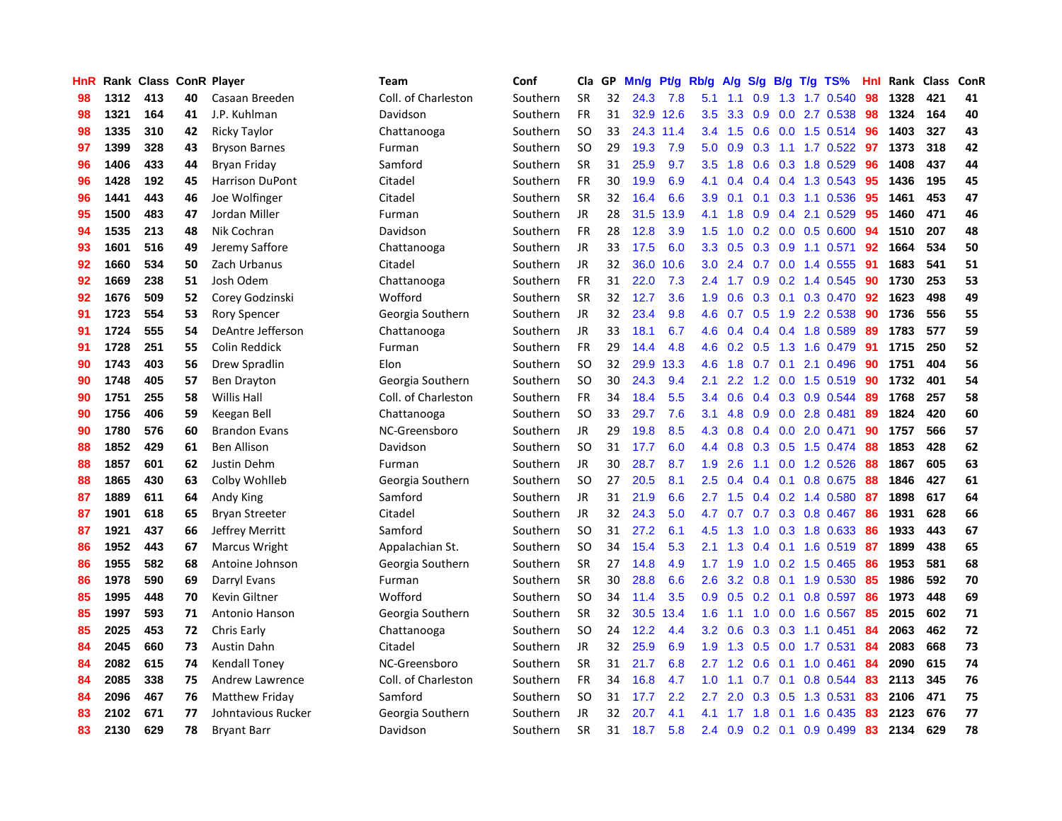| HnR | Rank | Class | ConR | Player | Team | Conf | Cla | GP | Mn/g | Pt/g | Rb/g | A/g | S/g | B/g | T/g | TS% | HnI | Rank | Class | ConR |
|---|---|---|---|---|---|---|---|---|---|---|---|---|---|---|---|---|---|---|---|---|
| 98 | 1312 | 413 | 40 | Casaan Breeden | Coll. of Charleston | Southern | SR | 32 | 24.3 | 7.8 | 5.1 | 1.1 | 0.9 | 1.3 | 1.7 | 0.540 | 98 | 1328 | 421 | 41 |
| 98 | 1321 | 164 | 41 | J.P. Kuhlman | Davidson | Southern | FR | 31 | 32.9 | 12.6 | 3.5 | 3.3 | 0.9 | 0.0 | 2.7 | 0.538 | 98 | 1324 | 164 | 40 |
| 98 | 1335 | 310 | 42 | Ricky Taylor | Chattanooga | Southern | SO | 33 | 24.3 | 11.4 | 3.4 | 1.5 | 0.6 | 0.0 | 1.5 | 0.514 | 96 | 1403 | 327 | 43 |
| 97 | 1399 | 328 | 43 | Bryson Barnes | Furman | Southern | SO | 29 | 19.3 | 7.9 | 5.0 | 0.9 | 0.3 | 1.1 | 1.7 | 0.522 | 97 | 1373 | 318 | 42 |
| 96 | 1406 | 433 | 44 | Bryan Friday | Samford | Southern | SR | 31 | 25.9 | 9.7 | 3.5 | 1.8 | 0.6 | 0.3 | 1.8 | 0.529 | 96 | 1408 | 437 | 44 |
| 96 | 1428 | 192 | 45 | Harrison DuPont | Citadel | Southern | FR | 30 | 19.9 | 6.9 | 4.1 | 0.4 | 0.4 | 0.4 | 1.3 | 0.543 | 95 | 1436 | 195 | 45 |
| 96 | 1441 | 443 | 46 | Joe Wolfinger | Citadel | Southern | SR | 32 | 16.4 | 6.6 | 3.9 | 0.1 | 0.1 | 0.3 | 1.1 | 0.536 | 95 | 1461 | 453 | 47 |
| 95 | 1500 | 483 | 47 | Jordan Miller | Furman | Southern | JR | 28 | 31.5 | 13.9 | 4.1 | 1.8 | 0.9 | 0.4 | 2.1 | 0.529 | 95 | 1460 | 471 | 46 |
| 94 | 1535 | 213 | 48 | Nik Cochran | Davidson | Southern | FR | 28 | 12.8 | 3.9 | 1.5 | 1.0 | 0.2 | 0.0 | 0.5 | 0.600 | 94 | 1510 | 207 | 48 |
| 93 | 1601 | 516 | 49 | Jeremy Saffore | Chattanooga | Southern | JR | 33 | 17.5 | 6.0 | 3.3 | 0.5 | 0.3 | 0.9 | 1.1 | 0.571 | 92 | 1664 | 534 | 50 |
| 92 | 1660 | 534 | 50 | Zach Urbanus | Citadel | Southern | JR | 32 | 36.0 | 10.6 | 3.0 | 2.4 | 0.7 | 0.0 | 1.4 | 0.555 | 91 | 1683 | 541 | 51 |
| 92 | 1669 | 238 | 51 | Josh Odem | Chattanooga | Southern | FR | 31 | 22.0 | 7.3 | 2.4 | 1.7 | 0.9 | 0.2 | 1.4 | 0.545 | 90 | 1730 | 253 | 53 |
| 92 | 1676 | 509 | 52 | Corey Godzinski | Wofford | Southern | SR | 32 | 12.7 | 3.6 | 1.9 | 0.6 | 0.3 | 0.1 | 0.3 | 0.470 | 92 | 1623 | 498 | 49 |
| 91 | 1723 | 554 | 53 | Rory Spencer | Georgia Southern | Southern | JR | 32 | 23.4 | 9.8 | 4.6 | 0.7 | 0.5 | 1.9 | 2.2 | 0.538 | 90 | 1736 | 556 | 55 |
| 91 | 1724 | 555 | 54 | DeAntre Jefferson | Chattanooga | Southern | JR | 33 | 18.1 | 6.7 | 4.6 | 0.4 | 0.4 | 0.4 | 1.8 | 0.589 | 89 | 1783 | 577 | 59 |
| 91 | 1728 | 251 | 55 | Colin Reddick | Furman | Southern | FR | 29 | 14.4 | 4.8 | 4.6 | 0.2 | 0.5 | 1.3 | 1.6 | 0.479 | 91 | 1715 | 250 | 52 |
| 90 | 1743 | 403 | 56 | Drew Spradlin | Elon | Southern | SO | 32 | 29.9 | 13.3 | 4.6 | 1.8 | 0.7 | 0.1 | 2.1 | 0.496 | 90 | 1751 | 404 | 56 |
| 90 | 1748 | 405 | 57 | Ben Drayton | Georgia Southern | Southern | SO | 30 | 24.3 | 9.4 | 2.1 | 2.2 | 1.2 | 0.0 | 1.5 | 0.519 | 90 | 1732 | 401 | 54 |
| 90 | 1751 | 255 | 58 | Willis Hall | Coll. of Charleston | Southern | FR | 34 | 18.4 | 5.5 | 3.4 | 0.6 | 0.4 | 0.3 | 0.9 | 0.544 | 89 | 1768 | 257 | 58 |
| 90 | 1756 | 406 | 59 | Keegan Bell | Chattanooga | Southern | SO | 33 | 29.7 | 7.6 | 3.1 | 4.8 | 0.9 | 0.0 | 2.8 | 0.481 | 89 | 1824 | 420 | 60 |
| 90 | 1780 | 576 | 60 | Brandon Evans | NC-Greensboro | Southern | JR | 29 | 19.8 | 8.5 | 4.3 | 0.8 | 0.4 | 0.0 | 2.0 | 0.471 | 90 | 1757 | 566 | 57 |
| 88 | 1852 | 429 | 61 | Ben Allison | Davidson | Southern | SO | 31 | 17.7 | 6.0 | 4.4 | 0.8 | 0.3 | 0.5 | 1.5 | 0.474 | 88 | 1853 | 428 | 62 |
| 88 | 1857 | 601 | 62 | Justin Dehm | Furman | Southern | JR | 30 | 28.7 | 8.7 | 1.9 | 2.6 | 1.1 | 0.0 | 1.2 | 0.526 | 88 | 1867 | 605 | 63 |
| 88 | 1865 | 430 | 63 | Colby Wohlleb | Georgia Southern | Southern | SO | 27 | 20.5 | 8.1 | 2.5 | 0.4 | 0.4 | 0.1 | 0.8 | 0.675 | 88 | 1846 | 427 | 61 |
| 87 | 1889 | 611 | 64 | Andy King | Samford | Southern | JR | 31 | 21.9 | 6.6 | 2.7 | 1.5 | 0.4 | 0.2 | 1.4 | 0.580 | 87 | 1898 | 617 | 64 |
| 87 | 1901 | 618 | 65 | Bryan Streeter | Citadel | Southern | JR | 32 | 24.3 | 5.0 | 4.7 | 0.7 | 0.7 | 0.3 | 0.8 | 0.467 | 86 | 1931 | 628 | 66 |
| 87 | 1921 | 437 | 66 | Jeffrey Merritt | Samford | Southern | SO | 31 | 27.2 | 6.1 | 4.5 | 1.3 | 1.0 | 0.3 | 1.8 | 0.633 | 86 | 1933 | 443 | 67 |
| 86 | 1952 | 443 | 67 | Marcus Wright | Appalachian St. | Southern | SO | 34 | 15.4 | 5.3 | 2.1 | 1.3 | 0.4 | 0.1 | 1.6 | 0.519 | 87 | 1899 | 438 | 65 |
| 86 | 1955 | 582 | 68 | Antoine Johnson | Georgia Southern | Southern | SR | 27 | 14.8 | 4.9 | 1.7 | 1.9 | 1.0 | 0.2 | 1.5 | 0.465 | 86 | 1953 | 581 | 68 |
| 86 | 1978 | 590 | 69 | Darryl Evans | Furman | Southern | SR | 30 | 28.8 | 6.6 | 2.6 | 3.2 | 0.8 | 0.1 | 1.9 | 0.530 | 85 | 1986 | 592 | 70 |
| 85 | 1995 | 448 | 70 | Kevin Giltner | Wofford | Southern | SO | 34 | 11.4 | 3.5 | 0.9 | 0.5 | 0.2 | 0.1 | 0.8 | 0.597 | 86 | 1973 | 448 | 69 |
| 85 | 1997 | 593 | 71 | Antonio Hanson | Georgia Southern | Southern | SR | 32 | 30.5 | 13.4 | 1.6 | 1.1 | 1.0 | 0.0 | 1.6 | 0.567 | 85 | 2015 | 602 | 71 |
| 85 | 2025 | 453 | 72 | Chris Early | Chattanooga | Southern | SO | 24 | 12.2 | 4.4 | 3.2 | 0.6 | 0.3 | 0.3 | 1.1 | 0.451 | 84 | 2063 | 462 | 72 |
| 84 | 2045 | 660 | 73 | Austin Dahn | Citadel | Southern | JR | 32 | 25.9 | 6.9 | 1.9 | 1.3 | 0.5 | 0.0 | 1.7 | 0.531 | 84 | 2083 | 668 | 73 |
| 84 | 2082 | 615 | 74 | Kendall Toney | NC-Greensboro | Southern | SR | 31 | 21.7 | 6.8 | 2.7 | 1.2 | 0.6 | 0.1 | 1.0 | 0.461 | 84 | 2090 | 615 | 74 |
| 84 | 2085 | 338 | 75 | Andrew Lawrence | Coll. of Charleston | Southern | FR | 34 | 16.8 | 4.7 | 1.0 | 1.1 | 0.7 | 0.1 | 0.8 | 0.544 | 83 | 2113 | 345 | 76 |
| 84 | 2096 | 467 | 76 | Matthew Friday | Samford | Southern | SO | 31 | 17.7 | 2.2 | 2.7 | 2.0 | 0.3 | 0.5 | 1.3 | 0.531 | 83 | 2106 | 471 | 75 |
| 83 | 2102 | 671 | 77 | Johntavious Rucker | Georgia Southern | Southern | JR | 32 | 20.7 | 4.1 | 4.1 | 1.7 | 1.8 | 0.1 | 1.6 | 0.435 | 83 | 2123 | 676 | 77 |
| 83 | 2130 | 629 | 78 | Bryant Barr | Davidson | Southern | SR | 31 | 18.7 | 5.8 | 2.4 | 0.9 | 0.2 | 0.1 | 0.9 | 0.499 | 83 | 2134 | 629 | 78 |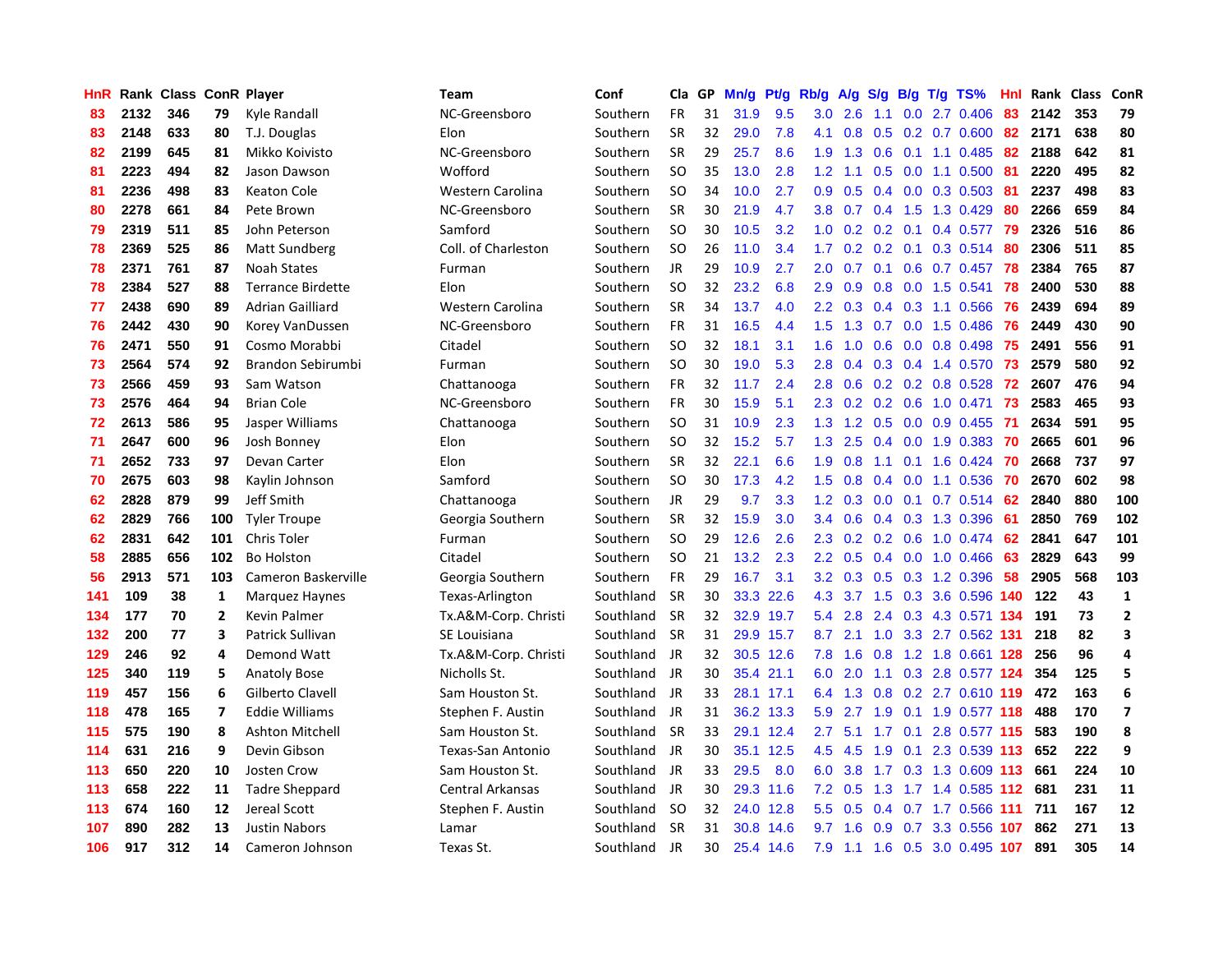| HnR | Rank | Class | ConR | Player | Team | Conf | Cla | GP | Mn/g | Pt/g | Rb/g | A/g | S/g | B/g | T/g | TS% | HnI | Rank | Class | ConR |
|---|---|---|---|---|---|---|---|---|---|---|---|---|---|---|---|---|---|---|---|---|
| 83 | 2132 | 346 | 79 | Kyle Randall | NC-Greensboro | Southern | FR | 31 | 31.9 | 9.5 | 3.0 | 2.6 | 1.1 | 0.0 | 2.7 | 0.406 | 83 | 2142 | 353 | 79 |
| 83 | 2148 | 633 | 80 | T.J. Douglas | Elon | Southern | SR | 32 | 29.0 | 7.8 | 4.1 | 0.8 | 0.5 | 0.2 | 0.7 | 0.600 | 82 | 2171 | 638 | 80 |
| 82 | 2199 | 645 | 81 | Mikko Koivisto | NC-Greensboro | Southern | SR | 29 | 25.7 | 8.6 | 1.9 | 1.3 | 0.6 | 0.1 | 1.1 | 0.485 | 82 | 2188 | 642 | 81 |
| 81 | 2223 | 494 | 82 | Jason Dawson | Wofford | Southern | SO | 35 | 13.0 | 2.8 | 1.2 | 1.1 | 0.5 | 0.0 | 1.1 | 0.500 | 81 | 2220 | 495 | 82 |
| 81 | 2236 | 498 | 83 | Keaton Cole | Western Carolina | Southern | SO | 34 | 10.0 | 2.7 | 0.9 | 0.5 | 0.4 | 0.0 | 0.3 | 0.503 | 81 | 2237 | 498 | 83 |
| 80 | 2278 | 661 | 84 | Pete Brown | NC-Greensboro | Southern | SR | 30 | 21.9 | 4.7 | 3.8 | 0.7 | 0.4 | 1.5 | 1.3 | 0.429 | 80 | 2266 | 659 | 84 |
| 79 | 2319 | 511 | 85 | John Peterson | Samford | Southern | SO | 30 | 10.5 | 3.2 | 1.0 | 0.2 | 0.2 | 0.1 | 0.4 | 0.577 | 79 | 2326 | 516 | 86 |
| 78 | 2369 | 525 | 86 | Matt Sundberg | Coll. of Charleston | Southern | SO | 26 | 11.0 | 3.4 | 1.7 | 0.2 | 0.2 | 0.1 | 0.3 | 0.514 | 80 | 2306 | 511 | 85 |
| 78 | 2371 | 761 | 87 | Noah States | Furman | Southern | JR | 29 | 10.9 | 2.7 | 2.0 | 0.7 | 0.1 | 0.6 | 0.7 | 0.457 | 78 | 2384 | 765 | 87 |
| 78 | 2384 | 527 | 88 | Terrance Birdette | Elon | Southern | SO | 32 | 23.2 | 6.8 | 2.9 | 0.9 | 0.8 | 0.0 | 1.5 | 0.541 | 78 | 2400 | 530 | 88 |
| 77 | 2438 | 690 | 89 | Adrian Gailliard | Western Carolina | Southern | SR | 34 | 13.7 | 4.0 | 2.2 | 0.3 | 0.4 | 0.3 | 1.1 | 0.566 | 76 | 2439 | 694 | 89 |
| 76 | 2442 | 430 | 90 | Korey VanDussen | NC-Greensboro | Southern | FR | 31 | 16.5 | 4.4 | 1.5 | 1.3 | 0.7 | 0.0 | 1.5 | 0.486 | 76 | 2449 | 430 | 90 |
| 76 | 2471 | 550 | 91 | Cosmo Morabbi | Citadel | Southern | SO | 32 | 18.1 | 3.1 | 1.6 | 1.0 | 0.6 | 0.0 | 0.8 | 0.498 | 75 | 2491 | 556 | 91 |
| 73 | 2564 | 574 | 92 | Brandon Sebirumbi | Furman | Southern | SO | 30 | 19.0 | 5.3 | 2.8 | 0.4 | 0.3 | 0.4 | 1.4 | 0.570 | 73 | 2579 | 580 | 92 |
| 73 | 2566 | 459 | 93 | Sam Watson | Chattanooga | Southern | FR | 32 | 11.7 | 2.4 | 2.8 | 0.6 | 0.2 | 0.2 | 0.8 | 0.528 | 72 | 2607 | 476 | 94 |
| 73 | 2576 | 464 | 94 | Brian Cole | NC-Greensboro | Southern | FR | 30 | 15.9 | 5.1 | 2.3 | 0.2 | 0.2 | 0.6 | 1.0 | 0.471 | 73 | 2583 | 465 | 93 |
| 72 | 2613 | 586 | 95 | Jasper Williams | Chattanooga | Southern | SO | 31 | 10.9 | 2.3 | 1.3 | 1.2 | 0.5 | 0.0 | 0.9 | 0.455 | 71 | 2634 | 591 | 95 |
| 71 | 2647 | 600 | 96 | Josh Bonney | Elon | Southern | SO | 32 | 15.2 | 5.7 | 1.3 | 2.5 | 0.4 | 0.0 | 1.9 | 0.383 | 70 | 2665 | 601 | 96 |
| 71 | 2652 | 733 | 97 | Devan Carter | Elon | Southern | SR | 32 | 22.1 | 6.6 | 1.9 | 0.8 | 1.1 | 0.1 | 1.6 | 0.424 | 70 | 2668 | 737 | 97 |
| 70 | 2675 | 603 | 98 | Kaylin Johnson | Samford | Southern | SO | 30 | 17.3 | 4.2 | 1.5 | 0.8 | 0.4 | 0.0 | 1.1 | 0.536 | 70 | 2670 | 602 | 98 |
| 62 | 2828 | 879 | 99 | Jeff Smith | Chattanooga | Southern | JR | 29 | 9.7 | 3.3 | 1.2 | 0.3 | 0.0 | 0.1 | 0.7 | 0.514 | 62 | 2840 | 880 | 100 |
| 62 | 2829 | 766 | 100 | Tyler Troupe | Georgia Southern | Southern | SR | 32 | 15.9 | 3.0 | 3.4 | 0.6 | 0.4 | 0.3 | 1.3 | 0.396 | 61 | 2850 | 769 | 102 |
| 62 | 2831 | 642 | 101 | Chris Toler | Furman | Southern | SO | 29 | 12.6 | 2.6 | 2.3 | 0.2 | 0.2 | 0.6 | 1.0 | 0.474 | 62 | 2841 | 647 | 101 |
| 58 | 2885 | 656 | 102 | Bo Holston | Citadel | Southern | SO | 21 | 13.2 | 2.3 | 2.2 | 0.5 | 0.4 | 0.0 | 1.0 | 0.466 | 63 | 2829 | 643 | 99 |
| 56 | 2913 | 571 | 103 | Cameron Baskerville | Georgia Southern | Southern | FR | 29 | 16.7 | 3.1 | 3.2 | 0.3 | 0.5 | 0.3 | 1.2 | 0.396 | 58 | 2905 | 568 | 103 |
| 141 | 109 | 38 | 1 | Marquez Haynes | Texas-Arlington | Southland | SR | 30 | 33.3 | 22.6 | 4.3 | 3.7 | 1.5 | 0.3 | 3.6 | 0.596 | 140 | 122 | 43 | 1 |
| 134 | 177 | 70 | 2 | Kevin Palmer | Tx.A&M-Corp. Christi | Southland | SR | 32 | 32.9 | 19.7 | 5.4 | 2.8 | 2.4 | 0.3 | 4.3 | 0.571 | 134 | 191 | 73 | 2 |
| 132 | 200 | 77 | 3 | Patrick Sullivan | SE Louisiana | Southland | SR | 31 | 29.9 | 15.7 | 8.7 | 2.1 | 1.0 | 3.3 | 2.7 | 0.562 | 131 | 218 | 82 | 3 |
| 129 | 246 | 92 | 4 | Demond Watt | Tx.A&M-Corp. Christi | Southland | JR | 32 | 30.5 | 12.6 | 7.8 | 1.6 | 0.8 | 1.2 | 1.8 | 0.661 | 128 | 256 | 96 | 4 |
| 125 | 340 | 119 | 5 | Anatoly Bose | Nicholls St. | Southland | JR | 30 | 35.4 | 21.1 | 6.0 | 2.0 | 1.1 | 0.3 | 2.8 | 0.577 | 124 | 354 | 125 | 5 |
| 119 | 457 | 156 | 6 | Gilberto Clavell | Sam Houston St. | Southland | JR | 33 | 28.1 | 17.1 | 6.4 | 1.3 | 0.8 | 0.2 | 2.7 | 0.610 | 119 | 472 | 163 | 6 |
| 118 | 478 | 165 | 7 | Eddie Williams | Stephen F. Austin | Southland | JR | 31 | 36.2 | 13.3 | 5.9 | 2.7 | 1.9 | 0.1 | 1.9 | 0.577 | 118 | 488 | 170 | 7 |
| 115 | 575 | 190 | 8 | Ashton Mitchell | Sam Houston St. | Southland | SR | 33 | 29.1 | 12.4 | 2.7 | 5.1 | 1.7 | 0.1 | 2.8 | 0.577 | 115 | 583 | 190 | 8 |
| 114 | 631 | 216 | 9 | Devin Gibson | Texas-San Antonio | Southland | JR | 30 | 35.1 | 12.5 | 4.5 | 4.5 | 1.9 | 0.1 | 2.3 | 0.539 | 113 | 652 | 222 | 9 |
| 113 | 650 | 220 | 10 | Josten Crow | Sam Houston St. | Southland | JR | 33 | 29.5 | 8.0 | 6.0 | 3.8 | 1.7 | 0.3 | 1.3 | 0.609 | 113 | 661 | 224 | 10 |
| 113 | 658 | 222 | 11 | Tadre Sheppard | Central Arkansas | Southland | JR | 30 | 29.3 | 11.6 | 7.2 | 0.5 | 1.3 | 1.7 | 1.4 | 0.585 | 112 | 681 | 231 | 11 |
| 113 | 674 | 160 | 12 | Jereal Scott | Stephen F. Austin | Southland | SO | 32 | 24.0 | 12.8 | 5.5 | 0.5 | 0.4 | 0.7 | 1.7 | 0.566 | 111 | 711 | 167 | 12 |
| 107 | 890 | 282 | 13 | Justin Nabors | Lamar | Southland | SR | 31 | 30.8 | 14.6 | 9.7 | 1.6 | 0.9 | 0.7 | 3.3 | 0.556 | 107 | 862 | 271 | 13 |
| 106 | 917 | 312 | 14 | Cameron Johnson | Texas St. | Southland | JR | 30 | 25.4 | 14.6 | 7.9 | 1.1 | 1.6 | 0.5 | 3.0 | 0.495 | 107 | 891 | 305 | 14 |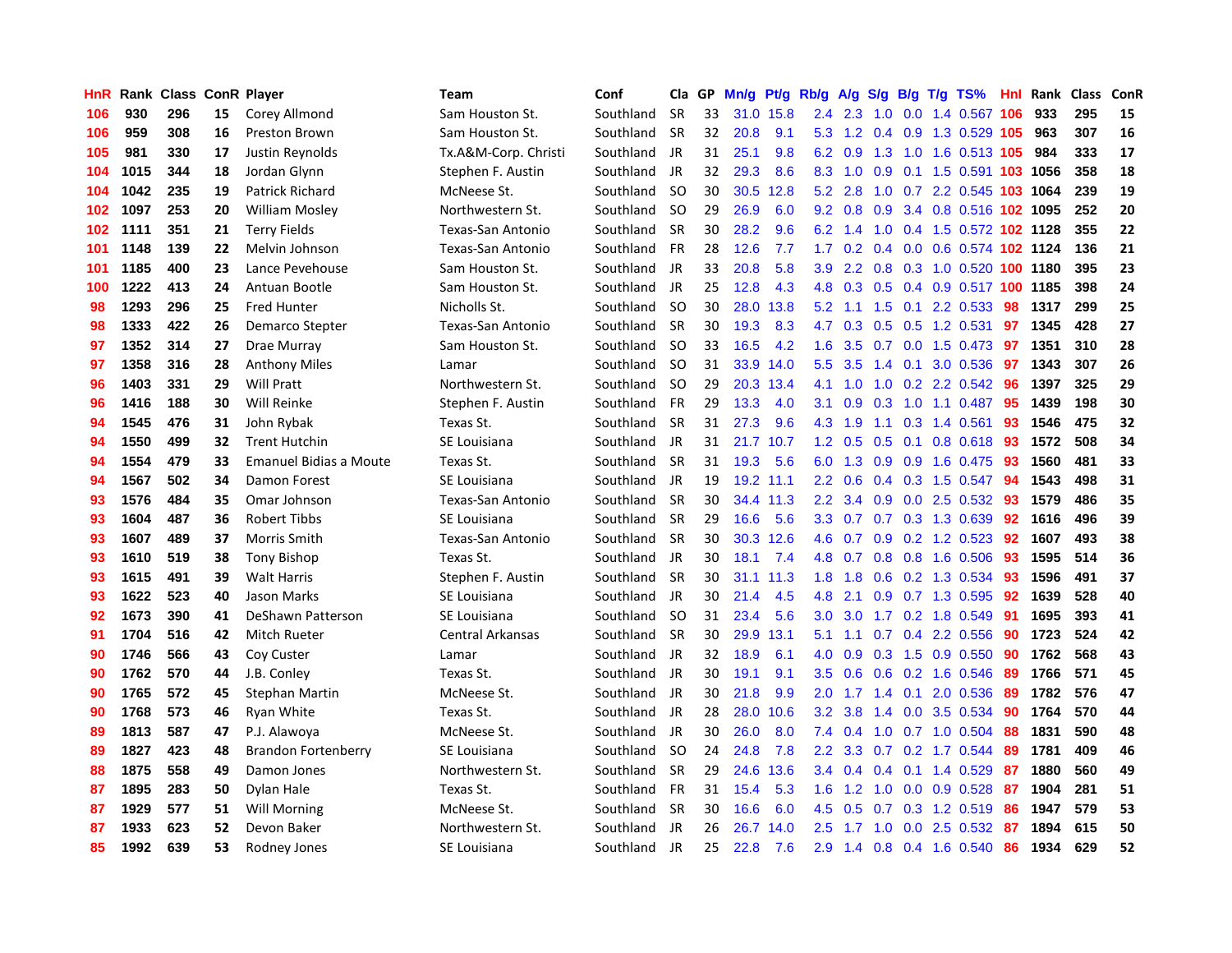| HnR | Rank | Class | ConR | Player | Team | Conf | Cla | GP | Mn/g | Pt/g | Rb/g | A/g | S/g | B/g | T/g | TS% | HnI | Rank | Class | ConR |
|---|---|---|---|---|---|---|---|---|---|---|---|---|---|---|---|---|---|---|---|---|
| 106 | 930 | 296 | 15 | Corey Allmond | Sam Houston St. | Southland | SR | 33 | 31.0 | 15.8 | 2.4 | 2.3 | 1.0 | 0.0 | 1.4 | 0.567 | 106 | 933 | 295 | 15 |
| 106 | 959 | 308 | 16 | Preston Brown | Sam Houston St. | Southland | SR | 32 | 20.8 | 9.1 | 5.3 | 1.2 | 0.4 | 0.9 | 1.3 | 0.529 | 105 | 963 | 307 | 16 |
| 105 | 981 | 330 | 17 | Justin Reynolds | Tx.A&M-Corp. Christi | Southland | JR | 31 | 25.1 | 9.8 | 6.2 | 0.9 | 1.3 | 1.0 | 1.6 | 0.513 | 105 | 984 | 333 | 17 |
| 104 | 1015 | 344 | 18 | Jordan Glynn | Stephen F. Austin | Southland | JR | 32 | 29.3 | 8.6 | 8.3 | 1.0 | 0.9 | 0.1 | 1.5 | 0.591 | 103 | 1056 | 358 | 18 |
| 104 | 1042 | 235 | 19 | Patrick Richard | McNeese St. | Southland | SO | 30 | 30.5 | 12.8 | 5.2 | 2.8 | 1.0 | 0.7 | 2.2 | 0.545 | 103 | 1064 | 239 | 19 |
| 102 | 1097 | 253 | 20 | William Mosley | Northwestern St. | Southland | SO | 29 | 26.9 | 6.0 | 9.2 | 0.8 | 0.9 | 3.4 | 0.8 | 0.516 | 102 | 1095 | 252 | 20 |
| 102 | 1111 | 351 | 21 | Terry Fields | Texas-San Antonio | Southland | SR | 30 | 28.2 | 9.6 | 6.2 | 1.4 | 1.0 | 0.4 | 1.5 | 0.572 | 102 | 1128 | 355 | 22 |
| 101 | 1148 | 139 | 22 | Melvin Johnson | Texas-San Antonio | Southland | FR | 28 | 12.6 | 7.7 | 1.7 | 0.2 | 0.4 | 0.0 | 0.6 | 0.574 | 102 | 1124 | 136 | 21 |
| 101 | 1185 | 400 | 23 | Lance Pevehouse | Sam Houston St. | Southland | JR | 33 | 20.8 | 5.8 | 3.9 | 2.2 | 0.8 | 0.3 | 1.0 | 0.520 | 100 | 1180 | 395 | 23 |
| 100 | 1222 | 413 | 24 | Antuan Bootle | Sam Houston St. | Southland | JR | 25 | 12.8 | 4.3 | 4.8 | 0.3 | 0.5 | 0.4 | 0.9 | 0.517 | 100 | 1185 | 398 | 24 |
| 98 | 1293 | 296 | 25 | Fred Hunter | Nicholls St. | Southland | SO | 30 | 28.0 | 13.8 | 5.2 | 1.1 | 1.5 | 0.1 | 2.2 | 0.533 | 98 | 1317 | 299 | 25 |
| 98 | 1333 | 422 | 26 | Demarco Stepter | Texas-San Antonio | Southland | SR | 30 | 19.3 | 8.3 | 4.7 | 0.3 | 0.5 | 0.5 | 1.2 | 0.531 | 97 | 1345 | 428 | 27 |
| 97 | 1352 | 314 | 27 | Drae Murray | Sam Houston St. | Southland | SO | 33 | 16.5 | 4.2 | 1.6 | 3.5 | 0.7 | 0.0 | 1.5 | 0.473 | 97 | 1351 | 310 | 28 |
| 97 | 1358 | 316 | 28 | Anthony Miles | Lamar | Southland | SO | 31 | 33.9 | 14.0 | 5.5 | 3.5 | 1.4 | 0.1 | 3.0 | 0.536 | 97 | 1343 | 307 | 26 |
| 96 | 1403 | 331 | 29 | Will Pratt | Northwestern St. | Southland | SO | 29 | 20.3 | 13.4 | 4.1 | 1.0 | 1.0 | 0.2 | 2.2 | 0.542 | 96 | 1397 | 325 | 29 |
| 96 | 1416 | 188 | 30 | Will Reinke | Stephen F. Austin | Southland | FR | 29 | 13.3 | 4.0 | 3.1 | 0.9 | 0.3 | 1.0 | 1.1 | 0.487 | 95 | 1439 | 198 | 30 |
| 94 | 1545 | 476 | 31 | John Rybak | Texas St. | Southland | SR | 31 | 27.3 | 9.6 | 4.3 | 1.9 | 1.1 | 0.3 | 1.4 | 0.561 | 93 | 1546 | 475 | 32 |
| 94 | 1550 | 499 | 32 | Trent Hutchin | SE Louisiana | Southland | JR | 31 | 21.7 | 10.7 | 1.2 | 0.5 | 0.5 | 0.1 | 0.8 | 0.618 | 93 | 1572 | 508 | 34 |
| 94 | 1554 | 479 | 33 | Emanuel Bidias a Moute | Texas St. | Southland | SR | 31 | 19.3 | 5.6 | 6.0 | 1.3 | 0.9 | 0.9 | 1.6 | 0.475 | 93 | 1560 | 481 | 33 |
| 94 | 1567 | 502 | 34 | Damon Forest | SE Louisiana | Southland | JR | 19 | 19.2 | 11.1 | 2.2 | 0.6 | 0.4 | 0.3 | 1.5 | 0.547 | 94 | 1543 | 498 | 31 |
| 93 | 1576 | 484 | 35 | Omar Johnson | Texas-San Antonio | Southland | SR | 30 | 34.4 | 11.3 | 2.2 | 3.4 | 0.9 | 0.0 | 2.5 | 0.532 | 93 | 1579 | 486 | 35 |
| 93 | 1604 | 487 | 36 | Robert Tibbs | SE Louisiana | Southland | SR | 29 | 16.6 | 5.6 | 3.3 | 0.7 | 0.7 | 0.3 | 1.3 | 0.639 | 92 | 1616 | 496 | 39 |
| 93 | 1607 | 489 | 37 | Morris Smith | Texas-San Antonio | Southland | SR | 30 | 30.3 | 12.6 | 4.6 | 0.7 | 0.9 | 0.2 | 1.2 | 0.523 | 92 | 1607 | 493 | 38 |
| 93 | 1610 | 519 | 38 | Tony Bishop | Texas St. | Southland | JR | 30 | 18.1 | 7.4 | 4.8 | 0.7 | 0.8 | 0.8 | 1.6 | 0.506 | 93 | 1595 | 514 | 36 |
| 93 | 1615 | 491 | 39 | Walt Harris | Stephen F. Austin | Southland | SR | 30 | 31.1 | 11.3 | 1.8 | 1.8 | 0.6 | 0.2 | 1.3 | 0.534 | 93 | 1596 | 491 | 37 |
| 93 | 1622 | 523 | 40 | Jason Marks | SE Louisiana | Southland | JR | 30 | 21.4 | 4.5 | 4.8 | 2.1 | 0.9 | 0.7 | 1.3 | 0.595 | 92 | 1639 | 528 | 40 |
| 92 | 1673 | 390 | 41 | DeShawn Patterson | SE Louisiana | Southland | SO | 31 | 23.4 | 5.6 | 3.0 | 3.0 | 1.7 | 0.2 | 1.8 | 0.549 | 91 | 1695 | 393 | 41 |
| 91 | 1704 | 516 | 42 | Mitch Rueter | Central Arkansas | Southland | SR | 30 | 29.9 | 13.1 | 5.1 | 1.1 | 0.7 | 0.4 | 2.2 | 0.556 | 90 | 1723 | 524 | 42 |
| 90 | 1746 | 566 | 43 | Coy Custer | Lamar | Southland | JR | 32 | 18.9 | 6.1 | 4.0 | 0.9 | 0.3 | 1.5 | 0.9 | 0.550 | 90 | 1762 | 568 | 43 |
| 90 | 1762 | 570 | 44 | J.B. Conley | Texas St. | Southland | JR | 30 | 19.1 | 9.1 | 3.5 | 0.6 | 0.6 | 0.2 | 1.6 | 0.546 | 89 | 1766 | 571 | 45 |
| 90 | 1765 | 572 | 45 | Stephan Martin | McNeese St. | Southland | JR | 30 | 21.8 | 9.9 | 2.0 | 1.7 | 1.4 | 0.1 | 2.0 | 0.536 | 89 | 1782 | 576 | 47 |
| 90 | 1768 | 573 | 46 | Ryan White | Texas St. | Southland | JR | 28 | 28.0 | 10.6 | 3.2 | 3.8 | 1.4 | 0.0 | 3.5 | 0.534 | 90 | 1764 | 570 | 44 |
| 89 | 1813 | 587 | 47 | P.J. Alawoya | McNeese St. | Southland | JR | 30 | 26.0 | 8.0 | 7.4 | 0.4 | 1.0 | 0.7 | 1.0 | 0.504 | 88 | 1831 | 590 | 48 |
| 89 | 1827 | 423 | 48 | Brandon Fortenberry | SE Louisiana | Southland | SO | 24 | 24.8 | 7.8 | 2.2 | 3.3 | 0.7 | 0.2 | 1.7 | 0.544 | 89 | 1781 | 409 | 46 |
| 88 | 1875 | 558 | 49 | Damon Jones | Northwestern St. | Southland | SR | 29 | 24.6 | 13.6 | 3.4 | 0.4 | 0.4 | 0.1 | 1.4 | 0.529 | 87 | 1880 | 560 | 49 |
| 87 | 1895 | 283 | 50 | Dylan Hale | Texas St. | Southland | FR | 31 | 15.4 | 5.3 | 1.6 | 1.2 | 1.0 | 0.0 | 0.9 | 0.528 | 87 | 1904 | 281 | 51 |
| 87 | 1929 | 577 | 51 | Will Morning | McNeese St. | Southland | SR | 30 | 16.6 | 6.0 | 4.5 | 0.5 | 0.7 | 0.3 | 1.2 | 0.519 | 86 | 1947 | 579 | 53 |
| 87 | 1933 | 623 | 52 | Devon Baker | Northwestern St. | Southland | JR | 26 | 26.7 | 14.0 | 2.5 | 1.7 | 1.0 | 0.0 | 2.5 | 0.532 | 87 | 1894 | 615 | 50 |
| 85 | 1992 | 639 | 53 | Rodney Jones | SE Louisiana | Southland | JR | 25 | 22.8 | 7.6 | 2.9 | 1.4 | 0.8 | 0.4 | 1.6 | 0.540 | 86 | 1934 | 629 | 52 |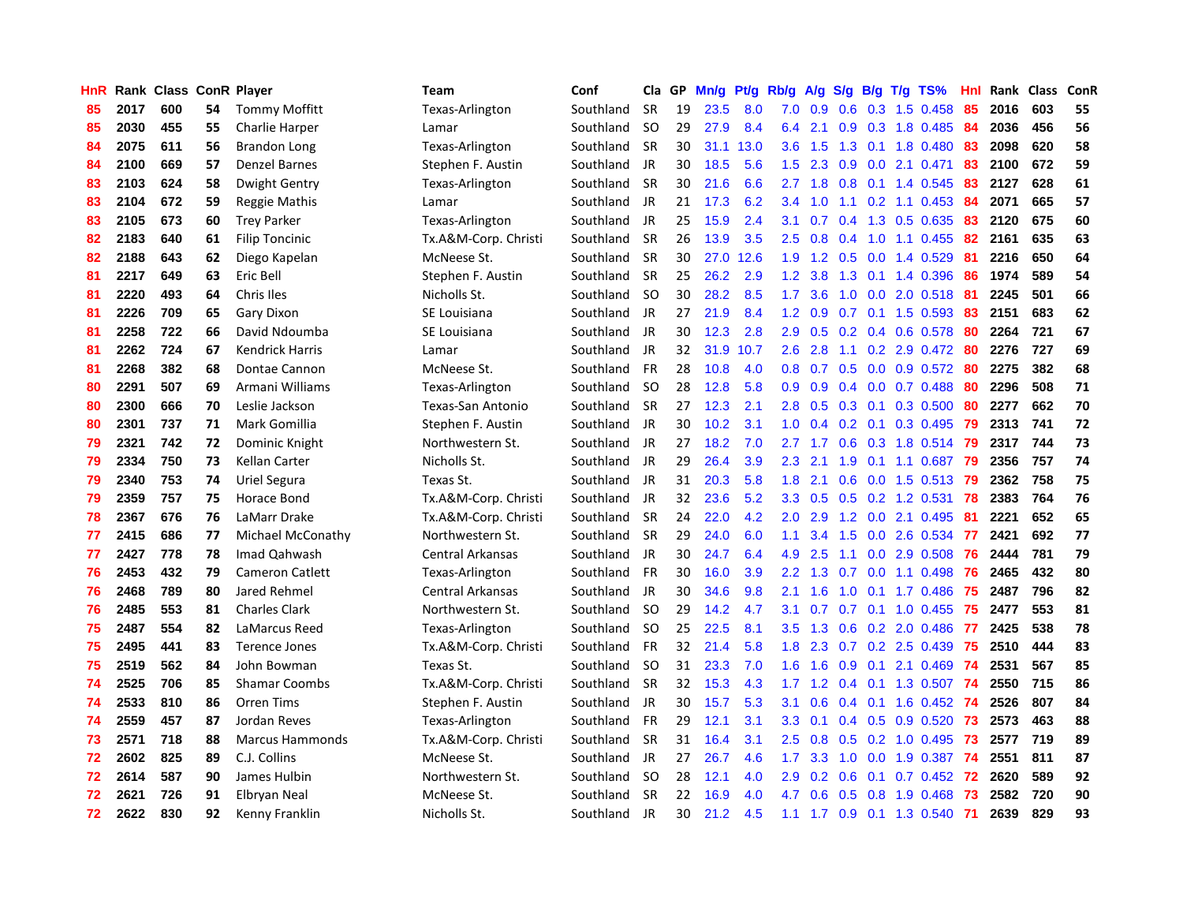| HnR | Rank | Class | ConR | Player | Team | Conf | Cla | GP | Mn/g | Pt/g | Rb/g | A/g | S/g | B/g | T/g | TS% | HnI | Rank | Class | ConR |
|---|---|---|---|---|---|---|---|---|---|---|---|---|---|---|---|---|---|---|---|---|
| 85 | 2017 | 600 | 54 | Tommy Moffitt | Texas-Arlington | Southland | SR | 19 | 23.5 | 8.0 | 7.0 | 0.9 | 0.6 | 0.3 | 1.5 | 0.458 | 85 | 2016 | 603 | 55 |
| 85 | 2030 | 455 | 55 | Charlie Harper | Lamar | Southland | SO | 29 | 27.9 | 8.4 | 6.4 | 2.1 | 0.9 | 0.3 | 1.8 | 0.485 | 84 | 2036 | 456 | 56 |
| 84 | 2075 | 611 | 56 | Brandon Long | Texas-Arlington | Southland | SR | 30 | 31.1 | 13.0 | 3.6 | 1.5 | 1.3 | 0.1 | 1.8 | 0.480 | 83 | 2098 | 620 | 58 |
| 84 | 2100 | 669 | 57 | Denzel Barnes | Stephen F. Austin | Southland | JR | 30 | 18.5 | 5.6 | 1.5 | 2.3 | 0.9 | 0.0 | 2.1 | 0.471 | 83 | 2100 | 672 | 59 |
| 83 | 2103 | 624 | 58 | Dwight Gentry | Texas-Arlington | Southland | SR | 30 | 21.6 | 6.6 | 2.7 | 1.8 | 0.8 | 0.1 | 1.4 | 0.545 | 83 | 2127 | 628 | 61 |
| 83 | 2104 | 672 | 59 | Reggie Mathis | Lamar | Southland | JR | 21 | 17.3 | 6.2 | 3.4 | 1.0 | 1.1 | 0.2 | 1.1 | 0.453 | 84 | 2071 | 665 | 57 |
| 83 | 2105 | 673 | 60 | Trey Parker | Texas-Arlington | Southland | JR | 25 | 15.9 | 2.4 | 3.1 | 0.7 | 0.4 | 1.3 | 0.5 | 0.635 | 83 | 2120 | 675 | 60 |
| 82 | 2183 | 640 | 61 | Filip Toncinic | Tx.A&M-Corp. Christi | Southland | SR | 26 | 13.9 | 3.5 | 2.5 | 0.8 | 0.4 | 1.0 | 1.1 | 0.455 | 82 | 2161 | 635 | 63 |
| 82 | 2188 | 643 | 62 | Diego Kapelan | McNeese St. | Southland | SR | 30 | 27.0 | 12.6 | 1.9 | 1.2 | 0.5 | 0.0 | 1.4 | 0.529 | 81 | 2216 | 650 | 64 |
| 81 | 2217 | 649 | 63 | Eric Bell | Stephen F. Austin | Southland | SR | 25 | 26.2 | 2.9 | 1.2 | 3.8 | 1.3 | 0.1 | 1.4 | 0.396 | 86 | 1974 | 589 | 54 |
| 81 | 2220 | 493 | 64 | Chris Iles | Nicholls St. | Southland | SO | 30 | 28.2 | 8.5 | 1.7 | 3.6 | 1.0 | 0.0 | 2.0 | 0.518 | 81 | 2245 | 501 | 66 |
| 81 | 2226 | 709 | 65 | Gary Dixon | SE Louisiana | Southland | JR | 27 | 21.9 | 8.4 | 1.2 | 0.9 | 0.7 | 0.1 | 1.5 | 0.593 | 83 | 2151 | 683 | 62 |
| 81 | 2258 | 722 | 66 | David Ndoumba | SE Louisiana | Southland | JR | 30 | 12.3 | 2.8 | 2.9 | 0.5 | 0.2 | 0.4 | 0.6 | 0.578 | 80 | 2264 | 721 | 67 |
| 81 | 2262 | 724 | 67 | Kendrick Harris | Lamar | Southland | JR | 32 | 31.9 | 10.7 | 2.6 | 2.8 | 1.1 | 0.2 | 2.9 | 0.472 | 80 | 2276 | 727 | 69 |
| 81 | 2268 | 382 | 68 | Dontae Cannon | McNeese St. | Southland | FR | 28 | 10.8 | 4.0 | 0.8 | 0.7 | 0.5 | 0.0 | 0.9 | 0.572 | 80 | 2275 | 382 | 68 |
| 80 | 2291 | 507 | 69 | Armani Williams | Texas-Arlington | Southland | SO | 28 | 12.8 | 5.8 | 0.9 | 0.9 | 0.4 | 0.0 | 0.7 | 0.488 | 80 | 2296 | 508 | 71 |
| 80 | 2300 | 666 | 70 | Leslie Jackson | Texas-San Antonio | Southland | SR | 27 | 12.3 | 2.1 | 2.8 | 0.5 | 0.3 | 0.1 | 0.3 | 0.500 | 80 | 2277 | 662 | 70 |
| 80 | 2301 | 737 | 71 | Mark Gomillia | Stephen F. Austin | Southland | JR | 30 | 10.2 | 3.1 | 1.0 | 0.4 | 0.2 | 0.1 | 0.3 | 0.495 | 79 | 2313 | 741 | 72 |
| 79 | 2321 | 742 | 72 | Dominic Knight | Northwestern St. | Southland | JR | 27 | 18.2 | 7.0 | 2.7 | 1.7 | 0.6 | 0.3 | 1.8 | 0.514 | 79 | 2317 | 744 | 73 |
| 79 | 2334 | 750 | 73 | Kellan Carter | Nicholls St. | Southland | JR | 29 | 26.4 | 3.9 | 2.3 | 2.1 | 1.9 | 0.1 | 1.1 | 0.687 | 79 | 2356 | 757 | 74 |
| 79 | 2340 | 753 | 74 | Uriel Segura | Texas St. | Southland | JR | 31 | 20.3 | 5.8 | 1.8 | 2.1 | 0.6 | 0.0 | 1.5 | 0.513 | 79 | 2362 | 758 | 75 |
| 79 | 2359 | 757 | 75 | Horace Bond | Tx.A&M-Corp. Christi | Southland | JR | 32 | 23.6 | 5.2 | 3.3 | 0.5 | 0.5 | 0.2 | 1.2 | 0.531 | 78 | 2383 | 764 | 76 |
| 78 | 2367 | 676 | 76 | LaMarr Drake | Tx.A&M-Corp. Christi | Southland | SR | 24 | 22.0 | 4.2 | 2.0 | 2.9 | 1.2 | 0.0 | 2.1 | 0.495 | 81 | 2221 | 652 | 65 |
| 77 | 2415 | 686 | 77 | Michael McConathy | Northwestern St. | Southland | SR | 29 | 24.0 | 6.0 | 1.1 | 3.4 | 1.5 | 0.0 | 2.6 | 0.534 | 77 | 2421 | 692 | 77 |
| 77 | 2427 | 778 | 78 | Imad Qahwash | Central Arkansas | Southland | JR | 30 | 24.7 | 6.4 | 4.9 | 2.5 | 1.1 | 0.0 | 2.9 | 0.508 | 76 | 2444 | 781 | 79 |
| 76 | 2453 | 432 | 79 | Cameron Catlett | Texas-Arlington | Southland | FR | 30 | 16.0 | 3.9 | 2.2 | 1.3 | 0.7 | 0.0 | 1.1 | 0.498 | 76 | 2465 | 432 | 80 |
| 76 | 2468 | 789 | 80 | Jared Rehmel | Central Arkansas | Southland | JR | 30 | 34.6 | 9.8 | 2.1 | 1.6 | 1.0 | 0.1 | 1.7 | 0.486 | 75 | 2487 | 796 | 82 |
| 76 | 2485 | 553 | 81 | Charles Clark | Northwestern St. | Southland | SO | 29 | 14.2 | 4.7 | 3.1 | 0.7 | 0.7 | 0.1 | 1.0 | 0.455 | 75 | 2477 | 553 | 81 |
| 75 | 2487 | 554 | 82 | LaMarcus Reed | Texas-Arlington | Southland | SO | 25 | 22.5 | 8.1 | 3.5 | 1.3 | 0.6 | 0.2 | 2.0 | 0.486 | 77 | 2425 | 538 | 78 |
| 75 | 2495 | 441 | 83 | Terence Jones | Tx.A&M-Corp. Christi | Southland | FR | 32 | 21.4 | 5.8 | 1.8 | 2.3 | 0.7 | 0.2 | 2.5 | 0.439 | 75 | 2510 | 444 | 83 |
| 75 | 2519 | 562 | 84 | John Bowman | Texas St. | Southland | SO | 31 | 23.3 | 7.0 | 1.6 | 1.6 | 0.9 | 0.1 | 2.1 | 0.469 | 74 | 2531 | 567 | 85 |
| 74 | 2525 | 706 | 85 | Shamar Coombs | Tx.A&M-Corp. Christi | Southland | SR | 32 | 15.3 | 4.3 | 1.7 | 1.2 | 0.4 | 0.1 | 1.3 | 0.507 | 74 | 2550 | 715 | 86 |
| 74 | 2533 | 810 | 86 | Orren Tims | Stephen F. Austin | Southland | JR | 30 | 15.7 | 5.3 | 3.1 | 0.6 | 0.4 | 0.1 | 1.6 | 0.452 | 74 | 2526 | 807 | 84 |
| 74 | 2559 | 457 | 87 | Jordan Reves | Texas-Arlington | Southland | FR | 29 | 12.1 | 3.1 | 3.3 | 0.1 | 0.4 | 0.5 | 0.9 | 0.520 | 73 | 2573 | 463 | 88 |
| 73 | 2571 | 718 | 88 | Marcus Hammonds | Tx.A&M-Corp. Christi | Southland | SR | 31 | 16.4 | 3.1 | 2.5 | 0.8 | 0.5 | 0.2 | 1.0 | 0.495 | 73 | 2577 | 719 | 89 |
| 72 | 2602 | 825 | 89 | C.J. Collins | McNeese St. | Southland | JR | 27 | 26.7 | 4.6 | 1.7 | 3.3 | 1.0 | 0.0 | 1.9 | 0.387 | 74 | 2551 | 811 | 87 |
| 72 | 2614 | 587 | 90 | James Hulbin | Northwestern St. | Southland | SO | 28 | 12.1 | 4.0 | 2.9 | 0.2 | 0.6 | 0.1 | 0.7 | 0.452 | 72 | 2620 | 589 | 92 |
| 72 | 2621 | 726 | 91 | Elbryan Neal | McNeese St. | Southland | SR | 22 | 16.9 | 4.0 | 4.7 | 0.6 | 0.5 | 0.8 | 1.9 | 0.468 | 73 | 2582 | 720 | 90 |
| 72 | 2622 | 830 | 92 | Kenny Franklin | Nicholls St. | Southland | JR | 30 | 21.2 | 4.5 | 1.1 | 1.7 | 0.9 | 0.1 | 1.3 | 0.540 | 71 | 2639 | 829 | 93 |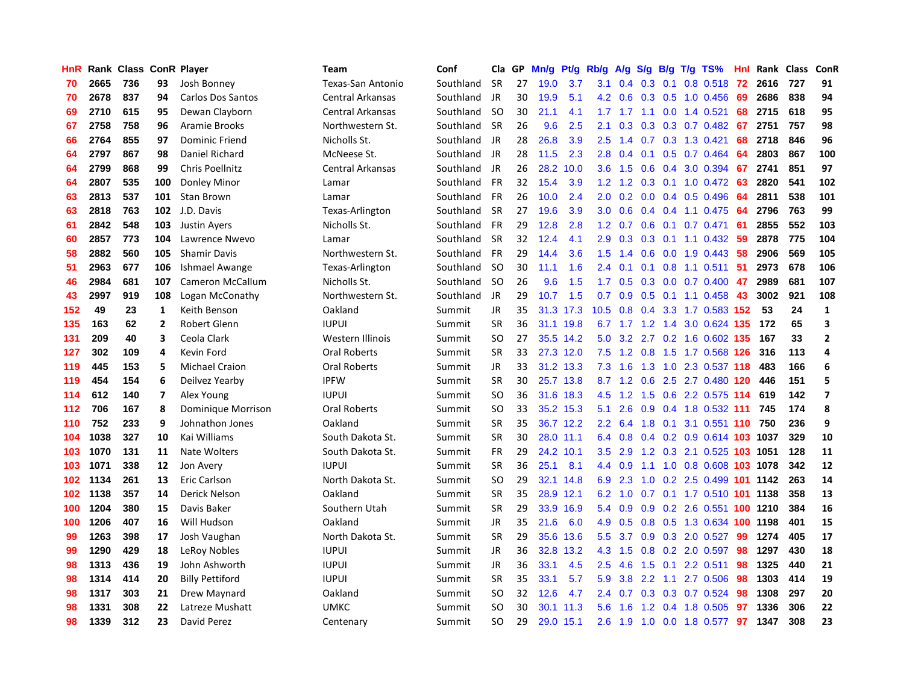| HnR | Rank | Class | ConR | Player | Team | Conf | Cla | GP | Mn/g | Pt/g | Rb/g | A/g | S/g | B/g | T/g | TS% | HnI | Rank | Class | ConR |
|---|---|---|---|---|---|---|---|---|---|---|---|---|---|---|---|---|---|---|---|---|
| 70 | 2665 | 736 | 93 | Josh Bonney | Texas-San Antonio | Southland | SR | 27 | 19.0 | 3.7 | 3.1 | 0.4 | 0.3 | 0.1 | 0.8 | 0.518 | 72 | 2616 | 727 | 91 |
| 70 | 2678 | 837 | 94 | Carlos Dos Santos | Central Arkansas | Southland | JR | 30 | 19.9 | 5.1 | 4.2 | 0.6 | 0.3 | 0.5 | 1.0 | 0.456 | 69 | 2686 | 838 | 94 |
| 69 | 2710 | 615 | 95 | Dewan Clayborn | Central Arkansas | Southland | SO | 30 | 21.1 | 4.1 | 1.7 | 1.7 | 1.1 | 0.0 | 1.4 | 0.521 | 68 | 2715 | 618 | 95 |
| 67 | 2758 | 758 | 96 | Aramie Brooks | Northwestern St. | Southland | SR | 26 | 9.6 | 2.5 | 2.1 | 0.3 | 0.3 | 0.3 | 0.7 | 0.482 | 67 | 2751 | 757 | 98 |
| 66 | 2764 | 855 | 97 | Dominic Friend | Nicholls St. | Southland | JR | 28 | 26.8 | 3.9 | 2.5 | 1.4 | 0.7 | 0.3 | 1.3 | 0.421 | 68 | 2718 | 846 | 96 |
| 64 | 2797 | 867 | 98 | Daniel Richard | McNeese St. | Southland | JR | 28 | 11.5 | 2.3 | 2.8 | 0.4 | 0.1 | 0.5 | 0.7 | 0.464 | 64 | 2803 | 867 | 100 |
| 64 | 2799 | 868 | 99 | Chris Poellnitz | Central Arkansas | Southland | JR | 26 | 28.2 | 10.0 | 3.6 | 1.5 | 0.6 | 0.4 | 3.0 | 0.394 | 67 | 2741 | 851 | 97 |
| 64 | 2807 | 535 | 100 | Donley Minor | Lamar | Southland | FR | 32 | 15.4 | 3.9 | 1.2 | 1.2 | 0.3 | 0.1 | 1.0 | 0.472 | 63 | 2820 | 541 | 102 |
| 63 | 2813 | 537 | 101 | Stan Brown | Lamar | Southland | FR | 26 | 10.0 | 2.4 | 2.0 | 0.2 | 0.0 | 0.4 | 0.5 | 0.496 | 64 | 2811 | 538 | 101 |
| 63 | 2818 | 763 | 102 | J.D. Davis | Texas-Arlington | Southland | SR | 27 | 19.6 | 3.9 | 3.0 | 0.6 | 0.4 | 0.4 | 1.1 | 0.475 | 64 | 2796 | 763 | 99 |
| 61 | 2842 | 548 | 103 | Justin Ayers | Nicholls St. | Southland | FR | 29 | 12.8 | 2.8 | 1.2 | 0.7 | 0.6 | 0.1 | 0.7 | 0.471 | 61 | 2855 | 552 | 103 |
| 60 | 2857 | 773 | 104 | Lawrence Nwevo | Lamar | Southland | SR | 32 | 12.4 | 4.1 | 2.9 | 0.3 | 0.3 | 0.1 | 1.1 | 0.432 | 59 | 2878 | 775 | 104 |
| 58 | 2882 | 560 | 105 | Shamir Davis | Northwestern St. | Southland | FR | 29 | 14.4 | 3.6 | 1.5 | 1.4 | 0.6 | 0.0 | 1.9 | 0.443 | 58 | 2906 | 569 | 105 |
| 51 | 2963 | 677 | 106 | Ishmael Awange | Texas-Arlington | Southland | SO | 30 | 11.1 | 1.6 | 2.4 | 0.1 | 0.1 | 0.8 | 1.1 | 0.511 | 51 | 2973 | 678 | 106 |
| 46 | 2984 | 681 | 107 | Cameron McCallum | Nicholls St. | Southland | SO | 26 | 9.6 | 1.5 | 1.7 | 0.5 | 0.3 | 0.0 | 0.7 | 0.400 | 47 | 2989 | 681 | 107 |
| 43 | 2997 | 919 | 108 | Logan McConathy | Northwestern St. | Southland | JR | 29 | 10.7 | 1.5 | 0.7 | 0.9 | 0.5 | 0.1 | 1.1 | 0.458 | 43 | 3002 | 921 | 108 |
| 152 | 49 | 23 | 1 | Keith Benson | Oakland | Summit | JR | 35 | 31.3 | 17.3 | 10.5 | 0.8 | 0.4 | 3.3 | 1.7 | 0.583 | 152 | 53 | 24 | 1 |
| 135 | 163 | 62 | 2 | Robert Glenn | IUPUI | Summit | SR | 36 | 31.1 | 19.8 | 6.7 | 1.7 | 1.2 | 1.4 | 3.0 | 0.624 | 135 | 172 | 65 | 3 |
| 131 | 209 | 40 | 3 | Ceola Clark | Western Illinois | Summit | SO | 27 | 35.5 | 14.2 | 5.0 | 3.2 | 2.7 | 0.2 | 1.6 | 0.602 | 135 | 167 | 33 | 2 |
| 127 | 302 | 109 | 4 | Kevin Ford | Oral Roberts | Summit | SR | 33 | 27.3 | 12.0 | 7.5 | 1.2 | 0.8 | 1.5 | 1.7 | 0.568 | 126 | 316 | 113 | 4 |
| 119 | 445 | 153 | 5 | Michael Craion | Oral Roberts | Summit | JR | 33 | 31.2 | 13.3 | 7.3 | 1.6 | 1.3 | 1.0 | 2.3 | 0.537 | 118 | 483 | 166 | 6 |
| 119 | 454 | 154 | 6 | Deilvez Yearby | IPFW | Summit | SR | 30 | 25.7 | 13.8 | 8.7 | 1.2 | 0.6 | 2.5 | 2.7 | 0.480 | 120 | 446 | 151 | 5 |
| 114 | 612 | 140 | 7 | Alex Young | IUPUI | Summit | SO | 36 | 31.6 | 18.3 | 4.5 | 1.2 | 1.5 | 0.6 | 2.2 | 0.575 | 114 | 619 | 142 | 7 |
| 112 | 706 | 167 | 8 | Dominique Morrison | Oral Roberts | Summit | SO | 33 | 35.2 | 15.3 | 5.1 | 2.6 | 0.9 | 0.4 | 1.8 | 0.532 | 111 | 745 | 174 | 8 |
| 110 | 752 | 233 | 9 | Johnathon Jones | Oakland | Summit | SR | 35 | 36.7 | 12.2 | 2.2 | 6.4 | 1.8 | 0.1 | 3.1 | 0.551 | 110 | 750 | 236 | 9 |
| 104 | 1038 | 327 | 10 | Kai Williams | South Dakota St. | Summit | SR | 30 | 28.0 | 11.1 | 6.4 | 0.8 | 0.4 | 0.2 | 0.9 | 0.614 | 103 | 1037 | 329 | 10 |
| 103 | 1070 | 131 | 11 | Nate Wolters | South Dakota St. | Summit | FR | 29 | 24.2 | 10.1 | 3.5 | 2.9 | 1.2 | 0.3 | 2.1 | 0.525 | 103 | 1051 | 128 | 11 |
| 103 | 1071 | 338 | 12 | Jon Avery | IUPUI | Summit | SR | 36 | 25.1 | 8.1 | 4.4 | 0.9 | 1.1 | 1.0 | 0.8 | 0.608 | 103 | 1078 | 342 | 12 |
| 102 | 1134 | 261 | 13 | Eric Carlson | North Dakota St. | Summit | SO | 29 | 32.1 | 14.8 | 6.9 | 2.3 | 1.0 | 0.2 | 2.5 | 0.499 | 101 | 1142 | 263 | 14 |
| 102 | 1138 | 357 | 14 | Derick Nelson | Oakland | Summit | SR | 35 | 28.9 | 12.1 | 6.2 | 1.0 | 0.7 | 0.1 | 1.7 | 0.510 | 101 | 1138 | 358 | 13 |
| 100 | 1204 | 380 | 15 | Davis Baker | Southern Utah | Summit | SR | 29 | 33.9 | 16.9 | 5.4 | 0.9 | 0.9 | 0.2 | 2.6 | 0.551 | 100 | 1210 | 384 | 16 |
| 100 | 1206 | 407 | 16 | Will Hudson | Oakland | Summit | JR | 35 | 21.6 | 6.0 | 4.9 | 0.5 | 0.8 | 0.5 | 1.3 | 0.634 | 100 | 1198 | 401 | 15 |
| 99 | 1263 | 398 | 17 | Josh Vaughan | North Dakota St. | Summit | SR | 29 | 35.6 | 13.6 | 5.5 | 3.7 | 0.9 | 0.3 | 2.0 | 0.527 | 99 | 1274 | 405 | 17 |
| 99 | 1290 | 429 | 18 | LeRoy Nobles | IUPUI | Summit | JR | 36 | 32.8 | 13.2 | 4.3 | 1.5 | 0.8 | 0.2 | 2.0 | 0.597 | 98 | 1297 | 430 | 18 |
| 98 | 1313 | 436 | 19 | John Ashworth | IUPUI | Summit | JR | 36 | 33.1 | 4.5 | 2.5 | 4.6 | 1.5 | 0.1 | 2.2 | 0.511 | 98 | 1325 | 440 | 21 |
| 98 | 1314 | 414 | 20 | Billy Pettiford | IUPUI | Summit | SR | 35 | 33.1 | 5.7 | 5.9 | 3.8 | 2.2 | 1.1 | 2.7 | 0.506 | 98 | 1303 | 414 | 19 |
| 98 | 1317 | 303 | 21 | Drew Maynard | Oakland | Summit | SO | 32 | 12.6 | 4.7 | 2.4 | 0.7 | 0.3 | 0.3 | 0.7 | 0.524 | 98 | 1308 | 297 | 20 |
| 98 | 1331 | 308 | 22 | Latreze Mushatt | UMKC | Summit | SO | 30 | 30.1 | 11.3 | 5.6 | 1.6 | 1.2 | 0.4 | 1.8 | 0.505 | 97 | 1336 | 306 | 22 |
| 98 | 1339 | 312 | 23 | David Perez | Centenary | Summit | SO | 29 | 29.0 | 15.1 | 2.6 | 1.9 | 1.0 | 0.0 | 1.8 | 0.577 | 97 | 1347 | 308 | 23 |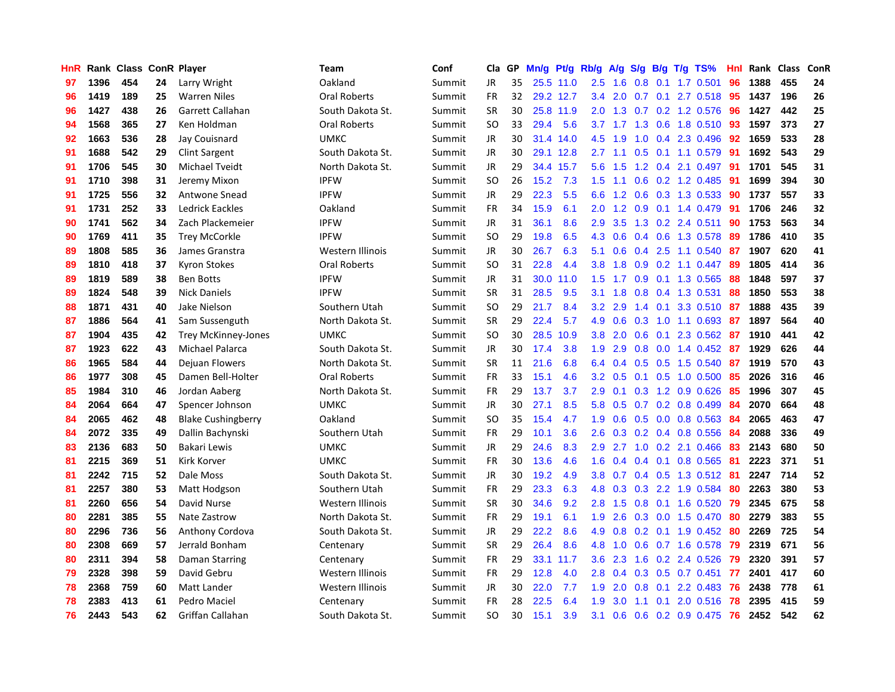| HnR | Rank | Class | ConR | Player | Team | Conf | Cla | GP | Mn/g | Pt/g | Rb/g | A/g | S/g | B/g | T/g | TS% | HnI | Rank | Class | ConR |
|---|---|---|---|---|---|---|---|---|---|---|---|---|---|---|---|---|---|---|---|---|
| 97 | 1396 | 454 | 24 | Larry Wright | Oakland | Summit | JR | 35 | 25.5 | 11.0 | 2.5 | 1.6 | 0.8 | 0.1 | 1.7 | 0.501 | 96 | 1388 | 455 | 24 |
| 96 | 1419 | 189 | 25 | Warren Niles | Oral Roberts | Summit | FR | 32 | 29.2 | 12.7 | 3.4 | 2.0 | 0.7 | 0.1 | 2.7 | 0.518 | 95 | 1437 | 196 | 26 |
| 96 | 1427 | 438 | 26 | Garrett Callahan | South Dakota St. | Summit | SR | 30 | 25.8 | 11.9 | 2.0 | 1.3 | 0.7 | 0.2 | 1.2 | 0.576 | 96 | 1427 | 442 | 25 |
| 94 | 1568 | 365 | 27 | Ken Holdman | Oral Roberts | Summit | SO | 33 | 29.4 | 5.6 | 3.7 | 1.7 | 1.3 | 0.6 | 1.8 | 0.510 | 93 | 1597 | 373 | 27 |
| 92 | 1663 | 536 | 28 | Jay Couisnard | UMKC | Summit | JR | 30 | 31.4 | 14.0 | 4.5 | 1.9 | 1.0 | 0.4 | 2.3 | 0.496 | 92 | 1659 | 533 | 28 |
| 91 | 1688 | 542 | 29 | Clint Sargent | South Dakota St. | Summit | JR | 30 | 29.1 | 12.8 | 2.7 | 1.1 | 0.5 | 0.1 | 1.1 | 0.579 | 91 | 1692 | 543 | 29 |
| 91 | 1706 | 545 | 30 | Michael Tveidt | North Dakota St. | Summit | JR | 29 | 34.4 | 15.7 | 5.6 | 1.5 | 1.2 | 0.4 | 2.1 | 0.497 | 91 | 1701 | 545 | 31 |
| 91 | 1710 | 398 | 31 | Jeremy Mixon | IPFW | Summit | SO | 26 | 15.2 | 7.3 | 1.5 | 1.1 | 0.6 | 0.2 | 1.2 | 0.485 | 91 | 1699 | 394 | 30 |
| 91 | 1725 | 556 | 32 | Antwone Snead | IPFW | Summit | JR | 29 | 22.3 | 5.5 | 6.6 | 1.2 | 0.6 | 0.3 | 1.3 | 0.533 | 90 | 1737 | 557 | 33 |
| 91 | 1731 | 252 | 33 | Ledrick Eackles | Oakland | Summit | FR | 34 | 15.9 | 6.1 | 2.0 | 1.2 | 0.9 | 0.1 | 1.4 | 0.479 | 91 | 1706 | 246 | 32 |
| 90 | 1741 | 562 | 34 | Zach Plackemeier | IPFW | Summit | JR | 31 | 36.1 | 8.6 | 2.9 | 3.5 | 1.3 | 0.2 | 2.4 | 0.511 | 90 | 1753 | 563 | 34 |
| 90 | 1769 | 411 | 35 | Trey McCorkle | IPFW | Summit | SO | 29 | 19.8 | 6.5 | 4.3 | 0.6 | 0.4 | 0.6 | 1.3 | 0.578 | 89 | 1786 | 410 | 35 |
| 89 | 1808 | 585 | 36 | James Granstra | Western Illinois | Summit | JR | 30 | 26.7 | 6.3 | 5.1 | 0.6 | 0.4 | 2.5 | 1.1 | 0.540 | 87 | 1907 | 620 | 41 |
| 89 | 1810 | 418 | 37 | Kyron Stokes | Oral Roberts | Summit | SO | 31 | 22.8 | 4.4 | 3.8 | 1.8 | 0.9 | 0.2 | 1.1 | 0.447 | 89 | 1805 | 414 | 36 |
| 89 | 1819 | 589 | 38 | Ben Botts | IPFW | Summit | JR | 31 | 30.0 | 11.0 | 1.5 | 1.7 | 0.9 | 0.1 | 1.3 | 0.565 | 88 | 1848 | 597 | 37 |
| 89 | 1824 | 548 | 39 | Nick Daniels | IPFW | Summit | SR | 31 | 28.5 | 9.5 | 3.1 | 1.8 | 0.8 | 0.4 | 1.3 | 0.531 | 88 | 1850 | 553 | 38 |
| 88 | 1871 | 431 | 40 | Jake Nielson | Southern Utah | Summit | SO | 29 | 21.7 | 8.4 | 3.2 | 2.9 | 1.4 | 0.1 | 3.3 | 0.510 | 87 | 1888 | 435 | 39 |
| 87 | 1886 | 564 | 41 | Sam Sussenguth | North Dakota St. | Summit | SR | 29 | 22.4 | 5.7 | 4.9 | 0.6 | 0.3 | 1.0 | 1.1 | 0.693 | 87 | 1897 | 564 | 40 |
| 87 | 1904 | 435 | 42 | Trey McKinney-Jones | UMKC | Summit | SO | 30 | 28.5 | 10.9 | 3.8 | 2.0 | 0.6 | 0.1 | 2.3 | 0.562 | 87 | 1910 | 441 | 42 |
| 87 | 1923 | 622 | 43 | Michael Palarca | South Dakota St. | Summit | JR | 30 | 17.4 | 3.8 | 1.9 | 2.9 | 0.8 | 0.0 | 1.4 | 0.452 | 87 | 1929 | 626 | 44 |
| 86 | 1965 | 584 | 44 | Dejuan Flowers | North Dakota St. | Summit | SR | 11 | 21.6 | 6.8 | 6.4 | 0.4 | 0.5 | 0.5 | 1.5 | 0.540 | 87 | 1919 | 570 | 43 |
| 86 | 1977 | 308 | 45 | Damen Bell-Holter | Oral Roberts | Summit | FR | 33 | 15.1 | 4.6 | 3.2 | 0.5 | 0.1 | 0.5 | 1.0 | 0.500 | 85 | 2026 | 316 | 46 |
| 85 | 1984 | 310 | 46 | Jordan Aaberg | North Dakota St. | Summit | FR | 29 | 13.7 | 3.7 | 2.9 | 0.1 | 0.3 | 1.2 | 0.9 | 0.626 | 85 | 1996 | 307 | 45 |
| 84 | 2064 | 664 | 47 | Spencer Johnson | UMKC | Summit | JR | 30 | 27.1 | 8.5 | 5.8 | 0.5 | 0.7 | 0.2 | 0.8 | 0.499 | 84 | 2070 | 664 | 48 |
| 84 | 2065 | 462 | 48 | Blake Cushingberry | Oakland | Summit | SO | 35 | 15.4 | 4.7 | 1.9 | 0.6 | 0.5 | 0.0 | 0.8 | 0.563 | 84 | 2065 | 463 | 47 |
| 84 | 2072 | 335 | 49 | Dallin Bachynski | Southern Utah | Summit | FR | 29 | 10.1 | 3.6 | 2.6 | 0.3 | 0.2 | 0.4 | 0.8 | 0.556 | 84 | 2088 | 336 | 49 |
| 83 | 2136 | 683 | 50 | Bakari Lewis | UMKC | Summit | JR | 29 | 24.6 | 8.3 | 2.9 | 2.7 | 1.0 | 0.2 | 2.1 | 0.466 | 83 | 2143 | 680 | 50 |
| 81 | 2215 | 369 | 51 | Kirk Korver | UMKC | Summit | FR | 30 | 13.6 | 4.6 | 1.6 | 0.4 | 0.4 | 0.1 | 0.8 | 0.565 | 81 | 2223 | 371 | 51 |
| 81 | 2242 | 715 | 52 | Dale Moss | South Dakota St. | Summit | JR | 30 | 19.2 | 4.9 | 3.8 | 0.7 | 0.4 | 0.5 | 1.3 | 0.512 | 81 | 2247 | 714 | 52 |
| 81 | 2257 | 380 | 53 | Matt Hodgson | Southern Utah | Summit | FR | 29 | 23.3 | 6.3 | 4.8 | 0.3 | 0.3 | 2.2 | 1.9 | 0.584 | 80 | 2263 | 380 | 53 |
| 81 | 2260 | 656 | 54 | David Nurse | Western Illinois | Summit | SR | 30 | 34.6 | 9.2 | 2.8 | 1.5 | 0.8 | 0.1 | 1.6 | 0.520 | 79 | 2345 | 675 | 58 |
| 80 | 2281 | 385 | 55 | Nate Zastrow | North Dakota St. | Summit | FR | 29 | 19.1 | 6.1 | 1.9 | 2.6 | 0.3 | 0.0 | 1.5 | 0.470 | 80 | 2279 | 383 | 55 |
| 80 | 2296 | 736 | 56 | Anthony Cordova | South Dakota St. | Summit | JR | 29 | 22.2 | 8.6 | 4.9 | 0.8 | 0.2 | 0.1 | 1.9 | 0.452 | 80 | 2269 | 725 | 54 |
| 80 | 2308 | 669 | 57 | Jerrald Bonham | Centenary | Summit | SR | 29 | 26.4 | 8.6 | 4.8 | 1.0 | 0.6 | 0.7 | 1.6 | 0.578 | 79 | 2319 | 671 | 56 |
| 80 | 2311 | 394 | 58 | Daman Starring | Centenary | Summit | FR | 29 | 33.1 | 11.7 | 3.6 | 2.3 | 1.6 | 0.2 | 2.4 | 0.526 | 79 | 2320 | 391 | 57 |
| 79 | 2328 | 398 | 59 | David Gebru | Western Illinois | Summit | FR | 29 | 12.8 | 4.0 | 2.8 | 0.4 | 0.3 | 0.5 | 0.7 | 0.451 | 77 | 2401 | 417 | 60 |
| 78 | 2368 | 759 | 60 | Matt Lander | Western Illinois | Summit | JR | 30 | 22.0 | 7.7 | 1.9 | 2.0 | 0.8 | 0.1 | 2.2 | 0.483 | 76 | 2438 | 778 | 61 |
| 78 | 2383 | 413 | 61 | Pedro Maciel | Centenary | Summit | FR | 28 | 22.5 | 6.4 | 1.9 | 3.0 | 1.1 | 0.1 | 2.0 | 0.516 | 78 | 2395 | 415 | 59 |
| 76 | 2443 | 543 | 62 | Griffan Callahan | South Dakota St. | Summit | SO | 30 | 15.1 | 3.9 | 3.1 | 0.6 | 0.6 | 0.2 | 0.9 | 0.475 | 76 | 2452 | 542 | 62 |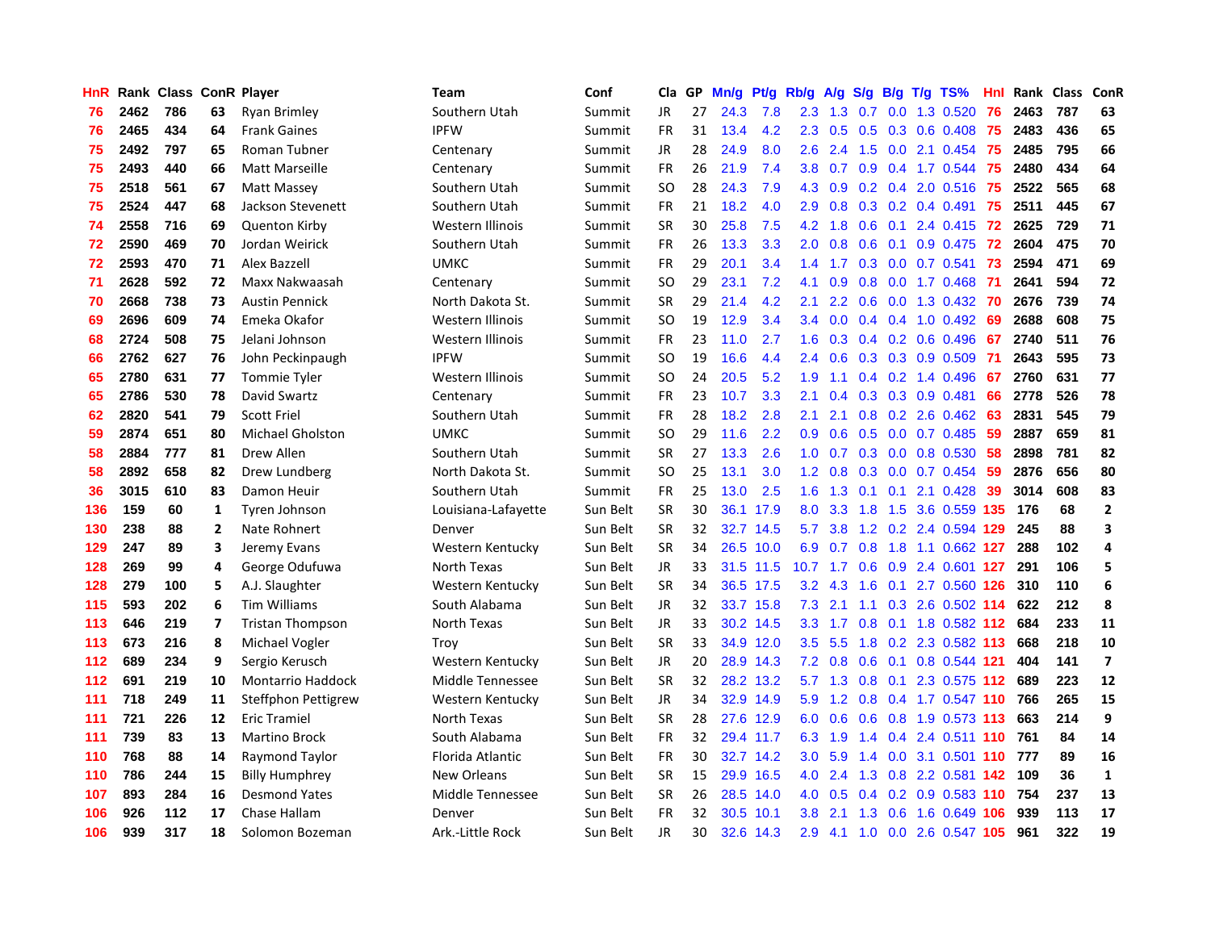| HnR | Rank | Class | ConR | Player | Team | Conf | Cla | GP | Mn/g | Pt/g | Rb/g | A/g | S/g | B/g | T/g | TS% | HnI | Rank | Class | ConR |
|---|---|---|---|---|---|---|---|---|---|---|---|---|---|---|---|---|---|---|---|---|
| 76 | 2462 | 786 | 63 | Ryan Brimley | Southern Utah | Summit | JR | 27 | 24.3 | 7.8 | 2.3 | 1.3 | 0.7 | 0.0 | 1.3 | 0.520 | 76 | 2463 | 787 | 63 |
| 76 | 2465 | 434 | 64 | Frank Gaines | IPFW | Summit | FR | 31 | 13.4 | 4.2 | 2.3 | 0.5 | 0.5 | 0.3 | 0.6 | 0.408 | 75 | 2483 | 436 | 65 |
| 75 | 2492 | 797 | 65 | Roman Tubner | Centenary | Summit | JR | 28 | 24.9 | 8.0 | 2.6 | 2.4 | 1.5 | 0.0 | 2.1 | 0.454 | 75 | 2485 | 795 | 66 |
| 75 | 2493 | 440 | 66 | Matt Marseille | Centenary | Summit | FR | 26 | 21.9 | 7.4 | 3.8 | 0.7 | 0.9 | 0.4 | 1.7 | 0.544 | 75 | 2480 | 434 | 64 |
| 75 | 2518 | 561 | 67 | Matt Massey | Southern Utah | Summit | SO | 28 | 24.3 | 7.9 | 4.3 | 0.9 | 0.2 | 0.4 | 2.0 | 0.516 | 75 | 2522 | 565 | 68 |
| 75 | 2524 | 447 | 68 | Jackson Stevenett | Southern Utah | Summit | FR | 21 | 18.2 | 4.0 | 2.9 | 0.8 | 0.3 | 0.2 | 0.4 | 0.491 | 75 | 2511 | 445 | 67 |
| 74 | 2558 | 716 | 69 | Quenton Kirby | Western Illinois | Summit | SR | 30 | 25.8 | 7.5 | 4.2 | 1.8 | 0.6 | 0.1 | 2.4 | 0.415 | 72 | 2625 | 729 | 71 |
| 72 | 2590 | 469 | 70 | Jordan Weirick | Southern Utah | Summit | FR | 26 | 13.3 | 3.3 | 2.0 | 0.8 | 0.6 | 0.1 | 0.9 | 0.475 | 72 | 2604 | 475 | 70 |
| 72 | 2593 | 470 | 71 | Alex Bazzell | UMKC | Summit | FR | 29 | 20.1 | 3.4 | 1.4 | 1.7 | 0.3 | 0.0 | 0.7 | 0.541 | 73 | 2594 | 471 | 69 |
| 71 | 2628 | 592 | 72 | Maxx Nakwaasah | Centenary | Summit | SO | 29 | 23.1 | 7.2 | 4.1 | 0.9 | 0.8 | 0.0 | 1.7 | 0.468 | 71 | 2641 | 594 | 72 |
| 70 | 2668 | 738 | 73 | Austin Pennick | North Dakota St. | Summit | SR | 29 | 21.4 | 4.2 | 2.1 | 2.2 | 0.6 | 0.0 | 1.3 | 0.432 | 70 | 2676 | 739 | 74 |
| 69 | 2696 | 609 | 74 | Emeka Okafor | Western Illinois | Summit | SO | 19 | 12.9 | 3.4 | 3.4 | 0.0 | 0.4 | 0.4 | 1.0 | 0.492 | 69 | 2688 | 608 | 75 |
| 68 | 2724 | 508 | 75 | Jelani Johnson | Western Illinois | Summit | FR | 23 | 11.0 | 2.7 | 1.6 | 0.3 | 0.4 | 0.2 | 0.6 | 0.496 | 67 | 2740 | 511 | 76 |
| 66 | 2762 | 627 | 76 | John Peckinpaugh | IPFW | Summit | SO | 19 | 16.6 | 4.4 | 2.4 | 0.6 | 0.3 | 0.3 | 0.9 | 0.509 | 71 | 2643 | 595 | 73 |
| 65 | 2780 | 631 | 77 | Tommie Tyler | Western Illinois | Summit | SO | 24 | 20.5 | 5.2 | 1.9 | 1.1 | 0.4 | 0.2 | 1.4 | 0.496 | 67 | 2760 | 631 | 77 |
| 65 | 2786 | 530 | 78 | David Swartz | Centenary | Summit | FR | 23 | 10.7 | 3.3 | 2.1 | 0.4 | 0.3 | 0.3 | 0.9 | 0.481 | 66 | 2778 | 526 | 78 |
| 62 | 2820 | 541 | 79 | Scott Friel | Southern Utah | Summit | FR | 28 | 18.2 | 2.8 | 2.1 | 2.1 | 0.8 | 0.2 | 2.6 | 0.462 | 63 | 2831 | 545 | 79 |
| 59 | 2874 | 651 | 80 | Michael Gholston | UMKC | Summit | SO | 29 | 11.6 | 2.2 | 0.9 | 0.6 | 0.5 | 0.0 | 0.7 | 0.485 | 59 | 2887 | 659 | 81 |
| 58 | 2884 | 777 | 81 | Drew Allen | Southern Utah | Summit | SR | 27 | 13.3 | 2.6 | 1.0 | 0.7 | 0.3 | 0.0 | 0.8 | 0.530 | 58 | 2898 | 781 | 82 |
| 58 | 2892 | 658 | 82 | Drew Lundberg | North Dakota St. | Summit | SO | 25 | 13.1 | 3.0 | 1.2 | 0.8 | 0.3 | 0.0 | 0.7 | 0.454 | 59 | 2876 | 656 | 80 |
| 36 | 3015 | 610 | 83 | Damon Heuir | Southern Utah | Summit | FR | 25 | 13.0 | 2.5 | 1.6 | 1.3 | 0.1 | 0.1 | 2.1 | 0.428 | 39 | 3014 | 608 | 83 |
| 136 | 159 | 60 | 1 | Tyren Johnson | Louisiana-Lafayette | Sun Belt | SR | 30 | 36.1 | 17.9 | 8.0 | 3.3 | 1.8 | 1.5 | 3.6 | 0.559 | 135 | 176 | 68 | 2 |
| 130 | 238 | 88 | 2 | Nate Rohnert | Denver | Sun Belt | SR | 32 | 32.7 | 14.5 | 5.7 | 3.8 | 1.2 | 0.2 | 2.4 | 0.594 | 129 | 245 | 88 | 3 |
| 129 | 247 | 89 | 3 | Jeremy Evans | Western Kentucky | Sun Belt | SR | 34 | 26.5 | 10.0 | 6.9 | 0.7 | 0.8 | 1.8 | 1.1 | 0.662 | 127 | 288 | 102 | 4 |
| 128 | 269 | 99 | 4 | George Odufuwa | North Texas | Sun Belt | JR | 33 | 31.5 | 11.5 | 10.7 | 1.7 | 0.6 | 0.9 | 2.4 | 0.601 | 127 | 291 | 106 | 5 |
| 128 | 279 | 100 | 5 | A.J. Slaughter | Western Kentucky | Sun Belt | SR | 34 | 36.5 | 17.5 | 3.2 | 4.3 | 1.6 | 0.1 | 2.7 | 0.560 | 126 | 310 | 110 | 6 |
| 115 | 593 | 202 | 6 | Tim Williams | South Alabama | Sun Belt | JR | 32 | 33.7 | 15.8 | 7.3 | 2.1 | 1.1 | 0.3 | 2.6 | 0.502 | 114 | 622 | 212 | 8 |
| 113 | 646 | 219 | 7 | Tristan Thompson | North Texas | Sun Belt | JR | 33 | 30.2 | 14.5 | 3.3 | 1.7 | 0.8 | 0.1 | 1.8 | 0.582 | 112 | 684 | 233 | 11 |
| 113 | 673 | 216 | 8 | Michael Vogler | Troy | Sun Belt | SR | 33 | 34.9 | 12.0 | 3.5 | 5.5 | 1.8 | 0.2 | 2.3 | 0.582 | 113 | 668 | 218 | 10 |
| 112 | 689 | 234 | 9 | Sergio Kerusch | Western Kentucky | Sun Belt | JR | 20 | 28.9 | 14.3 | 7.2 | 0.8 | 0.6 | 0.1 | 0.8 | 0.544 | 121 | 404 | 141 | 7 |
| 112 | 691 | 219 | 10 | Montarrio Haddock | Middle Tennessee | Sun Belt | SR | 32 | 28.2 | 13.2 | 5.7 | 1.3 | 0.8 | 0.1 | 2.3 | 0.575 | 112 | 689 | 223 | 12 |
| 111 | 718 | 249 | 11 | Steffphon Pettigrew | Western Kentucky | Sun Belt | JR | 34 | 32.9 | 14.9 | 5.9 | 1.2 | 0.8 | 0.4 | 1.7 | 0.547 | 110 | 766 | 265 | 15 |
| 111 | 721 | 226 | 12 | Eric Tramiel | North Texas | Sun Belt | SR | 28 | 27.6 | 12.9 | 6.0 | 0.6 | 0.6 | 0.8 | 1.9 | 0.573 | 113 | 663 | 214 | 9 |
| 111 | 739 | 83 | 13 | Martino Brock | South Alabama | Sun Belt | FR | 32 | 29.4 | 11.7 | 6.3 | 1.9 | 1.4 | 0.4 | 2.4 | 0.511 | 110 | 761 | 84 | 14 |
| 110 | 768 | 88 | 14 | Raymond Taylor | Florida Atlantic | Sun Belt | FR | 30 | 32.7 | 14.2 | 3.0 | 5.9 | 1.4 | 0.0 | 3.1 | 0.501 | 110 | 777 | 89 | 16 |
| 110 | 786 | 244 | 15 | Billy Humphrey | New Orleans | Sun Belt | SR | 15 | 29.9 | 16.5 | 4.0 | 2.4 | 1.3 | 0.8 | 2.2 | 0.581 | 142 | 109 | 36 | 1 |
| 107 | 893 | 284 | 16 | Desmond Yates | Middle Tennessee | Sun Belt | SR | 26 | 28.5 | 14.0 | 4.0 | 0.5 | 0.4 | 0.2 | 0.9 | 0.583 | 110 | 754 | 237 | 13 |
| 106 | 926 | 112 | 17 | Chase Hallam | Denver | Sun Belt | FR | 32 | 30.5 | 10.1 | 3.8 | 2.1 | 1.3 | 0.6 | 1.6 | 0.649 | 106 | 939 | 113 | 17 |
| 106 | 939 | 317 | 18 | Solomon Bozeman | Ark.-Little Rock | Sun Belt | JR | 30 | 32.6 | 14.3 | 2.9 | 4.1 | 1.0 | 0.0 | 2.6 | 0.547 | 105 | 961 | 322 | 19 |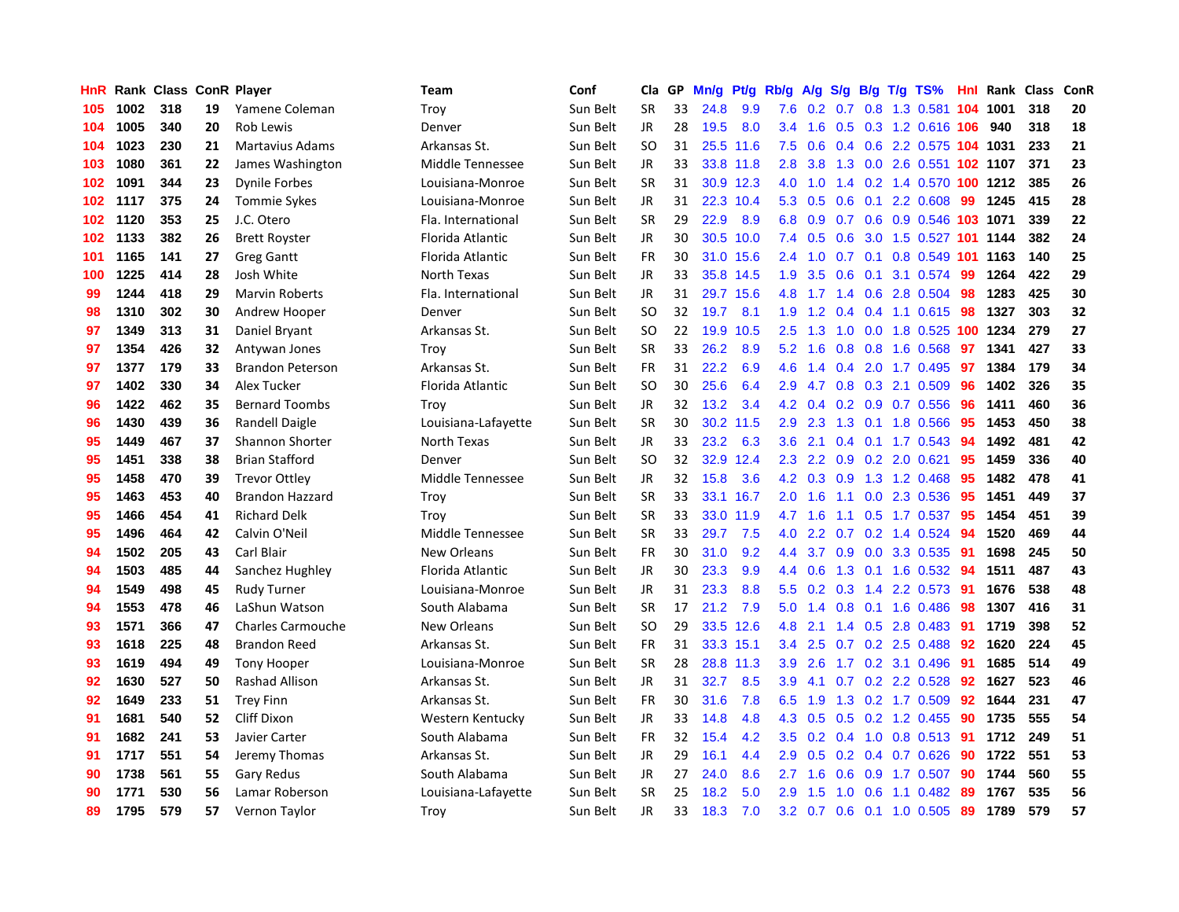| HnR | Rank | Class | ConR | Player | Team | Conf | Cla | GP | Mn/g | Pt/g | Rb/g | A/g | S/g | B/g | T/g | TS% | HnI | Rank | Class | ConR |
|---|---|---|---|---|---|---|---|---|---|---|---|---|---|---|---|---|---|---|---|---|
| 105 | 1002 | 318 | 19 | Yamene Coleman | Troy | Sun Belt | SR | 33 | 24.8 | 9.9 | 7.6 | 0.2 | 0.7 | 0.8 | 1.3 | 0.581 | 104 | 1001 | 318 | 20 |
| 104 | 1005 | 340 | 20 | Rob Lewis | Denver | Sun Belt | JR | 28 | 19.5 | 8.0 | 3.4 | 1.6 | 0.5 | 0.3 | 1.2 | 0.616 | 106 | 940 | 318 | 18 |
| 104 | 1023 | 230 | 21 | Martavius Adams | Arkansas St. | Sun Belt | SO | 31 | 25.5 | 11.6 | 7.5 | 0.6 | 0.4 | 0.6 | 2.2 | 0.575 | 104 | 1031 | 233 | 21 |
| 103 | 1080 | 361 | 22 | James Washington | Middle Tennessee | Sun Belt | JR | 33 | 33.8 | 11.8 | 2.8 | 3.8 | 1.3 | 0.0 | 2.6 | 0.551 | 102 | 1107 | 371 | 23 |
| 102 | 1091 | 344 | 23 | Dynile Forbes | Louisiana-Monroe | Sun Belt | SR | 31 | 30.9 | 12.3 | 4.0 | 1.0 | 1.4 | 0.2 | 1.4 | 0.570 | 100 | 1212 | 385 | 26 |
| 102 | 1117 | 375 | 24 | Tommie Sykes | Louisiana-Monroe | Sun Belt | JR | 31 | 22.3 | 10.4 | 5.3 | 0.5 | 0.6 | 0.1 | 2.2 | 0.608 | 99 | 1245 | 415 | 28 |
| 102 | 1120 | 353 | 25 | J.C. Otero | Fla. International | Sun Belt | SR | 29 | 22.9 | 8.9 | 6.8 | 0.9 | 0.7 | 0.6 | 0.9 | 0.546 | 103 | 1071 | 339 | 22 |
| 102 | 1133 | 382 | 26 | Brett Royster | Florida Atlantic | Sun Belt | JR | 30 | 30.5 | 10.0 | 7.4 | 0.5 | 0.6 | 3.0 | 1.5 | 0.527 | 101 | 1144 | 382 | 24 |
| 101 | 1165 | 141 | 27 | Greg Gantt | Florida Atlantic | Sun Belt | FR | 30 | 31.0 | 15.6 | 2.4 | 1.0 | 0.7 | 0.1 | 0.8 | 0.549 | 101 | 1163 | 140 | 25 |
| 100 | 1225 | 414 | 28 | Josh White | North Texas | Sun Belt | JR | 33 | 35.8 | 14.5 | 1.9 | 3.5 | 0.6 | 0.1 | 3.1 | 0.574 | 99 | 1264 | 422 | 29 |
| 99 | 1244 | 418 | 29 | Marvin Roberts | Fla. International | Sun Belt | JR | 31 | 29.7 | 15.6 | 4.8 | 1.7 | 1.4 | 0.6 | 2.8 | 0.504 | 98 | 1283 | 425 | 30 |
| 98 | 1310 | 302 | 30 | Andrew Hooper | Denver | Sun Belt | SO | 32 | 19.7 | 8.1 | 1.9 | 1.2 | 0.4 | 0.4 | 1.1 | 0.615 | 98 | 1327 | 303 | 32 |
| 97 | 1349 | 313 | 31 | Daniel Bryant | Arkansas St. | Sun Belt | SO | 22 | 19.9 | 10.5 | 2.5 | 1.3 | 1.0 | 0.0 | 1.8 | 0.525 | 100 | 1234 | 279 | 27 |
| 97 | 1354 | 426 | 32 | Antywan Jones | Troy | Sun Belt | SR | 33 | 26.2 | 8.9 | 5.2 | 1.6 | 0.8 | 0.8 | 1.6 | 0.568 | 97 | 1341 | 427 | 33 |
| 97 | 1377 | 179 | 33 | Brandon Peterson | Arkansas St. | Sun Belt | FR | 31 | 22.2 | 6.9 | 4.6 | 1.4 | 0.4 | 2.0 | 1.7 | 0.495 | 97 | 1384 | 179 | 34 |
| 97 | 1402 | 330 | 34 | Alex Tucker | Florida Atlantic | Sun Belt | SO | 30 | 25.6 | 6.4 | 2.9 | 4.7 | 0.8 | 0.3 | 2.1 | 0.509 | 96 | 1402 | 326 | 35 |
| 96 | 1422 | 462 | 35 | Bernard Toombs | Troy | Sun Belt | JR | 32 | 13.2 | 3.4 | 4.2 | 0.4 | 0.2 | 0.9 | 0.7 | 0.556 | 96 | 1411 | 460 | 36 |
| 96 | 1430 | 439 | 36 | Randell Daigle | Louisiana-Lafayette | Sun Belt | SR | 30 | 30.2 | 11.5 | 2.9 | 2.3 | 1.3 | 0.1 | 1.8 | 0.566 | 95 | 1453 | 450 | 38 |
| 95 | 1449 | 467 | 37 | Shannon Shorter | North Texas | Sun Belt | JR | 33 | 23.2 | 6.3 | 3.6 | 2.1 | 0.4 | 0.1 | 1.7 | 0.543 | 94 | 1492 | 481 | 42 |
| 95 | 1451 | 338 | 38 | Brian Stafford | Denver | Sun Belt | SO | 32 | 32.9 | 12.4 | 2.3 | 2.2 | 0.9 | 0.2 | 2.0 | 0.621 | 95 | 1459 | 336 | 40 |
| 95 | 1458 | 470 | 39 | Trevor Ottley | Middle Tennessee | Sun Belt | JR | 32 | 15.8 | 3.6 | 4.2 | 0.3 | 0.9 | 1.3 | 1.2 | 0.468 | 95 | 1482 | 478 | 41 |
| 95 | 1463 | 453 | 40 | Brandon Hazzard | Troy | Sun Belt | SR | 33 | 33.1 | 16.7 | 2.0 | 1.6 | 1.1 | 0.0 | 2.3 | 0.536 | 95 | 1451 | 449 | 37 |
| 95 | 1466 | 454 | 41 | Richard Delk | Troy | Sun Belt | SR | 33 | 33.0 | 11.9 | 4.7 | 1.6 | 1.1 | 0.5 | 1.7 | 0.537 | 95 | 1454 | 451 | 39 |
| 95 | 1496 | 464 | 42 | Calvin O'Neil | Middle Tennessee | Sun Belt | SR | 33 | 29.7 | 7.5 | 4.0 | 2.2 | 0.7 | 0.2 | 1.4 | 0.524 | 94 | 1520 | 469 | 44 |
| 94 | 1502 | 205 | 43 | Carl Blair | New Orleans | Sun Belt | FR | 30 | 31.0 | 9.2 | 4.4 | 3.7 | 0.9 | 0.0 | 3.3 | 0.535 | 91 | 1698 | 245 | 50 |
| 94 | 1503 | 485 | 44 | Sanchez Hughley | Florida Atlantic | Sun Belt | JR | 30 | 23.3 | 9.9 | 4.4 | 0.6 | 1.3 | 0.1 | 1.6 | 0.532 | 94 | 1511 | 487 | 43 |
| 94 | 1549 | 498 | 45 | Rudy Turner | Louisiana-Monroe | Sun Belt | JR | 31 | 23.3 | 8.8 | 5.5 | 0.2 | 0.3 | 1.4 | 2.2 | 0.573 | 91 | 1676 | 538 | 48 |
| 94 | 1553 | 478 | 46 | LaShun Watson | South Alabama | Sun Belt | SR | 17 | 21.2 | 7.9 | 5.0 | 1.4 | 0.8 | 0.1 | 1.6 | 0.486 | 98 | 1307 | 416 | 31 |
| 93 | 1571 | 366 | 47 | Charles Carmouche | New Orleans | Sun Belt | SO | 29 | 33.5 | 12.6 | 4.8 | 2.1 | 1.4 | 0.5 | 2.8 | 0.483 | 91 | 1719 | 398 | 52 |
| 93 | 1618 | 225 | 48 | Brandon Reed | Arkansas St. | Sun Belt | FR | 31 | 33.3 | 15.1 | 3.4 | 2.5 | 0.7 | 0.2 | 2.5 | 0.488 | 92 | 1620 | 224 | 45 |
| 93 | 1619 | 494 | 49 | Tony Hooper | Louisiana-Monroe | Sun Belt | SR | 28 | 28.8 | 11.3 | 3.9 | 2.6 | 1.7 | 0.2 | 3.1 | 0.496 | 91 | 1685 | 514 | 49 |
| 92 | 1630 | 527 | 50 | Rashad Allison | Arkansas St. | Sun Belt | JR | 31 | 32.7 | 8.5 | 3.9 | 4.1 | 0.7 | 0.2 | 2.2 | 0.528 | 92 | 1627 | 523 | 46 |
| 92 | 1649 | 233 | 51 | Trey Finn | Arkansas St. | Sun Belt | FR | 30 | 31.6 | 7.8 | 6.5 | 1.9 | 1.3 | 0.2 | 1.7 | 0.509 | 92 | 1644 | 231 | 47 |
| 91 | 1681 | 540 | 52 | Cliff Dixon | Western Kentucky | Sun Belt | JR | 33 | 14.8 | 4.8 | 4.3 | 0.5 | 0.5 | 0.2 | 1.2 | 0.455 | 90 | 1735 | 555 | 54 |
| 91 | 1682 | 241 | 53 | Javier Carter | South Alabama | Sun Belt | FR | 32 | 15.4 | 4.2 | 3.5 | 0.2 | 0.4 | 1.0 | 0.8 | 0.513 | 91 | 1712 | 249 | 51 |
| 91 | 1717 | 551 | 54 | Jeremy Thomas | Arkansas St. | Sun Belt | JR | 29 | 16.1 | 4.4 | 2.9 | 0.5 | 0.2 | 0.4 | 0.7 | 0.626 | 90 | 1722 | 551 | 53 |
| 90 | 1738 | 561 | 55 | Gary Redus | South Alabama | Sun Belt | JR | 27 | 24.0 | 8.6 | 2.7 | 1.6 | 0.6 | 0.9 | 1.7 | 0.507 | 90 | 1744 | 560 | 55 |
| 90 | 1771 | 530 | 56 | Lamar Roberson | Louisiana-Lafayette | Sun Belt | SR | 25 | 18.2 | 5.0 | 2.9 | 1.5 | 1.0 | 0.6 | 1.1 | 0.482 | 89 | 1767 | 535 | 56 |
| 89 | 1795 | 579 | 57 | Vernon Taylor | Troy | Sun Belt | JR | 33 | 18.3 | 7.0 | 3.2 | 0.7 | 0.6 | 0.1 | 1.0 | 0.505 | 89 | 1789 | 579 | 57 |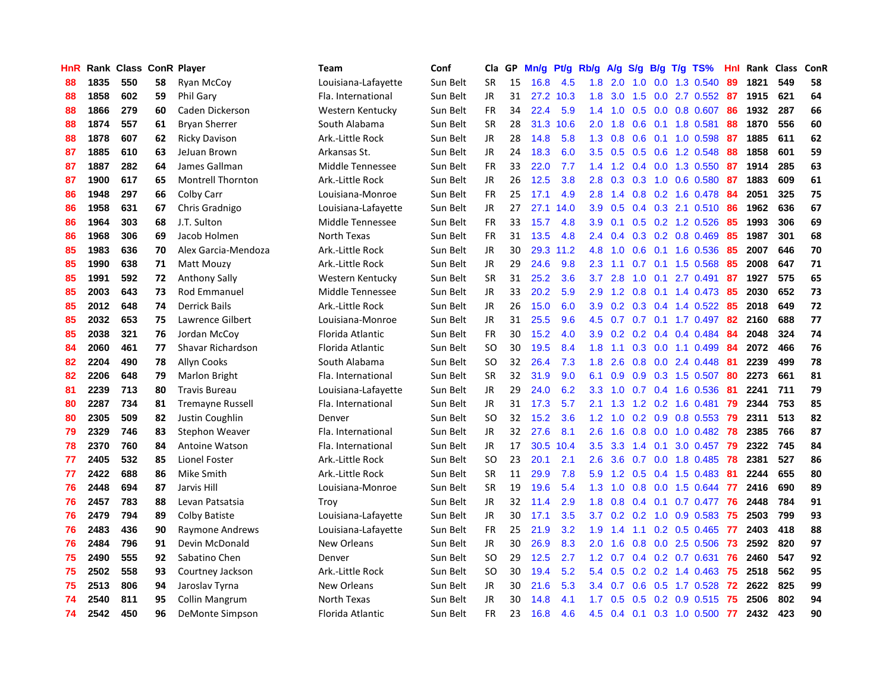| HnR | Rank | Class | ConR | Player | Team | Conf | Cla | GP | Mn/g | Pt/g | Rb/g | A/g | S/g | B/g | T/g | TS% | HnI | Rank | Class | ConR |
|---|---|---|---|---|---|---|---|---|---|---|---|---|---|---|---|---|---|---|---|---|
| 88 | 1835 | 550 | 58 | Ryan McCoy | Louisiana-Lafayette | Sun Belt | SR | 15 | 16.8 | 4.5 | 1.8 | 2.0 | 1.0 | 0.0 | 1.3 | 0.540 | 89 | 1821 | 549 | 58 |
| 88 | 1858 | 602 | 59 | Phil Gary | Fla. International | Sun Belt | JR | 31 | 27.2 | 10.3 | 1.8 | 3.0 | 1.5 | 0.0 | 2.7 | 0.552 | 87 | 1915 | 621 | 64 |
| 88 | 1866 | 279 | 60 | Caden Dickerson | Western Kentucky | Sun Belt | FR | 34 | 22.4 | 5.9 | 1.4 | 1.0 | 0.5 | 0.0 | 0.8 | 0.607 | 86 | 1932 | 287 | 66 |
| 88 | 1874 | 557 | 61 | Bryan Sherrer | South Alabama | Sun Belt | SR | 28 | 31.3 | 10.6 | 2.0 | 1.8 | 0.6 | 0.1 | 1.8 | 0.581 | 88 | 1870 | 556 | 60 |
| 88 | 1878 | 607 | 62 | Ricky Davison | Ark.-Little Rock | Sun Belt | JR | 28 | 14.8 | 5.8 | 1.3 | 0.8 | 0.6 | 0.1 | 1.0 | 0.598 | 87 | 1885 | 611 | 62 |
| 87 | 1885 | 610 | 63 | JeJuan Brown | Arkansas St. | Sun Belt | JR | 24 | 18.3 | 6.0 | 3.5 | 0.5 | 0.5 | 0.6 | 1.2 | 0.548 | 88 | 1858 | 601 | 59 |
| 87 | 1887 | 282 | 64 | James Gallman | Middle Tennessee | Sun Belt | FR | 33 | 22.0 | 7.7 | 1.4 | 1.2 | 0.4 | 0.0 | 1.3 | 0.550 | 87 | 1914 | 285 | 63 |
| 87 | 1900 | 617 | 65 | Montrell Thornton | Ark.-Little Rock | Sun Belt | JR | 26 | 12.5 | 3.8 | 2.8 | 0.3 | 0.3 | 1.0 | 0.6 | 0.580 | 87 | 1883 | 609 | 61 |
| 86 | 1948 | 297 | 66 | Colby Carr | Louisiana-Monroe | Sun Belt | FR | 25 | 17.1 | 4.9 | 2.8 | 1.4 | 0.8 | 0.2 | 1.6 | 0.478 | 84 | 2051 | 325 | 75 |
| 86 | 1958 | 631 | 67 | Chris Gradnigo | Louisiana-Lafayette | Sun Belt | JR | 27 | 27.1 | 14.0 | 3.9 | 0.5 | 0.4 | 0.3 | 2.1 | 0.510 | 86 | 1962 | 636 | 67 |
| 86 | 1964 | 303 | 68 | J.T. Sulton | Middle Tennessee | Sun Belt | FR | 33 | 15.7 | 4.8 | 3.9 | 0.1 | 0.5 | 0.2 | 1.2 | 0.526 | 85 | 1993 | 306 | 69 |
| 86 | 1968 | 306 | 69 | Jacob Holmen | North Texas | Sun Belt | FR | 31 | 13.5 | 4.8 | 2.4 | 0.4 | 0.3 | 0.2 | 0.8 | 0.469 | 85 | 1987 | 301 | 68 |
| 85 | 1983 | 636 | 70 | Alex Garcia-Mendoza | Ark.-Little Rock | Sun Belt | JR | 30 | 29.3 | 11.2 | 4.8 | 1.0 | 0.6 | 0.1 | 1.6 | 0.536 | 85 | 2007 | 646 | 70 |
| 85 | 1990 | 638 | 71 | Matt Mouzy | Ark.-Little Rock | Sun Belt | JR | 29 | 24.6 | 9.8 | 2.3 | 1.1 | 0.7 | 0.1 | 1.5 | 0.568 | 85 | 2008 | 647 | 71 |
| 85 | 1991 | 592 | 72 | Anthony Sally | Western Kentucky | Sun Belt | SR | 31 | 25.2 | 3.6 | 3.7 | 2.8 | 1.0 | 0.1 | 2.7 | 0.491 | 87 | 1927 | 575 | 65 |
| 85 | 2003 | 643 | 73 | Rod Emmanuel | Middle Tennessee | Sun Belt | JR | 33 | 20.2 | 5.9 | 2.9 | 1.2 | 0.8 | 0.1 | 1.4 | 0.473 | 85 | 2030 | 652 | 73 |
| 85 | 2012 | 648 | 74 | Derrick Bails | Ark.-Little Rock | Sun Belt | JR | 26 | 15.0 | 6.0 | 3.9 | 0.2 | 0.3 | 0.4 | 1.4 | 0.522 | 85 | 2018 | 649 | 72 |
| 85 | 2032 | 653 | 75 | Lawrence Gilbert | Louisiana-Monroe | Sun Belt | JR | 31 | 25.5 | 9.6 | 4.5 | 0.7 | 0.7 | 0.1 | 1.7 | 0.497 | 82 | 2160 | 688 | 77 |
| 85 | 2038 | 321 | 76 | Jordan McCoy | Florida Atlantic | Sun Belt | FR | 30 | 15.2 | 4.0 | 3.9 | 0.2 | 0.2 | 0.4 | 0.4 | 0.484 | 84 | 2048 | 324 | 74 |
| 84 | 2060 | 461 | 77 | Shavar Richardson | Florida Atlantic | Sun Belt | SO | 30 | 19.5 | 8.4 | 1.8 | 1.1 | 0.3 | 0.0 | 1.1 | 0.499 | 84 | 2072 | 466 | 76 |
| 82 | 2204 | 490 | 78 | Allyn Cooks | South Alabama | Sun Belt | SO | 32 | 26.4 | 7.3 | 1.8 | 2.6 | 0.8 | 0.0 | 2.4 | 0.448 | 81 | 2239 | 499 | 78 |
| 82 | 2206 | 648 | 79 | Marlon Bright | Fla. International | Sun Belt | SR | 32 | 31.9 | 9.0 | 6.1 | 0.9 | 0.9 | 0.3 | 1.5 | 0.507 | 80 | 2273 | 661 | 81 |
| 81 | 2239 | 713 | 80 | Travis Bureau | Louisiana-Lafayette | Sun Belt | JR | 29 | 24.0 | 6.2 | 3.3 | 1.0 | 0.7 | 0.4 | 1.6 | 0.536 | 81 | 2241 | 711 | 79 |
| 80 | 2287 | 734 | 81 | Tremayne Russell | Fla. International | Sun Belt | JR | 31 | 17.3 | 5.7 | 2.1 | 1.3 | 1.2 | 0.2 | 1.6 | 0.481 | 79 | 2344 | 753 | 85 |
| 80 | 2305 | 509 | 82 | Justin Coughlin | Denver | Sun Belt | SO | 32 | 15.2 | 3.6 | 1.2 | 1.0 | 0.2 | 0.9 | 0.8 | 0.553 | 79 | 2311 | 513 | 82 |
| 79 | 2329 | 746 | 83 | Stephon Weaver | Fla. International | Sun Belt | JR | 32 | 27.6 | 8.1 | 2.6 | 1.6 | 0.8 | 0.0 | 1.0 | 0.482 | 78 | 2385 | 766 | 87 |
| 78 | 2370 | 760 | 84 | Antoine Watson | Fla. International | Sun Belt | JR | 17 | 30.5 | 10.4 | 3.5 | 3.3 | 1.4 | 0.1 | 3.0 | 0.457 | 79 | 2322 | 745 | 84 |
| 77 | 2405 | 532 | 85 | Lionel Foster | Ark.-Little Rock | Sun Belt | SO | 23 | 20.1 | 2.1 | 2.6 | 3.6 | 0.7 | 0.0 | 1.8 | 0.485 | 78 | 2381 | 527 | 86 |
| 77 | 2422 | 688 | 86 | Mike Smith | Ark.-Little Rock | Sun Belt | SR | 11 | 29.9 | 7.8 | 5.9 | 1.2 | 0.5 | 0.4 | 1.5 | 0.483 | 81 | 2244 | 655 | 80 |
| 76 | 2448 | 694 | 87 | Jarvis Hill | Louisiana-Monroe | Sun Belt | SR | 19 | 19.6 | 5.4 | 1.3 | 1.0 | 0.8 | 0.0 | 1.5 | 0.644 | 77 | 2416 | 690 | 89 |
| 76 | 2457 | 783 | 88 | Levan Patsatsia | Troy | Sun Belt | JR | 32 | 11.4 | 2.9 | 1.8 | 0.8 | 0.4 | 0.1 | 0.7 | 0.477 | 76 | 2448 | 784 | 91 |
| 76 | 2479 | 794 | 89 | Colby Batiste | Louisiana-Lafayette | Sun Belt | JR | 30 | 17.1 | 3.5 | 3.7 | 0.2 | 0.2 | 1.0 | 0.9 | 0.583 | 75 | 2503 | 799 | 93 |
| 76 | 2483 | 436 | 90 | Raymone Andrews | Louisiana-Lafayette | Sun Belt | FR | 25 | 21.9 | 3.2 | 1.9 | 1.4 | 1.1 | 0.2 | 0.5 | 0.465 | 77 | 2403 | 418 | 88 |
| 76 | 2484 | 796 | 91 | Devin McDonald | New Orleans | Sun Belt | JR | 30 | 26.9 | 8.3 | 2.0 | 1.6 | 0.8 | 0.0 | 2.5 | 0.506 | 73 | 2592 | 820 | 97 |
| 75 | 2490 | 555 | 92 | Sabatino Chen | Denver | Sun Belt | SO | 29 | 12.5 | 2.7 | 1.2 | 0.7 | 0.4 | 0.2 | 0.7 | 0.631 | 76 | 2460 | 547 | 92 |
| 75 | 2502 | 558 | 93 | Courtney Jackson | Ark.-Little Rock | Sun Belt | SO | 30 | 19.4 | 5.2 | 5.4 | 0.5 | 0.2 | 0.2 | 1.4 | 0.463 | 75 | 2518 | 562 | 95 |
| 75 | 2513 | 806 | 94 | Jaroslav Tyrna | New Orleans | Sun Belt | JR | 30 | 21.6 | 5.3 | 3.4 | 0.7 | 0.6 | 0.5 | 1.7 | 0.528 | 72 | 2622 | 825 | 99 |
| 74 | 2540 | 811 | 95 | Collin Mangrum | North Texas | Sun Belt | JR | 30 | 14.8 | 4.1 | 1.7 | 0.5 | 0.5 | 0.2 | 0.9 | 0.515 | 75 | 2506 | 802 | 94 |
| 74 | 2542 | 450 | 96 | DeMonte Simpson | Florida Atlantic | Sun Belt | FR | 23 | 16.8 | 4.6 | 4.5 | 0.4 | 0.1 | 0.3 | 1.0 | 0.500 | 77 | 2432 | 423 | 90 |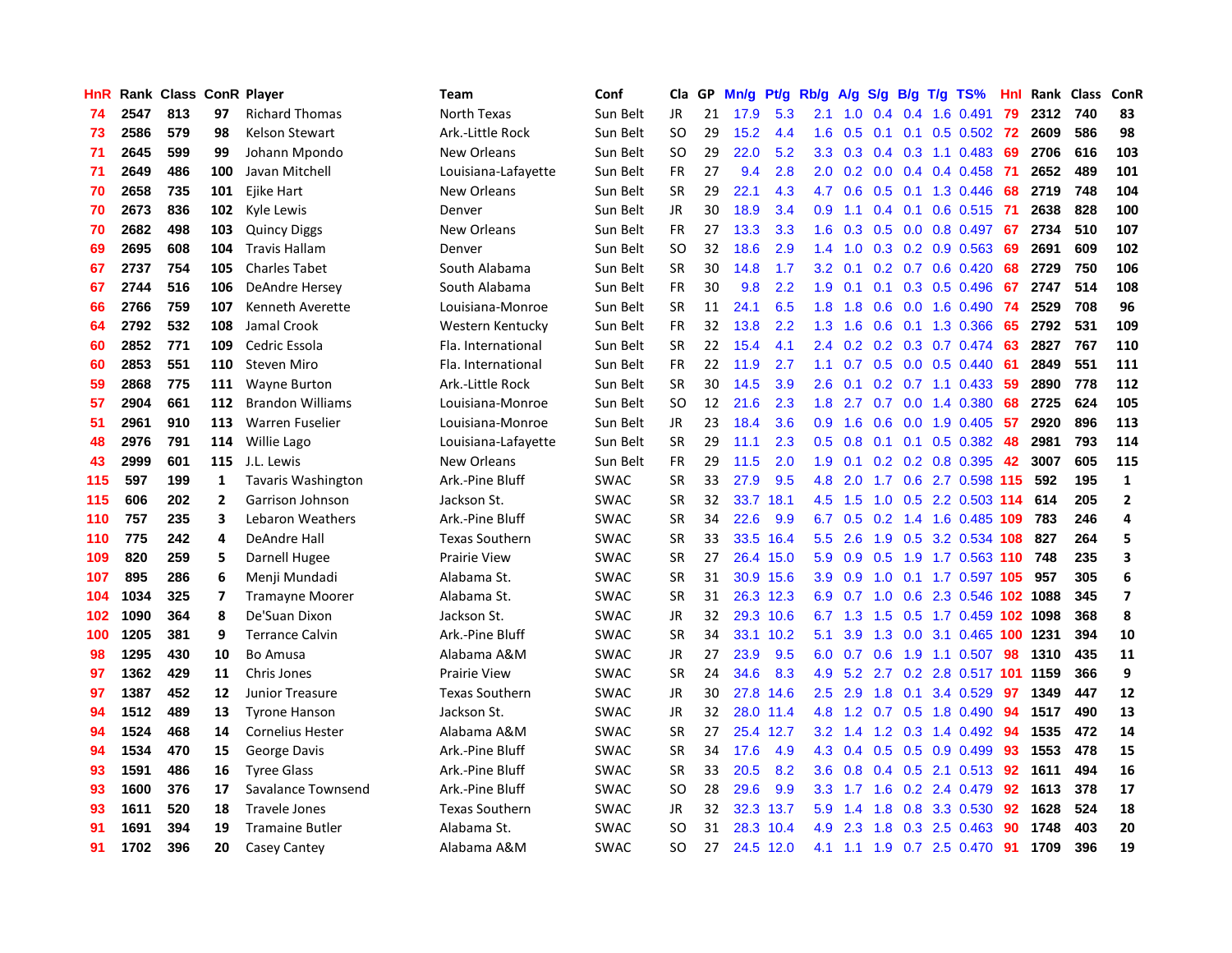| HnR | Rank | Class | ConR | Player | Team | Conf | Cla | GP | Mn/g | Pt/g | Rb/g | A/g | S/g | B/g | T/g | TS% | HnI | Rank | Class | ConR |
|---|---|---|---|---|---|---|---|---|---|---|---|---|---|---|---|---|---|---|---|---|
| 74 | 2547 | 813 | 97 | Richard Thomas | North Texas | Sun Belt | JR | 21 | 17.9 | 5.3 | 2.1 | 1.0 | 0.4 | 0.4 | 1.6 | 0.491 | 79 | 2312 | 740 | 83 |
| 73 | 2586 | 579 | 98 | Kelson Stewart | Ark.-Little Rock | Sun Belt | SO | 29 | 15.2 | 4.4 | 1.6 | 0.5 | 0.1 | 0.1 | 0.5 | 0.502 | 72 | 2609 | 586 | 98 |
| 71 | 2645 | 599 | 99 | Johann Mpondo | New Orleans | Sun Belt | SO | 29 | 22.0 | 5.2 | 3.3 | 0.3 | 0.4 | 0.3 | 1.1 | 0.483 | 69 | 2706 | 616 | 103 |
| 71 | 2649 | 486 | 100 | Javan Mitchell | Louisiana-Lafayette | Sun Belt | FR | 27 | 9.4 | 2.8 | 2.0 | 0.2 | 0.0 | 0.4 | 0.4 | 0.458 | 71 | 2652 | 489 | 101 |
| 70 | 2658 | 735 | 101 | Ejike Hart | New Orleans | Sun Belt | SR | 29 | 22.1 | 4.3 | 4.7 | 0.6 | 0.5 | 0.1 | 1.3 | 0.446 | 68 | 2719 | 748 | 104 |
| 70 | 2673 | 836 | 102 | Kyle Lewis | Denver | Sun Belt | JR | 30 | 18.9 | 3.4 | 0.9 | 1.1 | 0.4 | 0.1 | 0.6 | 0.515 | 71 | 2638 | 828 | 100 |
| 70 | 2682 | 498 | 103 | Quincy Diggs | New Orleans | Sun Belt | FR | 27 | 13.3 | 3.3 | 1.6 | 0.3 | 0.5 | 0.0 | 0.8 | 0.497 | 67 | 2734 | 510 | 107 |
| 69 | 2695 | 608 | 104 | Travis Hallam | Denver | Sun Belt | SO | 32 | 18.6 | 2.9 | 1.4 | 1.0 | 0.3 | 0.2 | 0.9 | 0.563 | 69 | 2691 | 609 | 102 |
| 67 | 2737 | 754 | 105 | Charles Tabet | South Alabama | Sun Belt | SR | 30 | 14.8 | 1.7 | 3.2 | 0.1 | 0.2 | 0.7 | 0.6 | 0.420 | 68 | 2729 | 750 | 106 |
| 67 | 2744 | 516 | 106 | DeAndre Hersey | South Alabama | Sun Belt | FR | 30 | 9.8 | 2.2 | 1.9 | 0.1 | 0.1 | 0.3 | 0.5 | 0.496 | 67 | 2747 | 514 | 108 |
| 66 | 2766 | 759 | 107 | Kenneth Averette | Louisiana-Monroe | Sun Belt | SR | 11 | 24.1 | 6.5 | 1.8 | 1.8 | 0.6 | 0.0 | 1.6 | 0.490 | 74 | 2529 | 708 | 96 |
| 64 | 2792 | 532 | 108 | Jamal Crook | Western Kentucky | Sun Belt | FR | 32 | 13.8 | 2.2 | 1.3 | 1.6 | 0.6 | 0.1 | 1.3 | 0.366 | 65 | 2792 | 531 | 109 |
| 60 | 2852 | 771 | 109 | Cedric Essola | Fla. International | Sun Belt | SR | 22 | 15.4 | 4.1 | 2.4 | 0.2 | 0.2 | 0.3 | 0.7 | 0.474 | 63 | 2827 | 767 | 110 |
| 60 | 2853 | 551 | 110 | Steven Miro | Fla. International | Sun Belt | FR | 22 | 11.9 | 2.7 | 1.1 | 0.7 | 0.5 | 0.0 | 0.5 | 0.440 | 61 | 2849 | 551 | 111 |
| 59 | 2868 | 775 | 111 | Wayne Burton | Ark.-Little Rock | Sun Belt | SR | 30 | 14.5 | 3.9 | 2.6 | 0.1 | 0.2 | 0.7 | 1.1 | 0.433 | 59 | 2890 | 778 | 112 |
| 57 | 2904 | 661 | 112 | Brandon Williams | Louisiana-Monroe | Sun Belt | SO | 12 | 21.6 | 2.3 | 1.8 | 2.7 | 0.7 | 0.0 | 1.4 | 0.380 | 68 | 2725 | 624 | 105 |
| 51 | 2961 | 910 | 113 | Warren Fuselier | Louisiana-Monroe | Sun Belt | JR | 23 | 18.4 | 3.6 | 0.9 | 1.6 | 0.6 | 0.0 | 1.9 | 0.405 | 57 | 2920 | 896 | 113 |
| 48 | 2976 | 791 | 114 | Willie Lago | Louisiana-Lafayette | Sun Belt | SR | 29 | 11.1 | 2.3 | 0.5 | 0.8 | 0.1 | 0.1 | 0.5 | 0.382 | 48 | 2981 | 793 | 114 |
| 43 | 2999 | 601 | 115 | J.L. Lewis | New Orleans | Sun Belt | FR | 29 | 11.5 | 2.0 | 1.9 | 0.1 | 0.2 | 0.2 | 0.8 | 0.395 | 42 | 3007 | 605 | 115 |
| 115 | 597 | 199 | 1 | Tavaris Washington | Ark.-Pine Bluff | SWAC | SR | 33 | 27.9 | 9.5 | 4.8 | 2.0 | 1.7 | 0.6 | 2.7 | 0.598 | 115 | 592 | 195 | 1 |
| 115 | 606 | 202 | 2 | Garrison Johnson | Jackson St. | SWAC | SR | 32 | 33.7 | 18.1 | 4.5 | 1.5 | 1.0 | 0.5 | 2.2 | 0.503 | 114 | 614 | 205 | 2 |
| 110 | 757 | 235 | 3 | Lebaron Weathers | Ark.-Pine Bluff | SWAC | SR | 34 | 22.6 | 9.9 | 6.7 | 0.5 | 0.2 | 1.4 | 1.6 | 0.485 | 109 | 783 | 246 | 4 |
| 110 | 775 | 242 | 4 | DeAndre Hall | Texas Southern | SWAC | SR | 33 | 33.5 | 16.4 | 5.5 | 2.6 | 1.9 | 0.5 | 3.2 | 0.534 | 108 | 827 | 264 | 5 |
| 109 | 820 | 259 | 5 | Darnell Hugee | Prairie View | SWAC | SR | 27 | 26.4 | 15.0 | 5.9 | 0.9 | 0.5 | 1.9 | 1.7 | 0.563 | 110 | 748 | 235 | 3 |
| 107 | 895 | 286 | 6 | Menji Mundadi | Alabama St. | SWAC | SR | 31 | 30.9 | 15.6 | 3.9 | 0.9 | 1.0 | 0.1 | 1.7 | 0.597 | 105 | 957 | 305 | 6 |
| 104 | 1034 | 325 | 7 | Tramayne Moorer | Alabama St. | SWAC | SR | 31 | 26.3 | 12.3 | 6.9 | 0.7 | 1.0 | 0.6 | 2.3 | 0.546 | 102 | 1088 | 345 | 7 |
| 102 | 1090 | 364 | 8 | De'Suan Dixon | Jackson St. | SWAC | JR | 32 | 29.3 | 10.6 | 6.7 | 1.3 | 1.5 | 0.5 | 1.7 | 0.459 | 102 | 1098 | 368 | 8 |
| 100 | 1205 | 381 | 9 | Terrance Calvin | Ark.-Pine Bluff | SWAC | SR | 34 | 33.1 | 10.2 | 5.1 | 3.9 | 1.3 | 0.0 | 3.1 | 0.465 | 100 | 1231 | 394 | 10 |
| 98 | 1295 | 430 | 10 | Bo Amusa | Alabama A&M | SWAC | JR | 27 | 23.9 | 9.5 | 6.0 | 0.7 | 0.6 | 1.9 | 1.1 | 0.507 | 98 | 1310 | 435 | 11 |
| 97 | 1362 | 429 | 11 | Chris Jones | Prairie View | SWAC | SR | 24 | 34.6 | 8.3 | 4.9 | 5.2 | 2.7 | 0.2 | 2.8 | 0.517 | 101 | 1159 | 366 | 9 |
| 97 | 1387 | 452 | 12 | Junior Treasure | Texas Southern | SWAC | JR | 30 | 27.8 | 14.6 | 2.5 | 2.9 | 1.8 | 0.1 | 3.4 | 0.529 | 97 | 1349 | 447 | 12 |
| 94 | 1512 | 489 | 13 | Tyrone Hanson | Jackson St. | SWAC | JR | 32 | 28.0 | 11.4 | 4.8 | 1.2 | 0.7 | 0.5 | 1.8 | 0.490 | 94 | 1517 | 490 | 13 |
| 94 | 1524 | 468 | 14 | Cornelius Hester | Alabama A&M | SWAC | SR | 27 | 25.4 | 12.7 | 3.2 | 1.4 | 1.2 | 0.3 | 1.4 | 0.492 | 94 | 1535 | 472 | 14 |
| 94 | 1534 | 470 | 15 | George Davis | Ark.-Pine Bluff | SWAC | SR | 34 | 17.6 | 4.9 | 4.3 | 0.4 | 0.5 | 0.5 | 0.9 | 0.499 | 93 | 1553 | 478 | 15 |
| 93 | 1591 | 486 | 16 | Tyree Glass | Ark.-Pine Bluff | SWAC | SR | 33 | 20.5 | 8.2 | 3.6 | 0.8 | 0.4 | 0.5 | 2.1 | 0.513 | 92 | 1611 | 494 | 16 |
| 93 | 1600 | 376 | 17 | Savalance Townsend | Ark.-Pine Bluff | SWAC | SO | 28 | 29.6 | 9.9 | 3.3 | 1.7 | 1.6 | 0.2 | 2.4 | 0.479 | 92 | 1613 | 378 | 17 |
| 93 | 1611 | 520 | 18 | Travele Jones | Texas Southern | SWAC | JR | 32 | 32.3 | 13.7 | 5.9 | 1.4 | 1.8 | 0.8 | 3.3 | 0.530 | 92 | 1628 | 524 | 18 |
| 91 | 1691 | 394 | 19 | Tramaine Butler | Alabama St. | SWAC | SO | 31 | 28.3 | 10.4 | 4.9 | 2.3 | 1.8 | 0.3 | 2.5 | 0.463 | 90 | 1748 | 403 | 20 |
| 91 | 1702 | 396 | 20 | Casey Cantey | Alabama A&M | SWAC | SO | 27 | 24.5 | 12.0 | 4.1 | 1.1 | 1.9 | 0.7 | 2.5 | 0.470 | 91 | 1709 | 396 | 19 |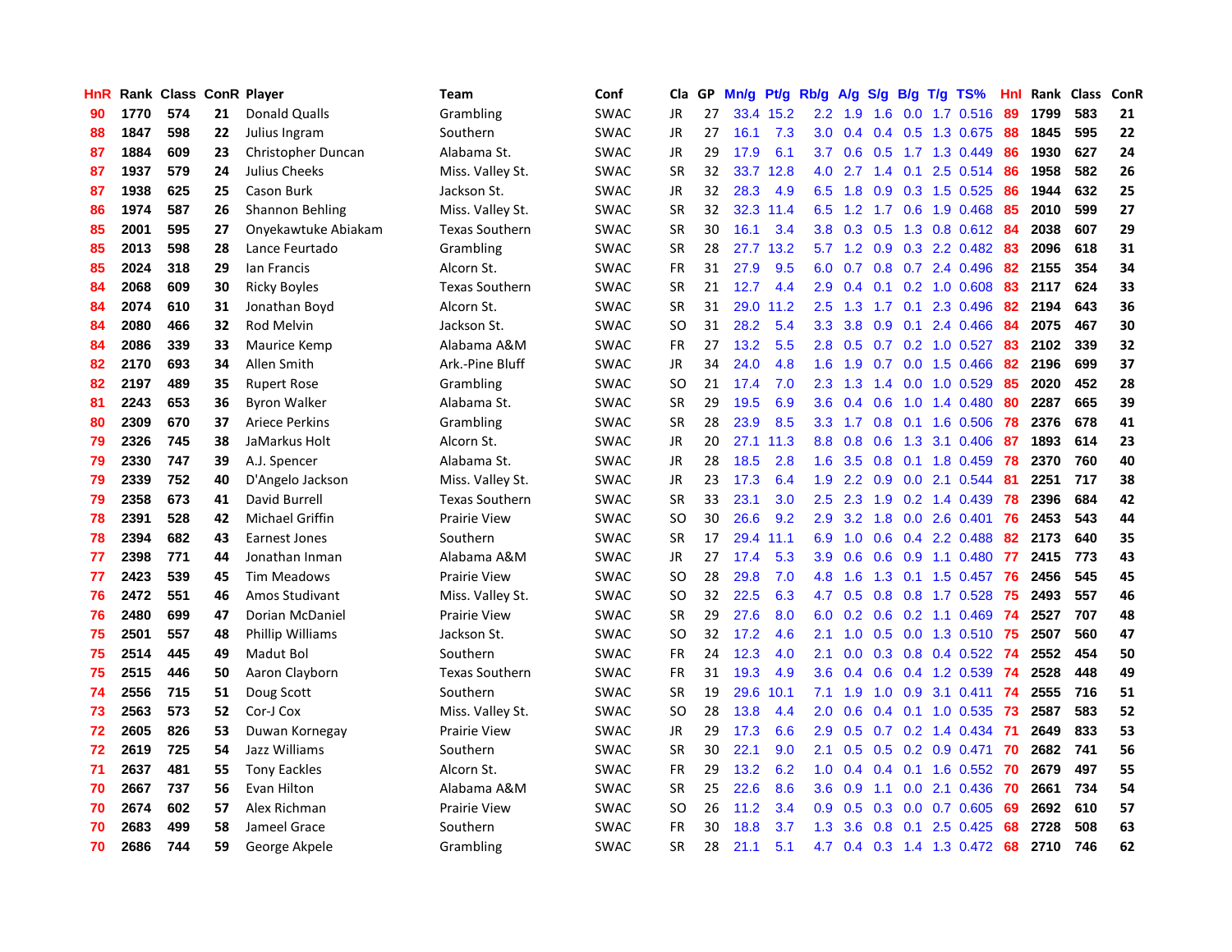| HnR | Rank | Class | ConR | Player | Team | Conf | Cla | GP | Mn/g | Pt/g | Rb/g | A/g | S/g | B/g | T/g | TS% | HnI | Rank | Class | ConR |
|---|---|---|---|---|---|---|---|---|---|---|---|---|---|---|---|---|---|---|---|---|
| 90 | 1770 | 574 | 21 | Donald Qualls | Grambling | SWAC | JR | 27 | 33.4 | 15.2 | 2.2 | 1.9 | 1.6 | 0.0 | 1.7 | 0.516 | 89 | 1799 | 583 | 21 |
| 88 | 1847 | 598 | 22 | Julius Ingram | Southern | SWAC | JR | 27 | 16.1 | 7.3 | 3.0 | 0.4 | 0.4 | 0.5 | 1.3 | 0.675 | 88 | 1845 | 595 | 22 |
| 87 | 1884 | 609 | 23 | Christopher Duncan | Alabama St. | SWAC | JR | 29 | 17.9 | 6.1 | 3.7 | 0.6 | 0.5 | 1.7 | 1.3 | 0.449 | 86 | 1930 | 627 | 24 |
| 87 | 1937 | 579 | 24 | Julius Cheeks | Miss. Valley St. | SWAC | SR | 32 | 33.7 | 12.8 | 4.0 | 2.7 | 1.4 | 0.1 | 2.5 | 0.514 | 86 | 1958 | 582 | 26 |
| 87 | 1938 | 625 | 25 | Cason Burk | Jackson St. | SWAC | JR | 32 | 28.3 | 4.9 | 6.5 | 1.8 | 0.9 | 0.3 | 1.5 | 0.525 | 86 | 1944 | 632 | 25 |
| 86 | 1974 | 587 | 26 | Shannon Behling | Miss. Valley St. | SWAC | SR | 32 | 32.3 | 11.4 | 6.5 | 1.2 | 1.7 | 0.6 | 1.9 | 0.468 | 85 | 2010 | 599 | 27 |
| 85 | 2001 | 595 | 27 | Onyekawtuke Abiakam | Texas Southern | SWAC | SR | 30 | 16.1 | 3.4 | 3.8 | 0.3 | 0.5 | 1.3 | 0.8 | 0.612 | 84 | 2038 | 607 | 29 |
| 85 | 2013 | 598 | 28 | Lance Feurtado | Grambling | SWAC | SR | 28 | 27.7 | 13.2 | 5.7 | 1.2 | 0.9 | 0.3 | 2.2 | 0.482 | 83 | 2096 | 618 | 31 |
| 85 | 2024 | 318 | 29 | Ian Francis | Alcorn St. | SWAC | FR | 31 | 27.9 | 9.5 | 6.0 | 0.7 | 0.8 | 0.7 | 2.4 | 0.496 | 82 | 2155 | 354 | 34 |
| 84 | 2068 | 609 | 30 | Ricky Boyles | Texas Southern | SWAC | SR | 21 | 12.7 | 4.4 | 2.9 | 0.4 | 0.1 | 0.2 | 1.0 | 0.608 | 83 | 2117 | 624 | 33 |
| 84 | 2074 | 610 | 31 | Jonathan Boyd | Alcorn St. | SWAC | SR | 31 | 29.0 | 11.2 | 2.5 | 1.3 | 1.7 | 0.1 | 2.3 | 0.496 | 82 | 2194 | 643 | 36 |
| 84 | 2080 | 466 | 32 | Rod Melvin | Jackson St. | SWAC | SO | 31 | 28.2 | 5.4 | 3.3 | 3.8 | 0.9 | 0.1 | 2.4 | 0.466 | 84 | 2075 | 467 | 30 |
| 84 | 2086 | 339 | 33 | Maurice Kemp | Alabama A&M | SWAC | FR | 27 | 13.2 | 5.5 | 2.8 | 0.5 | 0.7 | 0.2 | 1.0 | 0.527 | 83 | 2102 | 339 | 32 |
| 82 | 2170 | 693 | 34 | Allen Smith | Ark.-Pine Bluff | SWAC | JR | 34 | 24.0 | 4.8 | 1.6 | 1.9 | 0.7 | 0.0 | 1.5 | 0.466 | 82 | 2196 | 699 | 37 |
| 82 | 2197 | 489 | 35 | Rupert Rose | Grambling | SWAC | SO | 21 | 17.4 | 7.0 | 2.3 | 1.3 | 1.4 | 0.0 | 1.0 | 0.529 | 85 | 2020 | 452 | 28 |
| 81 | 2243 | 653 | 36 | Byron Walker | Alabama St. | SWAC | SR | 29 | 19.5 | 6.9 | 3.6 | 0.4 | 0.6 | 1.0 | 1.4 | 0.480 | 80 | 2287 | 665 | 39 |
| 80 | 2309 | 670 | 37 | Ariece Perkins | Grambling | SWAC | SR | 28 | 23.9 | 8.5 | 3.3 | 1.7 | 0.8 | 0.1 | 1.6 | 0.506 | 78 | 2376 | 678 | 41 |
| 79 | 2326 | 745 | 38 | JaMarkus Holt | Alcorn St. | SWAC | JR | 20 | 27.1 | 11.3 | 8.8 | 0.8 | 0.6 | 1.3 | 3.1 | 0.406 | 87 | 1893 | 614 | 23 |
| 79 | 2330 | 747 | 39 | A.J. Spencer | Alabama St. | SWAC | JR | 28 | 18.5 | 2.8 | 1.6 | 3.5 | 0.8 | 0.1 | 1.8 | 0.459 | 78 | 2370 | 760 | 40 |
| 79 | 2339 | 752 | 40 | D'Angelo Jackson | Miss. Valley St. | SWAC | JR | 23 | 17.3 | 6.4 | 1.9 | 2.2 | 0.9 | 0.0 | 2.1 | 0.544 | 81 | 2251 | 717 | 38 |
| 79 | 2358 | 673 | 41 | David Burrell | Texas Southern | SWAC | SR | 33 | 23.1 | 3.0 | 2.5 | 2.3 | 1.9 | 0.2 | 1.4 | 0.439 | 78 | 2396 | 684 | 42 |
| 78 | 2391 | 528 | 42 | Michael Griffin | Prairie View | SWAC | SO | 30 | 26.6 | 9.2 | 2.9 | 3.2 | 1.8 | 0.0 | 2.6 | 0.401 | 76 | 2453 | 543 | 44 |
| 78 | 2394 | 682 | 43 | Earnest Jones | Southern | SWAC | SR | 17 | 29.4 | 11.1 | 6.9 | 1.0 | 0.6 | 0.4 | 2.2 | 0.488 | 82 | 2173 | 640 | 35 |
| 77 | 2398 | 771 | 44 | Jonathan Inman | Alabama A&M | SWAC | JR | 27 | 17.4 | 5.3 | 3.9 | 0.6 | 0.6 | 0.9 | 1.1 | 0.480 | 77 | 2415 | 773 | 43 |
| 77 | 2423 | 539 | 45 | Tim Meadows | Prairie View | SWAC | SO | 28 | 29.8 | 7.0 | 4.8 | 1.6 | 1.3 | 0.1 | 1.5 | 0.457 | 76 | 2456 | 545 | 45 |
| 76 | 2472 | 551 | 46 | Amos Studivant | Miss. Valley St. | SWAC | SO | 32 | 22.5 | 6.3 | 4.7 | 0.5 | 0.8 | 0.8 | 1.7 | 0.528 | 75 | 2493 | 557 | 46 |
| 76 | 2480 | 699 | 47 | Dorian McDaniel | Prairie View | SWAC | SR | 29 | 27.6 | 8.0 | 6.0 | 0.2 | 0.6 | 0.2 | 1.1 | 0.469 | 74 | 2527 | 707 | 48 |
| 75 | 2501 | 557 | 48 | Phillip Williams | Jackson St. | SWAC | SO | 32 | 17.2 | 4.6 | 2.1 | 1.0 | 0.5 | 0.0 | 1.3 | 0.510 | 75 | 2507 | 560 | 47 |
| 75 | 2514 | 445 | 49 | Madut Bol | Southern | SWAC | FR | 24 | 12.3 | 4.0 | 2.1 | 0.0 | 0.3 | 0.8 | 0.4 | 0.522 | 74 | 2552 | 454 | 50 |
| 75 | 2515 | 446 | 50 | Aaron Clayborn | Texas Southern | SWAC | FR | 31 | 19.3 | 4.9 | 3.6 | 0.4 | 0.6 | 0.4 | 1.2 | 0.539 | 74 | 2528 | 448 | 49 |
| 74 | 2556 | 715 | 51 | Doug Scott | Southern | SWAC | SR | 19 | 29.6 | 10.1 | 7.1 | 1.9 | 1.0 | 0.9 | 3.1 | 0.411 | 74 | 2555 | 716 | 51 |
| 73 | 2563 | 573 | 52 | Cor-J Cox | Miss. Valley St. | SWAC | SO | 28 | 13.8 | 4.4 | 2.0 | 0.6 | 0.4 | 0.1 | 1.0 | 0.535 | 73 | 2587 | 583 | 52 |
| 72 | 2605 | 826 | 53 | Duwan Kornegay | Prairie View | SWAC | JR | 29 | 17.3 | 6.6 | 2.9 | 0.5 | 0.7 | 0.2 | 1.4 | 0.434 | 71 | 2649 | 833 | 53 |
| 72 | 2619 | 725 | 54 | Jazz Williams | Southern | SWAC | SR | 30 | 22.1 | 9.0 | 2.1 | 0.5 | 0.5 | 0.2 | 0.9 | 0.471 | 70 | 2682 | 741 | 56 |
| 71 | 2637 | 481 | 55 | Tony Eackles | Alcorn St. | SWAC | FR | 29 | 13.2 | 6.2 | 1.0 | 0.4 | 0.4 | 0.1 | 1.6 | 0.552 | 70 | 2679 | 497 | 55 |
| 70 | 2667 | 737 | 56 | Evan Hilton | Alabama A&M | SWAC | SR | 25 | 22.6 | 8.6 | 3.6 | 0.9 | 1.1 | 0.0 | 2.1 | 0.436 | 70 | 2661 | 734 | 54 |
| 70 | 2674 | 602 | 57 | Alex Richman | Prairie View | SWAC | SO | 26 | 11.2 | 3.4 | 0.9 | 0.5 | 0.3 | 0.0 | 0.7 | 0.605 | 69 | 2692 | 610 | 57 |
| 70 | 2683 | 499 | 58 | Jameel Grace | Southern | SWAC | FR | 30 | 18.8 | 3.7 | 1.3 | 3.6 | 0.8 | 0.1 | 2.5 | 0.425 | 68 | 2728 | 508 | 63 |
| 70 | 2686 | 744 | 59 | George Akpele | Grambling | SWAC | SR | 28 | 21.1 | 5.1 | 4.7 | 0.4 | 0.3 | 1.4 | 1.3 | 0.472 | 68 | 2710 | 746 | 62 |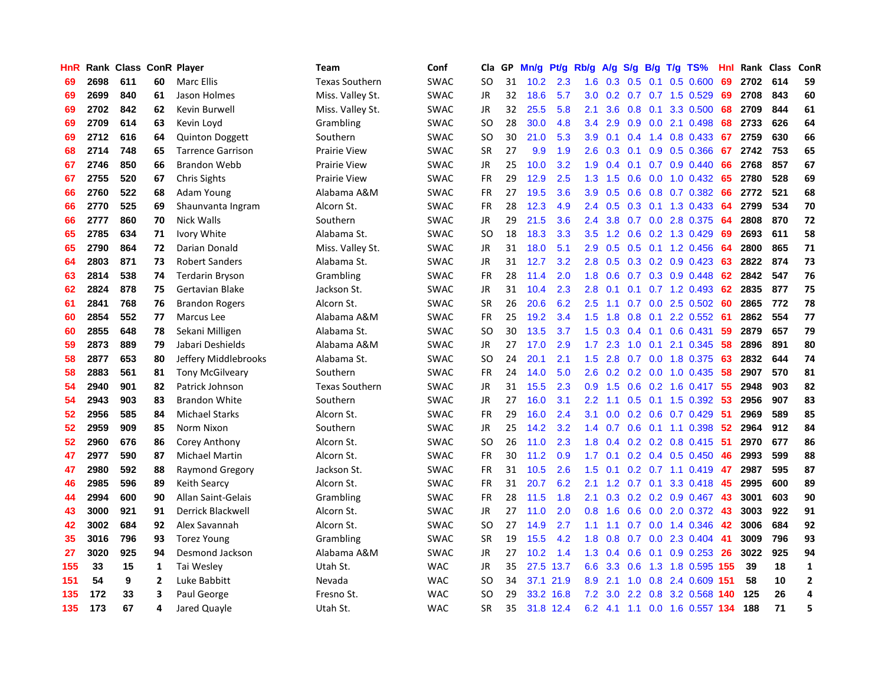| HnR | Rank | Class | ConR | Player | Team | Conf | Cla | GP | Mn/g | Pt/g | Rb/g | A/g | S/g | B/g | T/g | TS% | Hnl | Rank | Class | ConR |
|---|---|---|---|---|---|---|---|---|---|---|---|---|---|---|---|---|---|---|---|---|
| 69 | 2698 | 611 | 60 | Marc Ellis | Texas Southern | SWAC | SO | 31 | 10.2 | 2.3 | 1.6 | 0.3 | 0.5 | 0.1 | 0.5 | 0.600 | 69 | 2702 | 614 | 59 |
| 69 | 2699 | 840 | 61 | Jason Holmes | Miss. Valley St. | SWAC | JR | 32 | 18.6 | 5.7 | 3.0 | 0.2 | 0.7 | 0.7 | 1.5 | 0.529 | 69 | 2708 | 843 | 60 |
| 69 | 2702 | 842 | 62 | Kevin Burwell | Miss. Valley St. | SWAC | JR | 32 | 25.5 | 5.8 | 2.1 | 3.6 | 0.8 | 0.1 | 3.3 | 0.500 | 68 | 2709 | 844 | 61 |
| 69 | 2709 | 614 | 63 | Kevin Loyd | Grambling | SWAC | SO | 28 | 30.0 | 4.8 | 3.4 | 2.9 | 0.9 | 0.0 | 2.1 | 0.498 | 68 | 2733 | 626 | 64 |
| 69 | 2712 | 616 | 64 | Quinton Doggett | Southern | SWAC | SO | 30 | 21.0 | 5.3 | 3.9 | 0.1 | 0.4 | 1.4 | 0.8 | 0.433 | 67 | 2759 | 630 | 66 |
| 68 | 2714 | 748 | 65 | Tarrence Garrison | Prairie View | SWAC | SR | 27 | 9.9 | 1.9 | 2.6 | 0.3 | 0.1 | 0.9 | 0.5 | 0.366 | 67 | 2742 | 753 | 65 |
| 67 | 2746 | 850 | 66 | Brandon Webb | Prairie View | SWAC | JR | 25 | 10.0 | 3.2 | 1.9 | 0.4 | 0.1 | 0.7 | 0.9 | 0.440 | 66 | 2768 | 857 | 67 |
| 67 | 2755 | 520 | 67 | Chris Sights | Prairie View | SWAC | FR | 29 | 12.9 | 2.5 | 1.3 | 1.5 | 0.6 | 0.0 | 1.0 | 0.432 | 65 | 2780 | 528 | 69 |
| 66 | 2760 | 522 | 68 | Adam Young | Alabama A&M | SWAC | FR | 27 | 19.5 | 3.6 | 3.9 | 0.5 | 0.6 | 0.8 | 0.7 | 0.382 | 66 | 2772 | 521 | 68 |
| 66 | 2770 | 525 | 69 | Shaunvanta Ingram | Alcorn St. | SWAC | FR | 28 | 12.3 | 4.9 | 2.4 | 0.5 | 0.3 | 0.1 | 1.3 | 0.433 | 64 | 2799 | 534 | 70 |
| 66 | 2777 | 860 | 70 | Nick Walls | Southern | SWAC | JR | 29 | 21.5 | 3.6 | 2.4 | 3.8 | 0.7 | 0.0 | 2.8 | 0.375 | 64 | 2808 | 870 | 72 |
| 65 | 2785 | 634 | 71 | Ivory White | Alabama St. | SWAC | SO | 18 | 18.3 | 3.3 | 3.5 | 1.2 | 0.6 | 0.2 | 1.3 | 0.429 | 69 | 2693 | 611 | 58 |
| 65 | 2790 | 864 | 72 | Darian Donald | Miss. Valley St. | SWAC | JR | 31 | 18.0 | 5.1 | 2.9 | 0.5 | 0.5 | 0.1 | 1.2 | 0.456 | 64 | 2800 | 865 | 71 |
| 64 | 2803 | 871 | 73 | Robert Sanders | Alabama St. | SWAC | JR | 31 | 12.7 | 3.2 | 2.8 | 0.5 | 0.3 | 0.2 | 0.9 | 0.423 | 63 | 2822 | 874 | 73 |
| 63 | 2814 | 538 | 74 | Terdarin Bryson | Grambling | SWAC | FR | 28 | 11.4 | 2.0 | 1.8 | 0.6 | 0.7 | 0.3 | 0.9 | 0.448 | 62 | 2842 | 547 | 76 |
| 62 | 2824 | 878 | 75 | Gertavian Blake | Jackson St. | SWAC | JR | 31 | 10.4 | 2.3 | 2.8 | 0.1 | 0.1 | 0.7 | 1.2 | 0.493 | 62 | 2835 | 877 | 75 |
| 61 | 2841 | 768 | 76 | Brandon Rogers | Alcorn St. | SWAC | SR | 26 | 20.6 | 6.2 | 2.5 | 1.1 | 0.7 | 0.0 | 2.5 | 0.502 | 60 | 2865 | 772 | 78 |
| 60 | 2854 | 552 | 77 | Marcus Lee | Alabama A&M | SWAC | FR | 25 | 19.2 | 3.4 | 1.5 | 1.8 | 0.8 | 0.1 | 2.2 | 0.552 | 61 | 2862 | 554 | 77 |
| 60 | 2855 | 648 | 78 | Sekani Milligen | Alabama St. | SWAC | SO | 30 | 13.5 | 3.7 | 1.5 | 0.3 | 0.4 | 0.1 | 0.6 | 0.431 | 59 | 2879 | 657 | 79 |
| 59 | 2873 | 889 | 79 | Jabari Deshields | Alabama A&M | SWAC | JR | 27 | 17.0 | 2.9 | 1.7 | 2.3 | 1.0 | 0.1 | 2.1 | 0.345 | 58 | 2896 | 891 | 80 |
| 58 | 2877 | 653 | 80 | Jeffery Middlebrooks | Alabama St. | SWAC | SO | 24 | 20.1 | 2.1 | 1.5 | 2.8 | 0.7 | 0.0 | 1.8 | 0.375 | 63 | 2832 | 644 | 74 |
| 58 | 2883 | 561 | 81 | Tony McGilveary | Southern | SWAC | FR | 24 | 14.0 | 5.0 | 2.6 | 0.2 | 0.2 | 0.0 | 1.0 | 0.435 | 58 | 2907 | 570 | 81 |
| 54 | 2940 | 901 | 82 | Patrick Johnson | Texas Southern | SWAC | JR | 31 | 15.5 | 2.3 | 0.9 | 1.5 | 0.6 | 0.2 | 1.6 | 0.417 | 55 | 2948 | 903 | 82 |
| 54 | 2943 | 903 | 83 | Brandon White | Southern | SWAC | JR | 27 | 16.0 | 3.1 | 2.2 | 1.1 | 0.5 | 0.1 | 1.5 | 0.392 | 53 | 2956 | 907 | 83 |
| 52 | 2956 | 585 | 84 | Michael Starks | Alcorn St. | SWAC | FR | 29 | 16.0 | 2.4 | 3.1 | 0.0 | 0.2 | 0.6 | 0.7 | 0.429 | 51 | 2969 | 589 | 85 |
| 52 | 2959 | 909 | 85 | Norm Nixon | Southern | SWAC | JR | 25 | 14.2 | 3.2 | 1.4 | 0.7 | 0.6 | 0.1 | 1.1 | 0.398 | 52 | 2964 | 912 | 84 |
| 52 | 2960 | 676 | 86 | Corey Anthony | Alcorn St. | SWAC | SO | 26 | 11.0 | 2.3 | 1.8 | 0.4 | 0.2 | 0.2 | 0.8 | 0.415 | 51 | 2970 | 677 | 86 |
| 47 | 2977 | 590 | 87 | Michael Martin | Alcorn St. | SWAC | FR | 30 | 11.2 | 0.9 | 1.7 | 0.1 | 0.2 | 0.4 | 0.5 | 0.450 | 46 | 2993 | 599 | 88 |
| 47 | 2980 | 592 | 88 | Raymond Gregory | Jackson St. | SWAC | FR | 31 | 10.5 | 2.6 | 1.5 | 0.1 | 0.2 | 0.7 | 1.1 | 0.419 | 47 | 2987 | 595 | 87 |
| 46 | 2985 | 596 | 89 | Keith Searcy | Alcorn St. | SWAC | FR | 31 | 20.7 | 6.2 | 2.1 | 1.2 | 0.7 | 0.1 | 3.3 | 0.418 | 45 | 2995 | 600 | 89 |
| 44 | 2994 | 600 | 90 | Allan Saint-Gelais | Grambling | SWAC | FR | 28 | 11.5 | 1.8 | 2.1 | 0.3 | 0.2 | 0.2 | 0.9 | 0.467 | 43 | 3001 | 603 | 90 |
| 43 | 3000 | 921 | 91 | Derrick Blackwell | Alcorn St. | SWAC | JR | 27 | 11.0 | 2.0 | 0.8 | 1.6 | 0.6 | 0.0 | 2.0 | 0.372 | 43 | 3003 | 922 | 91 |
| 42 | 3002 | 684 | 92 | Alex Savannah | Alcorn St. | SWAC | SO | 27 | 14.9 | 2.7 | 1.1 | 1.1 | 0.7 | 0.0 | 1.4 | 0.346 | 42 | 3006 | 684 | 92 |
| 35 | 3016 | 796 | 93 | Torez Young | Grambling | SWAC | SR | 19 | 15.5 | 4.2 | 1.8 | 0.8 | 0.7 | 0.0 | 2.3 | 0.404 | 41 | 3009 | 796 | 93 |
| 27 | 3020 | 925 | 94 | Desmond Jackson | Alabama A&M | SWAC | JR | 27 | 10.2 | 1.4 | 1.3 | 0.4 | 0.6 | 0.1 | 0.9 | 0.253 | 26 | 3022 | 925 | 94 |
| 155 | 33 | 15 | 1 | Tai Wesley | Utah St. | WAC | JR | 35 | 27.5 | 13.7 | 6.6 | 3.3 | 0.6 | 1.3 | 1.8 | 0.595 | 155 | 39 | 18 | 1 |
| 151 | 54 | 9 | 2 | Luke Babbitt | Nevada | WAC | SO | 34 | 37.1 | 21.9 | 8.9 | 2.1 | 1.0 | 0.8 | 2.4 | 0.609 | 151 | 58 | 10 | 2 |
| 135 | 172 | 33 | 3 | Paul George | Fresno St. | WAC | SO | 29 | 33.2 | 16.8 | 7.2 | 3.0 | 2.2 | 0.8 | 3.2 | 0.568 | 140 | 125 | 26 | 4 |
| 135 | 173 | 67 | 4 | Jared Quayle | Utah St. | WAC | SR | 35 | 31.8 | 12.4 | 6.2 | 4.1 | 1.1 | 0.0 | 1.6 | 0.557 | 134 | 188 | 71 | 5 |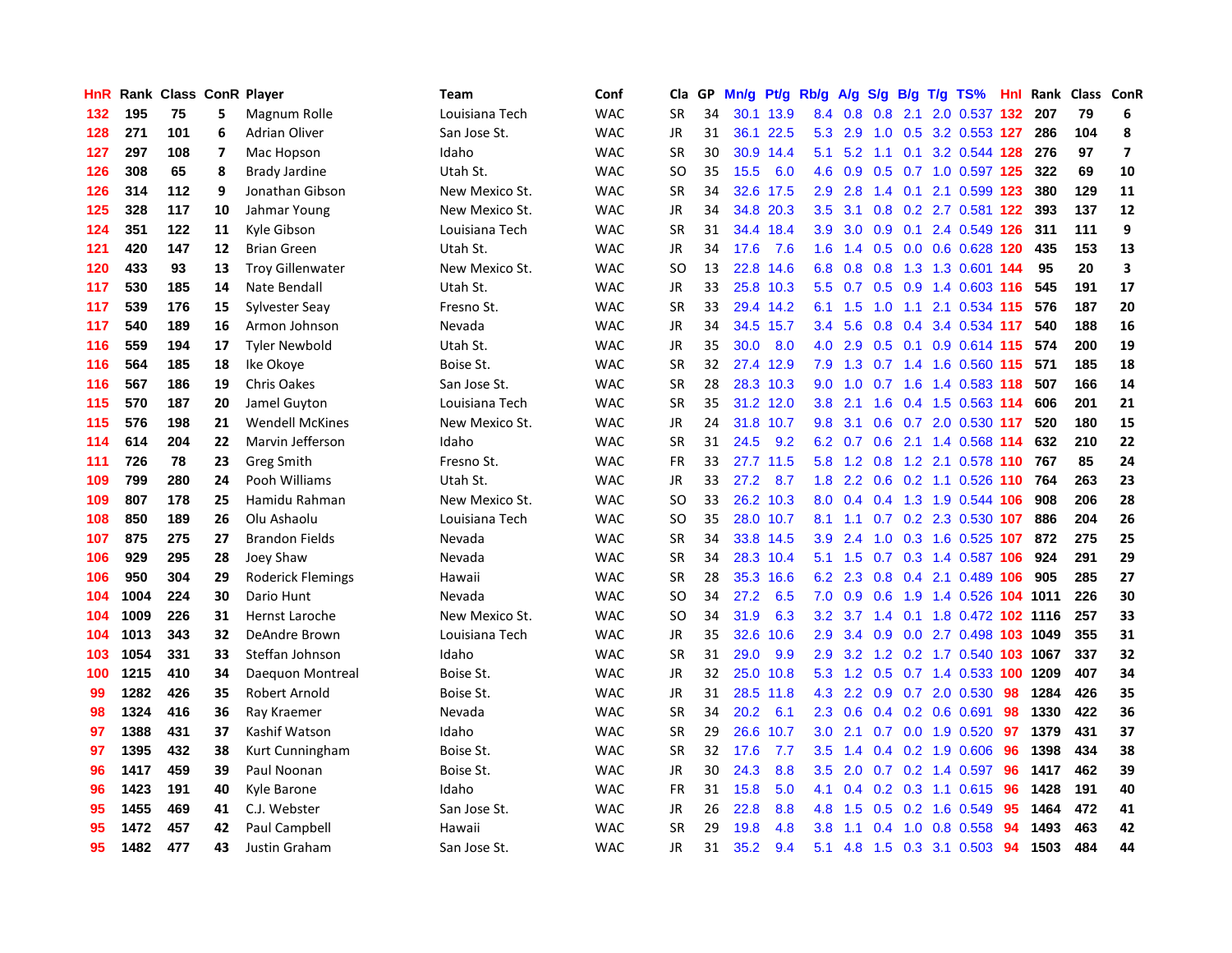| HnR | Rank | Class | ConR | Player | Team | Conf | Cla | GP | Mn/g | Pt/g | Rb/g | A/g | S/g | B/g | T/g | TS% | HnI | Rank | Class | ConR |
|---|---|---|---|---|---|---|---|---|---|---|---|---|---|---|---|---|---|---|---|---|
| 132 | 195 | 75 | 5 | Magnum Rolle | Louisiana Tech | WAC | SR | 34 | 30.1 | 13.9 | 8.4 | 0.8 | 0.8 | 2.1 | 2.0 | 0.537 | 132 | 207 | 79 | 6 |
| 128 | 271 | 101 | 6 | Adrian Oliver | San Jose St. | WAC | JR | 31 | 36.1 | 22.5 | 5.3 | 2.9 | 1.0 | 0.5 | 3.2 | 0.553 | 127 | 286 | 104 | 8 |
| 127 | 297 | 108 | 7 | Mac Hopson | Idaho | WAC | SR | 30 | 30.9 | 14.4 | 5.1 | 5.2 | 1.1 | 0.1 | 3.2 | 0.544 | 128 | 276 | 97 | 7 |
| 126 | 308 | 65 | 8 | Brady Jardine | Utah St. | WAC | SO | 35 | 15.5 | 6.0 | 4.6 | 0.9 | 0.5 | 0.7 | 1.0 | 0.597 | 125 | 322 | 69 | 10 |
| 126 | 314 | 112 | 9 | Jonathan Gibson | New Mexico St. | WAC | SR | 34 | 32.6 | 17.5 | 2.9 | 2.8 | 1.4 | 0.1 | 2.1 | 0.599 | 123 | 380 | 129 | 11 |
| 125 | 328 | 117 | 10 | Jahmar Young | New Mexico St. | WAC | JR | 34 | 34.8 | 20.3 | 3.5 | 3.1 | 0.8 | 0.2 | 2.7 | 0.581 | 122 | 393 | 137 | 12 |
| 124 | 351 | 122 | 11 | Kyle Gibson | Louisiana Tech | WAC | SR | 31 | 34.4 | 18.4 | 3.9 | 3.0 | 0.9 | 0.1 | 2.4 | 0.549 | 126 | 311 | 111 | 9 |
| 121 | 420 | 147 | 12 | Brian Green | Utah St. | WAC | JR | 34 | 17.6 | 7.6 | 1.6 | 1.4 | 0.5 | 0.0 | 0.6 | 0.628 | 120 | 435 | 153 | 13 |
| 120 | 433 | 93 | 13 | Troy Gillenwater | New Mexico St. | WAC | SO | 13 | 22.8 | 14.6 | 6.8 | 0.8 | 0.8 | 1.3 | 1.3 | 0.601 | 144 | 95 | 20 | 3 |
| 117 | 530 | 185 | 14 | Nate Bendall | Utah St. | WAC | JR | 33 | 25.8 | 10.3 | 5.5 | 0.7 | 0.5 | 0.9 | 1.4 | 0.603 | 116 | 545 | 191 | 17 |
| 117 | 539 | 176 | 15 | Sylvester Seay | Fresno St. | WAC | SR | 33 | 29.4 | 14.2 | 6.1 | 1.5 | 1.0 | 1.1 | 2.1 | 0.534 | 115 | 576 | 187 | 20 |
| 117 | 540 | 189 | 16 | Armon Johnson | Nevada | WAC | JR | 34 | 34.5 | 15.7 | 3.4 | 5.6 | 0.8 | 0.4 | 3.4 | 0.534 | 117 | 540 | 188 | 16 |
| 116 | 559 | 194 | 17 | Tyler Newbold | Utah St. | WAC | JR | 35 | 30.0 | 8.0 | 4.0 | 2.9 | 0.5 | 0.1 | 0.9 | 0.614 | 115 | 574 | 200 | 19 |
| 116 | 564 | 185 | 18 | Ike Okoye | Boise St. | WAC | SR | 32 | 27.4 | 12.9 | 7.9 | 1.3 | 0.7 | 1.4 | 1.6 | 0.560 | 115 | 571 | 185 | 18 |
| 116 | 567 | 186 | 19 | Chris Oakes | San Jose St. | WAC | SR | 28 | 28.3 | 10.3 | 9.0 | 1.0 | 0.7 | 1.6 | 1.4 | 0.583 | 118 | 507 | 166 | 14 |
| 115 | 570 | 187 | 20 | Jamel Guyton | Louisiana Tech | WAC | SR | 35 | 31.2 | 12.0 | 3.8 | 2.1 | 1.6 | 0.4 | 1.5 | 0.563 | 114 | 606 | 201 | 21 |
| 115 | 576 | 198 | 21 | Wendell McKines | New Mexico St. | WAC | JR | 24 | 31.8 | 10.7 | 9.8 | 3.1 | 0.6 | 0.7 | 2.0 | 0.530 | 117 | 520 | 180 | 15 |
| 114 | 614 | 204 | 22 | Marvin Jefferson | Idaho | WAC | SR | 31 | 24.5 | 9.2 | 6.2 | 0.7 | 0.6 | 2.1 | 1.4 | 0.568 | 114 | 632 | 210 | 22 |
| 111 | 726 | 78 | 23 | Greg Smith | Fresno St. | WAC | FR | 33 | 27.7 | 11.5 | 5.8 | 1.2 | 0.8 | 1.2 | 2.1 | 0.578 | 110 | 767 | 85 | 24 |
| 109 | 799 | 280 | 24 | Pooh Williams | Utah St. | WAC | JR | 33 | 27.2 | 8.7 | 1.8 | 2.2 | 0.6 | 0.2 | 1.1 | 0.526 | 110 | 764 | 263 | 23 |
| 109 | 807 | 178 | 25 | Hamidu Rahman | New Mexico St. | WAC | SO | 33 | 26.2 | 10.3 | 8.0 | 0.4 | 0.4 | 1.3 | 1.9 | 0.544 | 106 | 908 | 206 | 28 |
| 108 | 850 | 189 | 26 | Olu Ashaolu | Louisiana Tech | WAC | SO | 35 | 28.0 | 10.7 | 8.1 | 1.1 | 0.7 | 0.2 | 2.3 | 0.530 | 107 | 886 | 204 | 26 |
| 107 | 875 | 275 | 27 | Brandon Fields | Nevada | WAC | SR | 34 | 33.8 | 14.5 | 3.9 | 2.4 | 1.0 | 0.3 | 1.6 | 0.525 | 107 | 872 | 275 | 25 |
| 106 | 929 | 295 | 28 | Joey Shaw | Nevada | WAC | SR | 34 | 28.3 | 10.4 | 5.1 | 1.5 | 0.7 | 0.3 | 1.4 | 0.587 | 106 | 924 | 291 | 29 |
| 106 | 950 | 304 | 29 | Roderick Flemings | Hawaii | WAC | SR | 28 | 35.3 | 16.6 | 6.2 | 2.3 | 0.8 | 0.4 | 2.1 | 0.489 | 106 | 905 | 285 | 27 |
| 104 | 1004 | 224 | 30 | Dario Hunt | Nevada | WAC | SO | 34 | 27.2 | 6.5 | 7.0 | 0.9 | 0.6 | 1.9 | 1.4 | 0.526 | 104 | 1011 | 226 | 30 |
| 104 | 1009 | 226 | 31 | Hernst Laroche | New Mexico St. | WAC | SO | 34 | 31.9 | 6.3 | 3.2 | 3.7 | 1.4 | 0.1 | 1.8 | 0.472 | 102 | 1116 | 257 | 33 |
| 104 | 1013 | 343 | 32 | DeAndre Brown | Louisiana Tech | WAC | JR | 35 | 32.6 | 10.6 | 2.9 | 3.4 | 0.9 | 0.0 | 2.7 | 0.498 | 103 | 1049 | 355 | 31 |
| 103 | 1054 | 331 | 33 | Steffan Johnson | Idaho | WAC | SR | 31 | 29.0 | 9.9 | 2.9 | 3.2 | 1.2 | 0.2 | 1.7 | 0.540 | 103 | 1067 | 337 | 32 |
| 100 | 1215 | 410 | 34 | Daequon Montreal | Boise St. | WAC | JR | 32 | 25.0 | 10.8 | 5.3 | 1.2 | 0.5 | 0.7 | 1.4 | 0.533 | 100 | 1209 | 407 | 34 |
| 99 | 1282 | 426 | 35 | Robert Arnold | Boise St. | WAC | JR | 31 | 28.5 | 11.8 | 4.3 | 2.2 | 0.9 | 0.7 | 2.0 | 0.530 | 98 | 1284 | 426 | 35 |
| 98 | 1324 | 416 | 36 | Ray Kraemer | Nevada | WAC | SR | 34 | 20.2 | 6.1 | 2.3 | 0.6 | 0.4 | 0.2 | 0.6 | 0.691 | 98 | 1330 | 422 | 36 |
| 97 | 1388 | 431 | 37 | Kashif Watson | Idaho | WAC | SR | 29 | 26.6 | 10.7 | 3.0 | 2.1 | 0.7 | 0.0 | 1.9 | 0.520 | 97 | 1379 | 431 | 37 |
| 97 | 1395 | 432 | 38 | Kurt Cunningham | Boise St. | WAC | SR | 32 | 17.6 | 7.7 | 3.5 | 1.4 | 0.4 | 0.2 | 1.9 | 0.606 | 96 | 1398 | 434 | 38 |
| 96 | 1417 | 459 | 39 | Paul Noonan | Boise St. | WAC | JR | 30 | 24.3 | 8.8 | 3.5 | 2.0 | 0.7 | 0.2 | 1.4 | 0.597 | 96 | 1417 | 462 | 39 |
| 96 | 1423 | 191 | 40 | Kyle Barone | Idaho | WAC | FR | 31 | 15.8 | 5.0 | 4.1 | 0.4 | 0.2 | 0.3 | 1.1 | 0.615 | 96 | 1428 | 191 | 40 |
| 95 | 1455 | 469 | 41 | C.J. Webster | San Jose St. | WAC | JR | 26 | 22.8 | 8.8 | 4.8 | 1.5 | 0.5 | 0.2 | 1.6 | 0.549 | 95 | 1464 | 472 | 41 |
| 95 | 1472 | 457 | 42 | Paul Campbell | Hawaii | WAC | SR | 29 | 19.8 | 4.8 | 3.8 | 1.1 | 0.4 | 1.0 | 0.8 | 0.558 | 94 | 1493 | 463 | 42 |
| 95 | 1482 | 477 | 43 | Justin Graham | San Jose St. | WAC | JR | 31 | 35.2 | 9.4 | 5.1 | 4.8 | 1.5 | 0.3 | 3.1 | 0.503 | 94 | 1503 | 484 | 44 |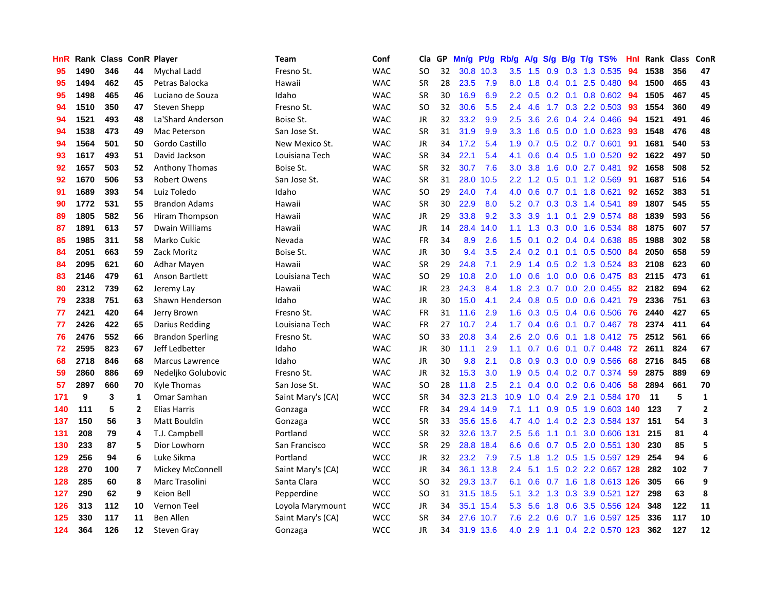| HnR | Rank | Class | ConR | Player | Team | Conf | Cla | GP | Mn/g | Pt/g | Rb/g | A/g | S/g | B/g | T/g | TS% | HnI | Rank | Class | ConR |
|---|---|---|---|---|---|---|---|---|---|---|---|---|---|---|---|---|---|---|---|---|
| 95 | 1490 | 346 | 44 | Mychal Ladd | Fresno St. | WAC | SO | 32 | 30.8 | 10.3 | 3.5 | 1.5 | 0.9 | 0.3 | 1.3 | 0.535 | 94 | 1538 | 356 | 47 |
| 95 | 1494 | 462 | 45 | Petras Balocka | Hawaii | WAC | SR | 28 | 23.5 | 7.9 | 8.0 | 1.8 | 0.4 | 0.1 | 2.5 | 0.480 | 94 | 1500 | 465 | 43 |
| 95 | 1498 | 465 | 46 | Luciano de Souza | Idaho | WAC | SR | 30 | 16.9 | 6.9 | 2.2 | 0.5 | 0.2 | 0.1 | 0.8 | 0.602 | 94 | 1505 | 467 | 45 |
| 94 | 1510 | 350 | 47 | Steven Shepp | Fresno St. | WAC | SO | 32 | 30.6 | 5.5 | 2.4 | 4.6 | 1.7 | 0.3 | 2.2 | 0.503 | 93 | 1554 | 360 | 49 |
| 94 | 1521 | 493 | 48 | La'Shard Anderson | Boise St. | WAC | JR | 32 | 33.2 | 9.9 | 2.5 | 3.6 | 2.6 | 0.4 | 2.4 | 0.466 | 94 | 1521 | 491 | 46 |
| 94 | 1538 | 473 | 49 | Mac Peterson | San Jose St. | WAC | SR | 31 | 31.9 | 9.9 | 3.3 | 1.6 | 0.5 | 0.0 | 1.0 | 0.623 | 93 | 1548 | 476 | 48 |
| 94 | 1564 | 501 | 50 | Gordo Castillo | New Mexico St. | WAC | JR | 34 | 17.2 | 5.4 | 1.9 | 0.7 | 0.5 | 0.2 | 0.7 | 0.601 | 91 | 1681 | 540 | 53 |
| 93 | 1617 | 493 | 51 | David Jackson | Louisiana Tech | WAC | SR | 34 | 22.1 | 5.4 | 4.1 | 0.6 | 0.4 | 0.5 | 1.0 | 0.520 | 92 | 1622 | 497 | 50 |
| 92 | 1657 | 503 | 52 | Anthony Thomas | Boise St. | WAC | SR | 32 | 30.7 | 7.6 | 3.0 | 3.8 | 1.6 | 0.0 | 2.7 | 0.481 | 92 | 1658 | 508 | 52 |
| 92 | 1670 | 506 | 53 | Robert Owens | San Jose St. | WAC | SR | 31 | 28.0 | 10.5 | 2.2 | 1.2 | 0.5 | 0.1 | 1.2 | 0.569 | 91 | 1687 | 516 | 54 |
| 91 | 1689 | 393 | 54 | Luiz Toledo | Idaho | WAC | SO | 29 | 24.0 | 7.4 | 4.0 | 0.6 | 0.7 | 0.1 | 1.8 | 0.621 | 92 | 1652 | 383 | 51 |
| 90 | 1772 | 531 | 55 | Brandon Adams | Hawaii | WAC | SR | 30 | 22.9 | 8.0 | 5.2 | 0.7 | 0.3 | 0.3 | 1.4 | 0.541 | 89 | 1807 | 545 | 55 |
| 89 | 1805 | 582 | 56 | Hiram Thompson | Hawaii | WAC | JR | 29 | 33.8 | 9.2 | 3.3 | 3.9 | 1.1 | 0.1 | 2.9 | 0.574 | 88 | 1839 | 593 | 56 |
| 87 | 1891 | 613 | 57 | Dwain Williams | Hawaii | WAC | JR | 14 | 28.4 | 14.0 | 1.1 | 1.3 | 0.3 | 0.0 | 1.6 | 0.534 | 88 | 1875 | 607 | 57 |
| 85 | 1985 | 311 | 58 | Marko Cukic | Nevada | WAC | FR | 34 | 8.9 | 2.6 | 1.5 | 0.1 | 0.2 | 0.4 | 0.4 | 0.638 | 85 | 1988 | 302 | 58 |
| 84 | 2051 | 663 | 59 | Zack Moritz | Boise St. | WAC | JR | 30 | 9.4 | 3.5 | 2.4 | 0.2 | 0.1 | 0.1 | 0.5 | 0.500 | 84 | 2050 | 658 | 59 |
| 84 | 2095 | 621 | 60 | Adhar Mayen | Hawaii | WAC | SR | 29 | 24.8 | 7.1 | 2.9 | 1.4 | 0.5 | 0.2 | 1.3 | 0.524 | 83 | 2108 | 623 | 60 |
| 83 | 2146 | 479 | 61 | Anson Bartlett | Louisiana Tech | WAC | SO | 29 | 10.8 | 2.0 | 1.0 | 0.6 | 1.0 | 0.0 | 0.6 | 0.475 | 83 | 2115 | 473 | 61 |
| 80 | 2312 | 739 | 62 | Jeremy Lay | Hawaii | WAC | JR | 23 | 24.3 | 8.4 | 1.8 | 2.3 | 0.7 | 0.0 | 2.0 | 0.455 | 82 | 2182 | 694 | 62 |
| 79 | 2338 | 751 | 63 | Shawn Henderson | Idaho | WAC | JR | 30 | 15.0 | 4.1 | 2.4 | 0.8 | 0.5 | 0.0 | 0.6 | 0.421 | 79 | 2336 | 751 | 63 |
| 77 | 2421 | 420 | 64 | Jerry Brown | Fresno St. | WAC | FR | 31 | 11.6 | 2.9 | 1.6 | 0.3 | 0.5 | 0.4 | 0.6 | 0.506 | 76 | 2440 | 427 | 65 |
| 77 | 2426 | 422 | 65 | Darius Redding | Louisiana Tech | WAC | FR | 27 | 10.7 | 2.4 | 1.7 | 0.4 | 0.6 | 0.1 | 0.7 | 0.467 | 78 | 2374 | 411 | 64 |
| 76 | 2476 | 552 | 66 | Brandon Sperling | Fresno St. | WAC | SO | 33 | 20.8 | 3.4 | 2.6 | 2.0 | 0.6 | 0.1 | 1.8 | 0.412 | 75 | 2512 | 561 | 66 |
| 72 | 2595 | 823 | 67 | Jeff Ledbetter | Idaho | WAC | JR | 30 | 11.1 | 2.9 | 1.1 | 0.7 | 0.6 | 0.1 | 0.7 | 0.448 | 72 | 2611 | 824 | 67 |
| 68 | 2718 | 846 | 68 | Marcus Lawrence | Idaho | WAC | JR | 30 | 9.8 | 2.1 | 0.8 | 0.9 | 0.3 | 0.0 | 0.9 | 0.566 | 68 | 2716 | 845 | 68 |
| 59 | 2860 | 886 | 69 | Nedeljko Golubovic | Fresno St. | WAC | JR | 32 | 15.3 | 3.0 | 1.9 | 0.5 | 0.4 | 0.2 | 0.7 | 0.374 | 59 | 2875 | 889 | 69 |
| 57 | 2897 | 660 | 70 | Kyle Thomas | San Jose St. | WAC | SO | 28 | 11.8 | 2.5 | 2.1 | 0.4 | 0.0 | 0.2 | 0.6 | 0.406 | 58 | 2894 | 661 | 70 |
| 171 | 9 | 3 | 1 | Omar Samhan | Saint Mary's (CA) | WCC | SR | 34 | 32.3 | 21.3 | 10.9 | 1.0 | 0.4 | 2.9 | 2.1 | 0.584 | 170 | 11 | 5 | 1 |
| 140 | 111 | 5 | 2 | Elias Harris | Gonzaga | WCC | FR | 34 | 29.4 | 14.9 | 7.1 | 1.1 | 0.9 | 0.5 | 1.9 | 0.603 | 140 | 123 | 7 | 2 |
| 137 | 150 | 56 | 3 | Matt Bouldin | Gonzaga | WCC | SR | 33 | 35.6 | 15.6 | 4.7 | 4.0 | 1.4 | 0.2 | 2.3 | 0.584 | 137 | 151 | 54 | 3 |
| 131 | 208 | 79 | 4 | T.J. Campbell | Portland | WCC | SR | 32 | 32.6 | 13.7 | 2.5 | 5.6 | 1.1 | 0.1 | 3.0 | 0.606 | 131 | 215 | 81 | 4 |
| 130 | 233 | 87 | 5 | Dior Lowhorn | San Francisco | WCC | SR | 29 | 28.8 | 18.4 | 6.6 | 0.6 | 0.7 | 0.5 | 2.0 | 0.551 | 130 | 230 | 85 | 5 |
| 129 | 256 | 94 | 6 | Luke Sikma | Portland | WCC | JR | 32 | 23.2 | 7.9 | 7.5 | 1.8 | 1.2 | 0.5 | 1.5 | 0.597 | 129 | 254 | 94 | 6 |
| 128 | 270 | 100 | 7 | Mickey McConnell | Saint Mary's (CA) | WCC | JR | 34 | 36.1 | 13.8 | 2.4 | 5.1 | 1.5 | 0.2 | 2.2 | 0.657 | 128 | 282 | 102 | 7 |
| 128 | 285 | 60 | 8 | Marc Trasolini | Santa Clara | WCC | SO | 32 | 29.3 | 13.7 | 6.1 | 0.6 | 0.7 | 1.6 | 1.8 | 0.613 | 126 | 305 | 66 | 9 |
| 127 | 290 | 62 | 9 | Keion Bell | Pepperdine | WCC | SO | 31 | 31.5 | 18.5 | 5.1 | 3.2 | 1.3 | 0.3 | 3.9 | 0.521 | 127 | 298 | 63 | 8 |
| 126 | 313 | 112 | 10 | Vernon Teel | Loyola Marymount | WCC | JR | 34 | 35.1 | 15.4 | 5.3 | 5.6 | 1.8 | 0.6 | 3.5 | 0.556 | 124 | 348 | 122 | 11 |
| 125 | 330 | 117 | 11 | Ben Allen | Saint Mary's (CA) | WCC | SR | 34 | 27.6 | 10.7 | 7.6 | 2.2 | 0.6 | 0.7 | 1.6 | 0.597 | 125 | 336 | 117 | 10 |
| 124 | 364 | 126 | 12 | Steven Gray | Gonzaga | WCC | JR | 34 | 31.9 | 13.6 | 4.0 | 2.9 | 1.1 | 0.4 | 2.2 | 0.570 | 123 | 362 | 127 | 12 |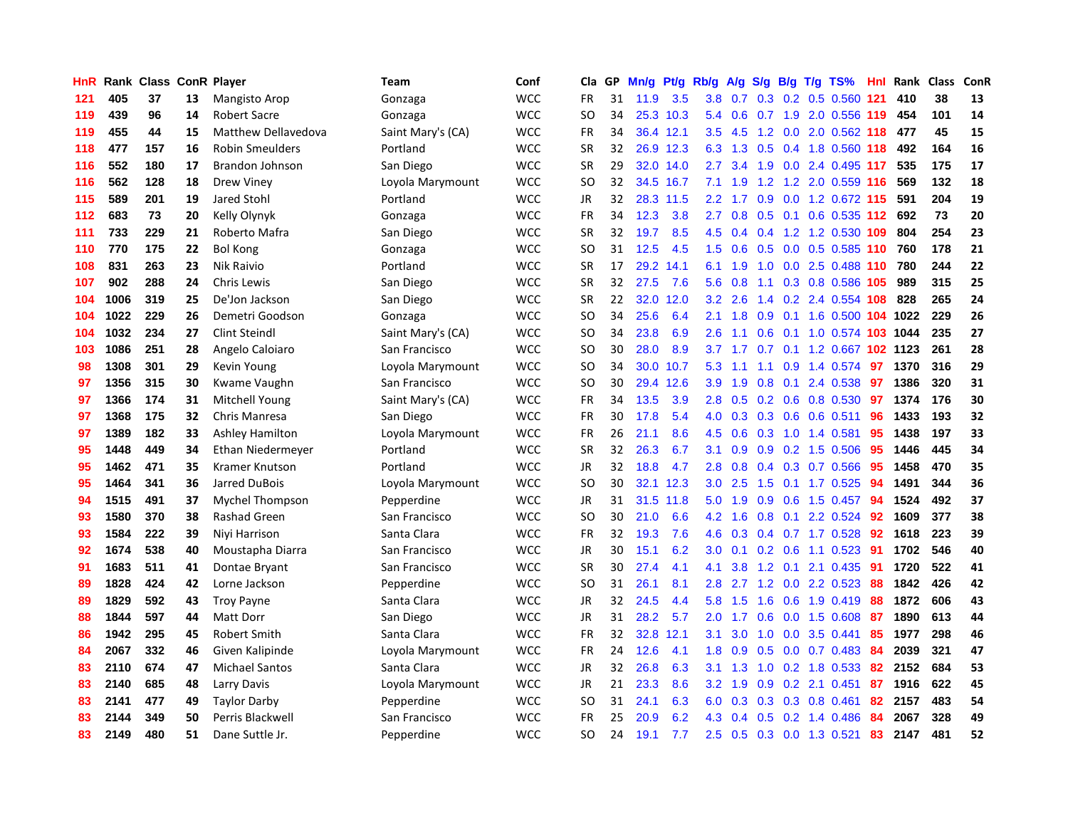| HnR | Rank | Class | ConR | Player | Team | Conf | Cla | GP | Mn/g | Pt/g | Rb/g | A/g | S/g | B/g | T/g | TS% | HnI | Rank | Class | ConR |
|---|---|---|---|---|---|---|---|---|---|---|---|---|---|---|---|---|---|---|---|---|
| 121 | 405 | 37 | 13 | Mangisto Arop | Gonzaga | WCC | FR | 31 | 11.9 | 3.5 | 3.8 | 0.7 | 0.3 | 0.2 | 0.5 | 0.560 | 121 | 410 | 38 | 13 |
| 119 | 439 | 96 | 14 | Robert Sacre | Gonzaga | WCC | SO | 34 | 25.3 | 10.3 | 5.4 | 0.6 | 0.7 | 1.9 | 2.0 | 0.556 | 119 | 454 | 101 | 14 |
| 119 | 455 | 44 | 15 | Matthew Dellavedova | Saint Mary's (CA) | WCC | FR | 34 | 36.4 | 12.1 | 3.5 | 4.5 | 1.2 | 0.0 | 2.0 | 0.562 | 118 | 477 | 45 | 15 |
| 118 | 477 | 157 | 16 | Robin Smeulders | Portland | WCC | SR | 32 | 26.9 | 12.3 | 6.3 | 1.3 | 0.5 | 0.4 | 1.8 | 0.560 | 118 | 492 | 164 | 16 |
| 116 | 552 | 180 | 17 | Brandon Johnson | San Diego | WCC | SR | 29 | 32.0 | 14.0 | 2.7 | 3.4 | 1.9 | 0.0 | 2.4 | 0.495 | 117 | 535 | 175 | 17 |
| 116 | 562 | 128 | 18 | Drew Viney | Loyola Marymount | WCC | SO | 32 | 34.5 | 16.7 | 7.1 | 1.9 | 1.2 | 1.2 | 2.0 | 0.559 | 116 | 569 | 132 | 18 |
| 115 | 589 | 201 | 19 | Jared Stohl | Portland | WCC | JR | 32 | 28.3 | 11.5 | 2.2 | 1.7 | 0.9 | 0.0 | 1.2 | 0.672 | 115 | 591 | 204 | 19 |
| 112 | 683 | 73 | 20 | Kelly Olynyk | Gonzaga | WCC | FR | 34 | 12.3 | 3.8 | 2.7 | 0.8 | 0.5 | 0.1 | 0.6 | 0.535 | 112 | 692 | 73 | 20 |
| 111 | 733 | 229 | 21 | Roberto Mafra | San Diego | WCC | SR | 32 | 19.7 | 8.5 | 4.5 | 0.4 | 0.4 | 1.2 | 1.2 | 0.530 | 109 | 804 | 254 | 23 |
| 110 | 770 | 175 | 22 | Bol Kong | Gonzaga | WCC | SO | 31 | 12.5 | 4.5 | 1.5 | 0.6 | 0.5 | 0.0 | 0.5 | 0.585 | 110 | 760 | 178 | 21 |
| 108 | 831 | 263 | 23 | Nik Raivio | Portland | WCC | SR | 17 | 29.2 | 14.1 | 6.1 | 1.9 | 1.0 | 0.0 | 2.5 | 0.488 | 110 | 780 | 244 | 22 |
| 107 | 902 | 288 | 24 | Chris Lewis | San Diego | WCC | SR | 32 | 27.5 | 7.6 | 5.6 | 0.8 | 1.1 | 0.3 | 0.8 | 0.586 | 105 | 989 | 315 | 25 |
| 104 | 1006 | 319 | 25 | De'Jon Jackson | San Diego | WCC | SR | 22 | 32.0 | 12.0 | 3.2 | 2.6 | 1.4 | 0.2 | 2.4 | 0.554 | 108 | 828 | 265 | 24 |
| 104 | 1022 | 229 | 26 | Demetri Goodson | Gonzaga | WCC | SO | 34 | 25.6 | 6.4 | 2.1 | 1.8 | 0.9 | 0.1 | 1.6 | 0.500 | 104 | 1022 | 229 | 26 |
| 104 | 1032 | 234 | 27 | Clint Steindl | Saint Mary's (CA) | WCC | SO | 34 | 23.8 | 6.9 | 2.6 | 1.1 | 0.6 | 0.1 | 1.0 | 0.574 | 103 | 1044 | 235 | 27 |
| 103 | 1086 | 251 | 28 | Angelo Caloiaro | San Francisco | WCC | SO | 30 | 28.0 | 8.9 | 3.7 | 1.7 | 0.7 | 0.1 | 1.2 | 0.667 | 102 | 1123 | 261 | 28 |
| 98 | 1308 | 301 | 29 | Kevin Young | Loyola Marymount | WCC | SO | 34 | 30.0 | 10.7 | 5.3 | 1.1 | 1.1 | 0.9 | 1.4 | 0.574 | 97 | 1370 | 316 | 29 |
| 97 | 1356 | 315 | 30 | Kwame Vaughn | San Francisco | WCC | SO | 30 | 29.4 | 12.6 | 3.9 | 1.9 | 0.8 | 0.1 | 2.4 | 0.538 | 97 | 1386 | 320 | 31 |
| 97 | 1366 | 174 | 31 | Mitchell Young | Saint Mary's (CA) | WCC | FR | 34 | 13.5 | 3.9 | 2.8 | 0.5 | 0.2 | 0.6 | 0.8 | 0.530 | 97 | 1374 | 176 | 30 |
| 97 | 1368 | 175 | 32 | Chris Manresa | San Diego | WCC | FR | 30 | 17.8 | 5.4 | 4.0 | 0.3 | 0.3 | 0.6 | 0.6 | 0.511 | 96 | 1433 | 193 | 32 |
| 97 | 1389 | 182 | 33 | Ashley Hamilton | Loyola Marymount | WCC | FR | 26 | 21.1 | 8.6 | 4.5 | 0.6 | 0.3 | 1.0 | 1.4 | 0.581 | 95 | 1438 | 197 | 33 |
| 95 | 1448 | 449 | 34 | Ethan Niedermeyer | Portland | WCC | SR | 32 | 26.3 | 6.7 | 3.1 | 0.9 | 0.9 | 0.2 | 1.5 | 0.506 | 95 | 1446 | 445 | 34 |
| 95 | 1462 | 471 | 35 | Kramer Knutson | Portland | WCC | JR | 32 | 18.8 | 4.7 | 2.8 | 0.8 | 0.4 | 0.3 | 0.7 | 0.566 | 95 | 1458 | 470 | 35 |
| 95 | 1464 | 341 | 36 | Jarred DuBois | Loyola Marymount | WCC | SO | 30 | 32.1 | 12.3 | 3.0 | 2.5 | 1.5 | 0.1 | 1.7 | 0.525 | 94 | 1491 | 344 | 36 |
| 94 | 1515 | 491 | 37 | Mychel Thompson | Pepperdine | WCC | JR | 31 | 31.5 | 11.8 | 5.0 | 1.9 | 0.9 | 0.6 | 1.5 | 0.457 | 94 | 1524 | 492 | 37 |
| 93 | 1580 | 370 | 38 | Rashad Green | San Francisco | WCC | SO | 30 | 21.0 | 6.6 | 4.2 | 1.6 | 0.8 | 0.1 | 2.2 | 0.524 | 92 | 1609 | 377 | 38 |
| 93 | 1584 | 222 | 39 | Niyi Harrison | Santa Clara | WCC | FR | 32 | 19.3 | 7.6 | 4.6 | 0.3 | 0.4 | 0.7 | 1.7 | 0.528 | 92 | 1618 | 223 | 39 |
| 92 | 1674 | 538 | 40 | Moustapha Diarra | San Francisco | WCC | JR | 30 | 15.1 | 6.2 | 3.0 | 0.1 | 0.2 | 0.6 | 1.1 | 0.523 | 91 | 1702 | 546 | 40 |
| 91 | 1683 | 511 | 41 | Dontae Bryant | San Francisco | WCC | SR | 30 | 27.4 | 4.1 | 4.1 | 3.8 | 1.2 | 0.1 | 2.1 | 0.435 | 91 | 1720 | 522 | 41 |
| 89 | 1828 | 424 | 42 | Lorne Jackson | Pepperdine | WCC | SO | 31 | 26.1 | 8.1 | 2.8 | 2.7 | 1.2 | 0.0 | 2.2 | 0.523 | 88 | 1842 | 426 | 42 |
| 89 | 1829 | 592 | 43 | Troy Payne | Santa Clara | WCC | JR | 32 | 24.5 | 4.4 | 5.8 | 1.5 | 1.6 | 0.6 | 1.9 | 0.419 | 88 | 1872 | 606 | 43 |
| 88 | 1844 | 597 | 44 | Matt Dorr | San Diego | WCC | JR | 31 | 28.2 | 5.7 | 2.0 | 1.7 | 0.6 | 0.0 | 1.5 | 0.608 | 87 | 1890 | 613 | 44 |
| 86 | 1942 | 295 | 45 | Robert Smith | Santa Clara | WCC | FR | 32 | 32.8 | 12.1 | 3.1 | 3.0 | 1.0 | 0.0 | 3.5 | 0.441 | 85 | 1977 | 298 | 46 |
| 84 | 2067 | 332 | 46 | Given Kalipinde | Loyola Marymount | WCC | FR | 24 | 12.6 | 4.1 | 1.8 | 0.9 | 0.5 | 0.0 | 0.7 | 0.483 | 84 | 2039 | 321 | 47 |
| 83 | 2110 | 674 | 47 | Michael Santos | Santa Clara | WCC | JR | 32 | 26.8 | 6.3 | 3.1 | 1.3 | 1.0 | 0.2 | 1.8 | 0.533 | 82 | 2152 | 684 | 53 |
| 83 | 2140 | 685 | 48 | Larry Davis | Loyola Marymount | WCC | JR | 21 | 23.3 | 8.6 | 3.2 | 1.9 | 0.9 | 0.2 | 2.1 | 0.451 | 87 | 1916 | 622 | 45 |
| 83 | 2141 | 477 | 49 | Taylor Darby | Pepperdine | WCC | SO | 31 | 24.1 | 6.3 | 6.0 | 0.3 | 0.3 | 0.3 | 0.8 | 0.461 | 82 | 2157 | 483 | 54 |
| 83 | 2144 | 349 | 50 | Perris Blackwell | San Francisco | WCC | FR | 25 | 20.9 | 6.2 | 4.3 | 0.4 | 0.5 | 0.2 | 1.4 | 0.486 | 84 | 2067 | 328 | 49 |
| 83 | 2149 | 480 | 51 | Dane Suttle Jr. | Pepperdine | WCC | SO | 24 | 19.1 | 7.7 | 2.5 | 0.5 | 0.3 | 0.0 | 1.3 | 0.521 | 83 | 2147 | 481 | 52 |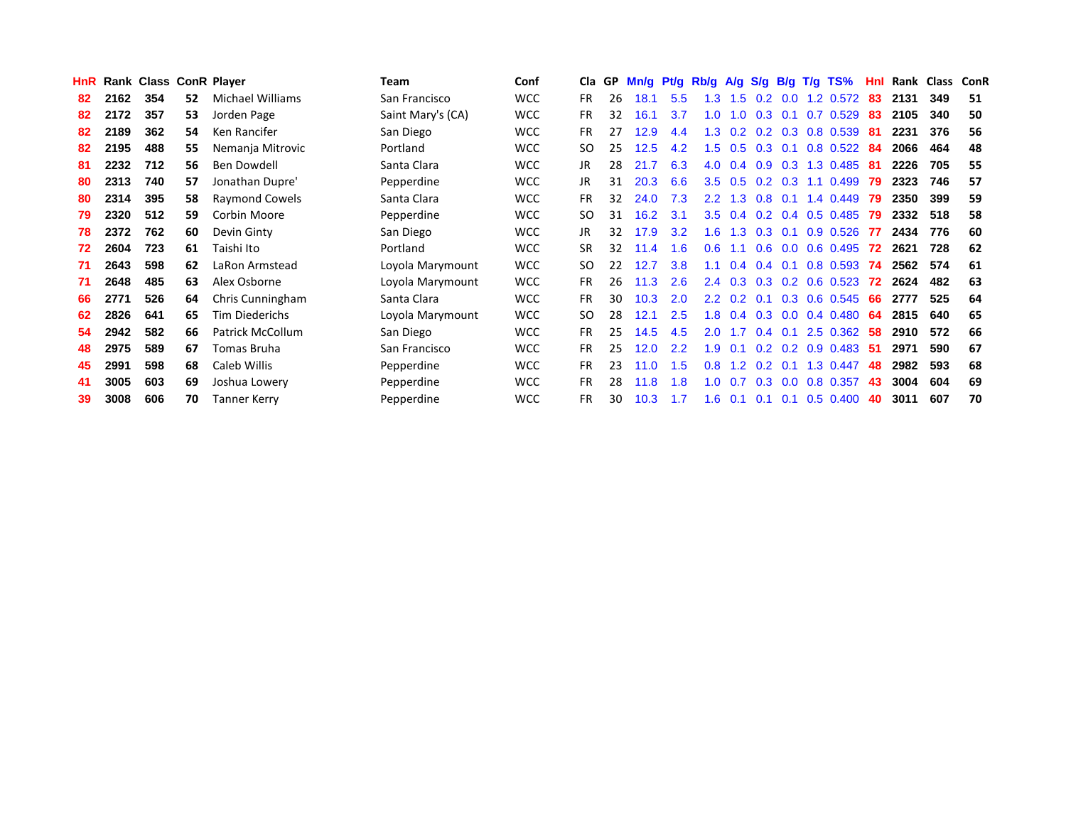| HnR | Rank | Class | ConR | Player | Team | Conf | Cla | GP | Mn/g | Pt/g | Rb/g | A/g | S/g | B/g | T/g | TS% | HnI | Rank | Class | ConR |
|---|---|---|---|---|---|---|---|---|---|---|---|---|---|---|---|---|---|---|---|---|
| 82 | 2162 | 354 | 52 | Michael Williams | San Francisco | WCC | FR | 26 | 18.1 | 5.5 | 1.3 | 1.5 | 0.2 | 0.0 | 1.2 | 0.572 | 83 | 2131 | 349 | 51 |
| 82 | 2172 | 357 | 53 | Jorden Page | Saint Mary's (CA) | WCC | FR | 32 | 16.1 | 3.7 | 1.0 | 1.0 | 0.3 | 0.1 | 0.7 | 0.529 | 83 | 2105 | 340 | 50 |
| 82 | 2189 | 362 | 54 | Ken Rancifer | San Diego | WCC | FR | 27 | 12.9 | 4.4 | 1.3 | 0.2 | 0.2 | 0.3 | 0.8 | 0.539 | 81 | 2231 | 376 | 56 |
| 82 | 2195 | 488 | 55 | Nemanja Mitrovic | Portland | WCC | SO | 25 | 12.5 | 4.2 | 1.5 | 0.5 | 0.3 | 0.1 | 0.8 | 0.522 | 84 | 2066 | 464 | 48 |
| 81 | 2232 | 712 | 56 | Ben Dowdell | Santa Clara | WCC | JR | 28 | 21.7 | 6.3 | 4.0 | 0.4 | 0.9 | 0.3 | 1.3 | 0.485 | 81 | 2226 | 705 | 55 |
| 80 | 2313 | 740 | 57 | Jonathan Dupre' | Pepperdine | WCC | JR | 31 | 20.3 | 6.6 | 3.5 | 0.5 | 0.2 | 0.3 | 1.1 | 0.499 | 79 | 2323 | 746 | 57 |
| 80 | 2314 | 395 | 58 | Raymond Cowels | Santa Clara | WCC | FR | 32 | 24.0 | 7.3 | 2.2 | 1.3 | 0.8 | 0.1 | 1.4 | 0.449 | 79 | 2350 | 399 | 59 |
| 79 | 2320 | 512 | 59 | Corbin Moore | Pepperdine | WCC | SO | 31 | 16.2 | 3.1 | 3.5 | 0.4 | 0.2 | 0.4 | 0.5 | 0.485 | 79 | 2332 | 518 | 58 |
| 78 | 2372 | 762 | 60 | Devin Ginty | San Diego | WCC | JR | 32 | 17.9 | 3.2 | 1.6 | 1.3 | 0.3 | 0.1 | 0.9 | 0.526 | 77 | 2434 | 776 | 60 |
| 72 | 2604 | 723 | 61 | Taishi Ito | Portland | WCC | SR | 32 | 11.4 | 1.6 | 0.6 | 1.1 | 0.6 | 0.0 | 0.6 | 0.495 | 72 | 2621 | 728 | 62 |
| 71 | 2643 | 598 | 62 | LaRon Armstead | Loyola Marymount | WCC | SO | 22 | 12.7 | 3.8 | 1.1 | 0.4 | 0.4 | 0.1 | 0.8 | 0.593 | 74 | 2562 | 574 | 61 |
| 71 | 2648 | 485 | 63 | Alex Osborne | Loyola Marymount | WCC | FR | 26 | 11.3 | 2.6 | 2.4 | 0.3 | 0.3 | 0.2 | 0.6 | 0.523 | 72 | 2624 | 482 | 63 |
| 66 | 2771 | 526 | 64 | Chris Cunningham | Santa Clara | WCC | FR | 30 | 10.3 | 2.0 | 2.2 | 0.2 | 0.1 | 0.3 | 0.6 | 0.545 | 66 | 2777 | 525 | 64 |
| 62 | 2826 | 641 | 65 | Tim Diederichs | Loyola Marymount | WCC | SO | 28 | 12.1 | 2.5 | 1.8 | 0.4 | 0.3 | 0.0 | 0.4 | 0.480 | 64 | 2815 | 640 | 65 |
| 54 | 2942 | 582 | 66 | Patrick McCollum | San Diego | WCC | FR | 25 | 14.5 | 4.5 | 2.0 | 1.7 | 0.4 | 0.1 | 2.5 | 0.362 | 58 | 2910 | 572 | 66 |
| 48 | 2975 | 589 | 67 | Tomas Bruha | San Francisco | WCC | FR | 25 | 12.0 | 2.2 | 1.9 | 0.1 | 0.2 | 0.2 | 0.9 | 0.483 | 51 | 2971 | 590 | 67 |
| 45 | 2991 | 598 | 68 | Caleb Willis | Pepperdine | WCC | FR | 23 | 11.0 | 1.5 | 0.8 | 1.2 | 0.2 | 0.1 | 1.3 | 0.447 | 48 | 2982 | 593 | 68 |
| 41 | 3005 | 603 | 69 | Joshua Lowery | Pepperdine | WCC | FR | 28 | 11.8 | 1.8 | 1.0 | 0.7 | 0.3 | 0.0 | 0.8 | 0.357 | 43 | 3004 | 604 | 69 |
| 39 | 3008 | 606 | 70 | Tanner Kerry | Pepperdine | WCC | FR | 30 | 10.3 | 1.7 | 1.6 | 0.1 | 0.1 | 0.1 | 0.5 | 0.400 | 40 | 3011 | 607 | 70 |